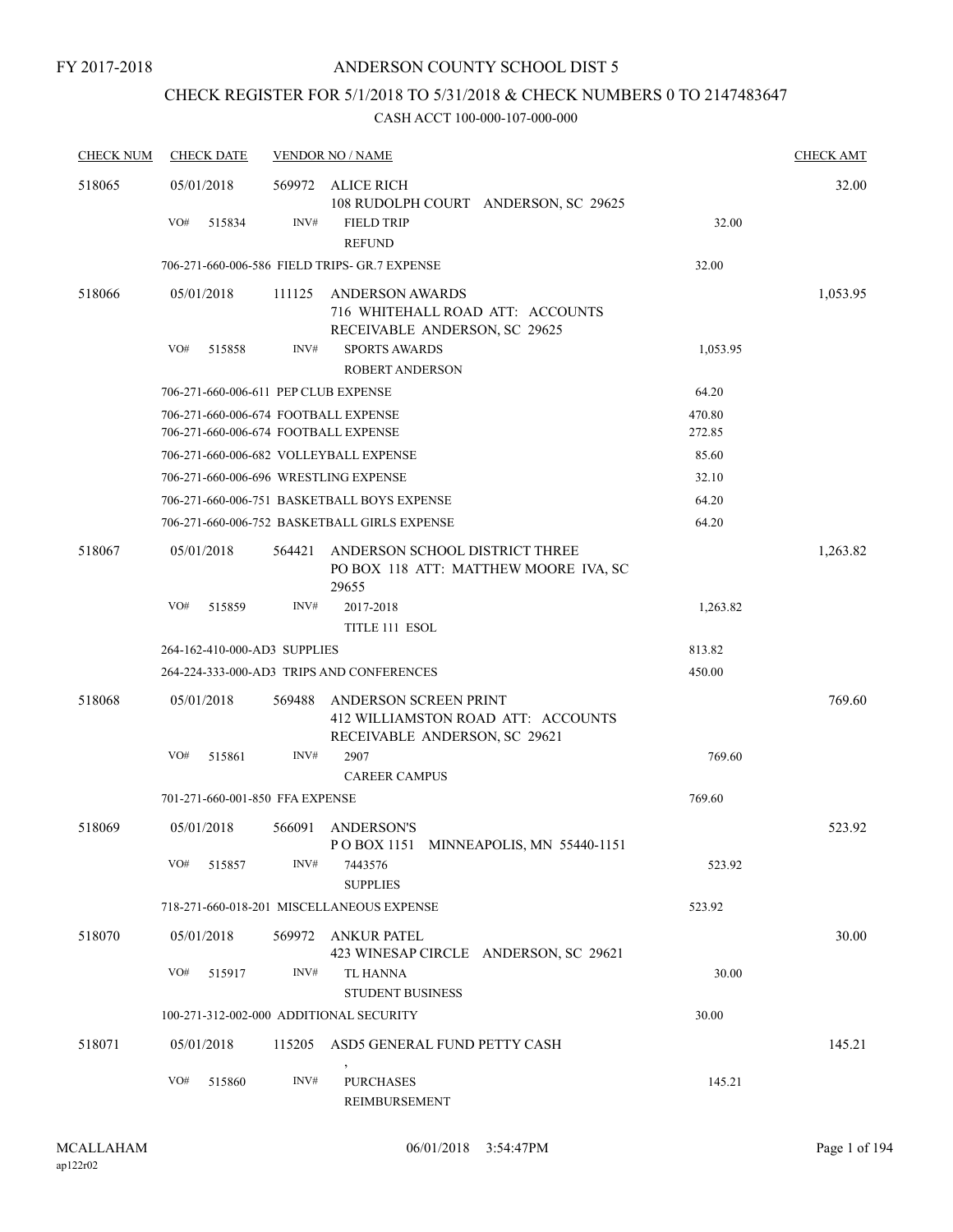FY 2017-2018

# ANDERSON COUNTY SCHOOL DIST 5

## CHECK REGISTER FOR 5/1/2018 TO 5/31/2018 & CHECK NUMBERS 0 TO 2147483647

### CASH ACCT 100-000-107-000-000

| CHECK NUM | CHECK DATE | VENDOR NO / NAME | | CHECK AMT |
|---|---|---|---|---|
| 518065 | 05/01/2018 | 569972 ALICE RICH<br>108 RUDOLPH COURT ANDERSON, SC 29625 | | 32.00 |
| | VO# 515834 | INV# FIELD TRIP<br>REFUND | 32.00 | |
| | 706-271-660-006-586 FIELD TRIPS- GR.7 EXPENSE | | 32.00 | |
| 518066 | 05/01/2018 | 111125 ANDERSON AWARDS<br>716 WHITEHALL ROAD ATT: ACCOUNTS RECEIVABLE ANDERSON, SC 29625 | | 1,053.95 |
| | VO# 515858 | INV# SPORTS AWARDS<br>ROBERT ANDERSON | 1,053.95 | |
| | 706-271-660-006-611 PEP CLUB EXPENSE | | 64.20 | |
| | 706-271-660-006-674 FOOTBALL EXPENSE | | 470.80 | |
| | 706-271-660-006-674 FOOTBALL EXPENSE | | 272.85 | |
| | 706-271-660-006-682 VOLLEYBALL EXPENSE | | 85.60 | |
| | 706-271-660-006-696 WRESTLING EXPENSE | | 32.10 | |
| | 706-271-660-006-751 BASKETBALL BOYS EXPENSE | | 64.20 | |
| | 706-271-660-006-752 BASKETBALL GIRLS EXPENSE | | 64.20 | |
| 518067 | 05/01/2018 | 564421 ANDERSON SCHOOL DISTRICT THREE<br>PO BOX 118 ATT: MATTHEW MOORE IVA, SC 29655 | | 1,263.82 |
| | VO# 515859 | INV# 2017-2018<br>TITLE 111 ESOL | 1,263.82 | |
| | 264-162-410-000-AD3 SUPPLIES | | 813.82 | |
| | 264-224-333-000-AD3 TRIPS AND CONFERENCES | | 450.00 | |
| 518068 | 05/01/2018 | 569488 ANDERSON SCREEN PRINT<br>412 WILLIAMSTON ROAD ATT: ACCOUNTS RECEIVABLE ANDERSON, SC 29621 | | 769.60 |
| | VO# 515861 | INV# 2907<br>CAREER CAMPUS | 769.60 | |
| | 701-271-660-001-850 FFA EXPENSE | | 769.60 | |
| 518069 | 05/01/2018 | 566091 ANDERSON'S<br>P O BOX 1151 MINNEAPOLIS, MN 55440-1151 | | 523.92 |
| | VO# 515857 | INV# 7443576<br>SUPPLIES | 523.92 | |
| | 718-271-660-018-201 MISCELLANEOUS EXPENSE | | 523.92 | |
| 518070 | 05/01/2018 | 569972 ANKUR PATEL<br>423 WINESAP CIRCLE ANDERSON, SC 29621 | | 30.00 |
| | VO# 515917 | INV# TL HANNA<br>STUDENT BUSINESS | 30.00 | |
| | 100-271-312-002-000 ADDITIONAL SECURITY | | 30.00 | |
| 518071 | 05/01/2018 | 115205 ASD5 GENERAL FUND PETTY CASH<br>, | | 145.21 |
| | VO# 515860 | INV# PURCHASES<br>REIMBURSEMENT | 145.21 | |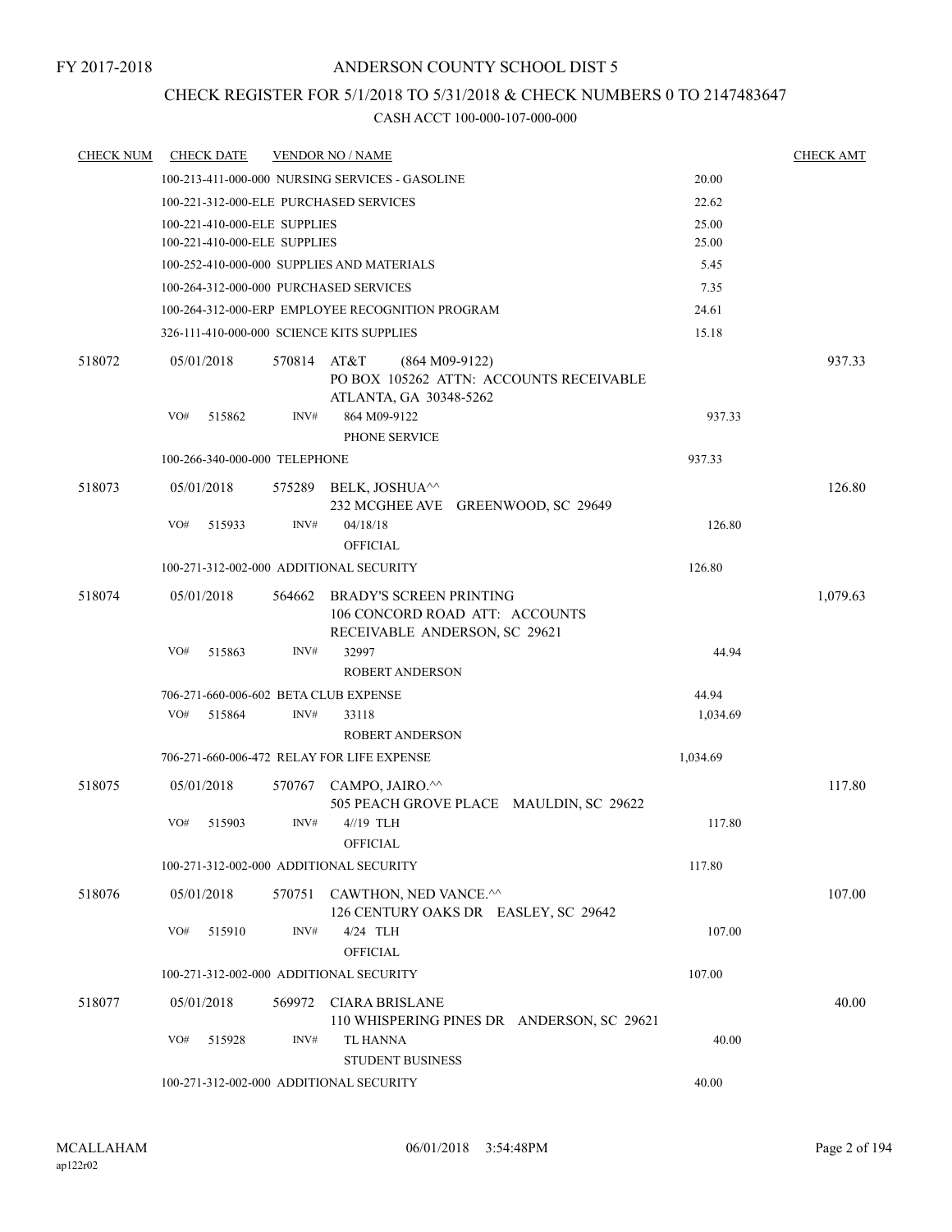FY 2017-2018

# ANDERSON COUNTY SCHOOL DIST 5

## CHECK REGISTER FOR 5/1/2018 TO 5/31/2018 & CHECK NUMBERS 0 TO 2147483647

### CASH ACCT 100-000-107-000-000

| CHECK NUM | CHECK DATE | VENDOR NO / NAME | | CHECK AMT |
|---|---|---|---|---|
| | | 100-213-411-000-000 NURSING SERVICES - GASOLINE | 20.00 | |
| | | 100-221-312-000-ELE PURCHASED SERVICES | 22.62 | |
| | | 100-221-410-000-ELE SUPPLIES | 25.00 | |
| | | 100-221-410-000-ELE SUPPLIES | 25.00 | |
| | | 100-252-410-000-000 SUPPLIES AND MATERIALS | 5.45 | |
| | | 100-264-312-000-000 PURCHASED SERVICES | 7.35 | |
| | | 100-264-312-000-ERP EMPLOYEE RECOGNITION PROGRAM | 24.61 | |
| | | 326-111-410-000-000 SCIENCE KITS SUPPLIES | 15.18 | |
| 518072 | 05/01/2018 | 570814 AT&T (864 M09-9122) PO BOX 105262 ATTN: ACCOUNTS RECEIVABLE ATLANTA, GA 30348-5262 | | 937.33 |
| | VO# 515862 | INV# 864 M09-9122 PHONE SERVICE | 937.33 | |
| | | 100-266-340-000-000 TELEPHONE | 937.33 | |
| 518073 | 05/01/2018 | 575289 BELK, JOSHUA^^ 232 MCGHEE AVE GREENWOOD, SC 29649 | | 126.80 |
| | VO# 515933 | INV# 04/18/18 OFFICIAL | 126.80 | |
| | | 100-271-312-002-000 ADDITIONAL SECURITY | 126.80 | |
| 518074 | 05/01/2018 | 564662 BRADY'S SCREEN PRINTING 106 CONCORD ROAD ATT: ACCOUNTS RECEIVABLE ANDERSON, SC 29621 | | 1,079.63 |
| | VO# 515863 | INV# 32997 ROBERT ANDERSON | 44.94 | |
| | | 706-271-660-006-602 BETA CLUB EXPENSE | 44.94 | |
| | VO# 515864 | INV# 33118 ROBERT ANDERSON | 1,034.69 | |
| | | 706-271-660-006-472 RELAY FOR LIFE EXPENSE | 1,034.69 | |
| 518075 | 05/01/2018 | 570767 CAMPO, JAIRO.^^ 505 PEACH GROVE PLACE MAULDIN, SC 29622 | | 117.80 |
| | VO# 515903 | INV# 4//19 TLH OFFICIAL | 117.80 | |
| | | 100-271-312-002-000 ADDITIONAL SECURITY | 117.80 | |
| 518076 | 05/01/2018 | 570751 CAWTHON, NED VANCE.^^ 126 CENTURY OAKS DR EASLEY, SC 29642 | | 107.00 |
| | VO# 515910 | INV# 4/24 TLH OFFICIAL | 107.00 | |
| | | 100-271-312-002-000 ADDITIONAL SECURITY | 107.00 | |
| 518077 | 05/01/2018 | 569972 CIARA BRISLANE 110 WHISPERING PINES DR ANDERSON, SC 29621 | | 40.00 |
| | VO# 515928 | INV# TL HANNA STUDENT BUSINESS | 40.00 | |
| | | 100-271-312-002-000 ADDITIONAL SECURITY | 40.00 | |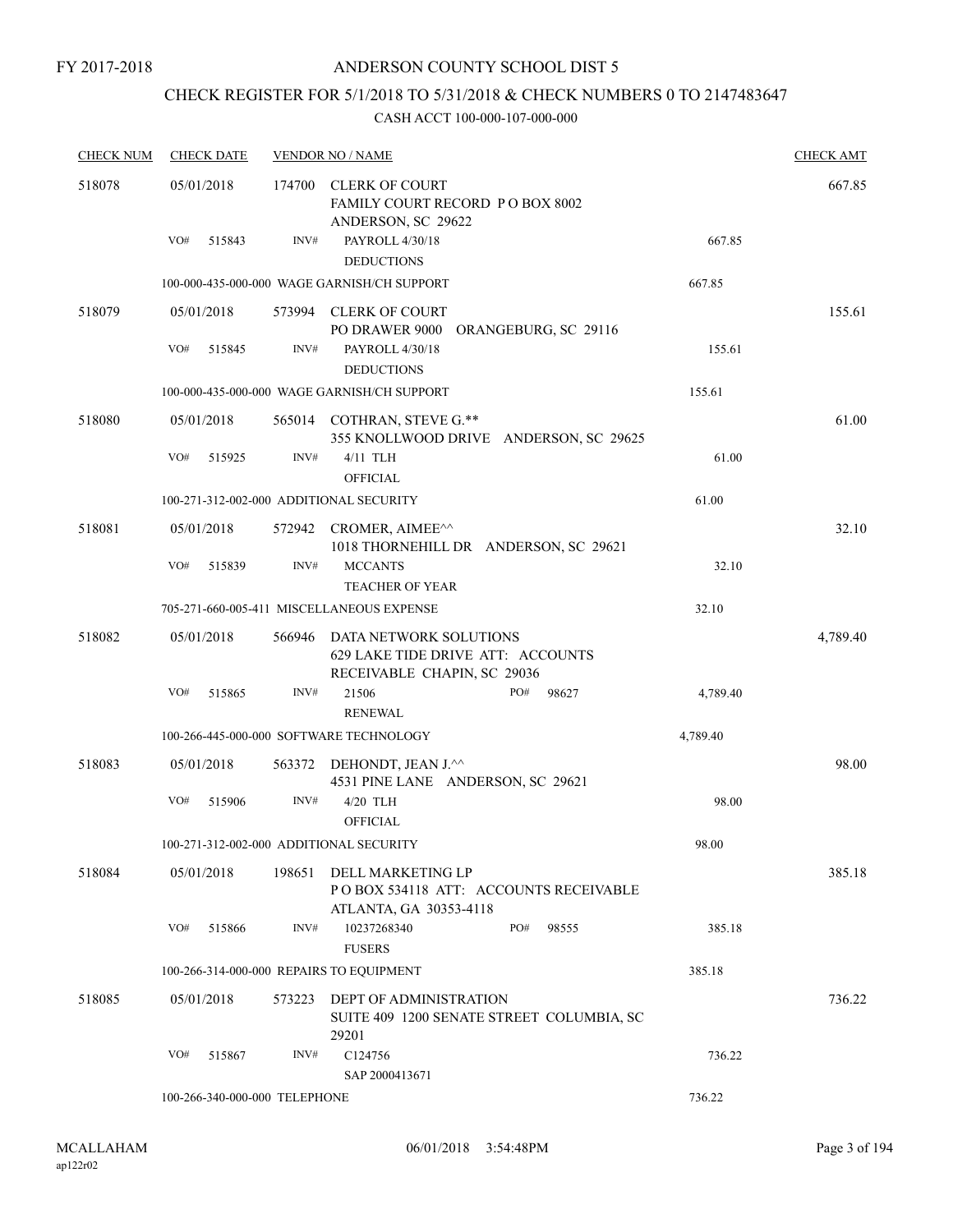FY 2017-2018

# ANDERSON COUNTY SCHOOL DIST 5

## CHECK REGISTER FOR 5/1/2018 TO 5/31/2018 & CHECK NUMBERS 0 TO 2147483647

### CASH ACCT 100-000-107-000-000

| CHECK NUM | CHECK DATE | VENDOR NO / NAME | | CHECK AMT |
|---|---|---|---|---|
| 518078 | 05/01/2018 | 174700 CLERK OF COURT<br>FAMILY COURT RECORD P O BOX 8002<br>ANDERSON, SC 29622 | | 667.85 |
| | VO# 515843 | INV# PAYROLL 4/30/18<br>DEDUCTIONS | 667.85 | |
| | | 100-000-435-000-000 WAGE GARNISH/CH SUPPORT | 667.85 | |
| 518079 | 05/01/2018 | 573994 CLERK OF COURT<br>PO DRAWER 9000 ORANGEBURG, SC 29116 | | 155.61 |
| | VO# 515845 | INV# PAYROLL 4/30/18<br>DEDUCTIONS | 155.61 | |
| | | 100-000-435-000-000 WAGE GARNISH/CH SUPPORT | 155.61 | |
| 518080 | 05/01/2018 | 565014 COTHRAN, STEVE G.**<br>355 KNOLLWOOD DRIVE ANDERSON, SC 29625 | | 61.00 |
| | VO# 515925 | INV# 4/11 TLH<br>OFFICIAL | 61.00 | |
| | | 100-271-312-002-000 ADDITIONAL SECURITY | 61.00 | |
| 518081 | 05/01/2018 | 572942 CROMER, AIMEE^^<br>1018 THORNEHILL DR ANDERSON, SC 29621 | | 32.10 |
| | VO# 515839 | INV# MCCANTS<br>TEACHER OF YEAR | 32.10 | |
| | | 705-271-660-005-411 MISCELLANEOUS EXPENSE | 32.10 | |
| 518082 | 05/01/2018 | 566946 DATA NETWORK SOLUTIONS<br>629 LAKE TIDE DRIVE ATT: ACCOUNTS<br>RECEIVABLE CHAPIN, SC 29036 | | 4,789.40 |
| | VO# 515865 | INV# 21506 PO# 98627<br>RENEWAL | 4,789.40 | |
| | | 100-266-445-000-000 SOFTWARE TECHNOLOGY | 4,789.40 | |
| 518083 | 05/01/2018 | 563372 DEHONDT, JEAN J.^^<br>4531 PINE LANE ANDERSON, SC 29621 | | 98.00 |
| | VO# 515906 | INV# 4/20 TLH<br>OFFICIAL | 98.00 | |
| | | 100-271-312-002-000 ADDITIONAL SECURITY | 98.00 | |
| 518084 | 05/01/2018 | 198651 DELL MARKETING LP<br>P O BOX 534118 ATT: ACCOUNTS RECEIVABLE<br>ATLANTA, GA 30353-4118 | | 385.18 |
| | VO# 515866 | INV# 10237268340 PO# 98555<br>FUSERS | 385.18 | |
| | | 100-266-314-000-000 REPAIRS TO EQUIPMENT | 385.18 | |
| 518085 | 05/01/2018 | 573223 DEPT OF ADMINISTRATION<br>SUITE 409 1200 SENATE STREET COLUMBIA, SC<br>29201 | | 736.22 |
| | VO# 515867 | INV# C124756<br>SAP 2000413671 | 736.22 | |
| | | 100-266-340-000-000 TELEPHONE | 736.22 | |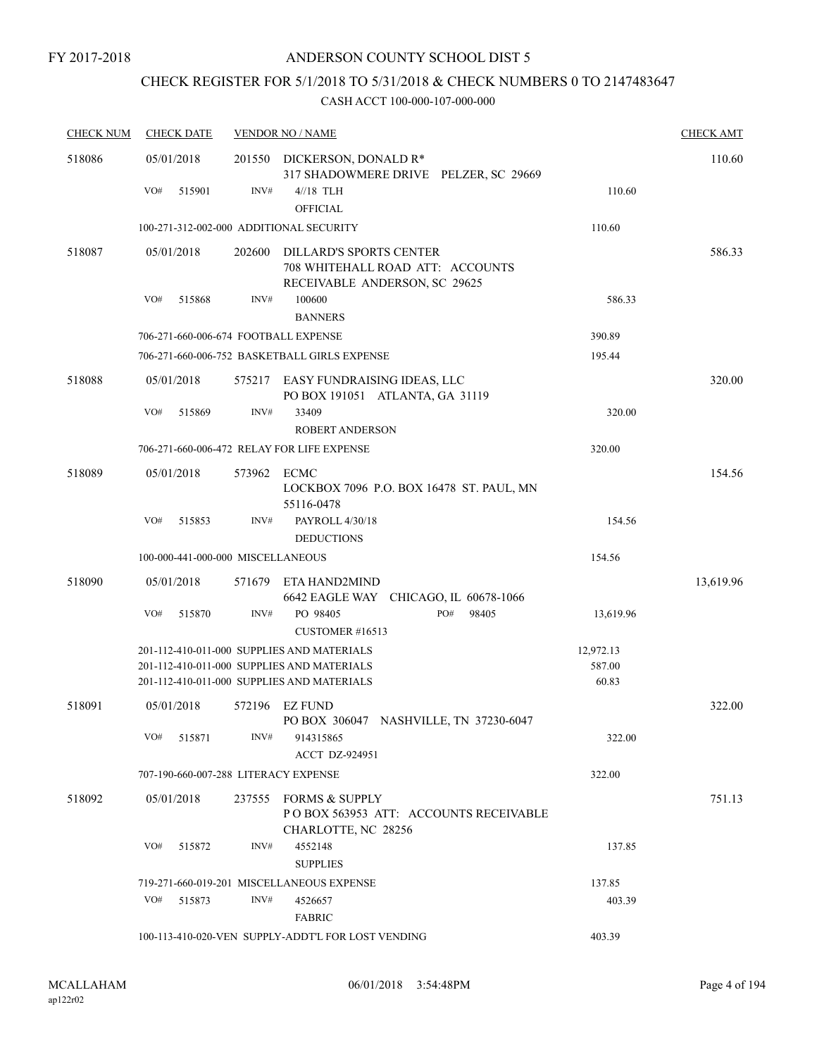FY 2017-2018

# ANDERSON COUNTY SCHOOL DIST 5

## CHECK REGISTER FOR 5/1/2018 TO 5/31/2018 & CHECK NUMBERS 0 TO 2147483647

### CASH ACCT 100-000-107-000-000

| CHECK NUM | CHECK DATE | VENDOR NO / NAME | | CHECK AMT |
|---|---|---|---|---|
| 518086 | 05/01/2018 | 201550 DICKERSON, DONALD R* 317 SHADOWMERE DRIVE PELZER, SC 29669 | | 110.60 |
| | VO# 515901 | INV# 4//18 TLH OFFICIAL | 110.60 | |
| | | 100-271-312-002-000 ADDITIONAL SECURITY | 110.60 | |
| 518087 | 05/01/2018 | 202600 DILLARD'S SPORTS CENTER 708 WHITEHALL ROAD ATT: ACCOUNTS RECEIVABLE ANDERSON, SC 29625 | | 586.33 |
| | VO# 515868 | INV# 100600 BANNERS | 586.33 | |
| | | 706-271-660-006-674 FOOTBALL EXPENSE | 390.89 | |
| | | 706-271-660-006-752 BASKETBALL GIRLS EXPENSE | 195.44 | |
| 518088 | 05/01/2018 | 575217 EASY FUNDRAISING IDEAS, LLC PO BOX 191051 ATLANTA, GA 31119 | | 320.00 |
| | VO# 515869 | INV# 33409 ROBERT ANDERSON | 320.00 | |
| | | 706-271-660-006-472 RELAY FOR LIFE EXPENSE | 320.00 | |
| 518089 | 05/01/2018 | 573962 ECMC LOCKBOX 7096 P.O. BOX 16478 ST. PAUL, MN 55116-0478 | | 154.56 |
| | VO# 515853 | INV# PAYROLL 4/30/18 DEDUCTIONS | 154.56 | |
| | | 100-000-441-000-000 MISCELLANEOUS | 154.56 | |
| 518090 | 05/01/2018 | 571679 ETA HAND2MIND 6642 EAGLE WAY CHICAGO, IL 60678-1066 | | 13,619.96 |
| | VO# 515870 | INV# PO 98405 PO# 98405 CUSTOMER #16513 | 13,619.96 | |
| | | 201-112-410-011-000 SUPPLIES AND MATERIALS | 12,972.13 | |
| | | 201-112-410-011-000 SUPPLIES AND MATERIALS | 587.00 | |
| | | 201-112-410-011-000 SUPPLIES AND MATERIALS | 60.83 | |
| 518091 | 05/01/2018 | 572196 EZ FUND PO BOX 306047 NASHVILLE, TN 37230-6047 | | 322.00 |
| | VO# 515871 | INV# 914315865 ACCT DZ-924951 | 322.00 | |
| | | 707-190-660-007-288 LITERACY EXPENSE | 322.00 | |
| 518092 | 05/01/2018 | 237555 FORMS & SUPPLY P O BOX 563953 ATT: ACCOUNTS RECEIVABLE CHARLOTTE, NC 28256 | | 751.13 |
| | VO# 515872 | INV# 4552148 SUPPLIES | 137.85 | |
| | | 719-271-660-019-201 MISCELLANEOUS EXPENSE | 137.85 | |
| | VO# 515873 | INV# 4526657 FABRIC | 403.39 | |
| | | 100-113-410-020-VEN SUPPLY-ADDT'L FOR LOST VENDING | 403.39 | |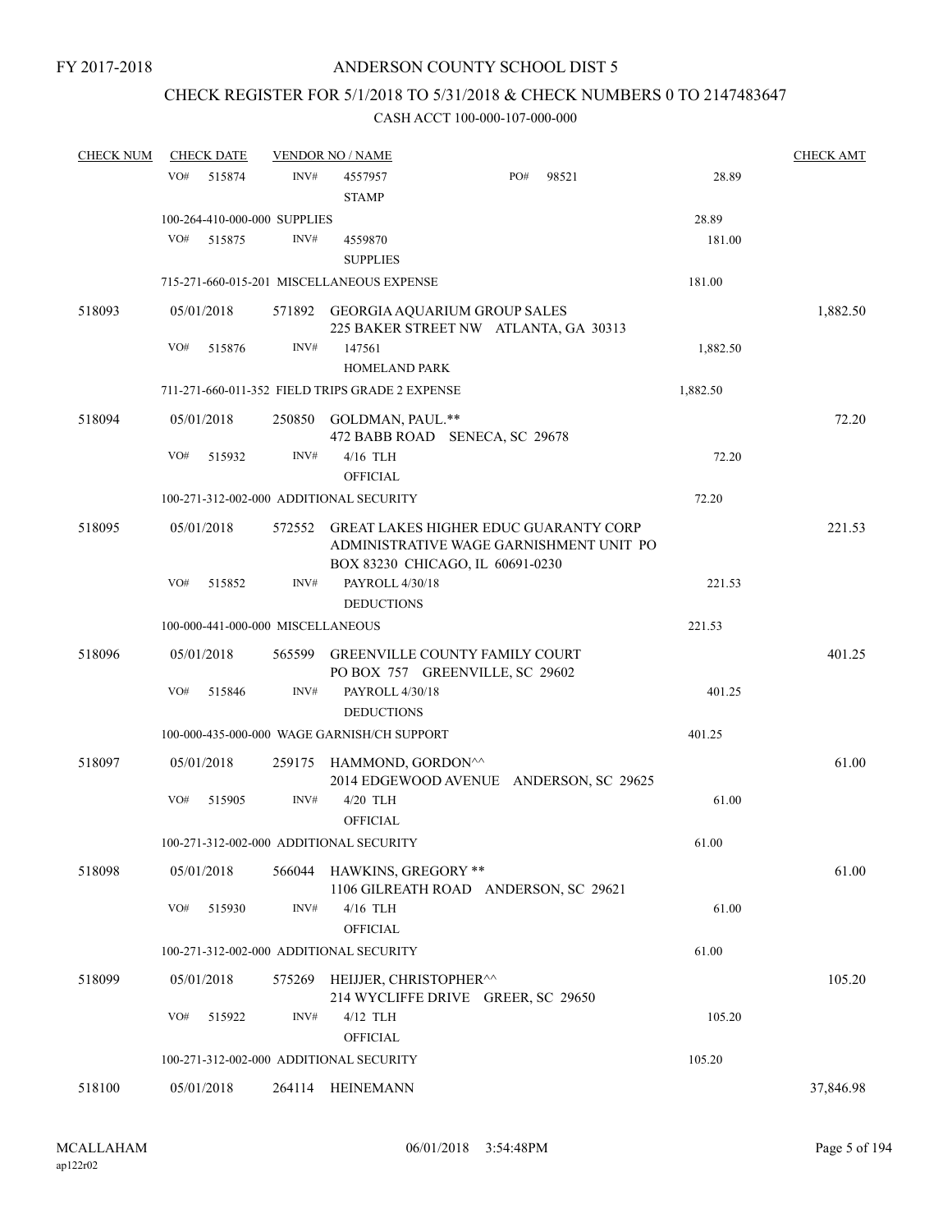FY 2017-2018

# ANDERSON COUNTY SCHOOL DIST 5

## CHECK REGISTER FOR 5/1/2018 TO 5/31/2018 & CHECK NUMBERS 0 TO 2147483647

CASH ACCT 100-000-107-000-000

| CHECK NUM | CHECK DATE | VENDOR NO / NAME | | CHECK AMT |
|---|---|---|---|---|
| | VO# 515874 | INV# 4557957 STAMP PO# 98521 | 28.89 | |
| | 100-264-410-000-000 SUPPLIES | | 28.89 | |
| | VO# 515875 | INV# 4559870 SUPPLIES | 181.00 | |
| | 715-271-660-015-201 MISCELLANEOUS EXPENSE | | 181.00 | |
| 518093 | 05/01/2018 | 571892 GEORGIA AQUARIUM GROUP SALES 225 BAKER STREET NW ATLANTA, GA 30313 | | 1,882.50 |
| | VO# 515876 | INV# 147561 HOMELAND PARK | 1,882.50 | |
| | 711-271-660-011-352 FIELD TRIPS GRADE 2 EXPENSE | | 1,882.50 | |
| 518094 | 05/01/2018 | 250850 GOLDMAN, PAUL.** 472 BABB ROAD SENECA, SC 29678 | | 72.20 |
| | VO# 515932 | INV# 4/16 TLH OFFICIAL | 72.20 | |
| | 100-271-312-002-000 ADDITIONAL SECURITY | | 72.20 | |
| 518095 | 05/01/2018 | 572552 GREAT LAKES HIGHER EDUC GUARANTY CORP ADMINISTRATIVE WAGE GARNISHMENT UNIT PO BOX 83230 CHICAGO, IL 60691-0230 | | 221.53 |
| | VO# 515852 | INV# PAYROLL 4/30/18 DEDUCTIONS | 221.53 | |
| | 100-000-441-000-000 MISCELLANEOUS | | 221.53 | |
| 518096 | 05/01/2018 | 565599 GREENVILLE COUNTY FAMILY COURT PO BOX 757 GREENVILLE, SC 29602 | | 401.25 |
| | VO# 515846 | INV# PAYROLL 4/30/18 DEDUCTIONS | 401.25 | |
| | 100-000-435-000-000 WAGE GARNISH/CH SUPPORT | | 401.25 | |
| 518097 | 05/01/2018 | 259175 HAMMOND, GORDON^^ 2014 EDGEWOOD AVENUE ANDERSON, SC 29625 | | 61.00 |
| | VO# 515905 | INV# 4/20 TLH OFFICIAL | 61.00 | |
| | 100-271-312-002-000 ADDITIONAL SECURITY | | 61.00 | |
| 518098 | 05/01/2018 | 566044 HAWKINS, GREGORY ** 1106 GILREATH ROAD ANDERSON, SC 29621 | | 61.00 |
| | VO# 515930 | INV# 4/16 TLH OFFICIAL | 61.00 | |
| | 100-271-312-002-000 ADDITIONAL SECURITY | | 61.00 | |
| 518099 | 05/01/2018 | 575269 HEIJJER, CHRISTOPHER^^ 214 WYCLIFFE DRIVE GREER, SC 29650 | | 105.20 |
| | VO# 515922 | INV# 4/12 TLH OFFICIAL | 105.20 | |
| | 100-271-312-002-000 ADDITIONAL SECURITY | | 105.20 | |
| 518100 | 05/01/2018 | 264114 HEINEMANN | | 37,846.98 |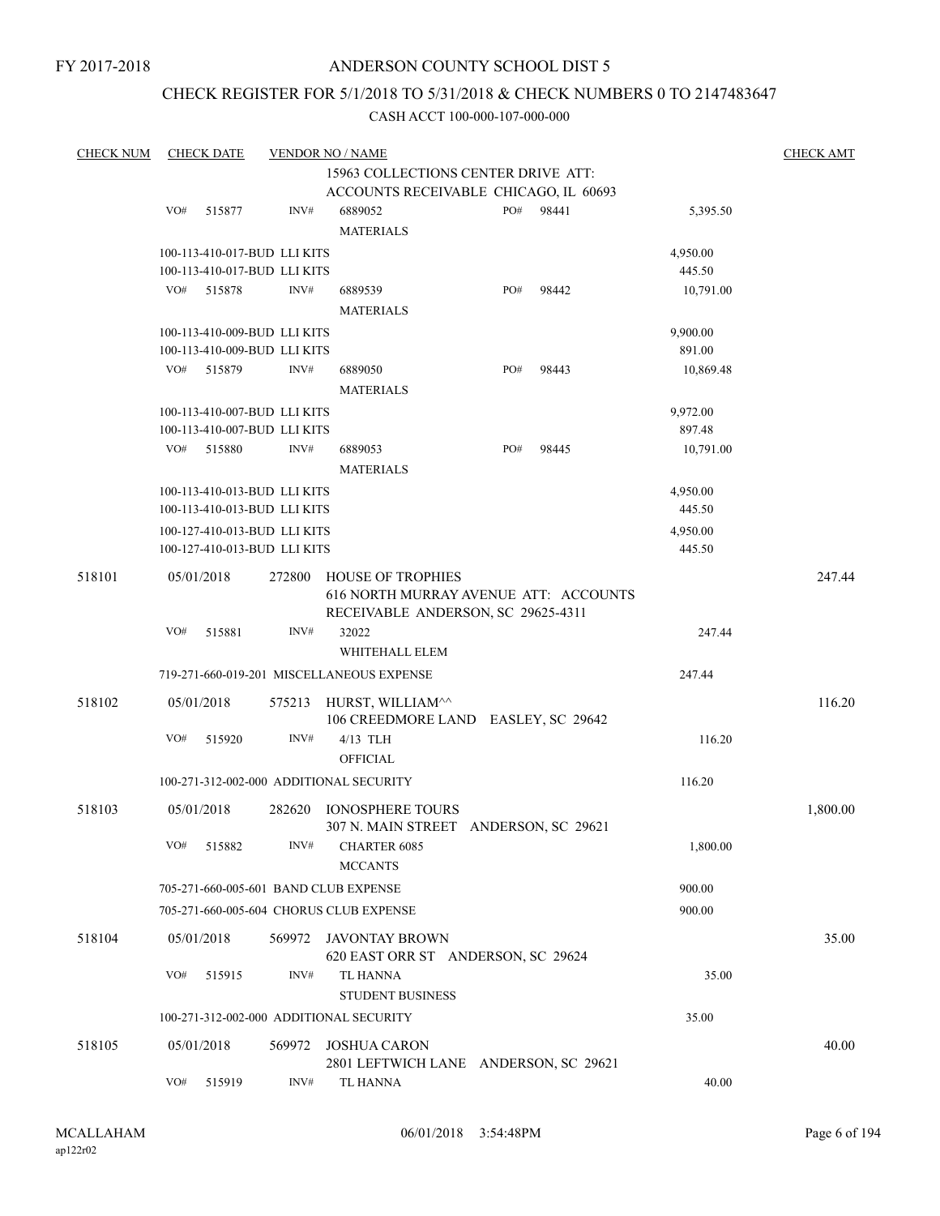FY 2017-2018

ANDERSON COUNTY SCHOOL DIST 5

CHECK REGISTER FOR 5/1/2018 TO 5/31/2018 & CHECK NUMBERS 0 TO 2147483647

CASH ACCT 100-000-107-000-000

| CHECK NUM | CHECK DATE | VENDOR NO / NAME | | CHECK AMT |
|---|---|---|---|---|
| | | 15963 COLLECTIONS CENTER DRIVE ATT: ACCOUNTS RECEIVABLE CHICAGO, IL 60693 | | |
| | VO# 515877 | INV# 6889052 PO# 98441 MATERIALS | 5,395.50 | |
| | 100-113-410-017-BUD LLI KITS | | 4,950.00 | |
| | 100-113-410-017-BUD LLI KITS | | 445.50 | |
| | VO# 515878 | INV# 6889539 PO# 98442 MATERIALS | 10,791.00 | |
| | 100-113-410-009-BUD LLI KITS | | 9,900.00 | |
| | 100-113-410-009-BUD LLI KITS | | 891.00 | |
| | VO# 515879 | INV# 6889050 PO# 98443 MATERIALS | 10,869.48 | |
| | 100-113-410-007-BUD LLI KITS | | 9,972.00 | |
| | 100-113-410-007-BUD LLI KITS | | 897.48 | |
| | VO# 515880 | INV# 6889053 PO# 98445 MATERIALS | 10,791.00 | |
| | 100-113-410-013-BUD LLI KITS | | 4,950.00 | |
| | 100-113-410-013-BUD LLI KITS | | 445.50 | |
| | 100-127-410-013-BUD LLI KITS | | 4,950.00 | |
| | 100-127-410-013-BUD LLI KITS | | 445.50 | |
| 518101 | 05/01/2018 | 272800 HOUSE OF TROPHIES 616 NORTH MURRAY AVENUE ATT: ACCOUNTS RECEIVABLE ANDERSON, SC 29625-4311 | | 247.44 |
| | VO# 515881 | INV# 32022 WHITEHALL ELEM | 247.44 | |
| | 719-271-660-019-201 MISCELLANEOUS EXPENSE | | 247.44 | |
| 518102 | 05/01/2018 | 575213 HURST, WILLIAM^^ 106 CREEDMORE LAND EASLEY, SC 29642 | | 116.20 |
| | VO# 515920 | INV# 4/13 TLH OFFICIAL | 116.20 | |
| | 100-271-312-002-000 ADDITIONAL SECURITY | | 116.20 | |
| 518103 | 05/01/2018 | 282620 IONOSPHERE TOURS 307 N. MAIN STREET ANDERSON, SC 29621 | | 1,800.00 |
| | VO# 515882 | INV# CHARTER 6085 MCCANTS | 1,800.00 | |
| | 705-271-660-005-601 BAND CLUB EXPENSE | | 900.00 | |
| | 705-271-660-005-604 CHORUS CLUB EXPENSE | | 900.00 | |
| 518104 | 05/01/2018 | 569972 JAVONTAY BROWN 620 EAST ORR ST ANDERSON, SC 29624 | | 35.00 |
| | VO# 515915 | INV# TL HANNA STUDENT BUSINESS | 35.00 | |
| | 100-271-312-002-000 ADDITIONAL SECURITY | | 35.00 | |
| 518105 | 05/01/2018 | 569972 JOSHUA CARON 2801 LEFTWICH LANE ANDERSON, SC 29621 | | 40.00 |
| | VO# 515919 | INV# TL HANNA | 40.00 | |

MCALLAHAM ap122r02 06/01/2018 3:54:48PM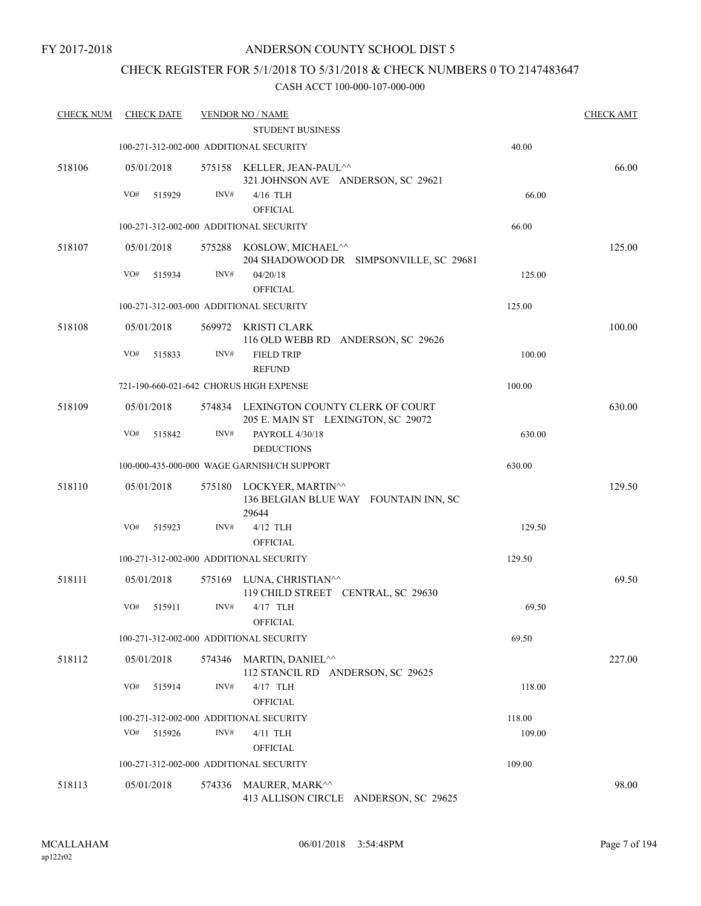FY 2017-2018

# ANDERSON COUNTY SCHOOL DIST 5

## CHECK REGISTER FOR 5/1/2018 TO 5/31/2018 & CHECK NUMBERS 0 TO 2147483647

CASH ACCT 100-000-107-000-000

| CHECK NUM | CHECK DATE | VENDOR NO / NAME | | CHECK AMT |
|---|---|---|---|---|
| | | STUDENT BUSINESS | | |
| | 100-271-312-002-000 ADDITIONAL SECURITY | | 40.00 | |
| 518106 | 05/01/2018 | 575158 KELLER, JEAN-PAUL^^<br>321 JOHNSON AVE ANDERSON, SC 29621 | | 66.00 |
| | VO# 515929 | INV# 4/16 TLH<br>OFFICIAL | 66.00 | |
| | 100-271-312-002-000 ADDITIONAL SECURITY | | 66.00 | |
| 518107 | 05/01/2018 | 575288 KOSLOW, MICHAEL^^<br>204 SHADOWOOD DR SIMPSONVILLE, SC 29681 | | 125.00 |
| | VO# 515934 | INV# 04/20/18<br>OFFICIAL | 125.00 | |
| | 100-271-312-003-000 ADDITIONAL SECURITY | | 125.00 | |
| 518108 | 05/01/2018 | 569972 KRISTI CLARK<br>116 OLD WEBB RD ANDERSON, SC 29626 | | 100.00 |
| | VO# 515833 | INV# FIELD TRIP<br>REFUND | 100.00 | |
| | 721-190-660-021-642 CHORUS HIGH EXPENSE | | 100.00 | |
| 518109 | 05/01/2018 | 574834 LEXINGTON COUNTY CLERK OF COURT<br>205 E. MAIN ST LEXINGTON, SC 29072 | | 630.00 |
| | VO# 515842 | INV# PAYROLL 4/30/18<br>DEDUCTIONS | 630.00 | |
| | 100-000-435-000-000 WAGE GARNISH/CH SUPPORT | | 630.00 | |
| 518110 | 05/01/2018 | 575180 LOCKYER, MARTIN^^<br>136 BELGIAN BLUE WAY FOUNTAIN INN, SC 29644 | | 129.50 |
| | VO# 515923 | INV# 4/12 TLH<br>OFFICIAL | 129.50 | |
| | 100-271-312-002-000 ADDITIONAL SECURITY | | 129.50 | |
| 518111 | 05/01/2018 | 575169 LUNA, CHRISTIAN^^<br>119 CHILD STREET CENTRAL, SC 29630 | | 69.50 |
| | VO# 515911 | INV# 4/17 TLH<br>OFFICIAL | 69.50 | |
| | 100-271-312-002-000 ADDITIONAL SECURITY | | 69.50 | |
| 518112 | 05/01/2018 | 574346 MARTIN, DANIEL^^<br>112 STANCIL RD ANDERSON, SC 29625 | | 227.00 |
| | VO# 515914 | INV# 4/17 TLH<br>OFFICIAL | 118.00 | |
| | 100-271-312-002-000 ADDITIONAL SECURITY | | 118.00 | |
| | VO# 515926 | INV# 4/11 TLH<br>OFFICIAL | 109.00 | |
| | 100-271-312-002-000 ADDITIONAL SECURITY | | 109.00 | |
| 518113 | 05/01/2018 | 574336 MAURER, MARK^^<br>413 ALLISON CIRCLE ANDERSON, SC 29625 | | 98.00 |

MCALLAHAM ap122r02 06/01/2018 3:54:48PM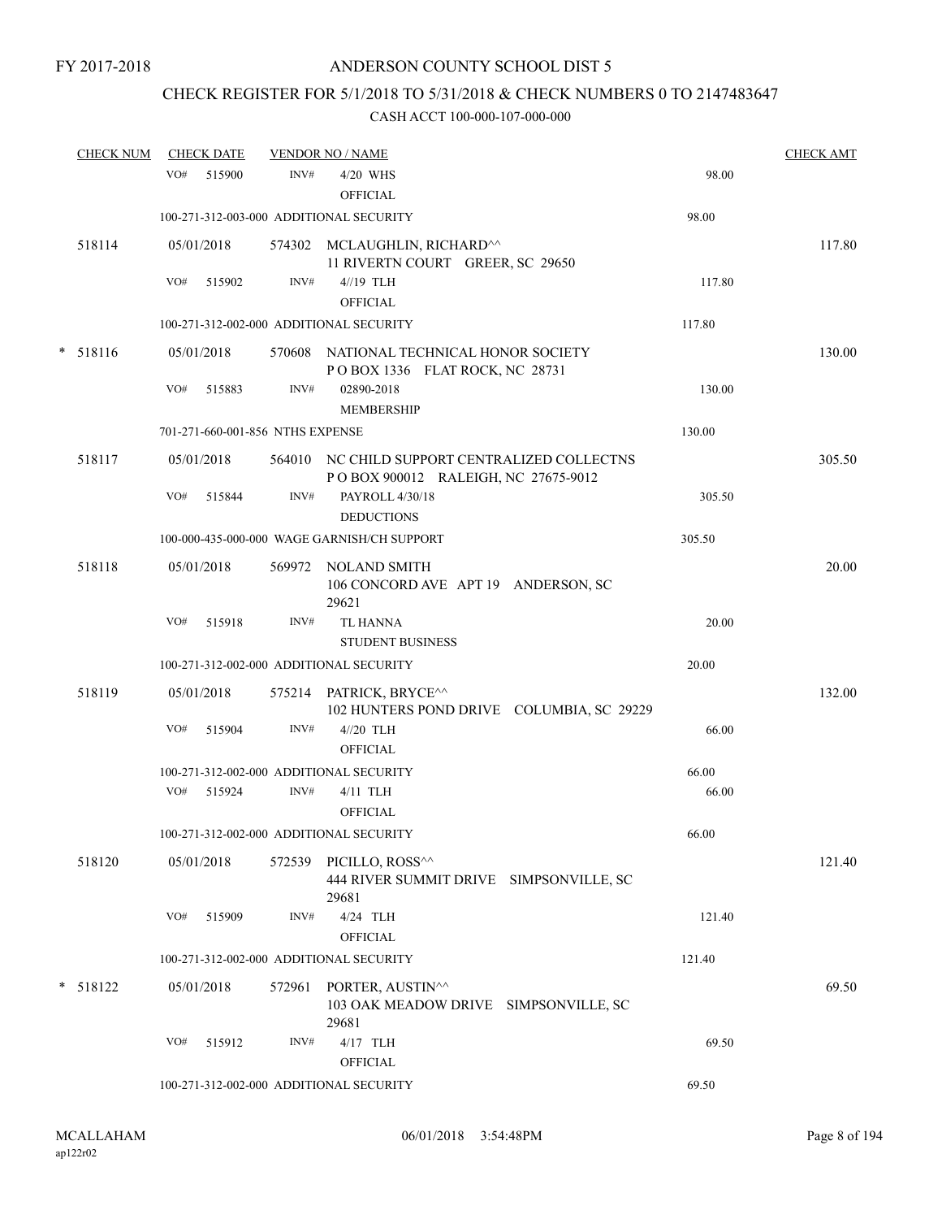FY 2017-2018

# ANDERSON COUNTY SCHOOL DIST 5

## CHECK REGISTER FOR 5/1/2018 TO 5/31/2018 & CHECK NUMBERS 0 TO 2147483647

### CASH ACCT 100-000-107-000-000

| CHECK NUM | CHECK DATE | VENDOR NO / NAME | | CHECK AMT |
|---|---|---|---|---|
| | VO# 515900 | INV# 4/20 WHS OFFICIAL | 98.00 | |
| | 100-271-312-003-000 ADDITIONAL SECURITY | | 98.00 | |
| 518114 | 05/01/2018 | 574302 MCLAUGHLIN, RICHARD^^ 11 RIVERTN COURT GREER, SC 29650 | | 117.80 |
| | VO# 515902 | INV# 4//19 TLH OFFICIAL | 117.80 | |
| | 100-271-312-002-000 ADDITIONAL SECURITY | | 117.80 | |
| * 518116 | 05/01/2018 | 570608 NATIONAL TECHNICAL HONOR SOCIETY P O BOX 1336 FLAT ROCK, NC 28731 | | 130.00 |
| | VO# 515883 | INV# 02890-2018 MEMBERSHIP | 130.00 | |
| | 701-271-660-001-856 NTHS EXPENSE | | 130.00 | |
| 518117 | 05/01/2018 | 564010 NC CHILD SUPPORT CENTRALIZED COLLECTNS P O BOX 900012 RALEIGH, NC 27675-9012 | | 305.50 |
| | VO# 515844 | INV# PAYROLL 4/30/18 DEDUCTIONS | 305.50 | |
| | 100-000-435-000-000 WAGE GARNISH/CH SUPPORT | | 305.50 | |
| 518118 | 05/01/2018 | 569972 NOLAND SMITH 106 CONCORD AVE APT 19 ANDERSON, SC 29621 | | 20.00 |
| | VO# 515918 | INV# TL HANNA STUDENT BUSINESS | 20.00 | |
| | 100-271-312-002-000 ADDITIONAL SECURITY | | 20.00 | |
| 518119 | 05/01/2018 | 575214 PATRICK, BRYCE^^ 102 HUNTERS POND DRIVE COLUMBIA, SC 29229 | | 132.00 |
| | VO# 515904 | INV# 4//20 TLH OFFICIAL | 66.00 | |
| | 100-271-312-002-000 ADDITIONAL SECURITY | | 66.00 | |
| | VO# 515924 | INV# 4/11 TLH OFFICIAL | 66.00 | |
| | 100-271-312-002-000 ADDITIONAL SECURITY | | 66.00 | |
| 518120 | 05/01/2018 | 572539 PICILLO, ROSS^^ 444 RIVER SUMMIT DRIVE SIMPSONVILLE, SC 29681 | | 121.40 |
| | VO# 515909 | INV# 4/24 TLH OFFICIAL | 121.40 | |
| | 100-271-312-002-000 ADDITIONAL SECURITY | | 121.40 | |
| * 518122 | 05/01/2018 | 572961 PORTER, AUSTIN^^ 103 OAK MEADOW DRIVE SIMPSONVILLE, SC 29681 | | 69.50 |
| | VO# 515912 | INV# 4/17 TLH OFFICIAL | 69.50 | |
| | 100-271-312-002-000 ADDITIONAL SECURITY | | 69.50 | |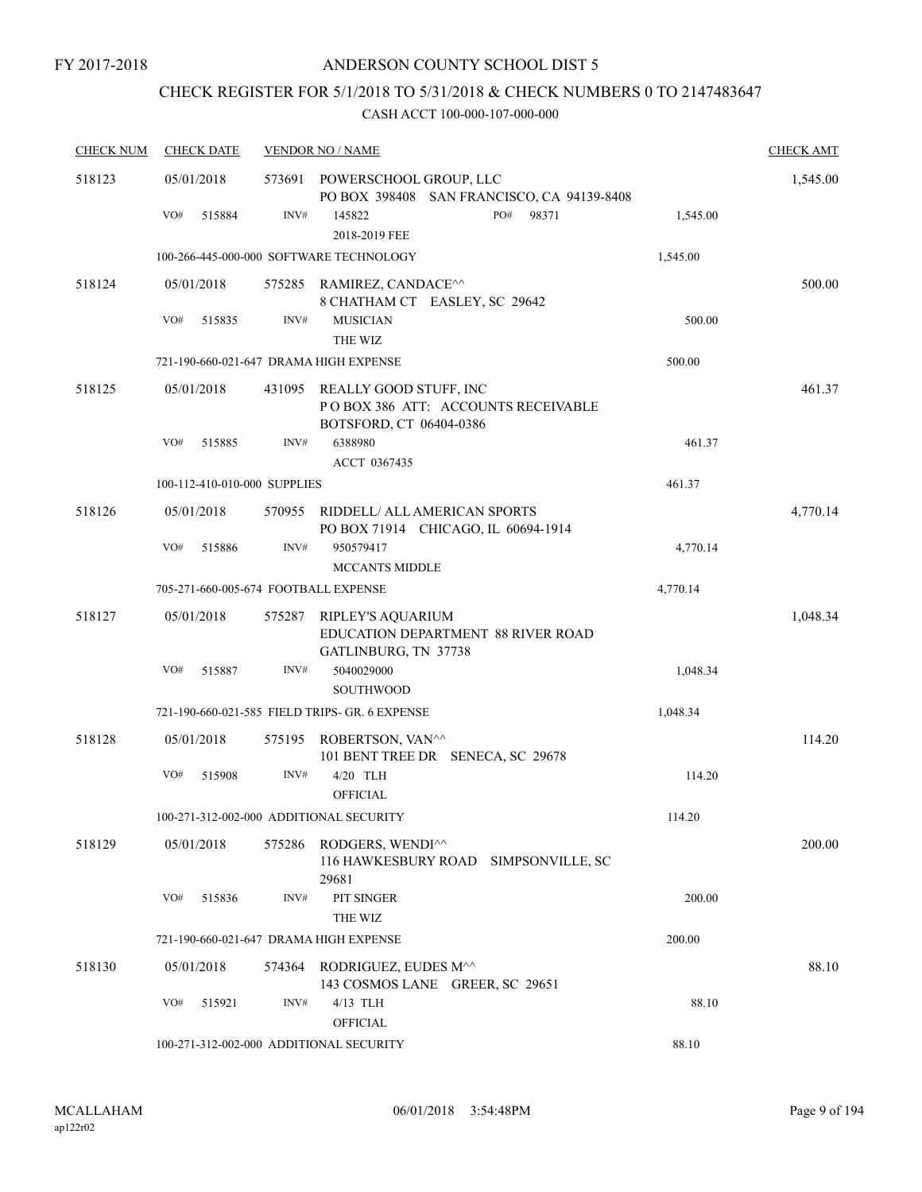FY 2017-2018

# ANDERSON COUNTY SCHOOL DIST 5

## CHECK REGISTER FOR 5/1/2018 TO 5/31/2018 & CHECK NUMBERS 0 TO 2147483647

### CASH ACCT 100-000-107-000-000

| CHECK NUM | CHECK DATE | VENDOR NO / NAME | | CHECK AMT |
|---|---|---|---|---|
| 518123 | 05/01/2018 | 573691 POWERSCHOOL GROUP, LLC<br>PO BOX 398408 SAN FRANCISCO, CA 94139-8408 | | 1,545.00 |
| | VO# 515884 | INV# 145822 PO# 98371<br>2018-2019 FEE | 1,545.00 | |
| | | 100-266-445-000-000 SOFTWARE TECHNOLOGY | 1,545.00 | |
| 518124 | 05/01/2018 | 575285 RAMIREZ, CANDACE^^<br>8 CHATHAM CT EASLEY, SC 29642 | | 500.00 |
| | VO# 515835 | INV# MUSICIAN<br>THE WIZ | 500.00 | |
| | | 721-190-660-021-647 DRAMA HIGH EXPENSE | 500.00 | |
| 518125 | 05/01/2018 | 431095 REALLY GOOD STUFF, INC<br>P O BOX 386 ATT: ACCOUNTS RECEIVABLE<br>BOTSFORD, CT 06404-0386 | | 461.37 |
| | VO# 515885 | INV# 6388980<br>ACCT 0367435 | 461.37 | |
| | | 100-112-410-010-000 SUPPLIES | 461.37 | |
| 518126 | 05/01/2018 | 570955 RIDDELL/ ALL AMERICAN SPORTS<br>PO BOX 71914 CHICAGO, IL 60694-1914 | | 4,770.14 |
| | VO# 515886 | INV# 950579417<br>MCCANTS MIDDLE | 4,770.14 | |
| | | 705-271-660-005-674 FOOTBALL EXPENSE | 4,770.14 | |
| 518127 | 05/01/2018 | 575287 RIPLEY'S AQUARIUM<br>EDUCATION DEPARTMENT 88 RIVER ROAD<br>GATLINBURG, TN 37738 | | 1,048.34 |
| | VO# 515887 | INV# 5040029000<br>SOUTHWOOD | 1,048.34 | |
| | | 721-190-660-021-585 FIELD TRIPS- GR. 6 EXPENSE | 1,048.34 | |
| 518128 | 05/01/2018 | 575195 ROBERTSON, VAN^^<br>101 BENT TREE DR SENECA, SC 29678 | | 114.20 |
| | VO# 515908 | INV# 4/20 TLH<br>OFFICIAL | 114.20 | |
| | | 100-271-312-002-000 ADDITIONAL SECURITY | 114.20 | |
| 518129 | 05/01/2018 | 575286 RODGERS, WENDI^^<br>116 HAWKESBURY ROAD SIMPSONVILLE, SC<br>29681 | | 200.00 |
| | VO# 515836 | INV# PIT SINGER<br>THE WIZ | 200.00 | |
| | | 721-190-660-021-647 DRAMA HIGH EXPENSE | 200.00 | |
| 518130 | 05/01/2018 | 574364 RODRIGUEZ, EUDES M^^<br>143 COSMOS LANE GREER, SC 29651 | | 88.10 |
| | VO# 515921 | INV# 4/13 TLH<br>OFFICIAL | 88.10 | |
| | | 100-271-312-002-000 ADDITIONAL SECURITY | 88.10 | |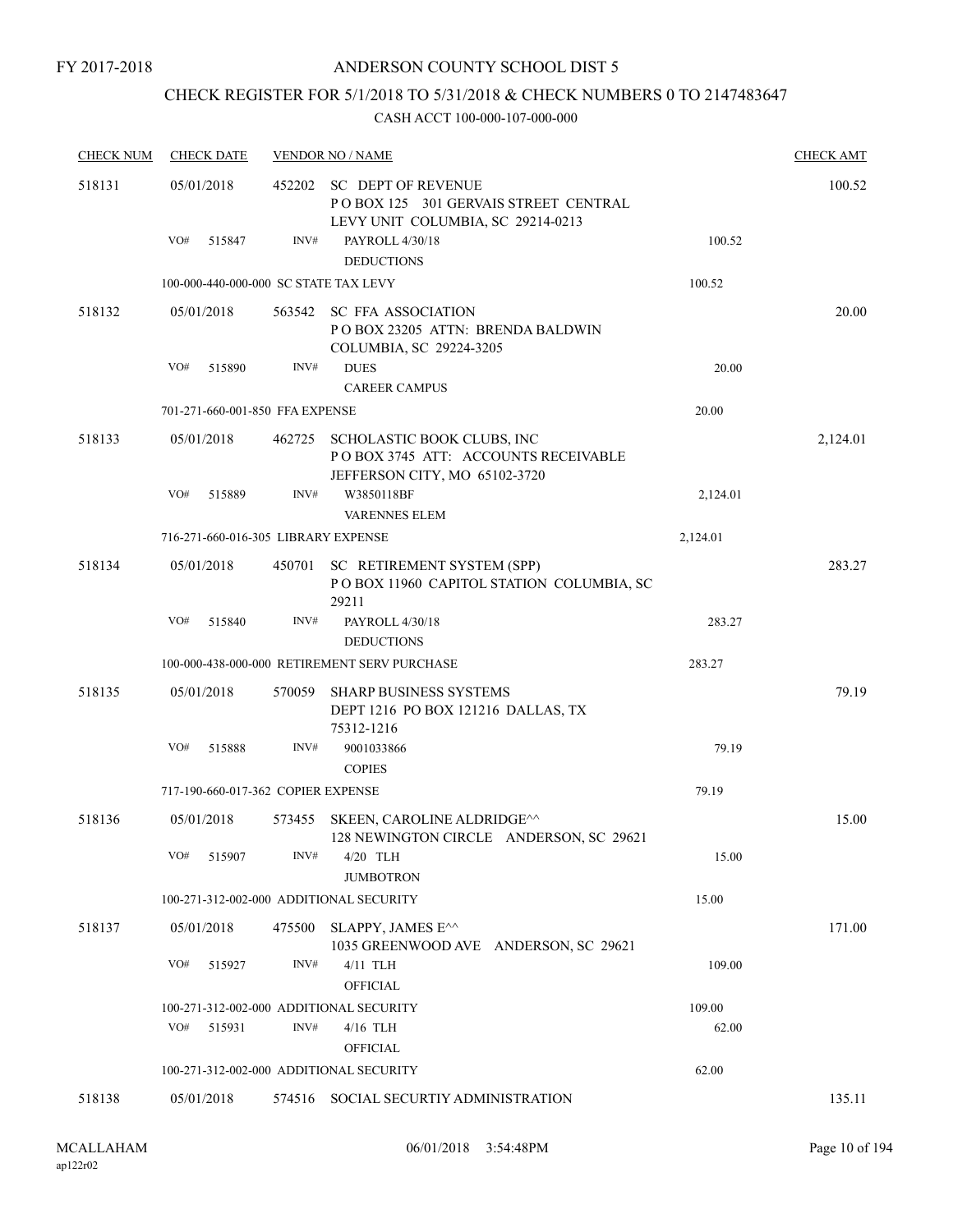FY 2017-2018

# ANDERSON COUNTY SCHOOL DIST 5

## CHECK REGISTER FOR 5/1/2018 TO 5/31/2018 & CHECK NUMBERS 0 TO 2147483647

CASH ACCT 100-000-107-000-000

| CHECK NUM | CHECK DATE | VENDOR NO / NAME | | | CHECK AMT |
|---|---|---|---|---|---|
| 518131 | 05/01/2018 | 452202 | SC DEPT OF REVENUE<br>P O BOX 125 301 GERVAIS STREET CENTRAL<br>LEVY UNIT COLUMBIA, SC 29214-0213 | | 100.52 |
| | VO# 515847 | INV# | PAYROLL 4/30/18<br>DEDUCTIONS | 100.52 | |
| | 100-000-440-000-000 SC STATE TAX LEVY | | | 100.52 | |
| 518132 | 05/01/2018 | 563542 | SC FFA ASSOCIATION<br>P O BOX 23205 ATTN: BRENDA BALDWIN<br>COLUMBIA, SC 29224-3205 | | 20.00 |
| | VO# 515890 | INV# | DUES<br>CAREER CAMPUS | 20.00 | |
| | 701-271-660-001-850 FFA EXPENSE | | | 20.00 | |
| 518133 | 05/01/2018 | 462725 | SCHOLASTIC BOOK CLUBS, INC<br>P O BOX 3745 ATT: ACCOUNTS RECEIVABLE<br>JEFFERSON CITY, MO 65102-3720 | | 2,124.01 |
| | VO# 515889 | INV# | W3850118BF<br>VARENNES ELEM | 2,124.01 | |
| | 716-271-660-016-305 LIBRARY EXPENSE | | | 2,124.01 | |
| 518134 | 05/01/2018 | 450701 | SC RETIREMENT SYSTEM (SPP)<br>P O BOX 11960 CAPITOL STATION COLUMBIA, SC<br>29211 | | 283.27 |
| | VO# 515840 | INV# | PAYROLL 4/30/18<br>DEDUCTIONS | 283.27 | |
| | 100-000-438-000-000 RETIREMENT SERV PURCHASE | | | 283.27 | |
| 518135 | 05/01/2018 | 570059 | SHARP BUSINESS SYSTEMS<br>DEPT 1216 PO BOX 121216 DALLAS, TX<br>75312-1216 | | 79.19 |
| | VO# 515888 | INV# | 9001033866<br>COPIES | 79.19 | |
| | 717-190-660-017-362 COPIER EXPENSE | | | 79.19 | |
| 518136 | 05/01/2018 | 573455 | SKEEN, CAROLINE ALDRIDGE^^<br>128 NEWINGTON CIRCLE ANDERSON, SC 29621 | | 15.00 |
| | VO# 515907 | INV# | 4/20 TLH<br>JUMBOTRON | 15.00 | |
| | 100-271-312-002-000 ADDITIONAL SECURITY | | | 15.00 | |
| 518137 | 05/01/2018 | 475500 | SLAPPY, JAMES E^^<br>1035 GREENWOOD AVE ANDERSON, SC 29621 | | 171.00 |
| | VO# 515927 | INV# | 4/11 TLH<br>OFFICIAL | 109.00 | |
| | 100-271-312-002-000 ADDITIONAL SECURITY | | | 109.00 | |
| | VO# 515931 | INV# | 4/16 TLH<br>OFFICIAL | 62.00 | |
| | 100-271-312-002-000 ADDITIONAL SECURITY | | | 62.00 | |
| 518138 | 05/01/2018 | 574516 | SOCIAL SECURTIY ADMINISTRATION | | 135.11 |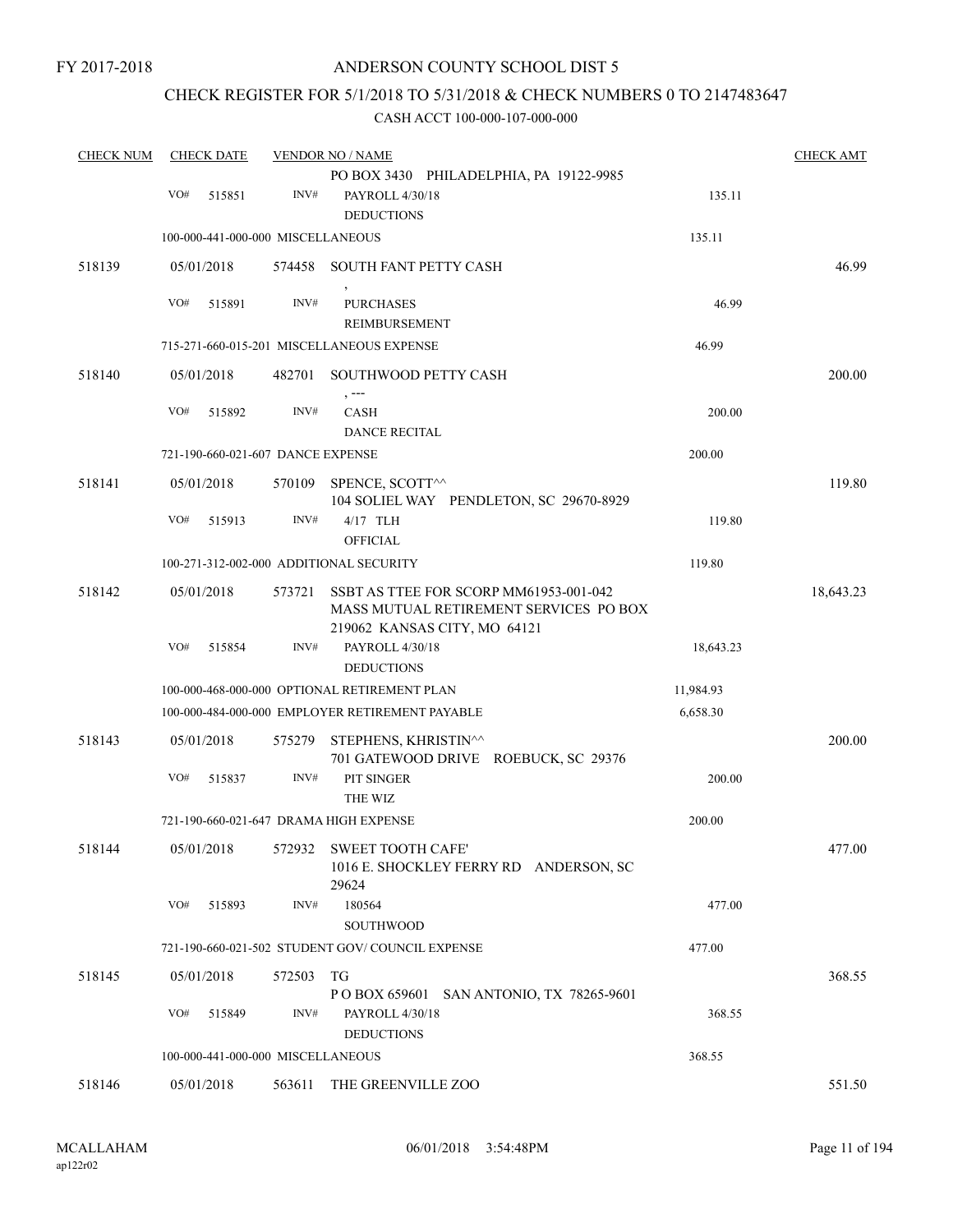FY 2017-2018

# ANDERSON COUNTY SCHOOL DIST 5

## CHECK REGISTER FOR 5/1/2018 TO 5/31/2018 & CHECK NUMBERS 0 TO 2147483647

### CASH ACCT 100-000-107-000-000

| CHECK NUM | CHECK DATE | VENDOR NO / NAME | | CHECK AMT |
|---|---|---|---|---|
| | | PO BOX 3430 PHILADELPHIA, PA 19122-9985 | | |
| | VO# 515851 | INV# PAYROLL 4/30/18 DEDUCTIONS | 135.11 | |
| | 100-000-441-000-000 MISCELLANEOUS | | 135.11 | |
| 518139 | 05/01/2018 | 574458 SOUTH FANT PETTY CASH , | | 46.99 |
| | VO# 515891 | INV# PURCHASES REIMBURSEMENT | 46.99 | |
| | 715-271-660-015-201 MISCELLANEOUS EXPENSE | | 46.99 | |
| 518140 | 05/01/2018 | 482701 SOUTHWOOD PETTY CASH , --- | | 200.00 |
| | VO# 515892 | INV# CASH DANCE RECITAL | 200.00 | |
| | 721-190-660-021-607 DANCE EXPENSE | | 200.00 | |
| 518141 | 05/01/2018 | 570109 SPENCE, SCOTT^^ 104 SOLIEL WAY PENDLETON, SC 29670-8929 | | 119.80 |
| | VO# 515913 | INV# 4/17 TLH OFFICIAL | 119.80 | |
| | 100-271-312-002-000 ADDITIONAL SECURITY | | 119.80 | |
| 518142 | 05/01/2018 | 573721 SSBT AS TTEE FOR SCORP MM61953-001-042 MASS MUTUAL RETIREMENT SERVICES PO BOX 219062 KANSAS CITY, MO 64121 | | 18,643.23 |
| | VO# 515854 | INV# PAYROLL 4/30/18 DEDUCTIONS | 18,643.23 | |
| | 100-000-468-000-000 OPTIONAL RETIREMENT PLAN | | 11,984.93 | |
| | 100-000-484-000-000 EMPLOYER RETIREMENT PAYABLE | | 6,658.30 | |
| 518143 | 05/01/2018 | 575279 STEPHENS, KHRISTIN^^ 701 GATEWOOD DRIVE ROEBUCK, SC 29376 | | 200.00 |
| | VO# 515837 | INV# PIT SINGER THE WIZ | 200.00 | |
| | 721-190-660-021-647 DRAMA HIGH EXPENSE | | 200.00 | |
| 518144 | 05/01/2018 | 572932 SWEET TOOTH CAFE' 1016 E. SHOCKLEY FERRY RD ANDERSON, SC 29624 | | 477.00 |
| | VO# 515893 | INV# 180564 SOUTHWOOD | 477.00 | |
| | 721-190-660-021-502 STUDENT GOV/ COUNCIL EXPENSE | | 477.00 | |
| 518145 | 05/01/2018 | 572503 TG P O BOX 659601 SAN ANTONIO, TX 78265-9601 | | 368.55 |
| | VO# 515849 | INV# PAYROLL 4/30/18 DEDUCTIONS | 368.55 | |
| | 100-000-441-000-000 MISCELLANEOUS | | 368.55 | |
| 518146 | 05/01/2018 | 563611 THE GREENVILLE ZOO | | 551.50 |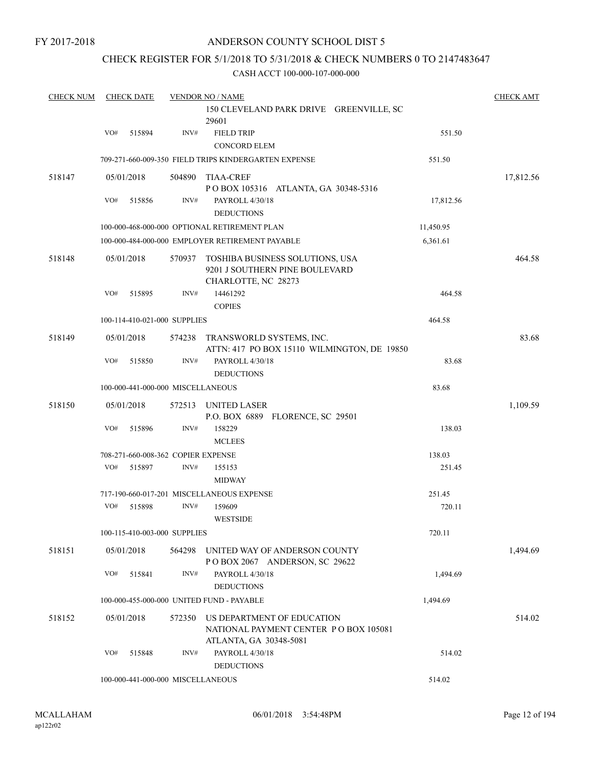FY 2017-2018

# ANDERSON COUNTY SCHOOL DIST 5

## CHECK REGISTER FOR 5/1/2018 TO 5/31/2018 & CHECK NUMBERS 0 TO 2147483647

### CASH ACCT 100-000-107-000-000

| CHECK NUM | CHECK DATE | VENDOR NO / NAME | | CHECK AMT |
|---|---|---|---|---|
| | | 150 CLEVELAND PARK DRIVE GREENVILLE, SC 29601 | | |
| | VO# 515894 | INV# FIELD TRIP<br>CONCORD ELEM | 551.50 | |
| | | 709-271-660-009-350 FIELD TRIPS KINDERGARTEN EXPENSE | 551.50 | |
| 518147 | 05/01/2018 | 504890 TIAA-CREF<br>P O BOX 105316 ATLANTA, GA 30348-5316 | | 17,812.56 |
| | VO# 515856 | INV# PAYROLL 4/30/18<br>DEDUCTIONS | 17,812.56 | |
| | | 100-000-468-000-000 OPTIONAL RETIREMENT PLAN | 11,450.95 | |
| | | 100-000-484-000-000 EMPLOYER RETIREMENT PAYABLE | 6,361.61 | |
| 518148 | 05/01/2018 | 570937 TOSHIBA BUSINESS SOLUTIONS, USA<br>9201 J SOUTHERN PINE BOULEVARD<br>CHARLOTTE, NC 28273 | | 464.58 |
| | VO# 515895 | INV# 14461292<br>COPIES | 464.58 | |
| | | 100-114-410-021-000 SUPPLIES | 464.58 | |
| 518149 | 05/01/2018 | 574238 TRANSWORLD SYSTEMS, INC.<br>ATTN: 417 PO BOX 15110 WILMINGTON, DE 19850 | | 83.68 |
| | VO# 515850 | INV# PAYROLL 4/30/18<br>DEDUCTIONS | 83.68 | |
| | | 100-000-441-000-000 MISCELLANEOUS | 83.68 | |
| 518150 | 05/01/2018 | 572513 UNITED LASER<br>P.O. BOX 6889 FLORENCE, SC 29501 | | 1,109.59 |
| | VO# 515896 | INV# 158229<br>MCLEES | 138.03 | |
| | | 708-271-660-008-362 COPIER EXPENSE | 138.03 | |
| | VO# 515897 | INV# 155153<br>MIDWAY | 251.45 | |
| | | 717-190-660-017-201 MISCELLANEOUS EXPENSE | 251.45 | |
| | VO# 515898 | INV# 159609<br>WESTSIDE | 720.11 | |
| | | 100-115-410-003-000 SUPPLIES | 720.11 | |
| 518151 | 05/01/2018 | 564298 UNITED WAY OF ANDERSON COUNTY<br>P O BOX 2067 ANDERSON, SC 29622 | | 1,494.69 |
| | VO# 515841 | INV# PAYROLL 4/30/18<br>DEDUCTIONS | 1,494.69 | |
| | | 100-000-455-000-000 UNITED FUND - PAYABLE | 1,494.69 | |
| 518152 | 05/01/2018 | 572350 US DEPARTMENT OF EDUCATION<br>NATIONAL PAYMENT CENTER P O BOX 105081<br>ATLANTA, GA 30348-5081 | | 514.02 |
| | VO# 515848 | INV# PAYROLL 4/30/18<br>DEDUCTIONS | 514.02 | |
| | | 100-000-441-000-000 MISCELLANEOUS | 514.02 | |

MCALLAHAM
ap122r02

06/01/2018 3:54:48PM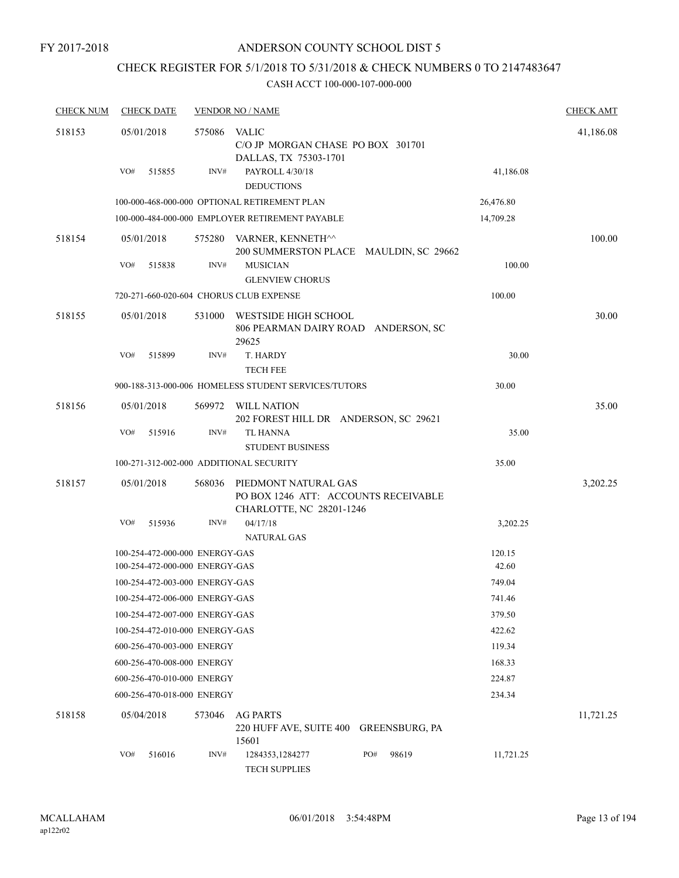FY 2017-2018

# ANDERSON COUNTY SCHOOL DIST 5

## CHECK REGISTER FOR 5/1/2018 TO 5/31/2018 & CHECK NUMBERS 0 TO 2147483647

CASH ACCT 100-000-107-000-000

| CHECK NUM | CHECK DATE | VENDOR NO / NAME | | CHECK AMT |
|---|---|---|---|---|
| 518153 | 05/01/2018 | 575086 VALIC<br>C/O JP MORGAN CHASE PO BOX 301701<br>DALLAS, TX 75303-1701 | | 41,186.08 |
| | VO# 515855 | INV# PAYROLL 4/30/18<br>DEDUCTIONS | 41,186.08 | |
| | | 100-000-468-000-000 OPTIONAL RETIREMENT PLAN | 26,476.80 | |
| | | 100-000-484-000-000 EMPLOYER RETIREMENT PAYABLE | 14,709.28 | |
| 518154 | 05/01/2018 | 575280 VARNER, KENNETH^^<br>200 SUMMERSTON PLACE MAULDIN, SC 29662 | | 100.00 |
| | VO# 515838 | INV# MUSICIAN<br>GLENVIEW CHORUS | 100.00 | |
| | | 720-271-660-020-604 CHORUS CLUB EXPENSE | 100.00 | |
| 518155 | 05/01/2018 | 531000 WESTSIDE HIGH SCHOOL<br>806 PEARMAN DAIRY ROAD ANDERSON, SC 29625 | | 30.00 |
| | VO# 515899 | INV# T. HARDY<br>TECH FEE | 30.00 | |
| | | 900-188-313-000-006 HOMELESS STUDENT SERVICES/TUTORS | 30.00 | |
| 518156 | 05/01/2018 | 569972 WILL NATION<br>202 FOREST HILL DR ANDERSON, SC 29621 | | 35.00 |
| | VO# 515916 | INV# TL HANNA<br>STUDENT BUSINESS | 35.00 | |
| | | 100-271-312-002-000 ADDITIONAL SECURITY | 35.00 | |
| 518157 | 05/01/2018 | 568036 PIEDMONT NATURAL GAS<br>PO BOX 1246 ATT: ACCOUNTS RECEIVABLE<br>CHARLOTTE, NC 28201-1246 | | 3,202.25 |
| | VO# 515936 | INV# 04/17/18<br>NATURAL GAS | 3,202.25 | |
| | | 100-254-472-000-000 ENERGY-GAS | 120.15 | |
| | | 100-254-472-000-000 ENERGY-GAS | 42.60 | |
| | | 100-254-472-003-000 ENERGY-GAS | 749.04 | |
| | | 100-254-472-006-000 ENERGY-GAS | 741.46 | |
| | | 100-254-472-007-000 ENERGY-GAS | 379.50 | |
| | | 100-254-472-010-000 ENERGY-GAS | 422.62 | |
| | | 600-256-470-003-000 ENERGY | 119.34 | |
| | | 600-256-470-008-000 ENERGY | 168.33 | |
| | | 600-256-470-010-000 ENERGY | 224.87 | |
| | | 600-256-470-018-000 ENERGY | 234.34 | |
| 518158 | 05/04/2018 | 573046 AG PARTS<br>220 HUFF AVE, SUITE 400 GREENSBURG, PA 15601 | | 11,721.25 |
| | VO# 516016 | INV# 1284353,1284277 PO# 98619<br>TECH SUPPLIES | 11,721.25 | |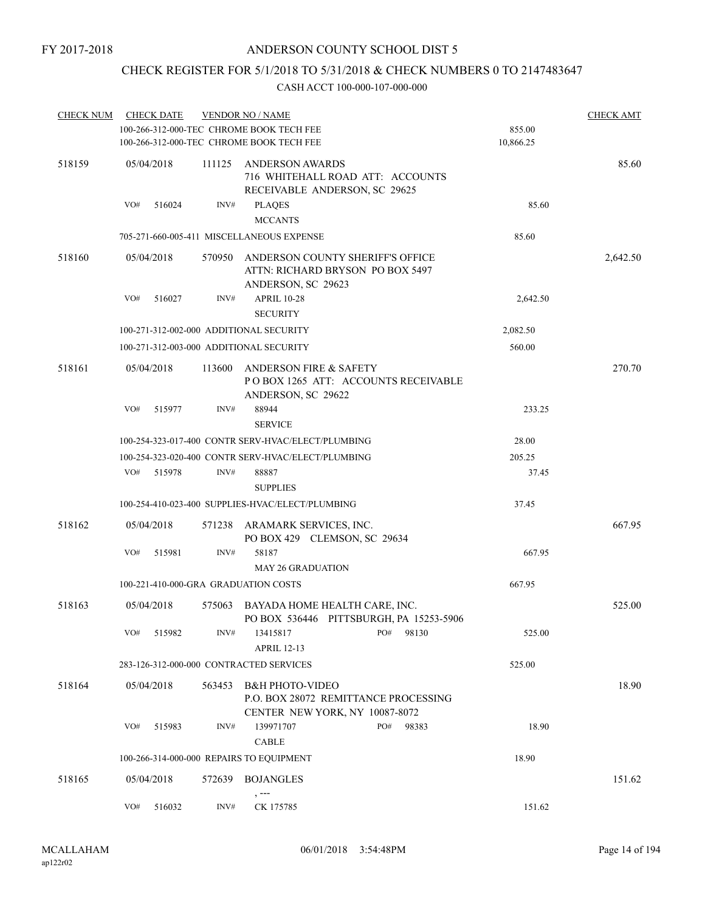FY 2017-2018

# ANDERSON COUNTY SCHOOL DIST 5

## CHECK REGISTER FOR 5/1/2018 TO 5/31/2018 & CHECK NUMBERS 0 TO 2147483647

### CASH ACCT 100-000-107-000-000

| CHECK NUM | CHECK DATE | VENDOR NO / NAME | | CHECK AMT |
|---|---|---|---|---|
| | | 100-266-312-000-TEC CHROME BOOK TECH FEE | 855.00 | |
| | | 100-266-312-000-TEC CHROME BOOK TECH FEE | 10,866.25 | |
| 518159 | 05/04/2018 | 111125 ANDERSON AWARDS<br>716 WHITEHALL ROAD ATT: ACCOUNTS RECEIVABLE ANDERSON, SC 29625 | | 85.60 |
| | VO# 516024 | INV# PLAQES<br>MCCANTS | 85.60 | |
| | | 705-271-660-005-411 MISCELLANEOUS EXPENSE | 85.60 | |
| 518160 | 05/04/2018 | 570950 ANDERSON COUNTY SHERIFF'S OFFICE<br>ATTN: RICHARD BRYSON PO BOX 5497<br>ANDERSON, SC 29623 | | 2,642.50 |
| | VO# 516027 | INV# APRIL 10-28<br>SECURITY | 2,642.50 | |
| | | 100-271-312-002-000 ADDITIONAL SECURITY | 2,082.50 | |
| | | 100-271-312-003-000 ADDITIONAL SECURITY | 560.00 | |
| 518161 | 05/04/2018 | 113600 ANDERSON FIRE & SAFETY<br>P O BOX 1265 ATT: ACCOUNTS RECEIVABLE<br>ANDERSON, SC 29622 | | 270.70 |
| | VO# 515977 | INV# 88944<br>SERVICE | 233.25 | |
| | | 100-254-323-017-400 CONTR SERV-HVAC/ELECT/PLUMBING | 28.00 | |
| | | 100-254-323-020-400 CONTR SERV-HVAC/ELECT/PLUMBING | 205.25 | |
| | VO# 515978 | INV# 88887<br>SUPPLIES | 37.45 | |
| | | 100-254-410-023-400 SUPPLIES-HVAC/ELECT/PLUMBING | 37.45 | |
| 518162 | 05/04/2018 | 571238 ARAMARK SERVICES, INC.<br>PO BOX 429 CLEMSON, SC 29634 | | 667.95 |
| | VO# 515981 | INV# 58187<br>MAY 26 GRADUATION | 667.95 | |
| | | 100-221-410-000-GRA GRADUATION COSTS | 667.95 | |
| 518163 | 05/04/2018 | 575063 BAYADA HOME HEALTH CARE, INC.<br>PO BOX 536446 PITTSBURGH, PA 15253-5906 | | 525.00 |
| | VO# 515982 | INV# 13415817 PO# 98130<br>APRIL 12-13 | 525.00 | |
| | | 283-126-312-000-000 CONTRACTED SERVICES | 525.00 | |
| 518164 | 05/04/2018 | 563453 B&H PHOTO-VIDEO<br>P.O. BOX 28072 REMITTANCE PROCESSING<br>CENTER NEW YORK, NY 10087-8072 | | 18.90 |
| | VO# 515983 | INV# 139971707 PO# 98383<br>CABLE | 18.90 | |
| | | 100-266-314-000-000 REPAIRS TO EQUIPMENT | 18.90 | |
| 518165 | 05/04/2018 | 572639 BOJANGLES<br>, --- | | 151.62 |
| | VO# 516032 | INV# CK 175785 | 151.62 | |

MCALLAHAM
ap122r02
06/01/2018 3:54:48PM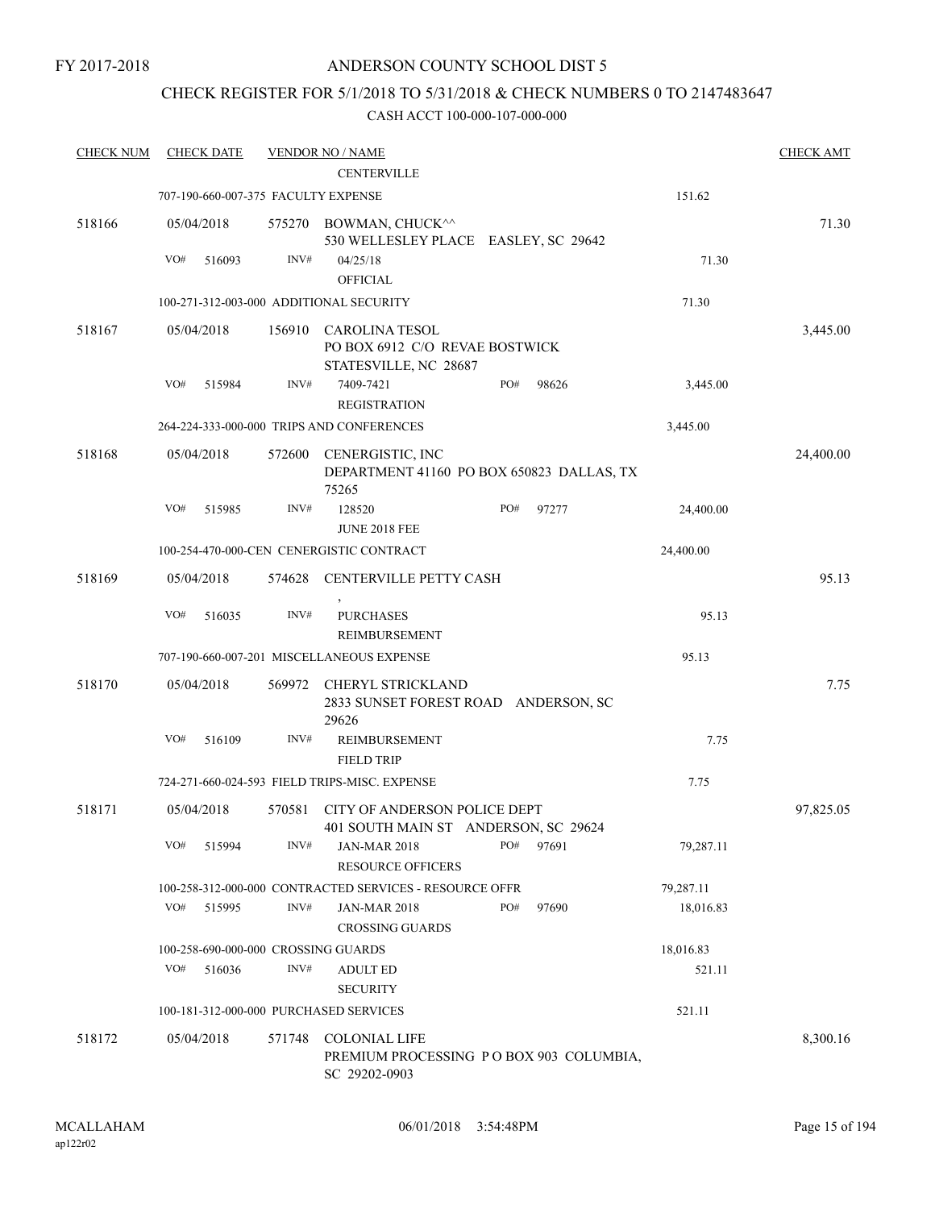FY 2017-2018

# ANDERSON COUNTY SCHOOL DIST 5

## CHECK REGISTER FOR 5/1/2018 TO 5/31/2018 & CHECK NUMBERS 0 TO 2147483647

CASH ACCT 100-000-107-000-000

| CHECK NUM | CHECK DATE | VENDOR NO / NAME | | CHECK AMT |
|---|---|---|---|---|
| | | CENTERVILLE | | |
| | 707-190-660-007-375 FACULTY EXPENSE | | 151.62 | |
| 518166 | 05/04/2018 | 575270 BOWMAN, CHUCK^^ 530 WELLESLEY PLACE EASLEY, SC 29642 | | 71.30 |
| | VO# 516093 | INV# 04/25/18 OFFICIAL | 71.30 | |
| | 100-271-312-003-000 ADDITIONAL SECURITY | | 71.30 | |
| 518167 | 05/04/2018 | 156910 CAROLINA TESOL PO BOX 6912 C/O REVAE BOSTWICK STATESVILLE, NC 28687 | | 3,445.00 |
| | VO# 515984 | INV# 7409-7421 PO# 98626 REGISTRATION | 3,445.00 | |
| | 264-224-333-000-000 TRIPS AND CONFERENCES | | 3,445.00 | |
| 518168 | 05/04/2018 | 572600 CENERGISTIC, INC DEPARTMENT 41160 PO BOX 650823 DALLAS, TX 75265 | | 24,400.00 |
| | VO# 515985 | INV# 128520 PO# 97277 JUNE 2018 FEE | 24,400.00 | |
| | 100-254-470-000-CEN CENERGISTIC CONTRACT | | 24,400.00 | |
| 518169 | 05/04/2018 | 574628 CENTERVILLE PETTY CASH , | | 95.13 |
| | VO# 516035 | INV# PURCHASES REIMBURSEMENT | 95.13 | |
| | 707-190-660-007-201 MISCELLANEOUS EXPENSE | | 95.13 | |
| 518170 | 05/04/2018 | 569972 CHERYL STRICKLAND 2833 SUNSET FOREST ROAD ANDERSON, SC 29626 | | 7.75 |
| | VO# 516109 | INV# REIMBURSEMENT FIELD TRIP | 7.75 | |
| | 724-271-660-024-593 FIELD TRIPS-MISC. EXPENSE | | 7.75 | |
| 518171 | 05/04/2018 | 570581 CITY OF ANDERSON POLICE DEPT 401 SOUTH MAIN ST ANDERSON, SC 29624 | | 97,825.05 |
| | VO# 515994 | INV# JAN-MAR 2018 PO# 97691 RESOURCE OFFICERS | 79,287.11 | |
| | 100-258-312-000-000 CONTRACTED SERVICES - RESOURCE OFFR | | 79,287.11 | |
| | VO# 515995 | INV# JAN-MAR 2018 PO# 97690 CROSSING GUARDS | 18,016.83 | |
| | 100-258-690-000-000 CROSSING GUARDS | | 18,016.83 | |
| | VO# 516036 | INV# ADULT ED SECURITY | 521.11 | |
| | 100-181-312-000-000 PURCHASED SERVICES | | 521.11 | |
| 518172 | 05/04/2018 | 571748 COLONIAL LIFE PREMIUM PROCESSING P O BOX 903 COLUMBIA, SC 29202-0903 | | 8,300.16 |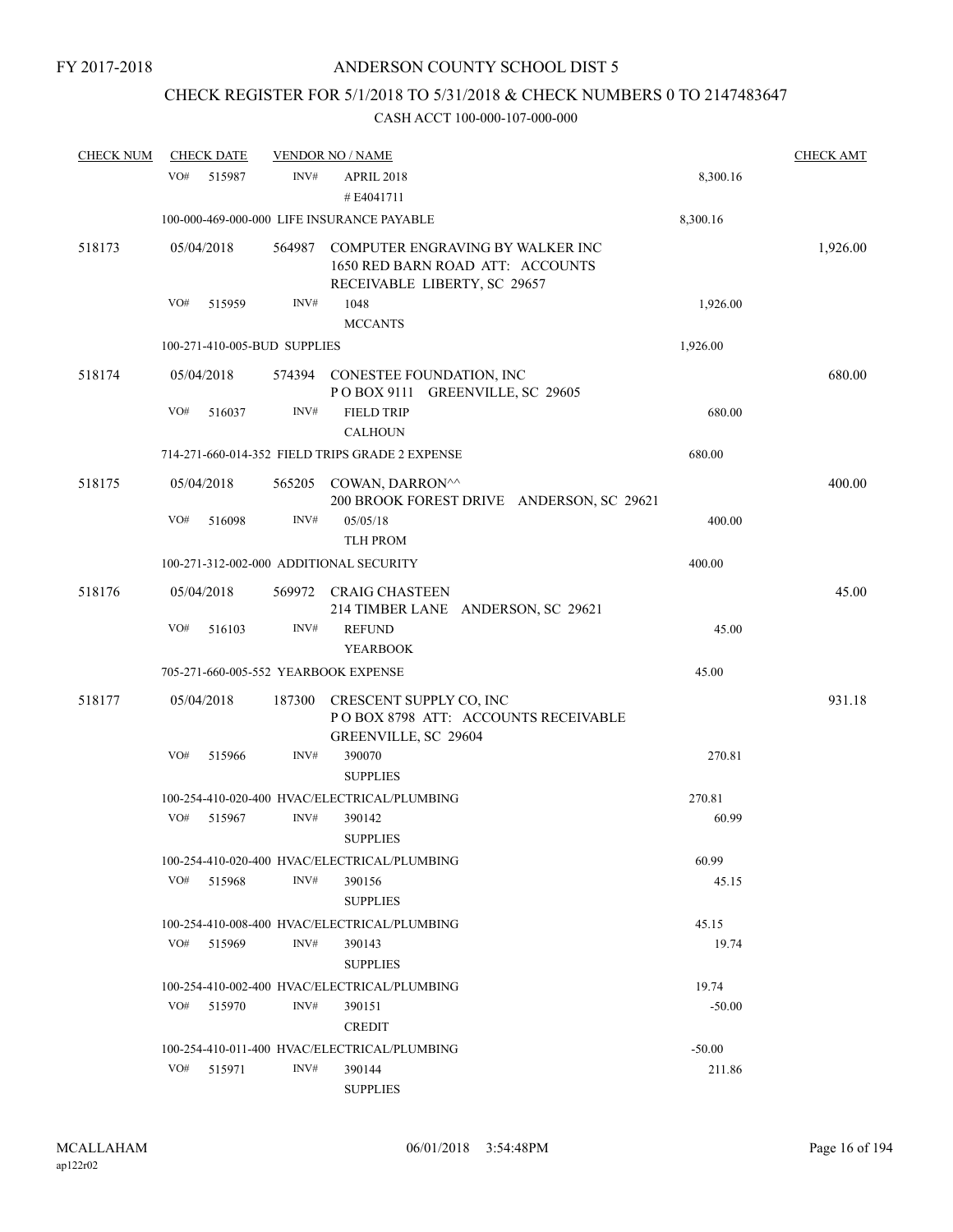FY 2017-2018

# ANDERSON COUNTY SCHOOL DIST 5

## CHECK REGISTER FOR 5/1/2018 TO 5/31/2018 & CHECK NUMBERS 0 TO 2147483647

### CASH ACCT 100-000-107-000-000

| CHECK NUM | CHECK DATE | VENDOR NO / NAME | | CHECK AMT |
|---|---|---|---|---|
| | VO# 515987 | INV# APRIL 2018<br>#E4041711 | 8,300.16 | |
| | 100-000-469-000-000 LIFE INSURANCE PAYABLE | | 8,300.16 | |
| 518173 | 05/04/2018 | 564987 COMPUTER ENGRAVING BY WALKER INC<br>1650 RED BARN ROAD ATT: ACCOUNTS RECEIVABLE LIBERTY, SC 29657 | | 1,926.00 |
| | VO# 515959 | INV# 1048<br>MCCANTS | 1,926.00 | |
| | 100-271-410-005-BUD SUPPLIES | | 1,926.00 | |
| 518174 | 05/04/2018 | 574394 CONESTEE FOUNDATION, INC<br>P O BOX 9111 GREENVILLE, SC 29605 | | 680.00 |
| | VO# 516037 | INV# FIELD TRIP<br>CALHOUN | 680.00 | |
| | 714-271-660-014-352 FIELD TRIPS GRADE 2 EXPENSE | | 680.00 | |
| 518175 | 05/04/2018 | 565205 COWAN, DARRON^^<br>200 BROOK FOREST DRIVE ANDERSON, SC 29621 | | 400.00 |
| | VO# 516098 | INV# 05/05/18<br>TLH PROM | 400.00 | |
| | 100-271-312-002-000 ADDITIONAL SECURITY | | 400.00 | |
| 518176 | 05/04/2018 | 569972 CRAIG CHASTEEN<br>214 TIMBER LANE ANDERSON, SC 29621 | | 45.00 |
| | VO# 516103 | INV# REFUND<br>YEARBOOK | 45.00 | |
| | 705-271-660-005-552 YEARBOOK EXPENSE | | 45.00 | |
| 518177 | 05/04/2018 | 187300 CRESCENT SUPPLY CO, INC<br>P O BOX 8798 ATT: ACCOUNTS RECEIVABLE GREENVILLE, SC 29604 | | 931.18 |
| | VO# 515966 | INV# 390070<br>SUPPLIES | 270.81 | |
| | 100-254-410-020-400 HVAC/ELECTRICAL/PLUMBING | | 270.81 | |
| | VO# 515967 | INV# 390142<br>SUPPLIES | 60.99 | |
| | 100-254-410-020-400 HVAC/ELECTRICAL/PLUMBING | | 60.99 | |
| | VO# 515968 | INV# 390156<br>SUPPLIES | 45.15 | |
| | 100-254-410-008-400 HVAC/ELECTRICAL/PLUMBING | | 45.15 | |
| | VO# 515969 | INV# 390143<br>SUPPLIES | 19.74 | |
| | 100-254-410-002-400 HVAC/ELECTRICAL/PLUMBING | | 19.74 | |
| | VO# 515970 | INV# 390151<br>CREDIT | -50.00 | |
| | 100-254-410-011-400 HVAC/ELECTRICAL/PLUMBING | | -50.00 | |
| | VO# 515971 | INV# 390144<br>SUPPLIES | 211.86 | |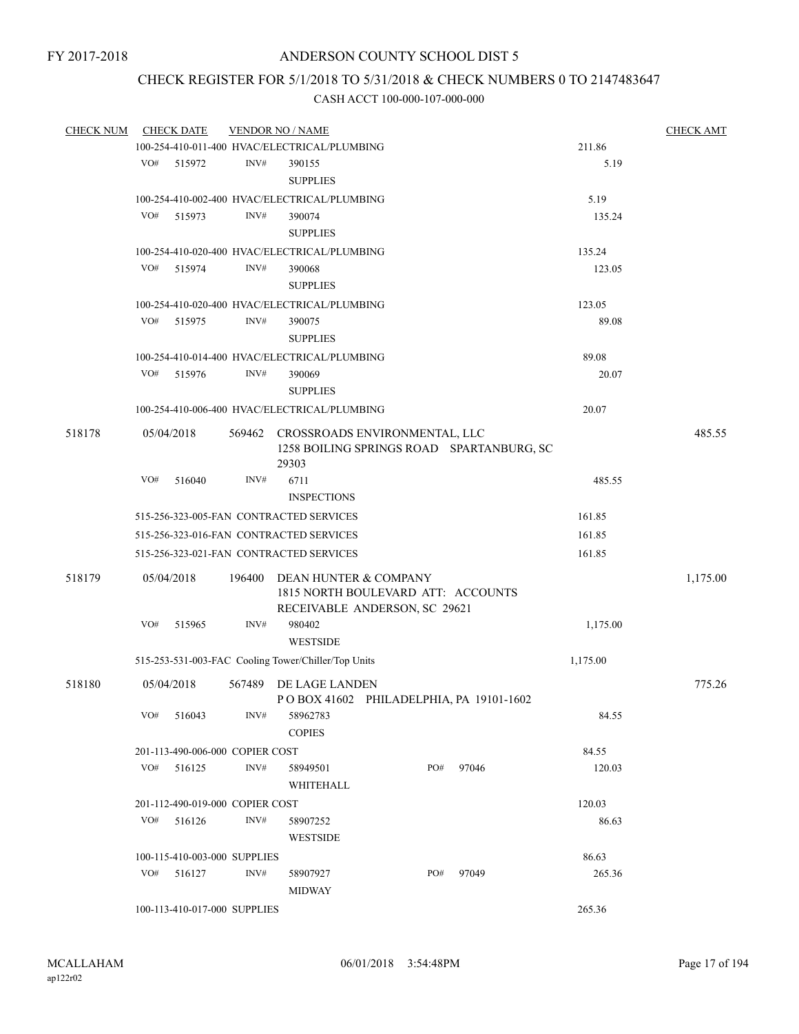FY 2017-2018

# ANDERSON COUNTY SCHOOL DIST 5

## CHECK REGISTER FOR 5/1/2018 TO 5/31/2018 & CHECK NUMBERS 0 TO 2147483647

### CASH ACCT 100-000-107-000-000

| CHECK NUM | CHECK DATE | VENDOR NO / NAME | | CHECK AMT |
|---|---|---|---|---|
| | | 100-254-410-011-400 HVAC/ELECTRICAL/PLUMBING | 211.86 | |
| | VO# 515972 | INV# 390155 SUPPLIES | 5.19 | |
| | | 100-254-410-002-400 HVAC/ELECTRICAL/PLUMBING | 5.19 | |
| | VO# 515973 | INV# 390074 SUPPLIES | 135.24 | |
| | | 100-254-410-020-400 HVAC/ELECTRICAL/PLUMBING | 135.24 | |
| | VO# 515974 | INV# 390068 SUPPLIES | 123.05 | |
| | | 100-254-410-020-400 HVAC/ELECTRICAL/PLUMBING | 123.05 | |
| | VO# 515975 | INV# 390075 SUPPLIES | 89.08 | |
| | | 100-254-410-014-400 HVAC/ELECTRICAL/PLUMBING | 89.08 | |
| | VO# 515976 | INV# 390069 SUPPLIES | 20.07 | |
| | | 100-254-410-006-400 HVAC/ELECTRICAL/PLUMBING | 20.07 | |
| 518178 | 05/04/2018 | 569462 CROSSROADS ENVIRONMENTAL, LLC 1258 BOILING SPRINGS ROAD SPARTANBURG, SC 29303 | | 485.55 |
| | VO# 516040 | INV# 6711 INSPECTIONS | 485.55 | |
| | | 515-256-323-005-FAN CONTRACTED SERVICES | 161.85 | |
| | | 515-256-323-016-FAN CONTRACTED SERVICES | 161.85 | |
| | | 515-256-323-021-FAN CONTRACTED SERVICES | 161.85 | |
| 518179 | 05/04/2018 | 196400 DEAN HUNTER & COMPANY 1815 NORTH BOULEVARD ATT: ACCOUNTS RECEIVABLE ANDERSON, SC 29621 | | 1,175.00 |
| | VO# 515965 | INV# 980402 WESTSIDE | 1,175.00 | |
| | | 515-253-531-003-FAC Cooling Tower/Chiller/Top Units | 1,175.00 | |
| 518180 | 05/04/2018 | 567489 DE LAGE LANDEN P O BOX 41602 PHILADELPHIA, PA 19101-1602 | | 775.26 |
| | VO# 516043 | INV# 58962783 COPIES | 84.55 | |
| | | 201-113-490-006-000 COPIER COST | 84.55 | |
| | VO# 516125 | INV# 58949501 PO# 97046 WHITEHALL | 120.03 | |
| | | 201-112-490-019-000 COPIER COST | 120.03 | |
| | VO# 516126 | INV# 58907252 WESTSIDE | 86.63 | |
| | | 100-115-410-003-000 SUPPLIES | 86.63 | |
| | VO# 516127 | INV# 58907927 PO# 97049 MIDWAY | 265.36 | |
| | | 100-113-410-017-000 SUPPLIES | 265.36 | |

MCALLAHAM ap122r02 06/01/2018 3:54:48PM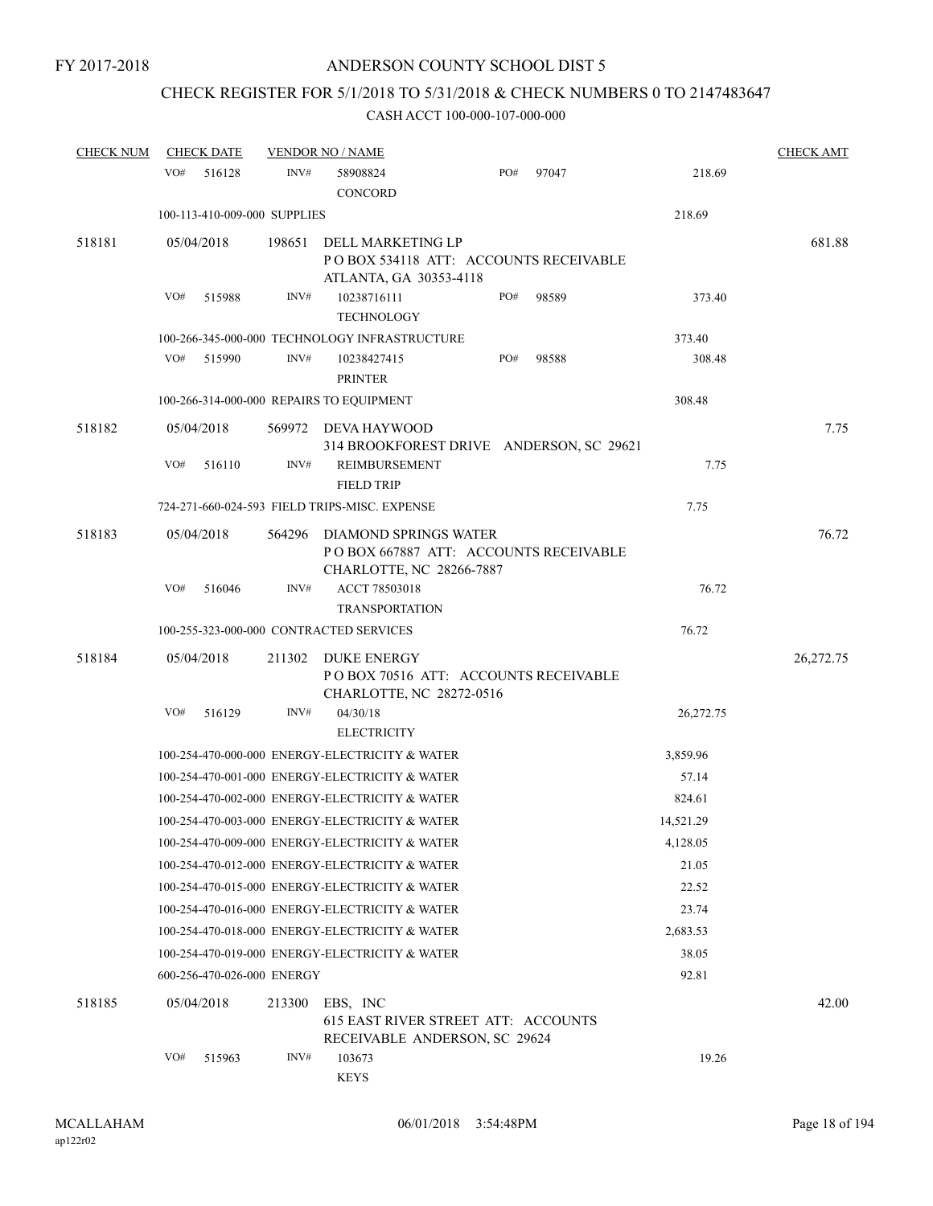FY 2017-2018

# ANDERSON COUNTY SCHOOL DIST 5

## CHECK REGISTER FOR 5/1/2018 TO 5/31/2018 & CHECK NUMBERS 0 TO 2147483647

CASH ACCT 100-000-107-000-000

| CHECK NUM | CHECK DATE | VENDOR NO / NAME | | | CHECK AMT |
|---|---|---|---|---|---|
| | VO# 516128 | INV# 58908824 CONCORD | PO# 97047 | 218.69 | |
| | 100-113-410-009-000 SUPPLIES | | | 218.69 | |
| 518181 | 05/04/2018 | 198651 DELL MARKETING LP P O BOX 534118 ATT: ACCOUNTS RECEIVABLE ATLANTA, GA 30353-4118 | | | 681.88 |
| | VO# 515988 | INV# 10238716111 TECHNOLOGY | PO# 98589 | 373.40 | |
| | 100-266-345-000-000 TECHNOLOGY INFRASTRUCTURE | | | 373.40 | |
| | VO# 515990 | INV# 10238427415 PRINTER | PO# 98588 | 308.48 | |
| | 100-266-314-000-000 REPAIRS TO EQUIPMENT | | | 308.48 | |
| 518182 | 05/04/2018 | 569972 DEVA HAYWOOD 314 BROOKFOREST DRIVE ANDERSON, SC 29621 | | | 7.75 |
| | VO# 516110 | INV# REIMBURSEMENT FIELD TRIP | | 7.75 | |
| | 724-271-660-024-593 FIELD TRIPS-MISC. EXPENSE | | | 7.75 | |
| 518183 | 05/04/2018 | 564296 DIAMOND SPRINGS WATER P O BOX 667887 ATT: ACCOUNTS RECEIVABLE CHARLOTTE, NC 28266-7887 | | | 76.72 |
| | VO# 516046 | INV# ACCT 78503018 TRANSPORTATION | | 76.72 | |
| | 100-255-323-000-000 CONTRACTED SERVICES | | | 76.72 | |
| 518184 | 05/04/2018 | 211302 DUKE ENERGY P O BOX 70516 ATT: ACCOUNTS RECEIVABLE CHARLOTTE, NC 28272-0516 | | | 26,272.75 |
| | VO# 516129 | INV# 04/30/18 ELECTRICITY | | 26,272.75 | |
| | 100-254-470-000-000 ENERGY-ELECTRICITY & WATER | | | 3,859.96 | |
| | 100-254-470-001-000 ENERGY-ELECTRICITY & WATER | | | 57.14 | |
| | 100-254-470-002-000 ENERGY-ELECTRICITY & WATER | | | 824.61 | |
| | 100-254-470-003-000 ENERGY-ELECTRICITY & WATER | | | 14,521.29 | |
| | 100-254-470-009-000 ENERGY-ELECTRICITY & WATER | | | 4,128.05 | |
| | 100-254-470-012-000 ENERGY-ELECTRICITY & WATER | | | 21.05 | |
| | 100-254-470-015-000 ENERGY-ELECTRICITY & WATER | | | 22.52 | |
| | 100-254-470-016-000 ENERGY-ELECTRICITY & WATER | | | 23.74 | |
| | 100-254-470-018-000 ENERGY-ELECTRICITY & WATER | | | 2,683.53 | |
| | 100-254-470-019-000 ENERGY-ELECTRICITY & WATER | | | 38.05 | |
| | 600-256-470-026-000 ENERGY | | | 92.81 | |
| 518185 | 05/04/2018 | 213300 EBS, INC 615 EAST RIVER STREET ATT: ACCOUNTS RECEIVABLE ANDERSON, SC 29624 | | | 42.00 |
| | VO# 515963 | INV# 103673 KEYS | | 19.26 | |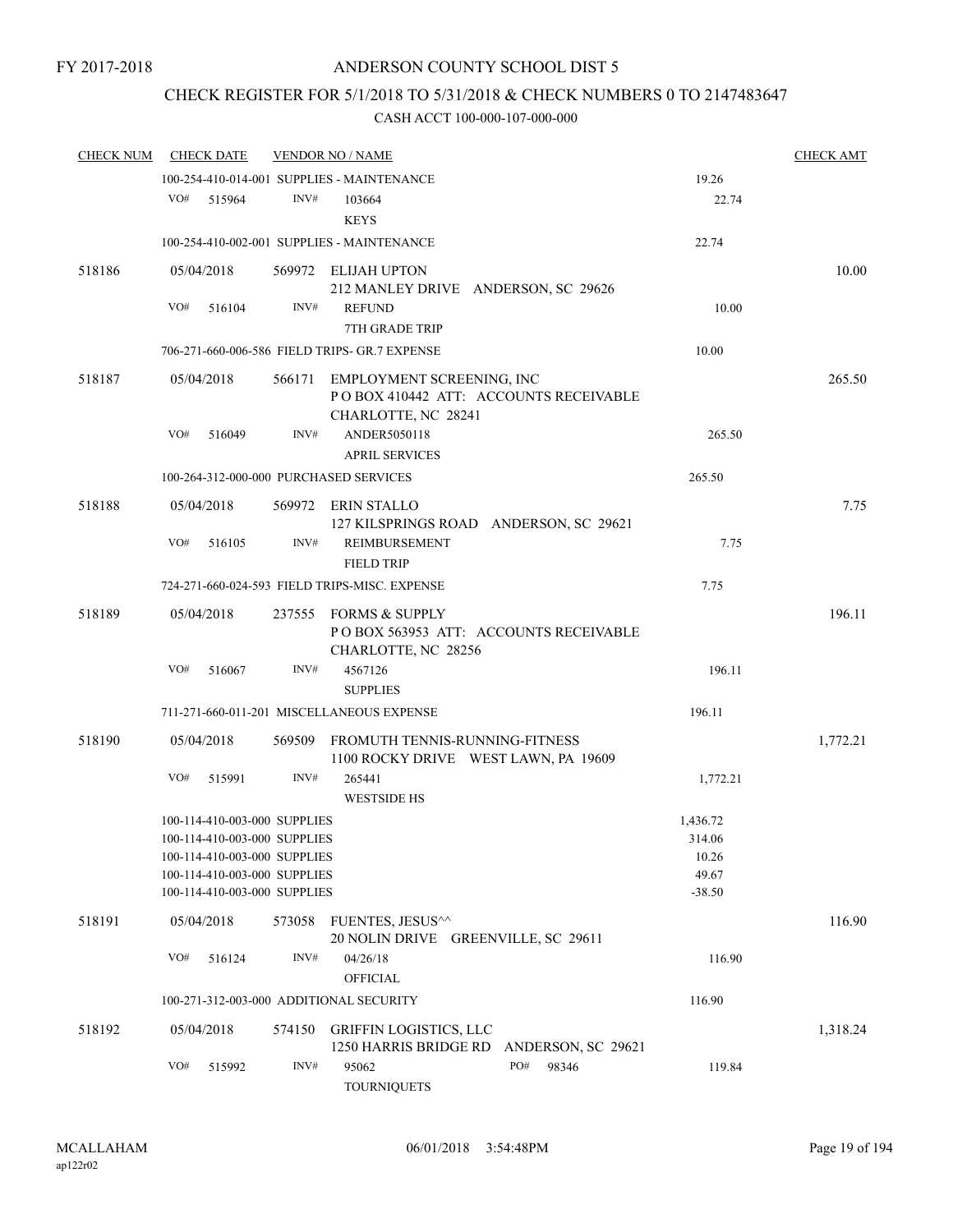FY 2017-2018

# ANDERSON COUNTY SCHOOL DIST 5

## CHECK REGISTER FOR 5/1/2018 TO 5/31/2018 & CHECK NUMBERS 0 TO 2147483647

### CASH ACCT 100-000-107-000-000

| CHECK NUM | CHECK DATE | VENDOR NO / NAME | | CHECK AMT |
|---|---|---|---|---|
| | 100-254-410-014-001 SUPPLIES - MAINTENANCE | | 19.26 | |
| | VO# 515964 | INV# 103664 KEYS | 22.74 | |
| | 100-254-410-002-001 SUPPLIES - MAINTENANCE | | 22.74 | |
| 518186 | 05/04/2018 | 569972 ELIJAH UPTON 212 MANLEY DRIVE ANDERSON, SC 29626 | | 10.00 |
| | VO# 516104 | INV# REFUND 7TH GRADE TRIP | 10.00 | |
| | 706-271-660-006-586 FIELD TRIPS- GR.7 EXPENSE | | 10.00 | |
| 518187 | 05/04/2018 | 566171 EMPLOYMENT SCREENING, INC P O BOX 410442 ATT: ACCOUNTS RECEIVABLE CHARLOTTE, NC 28241 | | 265.50 |
| | VO# 516049 | INV# ANDER5050118 APRIL SERVICES | 265.50 | |
| | 100-264-312-000-000 PURCHASED SERVICES | | 265.50 | |
| 518188 | 05/04/2018 | 569972 ERIN STALLO 127 KILSPRINGS ROAD ANDERSON, SC 29621 | | 7.75 |
| | VO# 516105 | INV# REIMBURSEMENT FIELD TRIP | 7.75 | |
| | 724-271-660-024-593 FIELD TRIPS-MISC. EXPENSE | | 7.75 | |
| 518189 | 05/04/2018 | 237555 FORMS & SUPPLY P O BOX 563953 ATT: ACCOUNTS RECEIVABLE CHARLOTTE, NC 28256 | | 196.11 |
| | VO# 516067 | INV# 4567126 SUPPLIES | 196.11 | |
| | 711-271-660-011-201 MISCELLANEOUS EXPENSE | | 196.11 | |
| 518190 | 05/04/2018 | 569509 FROMUTH TENNIS-RUNNING-FITNESS 1100 ROCKY DRIVE WEST LAWN, PA 19609 | | 1,772.21 |
| | VO# 515991 | INV# 265441 WESTSIDE HS | 1,772.21 | |
| | 100-114-410-003-000 SUPPLIES | | 1,436.72 | |
| | 100-114-410-003-000 SUPPLIES | | 314.06 | |
| | 100-114-410-003-000 SUPPLIES | | 10.26 | |
| | 100-114-410-003-000 SUPPLIES | | 49.67 | |
| | 100-114-410-003-000 SUPPLIES | | -38.50 | |
| 518191 | 05/04/2018 | 573058 FUENTES, JESUS^^ 20 NOLIN DRIVE GREENVILLE, SC 29611 | | 116.90 |
| | VO# 516124 | INV# 04/26/18 OFFICIAL | 116.90 | |
| | 100-271-312-003-000 ADDITIONAL SECURITY | | 116.90 | |
| 518192 | 05/04/2018 | 574150 GRIFFIN LOGISTICS, LLC 1250 HARRIS BRIDGE RD ANDERSON, SC 29621 | | 1,318.24 |
| | VO# 515992 | INV# 95062 PO# 98346 TOURNIQUETS | 119.84 | |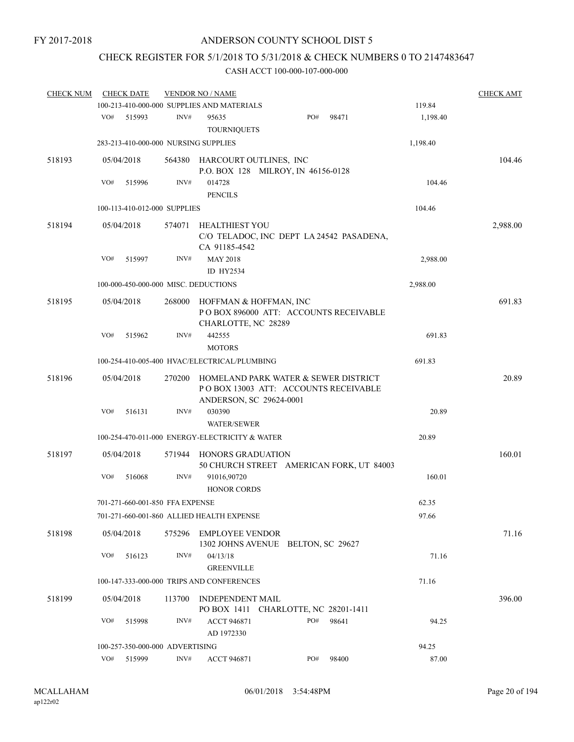FY 2017-2018

# ANDERSON COUNTY SCHOOL DIST 5

## CHECK REGISTER FOR 5/1/2018 TO 5/31/2018 & CHECK NUMBERS 0 TO 2147483647

CASH ACCT 100-000-107-000-000

| CHECK NUM | CHECK DATE | VENDOR NO / NAME | | CHECK AMT |
|---|---|---|---|---|
| | | 100-213-410-000-000 SUPPLIES AND MATERIALS | 119.84 | |
| | VO# 515993 | INV# 95635 TOURNIQUETS PO# 98471 | 1,198.40 | |
| | | 283-213-410-000-000 NURSING SUPPLIES | 1,198.40 | |
| 518193 | 05/04/2018 | 564380 HARCOURT OUTLINES, INC P.O. BOX 128 MILROY, IN 46156-0128 | | 104.46 |
| | VO# 515996 | INV# 014728 PENCILS | 104.46 | |
| | | 100-113-410-012-000 SUPPLIES | 104.46 | |
| 518194 | 05/04/2018 | 574071 HEALTHIEST YOU C/O TELADOC, INC DEPT LA 24542 PASADENA, CA 91185-4542 | | 2,988.00 |
| | VO# 515997 | INV# MAY 2018 ID HY2534 | 2,988.00 | |
| | | 100-000-450-000-000 MISC. DEDUCTIONS | 2,988.00 | |
| 518195 | 05/04/2018 | 268000 HOFFMAN & HOFFMAN, INC P O BOX 896000 ATT: ACCOUNTS RECEIVABLE CHARLOTTE, NC 28289 | | 691.83 |
| | VO# 515962 | INV# 442555 MOTORS | 691.83 | |
| | | 100-254-410-005-400 HVAC/ELECTRICAL/PLUMBING | 691.83 | |
| 518196 | 05/04/2018 | 270200 HOMELAND PARK WATER & SEWER DISTRICT P O BOX 13003 ATT: ACCOUNTS RECEIVABLE ANDERSON, SC 29624-0001 | | 20.89 |
| | VO# 516131 | INV# 030390 WATER/SEWER | 20.89 | |
| | | 100-254-470-011-000 ENERGY-ELECTRICITY & WATER | 20.89 | |
| 518197 | 05/04/2018 | 571944 HONORS GRADUATION 50 CHURCH STREET AMERICAN FORK, UT 84003 | | 160.01 |
| | VO# 516068 | INV# 91016,90720 HONOR CORDS | 160.01 | |
| | | 701-271-660-001-850 FFA EXPENSE | 62.35 | |
| | | 701-271-660-001-860 ALLIED HEALTH EXPENSE | 97.66 | |
| 518198 | 05/04/2018 | 575296 EMPLOYEE VENDOR 1302 JOHNS AVENUE BELTON, SC 29627 | | 71.16 |
| | VO# 516123 | INV# 04/13/18 GREENVILLE | 71.16 | |
| | | 100-147-333-000-000 TRIPS AND CONFERENCES | 71.16 | |
| 518199 | 05/04/2018 | 113700 INDEPENDENT MAIL PO BOX 1411 CHARLOTTE, NC 28201-1411 | | 396.00 |
| | VO# 515998 | INV# ACCT 946871 AD 1972330 PO# 98641 | 94.25 | |
| | | 100-257-350-000-000 ADVERTISING | 94.25 | |
| | VO# 515999 | INV# ACCT 946871 PO# 98400 | 87.00 | |

MCALLAHAM ap122r02 06/01/2018 3:54:48PM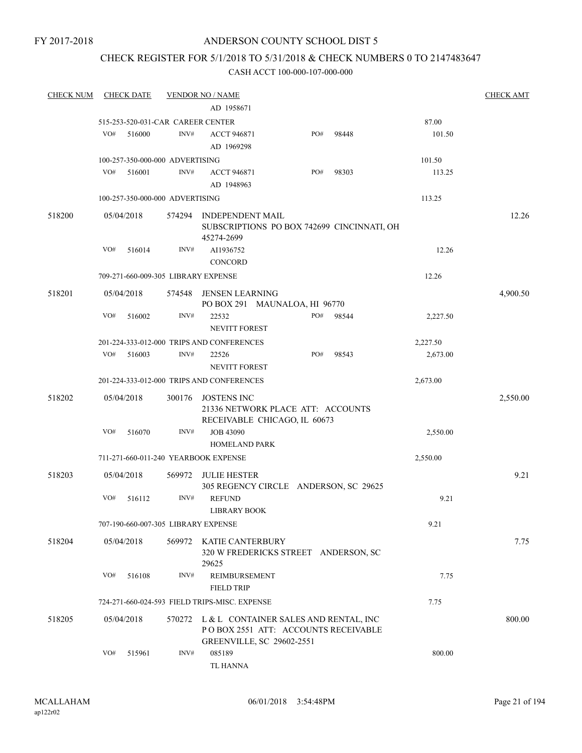FY 2017-2018

# ANDERSON COUNTY SCHOOL DIST 5

## CHECK REGISTER FOR 5/1/2018 TO 5/31/2018 & CHECK NUMBERS 0 TO 2147483647

### CASH ACCT 100-000-107-000-000

| CHECK NUM | CHECK DATE | VENDOR NO / NAME | | | CHECK AMT |
|---|---|---|---|---|---|
| | | AD 1958671 | | | |
| | 515-253-520-031-CAR CAREER CENTER | | | 87.00 | |
| | VO# 516000 | INV# ACCT 946871 AD 1969298 | PO# 98448 | 101.50 | |
| | 100-257-350-000-000 ADVERTISING | | | 101.50 | |
| | VO# 516001 | INV# ACCT 946871 AD 1948963 | PO# 98303 | 113.25 | |
| | 100-257-350-000-000 ADVERTISING | | | 113.25 | |
| 518200 | 05/04/2018 | 574294 INDEPENDENT MAIL SUBSCRIPTIONS PO BOX 742699 CINCINNATI, OH 45274-2699 | | | 12.26 |
| | VO# 516014 | INV# AI1936752 CONCORD | | 12.26 | |
| | 709-271-660-009-305 LIBRARY EXPENSE | | | 12.26 | |
| 518201 | 05/04/2018 | 574548 JENSEN LEARNING PO BOX 291 MAUNALOA, HI 96770 | | | 4,900.50 |
| | VO# 516002 | INV# 22532 NEVITT FOREST | PO# 98544 | 2,227.50 | |
| | 201-224-333-012-000 TRIPS AND CONFERENCES | | | 2,227.50 | |
| | VO# 516003 | INV# 22526 NEVITT FOREST | PO# 98543 | 2,673.00 | |
| | 201-224-333-012-000 TRIPS AND CONFERENCES | | | 2,673.00 | |
| 518202 | 05/04/2018 | 300176 JOSTENS INC 21336 NETWORK PLACE ATT: ACCOUNTS RECEIVABLE CHICAGO, IL 60673 | | | 2,550.00 |
| | VO# 516070 | INV# JOB 43090 HOMELAND PARK | | 2,550.00 | |
| | 711-271-660-011-240 YEARBOOK EXPENSE | | | 2,550.00 | |
| 518203 | 05/04/2018 | 569972 JULIE HESTER 305 REGENCY CIRCLE ANDERSON, SC 29625 | | | 9.21 |
| | VO# 516112 | INV# REFUND LIBRARY BOOK | | 9.21 | |
| | 707-190-660-007-305 LIBRARY EXPENSE | | | 9.21 | |
| 518204 | 05/04/2018 | 569972 KATIE CANTERBURY 320 W FREDERICKS STREET ANDERSON, SC 29625 | | | 7.75 |
| | VO# 516108 | INV# REIMBURSEMENT FIELD TRIP | | 7.75 | |
| | 724-271-660-024-593 FIELD TRIPS-MISC. EXPENSE | | | 7.75 | |
| 518205 | 05/04/2018 | 570272 L & L CONTAINER SALES AND RENTAL, INC P O BOX 2551 ATT: ACCOUNTS RECEIVABLE GREENVILLE, SC 29602-2551 | | | 800.00 |
| | VO# 515961 | INV# 085189 TL HANNA | | 800.00 | |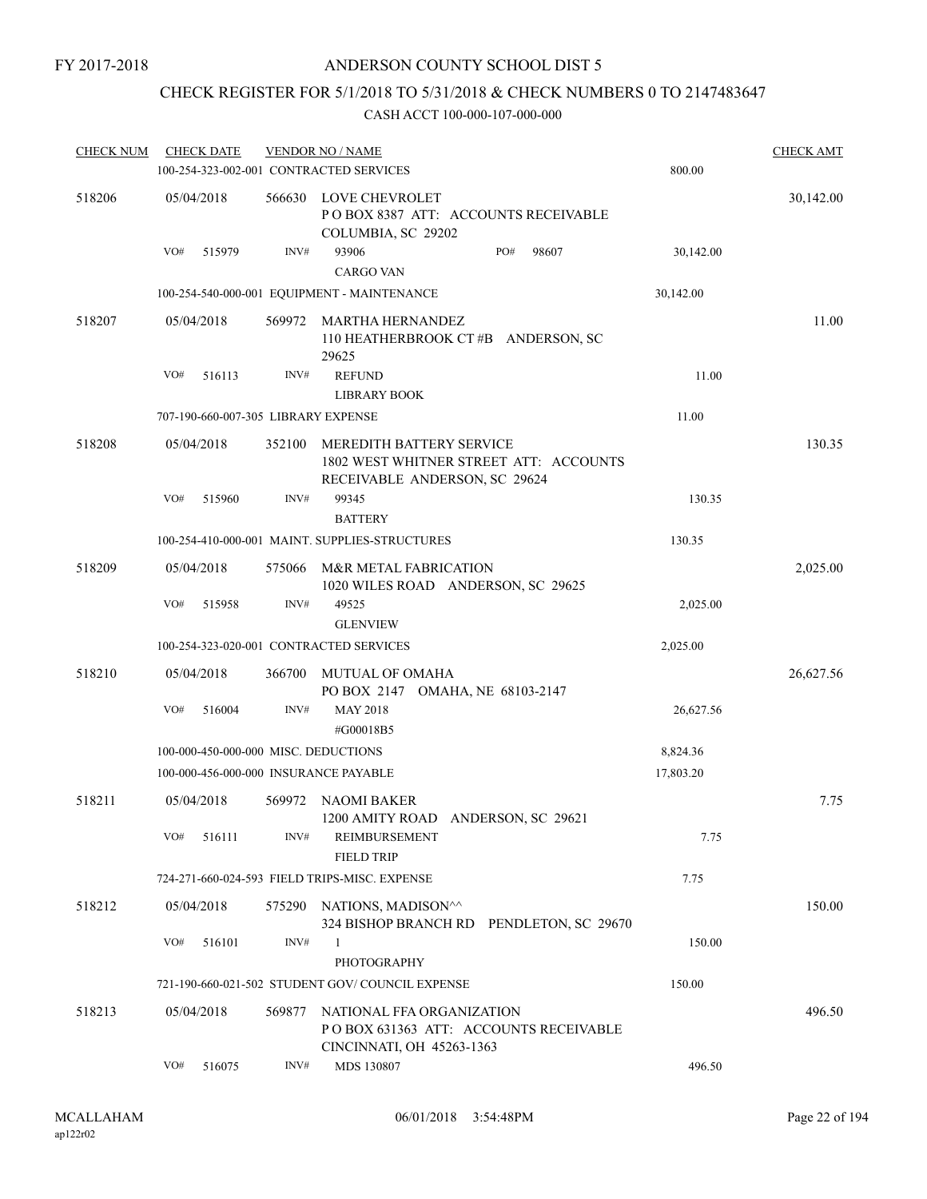FY 2017-2018

# ANDERSON COUNTY SCHOOL DIST 5

## CHECK REGISTER FOR 5/1/2018 TO 5/31/2018 & CHECK NUMBERS 0 TO 2147483647

### CASH ACCT 100-000-107-000-000

| CHECK NUM | CHECK DATE | VENDOR NO / NAME | | CHECK AMT |
|---|---|---|---|---|
| | 100-254-323-002-001 CONTRACTED SERVICES | | 800.00 | |
| 518206 | 05/04/2018 | 566630 LOVE CHEVROLET<br>P O BOX 8387 ATT: ACCOUNTS RECEIVABLE<br>COLUMBIA, SC 29202 | | 30,142.00 |
| | VO# 515979 | INV# 93906 PO# 98607<br>CARGO VAN | 30,142.00 | |
| | 100-254-540-000-001 EQUIPMENT - MAINTENANCE | | 30,142.00 | |
| 518207 | 05/04/2018 | 569972 MARTHA HERNANDEZ<br>110 HEATHERBROOK CT #B ANDERSON, SC 29625 | | 11.00 |
| | VO# 516113 | INV# REFUND<br>LIBRARY BOOK | 11.00 | |
| | 707-190-660-007-305 LIBRARY EXPENSE | | 11.00 | |
| 518208 | 05/04/2018 | 352100 MEREDITH BATTERY SERVICE<br>1802 WEST WHITNER STREET ATT: ACCOUNTS RECEIVABLE ANDERSON, SC 29624 | | 130.35 |
| | VO# 515960 | INV# 99345<br>BATTERY | 130.35 | |
| | 100-254-410-000-001 MAINT. SUPPLIES-STRUCTURES | | 130.35 | |
| 518209 | 05/04/2018 | 575066 M&R METAL FABRICATION<br>1020 WILES ROAD ANDERSON, SC 29625 | | 2,025.00 |
| | VO# 515958 | INV# 49525<br>GLENVIEW | 2,025.00 | |
| | 100-254-323-020-001 CONTRACTED SERVICES | | 2,025.00 | |
| 518210 | 05/04/2018 | 366700 MUTUAL OF OMAHA<br>PO BOX 2147 OMAHA, NE 68103-2147 | | 26,627.56 |
| | VO# 516004 | INV# MAY 2018<br>#G00018B5 | 26,627.56 | |
| | 100-000-450-000-000 MISC. DEDUCTIONS | | 8,824.36 | |
| | 100-000-456-000-000 INSURANCE PAYABLE | | 17,803.20 | |
| 518211 | 05/04/2018 | 569972 NAOMI BAKER<br>1200 AMITY ROAD ANDERSON, SC 29621 | | 7.75 |
| | VO# 516111 | INV# REIMBURSEMENT<br>FIELD TRIP | 7.75 | |
| | 724-271-660-024-593 FIELD TRIPS-MISC. EXPENSE | | 7.75 | |
| 518212 | 05/04/2018 | 575290 NATIONS, MADISON^^<br>324 BISHOP BRANCH RD PENDLETON, SC 29670 | | 150.00 |
| | VO# 516101 | INV# 1<br>PHOTOGRAPHY | 150.00 | |
| | 721-190-660-021-502 STUDENT GOV/ COUNCIL EXPENSE | | 150.00 | |
| 518213 | 05/04/2018 | 569877 NATIONAL FFA ORGANIZATION<br>P O BOX 631363 ATT: ACCOUNTS RECEIVABLE<br>CINCINNATI, OH 45263-1363 | | 496.50 |
| | VO# 516075 | INV# MDS 130807 | 496.50 | |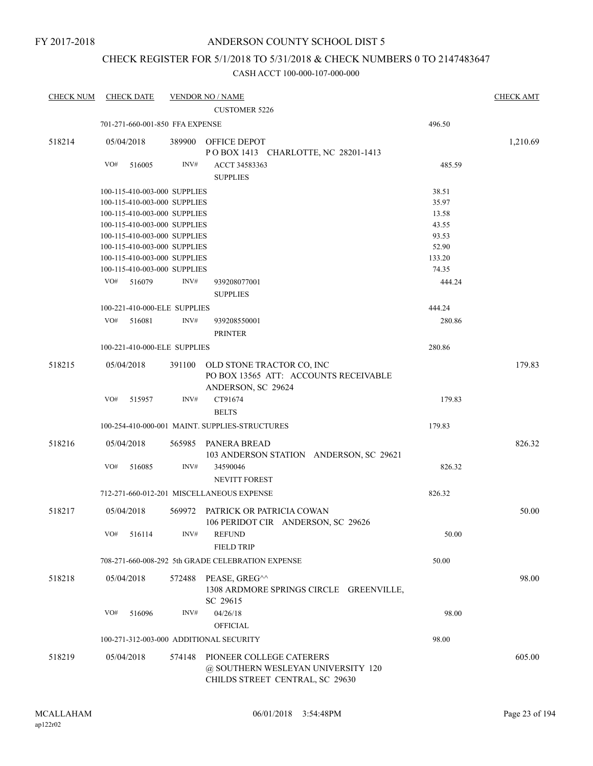FY 2017-2018

# ANDERSON COUNTY SCHOOL DIST 5

## CHECK REGISTER FOR 5/1/2018 TO 5/31/2018 & CHECK NUMBERS 0 TO 2147483647

### CASH ACCT 100-000-107-000-000

| CHECK NUM | CHECK DATE | VENDOR NO / NAME | | CHECK AMT |
|---|---|---|---|---|
| | | CUSTOMER 5226 | | |
| | 701-271-660-001-850 FFA EXPENSE | | 496.50 | |
| 518214 | 05/04/2018 | 389900 OFFICE DEPOT<br>P O BOX 1413 CHARLOTTE, NC 28201-1413 | | 1,210.69 |
| | VO# 516005 INV# | ACCT 34583363<br>SUPPLIES | 485.59 | |
| | 100-115-410-003-000 SUPPLIES | | 38.51 | |
| | 100-115-410-003-000 SUPPLIES | | 35.97 | |
| | 100-115-410-003-000 SUPPLIES | | 13.58 | |
| | 100-115-410-003-000 SUPPLIES | | 43.55 | |
| | 100-115-410-003-000 SUPPLIES | | 93.53 | |
| | 100-115-410-003-000 SUPPLIES | | 52.90 | |
| | 100-115-410-003-000 SUPPLIES | | 133.20 | |
| | 100-115-410-003-000 SUPPLIES | | 74.35 | |
| | VO# 516079 INV# | 939208077001<br>SUPPLIES | 444.24 | |
| | 100-221-410-000-ELE SUPPLIES | | 444.24 | |
| | VO# 516081 INV# | 939208550001<br>PRINTER | 280.86 | |
| | 100-221-410-000-ELE SUPPLIES | | 280.86 | |
| 518215 | 05/04/2018 | 391100 OLD STONE TRACTOR CO, INC<br>PO BOX 13565 ATT: ACCOUNTS RECEIVABLE<br>ANDERSON, SC 29624 | | 179.83 |
| | VO# 515957 INV# | CT91674<br>BELTS | 179.83 | |
| | 100-254-410-000-001 MAINT. SUPPLIES-STRUCTURES | | 179.83 | |
| 518216 | 05/04/2018 | 565985 PANERA BREAD<br>103 ANDERSON STATION ANDERSON, SC 29621 | | 826.32 |
| | VO# 516085 INV# | 34590046<br>NEVITT FOREST | 826.32 | |
| | 712-271-660-012-201 MISCELLANEOUS EXPENSE | | 826.32 | |
| 518217 | 05/04/2018 | 569972 PATRICK OR PATRICIA COWAN<br>106 PERIDOT CIR ANDERSON, SC 29626 | | 50.00 |
| | VO# 516114 INV# | REFUND<br>FIELD TRIP | 50.00 | |
| | 708-271-660-008-292 5th GRADE CELEBRATION EXPENSE | | 50.00 | |
| 518218 | 05/04/2018 | 572488 PEASE, GREG^^<br>1308 ARDMORE SPRINGS CIRCLE GREENVILLE, SC 29615 | | 98.00 |
| | VO# 516096 INV# | 04/26/18<br>OFFICIAL | 98.00 | |
| | 100-271-312-003-000 ADDITIONAL SECURITY | | 98.00 | |
| 518219 | 05/04/2018 | 574148 PIONEER COLLEGE CATERERS<br>@ SOUTHERN WESLEYAN UNIVERSITY 120<br>CHILDS STREET CENTRAL, SC 29630 | | 605.00 |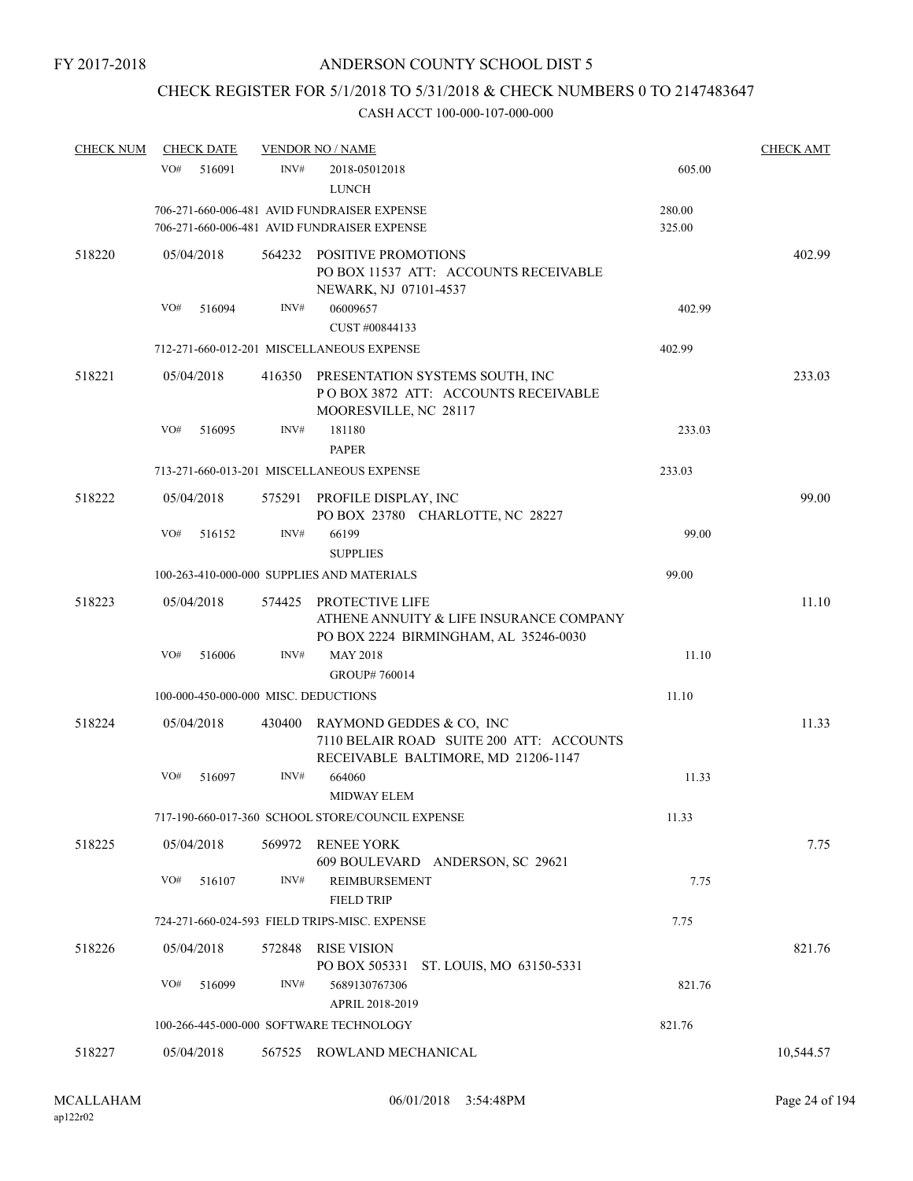FY 2017-2018

# ANDERSON COUNTY SCHOOL DIST 5

## CHECK REGISTER FOR 5/1/2018 TO 5/31/2018 & CHECK NUMBERS 0 TO 2147483647

CASH ACCT 100-000-107-000-000

| CHECK NUM | CHECK DATE | VENDOR NO / NAME | | CHECK AMT |
|---|---|---|---|---|
| | VO# 516091 | INV# 2018-05012018 LUNCH | 605.00 | |
| | | 706-271-660-006-481 AVID FUNDRAISER EXPENSE | 280.00 | |
| | | 706-271-660-006-481 AVID FUNDRAISER EXPENSE | 325.00 | |
| 518220 | 05/04/2018 | 564232 POSITIVE PROMOTIONS PO BOX 11537 ATT: ACCOUNTS RECEIVABLE NEWARK, NJ 07101-4537 | | 402.99 |
| | VO# 516094 | INV# 06009657 CUST #00844133 | 402.99 | |
| | | 712-271-660-012-201 MISCELLANEOUS EXPENSE | 402.99 | |
| 518221 | 05/04/2018 | 416350 PRESENTATION SYSTEMS SOUTH, INC P O BOX 3872 ATT: ACCOUNTS RECEIVABLE MOORESVILLE, NC 28117 | | 233.03 |
| | VO# 516095 | INV# 181180 PAPER | 233.03 | |
| | | 713-271-660-013-201 MISCELLANEOUS EXPENSE | 233.03 | |
| 518222 | 05/04/2018 | 575291 PROFILE DISPLAY, INC PO BOX 23780 CHARLOTTE, NC 28227 | | 99.00 |
| | VO# 516152 | INV# 66199 SUPPLIES | 99.00 | |
| | | 100-263-410-000-000 SUPPLIES AND MATERIALS | 99.00 | |
| 518223 | 05/04/2018 | 574425 PROTECTIVE LIFE ATHENE ANNUITY & LIFE INSURANCE COMPANY PO BOX 2224 BIRMINGHAM, AL 35246-0030 | | 11.10 |
| | VO# 516006 | INV# MAY 2018 GROUP# 760014 | 11.10 | |
| | | 100-000-450-000-000 MISC. DEDUCTIONS | 11.10 | |
| 518224 | 05/04/2018 | 430400 RAYMOND GEDDES & CO, INC 7110 BELAIR ROAD SUITE 200 ATT: ACCOUNTS RECEIVABLE BALTIMORE, MD 21206-1147 | | 11.33 |
| | VO# 516097 | INV# 664060 MIDWAY ELEM | 11.33 | |
| | | 717-190-660-017-360 SCHOOL STORE/COUNCIL EXPENSE | 11.33 | |
| 518225 | 05/04/2018 | 569972 RENEE YORK 609 BOULEVARD ANDERSON, SC 29621 | | 7.75 |
| | VO# 516107 | INV# REIMBURSEMENT FIELD TRIP | 7.75 | |
| | | 724-271-660-024-593 FIELD TRIPS-MISC. EXPENSE | 7.75 | |
| 518226 | 05/04/2018 | 572848 RISE VISION PO BOX 505331 ST. LOUIS, MO 63150-5331 | | 821.76 |
| | VO# 516099 | INV# 5689130767306 APRIL 2018-2019 | 821.76 | |
| | | 100-266-445-000-000 SOFTWARE TECHNOLOGY | 821.76 | |
| 518227 | 05/04/2018 | 567525 ROWLAND MECHANICAL | | 10,544.57 |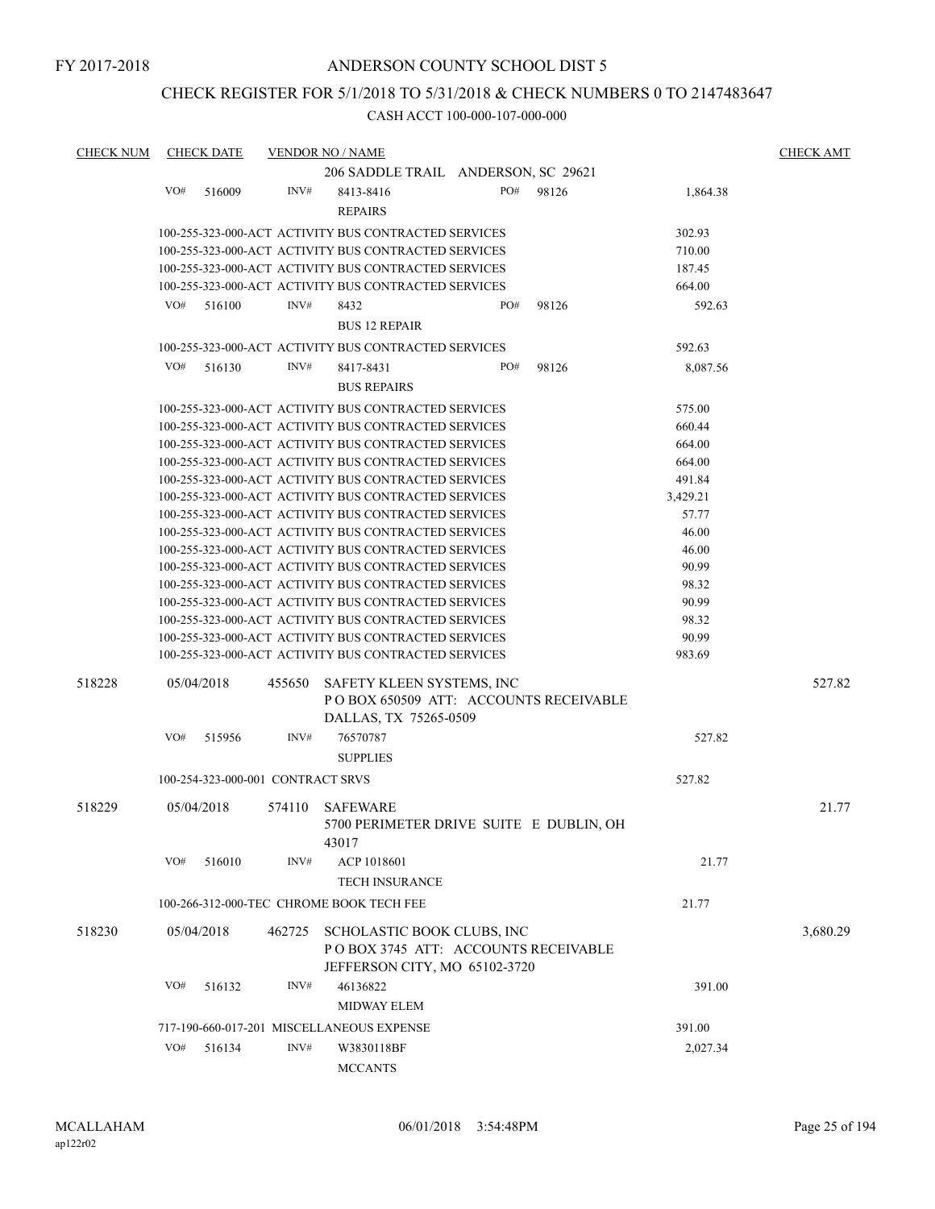FY 2017-2018

# ANDERSON COUNTY SCHOOL DIST 5

## CHECK REGISTER FOR 5/1/2018 TO 5/31/2018 & CHECK NUMBERS 0 TO 2147483647

CASH ACCT 100-000-107-000-000

| CHECK NUM | CHECK DATE | VENDOR NO / NAME | | CHECK AMT |
|---|---|---|---|---|
| | | 206 SADDLE TRAIL ANDERSON, SC 29621 | | |
| | VO# 516009 | INV# 8413-8416 PO# 98126 REPAIRS | 1,864.38 | |
| | | 100-255-323-000-ACT ACTIVITY BUS CONTRACTED SERVICES | 302.93 | |
| | | 100-255-323-000-ACT ACTIVITY BUS CONTRACTED SERVICES | 710.00 | |
| | | 100-255-323-000-ACT ACTIVITY BUS CONTRACTED SERVICES | 187.45 | |
| | | 100-255-323-000-ACT ACTIVITY BUS CONTRACTED SERVICES | 664.00 | |
| | VO# 516100 | INV# 8432 PO# 98126 BUS 12 REPAIR | 592.63 | |
| | | 100-255-323-000-ACT ACTIVITY BUS CONTRACTED SERVICES | 592.63 | |
| | VO# 516130 | INV# 8417-8431 PO# 98126 BUS REPAIRS | 8,087.56 | |
| | | 100-255-323-000-ACT ACTIVITY BUS CONTRACTED SERVICES | 575.00 | |
| | | 100-255-323-000-ACT ACTIVITY BUS CONTRACTED SERVICES | 660.44 | |
| | | 100-255-323-000-ACT ACTIVITY BUS CONTRACTED SERVICES | 664.00 | |
| | | 100-255-323-000-ACT ACTIVITY BUS CONTRACTED SERVICES | 664.00 | |
| | | 100-255-323-000-ACT ACTIVITY BUS CONTRACTED SERVICES | 491.84 | |
| | | 100-255-323-000-ACT ACTIVITY BUS CONTRACTED SERVICES | 3,429.21 | |
| | | 100-255-323-000-ACT ACTIVITY BUS CONTRACTED SERVICES | 57.77 | |
| | | 100-255-323-000-ACT ACTIVITY BUS CONTRACTED SERVICES | 46.00 | |
| | | 100-255-323-000-ACT ACTIVITY BUS CONTRACTED SERVICES | 46.00 | |
| | | 100-255-323-000-ACT ACTIVITY BUS CONTRACTED SERVICES | 90.99 | |
| | | 100-255-323-000-ACT ACTIVITY BUS CONTRACTED SERVICES | 98.32 | |
| | | 100-255-323-000-ACT ACTIVITY BUS CONTRACTED SERVICES | 90.99 | |
| | | 100-255-323-000-ACT ACTIVITY BUS CONTRACTED SERVICES | 98.32 | |
| | | 100-255-323-000-ACT ACTIVITY BUS CONTRACTED SERVICES | 90.99 | |
| | | 100-255-323-000-ACT ACTIVITY BUS CONTRACTED SERVICES | 983.69 | |
| 518228 | 05/04/2018 | 455650 SAFETY KLEEN SYSTEMS, INC P O BOX 650509 ATT: ACCOUNTS RECEIVABLE DALLAS, TX 75265-0509 | | 527.82 |
| | VO# 515956 | INV# 76570787 SUPPLIES | 527.82 | |
| | | 100-254-323-000-001 CONTRACT SRVS | 527.82 | |
| 518229 | 05/04/2018 | 574110 SAFEWARE 5700 PERIMETER DRIVE SUITE E DUBLIN, OH 43017 | | 21.77 |
| | VO# 516010 | INV# ACP 1018601 TECH INSURANCE | 21.77 | |
| | | 100-266-312-000-TEC CHROME BOOK TECH FEE | 21.77 | |
| 518230 | 05/04/2018 | 462725 SCHOLASTIC BOOK CLUBS, INC P O BOX 3745 ATT: ACCOUNTS RECEIVABLE JEFFERSON CITY, MO 65102-3720 | | 3,680.29 |
| | VO# 516132 | INV# 46136822 MIDWAY ELEM | 391.00 | |
| | | 717-190-660-017-201 MISCELLANEOUS EXPENSE | 391.00 | |
| | VO# 516134 | INV# W3830118BF MCCANTS | 2,027.34 | |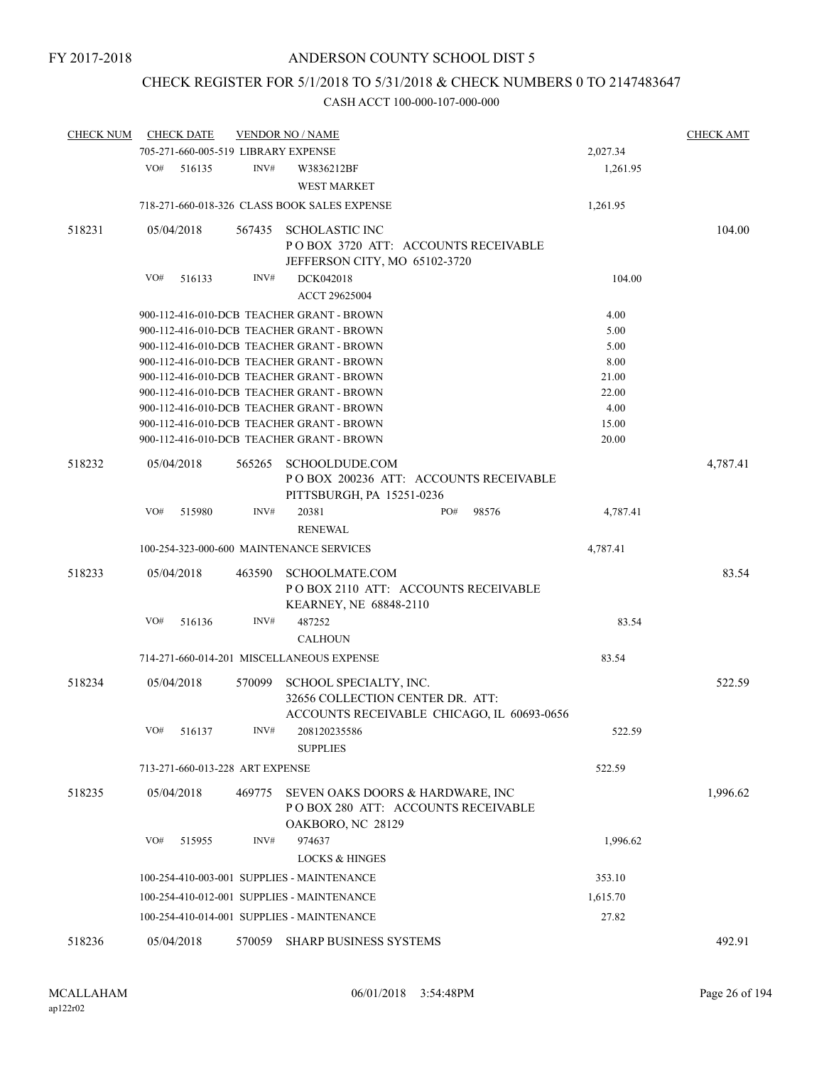FY 2017-2018

# ANDERSON COUNTY SCHOOL DIST 5

## CHECK REGISTER FOR 5/1/2018 TO 5/31/2018 & CHECK NUMBERS 0 TO 2147483647

### CASH ACCT 100-000-107-000-000

| CHECK NUM | CHECK DATE | VENDOR NO / NAME | | CHECK AMT |
|---|---|---|---|---|
| | 705-271-660-005-519 LIBRARY EXPENSE | | 2,027.34 | |
| | VO# 516135 | INV# W3836212BF<br>WEST MARKET | 1,261.95 | |
| | 718-271-660-018-326 CLASS BOOK SALES EXPENSE | | 1,261.95 | |
| 518231 | 05/04/2018 | 567435 SCHOLASTIC INC<br>P O BOX 3720 ATT: ACCOUNTS RECEIVABLE<br>JEFFERSON CITY, MO 65102-3720 | | 104.00 |
| | VO# 516133 | INV# DCK042018<br>ACCT 29625004 | 104.00 | |
| | 900-112-416-010-DCB TEACHER GRANT - BROWN | | 4.00 | |
| | 900-112-416-010-DCB TEACHER GRANT - BROWN | | 5.00 | |
| | 900-112-416-010-DCB TEACHER GRANT - BROWN | | 5.00 | |
| | 900-112-416-010-DCB TEACHER GRANT - BROWN | | 8.00 | |
| | 900-112-416-010-DCB TEACHER GRANT - BROWN | | 21.00 | |
| | 900-112-416-010-DCB TEACHER GRANT - BROWN | | 22.00 | |
| | 900-112-416-010-DCB TEACHER GRANT - BROWN | | 4.00 | |
| | 900-112-416-010-DCB TEACHER GRANT - BROWN | | 15.00 | |
| | 900-112-416-010-DCB TEACHER GRANT - BROWN | | 20.00 | |
| 518232 | 05/04/2018 | 565265 SCHOOLDUDE.COM<br>P O BOX 200236 ATT: ACCOUNTS RECEIVABLE<br>PITTSBURGH, PA 15251-0236 | | 4,787.41 |
| | VO# 515980 | INV# 20381 PO# 98576<br>RENEWAL | 4,787.41 | |
| | 100-254-323-000-600 MAINTENANCE SERVICES | | 4,787.41 | |
| 518233 | 05/04/2018 | 463590 SCHOOLMATE.COM<br>P O BOX 2110 ATT: ACCOUNTS RECEIVABLE<br>KEARNEY, NE 68848-2110 | | 83.54 |
| | VO# 516136 | INV# 487252<br>CALHOUN | 83.54 | |
| | 714-271-660-014-201 MISCELLANEOUS EXPENSE | | 83.54 | |
| 518234 | 05/04/2018 | 570099 SCHOOL SPECIALTY, INC.<br>32656 COLLECTION CENTER DR. ATT:<br>ACCOUNTS RECEIVABLE CHICAGO, IL 60693-0656 | | 522.59 |
| | VO# 516137 | INV# 208120235586<br>SUPPLIES | 522.59 | |
| | 713-271-660-013-228 ART EXPENSE | | 522.59 | |
| 518235 | 05/04/2018 | 469775 SEVEN OAKS DOORS & HARDWARE, INC<br>P O BOX 280 ATT: ACCOUNTS RECEIVABLE<br>OAKBORO, NC 28129 | | 1,996.62 |
| | VO# 515955 | INV# 974637<br>LOCKS & HINGES | 1,996.62 | |
| | 100-254-410-003-001 SUPPLIES - MAINTENANCE | | 353.10 | |
| | 100-254-410-012-001 SUPPLIES - MAINTENANCE | | 1,615.70 | |
| | 100-254-410-014-001 SUPPLIES - MAINTENANCE | | 27.82 | |
| 518236 | 05/04/2018 | 570059 SHARP BUSINESS SYSTEMS | | 492.91 |

MCALLAHAM
ap122r02

06/01/2018 3:54:48PM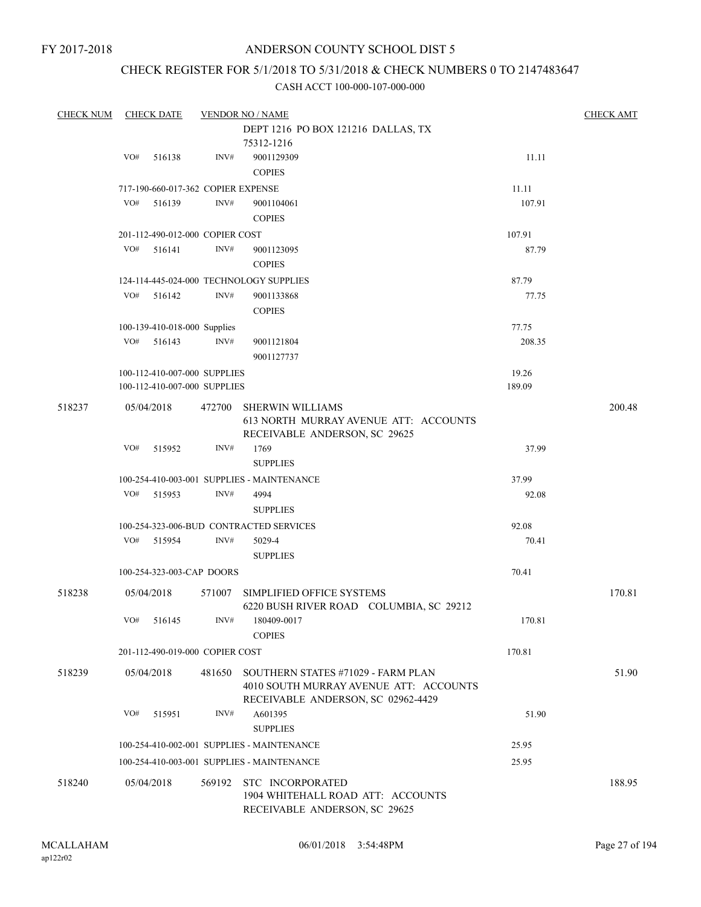FY 2017-2018

# ANDERSON COUNTY SCHOOL DIST 5

## CHECK REGISTER FOR 5/1/2018 TO 5/31/2018 & CHECK NUMBERS 0 TO 2147483647

### CASH ACCT 100-000-107-000-000

| CHECK NUM | CHECK DATE | VENDOR NO / NAME | | CHECK AMT |
|---|---|---|---|---|
| | | DEPT 1216 PO BOX 121216 DALLAS, TX 75312-1216 | | |
| | VO# 516138 | INV# 9001129309 COPIES | 11.11 | |
| | | 717-190-660-017-362 COPIER EXPENSE | 11.11 | |
| | VO# 516139 | INV# 9001104061 COPIES | 107.91 | |
| | | 201-112-490-012-000 COPIER COST | 107.91 | |
| | VO# 516141 | INV# 9001123095 COPIES | 87.79 | |
| | | 124-114-445-024-000 TECHNOLOGY SUPPLIES | 87.79 | |
| | VO# 516142 | INV# 9001133868 COPIES | 77.75 | |
| | | 100-139-410-018-000 Supplies | 77.75 | |
| | VO# 516143 | INV# 9001121804 9001127737 | 208.35 | |
| | | 100-112-410-007-000 SUPPLIES | 19.26 | |
| | | 100-112-410-007-000 SUPPLIES | 189.09 | |
| 518237 | 05/04/2018 | 472700 SHERWIN WILLIAMS 613 NORTH MURRAY AVENUE ATT: ACCOUNTS RECEIVABLE ANDERSON, SC 29625 | | 200.48 |
| | VO# 515952 | INV# 1769 SUPPLIES | 37.99 | |
| | | 100-254-410-003-001 SUPPLIES - MAINTENANCE | 37.99 | |
| | VO# 515953 | INV# 4994 SUPPLIES | 92.08 | |
| | | 100-254-323-006-BUD CONTRACTED SERVICES | 92.08 | |
| | VO# 515954 | INV# 5029-4 SUPPLIES | 70.41 | |
| | | 100-254-323-003-CAP DOORS | 70.41 | |
| 518238 | 05/04/2018 | 571007 SIMPLIFIED OFFICE SYSTEMS 6220 BUSH RIVER ROAD COLUMBIA, SC 29212 | | 170.81 |
| | VO# 516145 | INV# 180409-0017 COPIES | 170.81 | |
| | | 201-112-490-019-000 COPIER COST | 170.81 | |
| 518239 | 05/04/2018 | 481650 SOUTHERN STATES #71029 - FARM PLAN 4010 SOUTH MURRAY AVENUE ATT: ACCOUNTS RECEIVABLE ANDERSON, SC 02962-4429 | | 51.90 |
| | VO# 515951 | INV# A601395 SUPPLIES | 51.90 | |
| | | 100-254-410-002-001 SUPPLIES - MAINTENANCE | 25.95 | |
| | | 100-254-410-003-001 SUPPLIES - MAINTENANCE | 25.95 | |
| 518240 | 05/04/2018 | 569192 STC INCORPORATED 1904 WHITEHALL ROAD ATT: ACCOUNTS RECEIVABLE ANDERSON, SC 29625 | | 188.95 |

MCALLAHAM ap122r02 06/01/2018 3:54:48PM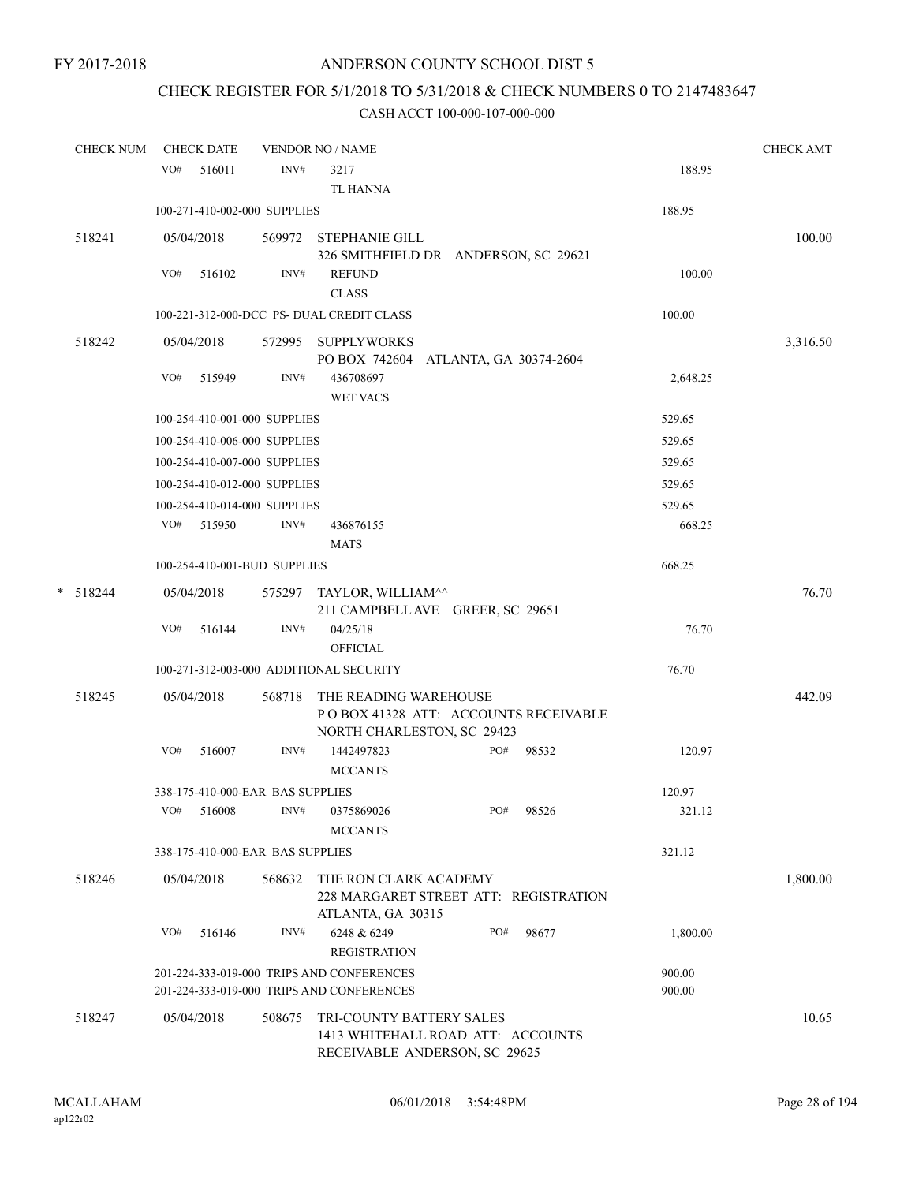FY 2017-2018

# ANDERSON COUNTY SCHOOL DIST 5

## CHECK REGISTER FOR 5/1/2018 TO 5/31/2018 & CHECK NUMBERS 0 TO 2147483647

### CASH ACCT 100-000-107-000-000

| CHECK NUM | CHECK DATE | VENDOR NO / NAME | | | CHECK AMT |
|---|---|---|---|---|---|
| | VO# 516011 | INV# 3217 TL HANNA | | 188.95 | |
| | 100-271-410-002-000 SUPPLIES | | | 188.95 | |
| 518241 | 05/04/2018 | 569972 STEPHANIE GILL 326 SMITHFIELD DR ANDERSON, SC 29621 | | | 100.00 |
| | VO# 516102 | INV# REFUND CLASS | | 100.00 | |
| | 100-221-312-000-DCC PS- DUAL CREDIT CLASS | | | 100.00 | |
| 518242 | 05/04/2018 | 572995 SUPPLYWORKS PO BOX 742604 ATLANTA, GA 30374-2604 | | | 3,316.50 |
| | VO# 515949 | INV# 436708697 WET VACS | | 2,648.25 | |
| | 100-254-410-001-000 SUPPLIES | | | 529.65 | |
| | 100-254-410-006-000 SUPPLIES | | | 529.65 | |
| | 100-254-410-007-000 SUPPLIES | | | 529.65 | |
| | 100-254-410-012-000 SUPPLIES | | | 529.65 | |
| | 100-254-410-014-000 SUPPLIES | | | 529.65 | |
| | VO# 515950 | INV# 436876155 MATS | | 668.25 | |
| | 100-254-410-001-BUD SUPPLIES | | | 668.25 | |
| * 518244 | 05/04/2018 | 575297 TAYLOR, WILLIAM^^ 211 CAMPBELL AVE GREER, SC 29651 | | | 76.70 |
| | VO# 516144 | INV# 04/25/18 OFFICIAL | | 76.70 | |
| | 100-271-312-003-000 ADDITIONAL SECURITY | | | 76.70 | |
| 518245 | 05/04/2018 | 568718 THE READING WAREHOUSE P O BOX 41328 ATT: ACCOUNTS RECEIVABLE NORTH CHARLESTON, SC 29423 | | | 442.09 |
| | VO# 516007 | INV# 1442497823 MCCANTS | PO# 98532 | 120.97 | |
| | 338-175-410-000-EAR BAS SUPPLIES | | | 120.97 | |
| | VO# 516008 | INV# 0375869026 MCCANTS | PO# 98526 | 321.12 | |
| | 338-175-410-000-EAR BAS SUPPLIES | | | 321.12 | |
| 518246 | 05/04/2018 | 568632 THE RON CLARK ACADEMY 228 MARGARET STREET ATT: REGISTRATION ATLANTA, GA 30315 | | | 1,800.00 |
| | VO# 516146 | INV# 6248 & 6249 REGISTRATION | PO# 98677 | 1,800.00 | |
| | 201-224-333-019-000 TRIPS AND CONFERENCES | | | 900.00 | |
| | 201-224-333-019-000 TRIPS AND CONFERENCES | | | 900.00 | |
| 518247 | 05/04/2018 | 508675 TRI-COUNTY BATTERY SALES 1413 WHITEHALL ROAD ATT: ACCOUNTS RECEIVABLE ANDERSON, SC 29625 | | | 10.65 |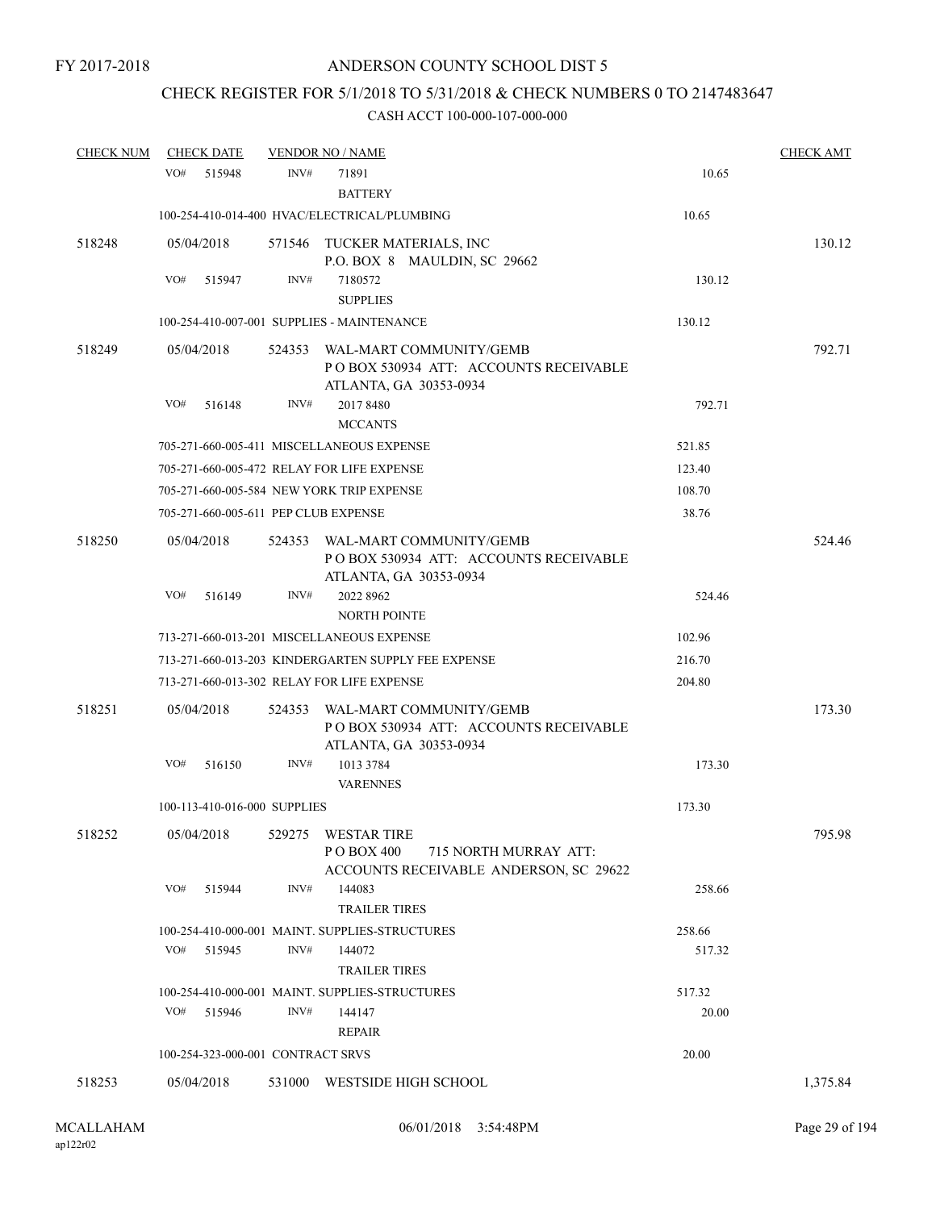FY 2017-2018

# ANDERSON COUNTY SCHOOL DIST 5

## CHECK REGISTER FOR 5/1/2018 TO 5/31/2018 & CHECK NUMBERS 0 TO 2147483647

### CASH ACCT 100-000-107-000-000

| CHECK NUM | CHECK DATE | VENDOR NO / NAME | | CHECK AMT |
|---|---|---|---|---|
| | VO# 515948 | INV# 71891<br>BATTERY | 10.65 | |
| | 100-254-410-014-400 HVAC/ELECTRICAL/PLUMBING | | 10.65 | |
| 518248 | 05/04/2018 | 571546 TUCKER MATERIALS, INC<br>P.O. BOX 8 MAULDIN, SC 29662 | | 130.12 |
| | VO# 515947 | INV# 7180572<br>SUPPLIES | 130.12 | |
| | 100-254-410-007-001 SUPPLIES - MAINTENANCE | | 130.12 | |
| 518249 | 05/04/2018 | 524353 WAL-MART COMMUNITY/GEMB<br>P O BOX 530934 ATT: ACCOUNTS RECEIVABLE<br>ATLANTA, GA 30353-0934 | | 792.71 |
| | VO# 516148 | INV# 2017 8480<br>MCCANTS | 792.71 | |
| | 705-271-660-005-411 MISCELLANEOUS EXPENSE | | 521.85 | |
| | 705-271-660-005-472 RELAY FOR LIFE EXPENSE | | 123.40 | |
| | 705-271-660-005-584 NEW YORK TRIP EXPENSE | | 108.70 | |
| | 705-271-660-005-611 PEP CLUB EXPENSE | | 38.76 | |
| 518250 | 05/04/2018 | 524353 WAL-MART COMMUNITY/GEMB<br>P O BOX 530934 ATT: ACCOUNTS RECEIVABLE<br>ATLANTA, GA 30353-0934 | | 524.46 |
| | VO# 516149 | INV# 2022 8962<br>NORTH POINTE | 524.46 | |
| | 713-271-660-013-201 MISCELLANEOUS EXPENSE | | 102.96 | |
| | 713-271-660-013-203 KINDERGARTEN SUPPLY FEE EXPENSE | | 216.70 | |
| | 713-271-660-013-302 RELAY FOR LIFE EXPENSE | | 204.80 | |
| 518251 | 05/04/2018 | 524353 WAL-MART COMMUNITY/GEMB<br>P O BOX 530934 ATT: ACCOUNTS RECEIVABLE<br>ATLANTA, GA 30353-0934 | | 173.30 |
| | VO# 516150 | INV# 1013 3784<br>VARENNES | 173.30 | |
| | 100-113-410-016-000 SUPPLIES | | 173.30 | |
| 518252 | 05/04/2018 | 529275 WESTAR TIRE<br>P O BOX 400 715 NORTH MURRAY ATT:<br>ACCOUNTS RECEIVABLE ANDERSON, SC 29622 | | 795.98 |
| | VO# 515944 | INV# 144083<br>TRAILER TIRES | 258.66 | |
| | 100-254-410-000-001 MAINT. SUPPLIES-STRUCTURES | | 258.66 | |
| | VO# 515945 | INV# 144072<br>TRAILER TIRES | 517.32 | |
| | 100-254-410-000-001 MAINT. SUPPLIES-STRUCTURES | | 517.32 | |
| | VO# 515946 | INV# 144147<br>REPAIR | 20.00 | |
| | 100-254-323-000-001 CONTRACT SRVS | | 20.00 | |
| 518253 | 05/04/2018 | 531000 WESTSIDE HIGH SCHOOL | | 1,375.84 |

MCALLAHAM
ap122r02 06/01/2018 3:54:48PM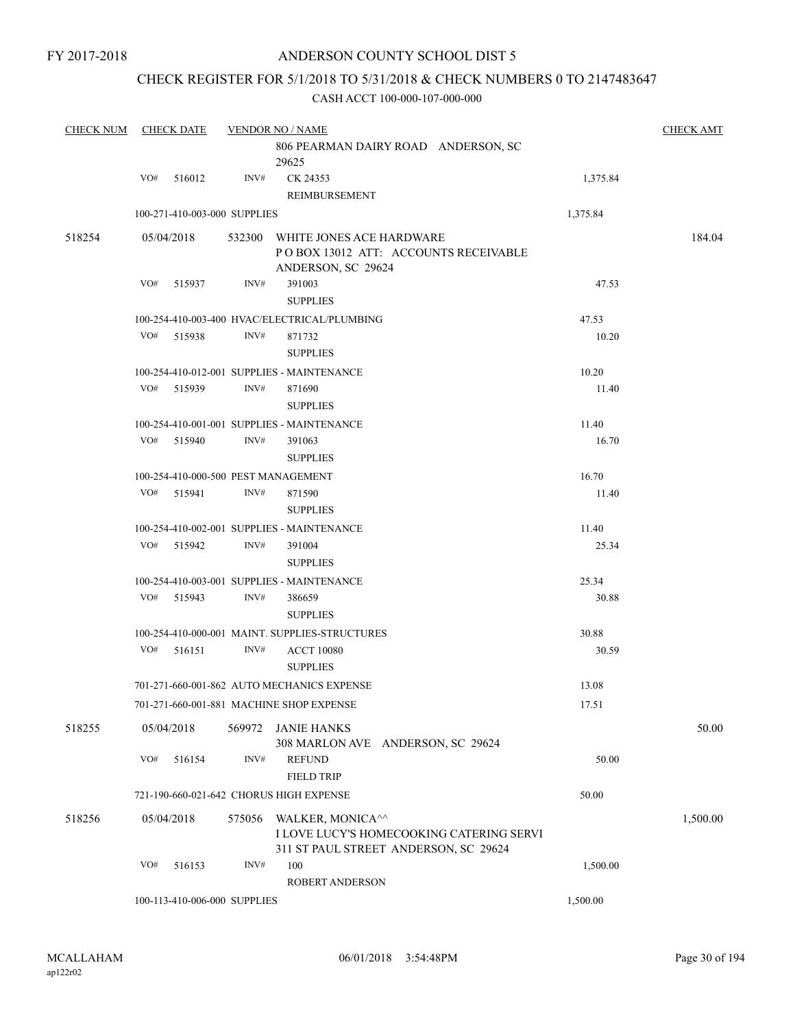FY 2017-2018

# ANDERSON COUNTY SCHOOL DIST 5

## CHECK REGISTER FOR 5/1/2018 TO 5/31/2018 & CHECK NUMBERS 0 TO 2147483647

### CASH ACCT 100-000-107-000-000

| CHECK NUM | CHECK DATE | VENDOR NO / NAME | | CHECK AMT |
|---|---|---|---|---|
| | | 806 PEARMAN DAIRY ROAD ANDERSON, SC 29625 | | |
| | VO# 516012 | INV# CK 24353 REIMBURSEMENT | 1,375.84 | |
| | 100-271-410-003-000 SUPPLIES | | 1,375.84 | |
| 518254 | 05/04/2018 | 532300 WHITE JONES ACE HARDWARE P O BOX 13012 ATT: ACCOUNTS RECEIVABLE ANDERSON, SC 29624 | | 184.04 |
| | VO# 515937 | INV# 391003 SUPPLIES | 47.53 | |
| | 100-254-410-003-400 HVAC/ELECTRICAL/PLUMBING | | 47.53 | |
| | VO# 515938 | INV# 871732 SUPPLIES | 10.20 | |
| | 100-254-410-012-001 SUPPLIES - MAINTENANCE | | 10.20 | |
| | VO# 515939 | INV# 871690 SUPPLIES | 11.40 | |
| | 100-254-410-001-001 SUPPLIES - MAINTENANCE | | 11.40 | |
| | VO# 515940 | INV# 391063 SUPPLIES | 16.70 | |
| | 100-254-410-000-500 PEST MANAGEMENT | | 16.70 | |
| | VO# 515941 | INV# 871590 SUPPLIES | 11.40 | |
| | 100-254-410-002-001 SUPPLIES - MAINTENANCE | | 11.40 | |
| | VO# 515942 | INV# 391004 SUPPLIES | 25.34 | |
| | 100-254-410-003-001 SUPPLIES - MAINTENANCE | | 25.34 | |
| | VO# 515943 | INV# 386659 SUPPLIES | 30.88 | |
| | 100-254-410-000-001 MAINT. SUPPLIES-STRUCTURES | | 30.88 | |
| | VO# 516151 | INV# ACCT 10080 SUPPLIES | 30.59 | |
| | 701-271-660-001-862 AUTO MECHANICS EXPENSE | | 13.08 | |
| | 701-271-660-001-881 MACHINE SHOP EXPENSE | | 17.51 | |
| 518255 | 05/04/2018 | 569972 JANIE HANKS 308 MARLON AVE ANDERSON, SC 29624 | | 50.00 |
| | VO# 516154 | INV# REFUND FIELD TRIP | 50.00 | |
| | 721-190-660-021-642 CHORUS HIGH EXPENSE | | 50.00 | |
| 518256 | 05/04/2018 | 575056 WALKER, MONICA^^ I LOVE LUCY'S HOMECOOKING CATERING SERVI 311 ST PAUL STREET ANDERSON, SC 29624 | | 1,500.00 |
| | VO# 516153 | INV# 100 ROBERT ANDERSON | 1,500.00 | |
| | 100-113-410-006-000 SUPPLIES | | 1,500.00 | |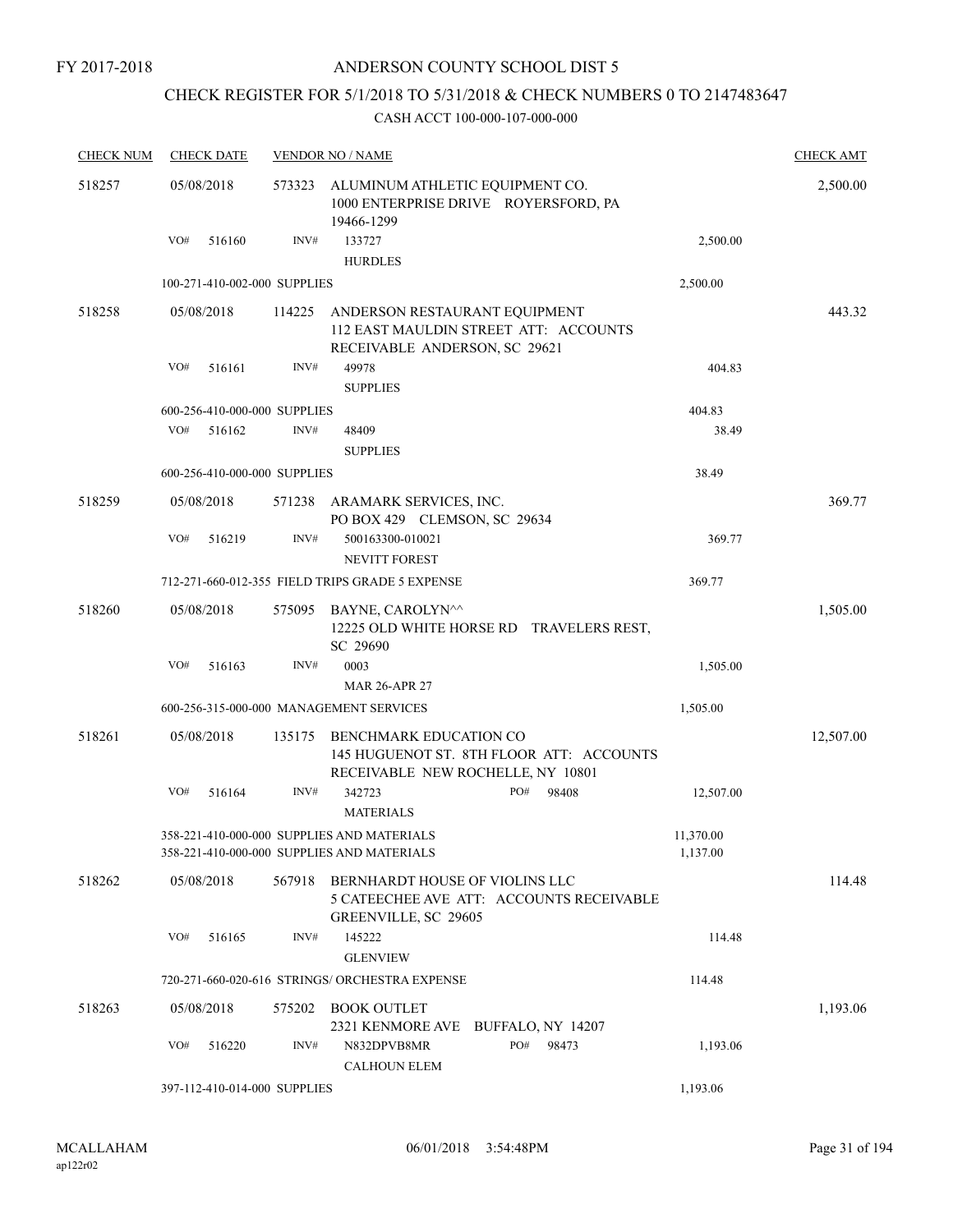FY 2017-2018

# ANDERSON COUNTY SCHOOL DIST 5

## CHECK REGISTER FOR 5/1/2018 TO 5/31/2018 & CHECK NUMBERS 0 TO 2147483647

### CASH ACCT 100-000-107-000-000

| CHECK NUM | CHECK DATE | VENDOR NO / NAME | | CHECK AMT |
|---|---|---|---|---|
| 518257 | 05/08/2018 | 573323 ALUMINUM ATHLETIC EQUIPMENT CO. 1000 ENTERPRISE DRIVE ROYERSFORD, PA 19466-1299 | | 2,500.00 |
| | VO# 516160 | INV# 133727 HURDLES | 2,500.00 | |
| | 100-271-410-002-000 SUPPLIES | | 2,500.00 | |
| 518258 | 05/08/2018 | 114225 ANDERSON RESTAURANT EQUIPMENT 112 EAST MAULDIN STREET ATT: ACCOUNTS RECEIVABLE ANDERSON, SC 29621 | | 443.32 |
| | VO# 516161 | INV# 49978 SUPPLIES | 404.83 | |
| | 600-256-410-000-000 SUPPLIES | | 404.83 | |
| | VO# 516162 | INV# 48409 SUPPLIES | 38.49 | |
| | 600-256-410-000-000 SUPPLIES | | 38.49 | |
| 518259 | 05/08/2018 | 571238 ARAMARK SERVICES, INC. PO BOX 429 CLEMSON, SC 29634 | | 369.77 |
| | VO# 516219 | INV# 500163300-010021 NEVITT FOREST | 369.77 | |
| | 712-271-660-012-355 FIELD TRIPS GRADE 5 EXPENSE | | 369.77 | |
| 518260 | 05/08/2018 | 575095 BAYNE, CAROLYN^^ 12225 OLD WHITE HORSE RD TRAVELERS REST, SC 29690 | | 1,505.00 |
| | VO# 516163 | INV# 0003 MAR 26-APR 27 | 1,505.00 | |
| | 600-256-315-000-000 MANAGEMENT SERVICES | | 1,505.00 | |
| 518261 | 05/08/2018 | 135175 BENCHMARK EDUCATION CO 145 HUGUENOT ST. 8TH FLOOR ATT: ACCOUNTS RECEIVABLE NEW ROCHELLE, NY 10801 | | 12,507.00 |
| | VO# 516164 | INV# 342723 PO# 98408 MATERIALS | 12,507.00 | |
| | 358-221-410-000-000 SUPPLIES AND MATERIALS | | 11,370.00 | |
| | 358-221-410-000-000 SUPPLIES AND MATERIALS | | 1,137.00 | |
| 518262 | 05/08/2018 | 567918 BERNHARDT HOUSE OF VIOLINS LLC 5 CATEECHEE AVE ATT: ACCOUNTS RECEIVABLE GREENVILLE, SC 29605 | | 114.48 |
| | VO# 516165 | INV# 145222 GLENVIEW | 114.48 | |
| | 720-271-660-020-616 STRINGS/ ORCHESTRA EXPENSE | | 114.48 | |
| 518263 | 05/08/2018 | 575202 BOOK OUTLET 2321 KENMORE AVE BUFFALO, NY 14207 | | 1,193.06 |
| | VO# 516220 | INV# N832DPVB8MR PO# 98473 CALHOUN ELEM | 1,193.06 | |
| | 397-112-410-014-000 SUPPLIES | | 1,193.06 | |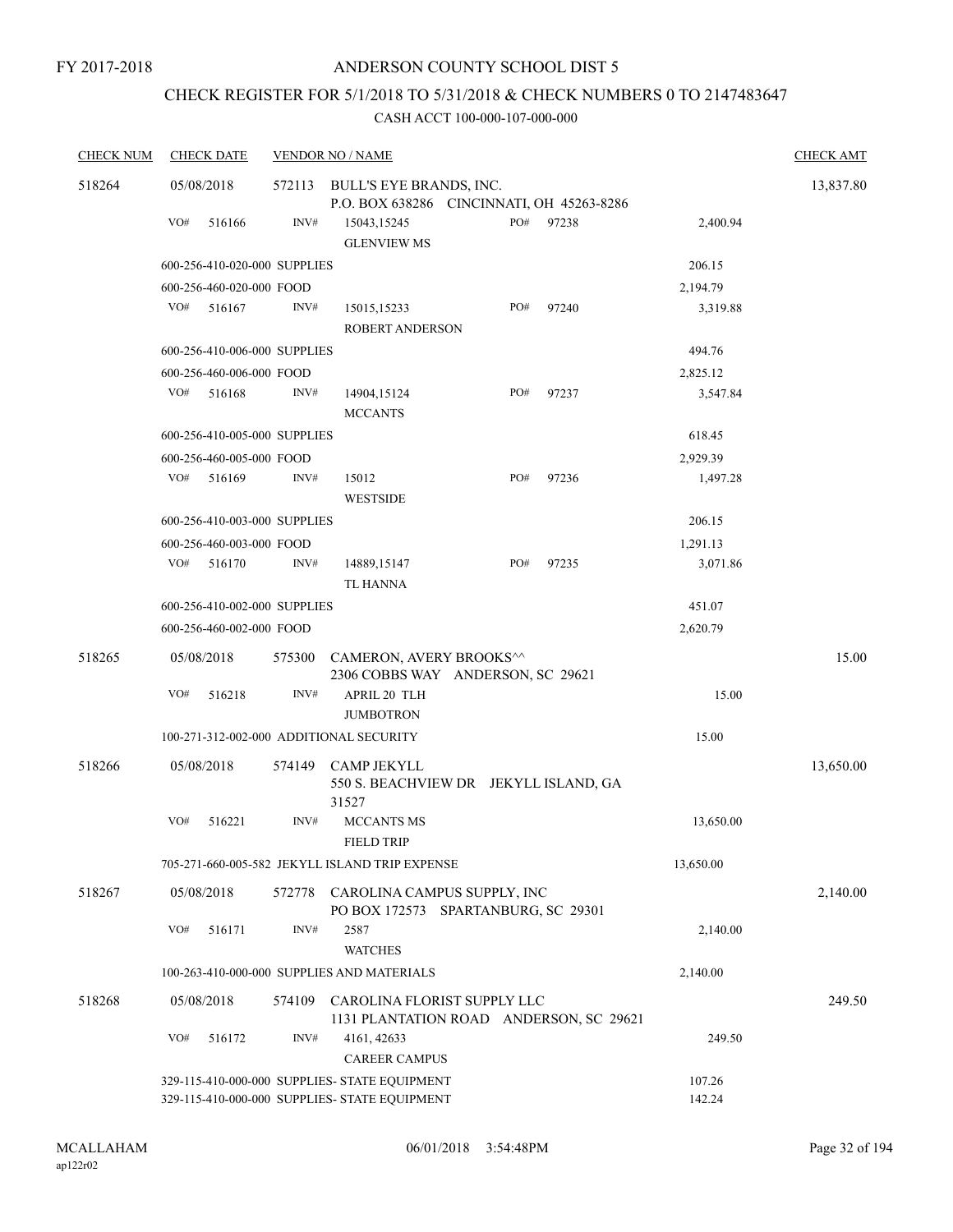FY 2017-2018

ANDERSON COUNTY SCHOOL DIST 5

CHECK REGISTER FOR 5/1/2018 TO 5/31/2018 & CHECK NUMBERS 0 TO 2147483647

CASH ACCT 100-000-107-000-000

| CHECK NUM | CHECK DATE | VENDOR NO / NAME | | | | CHECK AMT |
|---|---|---|---|---|---|---|
| 518264 | 05/08/2018 | 572113 BULL'S EYE BRANDS, INC. P.O. BOX 638286 CINCINNATI, OH 45263-8286 | | | | 13,837.80 |
| | VO# 516166 | INV# 15043,15245 GLENVIEW MS | PO# 97238 | | 2,400.94 | |
| | 600-256-410-020-000 SUPPLIES | | | | 206.15 | |
| | 600-256-460-020-000 FOOD | | | | 2,194.79 | |
| | VO# 516167 | INV# 15015,15233 ROBERT ANDERSON | PO# 97240 | | 3,319.88 | |
| | 600-256-410-006-000 SUPPLIES | | | | 494.76 | |
| | 600-256-460-006-000 FOOD | | | | 2,825.12 | |
| | VO# 516168 | INV# 14904,15124 MCCANTS | PO# 97237 | | 3,547.84 | |
| | 600-256-410-005-000 SUPPLIES | | | | 618.45 | |
| | 600-256-460-005-000 FOOD | | | | 2,929.39 | |
| | VO# 516169 | INV# 15012 WESTSIDE | PO# 97236 | | 1,497.28 | |
| | 600-256-410-003-000 SUPPLIES | | | | 206.15 | |
| | 600-256-460-003-000 FOOD | | | | 1,291.13 | |
| | VO# 516170 | INV# 14889,15147 TL HANNA | PO# 97235 | | 3,071.86 | |
| | 600-256-410-002-000 SUPPLIES | | | | 451.07 | |
| | 600-256-460-002-000 FOOD | | | | 2,620.79 | |
| 518265 | 05/08/2018 | 575300 CAMERON, AVERY BROOKS^^ 2306 COBBS WAY ANDERSON, SC 29621 | | | | 15.00 |
| | VO# 516218 | INV# APRIL 20 TLH JUMBOTRON | | | 15.00 | |
| | 100-271-312-002-000 ADDITIONAL SECURITY | | | | 15.00 | |
| 518266 | 05/08/2018 | 574149 CAMP JEKYLL 550 S. BEACHVIEW DR JEKYLL ISLAND, GA 31527 | | | | 13,650.00 |
| | VO# 516221 | INV# MCCANTS MS FIELD TRIP | | | 13,650.00 | |
| | 705-271-660-005-582 JEKYLL ISLAND TRIP EXPENSE | | | | 13,650.00 | |
| 518267 | 05/08/2018 | 572778 CAROLINA CAMPUS SUPPLY, INC PO BOX 172573 SPARTANBURG, SC 29301 | | | | 2,140.00 |
| | VO# 516171 | INV# 2587 WATCHES | | | 2,140.00 | |
| | 100-263-410-000-000 SUPPLIES AND MATERIALS | | | | 2,140.00 | |
| 518268 | 05/08/2018 | 574109 CAROLINA FLORIST SUPPLY LLC 1131 PLANTATION ROAD ANDERSON, SC 29621 | | | | 249.50 |
| | VO# 516172 | INV# 4161, 42633 CAREER CAMPUS | | | 249.50 | |
| | 329-115-410-000-000 SUPPLIES- STATE EQUIPMENT | | | | 107.26 | |
| | 329-115-410-000-000 SUPPLIES- STATE EQUIPMENT | | | | 142.24 | |

MCALLAHAM ap122r02 06/01/2018 3:54:48PM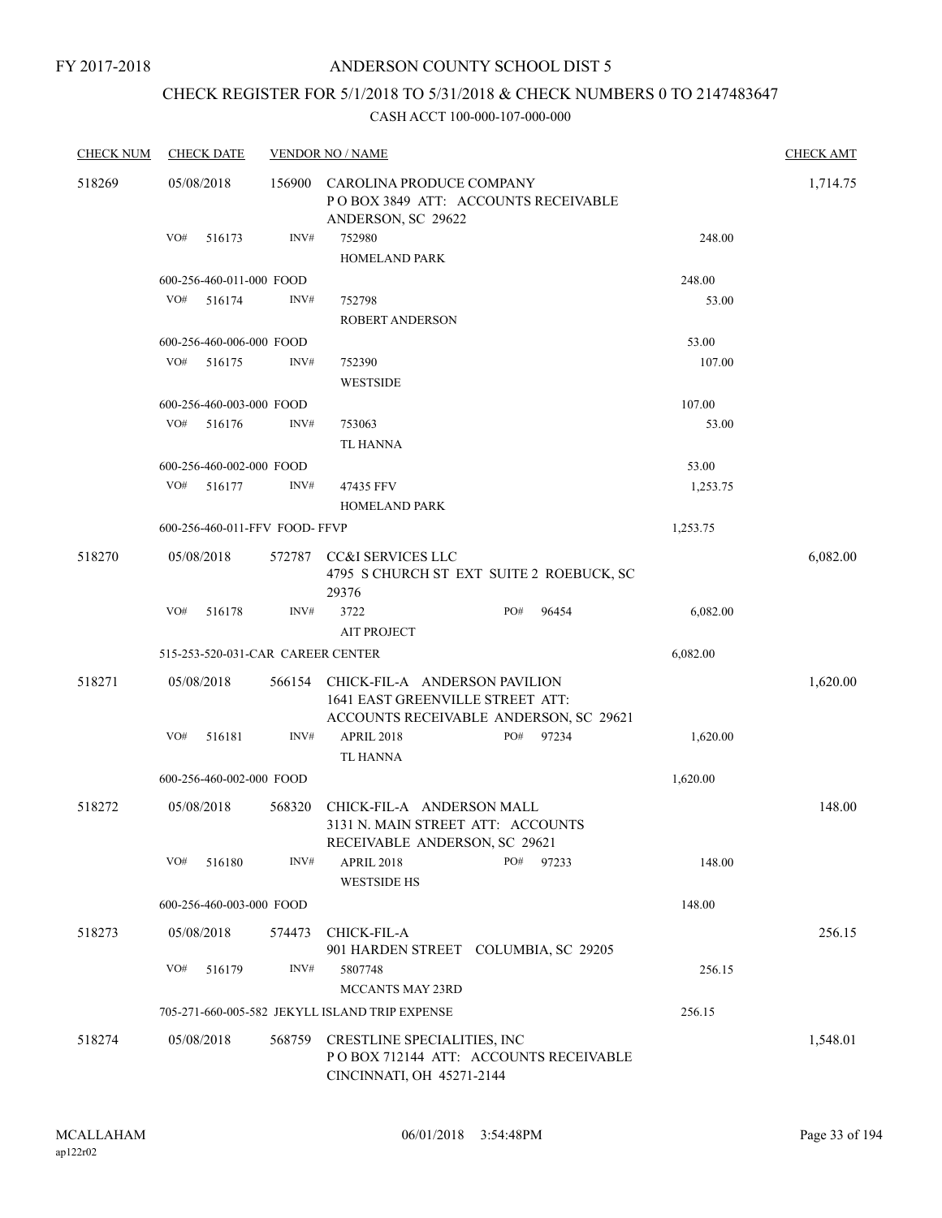FY 2017-2018

# ANDERSON COUNTY SCHOOL DIST 5

## CHECK REGISTER FOR 5/1/2018 TO 5/31/2018 & CHECK NUMBERS 0 TO 2147483647

### CASH ACCT 100-000-107-000-000

| CHECK NUM | CHECK DATE | VENDOR NO / NAME | | | CHECK AMT |
|---|---|---|---|---|---|
| 518269 | 05/08/2018 | 156900 | CAROLINA PRODUCE COMPANY<br>P O BOX 3849 ATT: ACCOUNTS RECEIVABLE<br>ANDERSON, SC 29622 | | 1,714.75 |
| | VO# 516173 | INV# | 752980<br>HOMELAND PARK | 248.00 | |
| | 600-256-460-011-000 FOOD | | | 248.00 | |
| | VO# 516174 | INV# | 752798<br>ROBERT ANDERSON | 53.00 | |
| | 600-256-460-006-000 FOOD | | | 53.00 | |
| | VO# 516175 | INV# | 752390<br>WESTSIDE | 107.00 | |
| | 600-256-460-003-000 FOOD | | | 107.00 | |
| | VO# 516176 | INV# | 753063<br>TL HANNA | 53.00 | |
| | 600-256-460-002-000 FOOD | | | 53.00 | |
| | VO# 516177 | INV# | 47435 FFV<br>HOMELAND PARK | 1,253.75 | |
| | 600-256-460-011-FFV FOOD- FFVP | | | 1,253.75 | |
| 518270 | 05/08/2018 | 572787 | CC&I SERVICES LLC<br>4795 S CHURCH ST EXT SUITE 2 ROEBUCK, SC 29376 | | 6,082.00 |
| | VO# 516178 | INV# | 3722 PO# 96454<br>AIT PROJECT | 6,082.00 | |
| | 515-253-520-031-CAR CAREER CENTER | | | 6,082.00 | |
| 518271 | 05/08/2018 | 566154 | CHICK-FIL-A ANDERSON PAVILION<br>1641 EAST GREENVILLE STREET ATT:<br>ACCOUNTS RECEIVABLE ANDERSON, SC 29621 | | 1,620.00 |
| | VO# 516181 | INV# | APRIL 2018 PO# 97234<br>TL HANNA | 1,620.00 | |
| | 600-256-460-002-000 FOOD | | | 1,620.00 | |
| 518272 | 05/08/2018 | 568320 | CHICK-FIL-A ANDERSON MALL<br>3131 N. MAIN STREET ATT: ACCOUNTS<br>RECEIVABLE ANDERSON, SC 29621 | | 148.00 |
| | VO# 516180 | INV# | APRIL 2018 PO# 97233<br>WESTSIDE HS | 148.00 | |
| | 600-256-460-003-000 FOOD | | | 148.00 | |
| 518273 | 05/08/2018 | 574473 | CHICK-FIL-A<br>901 HARDEN STREET COLUMBIA, SC 29205 | | 256.15 |
| | VO# 516179 | INV# | 5807748<br>MCCANTS MAY 23RD | 256.15 | |
| | 705-271-660-005-582 JEKYLL ISLAND TRIP EXPENSE | | | 256.15 | |
| 518274 | 05/08/2018 | 568759 | CRESTLINE SPECIALITIES, INC<br>P O BOX 712144 ATT: ACCOUNTS RECEIVABLE<br>CINCINNATI, OH 45271-2144 | | 1,548.01 |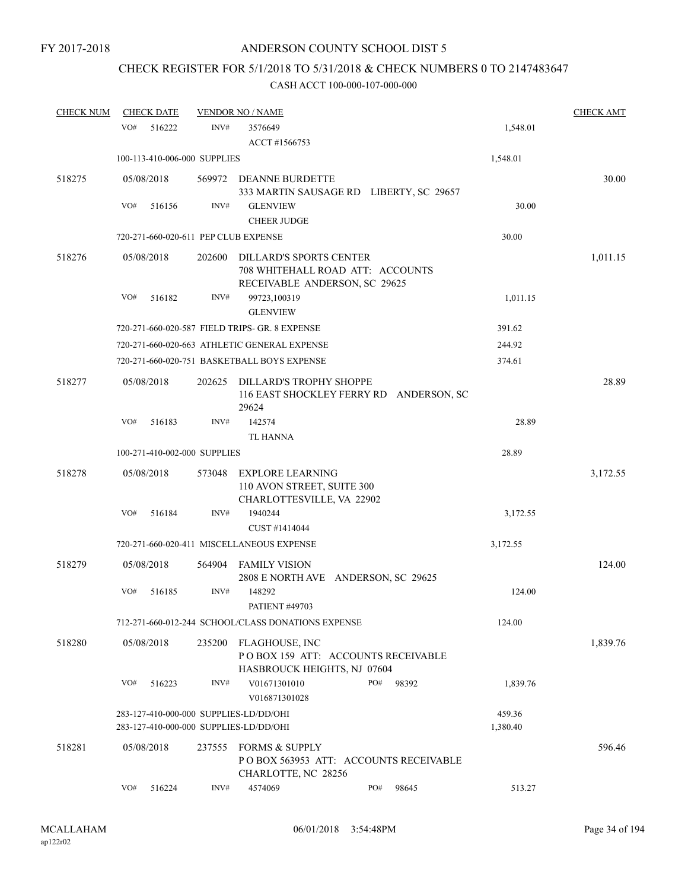FY 2017-2018

# ANDERSON COUNTY SCHOOL DIST 5

## CHECK REGISTER FOR 5/1/2018 TO 5/31/2018 & CHECK NUMBERS 0 TO 2147483647

### CASH ACCT 100-000-107-000-000

| CHECK NUM | CHECK DATE | VENDOR NO / NAME | | | CHECK AMT |
|---|---|---|---|---|---|
| | VO# 516222 | INV# | 3576649<br>ACCT #1566753 | 1,548.01 | |
| | 100-113-410-006-000 SUPPLIES | | | 1,548.01 | |
| 518275 | 05/08/2018 | 569972 | DEANNE BURDETTE<br>333 MARTIN SAUSAGE RD LIBERTY, SC 29657 | | 30.00 |
| | VO# 516156 | INV# | GLENVIEW<br>CHEER JUDGE | 30.00 | |
| | 720-271-660-020-611 PEP CLUB EXPENSE | | | 30.00 | |
| 518276 | 05/08/2018 | 202600 | DILLARD'S SPORTS CENTER<br>708 WHITEHALL ROAD ATT: ACCOUNTS RECEIVABLE ANDERSON, SC 29625 | | 1,011.15 |
| | VO# 516182 | INV# | 99723,100319<br>GLENVIEW | 1,011.15 | |
| | 720-271-660-020-587 FIELD TRIPS- GR. 8 EXPENSE | | | 391.62 | |
| | 720-271-660-020-663 ATHLETIC GENERAL EXPENSE | | | 244.92 | |
| | 720-271-660-020-751 BASKETBALL BOYS EXPENSE | | | 374.61 | |
| 518277 | 05/08/2018 | 202625 | DILLARD'S TROPHY SHOPPE<br>116 EAST SHOCKLEY FERRY RD ANDERSON, SC 29624 | | 28.89 |
| | VO# 516183 | INV# | 142574<br>TL HANNA | 28.89 | |
| | 100-271-410-002-000 SUPPLIES | | | 28.89 | |
| 518278 | 05/08/2018 | 573048 | EXPLORE LEARNING<br>110 AVON STREET, SUITE 300<br>CHARLOTTESVILLE, VA 22902 | | 3,172.55 |
| | VO# 516184 | INV# | 1940244<br>CUST #1414044 | 3,172.55 | |
| | 720-271-660-020-411 MISCELLANEOUS EXPENSE | | | 3,172.55 | |
| 518279 | 05/08/2018 | 564904 | FAMILY VISION<br>2808 E NORTH AVE ANDERSON, SC 29625 | | 124.00 |
| | VO# 516185 | INV# | 148292<br>PATIENT #49703 | 124.00 | |
| | 712-271-660-012-244 SCHOOL/CLASS DONATIONS EXPENSE | | | 124.00 | |
| 518280 | 05/08/2018 | 235200 | FLAGHOUSE, INC<br>P O BOX 159 ATT: ACCOUNTS RECEIVABLE<br>HASBROUCK HEIGHTS, NJ 07604 | | 1,839.76 |
| | VO# 516223 | INV# | V01671301010 PO# 98392<br>V016871301028 | 1,839.76 | |
| | 283-127-410-000-000 SUPPLIES-LD/DD/OHI | | | 459.36 | |
| | 283-127-410-000-000 SUPPLIES-LD/DD/OHI | | | 1,380.40 | |
| 518281 | 05/08/2018 | 237555 | FORMS & SUPPLY<br>P O BOX 563953 ATT: ACCOUNTS RECEIVABLE<br>CHARLOTTE, NC 28256 | | 596.46 |
| | VO# 516224 | INV# | 4574069 PO# 98645 | 513.27 | |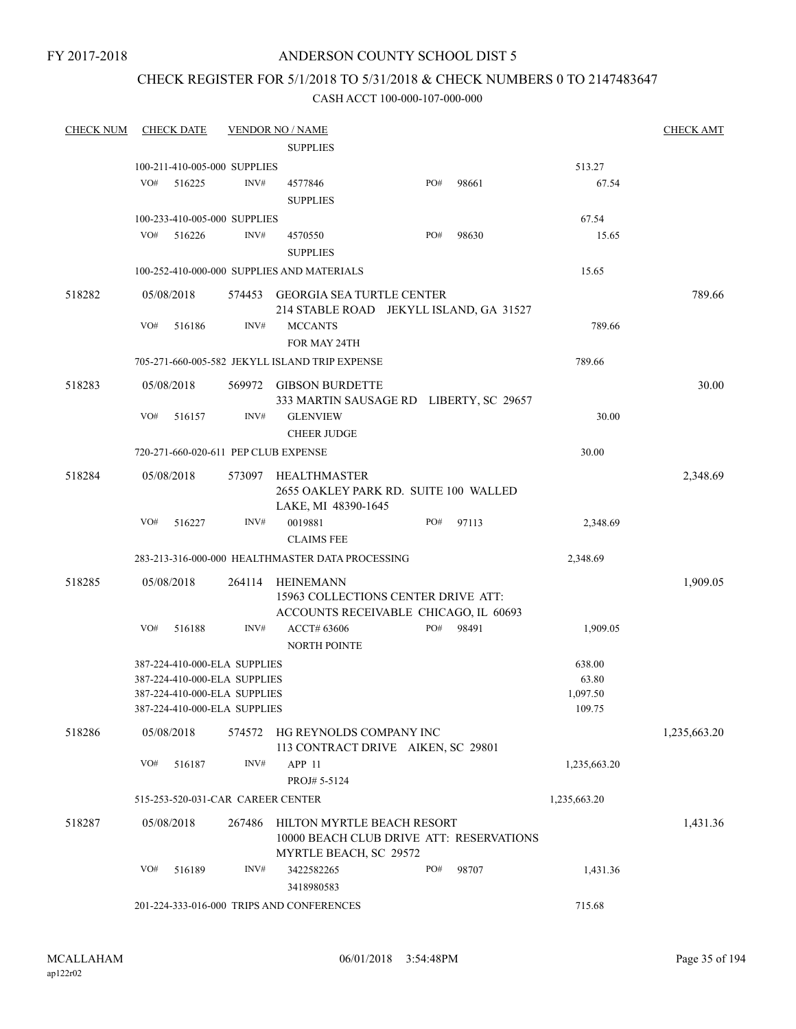FY 2017-2018

# ANDERSON COUNTY SCHOOL DIST 5

## CHECK REGISTER FOR 5/1/2018 TO 5/31/2018 & CHECK NUMBERS 0 TO 2147483647

CASH ACCT 100-000-107-000-000

| CHECK NUM | CHECK DATE | VENDOR NO / NAME | | | | CHECK AMT |
|---|---|---|---|---|---|---|
| | | SUPPLIES | | | | |
| | 100-211-410-005-000 SUPPLIES | | | | 513.27 | |
| | VO# 516225 | INV# 4577846 SUPPLIES | PO# | 98661 | 67.54 | |
| | 100-233-410-005-000 SUPPLIES | | | | 67.54 | |
| | VO# 516226 | INV# 4570550 SUPPLIES | PO# | 98630 | 15.65 | |
| | 100-252-410-000-000 SUPPLIES AND MATERIALS | | | | 15.65 | |
| 518282 | 05/08/2018 | 574453 GEORGIA SEA TURTLE CENTER 214 STABLE ROAD JEKYLL ISLAND, GA 31527 | | | | 789.66 |
| | VO# 516186 | INV# MCCANTS FOR MAY 24TH | | | 789.66 | |
| | 705-271-660-005-582 JEKYLL ISLAND TRIP EXPENSE | | | | 789.66 | |
| 518283 | 05/08/2018 | 569972 GIBSON BURDETTE 333 MARTIN SAUSAGE RD LIBERTY, SC 29657 | | | | 30.00 |
| | VO# 516157 | INV# GLENVIEW CHEER JUDGE | | | 30.00 | |
| | 720-271-660-020-611 PEP CLUB EXPENSE | | | | 30.00 | |
| 518284 | 05/08/2018 | 573097 HEALTHMASTER 2655 OAKLEY PARK RD. SUITE 100 WALLED LAKE, MI 48390-1645 | | | | 2,348.69 |
| | VO# 516227 | INV# 0019881 CLAIMS FEE | PO# | 97113 | 2,348.69 | |
| | 283-213-316-000-000 HEALTHMASTER DATA PROCESSING | | | | 2,348.69 | |
| 518285 | 05/08/2018 | 264114 HEINEMANN 15963 COLLECTIONS CENTER DRIVE ATT: ACCOUNTS RECEIVABLE CHICAGO, IL 60693 | | | | 1,909.05 |
| | VO# 516188 | INV# ACCT# 63606 NORTH POINTE | PO# | 98491 | 1,909.05 | |
| | 387-224-410-000-ELA SUPPLIES | | | | 638.00 | |
| | 387-224-410-000-ELA SUPPLIES | | | | 63.80 | |
| | 387-224-410-000-ELA SUPPLIES | | | | 1,097.50 | |
| | 387-224-410-000-ELA SUPPLIES | | | | 109.75 | |
| 518286 | 05/08/2018 | 574572 HG REYNOLDS COMPANY INC 113 CONTRACT DRIVE AIKEN, SC 29801 | | | | 1,235,663.20 |
| | VO# 516187 | INV# APP 11 PROJ# 5-5124 | | | 1,235,663.20 | |
| | 515-253-520-031-CAR CAREER CENTER | | | | 1,235,663.20 | |
| 518287 | 05/08/2018 | 267486 HILTON MYRTLE BEACH RESORT 10000 BEACH CLUB DRIVE ATT: RESERVATIONS MYRTLE BEACH, SC 29572 | | | | 1,431.36 |
| | VO# 516189 | INV# 3422582265 3418980583 | PO# | 98707 | 1,431.36 | |
| | 201-224-333-016-000 TRIPS AND CONFERENCES | | | | 715.68 | |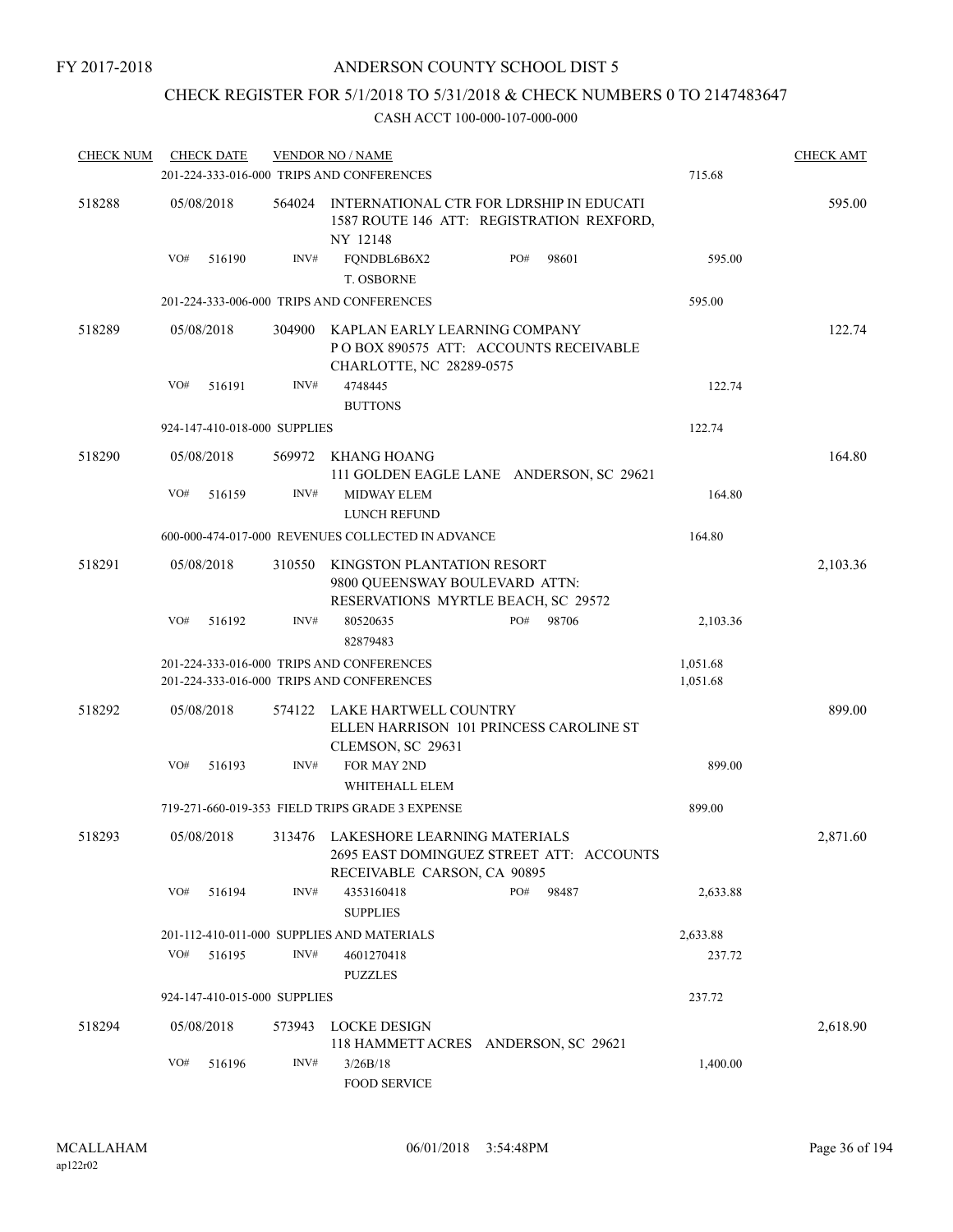FY 2017-2018

ANDERSON COUNTY SCHOOL DIST 5

CHECK REGISTER FOR 5/1/2018 TO 5/31/2018 & CHECK NUMBERS 0 TO 2147483647

CASH ACCT 100-000-107-000-000

| CHECK NUM | CHECK DATE | VENDOR NO / NAME | | CHECK AMT |
|---|---|---|---|---|
| | 201-224-333-016-000 TRIPS AND CONFERENCES | | 715.68 | |
| 518288 | 05/08/2018 | 564024 INTERNATIONAL CTR FOR LDRSHIP IN EDUCATI 1587 ROUTE 146 ATT: REGISTRATION REXFORD, NY 12148 | | 595.00 |
| | VO# 516190 | INV# FQNDBL6B6X2 T. OSBORNE PO# 98601 | 595.00 | |
| | 201-224-333-006-000 TRIPS AND CONFERENCES | | 595.00 | |
| 518289 | 05/08/2018 | 304900 KAPLAN EARLY LEARNING COMPANY P O BOX 890575 ATT: ACCOUNTS RECEIVABLE CHARLOTTE, NC 28289-0575 | | 122.74 |
| | VO# 516191 | INV# 4748445 BUTTONS | 122.74 | |
| | 924-147-410-018-000 SUPPLIES | | 122.74 | |
| 518290 | 05/08/2018 | 569972 KHANG HOANG 111 GOLDEN EAGLE LANE ANDERSON, SC 29621 | | 164.80 |
| | VO# 516159 | INV# MIDWAY ELEM LUNCH REFUND | 164.80 | |
| | 600-000-474-017-000 REVENUES COLLECTED IN ADVANCE | | 164.80 | |
| 518291 | 05/08/2018 | 310550 KINGSTON PLANTATION RESORT 9800 QUEENSWAY BOULEVARD ATTN: RESERVATIONS MYRTLE BEACH, SC 29572 | | 2,103.36 |
| | VO# 516192 | INV# 80520635 82879483 PO# 98706 | 2,103.36 | |
| | 201-224-333-016-000 TRIPS AND CONFERENCES | | 1,051.68 | |
| | 201-224-333-016-000 TRIPS AND CONFERENCES | | 1,051.68 | |
| 518292 | 05/08/2018 | 574122 LAKE HARTWELL COUNTRY ELLEN HARRISON 101 PRINCESS CAROLINE ST CLEMSON, SC 29631 | | 899.00 |
| | VO# 516193 | INV# FOR MAY 2ND WHITEHALL ELEM | 899.00 | |
| | 719-271-660-019-353 FIELD TRIPS GRADE 3 EXPENSE | | 899.00 | |
| 518293 | 05/08/2018 | 313476 LAKESHORE LEARNING MATERIALS 2695 EAST DOMINGUEZ STREET ATT: ACCOUNTS RECEIVABLE CARSON, CA 90895 | | 2,871.60 |
| | VO# 516194 | INV# 4353160418 SUPPLIES PO# 98487 | 2,633.88 | |
| | 201-112-410-011-000 SUPPLIES AND MATERIALS | | 2,633.88 | |
| | VO# 516195 | INV# 4601270418 PUZZLES | 237.72 | |
| | 924-147-410-015-000 SUPPLIES | | 237.72 | |
| 518294 | 05/08/2018 | 573943 LOCKE DESIGN 118 HAMMETT ACRES ANDERSON, SC 29621 | | 2,618.90 |
| | VO# 516196 | INV# 3/26B/18 FOOD SERVICE | 1,400.00 | |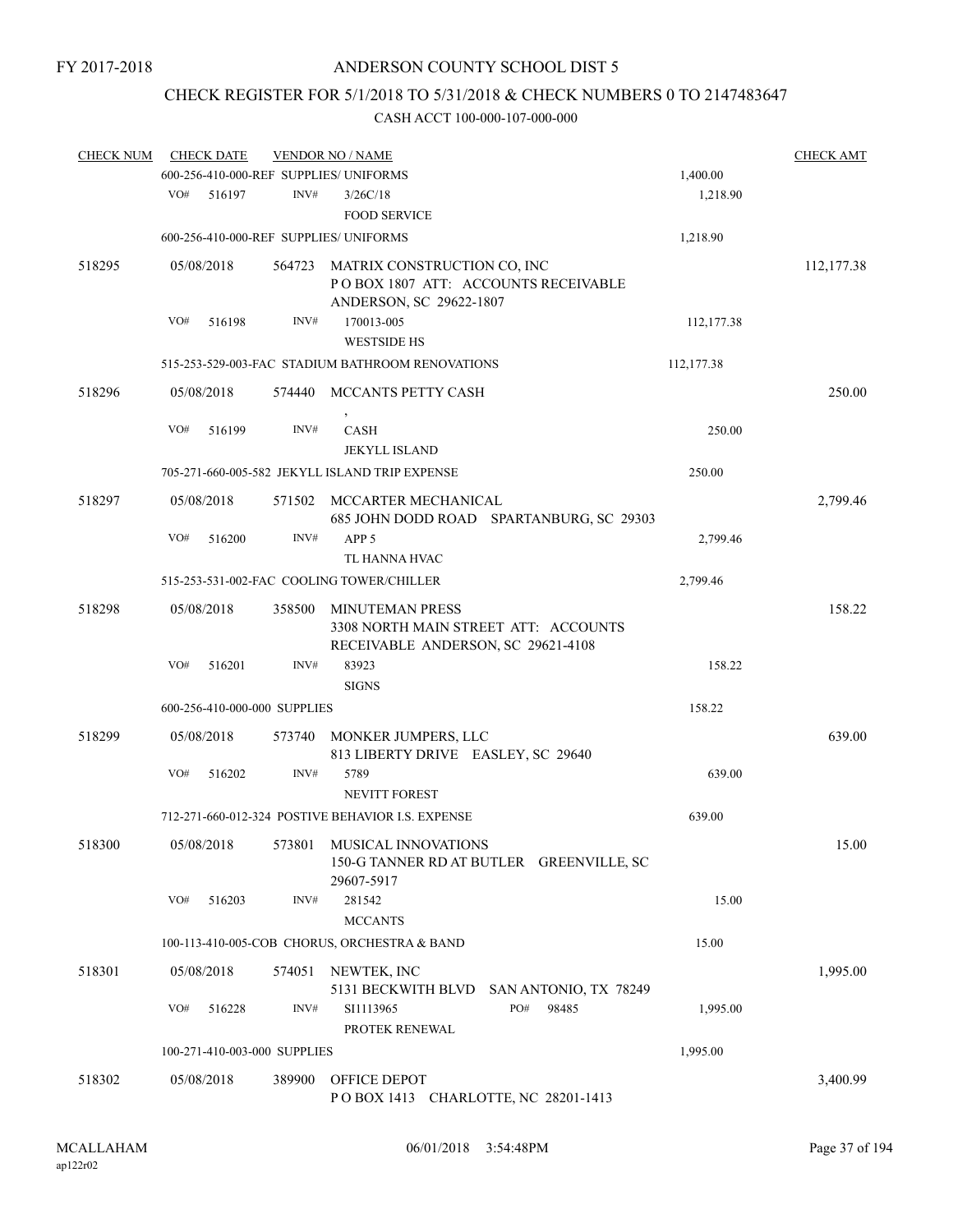FY 2017-2018

# ANDERSON COUNTY SCHOOL DIST 5

## CHECK REGISTER FOR 5/1/2018 TO 5/31/2018 & CHECK NUMBERS 0 TO 2147483647

### CASH ACCT 100-000-107-000-000

| CHECK NUM | CHECK DATE | VENDOR NO / NAME | | CHECK AMT |
|---|---|---|---|---|
| | 600-256-410-000-REF SUPPLIES/ UNIFORMS | | 1,400.00 | |
| | VO# 516197 | INV# 3/26C/18<br>FOOD SERVICE | 1,218.90 | |
| | 600-256-410-000-REF SUPPLIES/ UNIFORMS | | 1,218.90 | |
| 518295 | 05/08/2018 | 564723 MATRIX CONSTRUCTION CO, INC<br>P O BOX 1807 ATT: ACCOUNTS RECEIVABLE<br>ANDERSON, SC 29622-1807 | | 112,177.38 |
| | VO# 516198 | INV# 170013-005<br>WESTSIDE HS | 112,177.38 | |
| | 515-253-529-003-FAC STADIUM BATHROOM RENOVATIONS | | 112,177.38 | |
| 518296 | 05/08/2018 | 574440 MCCANTS PETTY CASH<br>, | | 250.00 |
| | VO# 516199 | INV# CASH<br>JEKYLL ISLAND | 250.00 | |
| | 705-271-660-005-582 JEKYLL ISLAND TRIP EXPENSE | | 250.00 | |
| 518297 | 05/08/2018 | 571502 MCCARTER MECHANICAL<br>685 JOHN DODD ROAD SPARTANBURG, SC 29303 | | 2,799.46 |
| | VO# 516200 | INV# APP 5<br>TL HANNA HVAC | 2,799.46 | |
| | 515-253-531-002-FAC COOLING TOWER/CHILLER | | 2,799.46 | |
| 518298 | 05/08/2018 | 358500 MINUTEMAN PRESS<br>3308 NORTH MAIN STREET ATT: ACCOUNTS<br>RECEIVABLE ANDERSON, SC 29621-4108 | | 158.22 |
| | VO# 516201 | INV# 83923<br>SIGNS | 158.22 | |
| | 600-256-410-000-000 SUPPLIES | | 158.22 | |
| 518299 | 05/08/2018 | 573740 MONKER JUMPERS, LLC<br>813 LIBERTY DRIVE EASLEY, SC 29640 | | 639.00 |
| | VO# 516202 | INV# 5789<br>NEVITT FOREST | 639.00 | |
| | 712-271-660-012-324 POSTIVE BEHAVIOR I.S. EXPENSE | | 639.00 | |
| 518300 | 05/08/2018 | 573801 MUSICAL INNOVATIONS<br>150-G TANNER RD AT BUTLER GREENVILLE, SC<br>29607-5917 | | 15.00 |
| | VO# 516203 | INV# 281542<br>MCCANTS | 15.00 | |
| | 100-113-410-005-COB CHORUS, ORCHESTRA & BAND | | 15.00 | |
| 518301 | 05/08/2018 | 574051 NEWTEK, INC<br>5131 BECKWITH BLVD SAN ANTONIO, TX 78249 | | 1,995.00 |
| | VO# 516228 | INV# SI1113965 PO# 98485<br>PROTEK RENEWAL | 1,995.00 | |
| | 100-271-410-003-000 SUPPLIES | | 1,995.00 | |
| 518302 | 05/08/2018 | 389900 OFFICE DEPOT<br>P O BOX 1413 CHARLOTTE, NC 28201-1413 | | 3,400.99 |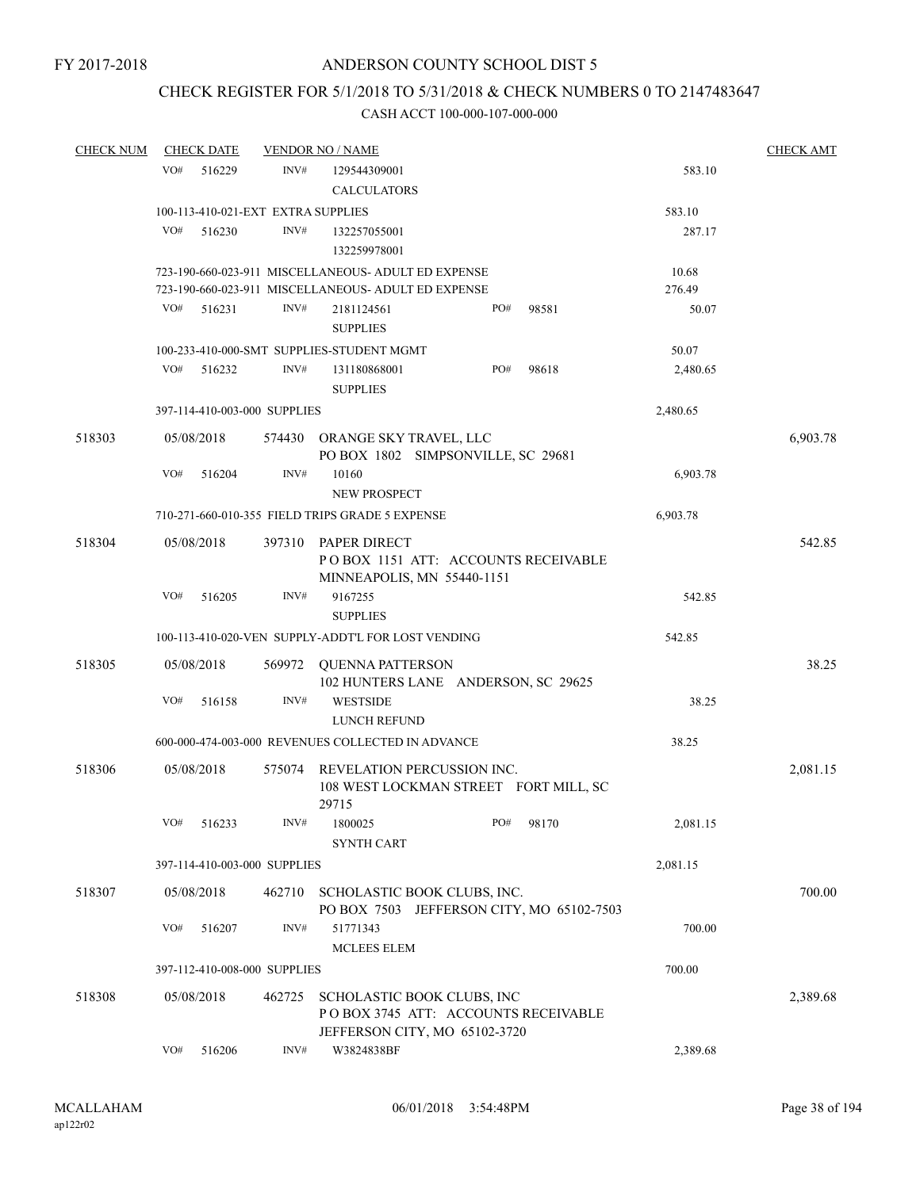FY 2017-2018

# ANDERSON COUNTY SCHOOL DIST 5

## CHECK REGISTER FOR 5/1/2018 TO 5/31/2018 & CHECK NUMBERS 0 TO 2147483647

### CASH ACCT 100-000-107-000-000

| CHECK NUM | CHECK DATE | VENDOR NO / NAME | | CHECK AMT |
|---|---|---|---|---|
| | VO# 516229 | INV# 129544309001 CALCULATORS | 583.10 | |
| | 100-113-410-021-EXT EXTRA SUPPLIES | | 583.10 | |
| | VO# 516230 | INV# 132257055001 132259978001 | 287.17 | |
| | 723-190-660-023-911 MISCELLANEOUS- ADULT ED EXPENSE | | 10.68 | |
| | 723-190-660-023-911 MISCELLANEOUS- ADULT ED EXPENSE | | 276.49 | |
| | VO# 516231 | INV# 2181124561 PO# 98581 SUPPLIES | 50.07 | |
| | 100-233-410-000-SMT SUPPLIES-STUDENT MGMT | | 50.07 | |
| | VO# 516232 | INV# 131180868001 PO# 98618 SUPPLIES | 2,480.65 | |
| | 397-114-410-003-000 SUPPLIES | | 2,480.65 | |
| 518303 | 05/08/2018 | 574430 ORANGE SKY TRAVEL, LLC PO BOX 1802 SIMPSONVILLE, SC 29681 | | 6,903.78 |
| | VO# 516204 | INV# 10160 NEW PROSPECT | 6,903.78 | |
| | 710-271-660-010-355 FIELD TRIPS GRADE 5 EXPENSE | | 6,903.78 | |
| 518304 | 05/08/2018 | 397310 PAPER DIRECT P O BOX 1151 ATT: ACCOUNTS RECEIVABLE MINNEAPOLIS, MN 55440-1151 | | 542.85 |
| | VO# 516205 | INV# 9167255 SUPPLIES | 542.85 | |
| | 100-113-410-020-VEN SUPPLY-ADDT'L FOR LOST VENDING | | 542.85 | |
| 518305 | 05/08/2018 | 569972 QUENNA PATTERSON 102 HUNTERS LANE ANDERSON, SC 29625 | | 38.25 |
| | VO# 516158 | INV# WESTSIDE LUNCH REFUND | 38.25 | |
| | 600-000-474-003-000 REVENUES COLLECTED IN ADVANCE | | 38.25 | |
| 518306 | 05/08/2018 | 575074 REVELATION PERCUSSION INC. 108 WEST LOCKMAN STREET FORT MILL, SC 29715 | | 2,081.15 |
| | VO# 516233 | INV# 1800025 PO# 98170 SYNTH CART | 2,081.15 | |
| | 397-114-410-003-000 SUPPLIES | | 2,081.15 | |
| 518307 | 05/08/2018 | 462710 SCHOLASTIC BOOK CLUBS, INC. PO BOX 7503 JEFFERSON CITY, MO 65102-7503 | | 700.00 |
| | VO# 516207 | INV# 51771343 MCLEES ELEM | 700.00 | |
| | 397-112-410-008-000 SUPPLIES | | 700.00 | |
| 518308 | 05/08/2018 | 462725 SCHOLASTIC BOOK CLUBS, INC P O BOX 3745 ATT: ACCOUNTS RECEIVABLE JEFFERSON CITY, MO 65102-3720 | | 2,389.68 |
| | VO# 516206 | INV# W3824838BF | 2,389.68 | |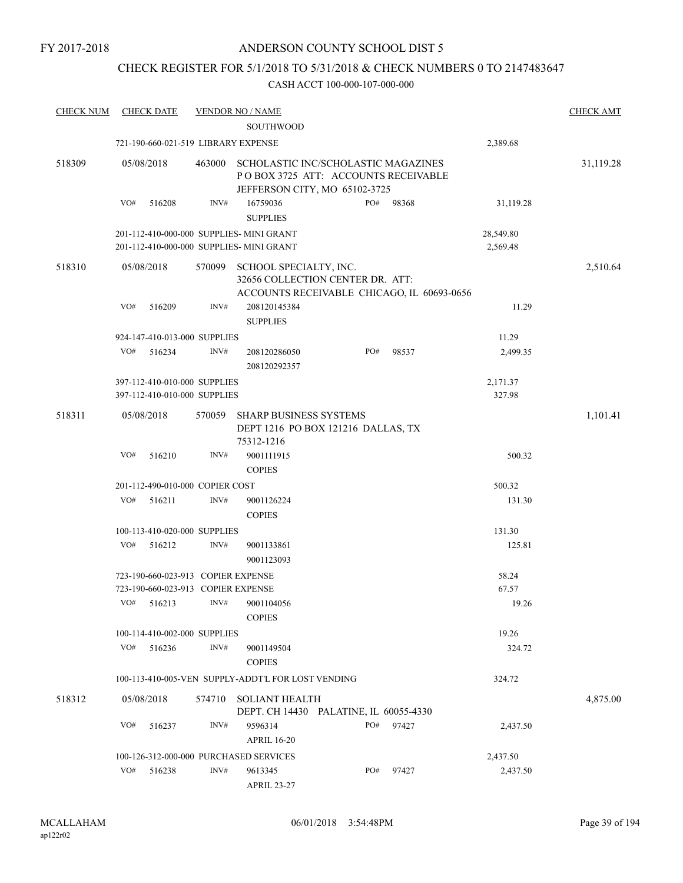FY 2017-2018

# ANDERSON COUNTY SCHOOL DIST 5

## CHECK REGISTER FOR 5/1/2018 TO 5/31/2018 & CHECK NUMBERS 0 TO 2147483647

CASH ACCT 100-000-107-000-000

| CHECK NUM | CHECK DATE | VENDOR NO / NAME | | | CHECK AMT |
|---|---|---|---|---|---|
| | | SOUTHWOOD | | | |
| | 721-190-660-021-519 LIBRARY EXPENSE | | | 2,389.68 | |
| 518309 | 05/08/2018 | 463000 SCHOLASTIC INC/SCHOLASTIC MAGAZINES P O BOX 3725 ATT: ACCOUNTS RECEIVABLE JEFFERSON CITY, MO 65102-3725 | | | 31,119.28 |
| | VO# 516208 | INV# 16759036 SUPPLIES | PO# 98368 | 31,119.28 | |
| | 201-112-410-000-000 SUPPLIES- MINI GRANT | | | 28,549.80 | |
| | 201-112-410-000-000 SUPPLIES- MINI GRANT | | | 2,569.48 | |
| 518310 | 05/08/2018 | 570099 SCHOOL SPECIALTY, INC. 32656 COLLECTION CENTER DR. ATT: ACCOUNTS RECEIVABLE CHICAGO, IL 60693-0656 | | | 2,510.64 |
| | VO# 516209 | INV# 208120145384 SUPPLIES | | 11.29 | |
| | 924-147-410-013-000 SUPPLIES | | | 11.29 | |
| | VO# 516234 | INV# 208120286050 208120292357 | PO# 98537 | 2,499.35 | |
| | 397-112-410-010-000 SUPPLIES | | | 2,171.37 | |
| | 397-112-410-010-000 SUPPLIES | | | 327.98 | |
| 518311 | 05/08/2018 | 570059 SHARP BUSINESS SYSTEMS DEPT 1216 PO BOX 121216 DALLAS, TX 75312-1216 | | | 1,101.41 |
| | VO# 516210 | INV# 9001111915 COPIES | | 500.32 | |
| | 201-112-490-010-000 COPIER COST | | | 500.32 | |
| | VO# 516211 | INV# 9001126224 COPIES | | 131.30 | |
| | 100-113-410-020-000 SUPPLIES | | | 131.30 | |
| | VO# 516212 | INV# 9001133861 9001123093 | | 125.81 | |
| | 723-190-660-023-913 COPIER EXPENSE | | | 58.24 | |
| | 723-190-660-023-913 COPIER EXPENSE | | | 67.57 | |
| | VO# 516213 | INV# 9001104056 COPIES | | 19.26 | |
| | 100-114-410-002-000 SUPPLIES | | | 19.26 | |
| | VO# 516236 | INV# 9001149504 COPIES | | 324.72 | |
| | 100-113-410-005-VEN SUPPLY-ADDT'L FOR LOST VENDING | | | 324.72 | |
| 518312 | 05/08/2018 | 574710 SOLIANT HEALTH DEPT. CH 14430 PALATINE, IL 60055-4330 | | | 4,875.00 |
| | VO# 516237 | INV# 9596314 APRIL 16-20 | PO# 97427 | 2,437.50 | |
| | 100-126-312-000-000 PURCHASED SERVICES | | | 2,437.50 | |
| | VO# 516238 | INV# 9613345 APRIL 23-27 | PO# 97427 | 2,437.50 | |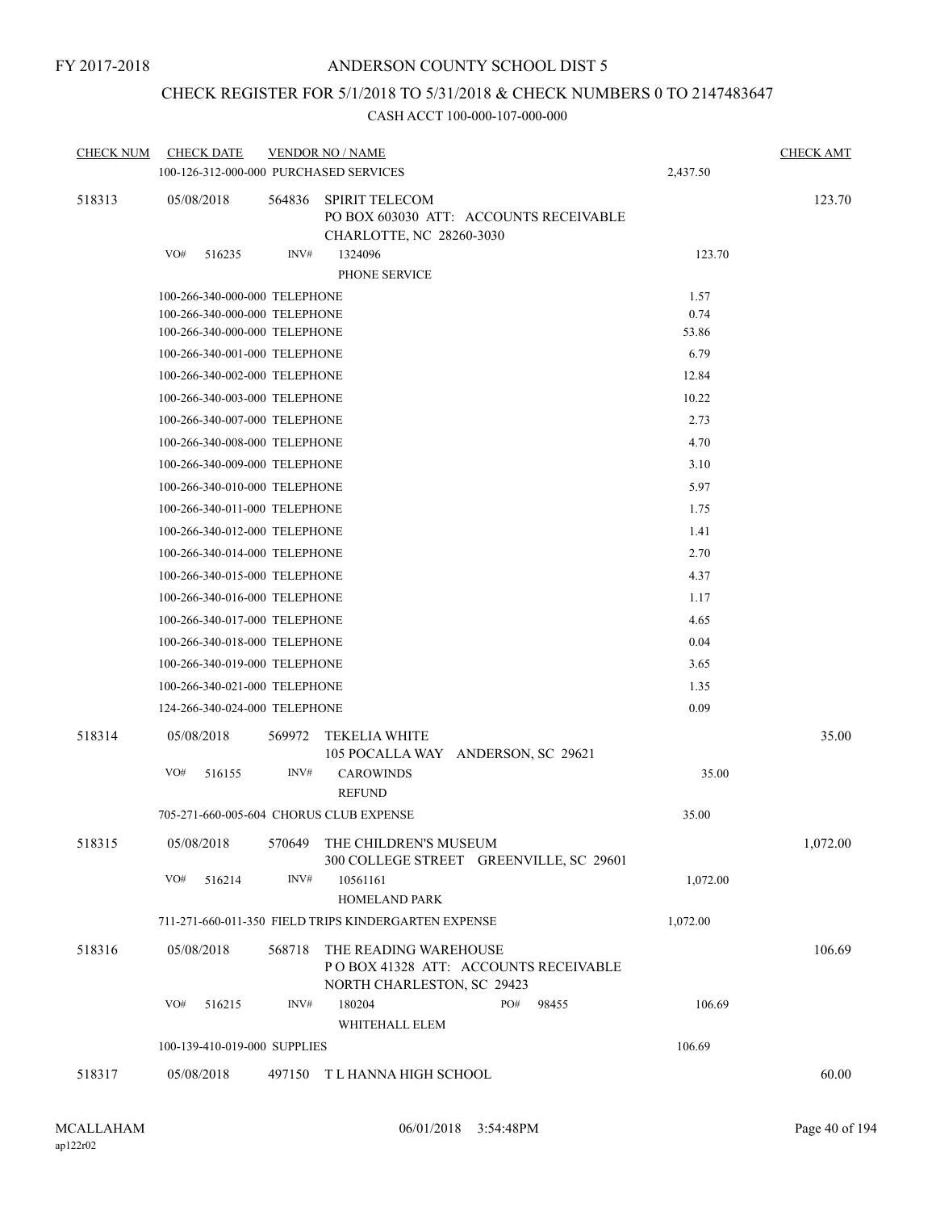FY 2017-2018

# ANDERSON COUNTY SCHOOL DIST 5

## CHECK REGISTER FOR 5/1/2018 TO 5/31/2018 & CHECK NUMBERS 0 TO 2147483647

### CASH ACCT 100-000-107-000-000

| CHECK NUM | CHECK DATE | VENDOR NO / NAME | | CHECK AMT |
|---|---|---|---|---|
| | 100-126-312-000-000 PURCHASED SERVICES | | 2,437.50 | |
| 518313 | 05/08/2018 | 564836 SPIRIT TELECOM<br>PO BOX 603030 ATT: ACCOUNTS RECEIVABLE<br>CHARLOTTE, NC 28260-3030 | | 123.70 |
| | VO# 516235 | INV# 1324096<br>PHONE SERVICE | 123.70 | |
| | 100-266-340-000-000 TELEPHONE | | 1.57 | |
| | 100-266-340-000-000 TELEPHONE | | 0.74 | |
| | 100-266-340-000-000 TELEPHONE | | 53.86 | |
| | 100-266-340-001-000 TELEPHONE | | 6.79 | |
| | 100-266-340-002-000 TELEPHONE | | 12.84 | |
| | 100-266-340-003-000 TELEPHONE | | 10.22 | |
| | 100-266-340-007-000 TELEPHONE | | 2.73 | |
| | 100-266-340-008-000 TELEPHONE | | 4.70 | |
| | 100-266-340-009-000 TELEPHONE | | 3.10 | |
| | 100-266-340-010-000 TELEPHONE | | 5.97 | |
| | 100-266-340-011-000 TELEPHONE | | 1.75 | |
| | 100-266-340-012-000 TELEPHONE | | 1.41 | |
| | 100-266-340-014-000 TELEPHONE | | 2.70 | |
| | 100-266-340-015-000 TELEPHONE | | 4.37 | |
| | 100-266-340-016-000 TELEPHONE | | 1.17 | |
| | 100-266-340-017-000 TELEPHONE | | 4.65 | |
| | 100-266-340-018-000 TELEPHONE | | 0.04 | |
| | 100-266-340-019-000 TELEPHONE | | 3.65 | |
| | 100-266-340-021-000 TELEPHONE | | 1.35 | |
| | 124-266-340-024-000 TELEPHONE | | 0.09 | |
| 518314 | 05/08/2018 | 569972 TEKELIA WHITE<br>105 POCALLA WAY ANDERSON, SC 29621 | | 35.00 |
| | VO# 516155 | INV# CAROWINDS<br>REFUND | 35.00 | |
| | 705-271-660-005-604 CHORUS CLUB EXPENSE | | 35.00 | |
| 518315 | 05/08/2018 | 570649 THE CHILDREN'S MUSEUM<br>300 COLLEGE STREET GREENVILLE, SC 29601 | | 1,072.00 |
| | VO# 516214 | INV# 10561161<br>HOMELAND PARK | 1,072.00 | |
| | 711-271-660-011-350 FIELD TRIPS KINDERGARTEN EXPENSE | | 1,072.00 | |
| 518316 | 05/08/2018 | 568718 THE READING WAREHOUSE<br>P O BOX 41328 ATT: ACCOUNTS RECEIVABLE<br>NORTH CHARLESTON, SC 29423 | | 106.69 |
| | VO# 516215 | INV# 180204 PO# 98455<br>WHITEHALL ELEM | 106.69 | |
| | 100-139-410-019-000 SUPPLIES | | 106.69 | |
| 518317 | 05/08/2018 | 497150 T L HANNA HIGH SCHOOL | | 60.00 |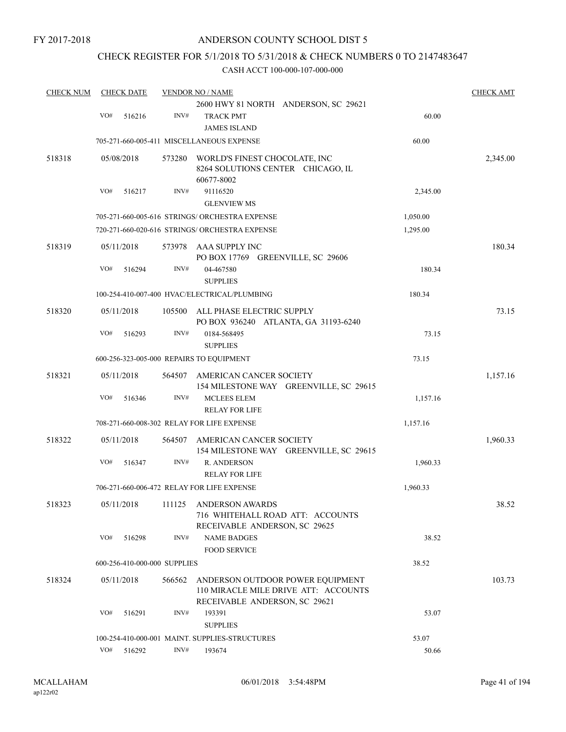FY 2017-2018

# ANDERSON COUNTY SCHOOL DIST 5

## CHECK REGISTER FOR 5/1/2018 TO 5/31/2018 & CHECK NUMBERS 0 TO 2147483647

### CASH ACCT 100-000-107-000-000

| CHECK NUM | CHECK DATE | VENDOR NO / NAME | | CHECK AMT |
|---|---|---|---|---|
| | | 2600 HWY 81 NORTH ANDERSON, SC 29621 | | |
| | VO# 516216 | INV# TRACK PMT<br>JAMES ISLAND | 60.00 | |
| | | 705-271-660-005-411 MISCELLANEOUS EXPENSE | 60.00 | |
| 518318 | 05/08/2018 | 573280 WORLD'S FINEST CHOCOLATE, INC<br>8264 SOLUTIONS CENTER CHICAGO, IL 60677-8002 | | 2,345.00 |
| | VO# 516217 | INV# 91116520<br>GLENVIEW MS | 2,345.00 | |
| | | 705-271-660-005-616 STRINGS/ ORCHESTRA EXPENSE | 1,050.00 | |
| | | 720-271-660-020-616 STRINGS/ ORCHESTRA EXPENSE | 1,295.00 | |
| 518319 | 05/11/2018 | 573978 AAA SUPPLY INC<br>PO BOX 17769 GREENVILLE, SC 29606 | | 180.34 |
| | VO# 516294 | INV# 04-467580<br>SUPPLIES | 180.34 | |
| | | 100-254-410-007-400 HVAC/ELECTRICAL/PLUMBING | 180.34 | |
| 518320 | 05/11/2018 | 105500 ALL PHASE ELECTRIC SUPPLY<br>PO BOX 936240 ATLANTA, GA 31193-6240 | | 73.15 |
| | VO# 516293 | INV# 0184-568495<br>SUPPLIES | 73.15 | |
| | | 600-256-323-005-000 REPAIRS TO EQUIPMENT | 73.15 | |
| 518321 | 05/11/2018 | 564507 AMERICAN CANCER SOCIETY<br>154 MILESTONE WAY GREENVILLE, SC 29615 | | 1,157.16 |
| | VO# 516346 | INV# MCLEES ELEM<br>RELAY FOR LIFE | 1,157.16 | |
| | | 708-271-660-008-302 RELAY FOR LIFE EXPENSE | 1,157.16 | |
| 518322 | 05/11/2018 | 564507 AMERICAN CANCER SOCIETY<br>154 MILESTONE WAY GREENVILLE, SC 29615 | | 1,960.33 |
| | VO# 516347 | INV# R. ANDERSON<br>RELAY FOR LIFE | 1,960.33 | |
| | | 706-271-660-006-472 RELAY FOR LIFE EXPENSE | 1,960.33 | |
| 518323 | 05/11/2018 | 111125 ANDERSON AWARDS<br>716 WHITEHALL ROAD ATT: ACCOUNTS RECEIVABLE ANDERSON, SC 29625 | | 38.52 |
| | VO# 516298 | INV# NAME BADGES<br>FOOD SERVICE | 38.52 | |
| | | 600-256-410-000-000 SUPPLIES | 38.52 | |
| 518324 | 05/11/2018 | 566562 ANDERSON OUTDOOR POWER EQUIPMENT<br>110 MIRACLE MILE DRIVE ATT: ACCOUNTS RECEIVABLE ANDERSON, SC 29621 | | 103.73 |
| | VO# 516291 | INV# 193391<br>SUPPLIES | 53.07 | |
| | | 100-254-410-000-001 MAINT. SUPPLIES-STRUCTURES | 53.07 | |
| | VO# 516292 | INV# 193674 | 50.66 | |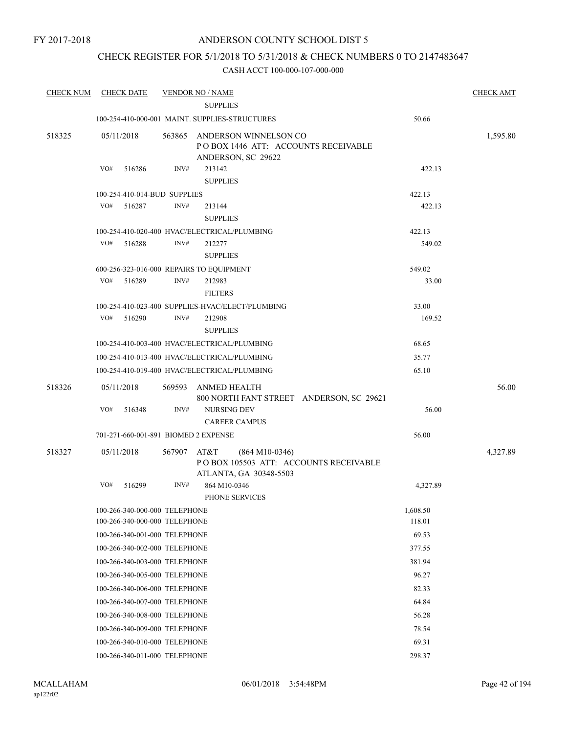FY 2017-2018

# ANDERSON COUNTY SCHOOL DIST 5

## CHECK REGISTER FOR 5/1/2018 TO 5/31/2018 & CHECK NUMBERS 0 TO 2147483647

### CASH ACCT 100-000-107-000-000

| CHECK NUM | CHECK DATE | VENDOR NO / NAME | | CHECK AMT |
|---|---|---|---|---|
| | | SUPPLIES | | |
| | 100-254-410-000-001 MAINT. SUPPLIES-STRUCTURES | | 50.66 | |
| 518325 | 05/11/2018 | 563865 ANDERSON WINNELSON CO<br>P O BOX 1446 ATT: ACCOUNTS RECEIVABLE<br>ANDERSON, SC 29622 | | 1,595.80 |
| | VO# 516286 | INV# 213142<br>SUPPLIES | 422.13 | |
| | 100-254-410-014-BUD SUPPLIES | | 422.13 | |
| | VO# 516287 | INV# 213144<br>SUPPLIES | 422.13 | |
| | 100-254-410-020-400 HVAC/ELECTRICAL/PLUMBING | | 422.13 | |
| | VO# 516288 | INV# 212277<br>SUPPLIES | 549.02 | |
| | 600-256-323-016-000 REPAIRS TO EQUIPMENT | | 549.02 | |
| | VO# 516289 | INV# 212983<br>FILTERS | 33.00 | |
| | 100-254-410-023-400 SUPPLIES-HVAC/ELECT/PLUMBING | | 33.00 | |
| | VO# 516290 | INV# 212908<br>SUPPLIES | 169.52 | |
| | 100-254-410-003-400 HVAC/ELECTRICAL/PLUMBING | | 68.65 | |
| | 100-254-410-013-400 HVAC/ELECTRICAL/PLUMBING | | 35.77 | |
| | 100-254-410-019-400 HVAC/ELECTRICAL/PLUMBING | | 65.10 | |
| 518326 | 05/11/2018 | 569593 ANMED HEALTH<br>800 NORTH FANT STREET ANDERSON, SC 29621 | | 56.00 |
| | VO# 516348 | INV# NURSING DEV<br>CAREER CAMPUS | 56.00 | |
| | 701-271-660-001-891 BIOMED 2 EXPENSE | | 56.00 | |
| 518327 | 05/11/2018 | 567907 AT&T (864 M10-0346)<br>P O BOX 105503 ATT: ACCOUNTS RECEIVABLE<br>ATLANTA, GA 30348-5503 | | 4,327.89 |
| | VO# 516299 | INV# 864 M10-0346<br>PHONE SERVICES | 4,327.89 | |
| | 100-266-340-000-000 TELEPHONE | | 1,608.50 | |
| | 100-266-340-000-000 TELEPHONE | | 118.01 | |
| | 100-266-340-001-000 TELEPHONE | | 69.53 | |
| | 100-266-340-002-000 TELEPHONE | | 377.55 | |
| | 100-266-340-003-000 TELEPHONE | | 381.94 | |
| | 100-266-340-005-000 TELEPHONE | | 96.27 | |
| | 100-266-340-006-000 TELEPHONE | | 82.33 | |
| | 100-266-340-007-000 TELEPHONE | | 64.84 | |
| | 100-266-340-008-000 TELEPHONE | | 56.28 | |
| | 100-266-340-009-000 TELEPHONE | | 78.54 | |
| | 100-266-340-010-000 TELEPHONE | | 69.31 | |
| | 100-266-340-011-000 TELEPHONE | | 298.37 | |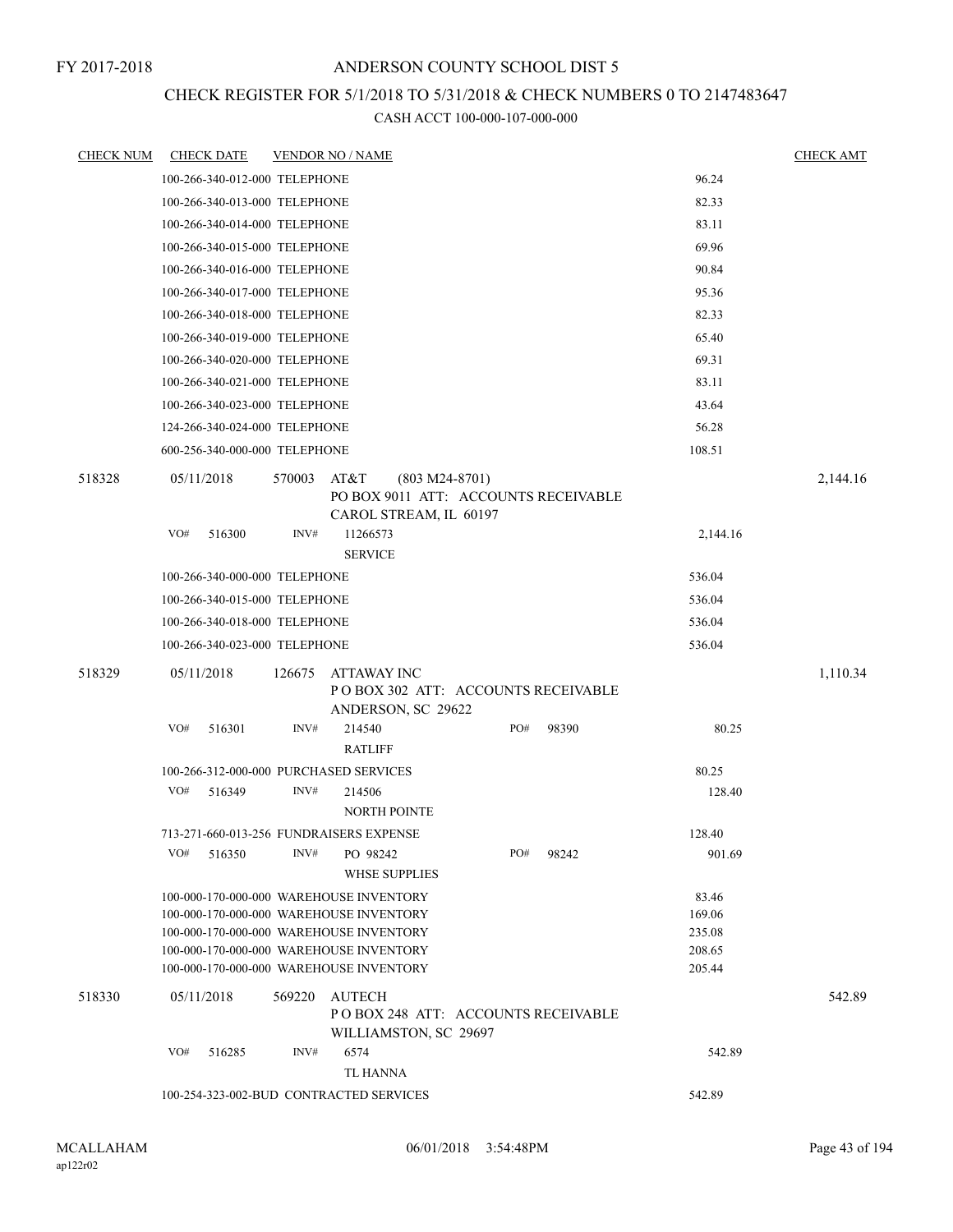FY 2017-2018

# ANDERSON COUNTY SCHOOL DIST 5

## CHECK REGISTER FOR 5/1/2018 TO 5/31/2018 & CHECK NUMBERS 0 TO 2147483647

### CASH ACCT 100-000-107-000-000

| CHECK NUM | CHECK DATE | VENDOR NO / NAME | | CHECK AMT |
|---|---|---|---|---|
| | 100-266-340-012-000 TELEPHONE | | 96.24 | |
| | 100-266-340-013-000 TELEPHONE | | 82.33 | |
| | 100-266-340-014-000 TELEPHONE | | 83.11 | |
| | 100-266-340-015-000 TELEPHONE | | 69.96 | |
| | 100-266-340-016-000 TELEPHONE | | 90.84 | |
| | 100-266-340-017-000 TELEPHONE | | 95.36 | |
| | 100-266-340-018-000 TELEPHONE | | 82.33 | |
| | 100-266-340-019-000 TELEPHONE | | 65.40 | |
| | 100-266-340-020-000 TELEPHONE | | 69.31 | |
| | 100-266-340-021-000 TELEPHONE | | 83.11 | |
| | 100-266-340-023-000 TELEPHONE | | 43.64 | |
| | 124-266-340-024-000 TELEPHONE | | 56.28 | |
| | 600-256-340-000-000 TELEPHONE | | 108.51 | |
| 518328 | 05/11/2018 | 570003 AT&T (803 M24-8701)<br>PO BOX 9011 ATT: ACCOUNTS RECEIVABLE<br>CAROL STREAM, IL 60197 | | 2,144.16 |
| | VO# 516300 | INV# 11266573<br>SERVICE | 2,144.16 | |
| | 100-266-340-000-000 TELEPHONE | | 536.04 | |
| | 100-266-340-015-000 TELEPHONE | | 536.04 | |
| | 100-266-340-018-000 TELEPHONE | | 536.04 | |
| | 100-266-340-023-000 TELEPHONE | | 536.04 | |
| 518329 | 05/11/2018 | 126675 ATTAWAY INC<br>P O BOX 302 ATT: ACCOUNTS RECEIVABLE<br>ANDERSON, SC 29622 | | 1,110.34 |
| | VO# 516301 | INV# 214540 PO# 98390<br>RATLIFF | 80.25 | |
| | 100-266-312-000-000 PURCHASED SERVICES | | 80.25 | |
| | VO# 516349 | INV# 214506<br>NORTH POINTE | 128.40 | |
| | 713-271-660-013-256 FUNDRAISERS EXPENSE | | 128.40 | |
| | VO# 516350 | INV# PO 98242 PO# 98242<br>WHSE SUPPLIES | 901.69 | |
| | 100-000-170-000-000 WAREHOUSE INVENTORY | | 83.46 | |
| | 100-000-170-000-000 WAREHOUSE INVENTORY | | 169.06 | |
| | 100-000-170-000-000 WAREHOUSE INVENTORY | | 235.08 | |
| | 100-000-170-000-000 WAREHOUSE INVENTORY | | 208.65 | |
| | 100-000-170-000-000 WAREHOUSE INVENTORY | | 205.44 | |
| 518330 | 05/11/2018 | 569220 AUTECH<br>P O BOX 248 ATT: ACCOUNTS RECEIVABLE<br>WILLIAMSTON, SC 29697 | | 542.89 |
| | VO# 516285 | INV# 6574<br>TL HANNA | 542.89 | |
| | 100-254-323-002-BUD CONTRACTED SERVICES | | 542.89 | |

MCALLAHAM
ap122r02

06/01/2018 3:54:48PM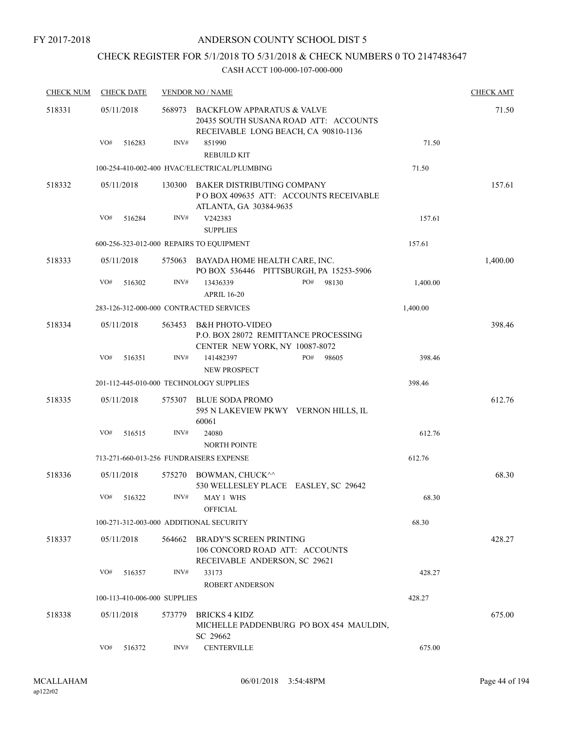FY 2017-2018

# ANDERSON COUNTY SCHOOL DIST 5

## CHECK REGISTER FOR 5/1/2018 TO 5/31/2018 & CHECK NUMBERS 0 TO 2147483647

### CASH ACCT 100-000-107-000-000

| CHECK NUM | CHECK DATE | VENDOR NO / NAME | | CHECK AMT |
|---|---|---|---|---|
| 518331 | 05/11/2018 | 568973 BACKFLOW APPARATUS & VALVE 20435 SOUTH SUSANA ROAD ATT: ACCOUNTS RECEIVABLE LONG BEACH, CA 90810-1136 | | 71.50 |
| | VO# 516283 | INV# 851990 REBUILD KIT | 71.50 | |
| | | 100-254-410-002-400 HVAC/ELECTRICAL/PLUMBING | 71.50 | |
| 518332 | 05/11/2018 | 130300 BAKER DISTRIBUTING COMPANY P O BOX 409635 ATT: ACCOUNTS RECEIVABLE ATLANTA, GA 30384-9635 | | 157.61 |
| | VO# 516284 | INV# V242383 SUPPLIES | 157.61 | |
| | | 600-256-323-012-000 REPAIRS TO EQUIPMENT | 157.61 | |
| 518333 | 05/11/2018 | 575063 BAYADA HOME HEALTH CARE, INC. PO BOX 536446 PITTSBURGH, PA 15253-5906 | | 1,400.00 |
| | VO# 516302 | INV# 13436339 PO# 98130 APRIL 16-20 | 1,400.00 | |
| | | 283-126-312-000-000 CONTRACTED SERVICES | 1,400.00 | |
| 518334 | 05/11/2018 | 563453 B&H PHOTO-VIDEO P.O. BOX 28072 REMITTANCE PROCESSING CENTER NEW YORK, NY 10087-8072 | | 398.46 |
| | VO# 516351 | INV# 141482397 PO# 98605 NEW PROSPECT | 398.46 | |
| | | 201-112-445-010-000 TECHNOLOGY SUPPLIES | 398.46 | |
| 518335 | 05/11/2018 | 575307 BLUE SODA PROMO 595 N LAKEVIEW PKWY VERNON HILLS, IL 60061 | | 612.76 |
| | VO# 516515 | INV# 24080 NORTH POINTE | 612.76 | |
| | | 713-271-660-013-256 FUNDRAISERS EXPENSE | 612.76 | |
| 518336 | 05/11/2018 | 575270 BOWMAN, CHUCK^^ 530 WELLESLEY PLACE EASLEY, SC 29642 | | 68.30 |
| | VO# 516322 | INV# MAY 1 WHS OFFICIAL | 68.30 | |
| | | 100-271-312-003-000 ADDITIONAL SECURITY | 68.30 | |
| 518337 | 05/11/2018 | 564662 BRADY'S SCREEN PRINTING 106 CONCORD ROAD ATT: ACCOUNTS RECEIVABLE ANDERSON, SC 29621 | | 428.27 |
| | VO# 516357 | INV# 33173 ROBERT ANDERSON | 428.27 | |
| | | 100-113-410-006-000 SUPPLIES | 428.27 | |
| 518338 | 05/11/2018 | 573779 BRICKS 4 KIDZ MICHELLE PADDENBURG PO BOX 454 MAULDIN, SC 29662 | | 675.00 |
| | VO# 516372 | INV# CENTERVILLE | 675.00 | |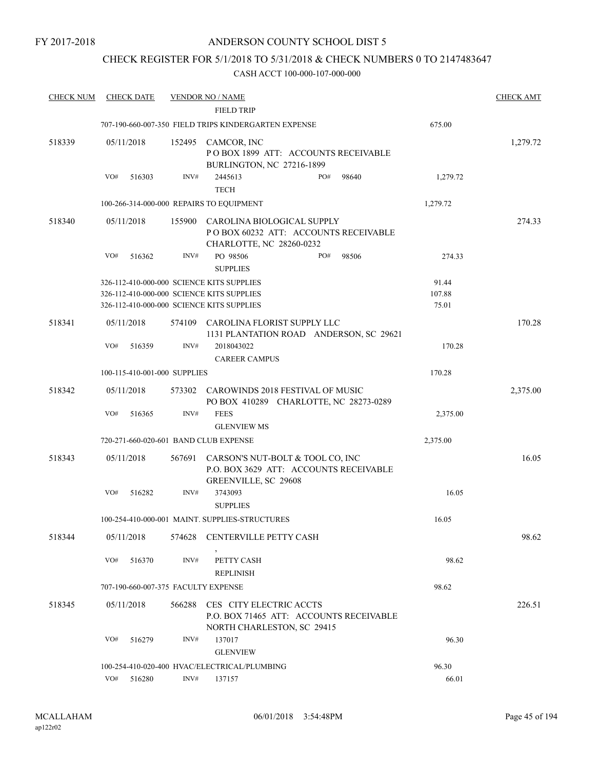FY 2017-2018

# ANDERSON COUNTY SCHOOL DIST 5

## CHECK REGISTER FOR 5/1/2018 TO 5/31/2018 & CHECK NUMBERS 0 TO 2147483647

### CASH ACCT 100-000-107-000-000

| CHECK NUM | CHECK DATE | VENDOR NO / NAME | | CHECK AMT |
|---|---|---|---|---|
| | | FIELD TRIP | | |
| | | 707-190-660-007-350 FIELD TRIPS KINDERGARTEN EXPENSE | 675.00 | |
| 518339 | 05/11/2018 | 152495 CAMCOR, INC<br>P O BOX 1899 ATT: ACCOUNTS RECEIVABLE<br>BURLINGTON, NC 27216-1899 | | 1,279.72 |
| | VO# 516303 | INV# 2445613 PO# 98640<br>TECH | 1,279.72 | |
| | | 100-266-314-000-000 REPAIRS TO EQUIPMENT | 1,279.72 | |
| 518340 | 05/11/2018 | 155900 CAROLINA BIOLOGICAL SUPPLY<br>P O BOX 60232 ATT: ACCOUNTS RECEIVABLE<br>CHARLOTTE, NC 28260-0232 | | 274.33 |
| | VO# 516362 | INV# PO 98506 PO# 98506<br>SUPPLIES | 274.33 | |
| | | 326-112-410-000-000 SCIENCE KITS SUPPLIES | 91.44 | |
| | | 326-112-410-000-000 SCIENCE KITS SUPPLIES | 107.88 | |
| | | 326-112-410-000-000 SCIENCE KITS SUPPLIES | 75.01 | |
| 518341 | 05/11/2018 | 574109 CAROLINA FLORIST SUPPLY LLC<br>1131 PLANTATION ROAD ANDERSON, SC 29621 | | 170.28 |
| | VO# 516359 | INV# 2018043022<br>CAREER CAMPUS | 170.28 | |
| | | 100-115-410-001-000 SUPPLIES | 170.28 | |
| 518342 | 05/11/2018 | 573302 CAROWINDS 2018 FESTIVAL OF MUSIC<br>PO BOX 410289 CHARLOTTE, NC 28273-0289 | | 2,375.00 |
| | VO# 516365 | INV# FEES<br>GLENVIEW MS | 2,375.00 | |
| | | 720-271-660-020-601 BAND CLUB EXPENSE | 2,375.00 | |
| 518343 | 05/11/2018 | 567691 CARSON'S NUT-BOLT & TOOL CO, INC<br>P.O. BOX 3629 ATT: ACCOUNTS RECEIVABLE<br>GREENVILLE, SC 29608 | | 16.05 |
| | VO# 516282 | INV# 3743093<br>SUPPLIES | 16.05 | |
| | | 100-254-410-000-001 MAINT. SUPPLIES-STRUCTURES | 16.05 | |
| 518344 | 05/11/2018 | 574628 CENTERVILLE PETTY CASH<br>, | | 98.62 |
| | VO# 516370 | INV# PETTY CASH<br>REPLINISH | 98.62 | |
| | | 707-190-660-007-375 FACULTY EXPENSE | 98.62 | |
| 518345 | 05/11/2018 | 566288 CES CITY ELECTRIC ACCTS<br>P.O. BOX 71465 ATT: ACCOUNTS RECEIVABLE<br>NORTH CHARLESTON, SC 29415 | | 226.51 |
| | VO# 516279 | INV# 137017<br>GLENVIEW | 96.30 | |
| | | 100-254-410-020-400 HVAC/ELECTRICAL/PLUMBING | 96.30 | |
| | VO# 516280 | INV# 137157 | 66.01 | |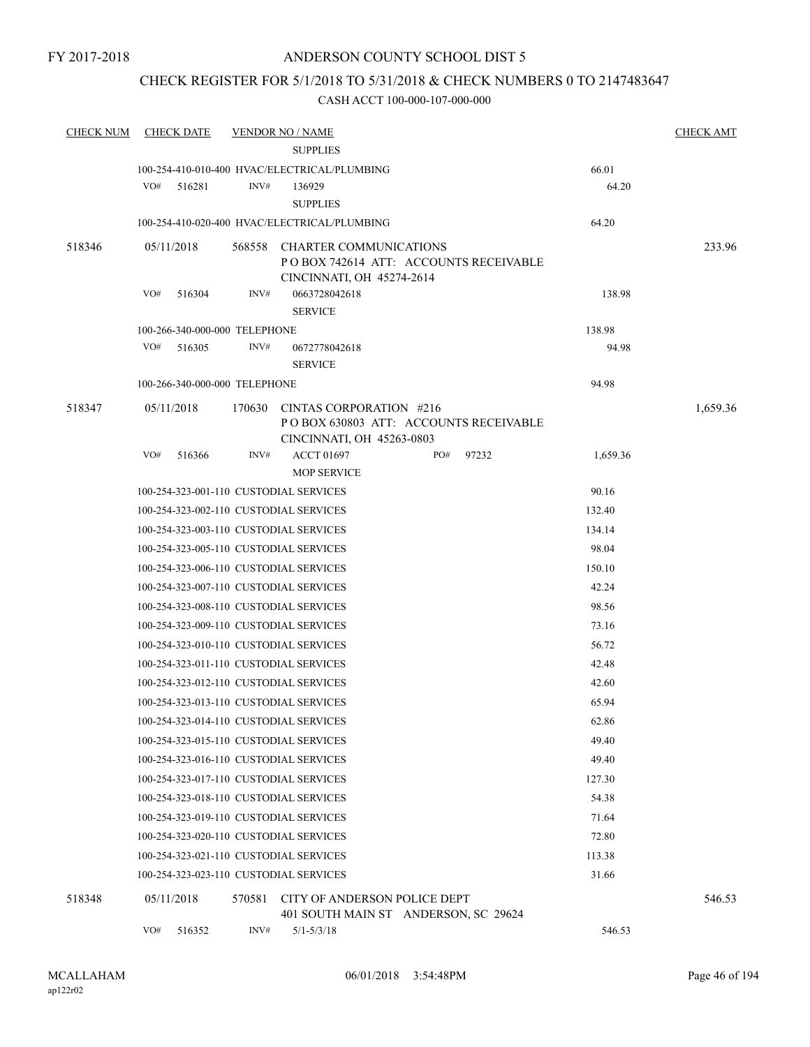FY 2017-2018

# ANDERSON COUNTY SCHOOL DIST 5

## CHECK REGISTER FOR 5/1/2018 TO 5/31/2018 & CHECK NUMBERS 0 TO 2147483647

### CASH ACCT 100-000-107-000-000

| CHECK NUM | CHECK DATE | VENDOR NO / NAME | | CHECK AMT |
|---|---|---|---|---|
| | | SUPPLIES | | |
| | | 100-254-410-010-400 HVAC/ELECTRICAL/PLUMBING | 66.01 | |
| | VO# 516281 | INV# 136929<br>SUPPLIES | 64.20 | |
| | | 100-254-410-020-400 HVAC/ELECTRICAL/PLUMBING | 64.20 | |
| 518346 | 05/11/2018 | 568558 CHARTER COMMUNICATIONS<br>P O BOX 742614 ATT: ACCOUNTS RECEIVABLE<br>CINCINNATI, OH 45274-2614 | | 233.96 |
| | VO# 516304 | INV# 0663728042618<br>SERVICE | 138.98 | |
| | | 100-266-340-000-000 TELEPHONE | 138.98 | |
| | VO# 516305 | INV# 0672778042618<br>SERVICE | 94.98 | |
| | | 100-266-340-000-000 TELEPHONE | 94.98 | |
| 518347 | 05/11/2018 | 170630 CINTAS CORPORATION #216<br>P O BOX 630803 ATT: ACCOUNTS RECEIVABLE<br>CINCINNATI, OH 45263-0803 | | 1,659.36 |
| | VO# 516366 | INV# ACCT 01697 PO# 97232<br>MOP SERVICE | 1,659.36 | |
| | | 100-254-323-001-110 CUSTODIAL SERVICES | 90.16 | |
| | | 100-254-323-002-110 CUSTODIAL SERVICES | 132.40 | |
| | | 100-254-323-003-110 CUSTODIAL SERVICES | 134.14 | |
| | | 100-254-323-005-110 CUSTODIAL SERVICES | 98.04 | |
| | | 100-254-323-006-110 CUSTODIAL SERVICES | 150.10 | |
| | | 100-254-323-007-110 CUSTODIAL SERVICES | 42.24 | |
| | | 100-254-323-008-110 CUSTODIAL SERVICES | 98.56 | |
| | | 100-254-323-009-110 CUSTODIAL SERVICES | 73.16 | |
| | | 100-254-323-010-110 CUSTODIAL SERVICES | 56.72 | |
| | | 100-254-323-011-110 CUSTODIAL SERVICES | 42.48 | |
| | | 100-254-323-012-110 CUSTODIAL SERVICES | 42.60 | |
| | | 100-254-323-013-110 CUSTODIAL SERVICES | 65.94 | |
| | | 100-254-323-014-110 CUSTODIAL SERVICES | 62.86 | |
| | | 100-254-323-015-110 CUSTODIAL SERVICES | 49.40 | |
| | | 100-254-323-016-110 CUSTODIAL SERVICES | 49.40 | |
| | | 100-254-323-017-110 CUSTODIAL SERVICES | 127.30 | |
| | | 100-254-323-018-110 CUSTODIAL SERVICES | 54.38 | |
| | | 100-254-323-019-110 CUSTODIAL SERVICES | 71.64 | |
| | | 100-254-323-020-110 CUSTODIAL SERVICES | 72.80 | |
| | | 100-254-323-021-110 CUSTODIAL SERVICES | 113.38 | |
| | | 100-254-323-023-110 CUSTODIAL SERVICES | 31.66 | |
| 518348 | 05/11/2018 | 570581 CITY OF ANDERSON POLICE DEPT<br>401 SOUTH MAIN ST ANDERSON, SC 29624 | | 546.53 |
| | VO# 516352 | INV# 5/1-5/3/18 | 546.53 | |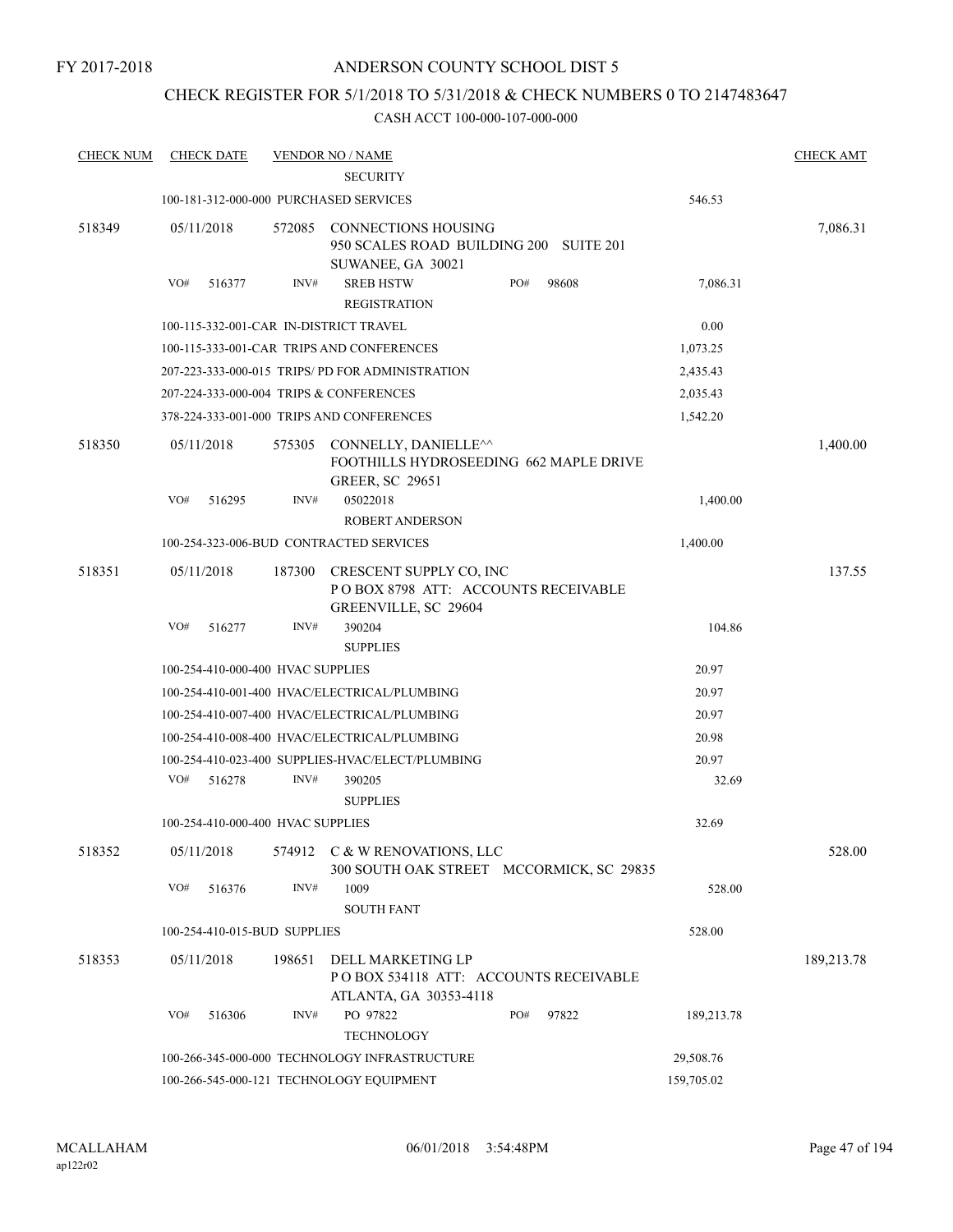FY 2017-2018

ANDERSON COUNTY SCHOOL DIST 5

CHECK REGISTER FOR 5/1/2018 TO 5/31/2018 & CHECK NUMBERS 0 TO 2147483647

CASH ACCT 100-000-107-000-000

| CHECK NUM | CHECK DATE | VENDOR NO / NAME | | CHECK AMT |
|---|---|---|---|---|
| | | SECURITY | | |
| | | 100-181-312-000-000 PURCHASED SERVICES | 546.53 | |
| 518349 | 05/11/2018 | 572085 CONNECTIONS HOUSING<br>950 SCALES ROAD BUILDING 200 SUITE 201<br>SUWANEE, GA 30021 | | 7,086.31 |
| | VO# 516377 | INV# SREB HSTW PO# 98608<br>REGISTRATION | 7,086.31 | |
| | | 100-115-332-001-CAR IN-DISTRICT TRAVEL | 0.00 | |
| | | 100-115-333-001-CAR TRIPS AND CONFERENCES | 1,073.25 | |
| | | 207-223-333-000-015 TRIPS/ PD FOR ADMINISTRATION | 2,435.43 | |
| | | 207-224-333-000-004 TRIPS & CONFERENCES | 2,035.43 | |
| | | 378-224-333-001-000 TRIPS AND CONFERENCES | 1,542.20 | |
| 518350 | 05/11/2018 | 575305 CONNELLY, DANIELLE^^<br>FOOTHILLS HYDROSEEDING 662 MAPLE DRIVE<br>GREER, SC 29651 | | 1,400.00 |
| | VO# 516295 | INV# 05022018<br>ROBERT ANDERSON | 1,400.00 | |
| | | 100-254-323-006-BUD CONTRACTED SERVICES | 1,400.00 | |
| 518351 | 05/11/2018 | 187300 CRESCENT SUPPLY CO, INC<br>P O BOX 8798 ATT: ACCOUNTS RECEIVABLE<br>GREENVILLE, SC 29604 | | 137.55 |
| | VO# 516277 | INV# 390204<br>SUPPLIES | 104.86 | |
| | | 100-254-410-000-400 HVAC SUPPLIES | 20.97 | |
| | | 100-254-410-001-400 HVAC/ELECTRICAL/PLUMBING | 20.97 | |
| | | 100-254-410-007-400 HVAC/ELECTRICAL/PLUMBING | 20.97 | |
| | | 100-254-410-008-400 HVAC/ELECTRICAL/PLUMBING | 20.98 | |
| | | 100-254-410-023-400 SUPPLIES-HVAC/ELECT/PLUMBING | 20.97 | |
| | VO# 516278 | INV# 390205<br>SUPPLIES | 32.69 | |
| | | 100-254-410-000-400 HVAC SUPPLIES | 32.69 | |
| 518352 | 05/11/2018 | 574912 C & W RENOVATIONS, LLC<br>300 SOUTH OAK STREET MCCORMICK, SC 29835 | | 528.00 |
| | VO# 516376 | INV# 1009<br>SOUTH FANT | 528.00 | |
| | | 100-254-410-015-BUD SUPPLIES | 528.00 | |
| 518353 | 05/11/2018 | 198651 DELL MARKETING LP<br>P O BOX 534118 ATT: ACCOUNTS RECEIVABLE<br>ATLANTA, GA 30353-4118 | | 189,213.78 |
| | VO# 516306 | INV# PO 97822 PO# 97822<br>TECHNOLOGY | 189,213.78 | |
| | | 100-266-345-000-000 TECHNOLOGY INFRASTRUCTURE | 29,508.76 | |
| | | 100-266-545-000-121 TECHNOLOGY EQUIPMENT | 159,705.02 | |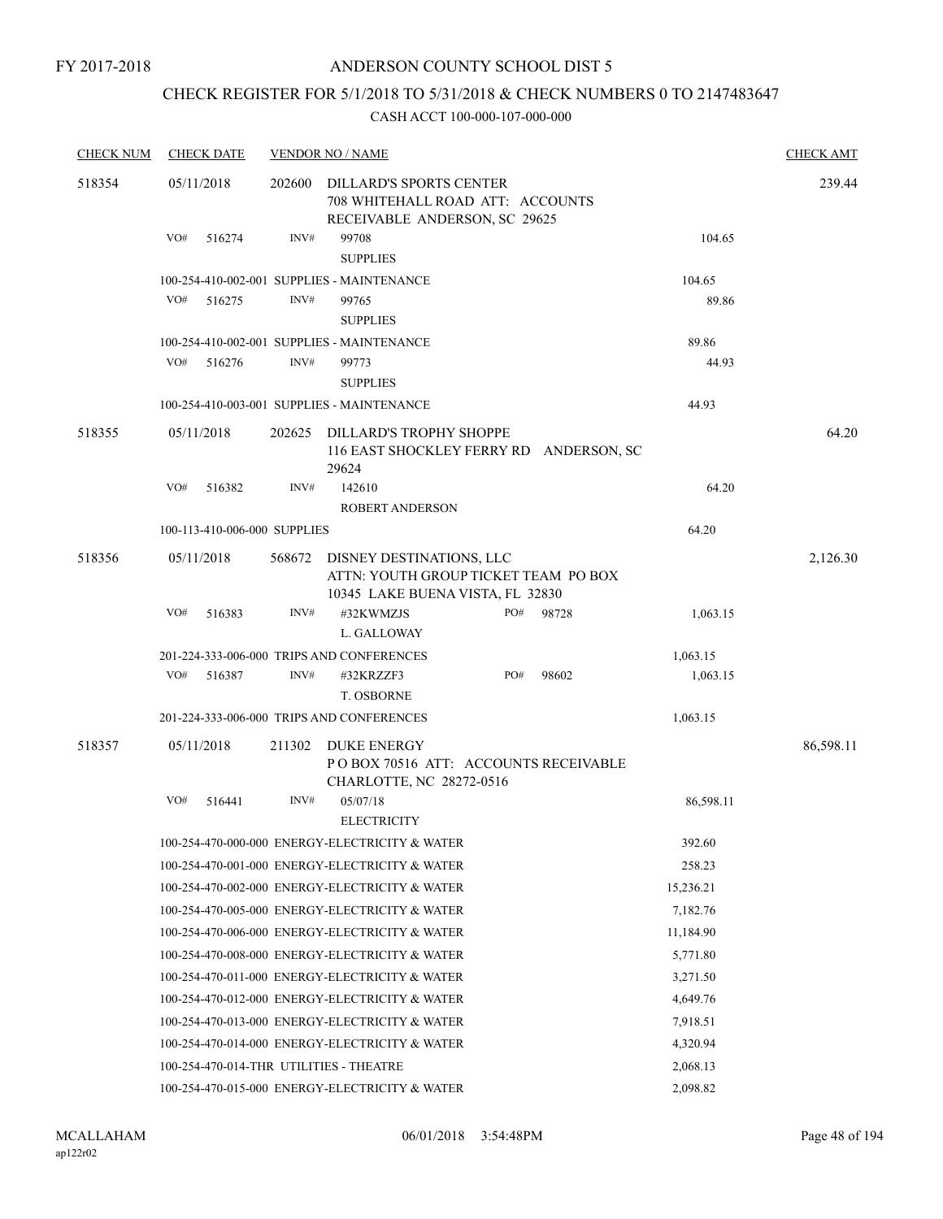FY 2017-2018

# ANDERSON COUNTY SCHOOL DIST 5

## CHECK REGISTER FOR 5/1/2018 TO 5/31/2018 & CHECK NUMBERS 0 TO 2147483647

CASH ACCT 100-000-107-000-000

| CHECK NUM | CHECK DATE | VENDOR NO / NAME | | | CHECK AMT |
|---|---|---|---|---|---|
| 518354 | 05/11/2018 | 202600 | DILLARD'S SPORTS CENTER<br>708 WHITEHALL ROAD ATT: ACCOUNTS RECEIVABLE ANDERSON, SC 29625 | | 239.44 |
| | VO# 516274 | INV# 99708 | SUPPLIES | 104.65 | |
| | 100-254-410-002-001 SUPPLIES - MAINTENANCE | | | 104.65 | |
| | VO# 516275 | INV# 99765 | SUPPLIES | 89.86 | |
| | 100-254-410-002-001 SUPPLIES - MAINTENANCE | | | 89.86 | |
| | VO# 516276 | INV# 99773 | SUPPLIES | 44.93 | |
| | 100-254-410-003-001 SUPPLIES - MAINTENANCE | | | 44.93 | |
| 518355 | 05/11/2018 | 202625 | DILLARD'S TROPHY SHOPPE<br>116 EAST SHOCKLEY FERRY RD ANDERSON, SC 29624 | | 64.20 |
| | VO# 516382 | INV# 142610 | ROBERT ANDERSON | 64.20 | |
| | 100-113-410-006-000 SUPPLIES | | | 64.20 | |
| 518356 | 05/11/2018 | 568672 | DISNEY DESTINATIONS, LLC<br>ATTN: YOUTH GROUP TICKET TEAM PO BOX 10345 LAKE BUENA VISTA, FL 32830 | | 2,126.30 |
| | VO# 516383 | INV# #32KWMZJS | PO# 98728<br>L. GALLOWAY | 1,063.15 | |
| | 201-224-333-006-000 TRIPS AND CONFERENCES | | | 1,063.15 | |
| | VO# 516387 | INV# #32KRZZF3 | PO# 98602<br>T. OSBORNE | 1,063.15 | |
| | 201-224-333-006-000 TRIPS AND CONFERENCES | | | 1,063.15 | |
| 518357 | 05/11/2018 | 211302 | DUKE ENERGY<br>P O BOX 70516 ATT: ACCOUNTS RECEIVABLE CHARLOTTE, NC 28272-0516 | | 86,598.11 |
| | VO# 516441 | INV# 05/07/18 | ELECTRICITY | 86,598.11 | |
| | 100-254-470-000-000 ENERGY-ELECTRICITY & WATER | | | 392.60 | |
| | 100-254-470-001-000 ENERGY-ELECTRICITY & WATER | | | 258.23 | |
| | 100-254-470-002-000 ENERGY-ELECTRICITY & WATER | | | 15,236.21 | |
| | 100-254-470-005-000 ENERGY-ELECTRICITY & WATER | | | 7,182.76 | |
| | 100-254-470-006-000 ENERGY-ELECTRICITY & WATER | | | 11,184.90 | |
| | 100-254-470-008-000 ENERGY-ELECTRICITY & WATER | | | 5,771.80 | |
| | 100-254-470-011-000 ENERGY-ELECTRICITY & WATER | | | 3,271.50 | |
| | 100-254-470-012-000 ENERGY-ELECTRICITY & WATER | | | 4,649.76 | |
| | 100-254-470-013-000 ENERGY-ELECTRICITY & WATER | | | 7,918.51 | |
| | 100-254-470-014-000 ENERGY-ELECTRICITY & WATER | | | 4,320.94 | |
| | 100-254-470-014-THR UTILITIES - THEATRE | | | 2,068.13 | |
| | 100-254-470-015-000 ENERGY-ELECTRICITY & WATER | | | 2,098.82 | |

MCALLAHAM
ap122r02 06/01/2018 3:54:48PM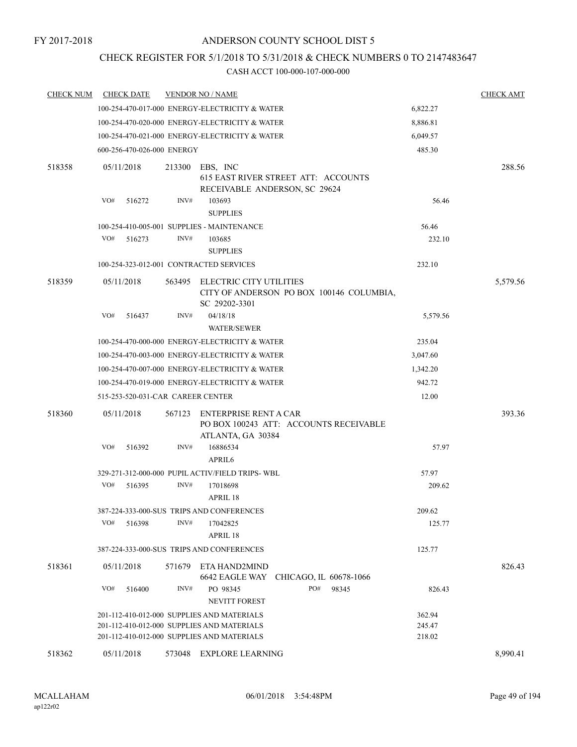FY 2017-2018

# ANDERSON COUNTY SCHOOL DIST 5

## CHECK REGISTER FOR 5/1/2018 TO 5/31/2018 & CHECK NUMBERS 0 TO 2147483647

CASH ACCT 100-000-107-000-000

| CHECK NUM | CHECK DATE | VENDOR NO / NAME | | CHECK AMT |
|---|---|---|---|---|
| | | 100-254-470-017-000 ENERGY-ELECTRICITY & WATER | 6,822.27 | |
| | | 100-254-470-020-000 ENERGY-ELECTRICITY & WATER | 8,886.81 | |
| | | 100-254-470-021-000 ENERGY-ELECTRICITY & WATER | 6,049.57 | |
| | | 600-256-470-026-000 ENERGY | 485.30 | |
| 518358 | 05/11/2018 | 213300 EBS, INC<br>615 EAST RIVER STREET ATT: ACCOUNTS RECEIVABLE ANDERSON, SC 29624 | | 288.56 |
| | | VO# 516272 INV# 103693<br>SUPPLIES | 56.46 | |
| | | 100-254-410-005-001 SUPPLIES - MAINTENANCE | 56.46 | |
| | | VO# 516273 INV# 103685<br>SUPPLIES | 232.10 | |
| | | 100-254-323-012-001 CONTRACTED SERVICES | 232.10 | |
| 518359 | 05/11/2018 | 563495 ELECTRIC CITY UTILITIES<br>CITY OF ANDERSON PO BOX 100146 COLUMBIA, SC 29202-3301 | | 5,579.56 |
| | | VO# 516437 INV# 04/18/18<br>WATER/SEWER | 5,579.56 | |
| | | 100-254-470-000-000 ENERGY-ELECTRICITY & WATER | 235.04 | |
| | | 100-254-470-003-000 ENERGY-ELECTRICITY & WATER | 3,047.60 | |
| | | 100-254-470-007-000 ENERGY-ELECTRICITY & WATER | 1,342.20 | |
| | | 100-254-470-019-000 ENERGY-ELECTRICITY & WATER | 942.72 | |
| | | 515-253-520-031-CAR CAREER CENTER | 12.00 | |
| 518360 | 05/11/2018 | 567123 ENTERPRISE RENT A CAR<br>PO BOX 100243 ATT: ACCOUNTS RECEIVABLE ATLANTA, GA 30384 | | 393.36 |
| | | VO# 516392 INV# 16886534<br>APRIL6 | 57.97 | |
| | | 329-271-312-000-000 PUPIL ACTIV/FIELD TRIPS- WBL | 57.97 | |
| | | VO# 516395 INV# 17018698<br>APRIL 18 | 209.62 | |
| | | 387-224-333-000-SUS TRIPS AND CONFERENCES | 209.62 | |
| | | VO# 516398 INV# 17042825<br>APRIL 18 | 125.77 | |
| | | 387-224-333-000-SUS TRIPS AND CONFERENCES | 125.77 | |
| 518361 | 05/11/2018 | 571679 ETA HAND2MIND<br>6642 EAGLE WAY CHICAGO, IL 60678-1066 | | 826.43 |
| | | VO# 516400 INV# PO 98345 PO# 98345<br>NEVITT FOREST | 826.43 | |
| | | 201-112-410-012-000 SUPPLIES AND MATERIALS | 362.94 | |
| | | 201-112-410-012-000 SUPPLIES AND MATERIALS | 245.47 | |
| | | 201-112-410-012-000 SUPPLIES AND MATERIALS | 218.02 | |
| 518362 | 05/11/2018 | 573048 EXPLORE LEARNING | | 8,990.41 |

MCALLAHAM ap122r02 06/01/2018 3:54:48PM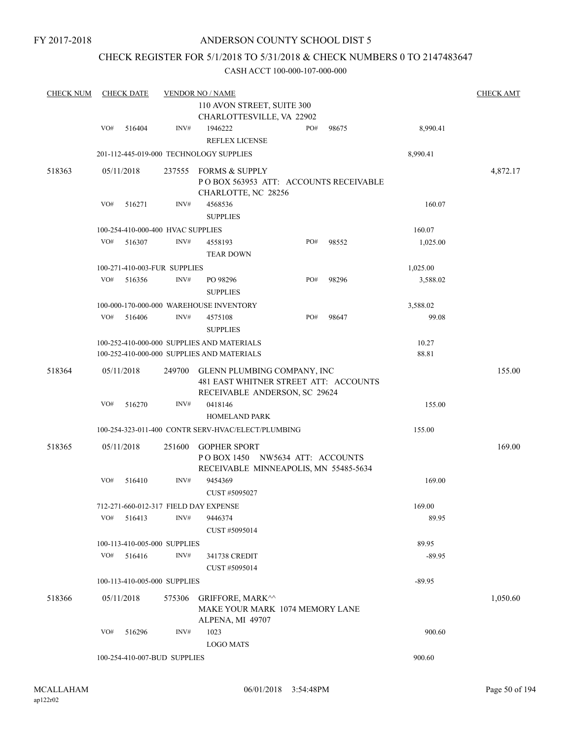FY 2017-2018

# ANDERSON COUNTY SCHOOL DIST 5

## CHECK REGISTER FOR 5/1/2018 TO 5/31/2018 & CHECK NUMBERS 0 TO 2147483647

### CASH ACCT 100-000-107-000-000

| CHECK NUM | CHECK DATE | VENDOR NO / NAME | | | CHECK AMT |
|---|---|---|---|---|---|
| | | | 110 AVON STREET, SUITE 300<br>CHARLOTTESVILLE, VA 22902 | | |
| | VO# 516404 | INV# | 1946222<br>REFLEX LICENSE | PO# 98675 | 8,990.41 | |
| | 201-112-445-019-000 TECHNOLOGY SUPPLIES | | | 8,990.41 | |
| 518363 | 05/11/2018 | 237555 | FORMS & SUPPLY<br>P O BOX 563953 ATT: ACCOUNTS RECEIVABLE<br>CHARLOTTE, NC 28256 | | 4,872.17 |
| | VO# 516271 | INV# | 4568536<br>SUPPLIES | | 160.07 | |
| | 100-254-410-000-400 HVAC SUPPLIES | | | 160.07 | |
| | VO# 516307 | INV# | 4558193<br>TEAR DOWN | PO# 98552 | 1,025.00 | |
| | 100-271-410-003-FUR SUPPLIES | | | 1,025.00 | |
| | VO# 516356 | INV# | PO 98296<br>SUPPLIES | PO# 98296 | 3,588.02 | |
| | 100-000-170-000-000 WAREHOUSE INVENTORY | | | 3,588.02 | |
| | VO# 516406 | INV# | 4575108<br>SUPPLIES | PO# 98647 | 99.08 | |
| | 100-252-410-000-000 SUPPLIES AND MATERIALS | | | 10.27 | |
| | 100-252-410-000-000 SUPPLIES AND MATERIALS | | | 88.81 | |
| 518364 | 05/11/2018 | 249700 | GLENN PLUMBING COMPANY, INC<br>481 EAST WHITNER STREET ATT: ACCOUNTS<br>RECEIVABLE ANDERSON, SC 29624 | | 155.00 |
| | VO# 516270 | INV# | 0418146<br>HOMELAND PARK | | 155.00 | |
| | 100-254-323-011-400 CONTR SERV-HVAC/ELECT/PLUMBING | | | 155.00 | |
| 518365 | 05/11/2018 | 251600 | GOPHER SPORT<br>P O BOX 1450 NW5634 ATT: ACCOUNTS<br>RECEIVABLE MINNEAPOLIS, MN 55485-5634 | | 169.00 |
| | VO# 516410 | INV# | 9454369<br>CUST #5095027 | | 169.00 | |
| | 712-271-660-012-317 FIELD DAY EXPENSE | | | 169.00 | |
| | VO# 516413 | INV# | 9446374<br>CUST #5095014 | | 89.95 | |
| | 100-113-410-005-000 SUPPLIES | | | 89.95 | |
| | VO# 516416 | INV# | 341738 CREDIT<br>CUST #5095014 | | -89.95 | |
| | 100-113-410-005-000 SUPPLIES | | | -89.95 | |
| 518366 | 05/11/2018 | 575306 | GRIFFORE, MARK^^<br>MAKE YOUR MARK 1074 MEMORY LANE<br>ALPENA, MI 49707 | | 1,050.60 |
| | VO# 516296 | INV# | 1023<br>LOGO MATS | | 900.60 | |
| | 100-254-410-007-BUD SUPPLIES | | | 900.60 | |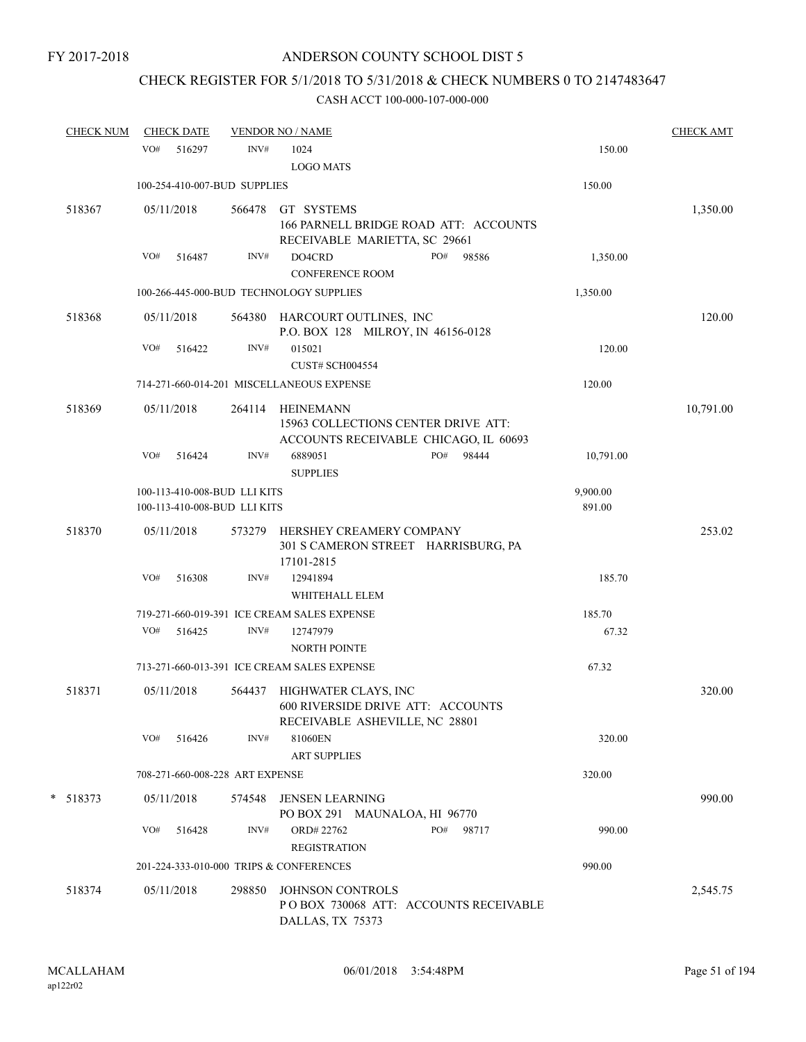FY 2017-2018

# ANDERSON COUNTY SCHOOL DIST 5

## CHECK REGISTER FOR 5/1/2018 TO 5/31/2018 & CHECK NUMBERS 0 TO 2147483647

### CASH ACCT 100-000-107-000-000

| CHECK NUM | CHECK DATE | VENDOR NO / NAME | | CHECK AMT |
|---|---|---|---|---|
| | VO# 516297 | INV# 1024 LOGO MATS | 150.00 | |
| | 100-254-410-007-BUD SUPPLIES | | 150.00 | |
| 518367 | 05/11/2018 | 566478 GT SYSTEMS 166 PARNELL BRIDGE ROAD ATT: ACCOUNTS RECEIVABLE MARIETTA, SC 29661 | | 1,350.00 |
| | VO# 516487 | INV# DO4CRD PO# 98586 CONFERENCE ROOM | 1,350.00 | |
| | 100-266-445-000-BUD TECHNOLOGY SUPPLIES | | 1,350.00 | |
| 518368 | 05/11/2018 | 564380 HARCOURT OUTLINES, INC P.O. BOX 128 MILROY, IN 46156-0128 | | 120.00 |
| | VO# 516422 | INV# 015021 CUST# SCH004554 | 120.00 | |
| | 714-271-660-014-201 MISCELLANEOUS EXPENSE | | 120.00 | |
| 518369 | 05/11/2018 | 264114 HEINEMANN 15963 COLLECTIONS CENTER DRIVE ATT: ACCOUNTS RECEIVABLE CHICAGO, IL 60693 | | 10,791.00 |
| | VO# 516424 | INV# 6889051 PO# 98444 SUPPLIES | 10,791.00 | |
| | 100-113-410-008-BUD LLI KITS | | 9,900.00 | |
| | 100-113-410-008-BUD LLI KITS | | 891.00 | |
| 518370 | 05/11/2018 | 573279 HERSHEY CREAMERY COMPANY 301 S CAMERON STREET HARRISBURG, PA 17101-2815 | | 253.02 |
| | VO# 516308 | INV# 12941894 WHITEHALL ELEM | 185.70 | |
| | 719-271-660-019-391 ICE CREAM SALES EXPENSE | | 185.70 | |
| | VO# 516425 | INV# 12747979 NORTH POINTE | 67.32 | |
| | 713-271-660-013-391 ICE CREAM SALES EXPENSE | | 67.32 | |
| 518371 | 05/11/2018 | 564437 HIGHWATER CLAYS, INC 600 RIVERSIDE DRIVE ATT: ACCOUNTS RECEIVABLE ASHEVILLE, NC 28801 | | 320.00 |
| | VO# 516426 | INV# 81060EN ART SUPPLIES | 320.00 | |
| | 708-271-660-008-228 ART EXPENSE | | 320.00 | |
| * 518373 | 05/11/2018 | 574548 JENSEN LEARNING PO BOX 291 MAUNALOA, HI 96770 | | 990.00 |
| | VO# 516428 | INV# ORD# 22762 PO# 98717 REGISTRATION | 990.00 | |
| | 201-224-333-010-000 TRIPS & CONFERENCES | | 990.00 | |
| 518374 | 05/11/2018 | 298850 JOHNSON CONTROLS P O BOX 730068 ATT: ACCOUNTS RECEIVABLE DALLAS, TX 75373 | | 2,545.75 |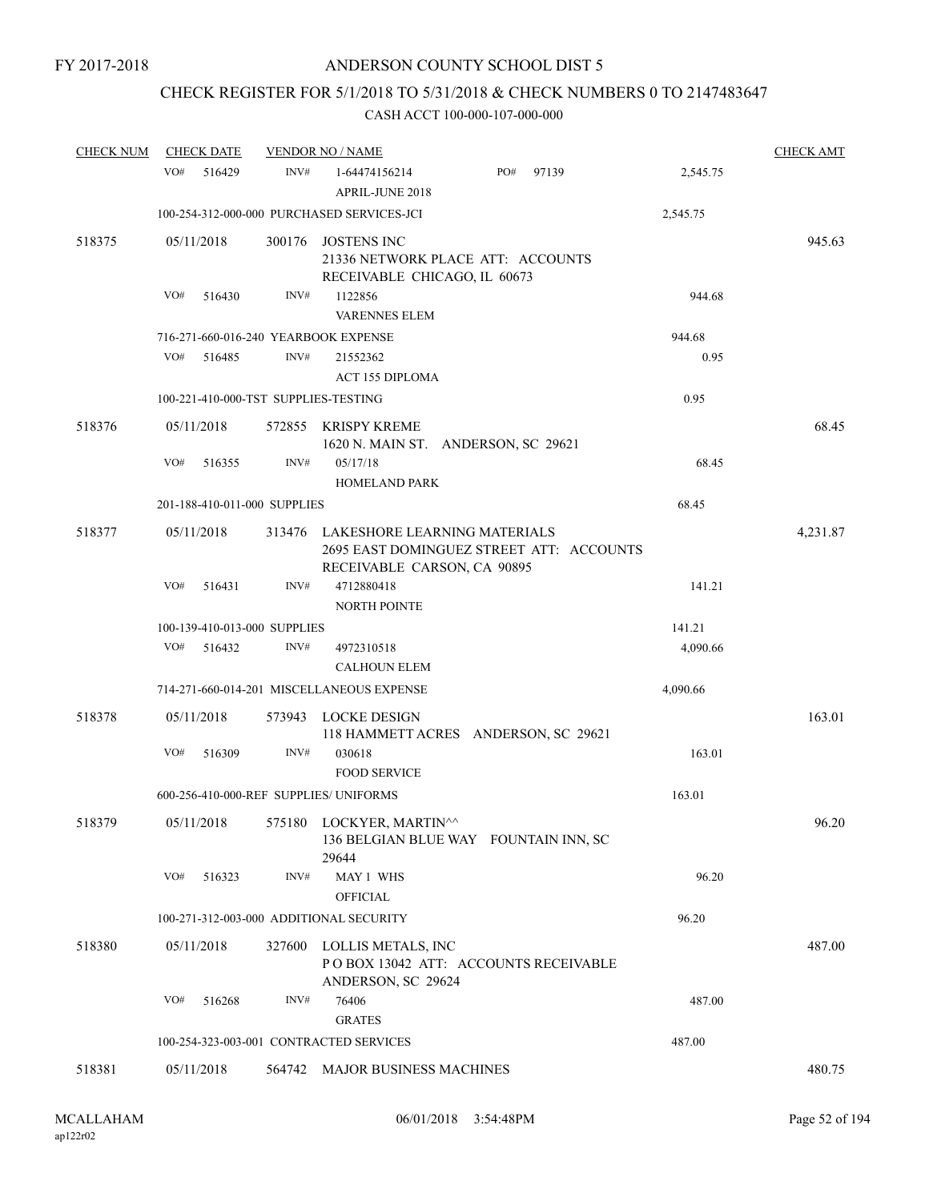FY 2017-2018

# ANDERSON COUNTY SCHOOL DIST 5

## CHECK REGISTER FOR 5/1/2018 TO 5/31/2018 & CHECK NUMBERS 0 TO 2147483647

### CASH ACCT 100-000-107-000-000

| CHECK NUM | CHECK DATE | VENDOR NO / NAME | | CHECK AMT |
|---|---|---|---|---|
| | VO# 516429 | INV# 1-64474156214 PO# 97139<br>APRIL-JUNE 2018 | 2,545.75 | |
| | | 100-254-312-000-000 PURCHASED SERVICES-JCI | 2,545.75 | |
| 518375 | 05/11/2018 | 300176 JOSTENS INC<br>21336 NETWORK PLACE ATT: ACCOUNTS RECEIVABLE CHICAGO, IL 60673 | | 945.63 |
| | VO# 516430 | INV# 1122856<br>VARENNES ELEM | 944.68 | |
| | | 716-271-660-016-240 YEARBOOK EXPENSE | 944.68 | |
| | VO# 516485 | INV# 21552362<br>ACT 155 DIPLOMA | 0.95 | |
| | | 100-221-410-000-TST SUPPLIES-TESTING | 0.95 | |
| 518376 | 05/11/2018 | 572855 KRISPY KREME<br>1620 N. MAIN ST. ANDERSON, SC 29621 | | 68.45 |
| | VO# 516355 | INV# 05/17/18<br>HOMELAND PARK | 68.45 | |
| | | 201-188-410-011-000 SUPPLIES | 68.45 | |
| 518377 | 05/11/2018 | 313476 LAKESHORE LEARNING MATERIALS<br>2695 EAST DOMINGUEZ STREET ATT: ACCOUNTS RECEIVABLE CARSON, CA 90895 | | 4,231.87 |
| | VO# 516431 | INV# 4712880418<br>NORTH POINTE | 141.21 | |
| | | 100-139-410-013-000 SUPPLIES | 141.21 | |
| | VO# 516432 | INV# 4972310518<br>CALHOUN ELEM | 4,090.66 | |
| | | 714-271-660-014-201 MISCELLANEOUS EXPENSE | 4,090.66 | |
| 518378 | 05/11/2018 | 573943 LOCKE DESIGN<br>118 HAMMETT ACRES ANDERSON, SC 29621 | | 163.01 |
| | VO# 516309 | INV# 030618<br>FOOD SERVICE | 163.01 | |
| | | 600-256-410-000-REF SUPPLIES/ UNIFORMS | 163.01 | |
| 518379 | 05/11/2018 | 575180 LOCKYER, MARTIN^^<br>136 BELGIAN BLUE WAY FOUNTAIN INN, SC 29644 | | 96.20 |
| | VO# 516323 | INV# MAY 1 WHS<br>OFFICIAL | 96.20 | |
| | | 100-271-312-003-000 ADDITIONAL SECURITY | 96.20 | |
| 518380 | 05/11/2018 | 327600 LOLLIS METALS, INC<br>P O BOX 13042 ATT: ACCOUNTS RECEIVABLE ANDERSON, SC 29624 | | 487.00 |
| | VO# 516268 | INV# 76406<br>GRATES | 487.00 | |
| | | 100-254-323-003-001 CONTRACTED SERVICES | 487.00 | |
| 518381 | 05/11/2018 | 564742 MAJOR BUSINESS MACHINES | | 480.75 |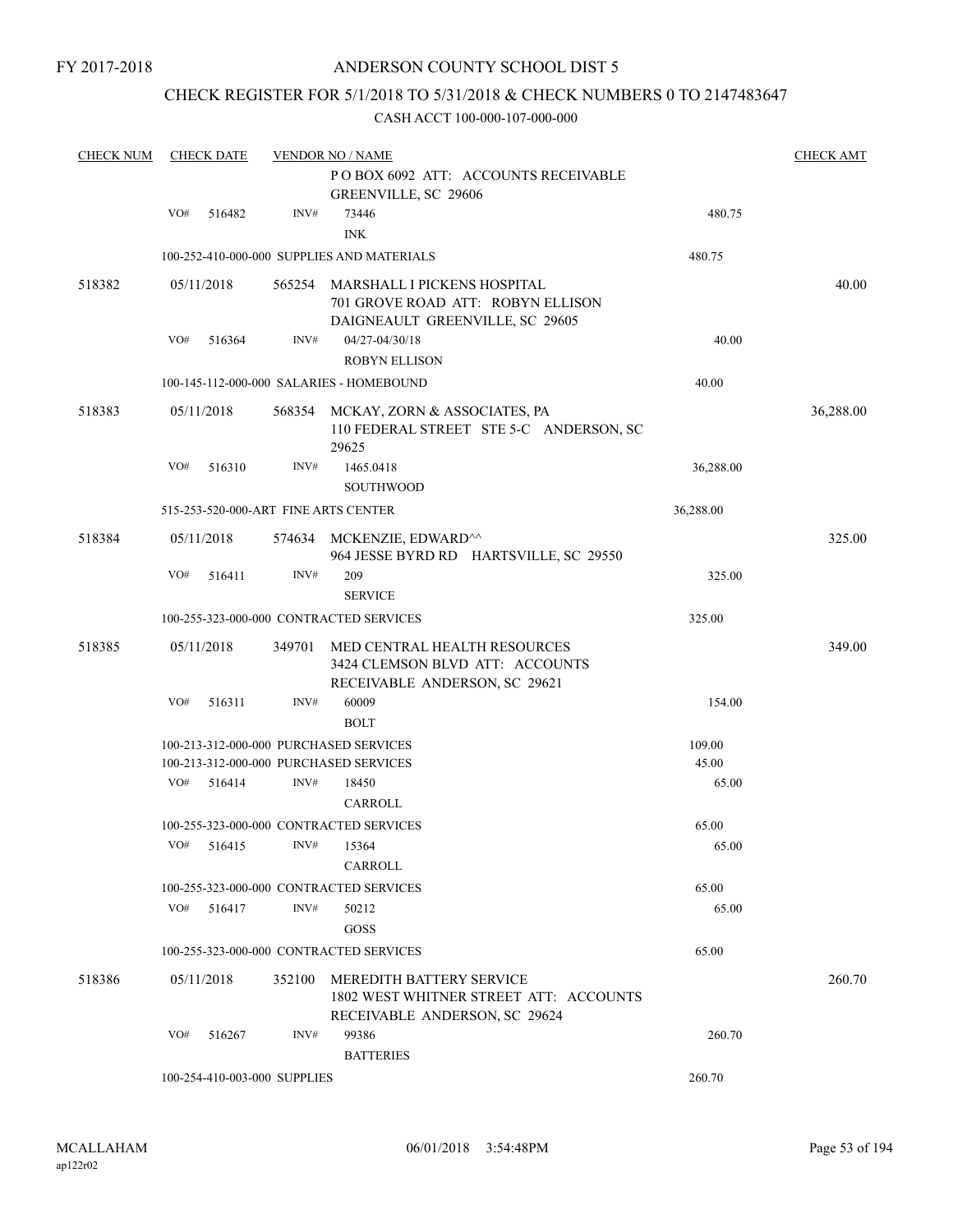FY 2017-2018

# ANDERSON COUNTY SCHOOL DIST 5

## CHECK REGISTER FOR 5/1/2018 TO 5/31/2018 & CHECK NUMBERS 0 TO 2147483647

### CASH ACCT 100-000-107-000-000

| CHECK NUM | CHECK DATE | VENDOR NO / NAME | | CHECK AMT |
|---|---|---|---|---|
| | | P O BOX 6092 ATT: ACCOUNTS RECEIVABLE GREENVILLE, SC 29606 | | |
| | VO# 516482 | INV# 73446 INK | 480.75 | |
| | | 100-252-410-000-000 SUPPLIES AND MATERIALS | 480.75 | |
| 518382 | 05/11/2018 | 565254 MARSHALL I PICKENS HOSPITAL 701 GROVE ROAD ATT: ROBYN ELLISON DAIGNEAULT GREENVILLE, SC 29605 | | 40.00 |
| | VO# 516364 | INV# 04/27-04/30/18 ROBYN ELLISON | 40.00 | |
| | | 100-145-112-000-000 SALARIES - HOMEBOUND | 40.00 | |
| 518383 | 05/11/2018 | 568354 MCKAY, ZORN & ASSOCIATES, PA 110 FEDERAL STREET STE 5-C ANDERSON, SC 29625 | | 36,288.00 |
| | VO# 516310 | INV# 1465.0418 SOUTHWOOD | 36,288.00 | |
| | | 515-253-520-000-ART FINE ARTS CENTER | 36,288.00 | |
| 518384 | 05/11/2018 | 574634 MCKENZIE, EDWARD^^ 964 JESSE BYRD RD HARTSVILLE, SC 29550 | | 325.00 |
| | VO# 516411 | INV# 209 SERVICE | 325.00 | |
| | | 100-255-323-000-000 CONTRACTED SERVICES | 325.00 | |
| 518385 | 05/11/2018 | 349701 MED CENTRAL HEALTH RESOURCES 3424 CLEMSON BLVD ATT: ACCOUNTS RECEIVABLE ANDERSON, SC 29621 | | 349.00 |
| | VO# 516311 | INV# 60009 BOLT | 154.00 | |
| | | 100-213-312-000-000 PURCHASED SERVICES | 109.00 | |
| | | 100-213-312-000-000 PURCHASED SERVICES | 45.00 | |
| | VO# 516414 | INV# 18450 CARROLL | 65.00 | |
| | | 100-255-323-000-000 CONTRACTED SERVICES | 65.00 | |
| | VO# 516415 | INV# 15364 CARROLL | 65.00 | |
| | | 100-255-323-000-000 CONTRACTED SERVICES | 65.00 | |
| | VO# 516417 | INV# 50212 GOSS | 65.00 | |
| | | 100-255-323-000-000 CONTRACTED SERVICES | 65.00 | |
| 518386 | 05/11/2018 | 352100 MEREDITH BATTERY SERVICE 1802 WEST WHITNER STREET ATT: ACCOUNTS RECEIVABLE ANDERSON, SC 29624 | | 260.70 |
| | VO# 516267 | INV# 99386 BATTERIES | 260.70 | |
| | | 100-254-410-003-000 SUPPLIES | 260.70 | |

MCALLAHAM
ap122r02

06/01/2018 3:54:48PM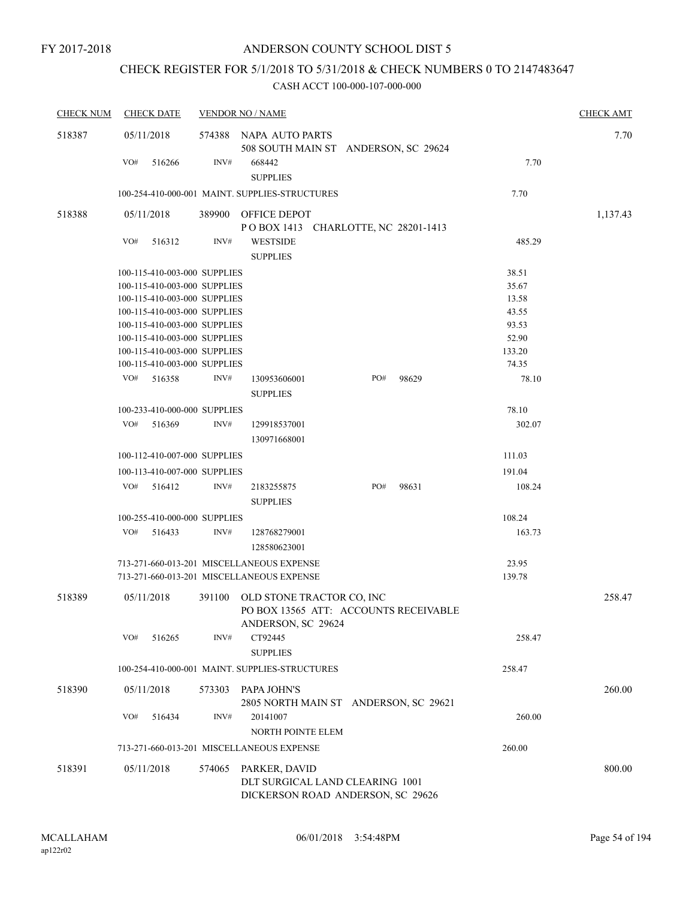FY 2017-2018

# ANDERSON COUNTY SCHOOL DIST 5

## CHECK REGISTER FOR 5/1/2018 TO 5/31/2018 & CHECK NUMBERS 0 TO 2147483647

CASH ACCT 100-000-107-000-000

| CHECK NUM | CHECK DATE | VENDOR NO / NAME | | CHECK AMT |
|---|---|---|---|---|
| 518387 | 05/11/2018 | 574388 NAPA AUTO PARTS<br>508 SOUTH MAIN ST ANDERSON, SC 29624 | | 7.70 |
| | VO# 516266 | INV# 668442<br>SUPPLIES | 7.70 | |
| | | 100-254-410-000-001 MAINT. SUPPLIES-STRUCTURES | 7.70 | |
| 518388 | 05/11/2018 | 389900 OFFICE DEPOT<br>P O BOX 1413 CHARLOTTE, NC 28201-1413 | | 1,137.43 |
| | VO# 516312 | INV# WESTSIDE<br>SUPPLIES | 485.29 | |
| | | 100-115-410-003-000 SUPPLIES | 38.51 | |
| | | 100-115-410-003-000 SUPPLIES | 35.67 | |
| | | 100-115-410-003-000 SUPPLIES | 13.58 | |
| | | 100-115-410-003-000 SUPPLIES | 43.55 | |
| | | 100-115-410-003-000 SUPPLIES | 93.53 | |
| | | 100-115-410-003-000 SUPPLIES | 52.90 | |
| | | 100-115-410-003-000 SUPPLIES | 133.20 | |
| | | 100-115-410-003-000 SUPPLIES | 74.35 | |
| | VO# 516358 | INV# 130953606001 PO# 98629<br>SUPPLIES | 78.10 | |
| | | 100-233-410-000-000 SUPPLIES | 78.10 | |
| | VO# 516369 | INV# 129918537001<br>130971668001 | 302.07 | |
| | | 100-112-410-007-000 SUPPLIES | 111.03 | |
| | | 100-113-410-007-000 SUPPLIES | 191.04 | |
| | VO# 516412 | INV# 2183255875 PO# 98631<br>SUPPLIES | 108.24 | |
| | | 100-255-410-000-000 SUPPLIES | 108.24 | |
| | VO# 516433 | INV# 128768279001<br>128580623001 | 163.73 | |
| | | 713-271-660-013-201 MISCELLANEOUS EXPENSE | 23.95 | |
| | | 713-271-660-013-201 MISCELLANEOUS EXPENSE | 139.78 | |
| 518389 | 05/11/2018 | 391100 OLD STONE TRACTOR CO, INC<br>PO BOX 13565 ATT: ACCOUNTS RECEIVABLE<br>ANDERSON, SC 29624 | | 258.47 |
| | VO# 516265 | INV# CT92445<br>SUPPLIES | 258.47 | |
| | | 100-254-410-000-001 MAINT. SUPPLIES-STRUCTURES | 258.47 | |
| 518390 | 05/11/2018 | 573303 PAPA JOHN'S<br>2805 NORTH MAIN ST ANDERSON, SC 29621 | | 260.00 |
| | VO# 516434 | INV# 20141007<br>NORTH POINTE ELEM | 260.00 | |
| | | 713-271-660-013-201 MISCELLANEOUS EXPENSE | 260.00 | |
| 518391 | 05/11/2018 | 574065 PARKER, DAVID<br>DLT SURGICAL LAND CLEARING 1001<br>DICKERSON ROAD ANDERSON, SC 29626 | | 800.00 |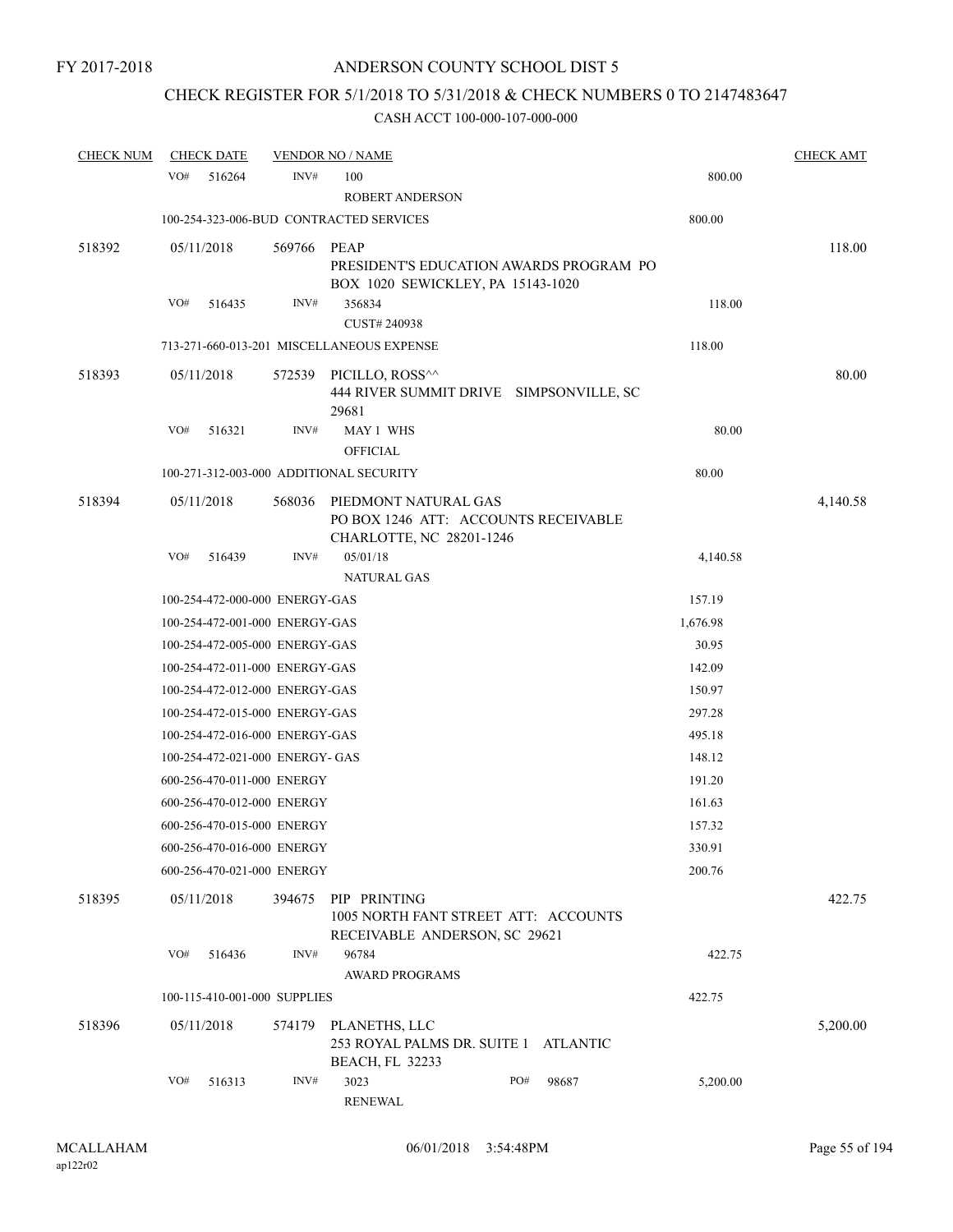FY 2017-2018

# ANDERSON COUNTY SCHOOL DIST 5

## CHECK REGISTER FOR 5/1/2018 TO 5/31/2018 & CHECK NUMBERS 0 TO 2147483647

### CASH ACCT 100-000-107-000-000

| CHECK NUM | CHECK DATE | VENDOR NO / NAME | | CHECK AMT |
|---|---|---|---|---|
| | VO# 516264 INV# | 100<br>ROBERT ANDERSON | 800.00 | |
| | 100-254-323-006-BUD CONTRACTED SERVICES | | 800.00 | |
| 518392 | 05/11/2018 | 569766 PEAP<br>PRESIDENT'S EDUCATION AWARDS PROGRAM PO BOX 1020 SEWICKLEY, PA 15143-1020 | | 118.00 |
| | VO# 516435 INV# | 356834<br>CUST# 240938 | 118.00 | |
| | 713-271-660-013-201 MISCELLANEOUS EXPENSE | | 118.00 | |
| 518393 | 05/11/2018 | 572539 PICILLO, ROSS^^<br>444 RIVER SUMMIT DRIVE SIMPSONVILLE, SC 29681 | | 80.00 |
| | VO# 516321 INV# | MAY 1 WHS<br>OFFICIAL | 80.00 | |
| | 100-271-312-003-000 ADDITIONAL SECURITY | | 80.00 | |
| 518394 | 05/11/2018 | 568036 PIEDMONT NATURAL GAS<br>PO BOX 1246 ATT: ACCOUNTS RECEIVABLE CHARLOTTE, NC 28201-1246 | | 4,140.58 |
| | VO# 516439 INV# | 05/01/18<br>NATURAL GAS | 4,140.58 | |
| | 100-254-472-000-000 ENERGY-GAS | | 157.19 | |
| | 100-254-472-001-000 ENERGY-GAS | | 1,676.98 | |
| | 100-254-472-005-000 ENERGY-GAS | | 30.95 | |
| | 100-254-472-011-000 ENERGY-GAS | | 142.09 | |
| | 100-254-472-012-000 ENERGY-GAS | | 150.97 | |
| | 100-254-472-015-000 ENERGY-GAS | | 297.28 | |
| | 100-254-472-016-000 ENERGY-GAS | | 495.18 | |
| | 100-254-472-021-000 ENERGY- GAS | | 148.12 | |
| | 600-256-470-011-000 ENERGY | | 191.20 | |
| | 600-256-470-012-000 ENERGY | | 161.63 | |
| | 600-256-470-015-000 ENERGY | | 157.32 | |
| | 600-256-470-016-000 ENERGY | | 330.91 | |
| | 600-256-470-021-000 ENERGY | | 200.76 | |
| 518395 | 05/11/2018 | 394675 PIP PRINTING<br>1005 NORTH FANT STREET ATT: ACCOUNTS RECEIVABLE ANDERSON, SC 29621 | | 422.75 |
| | VO# 516436 INV# | 96784<br>AWARD PROGRAMS | 422.75 | |
| | 100-115-410-001-000 SUPPLIES | | 422.75 | |
| 518396 | 05/11/2018 | 574179 PLANETHS, LLC<br>253 ROYAL PALMS DR. SUITE 1 ATLANTIC BEACH, FL 32233 | | 5,200.00 |
| | VO# 516313 INV# | 3023 PO# 98687<br>RENEWAL | 5,200.00 | |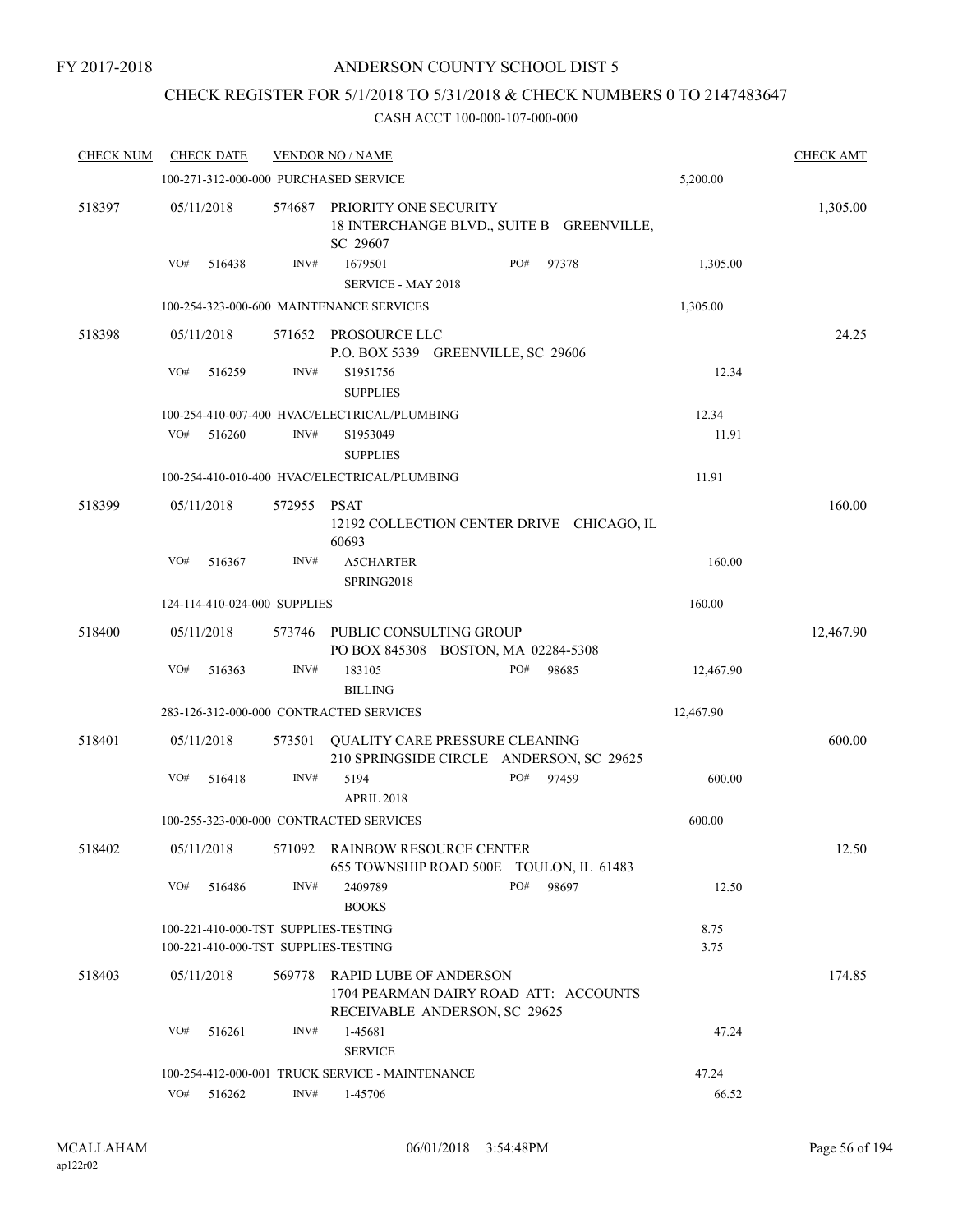FY 2017-2018

# ANDERSON COUNTY SCHOOL DIST 5

## CHECK REGISTER FOR 5/1/2018 TO 5/31/2018 & CHECK NUMBERS 0 TO 2147483647

CASH ACCT 100-000-107-000-000

| CHECK NUM | CHECK DATE | VENDOR NO / NAME | | | CHECK AMT |
|---|---|---|---|---|---|
| | 100-271-312-000-000 PURCHASED SERVICE | | | 5,200.00 | |
| 518397 | 05/11/2018 | 574687 PRIORITY ONE SECURITY<br>18 INTERCHANGE BLVD., SUITE B GREENVILLE, SC 29607 | | | 1,305.00 |
| | VO# 516438 | INV# 1679501<br>SERVICE - MAY 2018 | PO# 97378 | 1,305.00 | |
| | 100-254-323-000-600 MAINTENANCE SERVICES | | | 1,305.00 | |
| 518398 | 05/11/2018 | 571652 PROSOURCE LLC<br>P.O. BOX 5339 GREENVILLE, SC 29606 | | | 24.25 |
| | VO# 516259 | INV# S1951756<br>SUPPLIES | | 12.34 | |
| | 100-254-410-007-400 HVAC/ELECTRICAL/PLUMBING | | | 12.34 | |
| | VO# 516260 | INV# S1953049<br>SUPPLIES | | 11.91 | |
| | 100-254-410-010-400 HVAC/ELECTRICAL/PLUMBING | | | 11.91 | |
| 518399 | 05/11/2018 | 572955 PSAT<br>12192 COLLECTION CENTER DRIVE CHICAGO, IL 60693 | | | 160.00 |
| | VO# 516367 | INV# A5CHARTER<br>SPRING2018 | | 160.00 | |
| | 124-114-410-024-000 SUPPLIES | | | 160.00 | |
| 518400 | 05/11/2018 | 573746 PUBLIC CONSULTING GROUP<br>PO BOX 845308 BOSTON, MA 02284-5308 | | | 12,467.90 |
| | VO# 516363 | INV# 183105<br>BILLING | PO# 98685 | 12,467.90 | |
| | 283-126-312-000-000 CONTRACTED SERVICES | | | 12,467.90 | |
| 518401 | 05/11/2018 | 573501 QUALITY CARE PRESSURE CLEANING<br>210 SPRINGSIDE CIRCLE ANDERSON, SC 29625 | | | 600.00 |
| | VO# 516418 | INV# 5194<br>APRIL 2018 | PO# 97459 | 600.00 | |
| | 100-255-323-000-000 CONTRACTED SERVICES | | | 600.00 | |
| 518402 | 05/11/2018 | 571092 RAINBOW RESOURCE CENTER<br>655 TOWNSHIP ROAD 500E TOULON, IL 61483 | | | 12.50 |
| | VO# 516486 | INV# 2409789<br>BOOKS | PO# 98697 | 12.50 | |
| | 100-221-410-000-TST SUPPLIES-TESTING | | | 8.75 | |
| | 100-221-410-000-TST SUPPLIES-TESTING | | | 3.75 | |
| 518403 | 05/11/2018 | 569778 RAPID LUBE OF ANDERSON<br>1704 PEARMAN DAIRY ROAD ATT: ACCOUNTS RECEIVABLE ANDERSON, SC 29625 | | | 174.85 |
| | VO# 516261 | INV# 1-45681<br>SERVICE | | 47.24 | |
| | 100-254-412-000-001 TRUCK SERVICE - MAINTENANCE | | | 47.24 | |
| | VO# 516262 | INV# 1-45706 | | 66.52 | |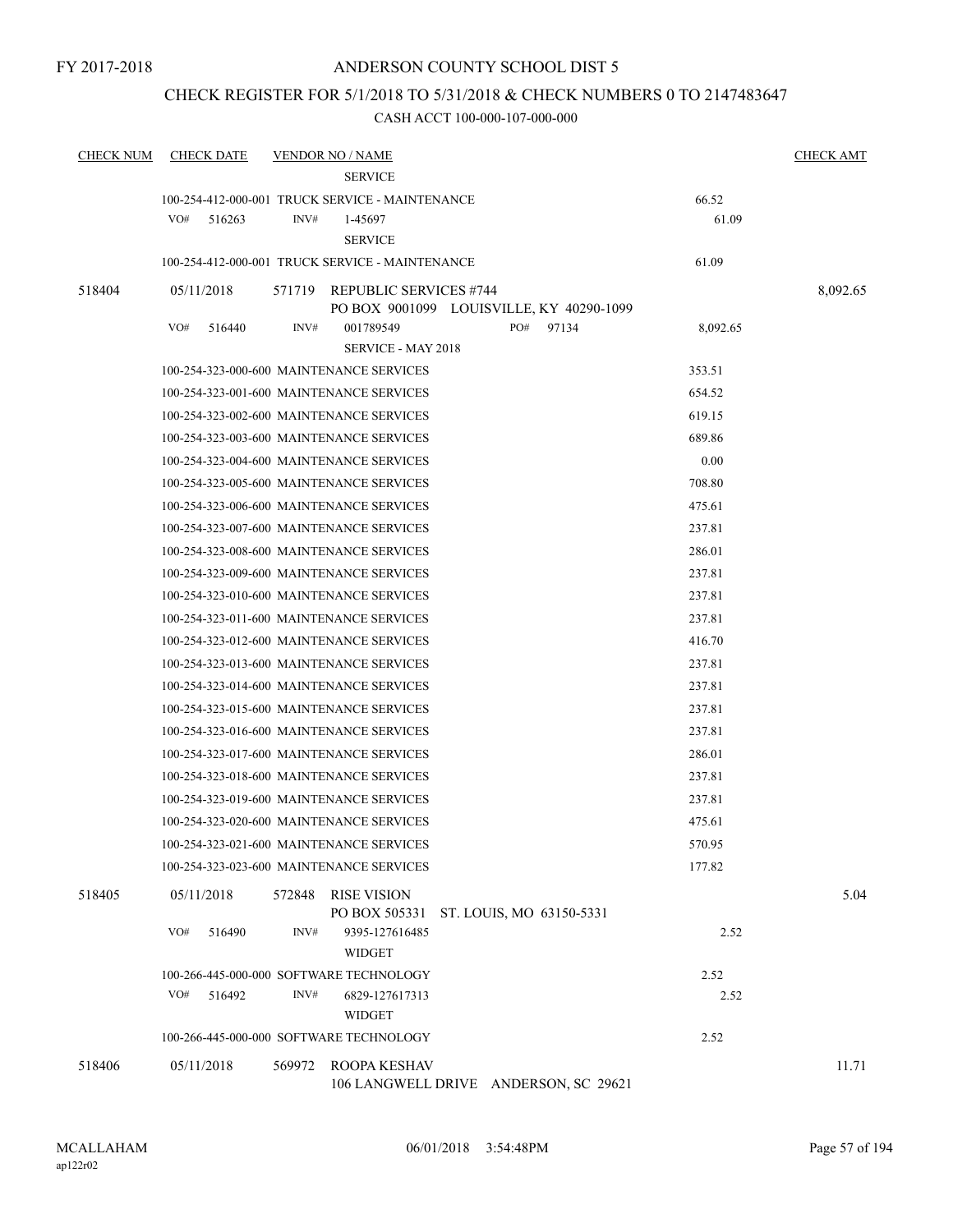FY 2017-2018

# ANDERSON COUNTY SCHOOL DIST 5

## CHECK REGISTER FOR 5/1/2018 TO 5/31/2018 & CHECK NUMBERS 0 TO 2147483647

CASH ACCT 100-000-107-000-000

| CHECK NUM | CHECK DATE | VENDOR NO / NAME | | CHECK AMT |
|---|---|---|---|---|
| | | SERVICE | | |
| | | 100-254-412-000-001 TRUCK SERVICE - MAINTENANCE | 66.52 | |
| | VO# 516263 | INV# 1-45697 | 61.09 | |
| | | SERVICE | | |
| | | 100-254-412-000-001 TRUCK SERVICE - MAINTENANCE | 61.09 | |
| 518404 | 05/11/2018 | 571719 REPUBLIC SERVICES #744<br>PO BOX 9001099 LOUISVILLE, KY 40290-1099 | | 8,092.65 |
| | VO# 516440 | INV# 001789549 PO# 97134 | 8,092.65 | |
| | | SERVICE - MAY 2018 | | |
| | | 100-254-323-000-600 MAINTENANCE SERVICES | 353.51 | |
| | | 100-254-323-001-600 MAINTENANCE SERVICES | 654.52 | |
| | | 100-254-323-002-600 MAINTENANCE SERVICES | 619.15 | |
| | | 100-254-323-003-600 MAINTENANCE SERVICES | 689.86 | |
| | | 100-254-323-004-600 MAINTENANCE SERVICES | 0.00 | |
| | | 100-254-323-005-600 MAINTENANCE SERVICES | 708.80 | |
| | | 100-254-323-006-600 MAINTENANCE SERVICES | 475.61 | |
| | | 100-254-323-007-600 MAINTENANCE SERVICES | 237.81 | |
| | | 100-254-323-008-600 MAINTENANCE SERVICES | 286.01 | |
| | | 100-254-323-009-600 MAINTENANCE SERVICES | 237.81 | |
| | | 100-254-323-010-600 MAINTENANCE SERVICES | 237.81 | |
| | | 100-254-323-011-600 MAINTENANCE SERVICES | 237.81 | |
| | | 100-254-323-012-600 MAINTENANCE SERVICES | 416.70 | |
| | | 100-254-323-013-600 MAINTENANCE SERVICES | 237.81 | |
| | | 100-254-323-014-600 MAINTENANCE SERVICES | 237.81 | |
| | | 100-254-323-015-600 MAINTENANCE SERVICES | 237.81 | |
| | | 100-254-323-016-600 MAINTENANCE SERVICES | 237.81 | |
| | | 100-254-323-017-600 MAINTENANCE SERVICES | 286.01 | |
| | | 100-254-323-018-600 MAINTENANCE SERVICES | 237.81 | |
| | | 100-254-323-019-600 MAINTENANCE SERVICES | 237.81 | |
| | | 100-254-323-020-600 MAINTENANCE SERVICES | 475.61 | |
| | | 100-254-323-021-600 MAINTENANCE SERVICES | 570.95 | |
| | | 100-254-323-023-600 MAINTENANCE SERVICES | 177.82 | |
| 518405 | 05/11/2018 | 572848 RISE VISION<br>PO BOX 505331 ST. LOUIS, MO 63150-5331 | | 5.04 |
| | VO# 516490 | INV# 9395-127616485 | 2.52 | |
| | | WIDGET | | |
| | | 100-266-445-000-000 SOFTWARE TECHNOLOGY | 2.52 | |
| | VO# 516492 | INV# 6829-127617313 | 2.52 | |
| | | WIDGET | | |
| | | 100-266-445-000-000 SOFTWARE TECHNOLOGY | 2.52 | |
| 518406 | 05/11/2018 | 569972 ROOPA KESHAV<br>106 LANGWELL DRIVE ANDERSON, SC 29621 | | 11.71 |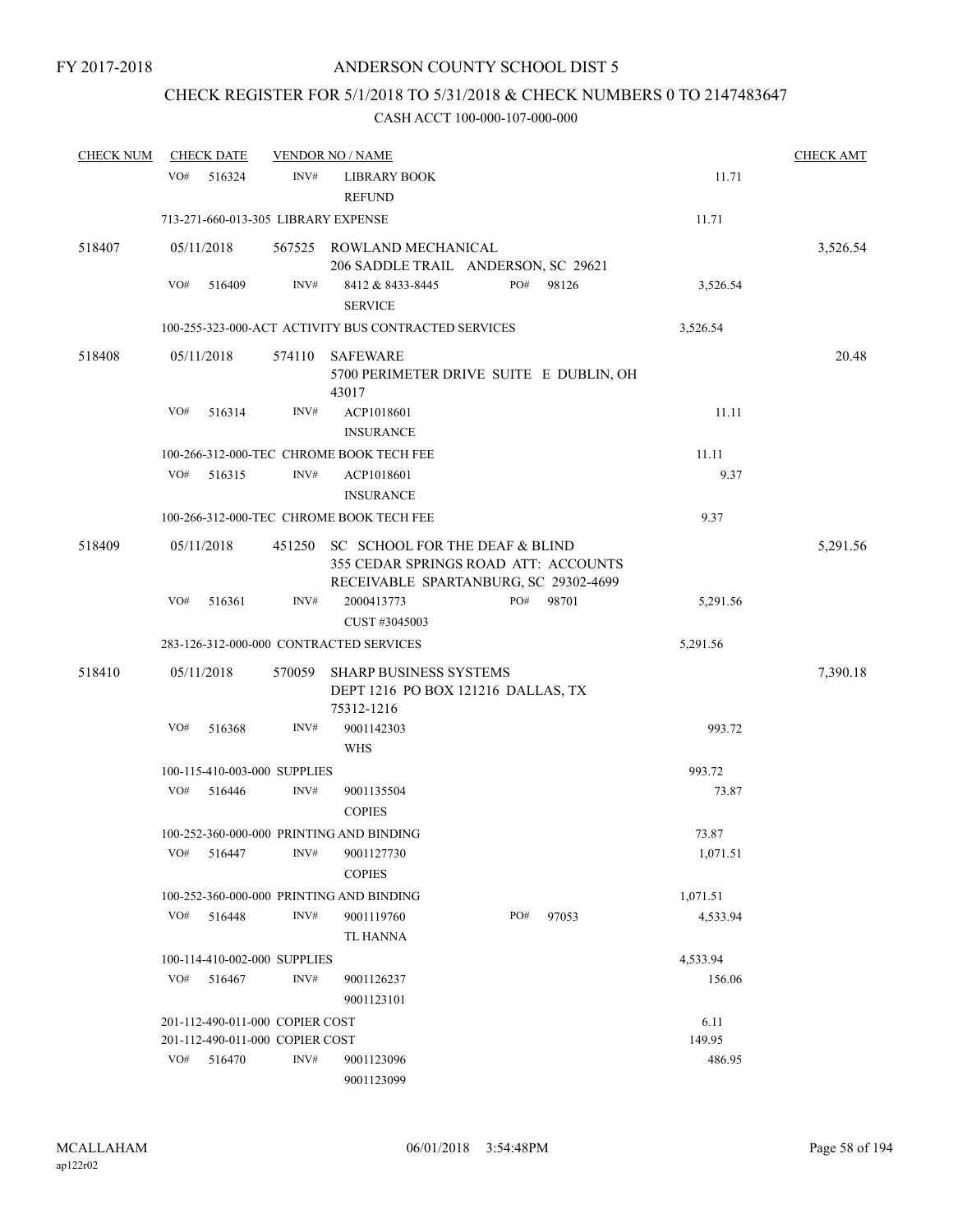FY 2017-2018

ANDERSON COUNTY SCHOOL DIST 5

CHECK REGISTER FOR 5/1/2018 TO 5/31/2018 & CHECK NUMBERS 0 TO 2147483647

CASH ACCT 100-000-107-000-000

| CHECK NUM | CHECK DATE | VENDOR NO / NAME | | CHECK AMT |
|---|---|---|---|---|
| | VO# 516324 | INV# LIBRARY BOOK REFUND | 11.71 | |
| | 713-271-660-013-305 LIBRARY EXPENSE | | 11.71 | |
| 518407 | 05/11/2018 | 567525 ROWLAND MECHANICAL 206 SADDLE TRAIL ANDERSON, SC 29621 | | 3,526.54 |
| | VO# 516409 | INV# 8412 & 8433-8445 SERVICE PO# 98126 | 3,526.54 | |
| | 100-255-323-000-ACT ACTIVITY BUS CONTRACTED SERVICES | | 3,526.54 | |
| 518408 | 05/11/2018 | 574110 SAFEWARE 5700 PERIMETER DRIVE SUITE E DUBLIN, OH 43017 | | 20.48 |
| | VO# 516314 | INV# ACP1018601 INSURANCE | 11.11 | |
| | 100-266-312-000-TEC CHROME BOOK TECH FEE | | 11.11 | |
| | VO# 516315 | INV# ACP1018601 INSURANCE | 9.37 | |
| | 100-266-312-000-TEC CHROME BOOK TECH FEE | | 9.37 | |
| 518409 | 05/11/2018 | 451250 SC SCHOOL FOR THE DEAF & BLIND 355 CEDAR SPRINGS ROAD ATT: ACCOUNTS RECEIVABLE SPARTANBURG, SC 29302-4699 | | 5,291.56 |
| | VO# 516361 | INV# 2000413773 CUST #3045003 PO# 98701 | 5,291.56 | |
| | 283-126-312-000-000 CONTRACTED SERVICES | | 5,291.56 | |
| 518410 | 05/11/2018 | 570059 SHARP BUSINESS SYSTEMS DEPT 1216 PO BOX 121216 DALLAS, TX 75312-1216 | | 7,390.18 |
| | VO# 516368 | INV# 9001142303 WHS | 993.72 | |
| | 100-115-410-003-000 SUPPLIES | | 993.72 | |
| | VO# 516446 | INV# 9001135504 COPIES | 73.87 | |
| | 100-252-360-000-000 PRINTING AND BINDING | | 73.87 | |
| | VO# 516447 | INV# 9001127730 COPIES | 1,071.51 | |
| | 100-252-360-000-000 PRINTING AND BINDING | | 1,071.51 | |
| | VO# 516448 | INV# 9001119760 TL HANNA PO# 97053 | 4,533.94 | |
| | 100-114-410-002-000 SUPPLIES | | 4,533.94 | |
| | VO# 516467 | INV# 9001126237 9001123101 | 156.06 | |
| | 201-112-490-011-000 COPIER COST | | 6.11 | |
| | 201-112-490-011-000 COPIER COST | | 149.95 | |
| | VO# 516470 | INV# 9001123096 9001123099 | 486.95 | |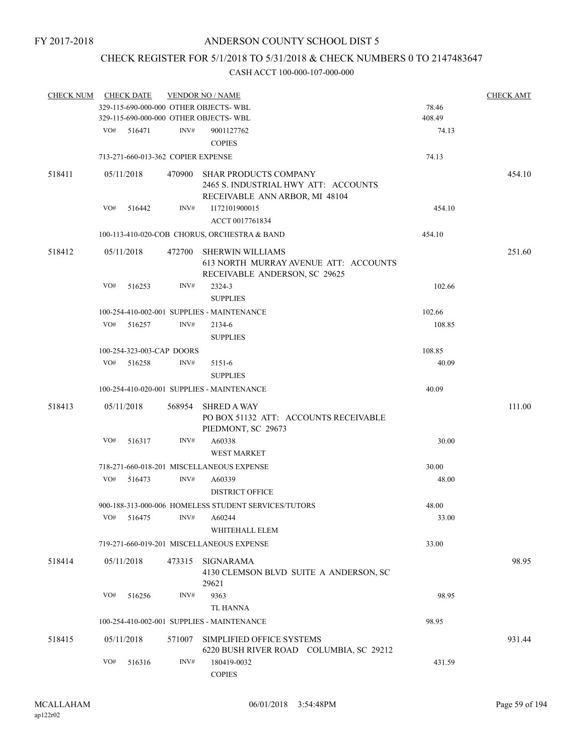FY 2017-2018

# ANDERSON COUNTY SCHOOL DIST 5

## CHECK REGISTER FOR 5/1/2018 TO 5/31/2018 & CHECK NUMBERS 0 TO 2147483647

### CASH ACCT 100-000-107-000-000

| CHECK NUM | CHECK DATE | VENDOR NO / NAME | | CHECK AMT |
|---|---|---|---|---|
| | 329-115-690-000-000 OTHER OBJECTS- WBL | | 78.46 | |
| | 329-115-690-000-000 OTHER OBJECTS- WBL | | 408.49 | |
| | VO# 516471 | INV# 9001127762<br>COPIES | 74.13 | |
| | 713-271-660-013-362 COPIER EXPENSE | | 74.13 | |
| 518411 | 05/11/2018 | 470900 SHAR PRODUCTS COMPANY<br>2465 S. INDUSTRIAL HWY ATT: ACCOUNTS RECEIVABLE ANN ARBOR, MI 48104 | | 454.10 |
| | VO# 516442 | INV# I172101900015<br>ACCT 0017761834 | 454.10 | |
| | 100-113-410-020-COB CHORUS, ORCHESTRA & BAND | | 454.10 | |
| 518412 | 05/11/2018 | 472700 SHERWIN WILLIAMS<br>613 NORTH MURRAY AVENUE ATT: ACCOUNTS RECEIVABLE ANDERSON, SC 29625 | | 251.60 |
| | VO# 516253 | INV# 2324-3<br>SUPPLIES | 102.66 | |
| | 100-254-410-002-001 SUPPLIES - MAINTENANCE | | 102.66 | |
| | VO# 516257 | INV# 2134-6<br>SUPPLIES | 108.85 | |
| | 100-254-323-003-CAP DOORS | | 108.85 | |
| | VO# 516258 | INV# 5151-6<br>SUPPLIES | 40.09 | |
| | 100-254-410-020-001 SUPPLIES - MAINTENANCE | | 40.09 | |
| 518413 | 05/11/2018 | 568954 SHRED A WAY<br>PO BOX 51132 ATT: ACCOUNTS RECEIVABLE PIEDMONT, SC 29673 | | 111.00 |
| | VO# 516317 | INV# A60338<br>WEST MARKET | 30.00 | |
| | 718-271-660-018-201 MISCELLANEOUS EXPENSE | | 30.00 | |
| | VO# 516473 | INV# A60339<br>DISTRICT OFFICE | 48.00 | |
| | 900-188-313-000-006 HOMELESS STUDENT SERVICES/TUTORS | | 48.00 | |
| | VO# 516475 | INV# A60244<br>WHITEHALL ELEM | 33.00 | |
| | 719-271-660-019-201 MISCELLANEOUS EXPENSE | | 33.00 | |
| 518414 | 05/11/2018 | 473315 SIGNARAMA<br>4130 CLEMSON BLVD SUITE A ANDERSON, SC 29621 | | 98.95 |
| | VO# 516256 | INV# 9363<br>TL HANNA | 98.95 | |
| | 100-254-410-002-001 SUPPLIES - MAINTENANCE | | 98.95 | |
| 518415 | 05/11/2018 | 571007 SIMPLIFIED OFFICE SYSTEMS<br>6220 BUSH RIVER ROAD COLUMBIA, SC 29212 | | 931.44 |
| | VO# 516316 | INV# 180419-0032<br>COPIES | 431.59 | |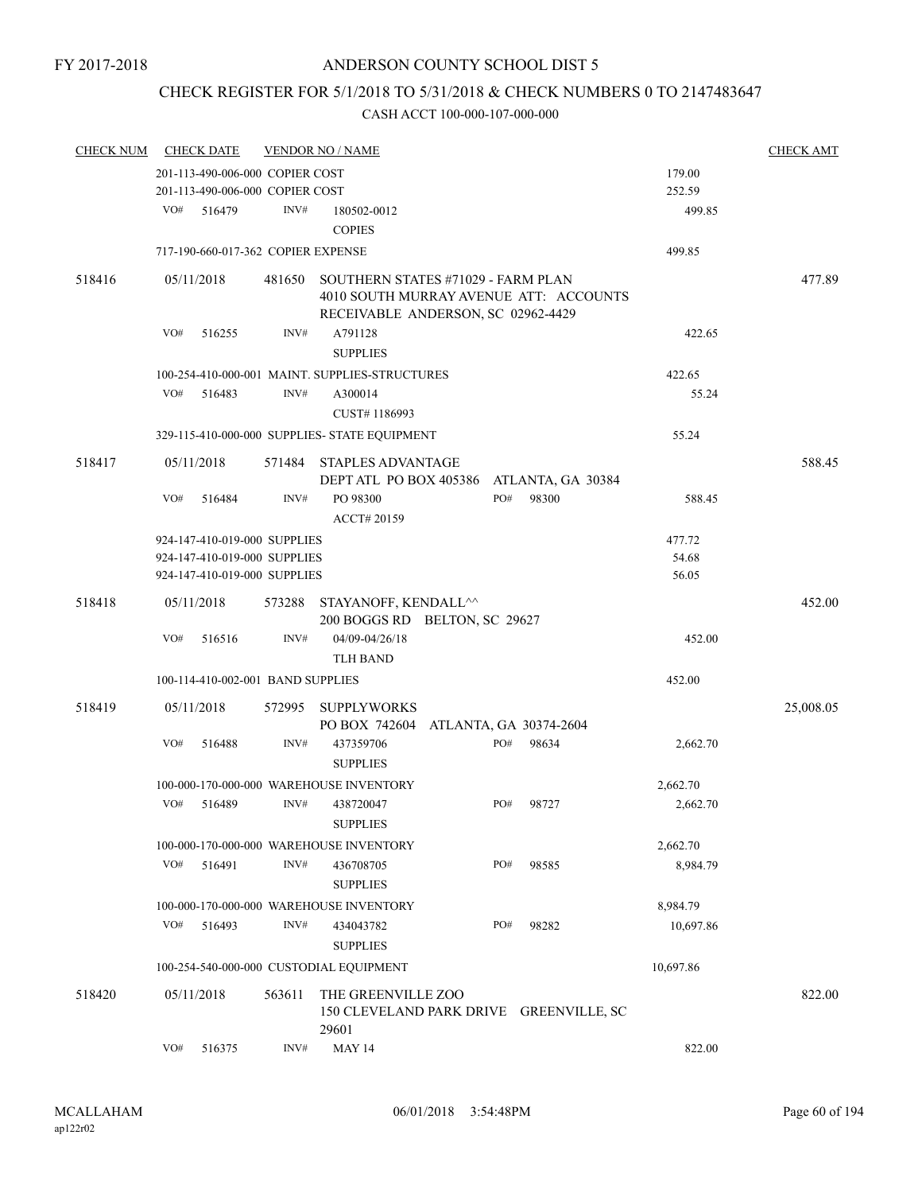FY 2017-2018

# ANDERSON COUNTY SCHOOL DIST 5

## CHECK REGISTER FOR 5/1/2018 TO 5/31/2018 & CHECK NUMBERS 0 TO 2147483647

### CASH ACCT 100-000-107-000-000

| CHECK NUM | CHECK DATE | VENDOR NO / NAME | | CHECK AMT |
|---|---|---|---|---|
| | 201-113-490-006-000 COPIER COST | | 179.00 | |
| | 201-113-490-006-000 COPIER COST | | 252.59 | |
| | VO# 516479 | INV# 180502-0012 COPIES | 499.85 | |
| | 717-190-660-017-362 COPIER EXPENSE | | 499.85 | |
| 518416 | 05/11/2018 | 481650 SOUTHERN STATES #71029 - FARM PLAN 4010 SOUTH MURRAY AVENUE ATT: ACCOUNTS RECEIVABLE ANDERSON, SC 02962-4429 | | 477.89 |
| | VO# 516255 | INV# A791128 SUPPLIES | 422.65 | |
| | 100-254-410-000-001 MAINT. SUPPLIES-STRUCTURES | | 422.65 | |
| | VO# 516483 | INV# A300014 CUST# 1186993 | 55.24 | |
| | 329-115-410-000-000 SUPPLIES- STATE EQUIPMENT | | 55.24 | |
| 518417 | 05/11/2018 | 571484 STAPLES ADVANTAGE DEPT ATL PO BOX 405386 ATLANTA, GA 30384 | | 588.45 |
| | VO# 516484 | INV# PO 98300 ACCT# 20159 PO# 98300 | 588.45 | |
| | 924-147-410-019-000 SUPPLIES | | 477.72 | |
| | 924-147-410-019-000 SUPPLIES | | 54.68 | |
| | 924-147-410-019-000 SUPPLIES | | 56.05 | |
| 518418 | 05/11/2018 | 573288 STAYANOFF, KENDALL^^ 200 BOGGS RD BELTON, SC 29627 | | 452.00 |
| | VO# 516516 | INV# 04/09-04/26/18 TLH BAND | 452.00 | |
| | 100-114-410-002-001 BAND SUPPLIES | | 452.00 | |
| 518419 | 05/11/2018 | 572995 SUPPLYWORKS PO BOX 742604 ATLANTA, GA 30374-2604 | | 25,008.05 |
| | VO# 516488 | INV# 437359706 SUPPLIES PO# 98634 | 2,662.70 | |
| | 100-000-170-000-000 WAREHOUSE INVENTORY | | 2,662.70 | |
| | VO# 516489 | INV# 438720047 SUPPLIES PO# 98727 | 2,662.70 | |
| | 100-000-170-000-000 WAREHOUSE INVENTORY | | 2,662.70 | |
| | VO# 516491 | INV# 436708705 SUPPLIES PO# 98585 | 8,984.79 | |
| | 100-000-170-000-000 WAREHOUSE INVENTORY | | 8,984.79 | |
| | VO# 516493 | INV# 434043782 SUPPLIES PO# 98282 | 10,697.86 | |
| | 100-254-540-000-000 CUSTODIAL EQUIPMENT | | 10,697.86 | |
| 518420 | 05/11/2018 | 563611 THE GREENVILLE ZOO 150 CLEVELAND PARK DRIVE GREENVILLE, SC 29601 | | 822.00 |
| | VO# 516375 | INV# MAY 14 | 822.00 | |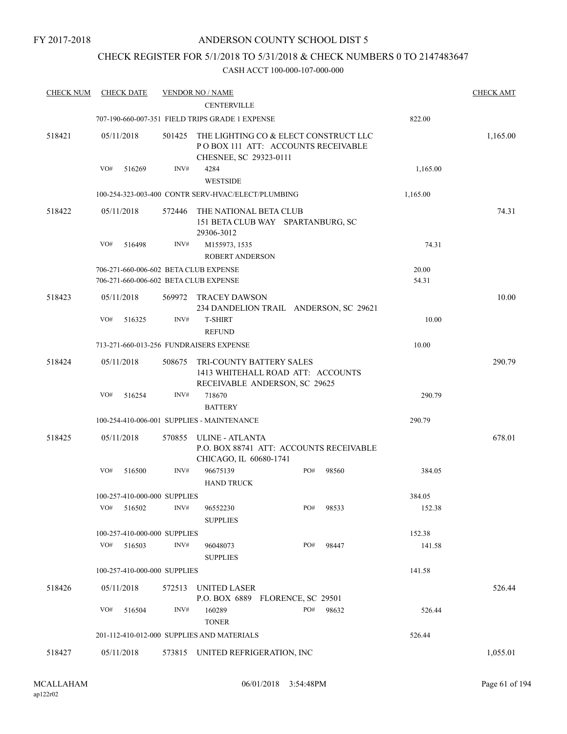FY 2017-2018

# ANDERSON COUNTY SCHOOL DIST 5

## CHECK REGISTER FOR 5/1/2018 TO 5/31/2018 & CHECK NUMBERS 0 TO 2147483647

CASH ACCT 100-000-107-000-000

| CHECK NUM | CHECK DATE | VENDOR NO / NAME | | CHECK AMT |
|---|---|---|---|---|
| | | CENTERVILLE | | |
| | | 707-190-660-007-351 FIELD TRIPS GRADE 1 EXPENSE | 822.00 | |
| 518421 | 05/11/2018 | 501425 THE LIGHTING CO & ELECT CONSTRUCT LLC P O BOX 111 ATT: ACCOUNTS RECEIVABLE CHESNEE, SC 29323-0111 | | 1,165.00 |
| | VO# 516269 | INV# 4284 WESTSIDE | 1,165.00 | |
| | | 100-254-323-003-400 CONTR SERV-HVAC/ELECT/PLUMBING | 1,165.00 | |
| 518422 | 05/11/2018 | 572446 THE NATIONAL BETA CLUB 151 BETA CLUB WAY SPARTANBURG, SC 29306-3012 | | 74.31 |
| | VO# 516498 | INV# M155973, 1535 ROBERT ANDERSON | 74.31 | |
| | | 706-271-660-006-602 BETA CLUB EXPENSE | 20.00 | |
| | | 706-271-660-006-602 BETA CLUB EXPENSE | 54.31 | |
| 518423 | 05/11/2018 | 569972 TRACEY DAWSON 234 DANDELION TRAIL ANDERSON, SC 29621 | | 10.00 |
| | VO# 516325 | INV# T-SHIRT REFUND | 10.00 | |
| | | 713-271-660-013-256 FUNDRAISERS EXPENSE | 10.00 | |
| 518424 | 05/11/2018 | 508675 TRI-COUNTY BATTERY SALES 1413 WHITEHALL ROAD ATT: ACCOUNTS RECEIVABLE ANDERSON, SC 29625 | | 290.79 |
| | VO# 516254 | INV# 718670 BATTERY | 290.79 | |
| | | 100-254-410-006-001 SUPPLIES - MAINTENANCE | 290.79 | |
| 518425 | 05/11/2018 | 570855 ULINE - ATLANTA P.O. BOX 88741 ATT: ACCOUNTS RECEIVABLE CHICAGO, IL 60680-1741 | | 678.01 |
| | VO# 516500 | INV# 96675139 PO# 98560 HAND TRUCK | 384.05 | |
| | | 100-257-410-000-000 SUPPLIES | 384.05 | |
| | VO# 516502 | INV# 96552230 PO# 98533 SUPPLIES | 152.38 | |
| | | 100-257-410-000-000 SUPPLIES | 152.38 | |
| | VO# 516503 | INV# 96048073 PO# 98447 SUPPLIES | 141.58 | |
| | | 100-257-410-000-000 SUPPLIES | 141.58 | |
| 518426 | 05/11/2018 | 572513 UNITED LASER P.O. BOX 6889 FLORENCE, SC 29501 | | 526.44 |
| | VO# 516504 | INV# 160289 PO# 98632 TONER | 526.44 | |
| | | 201-112-410-012-000 SUPPLIES AND MATERIALS | 526.44 | |
| 518427 | 05/11/2018 | 573815 UNITED REFRIGERATION, INC | | 1,055.01 |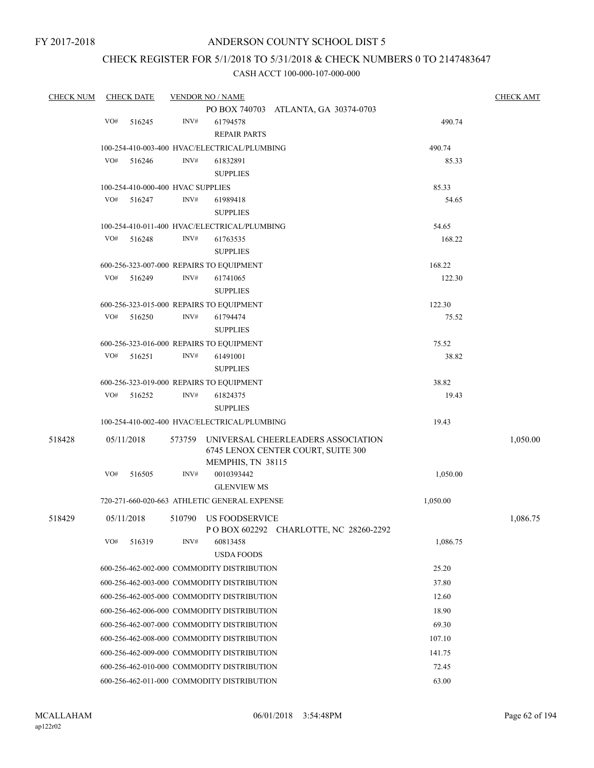FY 2017-2018

# ANDERSON COUNTY SCHOOL DIST 5

## CHECK REGISTER FOR 5/1/2018 TO 5/31/2018 & CHECK NUMBERS 0 TO 2147483647

### CASH ACCT 100-000-107-000-000

| CHECK NUM | CHECK DATE | VENDOR NO / NAME | | CHECK AMT |
|---|---|---|---|---|
| | | PO BOX 740703 ATLANTA, GA 30374-0703 | | |
| | VO# 516245 | INV# 61794578<br>REPAIR PARTS | 490.74 | |
| | 100-254-410-003-400 HVAC/ELECTRICAL/PLUMBING | | 490.74 | |
| | VO# 516246 | INV# 61832891<br>SUPPLIES | 85.33 | |
| | 100-254-410-000-400 HVAC SUPPLIES | | 85.33 | |
| | VO# 516247 | INV# 61989418<br>SUPPLIES | 54.65 | |
| | 100-254-410-011-400 HVAC/ELECTRICAL/PLUMBING | | 54.65 | |
| | VO# 516248 | INV# 61763535<br>SUPPLIES | 168.22 | |
| | 600-256-323-007-000 REPAIRS TO EQUIPMENT | | 168.22 | |
| | VO# 516249 | INV# 61741065<br>SUPPLIES | 122.30 | |
| | 600-256-323-015-000 REPAIRS TO EQUIPMENT | | 122.30 | |
| | VO# 516250 | INV# 61794474<br>SUPPLIES | 75.52 | |
| | 600-256-323-016-000 REPAIRS TO EQUIPMENT | | 75.52 | |
| | VO# 516251 | INV# 61491001<br>SUPPLIES | 38.82 | |
| | 600-256-323-019-000 REPAIRS TO EQUIPMENT | | 38.82 | |
| | VO# 516252 | INV# 61824375<br>SUPPLIES | 19.43 | |
| | 100-254-410-002-400 HVAC/ELECTRICAL/PLUMBING | | 19.43 | |
| 518428 | 05/11/2018 | 573759 UNIVERSAL CHEERLEADERS ASSOCIATION<br>6745 LENOX CENTER COURT, SUITE 300<br>MEMPHIS, TN 38115 | | 1,050.00 |
| | VO# 516505 | INV# 0010393442<br>GLENVIEW MS | 1,050.00 | |
| | 720-271-660-020-663 ATHLETIC GENERAL EXPENSE | | 1,050.00 | |
| 518429 | 05/11/2018 | 510790 US FOODSERVICE<br>P O BOX 602292 CHARLOTTE, NC 28260-2292 | | 1,086.75 |
| | VO# 516319 | INV# 60813458<br>USDA FOODS | 1,086.75 | |
| | 600-256-462-002-000 COMMODITY DISTRIBUTION | | 25.20 | |
| | 600-256-462-003-000 COMMODITY DISTRIBUTION | | 37.80 | |
| | 600-256-462-005-000 COMMODITY DISTRIBUTION | | 12.60 | |
| | 600-256-462-006-000 COMMODITY DISTRIBUTION | | 18.90 | |
| | 600-256-462-007-000 COMMODITY DISTRIBUTION | | 69.30 | |
| | 600-256-462-008-000 COMMODITY DISTRIBUTION | | 107.10 | |
| | 600-256-462-009-000 COMMODITY DISTRIBUTION | | 141.75 | |
| | 600-256-462-010-000 COMMODITY DISTRIBUTION | | 72.45 | |
| | 600-256-462-011-000 COMMODITY DISTRIBUTION | | 63.00 | |

MCALLAHAM
ap122r02

06/01/2018 3:54:48PM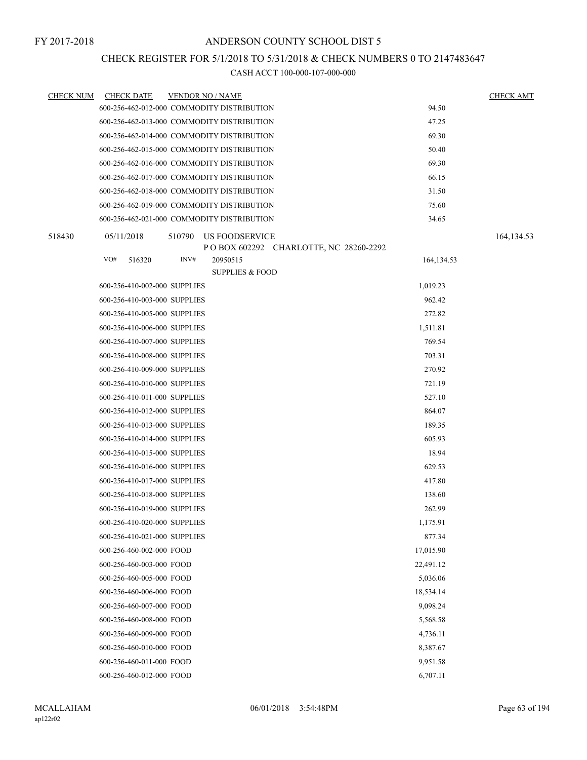FY 2017-2018

# ANDERSON COUNTY SCHOOL DIST 5

## CHECK REGISTER FOR 5/1/2018 TO 5/31/2018 & CHECK NUMBERS 0 TO 2147483647

CASH ACCT 100-000-107-000-000

| CHECK NUM | CHECK DATE | VENDOR NO / NAME | | CHECK AMT |
|---|---|---|---|---|
| | 600-256-462-012-000 COMMODITY DISTRIBUTION | | 94.50 | |
| | 600-256-462-013-000 COMMODITY DISTRIBUTION | | 47.25 | |
| | 600-256-462-014-000 COMMODITY DISTRIBUTION | | 69.30 | |
| | 600-256-462-015-000 COMMODITY DISTRIBUTION | | 50.40 | |
| | 600-256-462-016-000 COMMODITY DISTRIBUTION | | 69.30 | |
| | 600-256-462-017-000 COMMODITY DISTRIBUTION | | 66.15 | |
| | 600-256-462-018-000 COMMODITY DISTRIBUTION | | 31.50 | |
| | 600-256-462-019-000 COMMODITY DISTRIBUTION | | 75.60 | |
| | 600-256-462-021-000 COMMODITY DISTRIBUTION | | 34.65 | |
| 518430 | 05/11/2018 | 510790 US FOODSERVICE<br>P O BOX 602292 CHARLOTTE, NC 28260-2292 | | 164,134.53 |
| | VO# 516320 | INV# 20950515<br>SUPPLIES & FOOD | 164,134.53 | |
| | 600-256-410-002-000 SUPPLIES | | 1,019.23 | |
| | 600-256-410-003-000 SUPPLIES | | 962.42 | |
| | 600-256-410-005-000 SUPPLIES | | 272.82 | |
| | 600-256-410-006-000 SUPPLIES | | 1,511.81 | |
| | 600-256-410-007-000 SUPPLIES | | 769.54 | |
| | 600-256-410-008-000 SUPPLIES | | 703.31 | |
| | 600-256-410-009-000 SUPPLIES | | 270.92 | |
| | 600-256-410-010-000 SUPPLIES | | 721.19 | |
| | 600-256-410-011-000 SUPPLIES | | 527.10 | |
| | 600-256-410-012-000 SUPPLIES | | 864.07 | |
| | 600-256-410-013-000 SUPPLIES | | 189.35 | |
| | 600-256-410-014-000 SUPPLIES | | 605.93 | |
| | 600-256-410-015-000 SUPPLIES | | 18.94 | |
| | 600-256-410-016-000 SUPPLIES | | 629.53 | |
| | 600-256-410-017-000 SUPPLIES | | 417.80 | |
| | 600-256-410-018-000 SUPPLIES | | 138.60 | |
| | 600-256-410-019-000 SUPPLIES | | 262.99 | |
| | 600-256-410-020-000 SUPPLIES | | 1,175.91 | |
| | 600-256-410-021-000 SUPPLIES | | 877.34 | |
| | 600-256-460-002-000 FOOD | | 17,015.90 | |
| | 600-256-460-003-000 FOOD | | 22,491.12 | |
| | 600-256-460-005-000 FOOD | | 5,036.06 | |
| | 600-256-460-006-000 FOOD | | 18,534.14 | |
| | 600-256-460-007-000 FOOD | | 9,098.24 | |
| | 600-256-460-008-000 FOOD | | 5,568.58 | |
| | 600-256-460-009-000 FOOD | | 4,736.11 | |
| | 600-256-460-010-000 FOOD | | 8,387.67 | |
| | 600-256-460-011-000 FOOD | | 9,951.58 | |
| | 600-256-460-012-000 FOOD | | 6,707.11 | |

MCALLAHAM
ap122r02

06/01/2018 3:54:48PM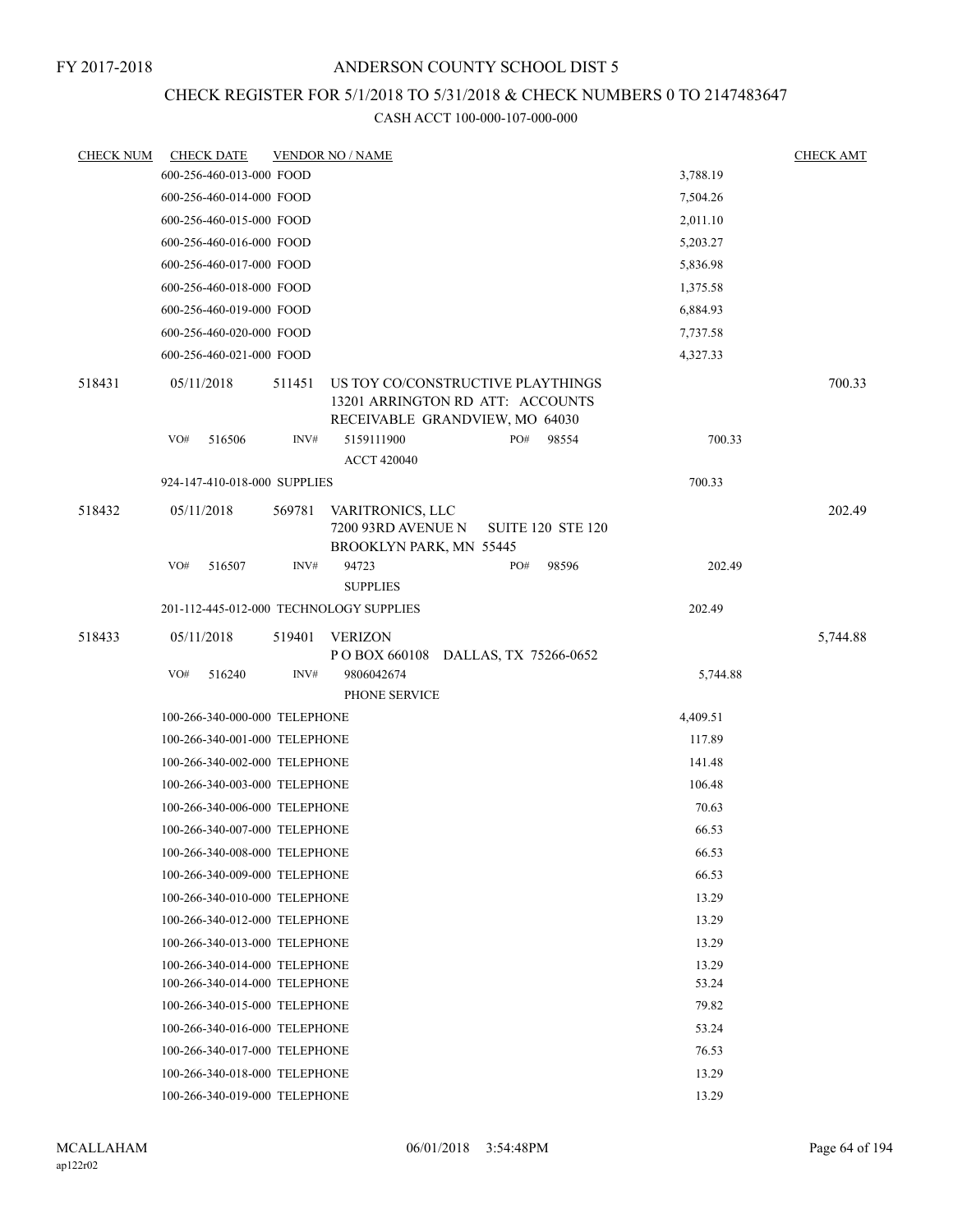FY 2017-2018

# ANDERSON COUNTY SCHOOL DIST 5

## CHECK REGISTER FOR 5/1/2018 TO 5/31/2018 & CHECK NUMBERS 0 TO 2147483647

CASH ACCT 100-000-107-000-000

| CHECK NUM | CHECK DATE | VENDOR NO / NAME | | | CHECK AMT |
|---|---|---|---|---|---|
| | 600-256-460-013-000 FOOD | | | 3,788.19 | |
| | 600-256-460-014-000 FOOD | | | 7,504.26 | |
| | 600-256-460-015-000 FOOD | | | 2,011.10 | |
| | 600-256-460-016-000 FOOD | | | 5,203.27 | |
| | 600-256-460-017-000 FOOD | | | 5,836.98 | |
| | 600-256-460-018-000 FOOD | | | 1,375.58 | |
| | 600-256-460-019-000 FOOD | | | 6,884.93 | |
| | 600-256-460-020-000 FOOD | | | 7,737.58 | |
| | 600-256-460-021-000 FOOD | | | 4,327.33 | |
| 518431 | 05/11/2018 | 511451 US TOY CO/CONSTRUCTIVE PLAYTHINGS 13201 ARRINGTON RD ATT: ACCOUNTS RECEIVABLE GRANDVIEW, MO 64030 | | | 700.33 |
| | VO# 516506 | INV# 5159111900 ACCT 420040 | PO# 98554 | 700.33 | |
| | 924-147-410-018-000 SUPPLIES | | | 700.33 | |
| 518432 | 05/11/2018 | 569781 VARITRONICS, LLC 7200 93RD AVENUE N SUITE 120 STE 120 BROOKLYN PARK, MN 55445 | | | 202.49 |
| | VO# 516507 | INV# 94723 SUPPLIES | PO# 98596 | 202.49 | |
| | 201-112-445-012-000 TECHNOLOGY SUPPLIES | | | 202.49 | |
| 518433 | 05/11/2018 | 519401 VERIZON P O BOX 660108 DALLAS, TX 75266-0652 | | | 5,744.88 |
| | VO# 516240 | INV# 9806042674 PHONE SERVICE | | 5,744.88 | |
| | 100-266-340-000-000 TELEPHONE | | | 4,409.51 | |
| | 100-266-340-001-000 TELEPHONE | | | 117.89 | |
| | 100-266-340-002-000 TELEPHONE | | | 141.48 | |
| | 100-266-340-003-000 TELEPHONE | | | 106.48 | |
| | 100-266-340-006-000 TELEPHONE | | | 70.63 | |
| | 100-266-340-007-000 TELEPHONE | | | 66.53 | |
| | 100-266-340-008-000 TELEPHONE | | | 66.53 | |
| | 100-266-340-009-000 TELEPHONE | | | 66.53 | |
| | 100-266-340-010-000 TELEPHONE | | | 13.29 | |
| | 100-266-340-012-000 TELEPHONE | | | 13.29 | |
| | 100-266-340-013-000 TELEPHONE | | | 13.29 | |
| | 100-266-340-014-000 TELEPHONE | | | 13.29 | |
| | 100-266-340-014-000 TELEPHONE | | | 53.24 | |
| | 100-266-340-015-000 TELEPHONE | | | 79.82 | |
| | 100-266-340-016-000 TELEPHONE | | | 53.24 | |
| | 100-266-340-017-000 TELEPHONE | | | 76.53 | |
| | 100-266-340-018-000 TELEPHONE | | | 13.29 | |
| | 100-266-340-019-000 TELEPHONE | | | 13.29 | |

MCALLAHAM
ap122r02

06/01/2018 3:54:48PM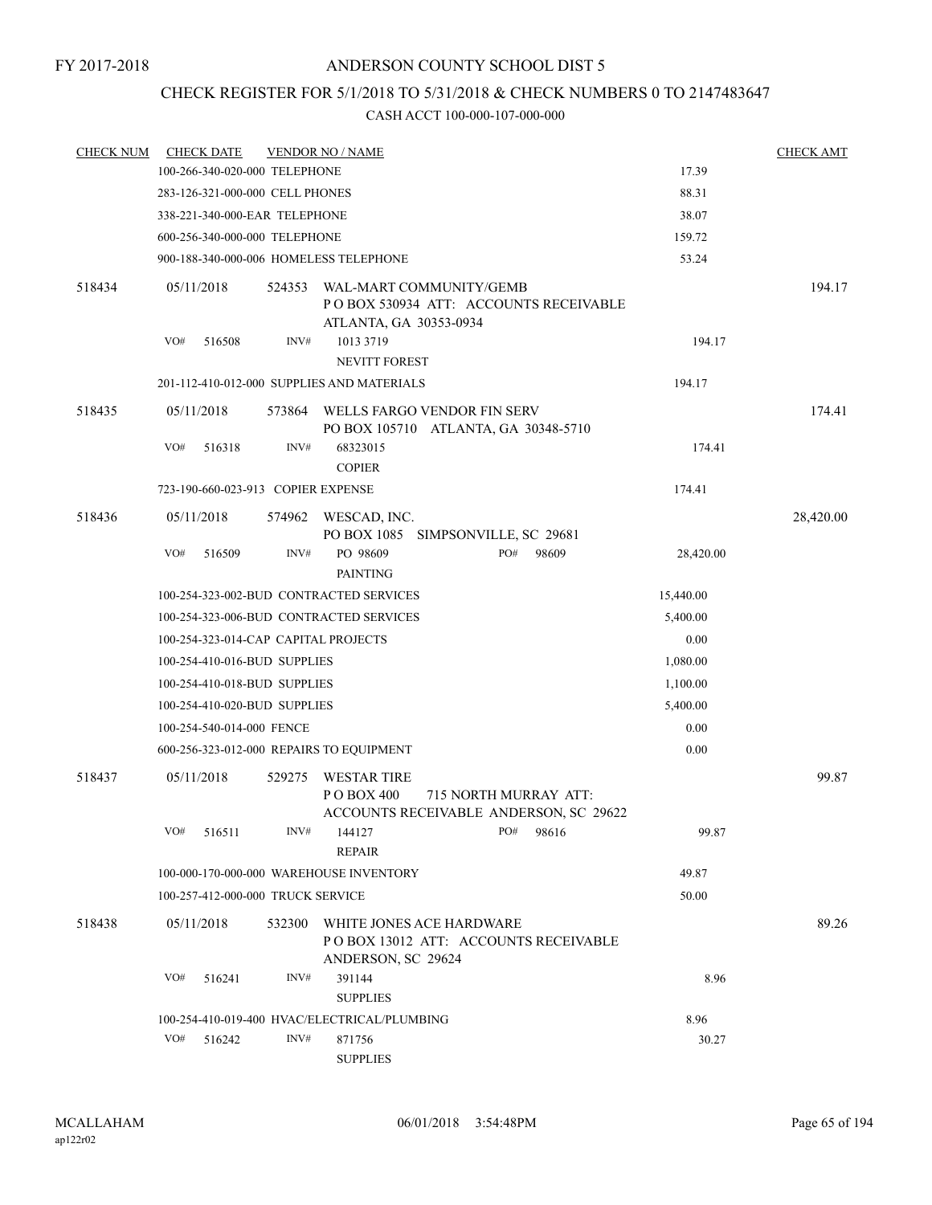FY 2017-2018

ANDERSON COUNTY SCHOOL DIST 5

CHECK REGISTER FOR 5/1/2018 TO 5/31/2018 & CHECK NUMBERS 0 TO 2147483647

CASH ACCT 100-000-107-000-000

| CHECK NUM | CHECK DATE | VENDOR NO / NAME | | CHECK AMT |
|---|---|---|---|---|
| | 100-266-340-020-000 TELEPHONE | | 17.39 | |
| | 283-126-321-000-000 CELL PHONES | | 88.31 | |
| | 338-221-340-000-EAR TELEPHONE | | 38.07 | |
| | 600-256-340-000-000 TELEPHONE | | 159.72 | |
| | 900-188-340-000-006 HOMELESS TELEPHONE | | 53.24 | |
| 518434 | 05/11/2018 | 524353 WAL-MART COMMUNITY/GEMB P O BOX 530934 ATT: ACCOUNTS RECEIVABLE ATLANTA, GA 30353-0934 | | 194.17 |
| | VO# 516508 | INV# 1013 3719 NEVITT FOREST | 194.17 | |
| | 201-112-410-012-000 SUPPLIES AND MATERIALS | | 194.17 | |
| 518435 | 05/11/2018 | 573864 WELLS FARGO VENDOR FIN SERV PO BOX 105710 ATLANTA, GA 30348-5710 | | 174.41 |
| | VO# 516318 | INV# 68323015 COPIER | 174.41 | |
| | 723-190-660-023-913 COPIER EXPENSE | | 174.41 | |
| 518436 | 05/11/2018 | 574962 WESCAD, INC. PO BOX 1085 SIMPSONVILLE, SC 29681 | | 28,420.00 |
| | VO# 516509 | INV# PO 98609 PO# 98609 PAINTING | 28,420.00 | |
| | 100-254-323-002-BUD CONTRACTED SERVICES | | 15,440.00 | |
| | 100-254-323-006-BUD CONTRACTED SERVICES | | 5,400.00 | |
| | 100-254-323-014-CAP CAPITAL PROJECTS | | 0.00 | |
| | 100-254-410-016-BUD SUPPLIES | | 1,080.00 | |
| | 100-254-410-018-BUD SUPPLIES | | 1,100.00 | |
| | 100-254-410-020-BUD SUPPLIES | | 5,400.00 | |
| | 100-254-540-014-000 FENCE | | 0.00 | |
| | 600-256-323-012-000 REPAIRS TO EQUIPMENT | | 0.00 | |
| 518437 | 05/11/2018 | 529275 WESTAR TIRE P O BOX 400 715 NORTH MURRAY ATT: ACCOUNTS RECEIVABLE ANDERSON, SC 29622 | | 99.87 |
| | VO# 516511 | INV# 144127 PO# 98616 REPAIR | 99.87 | |
| | 100-000-170-000-000 WAREHOUSE INVENTORY | | 49.87 | |
| | 100-257-412-000-000 TRUCK SERVICE | | 50.00 | |
| 518438 | 05/11/2018 | 532300 WHITE JONES ACE HARDWARE P O BOX 13012 ATT: ACCOUNTS RECEIVABLE ANDERSON, SC 29624 | | 89.26 |
| | VO# 516241 | INV# 391144 SUPPLIES | 8.96 | |
| | 100-254-410-019-400 HVAC/ELECTRICAL/PLUMBING | | 8.96 | |
| | VO# 516242 | INV# 871756 SUPPLIES | 30.27 | |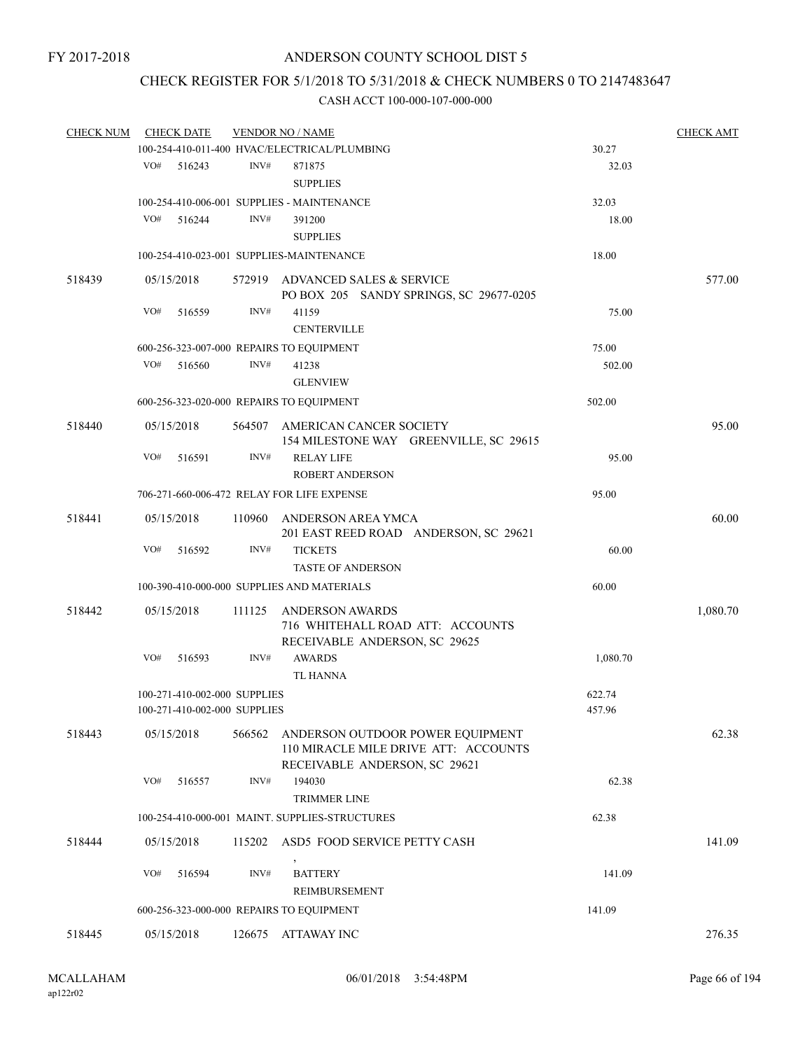FY 2017-2018

# ANDERSON COUNTY SCHOOL DIST 5

## CHECK REGISTER FOR 5/1/2018 TO 5/31/2018 & CHECK NUMBERS 0 TO 2147483647

### CASH ACCT 100-000-107-000-000

| CHECK NUM | CHECK DATE | VENDOR NO / NAME | | CHECK AMT |
|---|---|---|---|---|
| | 100-254-410-011-400 HVAC/ELECTRICAL/PLUMBING | | 30.27 | |
| | VO# 516243 INV# | 871875 SUPPLIES | 32.03 | |
| | 100-254-410-006-001 SUPPLIES - MAINTENANCE | | 32.03 | |
| | VO# 516244 INV# | 391200 SUPPLIES | 18.00 | |
| | 100-254-410-023-001 SUPPLIES-MAINTENANCE | | 18.00 | |
| 518439 | 05/15/2018 | 572919 ADVANCED SALES & SERVICE PO BOX 205 SANDY SPRINGS, SC 29677-0205 | | 577.00 |
| | VO# 516559 INV# | 41159 CENTERVILLE | 75.00 | |
| | 600-256-323-007-000 REPAIRS TO EQUIPMENT | | 75.00 | |
| | VO# 516560 INV# | 41238 GLENVIEW | 502.00 | |
| | 600-256-323-020-000 REPAIRS TO EQUIPMENT | | 502.00 | |
| 518440 | 05/15/2018 | 564507 AMERICAN CANCER SOCIETY 154 MILESTONE WAY GREENVILLE, SC 29615 | | 95.00 |
| | VO# 516591 INV# | RELAY LIFE ROBERT ANDERSON | 95.00 | |
| | 706-271-660-006-472 RELAY FOR LIFE EXPENSE | | 95.00 | |
| 518441 | 05/15/2018 | 110960 ANDERSON AREA YMCA 201 EAST REED ROAD ANDERSON, SC 29621 | | 60.00 |
| | VO# 516592 INV# | TICKETS TASTE OF ANDERSON | 60.00 | |
| | 100-390-410-000-000 SUPPLIES AND MATERIALS | | 60.00 | |
| 518442 | 05/15/2018 | 111125 ANDERSON AWARDS 716 WHITEHALL ROAD ATT: ACCOUNTS RECEIVABLE ANDERSON, SC 29625 | | 1,080.70 |
| | VO# 516593 INV# | AWARDS TL HANNA | 1,080.70 | |
| | 100-271-410-002-000 SUPPLIES | | 622.74 | |
| | 100-271-410-002-000 SUPPLIES | | 457.96 | |
| 518443 | 05/15/2018 | 566562 ANDERSON OUTDOOR POWER EQUIPMENT 110 MIRACLE MILE DRIVE ATT: ACCOUNTS RECEIVABLE ANDERSON, SC 29621 | | 62.38 |
| | VO# 516557 INV# | 194030 TRIMMER LINE | 62.38 | |
| | 100-254-410-000-001 MAINT. SUPPLIES-STRUCTURES | | 62.38 | |
| 518444 | 05/15/2018 | 115202 ASD5 FOOD SERVICE PETTY CASH , | | 141.09 |
| | VO# 516594 INV# | BATTERY REIMBURSEMENT | 141.09 | |
| | 600-256-323-000-000 REPAIRS TO EQUIPMENT | | 141.09 | |
| 518445 | 05/15/2018 | 126675 ATTAWAY INC | | 276.35 |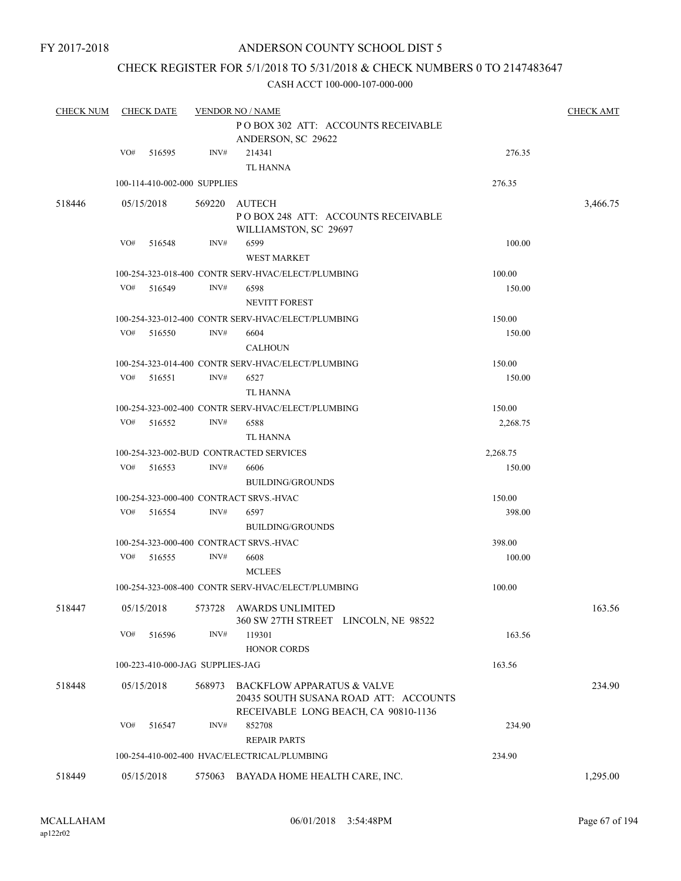FY 2017-2018

# ANDERSON COUNTY SCHOOL DIST 5

## CHECK REGISTER FOR 5/1/2018 TO 5/31/2018 & CHECK NUMBERS 0 TO 2147483647

CASH ACCT 100-000-107-000-000

| CHECK NUM | CHECK DATE | VENDOR NO / NAME | | CHECK AMT |
|---|---|---|---|---|
| | | P O BOX 302 ATT: ACCOUNTS RECEIVABLE<br>ANDERSON, SC 29622 | | |
| | VO# 516595 | INV# 214341<br>TL HANNA | 276.35 | |
| | 100-114-410-002-000 SUPPLIES | | 276.35 | |
| 518446 | 05/15/2018 | 569220 AUTECH<br>P O BOX 248 ATT: ACCOUNTS RECEIVABLE<br>WILLIAMSTON, SC 29697 | | 3,466.75 |
| | VO# 516548 | INV# 6599<br>WEST MARKET | 100.00 | |
| | 100-254-323-018-400 CONTR SERV-HVAC/ELECT/PLUMBING | | 100.00 | |
| | VO# 516549 | INV# 6598<br>NEVITT FOREST | 150.00 | |
| | 100-254-323-012-400 CONTR SERV-HVAC/ELECT/PLUMBING | | 150.00 | |
| | VO# 516550 | INV# 6604<br>CALHOUN | 150.00 | |
| | 100-254-323-014-400 CONTR SERV-HVAC/ELECT/PLUMBING | | 150.00 | |
| | VO# 516551 | INV# 6527<br>TL HANNA | 150.00 | |
| | 100-254-323-002-400 CONTR SERV-HVAC/ELECT/PLUMBING | | 150.00 | |
| | VO# 516552 | INV# 6588<br>TL HANNA | 2,268.75 | |
| | 100-254-323-002-BUD CONTRACTED SERVICES | | 2,268.75 | |
| | VO# 516553 | INV# 6606<br>BUILDING/GROUNDS | 150.00 | |
| | 100-254-323-000-400 CONTRACT SRVS.-HVAC | | 150.00 | |
| | VO# 516554 | INV# 6597<br>BUILDING/GROUNDS | 398.00 | |
| | 100-254-323-000-400 CONTRACT SRVS.-HVAC | | 398.00 | |
| | VO# 516555 | INV# 6608<br>MCLEES | 100.00 | |
| | 100-254-323-008-400 CONTR SERV-HVAC/ELECT/PLUMBING | | 100.00 | |
| 518447 | 05/15/2018 | 573728 AWARDS UNLIMITED<br>360 SW 27TH STREET LINCOLN, NE 98522 | | 163.56 |
| | VO# 516596 | INV# 119301<br>HONOR CORDS | 163.56 | |
| | 100-223-410-000-JAG SUPPLIES-JAG | | 163.56 | |
| 518448 | 05/15/2018 | 568973 BACKFLOW APPARATUS & VALVE<br>20435 SOUTH SUSANA ROAD ATT: ACCOUNTS<br>RECEIVABLE LONG BEACH, CA 90810-1136 | | 234.90 |
| | VO# 516547 | INV# 852708<br>REPAIR PARTS | 234.90 | |
| | 100-254-410-002-400 HVAC/ELECTRICAL/PLUMBING | | 234.90 | |
| 518449 | 05/15/2018 | 575063 BAYADA HOME HEALTH CARE, INC. | | 1,295.00 |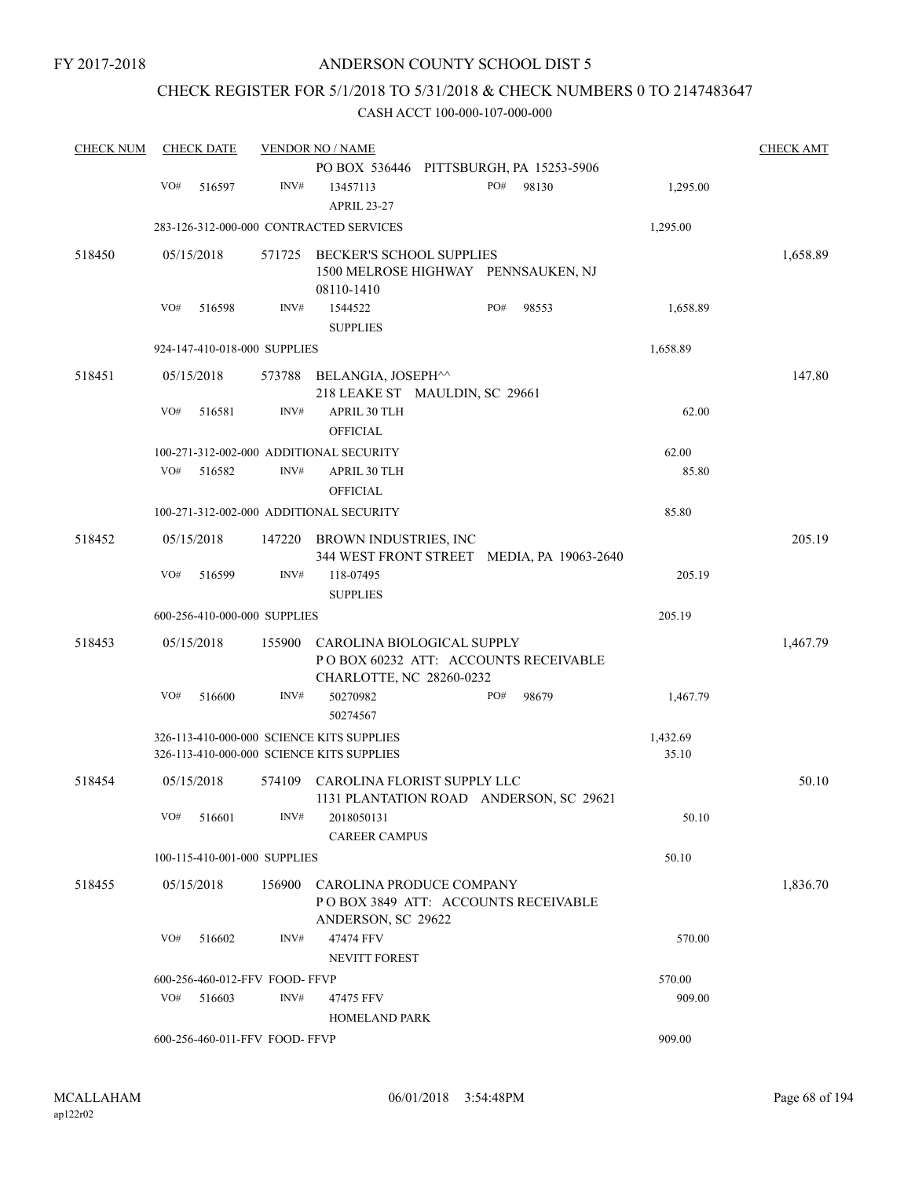FY 2017-2018

# ANDERSON COUNTY SCHOOL DIST 5

## CHECK REGISTER FOR 5/1/2018 TO 5/31/2018 & CHECK NUMBERS 0 TO 2147483647

CASH ACCT 100-000-107-000-000

| CHECK NUM | CHECK DATE | VENDOR NO / NAME | | CHECK AMT |
|---|---|---|---|---|
| | | PO BOX 536446 PITTSBURGH, PA 15253-5906 | | |
| | VO# 516597 | INV# 13457113 APRIL 23-27 PO# 98130 | 1,295.00 | |
| | 283-126-312-000-000 CONTRACTED SERVICES | | 1,295.00 | |
| 518450 | 05/15/2018 | 571725 BECKER'S SCHOOL SUPPLIES 1500 MELROSE HIGHWAY PENNSAUKEN, NJ 08110-1410 | | 1,658.89 |
| | VO# 516598 | INV# 1544522 SUPPLIES PO# 98553 | 1,658.89 | |
| | 924-147-410-018-000 SUPPLIES | | 1,658.89 | |
| 518451 | 05/15/2018 | 573788 BELANGIA, JOSEPH^^ 218 LEAKE ST MAULDIN, SC 29661 | | 147.80 |
| | VO# 516581 | INV# APRIL 30 TLH OFFICIAL | 62.00 | |
| | 100-271-312-002-000 ADDITIONAL SECURITY | | 62.00 | |
| | VO# 516582 | INV# APRIL 30 TLH OFFICIAL | 85.80 | |
| | 100-271-312-002-000 ADDITIONAL SECURITY | | 85.80 | |
| 518452 | 05/15/2018 | 147220 BROWN INDUSTRIES, INC 344 WEST FRONT STREET MEDIA, PA 19063-2640 | | 205.19 |
| | VO# 516599 | INV# 118-07495 SUPPLIES | 205.19 | |
| | 600-256-410-000-000 SUPPLIES | | 205.19 | |
| 518453 | 05/15/2018 | 155900 CAROLINA BIOLOGICAL SUPPLY P O BOX 60232 ATT: ACCOUNTS RECEIVABLE CHARLOTTE, NC 28260-0232 | | 1,467.79 |
| | VO# 516600 | INV# 50270982 50274567 PO# 98679 | 1,467.79 | |
| | 326-113-410-000-000 SCIENCE KITS SUPPLIES | | 1,432.69 | |
| | 326-113-410-000-000 SCIENCE KITS SUPPLIES | | 35.10 | |
| 518454 | 05/15/2018 | 574109 CAROLINA FLORIST SUPPLY LLC 1131 PLANTATION ROAD ANDERSON, SC 29621 | | 50.10 |
| | VO# 516601 | INV# 2018050131 CAREER CAMPUS | 50.10 | |
| | 100-115-410-001-000 SUPPLIES | | 50.10 | |
| 518455 | 05/15/2018 | 156900 CAROLINA PRODUCE COMPANY P O BOX 3849 ATT: ACCOUNTS RECEIVABLE ANDERSON, SC 29622 | | 1,836.70 |
| | VO# 516602 | INV# 47474 FFV NEVITT FOREST | 570.00 | |
| | 600-256-460-012-FFV FOOD- FFVP | | 570.00 | |
| | VO# 516603 | INV# 47475 FFV HOMELAND PARK | 909.00 | |
| | 600-256-460-011-FFV FOOD- FFVP | | 909.00 | |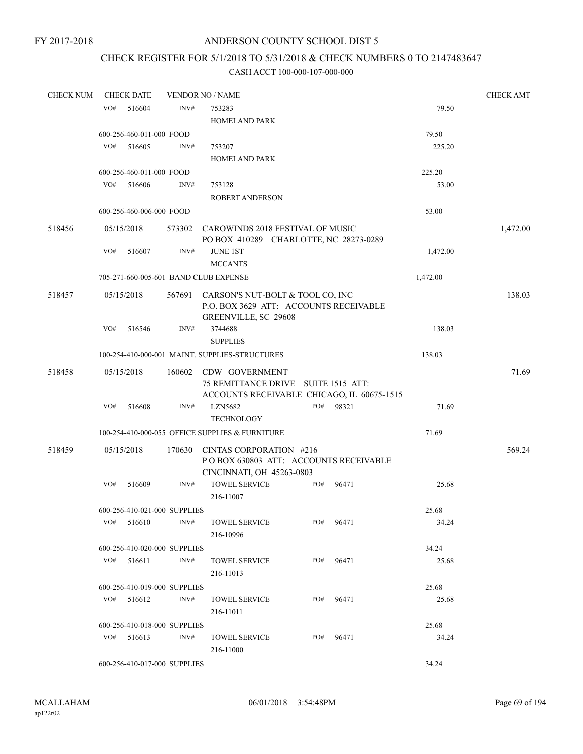FY 2017-2018

# ANDERSON COUNTY SCHOOL DIST 5

## CHECK REGISTER FOR 5/1/2018 TO 5/31/2018 & CHECK NUMBERS 0 TO 2147483647

### CASH ACCT 100-000-107-000-000

| CHECK NUM | CHECK DATE | VENDOR NO / NAME | | | CHECK AMT |
|---|---|---|---|---|---|
| | VO# 516604 | INV# | 753283 HOMELAND PARK | 79.50 | |
| | 600-256-460-011-000 FOOD | | | 79.50 | |
| | VO# 516605 | INV# | 753207 HOMELAND PARK | 225.20 | |
| | 600-256-460-011-000 FOOD | | | 225.20 | |
| | VO# 516606 | INV# | 753128 ROBERT ANDERSON | 53.00 | |
| | 600-256-460-006-000 FOOD | | | 53.00 | |
| 518456 | 05/15/2018 | 573302 | CAROWINDS 2018 FESTIVAL OF MUSIC PO BOX 410289 CHARLOTTE, NC 28273-0289 | | 1,472.00 |
| | VO# 516607 | INV# | JUNE 1ST MCCANTS | 1,472.00 | |
| | 705-271-660-005-601 BAND CLUB EXPENSE | | | 1,472.00 | |
| 518457 | 05/15/2018 | 567691 | CARSON'S NUT-BOLT & TOOL CO, INC P.O. BOX 3629 ATT: ACCOUNTS RECEIVABLE GREENVILLE, SC 29608 | | 138.03 |
| | VO# 516546 | INV# | 3744688 SUPPLIES | 138.03 | |
| | 100-254-410-000-001 MAINT. SUPPLIES-STRUCTURES | | | 138.03 | |
| 518458 | 05/15/2018 | 160602 | CDW GOVERNMENT 75 REMITTANCE DRIVE SUITE 1515 ATT: ACCOUNTS RECEIVABLE CHICAGO, IL 60675-1515 | | 71.69 |
| | VO# 516608 | INV# | LZN5682 TECHNOLOGY PO# 98321 | 71.69 | |
| | 100-254-410-000-055 OFFICE SUPPLIES & FURNITURE | | | 71.69 | |
| 518459 | 05/15/2018 | 170630 | CINTAS CORPORATION #216 P O BOX 630803 ATT: ACCOUNTS RECEIVABLE CINCINNATI, OH 45263-0803 | | 569.24 |
| | VO# 516609 | INV# | TOWEL SERVICE 216-11007 PO# 96471 | 25.68 | |
| | 600-256-410-021-000 SUPPLIES | | | 25.68 | |
| | VO# 516610 | INV# | TOWEL SERVICE 216-10996 PO# 96471 | 34.24 | |
| | 600-256-410-020-000 SUPPLIES | | | 34.24 | |
| | VO# 516611 | INV# | TOWEL SERVICE 216-11013 PO# 96471 | 25.68 | |
| | 600-256-410-019-000 SUPPLIES | | | 25.68 | |
| | VO# 516612 | INV# | TOWEL SERVICE 216-11011 PO# 96471 | 25.68 | |
| | 600-256-410-018-000 SUPPLIES | | | 25.68 | |
| | VO# 516613 | INV# | TOWEL SERVICE 216-11000 PO# 96471 | 34.24 | |
| | 600-256-410-017-000 SUPPLIES | | | 34.24 | |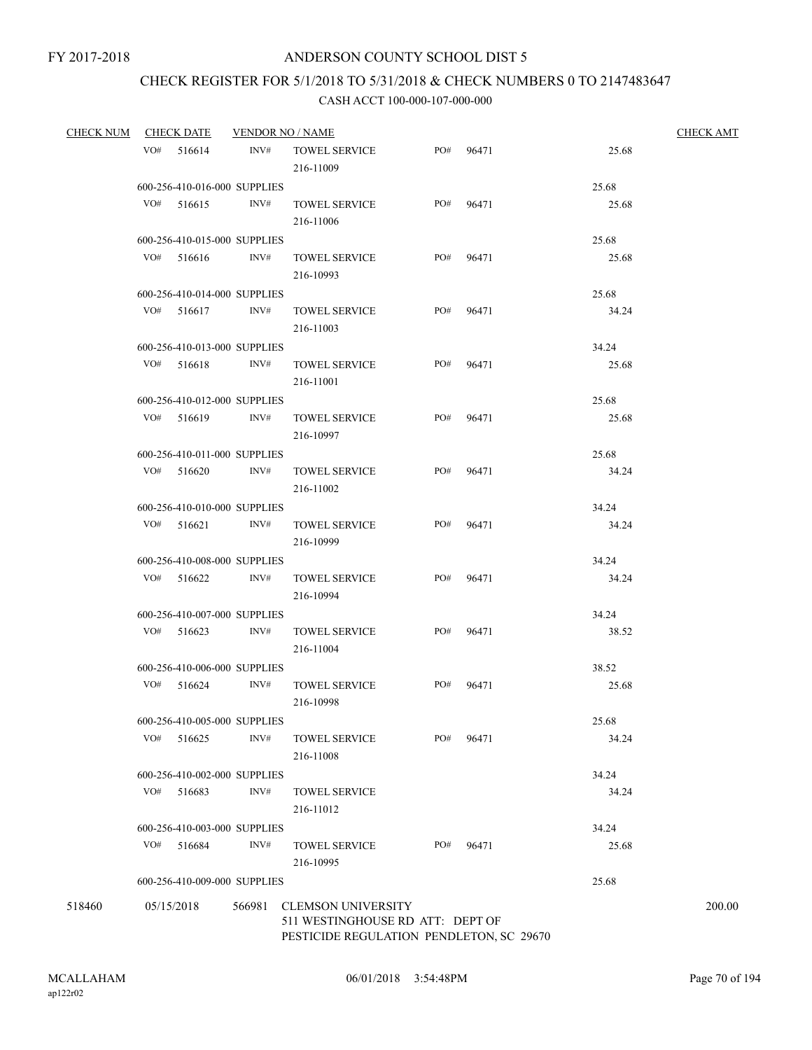FY 2017-2018

# ANDERSON COUNTY SCHOOL DIST 5

## CHECK REGISTER FOR 5/1/2018 TO 5/31/2018 & CHECK NUMBERS 0 TO 2147483647

### CASH ACCT 100-000-107-000-000

| CHECK NUM | CHECK DATE | VENDOR NO / NAME | | | | CHECK AMT |
|---|---|---|---|---|---|---|
| | VO# 516614 | INV# | TOWEL SERVICE 216-11009 | PO# 96471 | 25.68 | |
| | 600-256-410-016-000 SUPPLIES | | | | 25.68 | |
| | VO# 516615 | INV# | TOWEL SERVICE 216-11006 | PO# 96471 | 25.68 | |
| | 600-256-410-015-000 SUPPLIES | | | | 25.68 | |
| | VO# 516616 | INV# | TOWEL SERVICE 216-10993 | PO# 96471 | 25.68 | |
| | 600-256-410-014-000 SUPPLIES | | | | 25.68 | |
| | VO# 516617 | INV# | TOWEL SERVICE 216-11003 | PO# 96471 | 34.24 | |
| | 600-256-410-013-000 SUPPLIES | | | | 34.24 | |
| | VO# 516618 | INV# | TOWEL SERVICE 216-11001 | PO# 96471 | 25.68 | |
| | 600-256-410-012-000 SUPPLIES | | | | 25.68 | |
| | VO# 516619 | INV# | TOWEL SERVICE 216-10997 | PO# 96471 | 25.68 | |
| | 600-256-410-011-000 SUPPLIES | | | | 25.68 | |
| | VO# 516620 | INV# | TOWEL SERVICE 216-11002 | PO# 96471 | 34.24 | |
| | 600-256-410-010-000 SUPPLIES | | | | 34.24 | |
| | VO# 516621 | INV# | TOWEL SERVICE 216-10999 | PO# 96471 | 34.24 | |
| | 600-256-410-008-000 SUPPLIES | | | | 34.24 | |
| | VO# 516622 | INV# | TOWEL SERVICE 216-10994 | PO# 96471 | 34.24 | |
| | 600-256-410-007-000 SUPPLIES | | | | 34.24 | |
| | VO# 516623 | INV# | TOWEL SERVICE 216-11004 | PO# 96471 | 38.52 | |
| | 600-256-410-006-000 SUPPLIES | | | | 38.52 | |
| | VO# 516624 | INV# | TOWEL SERVICE 216-10998 | PO# 96471 | 25.68 | |
| | 600-256-410-005-000 SUPPLIES | | | | 25.68 | |
| | VO# 516625 | INV# | TOWEL SERVICE 216-11008 | PO# 96471 | 34.24 | |
| | 600-256-410-002-000 SUPPLIES | | | | 34.24 | |
| | VO# 516683 | INV# | TOWEL SERVICE 216-11012 | | 34.24 | |
| | 600-256-410-003-000 SUPPLIES | | | | 34.24 | |
| | VO# 516684 | INV# | TOWEL SERVICE 216-10995 | PO# 96471 | 25.68 | |
| | 600-256-410-009-000 SUPPLIES | | | | 25.68 | |
| 518460 | 05/15/2018 | 566981 | CLEMSON UNIVERSITY 511 WESTINGHOUSE RD ATT: DEPT OF PESTICIDE REGULATION PENDLETON, SC 29670 | | | 200.00 |

MCALLAHAM ap122r02 06/01/2018 3:54:48PM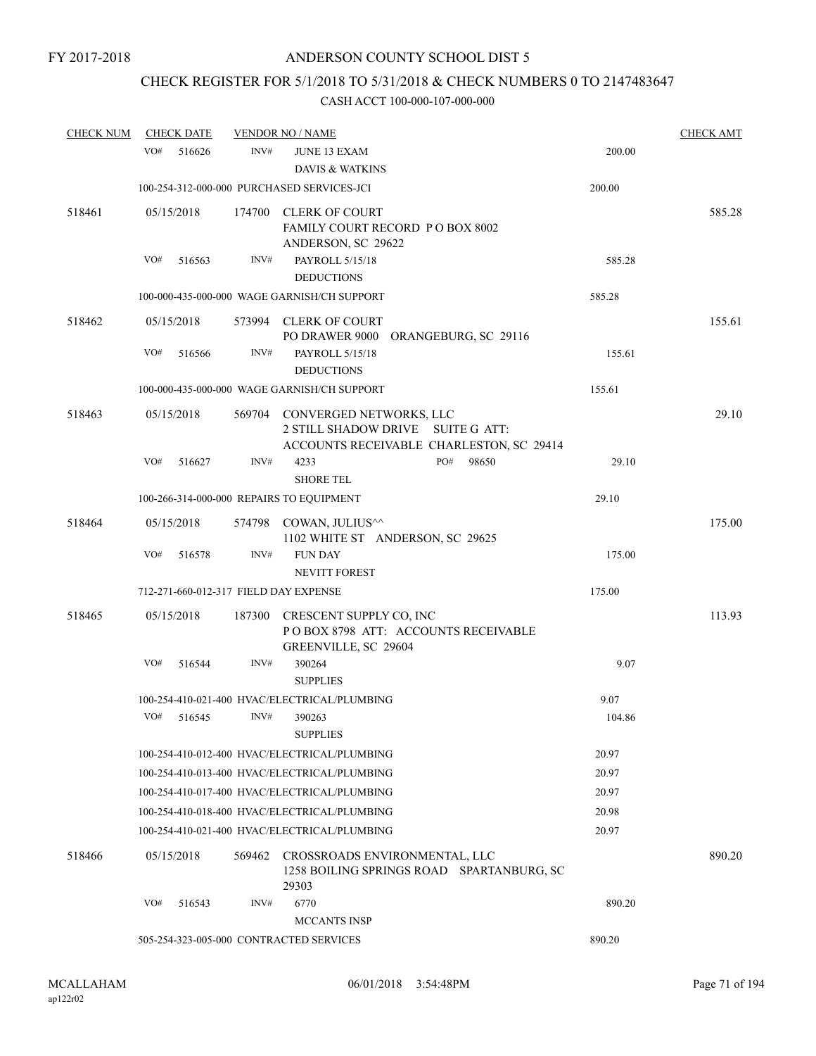FY 2017-2018

# ANDERSON COUNTY SCHOOL DIST 5

## CHECK REGISTER FOR 5/1/2018 TO 5/31/2018 & CHECK NUMBERS 0 TO 2147483647

CASH ACCT 100-000-107-000-000

| CHECK NUM | CHECK DATE | VENDOR NO / NAME | | CHECK AMT |
|---|---|---|---|---|
| | VO# 516626 | INV# JUNE 13 EXAM<br>DAVIS & WATKINS | 200.00 | |
| | | 100-254-312-000-000 PURCHASED SERVICES-JCI | 200.00 | |
| 518461 | 05/15/2018 | 174700 CLERK OF COURT<br>FAMILY COURT RECORD P O BOX 8002<br>ANDERSON, SC 29622 | | 585.28 |
| | VO# 516563 | INV# PAYROLL 5/15/18<br>DEDUCTIONS | 585.28 | |
| | | 100-000-435-000-000 WAGE GARNISH/CH SUPPORT | 585.28 | |
| 518462 | 05/15/2018 | 573994 CLERK OF COURT<br>PO DRAWER 9000 ORANGEBURG, SC 29116 | | 155.61 |
| | VO# 516566 | INV# PAYROLL 5/15/18<br>DEDUCTIONS | 155.61 | |
| | | 100-000-435-000-000 WAGE GARNISH/CH SUPPORT | 155.61 | |
| 518463 | 05/15/2018 | 569704 CONVERGED NETWORKS, LLC<br>2 STILL SHADOW DRIVE SUITE G ATT:<br>ACCOUNTS RECEIVABLE CHARLESTON, SC 29414 | | 29.10 |
| | VO# 516627 | INV# 4233 PO# 98650<br>SHORE TEL | 29.10 | |
| | | 100-266-314-000-000 REPAIRS TO EQUIPMENT | 29.10 | |
| 518464 | 05/15/2018 | 574798 COWAN, JULIUS^^<br>1102 WHITE ST ANDERSON, SC 29625 | | 175.00 |
| | VO# 516578 | INV# FUN DAY<br>NEVITT FOREST | 175.00 | |
| | | 712-271-660-012-317 FIELD DAY EXPENSE | 175.00 | |
| 518465 | 05/15/2018 | 187300 CRESCENT SUPPLY CO, INC<br>P O BOX 8798 ATT: ACCOUNTS RECEIVABLE<br>GREENVILLE, SC 29604 | | 113.93 |
| | VO# 516544 | INV# 390264<br>SUPPLIES | 9.07 | |
| | | 100-254-410-021-400 HVAC/ELECTRICAL/PLUMBING | 9.07 | |
| | VO# 516545 | INV# 390263<br>SUPPLIES | 104.86 | |
| | | 100-254-410-012-400 HVAC/ELECTRICAL/PLUMBING | 20.97 | |
| | | 100-254-410-013-400 HVAC/ELECTRICAL/PLUMBING | 20.97 | |
| | | 100-254-410-017-400 HVAC/ELECTRICAL/PLUMBING | 20.97 | |
| | | 100-254-410-018-400 HVAC/ELECTRICAL/PLUMBING | 20.98 | |
| | | 100-254-410-021-400 HVAC/ELECTRICAL/PLUMBING | 20.97 | |
| 518466 | 05/15/2018 | 569462 CROSSROADS ENVIRONMENTAL, LLC<br>1258 BOILING SPRINGS ROAD SPARTANBURG, SC<br>29303 | | 890.20 |
| | VO# 516543 | INV# 6770<br>MCCANTS INSP | 890.20 | |
| | | 505-254-323-005-000 CONTRACTED SERVICES | 890.20 | |

MCALLAHAM
ap122r02

06/01/2018 3:54:48PM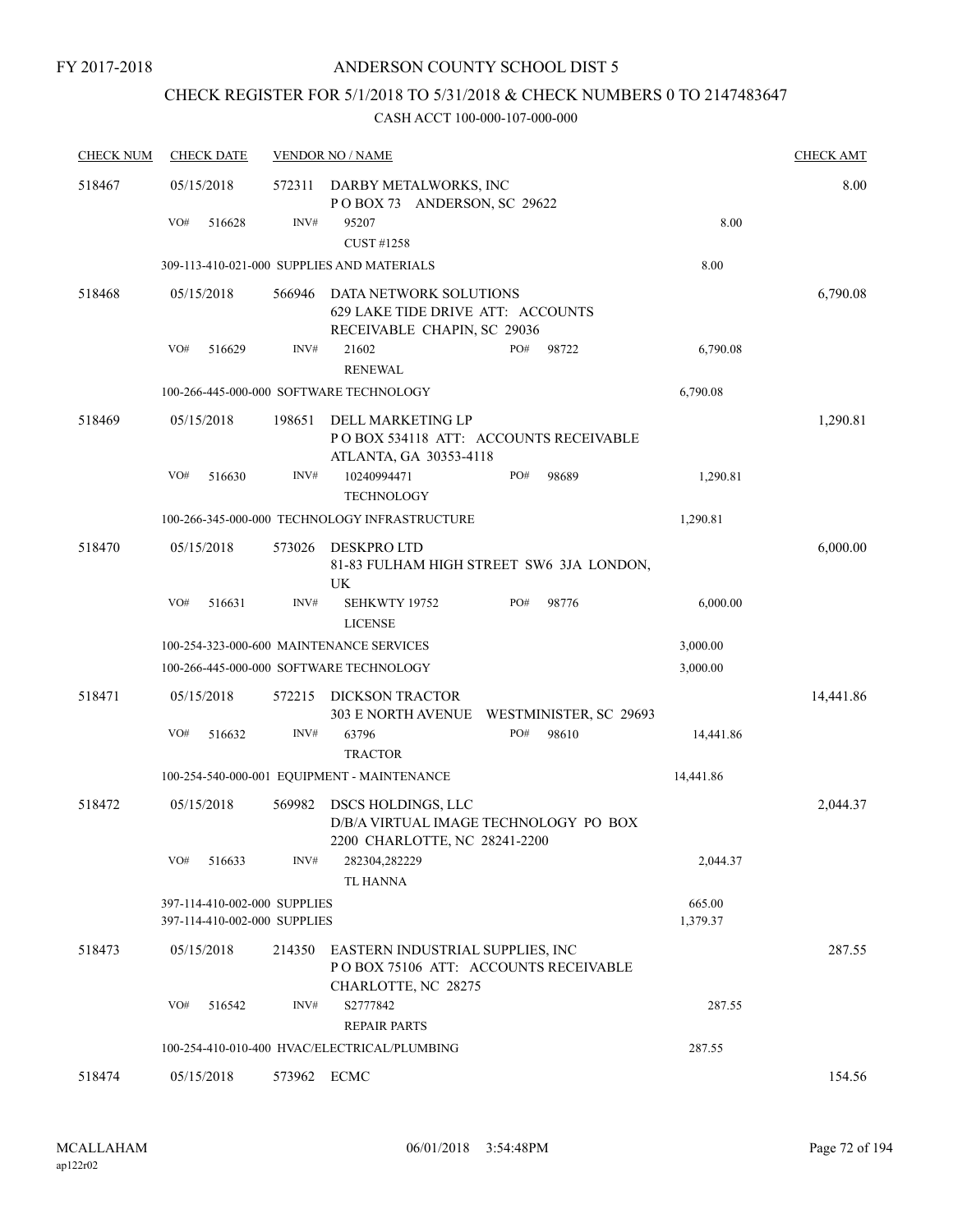FY 2017-2018

# ANDERSON COUNTY SCHOOL DIST 5

## CHECK REGISTER FOR 5/1/2018 TO 5/31/2018 & CHECK NUMBERS 0 TO 2147483647

CASH ACCT 100-000-107-000-000

| CHECK NUM | CHECK DATE | VENDOR NO / NAME | | | CHECK AMT |
|---|---|---|---|---|---|
| 518467 | 05/15/2018 | 572311 | DARBY METALWORKS, INC<br>P O BOX 73 ANDERSON, SC 29622 | | 8.00 |
| | VO# 516628 | INV# | 95207<br>CUST #1258 | 8.00 | |
| | 309-113-410-021-000 SUPPLIES AND MATERIALS | | | 8.00 | |
| 518468 | 05/15/2018 | 566946 | DATA NETWORK SOLUTIONS<br>629 LAKE TIDE DRIVE ATT: ACCOUNTS RECEIVABLE CHAPIN, SC 29036 | | 6,790.08 |
| | VO# 516629 | INV# | 21602 PO# 98722<br>RENEWAL | 6,790.08 | |
| | 100-266-445-000-000 SOFTWARE TECHNOLOGY | | | 6,790.08 | |
| 518469 | 05/15/2018 | 198651 | DELL MARKETING LP<br>P O BOX 534118 ATT: ACCOUNTS RECEIVABLE ATLANTA, GA 30353-4118 | | 1,290.81 |
| | VO# 516630 | INV# | 10240994471 PO# 98689<br>TECHNOLOGY | 1,290.81 | |
| | 100-266-345-000-000 TECHNOLOGY INFRASTRUCTURE | | | 1,290.81 | |
| 518470 | 05/15/2018 | 573026 | DESKPRO LTD<br>81-83 FULHAM HIGH STREET SW6 3JA LONDON, UK | | 6,000.00 |
| | VO# 516631 | INV# | SEHKWTY 19752 PO# 98776<br>LICENSE | 6,000.00 | |
| | 100-254-323-000-600 MAINTENANCE SERVICES | | | 3,000.00 | |
| | 100-266-445-000-000 SOFTWARE TECHNOLOGY | | | 3,000.00 | |
| 518471 | 05/15/2018 | 572215 | DICKSON TRACTOR<br>303 E NORTH AVENUE WESTMINISTER, SC 29693 | | 14,441.86 |
| | VO# 516632 | INV# | 63796 PO# 98610<br>TRACTOR | 14,441.86 | |
| | 100-254-540-000-001 EQUIPMENT - MAINTENANCE | | | 14,441.86 | |
| 518472 | 05/15/2018 | 569982 | DSCS HOLDINGS, LLC<br>D/B/A VIRTUAL IMAGE TECHNOLOGY PO BOX 2200 CHARLOTTE, NC 28241-2200 | | 2,044.37 |
| | VO# 516633 | INV# | 282304,282229<br>TL HANNA | 2,044.37 | |
| | 397-114-410-002-000 SUPPLIES | | | 665.00 | |
| | 397-114-410-002-000 SUPPLIES | | | 1,379.37 | |
| 518473 | 05/15/2018 | 214350 | EASTERN INDUSTRIAL SUPPLIES, INC<br>P O BOX 75106 ATT: ACCOUNTS RECEIVABLE CHARLOTTE, NC 28275 | | 287.55 |
| | VO# 516542 | INV# | S2777842<br>REPAIR PARTS | 287.55 | |
| | 100-254-410-010-400 HVAC/ELECTRICAL/PLUMBING | | | 287.55 | |
| 518474 | 05/15/2018 | 573962 | ECMC | | 154.56 |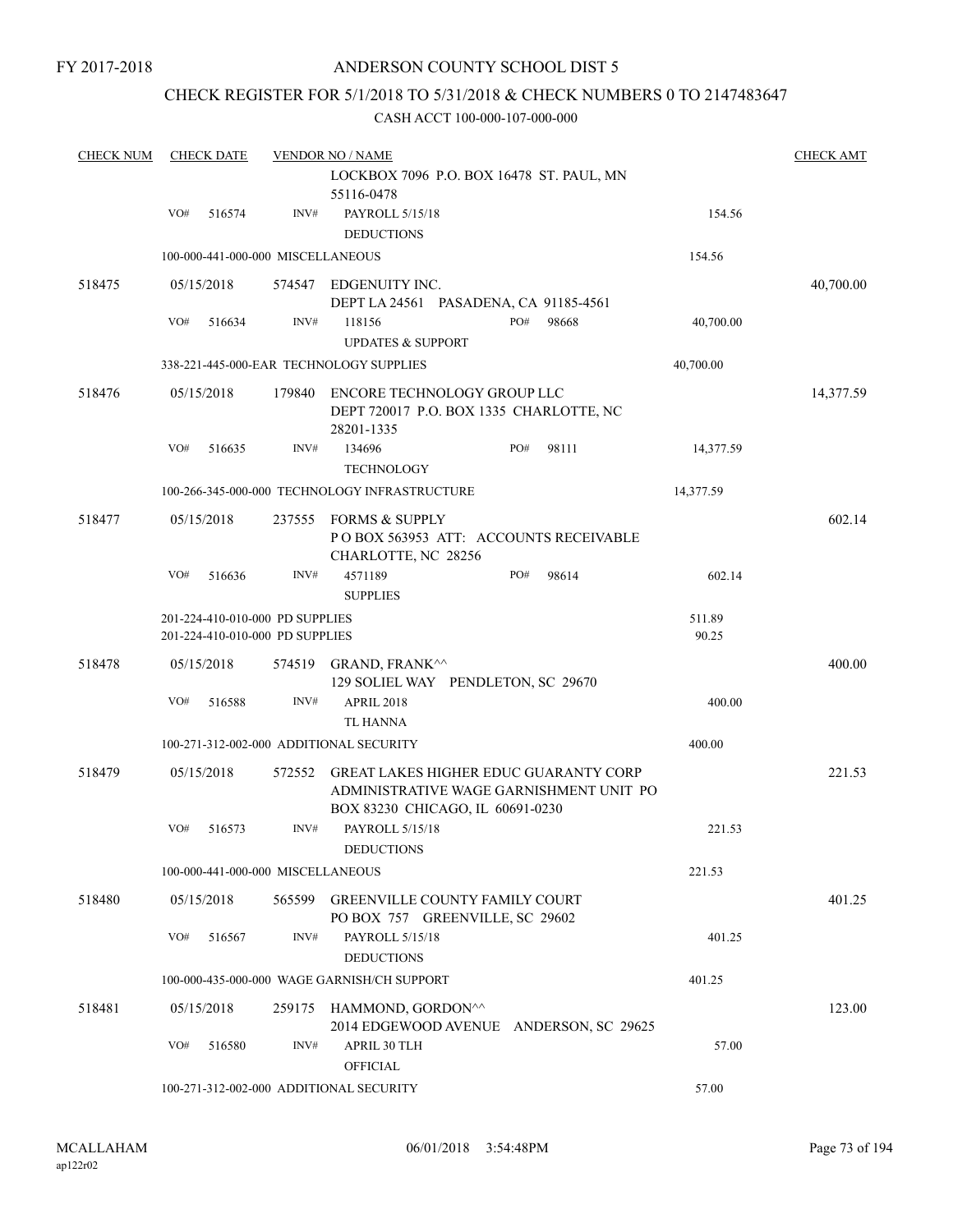FY 2017-2018

# ANDERSON COUNTY SCHOOL DIST 5

## CHECK REGISTER FOR 5/1/2018 TO 5/31/2018 & CHECK NUMBERS 0 TO 2147483647

CASH ACCT 100-000-107-000-000

| CHECK NUM | CHECK DATE | VENDOR NO / NAME | | | CHECK AMT |
|---|---|---|---|---|---|
| | | LOCKBOX 7096 P.O. BOX 16478 ST. PAUL, MN 55116-0478 | | | |
| | VO# 516574 | INV# PAYROLL 5/15/18 DEDUCTIONS | | 154.56 | |
| | 100-000-441-000-000 MISCELLANEOUS | | | 154.56 | |
| 518475 | 05/15/2018 | 574547 EDGENUITY INC. DEPT LA 24561 PASADENA, CA 91185-4561 | | | 40,700.00 |
| | VO# 516634 | INV# 118156 UPDATES & SUPPORT | PO# 98668 | 40,700.00 | |
| | 338-221-445-000-EAR TECHNOLOGY SUPPLIES | | | 40,700.00 | |
| 518476 | 05/15/2018 | 179840 ENCORE TECHNOLOGY GROUP LLC DEPT 720017 P.O. BOX 1335 CHARLOTTE, NC 28201-1335 | | | 14,377.59 |
| | VO# 516635 | INV# 134696 TECHNOLOGY | PO# 98111 | 14,377.59 | |
| | 100-266-345-000-000 TECHNOLOGY INFRASTRUCTURE | | | 14,377.59 | |
| 518477 | 05/15/2018 | 237555 FORMS & SUPPLY P O BOX 563953 ATT: ACCOUNTS RECEIVABLE CHARLOTTE, NC 28256 | | | 602.14 |
| | VO# 516636 | INV# 4571189 SUPPLIES | PO# 98614 | 602.14 | |
| | 201-224-410-010-000 PD SUPPLIES | | | 511.89 | |
| | 201-224-410-010-000 PD SUPPLIES | | | 90.25 | |
| 518478 | 05/15/2018 | 574519 GRAND, FRANK^^ 129 SOLIEL WAY PENDLETON, SC 29670 | | | 400.00 |
| | VO# 516588 | INV# APRIL 2018 TL HANNA | | 400.00 | |
| | 100-271-312-002-000 ADDITIONAL SECURITY | | | 400.00 | |
| 518479 | 05/15/2018 | 572552 GREAT LAKES HIGHER EDUC GUARANTY CORP ADMINISTRATIVE WAGE GARNISHMENT UNIT PO BOX 83230 CHICAGO, IL 60691-0230 | | | 221.53 |
| | VO# 516573 | INV# PAYROLL 5/15/18 DEDUCTIONS | | 221.53 | |
| | 100-000-441-000-000 MISCELLANEOUS | | | 221.53 | |
| 518480 | 05/15/2018 | 565599 GREENVILLE COUNTY FAMILY COURT PO BOX 757 GREENVILLE, SC 29602 | | | 401.25 |
| | VO# 516567 | INV# PAYROLL 5/15/18 DEDUCTIONS | | 401.25 | |
| | 100-000-435-000-000 WAGE GARNISH/CH SUPPORT | | | 401.25 | |
| 518481 | 05/15/2018 | 259175 HAMMOND, GORDON^^ 2014 EDGEWOOD AVENUE ANDERSON, SC 29625 | | | 123.00 |
| | VO# 516580 | INV# APRIL 30 TLH OFFICIAL | | 57.00 | |
| | 100-271-312-002-000 ADDITIONAL SECURITY | | | 57.00 | |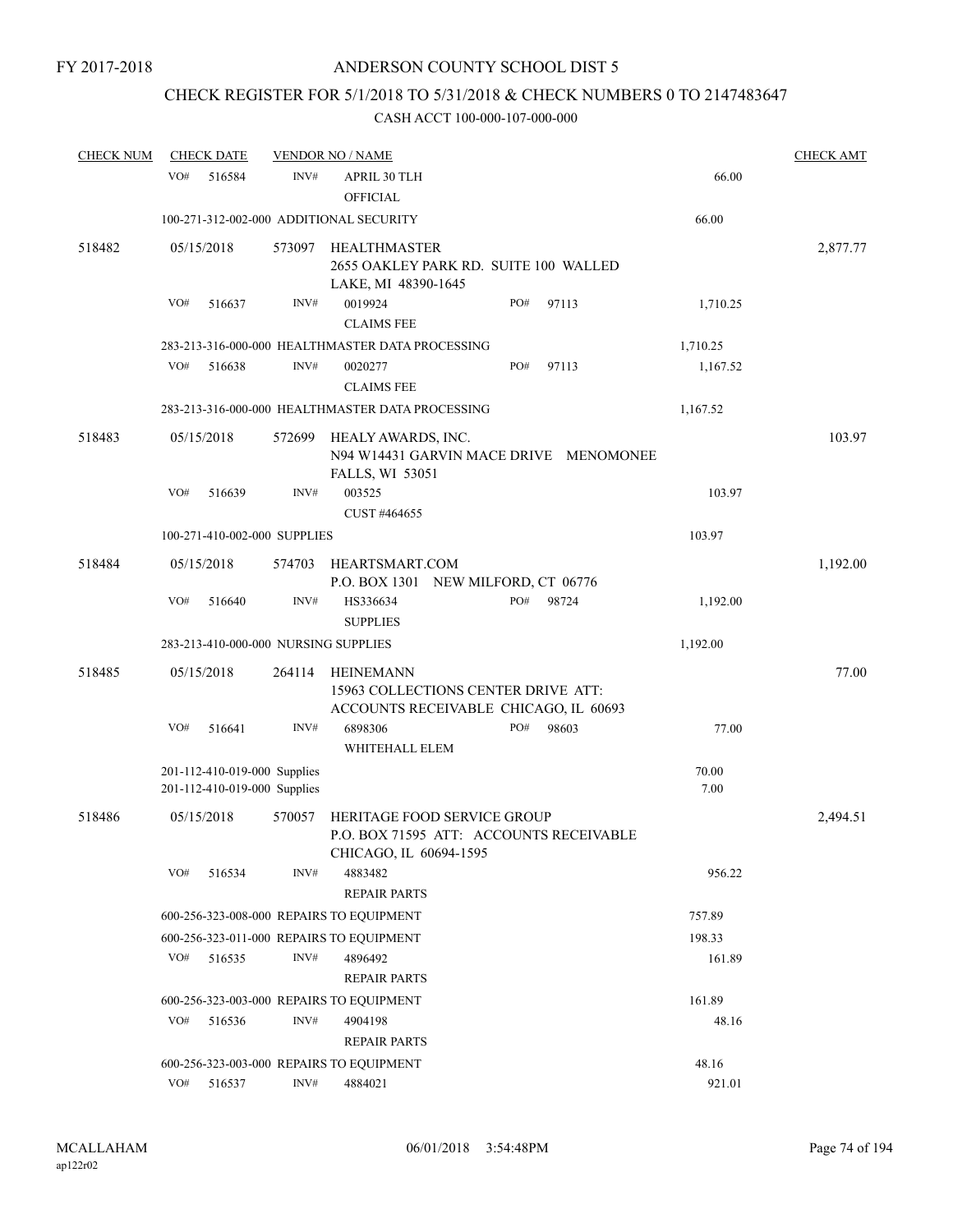FY 2017-2018

# ANDERSON COUNTY SCHOOL DIST 5

## CHECK REGISTER FOR 5/1/2018 TO 5/31/2018 & CHECK NUMBERS 0 TO 2147483647

### CASH ACCT 100-000-107-000-000

| CHECK NUM | CHECK DATE | VENDOR NO / NAME | | | CHECK AMT |
|---|---|---|---|---|---|
| | VO# 516584 | INV# | APRIL 30 TLH OFFICIAL | 66.00 | |
| | 100-271-312-002-000 ADDITIONAL SECURITY | | | 66.00 | |
| 518482 | 05/15/2018 | 573097 | HEALTHMASTER 2655 OAKLEY PARK RD. SUITE 100 WALLED LAKE, MI 48390-1645 | | 2,877.77 |
| | VO# 516637 | INV# | 0019924 CLAIMS FEE PO# 97113 | 1,710.25 | |
| | 283-213-316-000-000 HEALTHMASTER DATA PROCESSING | | | 1,710.25 | |
| | VO# 516638 | INV# | 0020277 CLAIMS FEE PO# 97113 | 1,167.52 | |
| | 283-213-316-000-000 HEALTHMASTER DATA PROCESSING | | | 1,167.52 | |
| 518483 | 05/15/2018 | 572699 | HEALY AWARDS, INC. N94 W14431 GARVIN MACE DRIVE MENOMONEE FALLS, WI 53051 | | 103.97 |
| | VO# 516639 | INV# | 003525 CUST #464655 | 103.97 | |
| | 100-271-410-002-000 SUPPLIES | | | 103.97 | |
| 518484 | 05/15/2018 | 574703 | HEARTSMART.COM P.O. BOX 1301 NEW MILFORD, CT 06776 | | 1,192.00 |
| | VO# 516640 | INV# | HS336634 SUPPLIES PO# 98724 | 1,192.00 | |
| | 283-213-410-000-000 NURSING SUPPLIES | | | 1,192.00 | |
| 518485 | 05/15/2018 | 264114 | HEINEMANN 15963 COLLECTIONS CENTER DRIVE ATT: ACCOUNTS RECEIVABLE CHICAGO, IL 60693 | | 77.00 |
| | VO# 516641 | INV# | 6898306 WHITEHALL ELEM PO# 98603 | 77.00 | |
| | 201-112-410-019-000 Supplies | | | 70.00 | |
| | 201-112-410-019-000 Supplies | | | 7.00 | |
| 518486 | 05/15/2018 | 570057 | HERITAGE FOOD SERVICE GROUP P.O. BOX 71595 ATT: ACCOUNTS RECEIVABLE CHICAGO, IL 60694-1595 | | 2,494.51 |
| | VO# 516534 | INV# | 4883482 REPAIR PARTS | 956.22 | |
| | 600-256-323-008-000 REPAIRS TO EQUIPMENT | | | 757.89 | |
| | 600-256-323-011-000 REPAIRS TO EQUIPMENT | | | 198.33 | |
| | VO# 516535 | INV# | 4896492 REPAIR PARTS | 161.89 | |
| | 600-256-323-003-000 REPAIRS TO EQUIPMENT | | | 161.89 | |
| | VO# 516536 | INV# | 4904198 REPAIR PARTS | 48.16 | |
| | 600-256-323-003-000 REPAIRS TO EQUIPMENT | | | 48.16 | |
| | VO# 516537 | INV# | 4884021 | 921.01 | |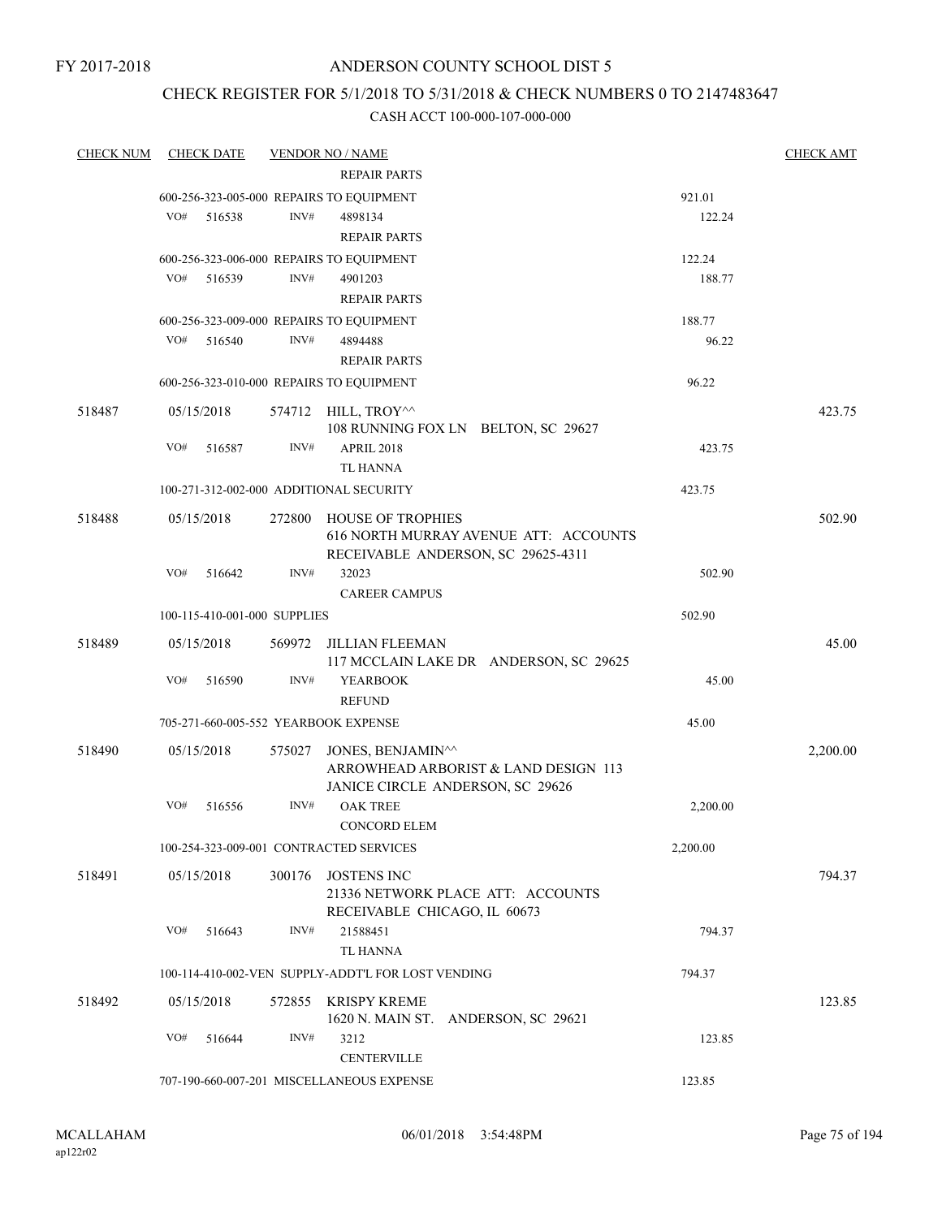FY 2017-2018

# ANDERSON COUNTY SCHOOL DIST 5

## CHECK REGISTER FOR 5/1/2018 TO 5/31/2018 & CHECK NUMBERS 0 TO 2147483647

### CASH ACCT 100-000-107-000-000

| CHECK NUM | CHECK DATE | VENDOR NO / NAME | | CHECK AMT |
|---|---|---|---|---|
| | | REPAIR PARTS | | |
| | 600-256-323-005-000 REPAIRS TO EQUIPMENT | | 921.01 | |
| | VO# 516538 | INV# 4898134<br>REPAIR PARTS | 122.24 | |
| | 600-256-323-006-000 REPAIRS TO EQUIPMENT | | 122.24 | |
| | VO# 516539 | INV# 4901203<br>REPAIR PARTS | 188.77 | |
| | 600-256-323-009-000 REPAIRS TO EQUIPMENT | | 188.77 | |
| | VO# 516540 | INV# 4894488<br>REPAIR PARTS | 96.22 | |
| | 600-256-323-010-000 REPAIRS TO EQUIPMENT | | 96.22 | |
| 518487 | 05/15/2018 | 574712 HILL, TROY^^<br>108 RUNNING FOX LN BELTON, SC 29627 | | 423.75 |
| | VO# 516587 | INV# APRIL 2018<br>TL HANNA | 423.75 | |
| | 100-271-312-002-000 ADDITIONAL SECURITY | | 423.75 | |
| 518488 | 05/15/2018 | 272800 HOUSE OF TROPHIES<br>616 NORTH MURRAY AVENUE ATT: ACCOUNTS RECEIVABLE ANDERSON, SC 29625-4311 | | 502.90 |
| | VO# 516642 | INV# 32023<br>CAREER CAMPUS | 502.90 | |
| | 100-115-410-001-000 SUPPLIES | | 502.90 | |
| 518489 | 05/15/2018 | 569972 JILLIAN FLEEMAN<br>117 MCCLAIN LAKE DR ANDERSON, SC 29625 | | 45.00 |
| | VO# 516590 | INV# YEARBOOK<br>REFUND | 45.00 | |
| | 705-271-660-005-552 YEARBOOK EXPENSE | | 45.00 | |
| 518490 | 05/15/2018 | 575027 JONES, BENJAMIN^^<br>ARROWHEAD ARBORIST & LAND DESIGN 113 JANICE CIRCLE ANDERSON, SC 29626 | | 2,200.00 |
| | VO# 516556 | INV# OAK TREE<br>CONCORD ELEM | 2,200.00 | |
| | 100-254-323-009-001 CONTRACTED SERVICES | | 2,200.00 | |
| 518491 | 05/15/2018 | 300176 JOSTENS INC<br>21336 NETWORK PLACE ATT: ACCOUNTS RECEIVABLE CHICAGO, IL 60673 | | 794.37 |
| | VO# 516643 | INV# 21588451<br>TL HANNA | 794.37 | |
| | 100-114-410-002-VEN SUPPLY-ADDT'L FOR LOST VENDING | | 794.37 | |
| 518492 | 05/15/2018 | 572855 KRISPY KREME<br>1620 N. MAIN ST. ANDERSON, SC 29621 | | 123.85 |
| | VO# 516644 | INV# 3212<br>CENTERVILLE | 123.85 | |
| | 707-190-660-007-201 MISCELLANEOUS EXPENSE | | 123.85 | |

MCALLAHAM
ap122r02

06/01/2018 3:54:48PM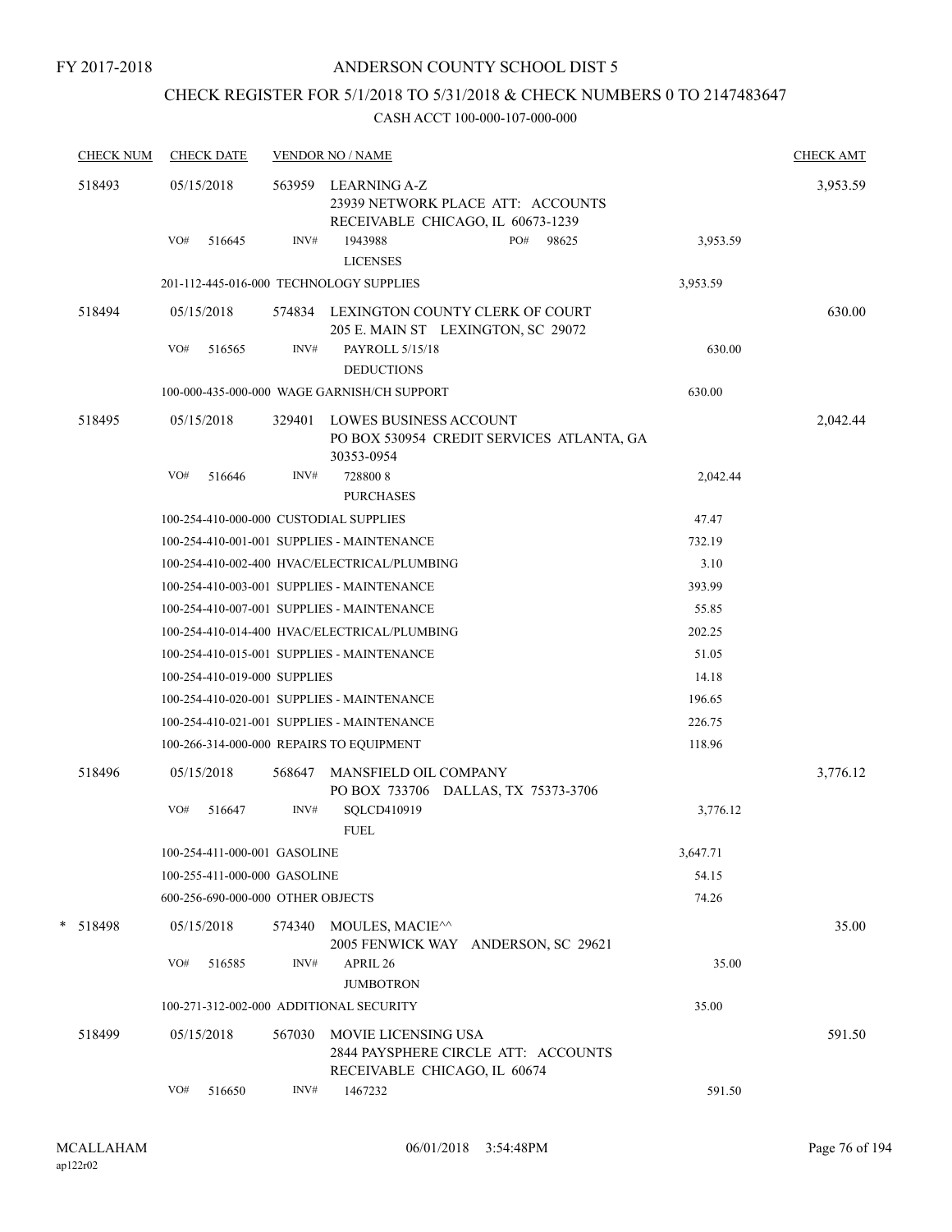FY 2017-2018

# ANDERSON COUNTY SCHOOL DIST 5

## CHECK REGISTER FOR 5/1/2018 TO 5/31/2018 & CHECK NUMBERS 0 TO 2147483647

CASH ACCT 100-000-107-000-000

| CHECK NUM | CHECK DATE | VENDOR NO / NAME | | CHECK AMT |
|---|---|---|---|---|
| 518493 | 05/15/2018 | 563959 LEARNING A-Z<br>23939 NETWORK PLACE ATT: ACCOUNTS RECEIVABLE CHICAGO, IL 60673-1239 | | 3,953.59 |
| | VO# 516645 | INV# 1943988 PO# 98625<br>LICENSES | 3,953.59 | |
| | 201-112-445-016-000 TECHNOLOGY SUPPLIES | | 3,953.59 | |
| 518494 | 05/15/2018 | 574834 LEXINGTON COUNTY CLERK OF COURT<br>205 E. MAIN ST LEXINGTON, SC 29072 | | 630.00 |
| | VO# 516565 | INV# PAYROLL 5/15/18<br>DEDUCTIONS | 630.00 | |
| | 100-000-435-000-000 WAGE GARNISH/CH SUPPORT | | 630.00 | |
| 518495 | 05/15/2018 | 329401 LOWES BUSINESS ACCOUNT<br>PO BOX 530954 CREDIT SERVICES ATLANTA, GA 30353-0954 | | 2,042.44 |
| | VO# 516646 | INV# 728800 8<br>PURCHASES | 2,042.44 | |
| | 100-254-410-000-000 CUSTODIAL SUPPLIES | | 47.47 | |
| | 100-254-410-001-001 SUPPLIES - MAINTENANCE | | 732.19 | |
| | 100-254-410-002-400 HVAC/ELECTRICAL/PLUMBING | | 3.10 | |
| | 100-254-410-003-001 SUPPLIES - MAINTENANCE | | 393.99 | |
| | 100-254-410-007-001 SUPPLIES - MAINTENANCE | | 55.85 | |
| | 100-254-410-014-400 HVAC/ELECTRICAL/PLUMBING | | 202.25 | |
| | 100-254-410-015-001 SUPPLIES - MAINTENANCE | | 51.05 | |
| | 100-254-410-019-000 SUPPLIES | | 14.18 | |
| | 100-254-410-020-001 SUPPLIES - MAINTENANCE | | 196.65 | |
| | 100-254-410-021-001 SUPPLIES - MAINTENANCE | | 226.75 | |
| | 100-266-314-000-000 REPAIRS TO EQUIPMENT | | 118.96 | |
| 518496 | 05/15/2018 | 568647 MANSFIELD OIL COMPANY<br>PO BOX 733706 DALLAS, TX 75373-3706 | | 3,776.12 |
| | VO# 516647 | INV# SQLCD410919<br>FUEL | 3,776.12 | |
| | 100-254-411-000-001 GASOLINE | | 3,647.71 | |
| | 100-255-411-000-000 GASOLINE | | 54.15 | |
| | 600-256-690-000-000 OTHER OBJECTS | | 74.26 | |
| * 518498 | 05/15/2018 | 574340 MOULES, MACIE^^<br>2005 FENWICK WAY ANDERSON, SC 29621 | | 35.00 |
| | VO# 516585 | INV# APRIL 26<br>JUMBOTRON | 35.00 | |
| | 100-271-312-002-000 ADDITIONAL SECURITY | | 35.00 | |
| 518499 | 05/15/2018 | 567030 MOVIE LICENSING USA<br>2844 PAYSPHERE CIRCLE ATT: ACCOUNTS RECEIVABLE CHICAGO, IL 60674 | | 591.50 |
| | VO# 516650 | INV# 1467232 | 591.50 | |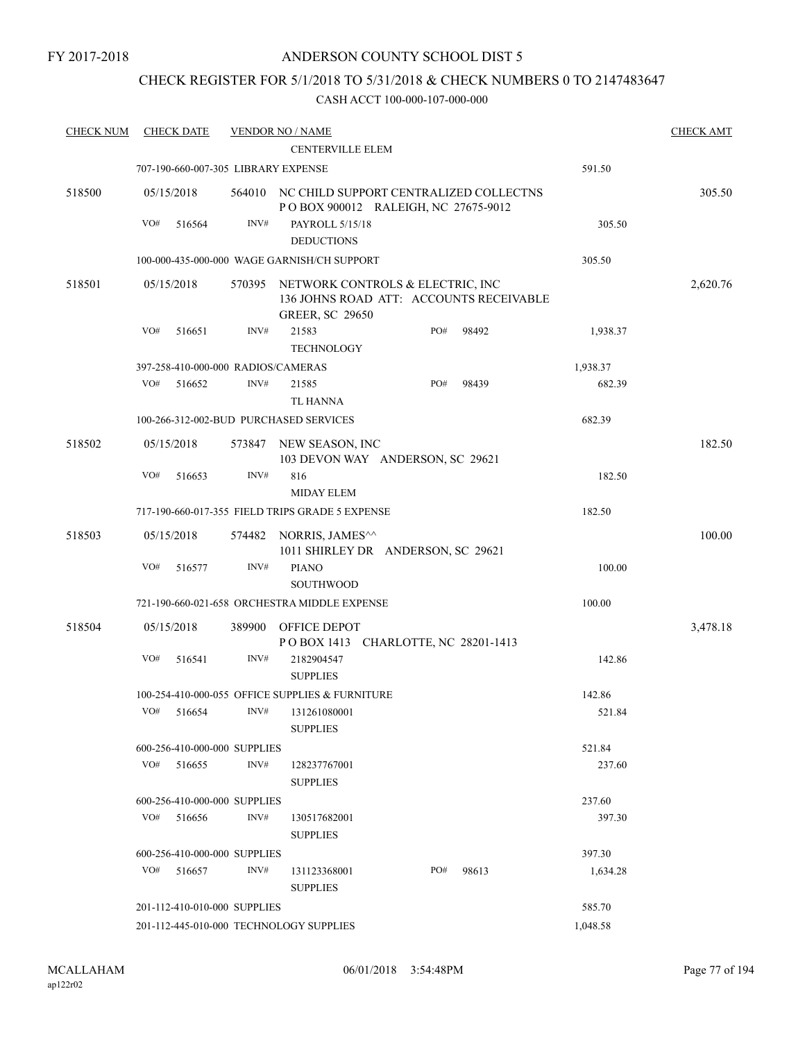FY 2017-2018

# ANDERSON COUNTY SCHOOL DIST 5

## CHECK REGISTER FOR 5/1/2018 TO 5/31/2018 & CHECK NUMBERS 0 TO 2147483647

### CASH ACCT 100-000-107-000-000

| CHECK NUM | CHECK DATE | VENDOR NO / NAME | | CHECK AMT |
|---|---|---|---|---|
| | | CENTERVILLE ELEM | | |
| | 707-190-660-007-305 LIBRARY EXPENSE | | 591.50 | |
| 518500 | 05/15/2018 | 564010 NC CHILD SUPPORT CENTRALIZED COLLECTNS<br>P O BOX 900012 RALEIGH, NC 27675-9012 | | 305.50 |
| | VO# 516564 | INV# PAYROLL 5/15/18<br>DEDUCTIONS | 305.50 | |
| | 100-000-435-000-000 WAGE GARNISH/CH SUPPORT | | 305.50 | |
| 518501 | 05/15/2018 | 570395 NETWORK CONTROLS & ELECTRIC, INC<br>136 JOHNS ROAD ATT: ACCOUNTS RECEIVABLE<br>GREER, SC 29650 | | 2,620.76 |
| | VO# 516651 | INV# 21583 PO# 98492<br>TECHNOLOGY | 1,938.37 | |
| | 397-258-410-000-000 RADIOS/CAMERAS | | 1,938.37 | |
| | VO# 516652 | INV# 21585 PO# 98439<br>TL HANNA | 682.39 | |
| | 100-266-312-002-BUD PURCHASED SERVICES | | 682.39 | |
| 518502 | 05/15/2018 | 573847 NEW SEASON, INC<br>103 DEVON WAY ANDERSON, SC 29621 | | 182.50 |
| | VO# 516653 | INV# 816<br>MIDAY ELEM | 182.50 | |
| | 717-190-660-017-355 FIELD TRIPS GRADE 5 EXPENSE | | 182.50 | |
| 518503 | 05/15/2018 | 574482 NORRIS, JAMES^^<br>1011 SHIRLEY DR ANDERSON, SC 29621 | | 100.00 |
| | VO# 516577 | INV# PIANO<br>SOUTHWOOD | 100.00 | |
| | 721-190-660-021-658 ORCHESTRA MIDDLE EXPENSE | | 100.00 | |
| 518504 | 05/15/2018 | 389900 OFFICE DEPOT<br>P O BOX 1413 CHARLOTTE, NC 28201-1413 | | 3,478.18 |
| | VO# 516541 | INV# 2182904547<br>SUPPLIES | 142.86 | |
| | 100-254-410-000-055 OFFICE SUPPLIES & FURNITURE | | 142.86 | |
| | VO# 516654 | INV# 131261080001<br>SUPPLIES | 521.84 | |
| | 600-256-410-000-000 SUPPLIES | | 521.84 | |
| | VO# 516655 | INV# 128237767001<br>SUPPLIES | 237.60 | |
| | 600-256-410-000-000 SUPPLIES | | 237.60 | |
| | VO# 516656 | INV# 130517682001<br>SUPPLIES | 397.30 | |
| | 600-256-410-000-000 SUPPLIES | | 397.30 | |
| | VO# 516657 | INV# 131123368001 PO# 98613<br>SUPPLIES | 1,634.28 | |
| | 201-112-410-010-000 SUPPLIES | | 585.70 | |
| | 201-112-445-010-000 TECHNOLOGY SUPPLIES | | 1,048.58 | |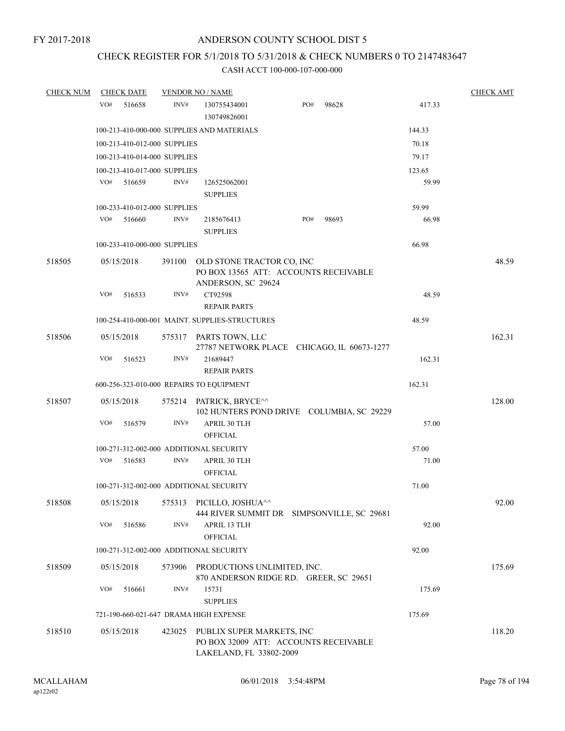FY 2017-2018

# ANDERSON COUNTY SCHOOL DIST 5

## CHECK REGISTER FOR 5/1/2018 TO 5/31/2018 & CHECK NUMBERS 0 TO 2147483647

### CASH ACCT 100-000-107-000-000

| CHECK NUM | CHECK DATE | VENDOR NO / NAME | | | CHECK AMT |
|---|---|---|---|---|---|
| | VO# 516658 | INV# 130755434001 130749826001 | PO# 98628 | 417.33 | |
| | 100-213-410-000-000 SUPPLIES AND MATERIALS | | | 144.33 | |
| | 100-213-410-012-000 SUPPLIES | | | 70.18 | |
| | 100-213-410-014-000 SUPPLIES | | | 79.17 | |
| | 100-213-410-017-000 SUPPLIES | | | 123.65 | |
| | VO# 516659 | INV# 126525062001 SUPPLIES | | 59.99 | |
| | 100-233-410-012-000 SUPPLIES | | | 59.99 | |
| | VO# 516660 | INV# 2185676413 SUPPLIES | PO# 98693 | 66.98 | |
| | 100-233-410-000-000 SUPPLIES | | | 66.98 | |
| 518505 | 05/15/2018 | 391100 OLD STONE TRACTOR CO, INC<br>PO BOX 13565 ATT: ACCOUNTS RECEIVABLE<br>ANDERSON, SC 29624 | | | 48.59 |
| | VO# 516533 | INV# CT92598 REPAIR PARTS | | 48.59 | |
| | 100-254-410-000-001 MAINT. SUPPLIES-STRUCTURES | | | 48.59 | |
| 518506 | 05/15/2018 | 575317 PARTS TOWN, LLC<br>27787 NETWORK PLACE CHICAGO, IL 60673-1277 | | | 162.31 |
| | VO# 516523 | INV# 21689447 REPAIR PARTS | | 162.31 | |
| | 600-256-323-010-000 REPAIRS TO EQUIPMENT | | | 162.31 | |
| 518507 | 05/15/2018 | 575214 PATRICK, BRYCE^^<br>102 HUNTERS POND DRIVE COLUMBIA, SC 29229 | | | 128.00 |
| | VO# 516579 | INV# APRIL 30 TLH OFFICIAL | | 57.00 | |
| | 100-271-312-002-000 ADDITIONAL SECURITY | | | 57.00 | |
| | VO# 516583 | INV# APRIL 30 TLH OFFICIAL | | 71.00 | |
| | 100-271-312-002-000 ADDITIONAL SECURITY | | | 71.00 | |
| 518508 | 05/15/2018 | 575313 PICILLO, JOSHUA^^<br>444 RIVER SUMMIT DR SIMPSONVILLE, SC 29681 | | | 92.00 |
| | VO# 516586 | INV# APRIL 13 TLH OFFICIAL | | 92.00 | |
| | 100-271-312-002-000 ADDITIONAL SECURITY | | | 92.00 | |
| 518509 | 05/15/2018 | 573906 PRODUCTIONS UNLIMITED, INC.<br>870 ANDERSON RIDGE RD. GREER, SC 29651 | | | 175.69 |
| | VO# 516661 | INV# 15731 SUPPLIES | | 175.69 | |
| | 721-190-660-021-647 DRAMA HIGH EXPENSE | | | 175.69 | |
| 518510 | 05/15/2018 | 423025 PUBLIX SUPER MARKETS, INC<br>PO BOX 32009 ATT: ACCOUNTS RECEIVABLE<br>LAKELAND, FL 33802-2009 | | | 118.20 |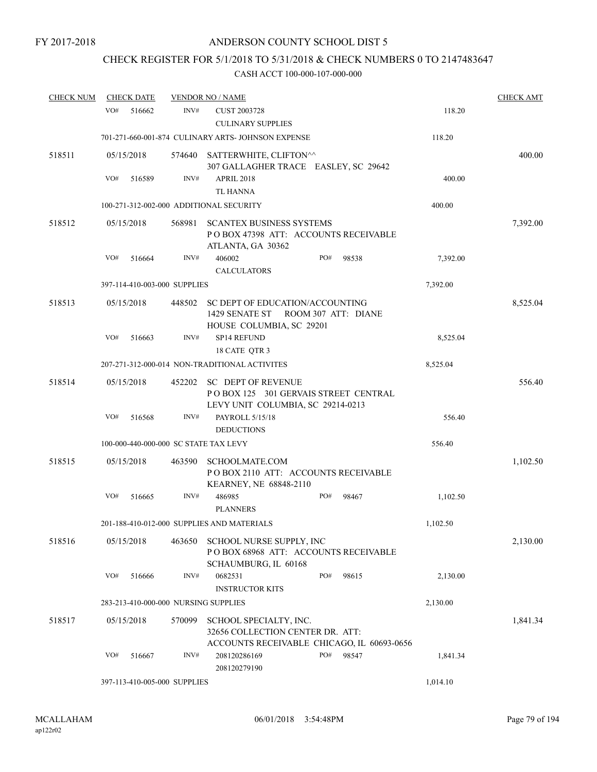FY 2017-2018

# ANDERSON COUNTY SCHOOL DIST 5

## CHECK REGISTER FOR 5/1/2018 TO 5/31/2018 & CHECK NUMBERS 0 TO 2147483647

### CASH ACCT 100-000-107-000-000

| CHECK NUM | CHECK DATE | VENDOR NO / NAME | | CHECK AMT |
|---|---|---|---|---|
| | VO# 516662 | INV# CUST 2003728<br>CULINARY SUPPLIES | 118.20 | |
| | 701-271-660-001-874 CULINARY ARTS- JOHNSON EXPENSE | | 118.20 | |
| 518511 | 05/15/2018 | 574640 SATTERWHITE, CLIFTON^^<br>307 GALLAGHER TRACE EASLEY, SC 29642 | | 400.00 |
| | VO# 516589 | INV# APRIL 2018<br>TL HANNA | 400.00 | |
| | 100-271-312-002-000 ADDITIONAL SECURITY | | 400.00 | |
| 518512 | 05/15/2018 | 568981 SCANTEX BUSINESS SYSTEMS<br>P O BOX 47398 ATT: ACCOUNTS RECEIVABLE<br>ATLANTA, GA 30362 | | 7,392.00 |
| | VO# 516664 | INV# 406002 PO# 98538<br>CALCULATORS | 7,392.00 | |
| | 397-114-410-003-000 SUPPLIES | | 7,392.00 | |
| 518513 | 05/15/2018 | 448502 SC DEPT OF EDUCATION/ACCOUNTING<br>1429 SENATE ST ROOM 307 ATT: DIANE<br>HOUSE COLUMBIA, SC 29201 | | 8,525.04 |
| | VO# 516663 | INV# SP14 REFUND<br>18 CATE QTR 3 | 8,525.04 | |
| | 207-271-312-000-014 NON-TRADITIONAL ACTIVITES | | 8,525.04 | |
| 518514 | 05/15/2018 | 452202 SC DEPT OF REVENUE<br>P O BOX 125 301 GERVAIS STREET CENTRAL<br>LEVY UNIT COLUMBIA, SC 29214-0213 | | 556.40 |
| | VO# 516568 | INV# PAYROLL 5/15/18<br>DEDUCTIONS | 556.40 | |
| | 100-000-440-000-000 SC STATE TAX LEVY | | 556.40 | |
| 518515 | 05/15/2018 | 463590 SCHOOLMATE.COM<br>P O BOX 2110 ATT: ACCOUNTS RECEIVABLE<br>KEARNEY, NE 68848-2110 | | 1,102.50 |
| | VO# 516665 | INV# 486985 PO# 98467<br>PLANNERS | 1,102.50 | |
| | 201-188-410-012-000 SUPPLIES AND MATERIALS | | 1,102.50 | |
| 518516 | 05/15/2018 | 463650 SCHOOL NURSE SUPPLY, INC<br>P O BOX 68968 ATT: ACCOUNTS RECEIVABLE<br>SCHAUMBURG, IL 60168 | | 2,130.00 |
| | VO# 516666 | INV# 0682531 PO# 98615<br>INSTRUCTOR KITS | 2,130.00 | |
| | 283-213-410-000-000 NURSING SUPPLIES | | 2,130.00 | |
| 518517 | 05/15/2018 | 570099 SCHOOL SPECIALTY, INC.<br>32656 COLLECTION CENTER DR. ATT:<br>ACCOUNTS RECEIVABLE CHICAGO, IL 60693-0656 | | 1,841.34 |
| | VO# 516667 | INV# 208120286169 PO# 98547<br>208120279190 | 1,841.34 | |
| | 397-113-410-005-000 SUPPLIES | | 1,014.10 | |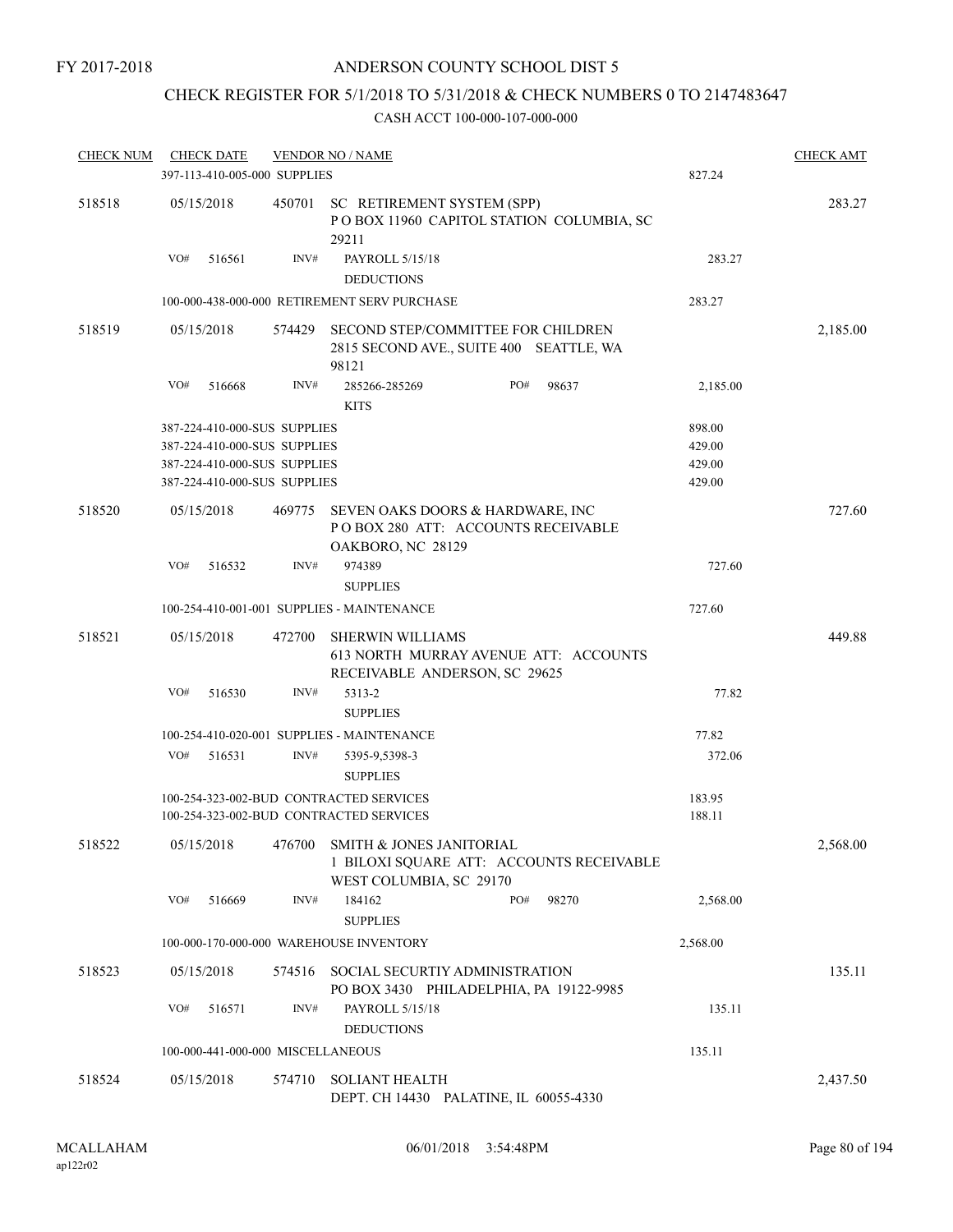FY 2017-2018

ANDERSON COUNTY SCHOOL DIST 5

CHECK REGISTER FOR 5/1/2018 TO 5/31/2018 & CHECK NUMBERS 0 TO 2147483647

CASH ACCT 100-000-107-000-000

| CHECK NUM | CHECK DATE | VENDOR NO / NAME | | CHECK AMT |
|---|---|---|---|---|
| | 397-113-410-005-000 SUPPLIES | | 827.24 | |
| 518518 | 05/15/2018 | 450701 SC RETIREMENT SYSTEM (SPP) P O BOX 11960 CAPITOL STATION COLUMBIA, SC 29211 | | 283.27 |
| | VO# 516561 | INV# PAYROLL 5/15/18 DEDUCTIONS | 283.27 | |
| | 100-000-438-000-000 RETIREMENT SERV PURCHASE | | 283.27 | |
| 518519 | 05/15/2018 | 574429 SECOND STEP/COMMITTEE FOR CHILDREN 2815 SECOND AVE., SUITE 400 SEATTLE, WA 98121 | | 2,185.00 |
| | VO# 516668 | INV# 285266-285269 KITS PO# 98637 | 2,185.00 | |
| | 387-224-410-000-SUS SUPPLIES | | 898.00 | |
| | 387-224-410-000-SUS SUPPLIES | | 429.00 | |
| | 387-224-410-000-SUS SUPPLIES | | 429.00 | |
| | 387-224-410-000-SUS SUPPLIES | | 429.00 | |
| 518520 | 05/15/2018 | 469775 SEVEN OAKS DOORS & HARDWARE, INC P O BOX 280 ATT: ACCOUNTS RECEIVABLE OAKBORO, NC 28129 | | 727.60 |
| | VO# 516532 | INV# 974389 SUPPLIES | 727.60 | |
| | 100-254-410-001-001 SUPPLIES - MAINTENANCE | | 727.60 | |
| 518521 | 05/15/2018 | 472700 SHERWIN WILLIAMS 613 NORTH MURRAY AVENUE ATT: ACCOUNTS RECEIVABLE ANDERSON, SC 29625 | | 449.88 |
| | VO# 516530 | INV# 5313-2 SUPPLIES | 77.82 | |
| | 100-254-410-020-001 SUPPLIES - MAINTENANCE | | 77.82 | |
| | VO# 516531 | INV# 5395-9,5398-3 SUPPLIES | 372.06 | |
| | 100-254-323-002-BUD CONTRACTED SERVICES | | 183.95 | |
| | 100-254-323-002-BUD CONTRACTED SERVICES | | 188.11 | |
| 518522 | 05/15/2018 | 476700 SMITH & JONES JANITORIAL 1 BILOXI SQUARE ATT: ACCOUNTS RECEIVABLE WEST COLUMBIA, SC 29170 | | 2,568.00 |
| | VO# 516669 | INV# 184162 SUPPLIES PO# 98270 | 2,568.00 | |
| | 100-000-170-000-000 WAREHOUSE INVENTORY | | 2,568.00 | |
| 518523 | 05/15/2018 | 574516 SOCIAL SECURTIY ADMINISTRATION PO BOX 3430 PHILADELPHIA, PA 19122-9985 | | 135.11 |
| | VO# 516571 | INV# PAYROLL 5/15/18 DEDUCTIONS | 135.11 | |
| | 100-000-441-000-000 MISCELLANEOUS | | 135.11 | |
| 518524 | 05/15/2018 | 574710 SOLIANT HEALTH DEPT. CH 14430 PALATINE, IL 60055-4330 | | 2,437.50 |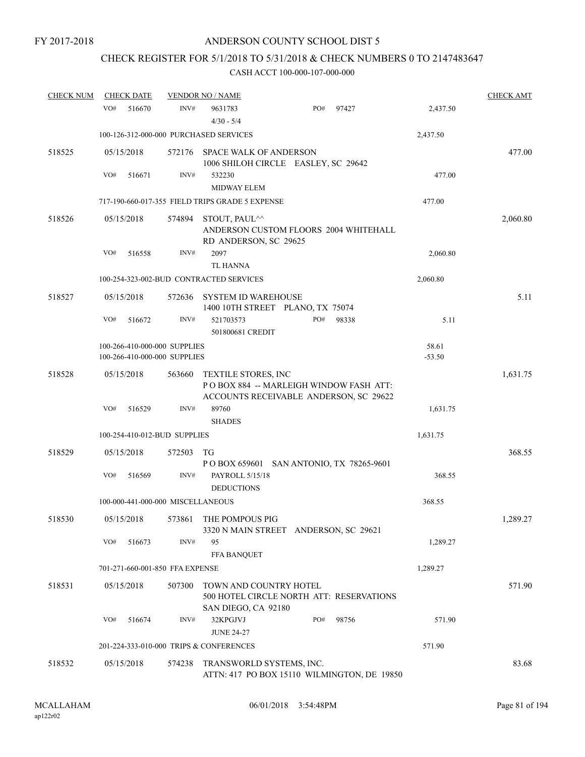FY 2017-2018

ANDERSON COUNTY SCHOOL DIST 5

CHECK REGISTER FOR 5/1/2018 TO 5/31/2018 & CHECK NUMBERS 0 TO 2147483647

CASH ACCT 100-000-107-000-000

| CHECK NUM | CHECK DATE | VENDOR NO / NAME | | CHECK AMT |
|---|---|---|---|---|
| | VO# 516670 | INV# 9631783 PO# 97427<br>4/30 - 5/4 | 2,437.50 | |
| | 100-126-312-000-000 PURCHASED SERVICES | | 2,437.50 | |
| 518525 | 05/15/2018 | 572176 SPACE WALK OF ANDERSON<br>1006 SHILOH CIRCLE EASLEY, SC 29642 | | 477.00 |
| | VO# 516671 | INV# 532230<br>MIDWAY ELEM | 477.00 | |
| | 717-190-660-017-355 FIELD TRIPS GRADE 5 EXPENSE | | 477.00 | |
| 518526 | 05/15/2018 | 574894 STOUT, PAUL^^<br>ANDERSON CUSTOM FLOORS 2004 WHITEHALL RD ANDERSON, SC 29625 | | 2,060.80 |
| | VO# 516558 | INV# 2097<br>TL HANNA | 2,060.80 | |
| | 100-254-323-002-BUD CONTRACTED SERVICES | | 2,060.80 | |
| 518527 | 05/15/2018 | 572636 SYSTEM ID WAREHOUSE<br>1400 10TH STREET PLANO, TX 75074 | | 5.11 |
| | VO# 516672 | INV# 521703573 PO# 98338<br>501800681 CREDIT | 5.11 | |
| | 100-266-410-000-000 SUPPLIES<br>100-266-410-000-000 SUPPLIES | | 58.61<br>-53.50 | |
| 518528 | 05/15/2018 | 563660 TEXTILE STORES, INC<br>P O BOX 884 -- MARLEIGH WINDOW FASH ATT: ACCOUNTS RECEIVABLE ANDERSON, SC 29622 | | 1,631.75 |
| | VO# 516529 | INV# 89760<br>SHADES | 1,631.75 | |
| | 100-254-410-012-BUD SUPPLIES | | 1,631.75 | |
| 518529 | 05/15/2018 | 572503 TG<br>P O BOX 659601 SAN ANTONIO, TX 78265-9601 | | 368.55 |
| | VO# 516569 | INV# PAYROLL 5/15/18<br>DEDUCTIONS | 368.55 | |
| | 100-000-441-000-000 MISCELLANEOUS | | 368.55 | |
| 518530 | 05/15/2018 | 573861 THE POMPOUS PIG<br>3320 N MAIN STREET ANDERSON, SC 29621 | | 1,289.27 |
| | VO# 516673 | INV# 95<br>FFA BANQUET | 1,289.27 | |
| | 701-271-660-001-850 FFA EXPENSE | | 1,289.27 | |
| 518531 | 05/15/2018 | 507300 TOWN AND COUNTRY HOTEL<br>500 HOTEL CIRCLE NORTH ATT: RESERVATIONS SAN DIEGO, CA 92180 | | 571.90 |
| | VO# 516674 | INV# 32KPGJVJ PO# 98756<br>JUNE 24-27 | 571.90 | |
| | 201-224-333-010-000 TRIPS & CONFERENCES | | 571.90 | |
| 518532 | 05/15/2018 | 574238 TRANSWORLD SYSTEMS, INC.<br>ATTN: 417 PO BOX 15110 WILMINGTON, DE 19850 | | 83.68 |

MCALLAHAM ap122r02 06/01/2018 3:54:48PM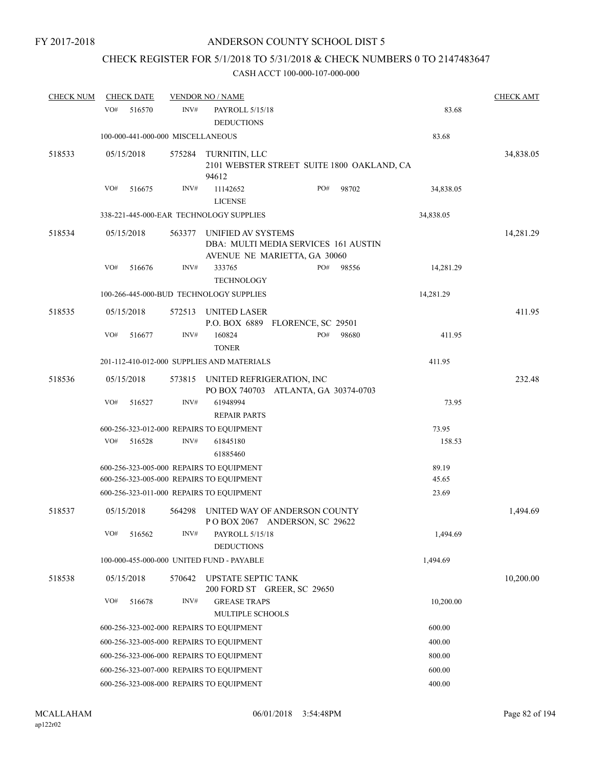FY 2017-2018

# ANDERSON COUNTY SCHOOL DIST 5

## CHECK REGISTER FOR 5/1/2018 TO 5/31/2018 & CHECK NUMBERS 0 TO 2147483647

### CASH ACCT 100-000-107-000-000

| CHECK NUM | CHECK DATE | VENDOR NO / NAME | | | CHECK AMT |
|---|---|---|---|---|---|
| | VO# 516570 | INV# | PAYROLL 5/15/18 DEDUCTIONS | 83.68 | |
| | 100-000-441-000-000 MISCELLANEOUS | | | 83.68 | |
| 518533 | 05/15/2018 | 575284 | TURNITIN, LLC 2101 WEBSTER STREET SUITE 1800 OAKLAND, CA 94612 | | 34,838.05 |
| | VO# 516675 | INV# | 11142652 LICENSE PO# 98702 | 34,838.05 | |
| | 338-221-445-000-EAR TECHNOLOGY SUPPLIES | | | 34,838.05 | |
| 518534 | 05/15/2018 | 563377 | UNIFIED AV SYSTEMS DBA: MULTI MEDIA SERVICES 161 AUSTIN AVENUE NE MARIETTA, GA 30060 | | 14,281.29 |
| | VO# 516676 | INV# | 333765 TECHNOLOGY PO# 98556 | 14,281.29 | |
| | 100-266-445-000-BUD TECHNOLOGY SUPPLIES | | | 14,281.29 | |
| 518535 | 05/15/2018 | 572513 | UNITED LASER P.O. BOX 6889 FLORENCE, SC 29501 | | 411.95 |
| | VO# 516677 | INV# | 160824 TONER PO# 98680 | 411.95 | |
| | 201-112-410-012-000 SUPPLIES AND MATERIALS | | | 411.95 | |
| 518536 | 05/15/2018 | 573815 | UNITED REFRIGERATION, INC PO BOX 740703 ATLANTA, GA 30374-0703 | | 232.48 |
| | VO# 516527 | INV# | 61948994 REPAIR PARTS | 73.95 | |
| | 600-256-323-012-000 REPAIRS TO EQUIPMENT | | | 73.95 | |
| | VO# 516528 | INV# | 61845180 61885460 | 158.53 | |
| | 600-256-323-005-000 REPAIRS TO EQUIPMENT | | | 89.19 | |
| | 600-256-323-005-000 REPAIRS TO EQUIPMENT | | | 45.65 | |
| | 600-256-323-011-000 REPAIRS TO EQUIPMENT | | | 23.69 | |
| 518537 | 05/15/2018 | 564298 | UNITED WAY OF ANDERSON COUNTY P O BOX 2067 ANDERSON, SC 29622 | | 1,494.69 |
| | VO# 516562 | INV# | PAYROLL 5/15/18 DEDUCTIONS | 1,494.69 | |
| | 100-000-455-000-000 UNITED FUND - PAYABLE | | | 1,494.69 | |
| 518538 | 05/15/2018 | 570642 | UPSTATE SEPTIC TANK 200 FORD ST GREER, SC 29650 | | 10,200.00 |
| | VO# 516678 | INV# | GREASE TRAPS MULTIPLE SCHOOLS | 10,200.00 | |
| | 600-256-323-002-000 REPAIRS TO EQUIPMENT | | | 600.00 | |
| | 600-256-323-005-000 REPAIRS TO EQUIPMENT | | | 400.00 | |
| | 600-256-323-006-000 REPAIRS TO EQUIPMENT | | | 800.00 | |
| | 600-256-323-007-000 REPAIRS TO EQUIPMENT | | | 600.00 | |
| | 600-256-323-008-000 REPAIRS TO EQUIPMENT | | | 400.00 | |

MCALLAHAM
ap122r02

06/01/2018 3:54:48PM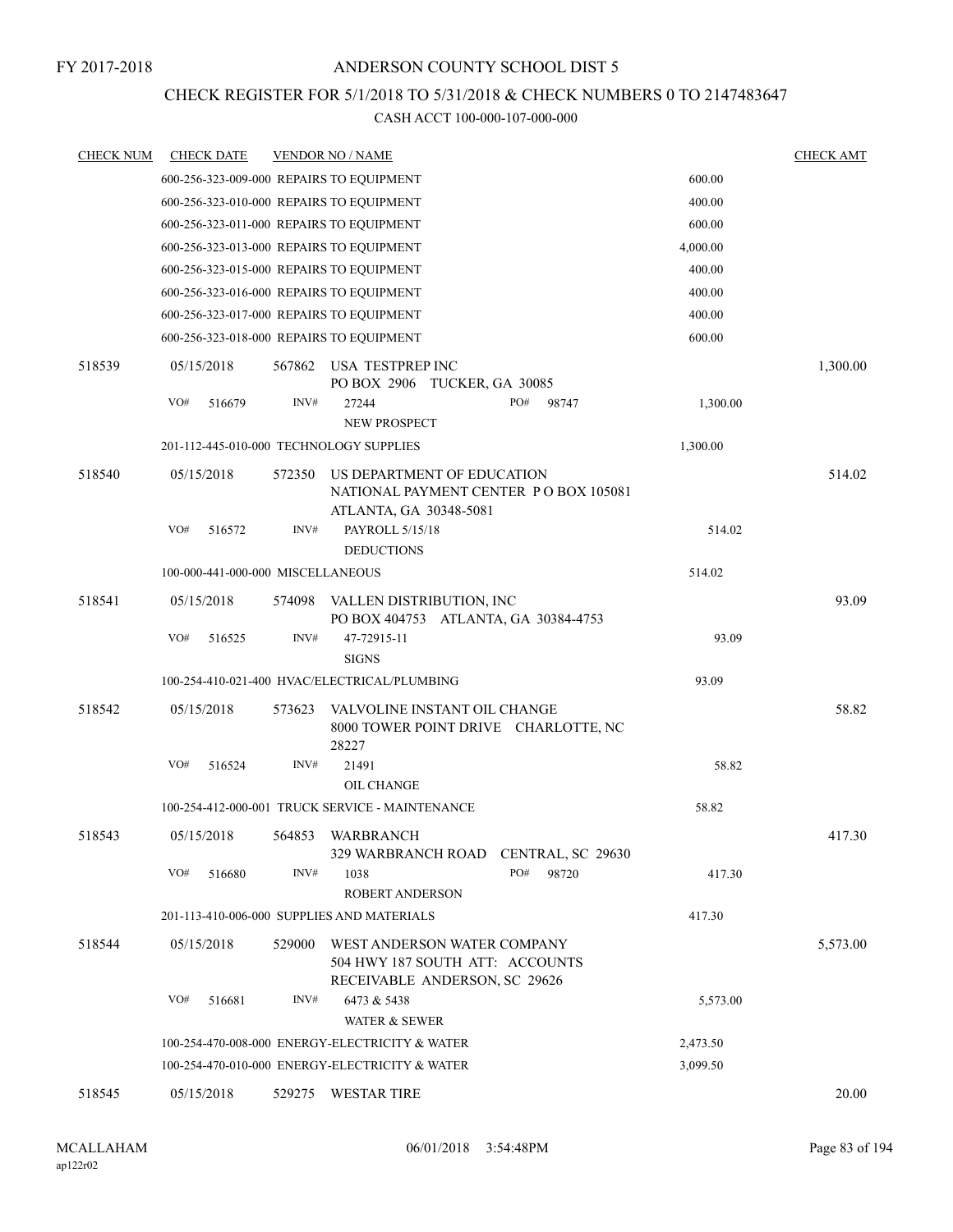FY 2017-2018

ANDERSON COUNTY SCHOOL DIST 5

CHECK REGISTER FOR 5/1/2018 TO 5/31/2018 & CHECK NUMBERS 0 TO 2147483647

CASH ACCT 100-000-107-000-000

| CHECK NUM | CHECK DATE | VENDOR NO / NAME | | CHECK AMT |
|---|---|---|---|---|
| | 600-256-323-009-000 REPAIRS TO EQUIPMENT | | 600.00 | |
| | 600-256-323-010-000 REPAIRS TO EQUIPMENT | | 400.00 | |
| | 600-256-323-011-000 REPAIRS TO EQUIPMENT | | 600.00 | |
| | 600-256-323-013-000 REPAIRS TO EQUIPMENT | | 4,000.00 | |
| | 600-256-323-015-000 REPAIRS TO EQUIPMENT | | 400.00 | |
| | 600-256-323-016-000 REPAIRS TO EQUIPMENT | | 400.00 | |
| | 600-256-323-017-000 REPAIRS TO EQUIPMENT | | 400.00 | |
| | 600-256-323-018-000 REPAIRS TO EQUIPMENT | | 600.00 | |
| 518539 | 05/15/2018 | 567862 USA TESTPREP INC<br>PO BOX 2906 TUCKER, GA 30085 | | 1,300.00 |
| | VO# 516679 | INV# 27244 PO# 98747<br>NEW PROSPECT | 1,300.00 | |
| | 201-112-445-010-000 TECHNOLOGY SUPPLIES | | 1,300.00 | |
| 518540 | 05/15/2018 | 572350 US DEPARTMENT OF EDUCATION<br>NATIONAL PAYMENT CENTER P O BOX 105081<br>ATLANTA, GA 30348-5081 | | 514.02 |
| | VO# 516572 | INV# PAYROLL 5/15/18<br>DEDUCTIONS | 514.02 | |
| | 100-000-441-000-000 MISCELLANEOUS | | 514.02 | |
| 518541 | 05/15/2018 | 574098 VALLEN DISTRIBUTION, INC<br>PO BOX 404753 ATLANTA, GA 30384-4753 | | 93.09 |
| | VO# 516525 | INV# 47-72915-11<br>SIGNS | 93.09 | |
| | 100-254-410-021-400 HVAC/ELECTRICAL/PLUMBING | | 93.09 | |
| 518542 | 05/15/2018 | 573623 VALVOLINE INSTANT OIL CHANGE<br>8000 TOWER POINT DRIVE CHARLOTTE, NC 28227 | | 58.82 |
| | VO# 516524 | INV# 21491<br>OIL CHANGE | 58.82 | |
| | 100-254-412-000-001 TRUCK SERVICE - MAINTENANCE | | 58.82 | |
| 518543 | 05/15/2018 | 564853 WARBRANCH<br>329 WARBRANCH ROAD CENTRAL, SC 29630 | | 417.30 |
| | VO# 516680 | INV# 1038 PO# 98720<br>ROBERT ANDERSON | 417.30 | |
| | 201-113-410-006-000 SUPPLIES AND MATERIALS | | 417.30 | |
| 518544 | 05/15/2018 | 529000 WEST ANDERSON WATER COMPANY<br>504 HWY 187 SOUTH ATT: ACCOUNTS<br>RECEIVABLE ANDERSON, SC 29626 | | 5,573.00 |
| | VO# 516681 | INV# 6473 & 5438<br>WATER & SEWER | 5,573.00 | |
| | 100-254-470-008-000 ENERGY-ELECTRICITY & WATER | | 2,473.50 | |
| | 100-254-470-010-000 ENERGY-ELECTRICITY & WATER | | 3,099.50 | |
| 518545 | 05/15/2018 | 529275 WESTAR TIRE | | 20.00 |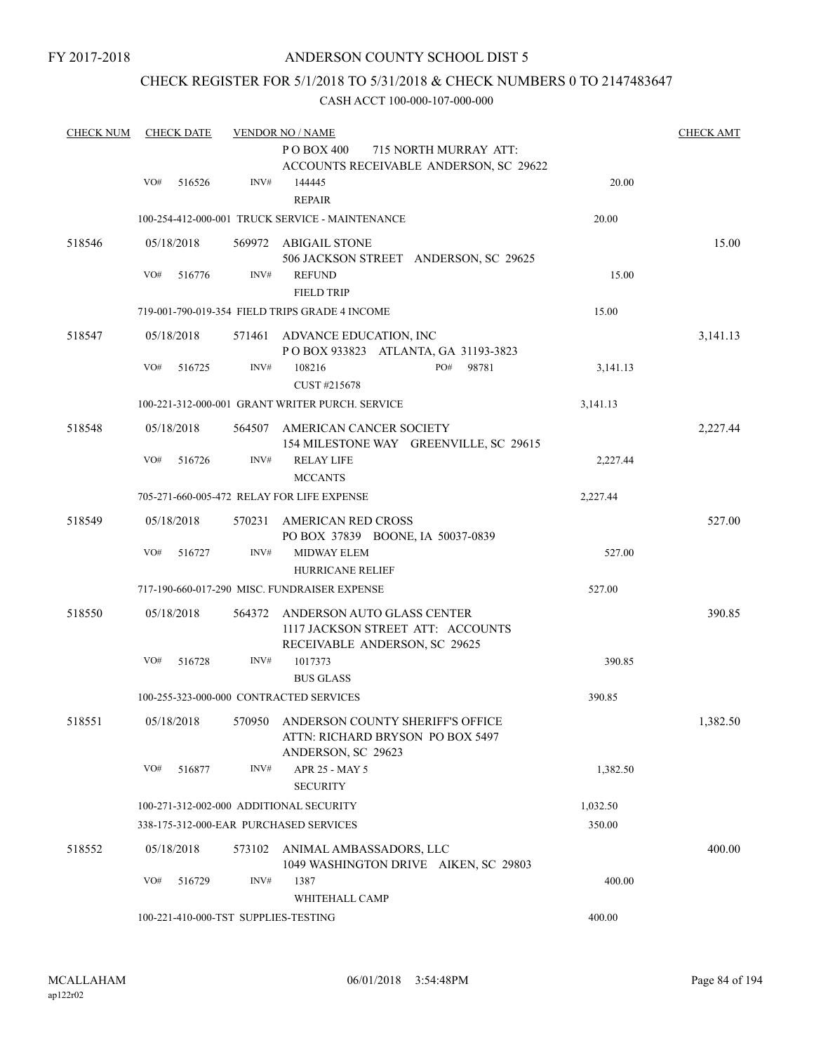FY 2017-2018

# ANDERSON COUNTY SCHOOL DIST 5

## CHECK REGISTER FOR 5/1/2018 TO 5/31/2018 & CHECK NUMBERS 0 TO 2147483647

CASH ACCT 100-000-107-000-000

| CHECK NUM | CHECK DATE | VENDOR NO / NAME | | CHECK AMT |
|---|---|---|---|---|
| | | P O BOX 400 715 NORTH MURRAY ATT: ACCOUNTS RECEIVABLE ANDERSON, SC 29622 | | |
| | VO# 516526 | INV# 144445 REPAIR | 20.00 | |
| | | 100-254-412-000-001 TRUCK SERVICE - MAINTENANCE | 20.00 | |
| 518546 | 05/18/2018 | 569972 ABIGAIL STONE 506 JACKSON STREET ANDERSON, SC 29625 | | 15.00 |
| | VO# 516776 | INV# REFUND FIELD TRIP | 15.00 | |
| | | 719-001-790-019-354 FIELD TRIPS GRADE 4 INCOME | 15.00 | |
| 518547 | 05/18/2018 | 571461 ADVANCE EDUCATION, INC P O BOX 933823 ATLANTA, GA 31193-3823 | | 3,141.13 |
| | VO# 516725 | INV# 108216 PO# 98781 CUST #215678 | 3,141.13 | |
| | | 100-221-312-000-001 GRANT WRITER PURCH. SERVICE | 3,141.13 | |
| 518548 | 05/18/2018 | 564507 AMERICAN CANCER SOCIETY 154 MILESTONE WAY GREENVILLE, SC 29615 | | 2,227.44 |
| | VO# 516726 | INV# RELAY LIFE MCCANTS | 2,227.44 | |
| | | 705-271-660-005-472 RELAY FOR LIFE EXPENSE | 2,227.44 | |
| 518549 | 05/18/2018 | 570231 AMERICAN RED CROSS PO BOX 37839 BOONE, IA 50037-0839 | | 527.00 |
| | VO# 516727 | INV# MIDWAY ELEM HURRICANE RELIEF | 527.00 | |
| | | 717-190-660-017-290 MISC. FUNDRAISER EXPENSE | 527.00 | |
| 518550 | 05/18/2018 | 564372 ANDERSON AUTO GLASS CENTER 1117 JACKSON STREET ATT: ACCOUNTS RECEIVABLE ANDERSON, SC 29625 | | 390.85 |
| | VO# 516728 | INV# 1017373 BUS GLASS | 390.85 | |
| | | 100-255-323-000-000 CONTRACTED SERVICES | 390.85 | |
| 518551 | 05/18/2018 | 570950 ANDERSON COUNTY SHERIFF'S OFFICE ATTN: RICHARD BRYSON PO BOX 5497 ANDERSON, SC 29623 | | 1,382.50 |
| | VO# 516877 | INV# APR 25 - MAY 5 SECURITY | 1,382.50 | |
| | | 100-271-312-002-000 ADDITIONAL SECURITY | 1,032.50 | |
| | | 338-175-312-000-EAR PURCHASED SERVICES | 350.00 | |
| 518552 | 05/18/2018 | 573102 ANIMAL AMBASSADORS, LLC 1049 WASHINGTON DRIVE AIKEN, SC 29803 | | 400.00 |
| | VO# 516729 | INV# 1387 WHITEHALL CAMP | 400.00 | |
| | | 100-221-410-000-TST SUPPLIES-TESTING | 400.00 | |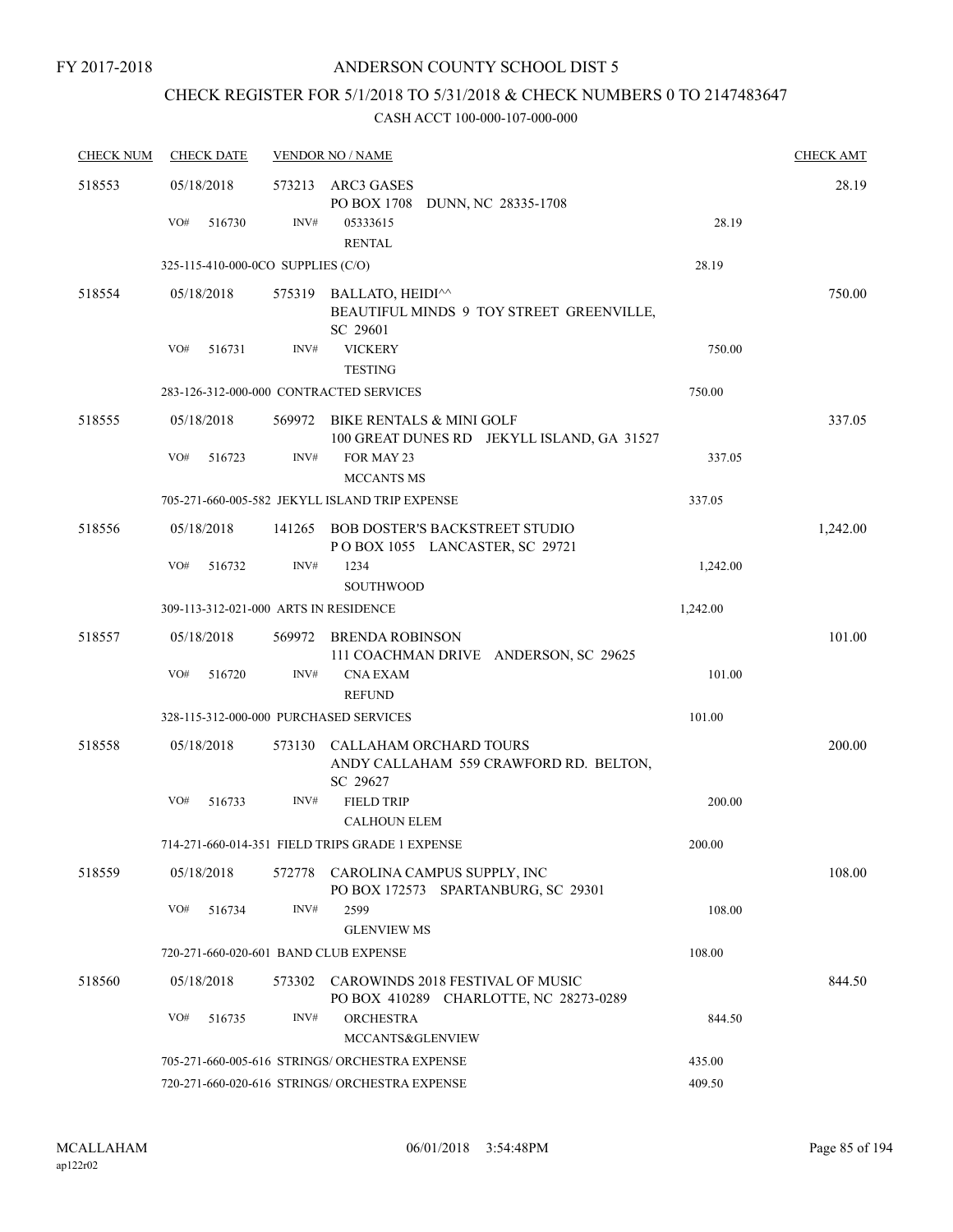FY 2017-2018

# ANDERSON COUNTY SCHOOL DIST 5

## CHECK REGISTER FOR 5/1/2018 TO 5/31/2018 & CHECK NUMBERS 0 TO 2147483647

### CASH ACCT 100-000-107-000-000

| CHECK NUM | CHECK DATE | VENDOR NO / NAME | | CHECK AMT |
|---|---|---|---|---|
| 518553 | 05/18/2018 | 573213 ARC3 GASES<br>PO BOX 1708 DUNN, NC 28335-1708 | | 28.19 |
| | VO# 516730 | INV# 05333615<br>RENTAL | 28.19 | |
| | 325-115-410-000-0CO SUPPLIES (C/O) | | 28.19 | |
| 518554 | 05/18/2018 | 575319 BALLATO, HEIDI^^<br>BEAUTIFUL MINDS 9 TOY STREET GREENVILLE, SC 29601 | | 750.00 |
| | VO# 516731 | INV# VICKERY<br>TESTING | 750.00 | |
| | 283-126-312-000-000 CONTRACTED SERVICES | | 750.00 | |
| 518555 | 05/18/2018 | 569972 BIKE RENTALS & MINI GOLF<br>100 GREAT DUNES RD JEKYLL ISLAND, GA 31527 | | 337.05 |
| | VO# 516723 | INV# FOR MAY 23<br>MCCANTS MS | 337.05 | |
| | 705-271-660-005-582 JEKYLL ISLAND TRIP EXPENSE | | 337.05 | |
| 518556 | 05/18/2018 | 141265 BOB DOSTER'S BACKSTREET STUDIO<br>P O BOX 1055 LANCASTER, SC 29721 | | 1,242.00 |
| | VO# 516732 | INV# 1234<br>SOUTHWOOD | 1,242.00 | |
| | 309-113-312-021-000 ARTS IN RESIDENCE | | 1,242.00 | |
| 518557 | 05/18/2018 | 569972 BRENDA ROBINSON<br>111 COACHMAN DRIVE ANDERSON, SC 29625 | | 101.00 |
| | VO# 516720 | INV# CNA EXAM<br>REFUND | 101.00 | |
| | 328-115-312-000-000 PURCHASED SERVICES | | 101.00 | |
| 518558 | 05/18/2018 | 573130 CALLAHAM ORCHARD TOURS<br>ANDY CALLAHAM 559 CRAWFORD RD. BELTON, SC 29627 | | 200.00 |
| | VO# 516733 | INV# FIELD TRIP<br>CALHOUN ELEM | 200.00 | |
| | 714-271-660-014-351 FIELD TRIPS GRADE 1 EXPENSE | | 200.00 | |
| 518559 | 05/18/2018 | 572778 CAROLINA CAMPUS SUPPLY, INC<br>PO BOX 172573 SPARTANBURG, SC 29301 | | 108.00 |
| | VO# 516734 | INV# 2599<br>GLENVIEW MS | 108.00 | |
| | 720-271-660-020-601 BAND CLUB EXPENSE | | 108.00 | |
| 518560 | 05/18/2018 | 573302 CAROWINDS 2018 FESTIVAL OF MUSIC<br>PO BOX 410289 CHARLOTTE, NC 28273-0289 | | 844.50 |
| | VO# 516735 | INV# ORCHESTRA<br>MCCANTS&GLENVIEW | 844.50 | |
| | 705-271-660-005-616 STRINGS/ ORCHESTRA EXPENSE | | 435.00 | |
| | 720-271-660-020-616 STRINGS/ ORCHESTRA EXPENSE | | 409.50 | |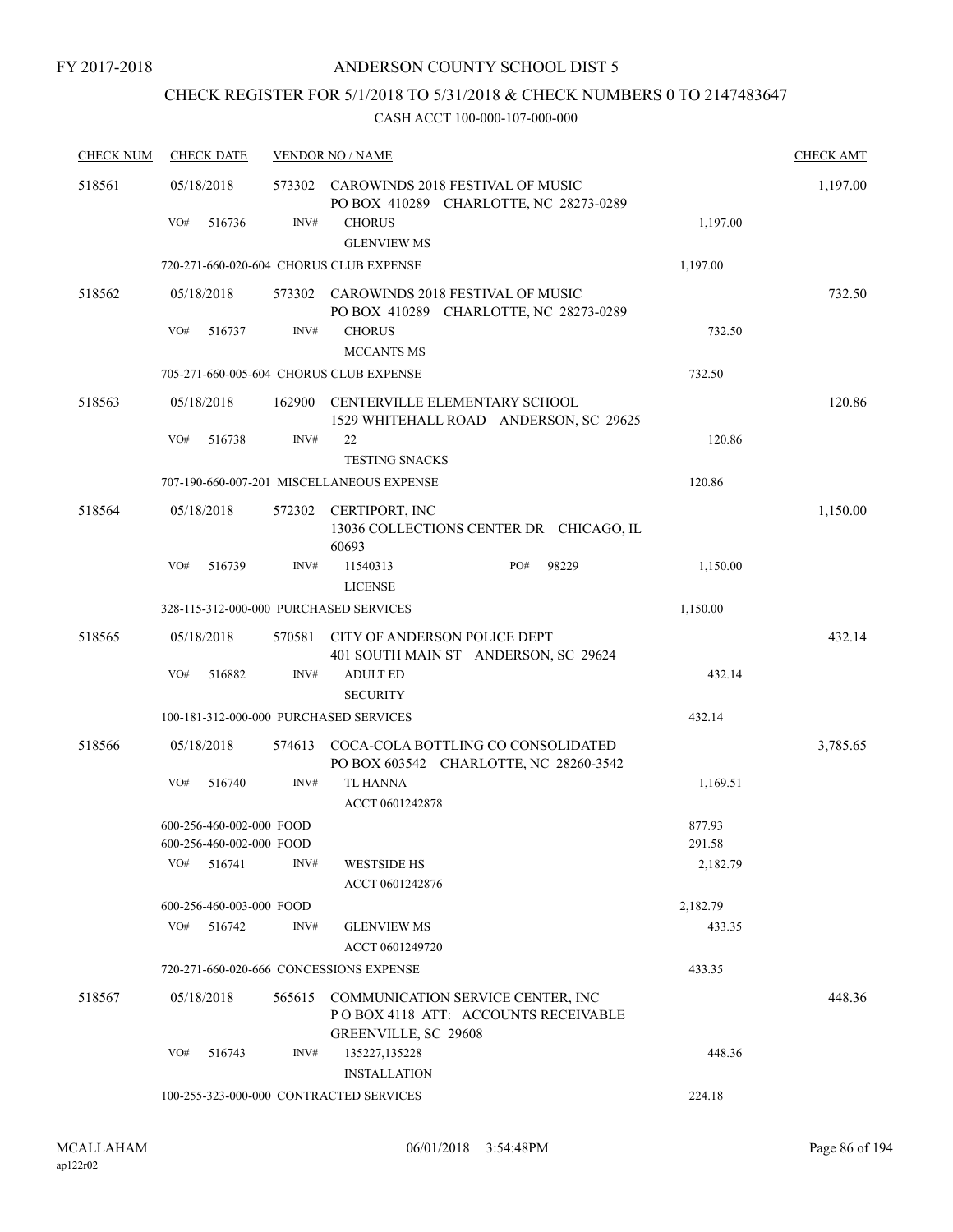FY 2017-2018

# ANDERSON COUNTY SCHOOL DIST 5

## CHECK REGISTER FOR 5/1/2018 TO 5/31/2018 & CHECK NUMBERS 0 TO 2147483647

CASH ACCT 100-000-107-000-000

| CHECK NUM | CHECK DATE | VENDOR NO / NAME | | CHECK AMT |
|---|---|---|---|---|
| 518561 | 05/18/2018 | 573302 CAROWINDS 2018 FESTIVAL OF MUSIC PO BOX 410289 CHARLOTTE, NC 28273-0289 | | 1,197.00 |
| | VO# 516736 | INV# CHORUS GLENVIEW MS | 1,197.00 | |
| | 720-271-660-020-604 CHORUS CLUB EXPENSE | | 1,197.00 | |
| 518562 | 05/18/2018 | 573302 CAROWINDS 2018 FESTIVAL OF MUSIC PO BOX 410289 CHARLOTTE, NC 28273-0289 | | 732.50 |
| | VO# 516737 | INV# CHORUS MCCANTS MS | 732.50 | |
| | 705-271-660-005-604 CHORUS CLUB EXPENSE | | 732.50 | |
| 518563 | 05/18/2018 | 162900 CENTERVILLE ELEMENTARY SCHOOL 1529 WHITEHALL ROAD ANDERSON, SC 29625 | | 120.86 |
| | VO# 516738 | INV# 22 TESTING SNACKS | 120.86 | |
| | 707-190-660-007-201 MISCELLANEOUS EXPENSE | | 120.86 | |
| 518564 | 05/18/2018 | 572302 CERTIPORT, INC 13036 COLLECTIONS CENTER DR CHICAGO, IL 60693 | | 1,150.00 |
| | VO# 516739 | INV# 11540313 PO# 98229 LICENSE | 1,150.00 | |
| | 328-115-312-000-000 PURCHASED SERVICES | | 1,150.00 | |
| 518565 | 05/18/2018 | 570581 CITY OF ANDERSON POLICE DEPT 401 SOUTH MAIN ST ANDERSON, SC 29624 | | 432.14 |
| | VO# 516882 | INV# ADULT ED SECURITY | 432.14 | |
| | 100-181-312-000-000 PURCHASED SERVICES | | 432.14 | |
| 518566 | 05/18/2018 | 574613 COCA-COLA BOTTLING CO CONSOLIDATED PO BOX 603542 CHARLOTTE, NC 28260-3542 | | 3,785.65 |
| | VO# 516740 | INV# TL HANNA ACCT 0601242878 | 1,169.51 | |
| | 600-256-460-002-000 FOOD | | 877.93 | |
| | 600-256-460-002-000 FOOD | | 291.58 | |
| | VO# 516741 | INV# WESTSIDE HS ACCT 0601242876 | 2,182.79 | |
| | 600-256-460-003-000 FOOD | | 2,182.79 | |
| | VO# 516742 | INV# GLENVIEW MS ACCT 0601249720 | 433.35 | |
| | 720-271-660-020-666 CONCESSIONS EXPENSE | | 433.35 | |
| 518567 | 05/18/2018 | 565615 COMMUNICATION SERVICE CENTER, INC P O BOX 4118 ATT: ACCOUNTS RECEIVABLE GREENVILLE, SC 29608 | | 448.36 |
| | VO# 516743 | INV# 135227,135228 INSTALLATION | 448.36 | |
| | 100-255-323-000-000 CONTRACTED SERVICES | | 224.18 | |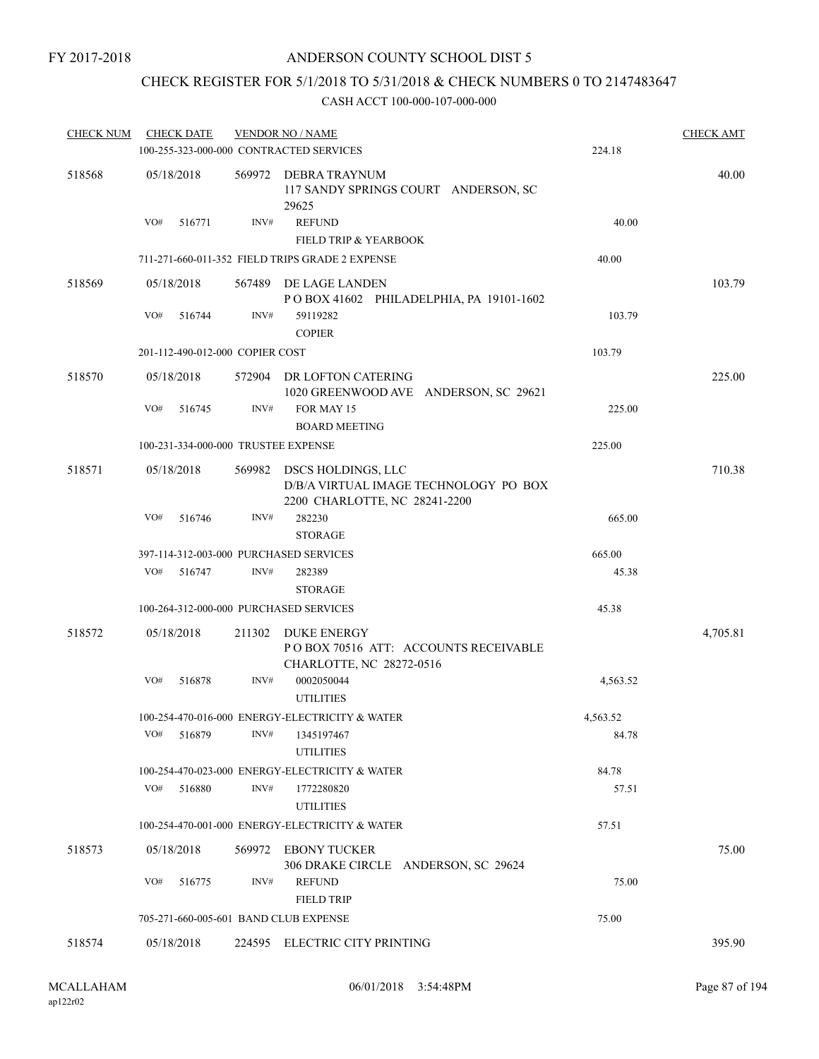FY 2017-2018

ANDERSON COUNTY SCHOOL DIST 5

CHECK REGISTER FOR 5/1/2018 TO 5/31/2018 & CHECK NUMBERS 0 TO 2147483647

CASH ACCT 100-000-107-000-000

| CHECK NUM | CHECK DATE | VENDOR NO / NAME | | CHECK AMT |
|---|---|---|---|---|
| | 100-255-323-000-000 CONTRACTED SERVICES | | 224.18 | |
| 518568 | 05/18/2018 | 569972 DEBRA TRAYNUM<br>117 SANDY SPRINGS COURT ANDERSON, SC 29625 | | 40.00 |
| | VO# 516771 | INV# REFUND<br>FIELD TRIP & YEARBOOK | 40.00 | |
| | 711-271-660-011-352 FIELD TRIPS GRADE 2 EXPENSE | | 40.00 | |
| 518569 | 05/18/2018 | 567489 DE LAGE LANDEN<br>P O BOX 41602 PHILADELPHIA, PA 19101-1602 | | 103.79 |
| | VO# 516744 | INV# 59119282<br>COPIER | 103.79 | |
| | 201-112-490-012-000 COPIER COST | | 103.79 | |
| 518570 | 05/18/2018 | 572904 DR LOFTON CATERING<br>1020 GREENWOOD AVE ANDERSON, SC 29621 | | 225.00 |
| | VO# 516745 | INV# FOR MAY 15<br>BOARD MEETING | 225.00 | |
| | 100-231-334-000-000 TRUSTEE EXPENSE | | 225.00 | |
| 518571 | 05/18/2018 | 569982 DSCS HOLDINGS, LLC<br>D/B/A VIRTUAL IMAGE TECHNOLOGY PO BOX 2200 CHARLOTTE, NC 28241-2200 | | 710.38 |
| | VO# 516746 | INV# 282230<br>STORAGE | 665.00 | |
| | 397-114-312-003-000 PURCHASED SERVICES | | 665.00 | |
| | VO# 516747 | INV# 282389<br>STORAGE | 45.38 | |
| | 100-264-312-000-000 PURCHASED SERVICES | | 45.38 | |
| 518572 | 05/18/2018 | 211302 DUKE ENERGY<br>P O BOX 70516 ATT: ACCOUNTS RECEIVABLE CHARLOTTE, NC 28272-0516 | | 4,705.81 |
| | VO# 516878 | INV# 0002050044<br>UTILITIES | 4,563.52 | |
| | 100-254-470-016-000 ENERGY-ELECTRICITY & WATER | | 4,563.52 | |
| | VO# 516879 | INV# 1345197467<br>UTILITIES | 84.78 | |
| | 100-254-470-023-000 ENERGY-ELECTRICITY & WATER | | 84.78 | |
| | VO# 516880 | INV# 1772280820<br>UTILITIES | 57.51 | |
| | 100-254-470-001-000 ENERGY-ELECTRICITY & WATER | | 57.51 | |
| 518573 | 05/18/2018 | 569972 EBONY TUCKER<br>306 DRAKE CIRCLE ANDERSON, SC 29624 | | 75.00 |
| | VO# 516775 | INV# REFUND<br>FIELD TRIP | 75.00 | |
| | 705-271-660-005-601 BAND CLUB EXPENSE | | 75.00 | |
| 518574 | 05/18/2018 | 224595 ELECTRIC CITY PRINTING | | 395.90 |

MCALLAHAM
ap122r02

06/01/2018 3:54:48PM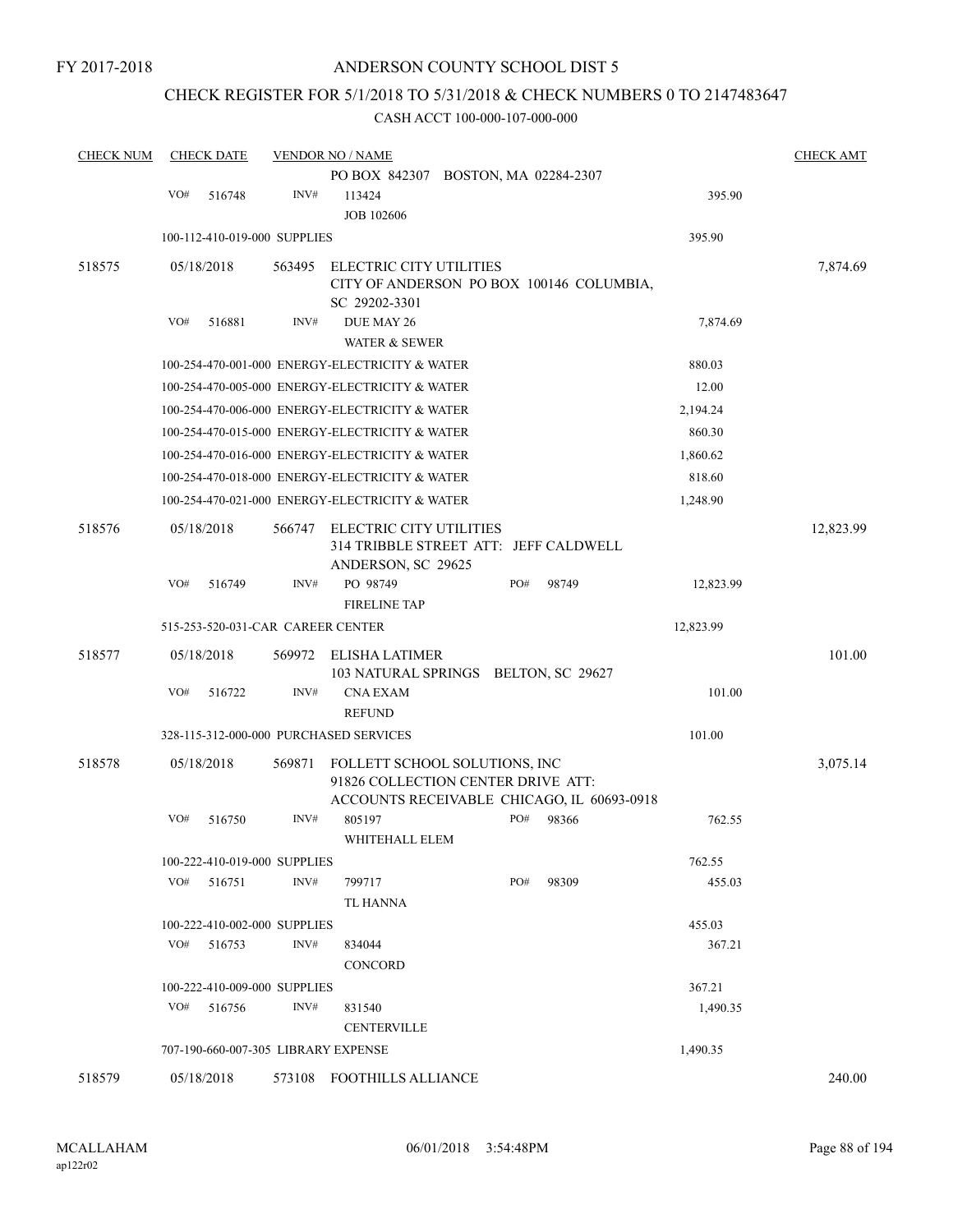FY 2017-2018

# ANDERSON COUNTY SCHOOL DIST 5

## CHECK REGISTER FOR 5/1/2018 TO 5/31/2018 & CHECK NUMBERS 0 TO 2147483647

CASH ACCT 100-000-107-000-000

| CHECK NUM | CHECK DATE | VENDOR NO / NAME | | CHECK AMT |
|---|---|---|---|---|
| | | PO BOX 842307 BOSTON, MA 02284-2307 | | |
| | VO# 516748 | INV# 113424 JOB 102606 | 395.90 | |
| | 100-112-410-019-000 SUPPLIES | | 395.90 | |
| 518575 | 05/18/2018 | 563495 ELECTRIC CITY UTILITIES CITY OF ANDERSON PO BOX 100146 COLUMBIA, SC 29202-3301 | | 7,874.69 |
| | VO# 516881 | INV# DUE MAY 26 WATER & SEWER | 7,874.69 | |
| | 100-254-470-001-000 ENERGY-ELECTRICITY & WATER | | 880.03 | |
| | 100-254-470-005-000 ENERGY-ELECTRICITY & WATER | | 12.00 | |
| | 100-254-470-006-000 ENERGY-ELECTRICITY & WATER | | 2,194.24 | |
| | 100-254-470-015-000 ENERGY-ELECTRICITY & WATER | | 860.30 | |
| | 100-254-470-016-000 ENERGY-ELECTRICITY & WATER | | 1,860.62 | |
| | 100-254-470-018-000 ENERGY-ELECTRICITY & WATER | | 818.60 | |
| | 100-254-470-021-000 ENERGY-ELECTRICITY & WATER | | 1,248.90 | |
| 518576 | 05/18/2018 | 566747 ELECTRIC CITY UTILITIES 314 TRIBBLE STREET ATT: JEFF CALDWELL ANDERSON, SC 29625 | | 12,823.99 |
| | VO# 516749 | INV# PO 98749 PO# 98749 FIRELINE TAP | 12,823.99 | |
| | 515-253-520-031-CAR CAREER CENTER | | 12,823.99 | |
| 518577 | 05/18/2018 | 569972 ELISHA LATIMER 103 NATURAL SPRINGS BELTON, SC 29627 | | 101.00 |
| | VO# 516722 | INV# CNA EXAM REFUND | 101.00 | |
| | 328-115-312-000-000 PURCHASED SERVICES | | 101.00 | |
| 518578 | 05/18/2018 | 569871 FOLLETT SCHOOL SOLUTIONS, INC 91826 COLLECTION CENTER DRIVE ATT: ACCOUNTS RECEIVABLE CHICAGO, IL 60693-0918 | | 3,075.14 |
| | VO# 516750 | INV# 805197 PO# 98366 WHITEHALL ELEM | 762.55 | |
| | 100-222-410-019-000 SUPPLIES | | 762.55 | |
| | VO# 516751 | INV# 799717 PO# 98309 TL HANNA | 455.03 | |
| | 100-222-410-002-000 SUPPLIES | | 455.03 | |
| | VO# 516753 | INV# 834044 CONCORD | 367.21 | |
| | 100-222-410-009-000 SUPPLIES | | 367.21 | |
| | VO# 516756 | INV# 831540 CENTERVILLE | 1,490.35 | |
| | 707-190-660-007-305 LIBRARY EXPENSE | | 1,490.35 | |
| 518579 | 05/18/2018 | 573108 FOOTHILLS ALLIANCE | | 240.00 |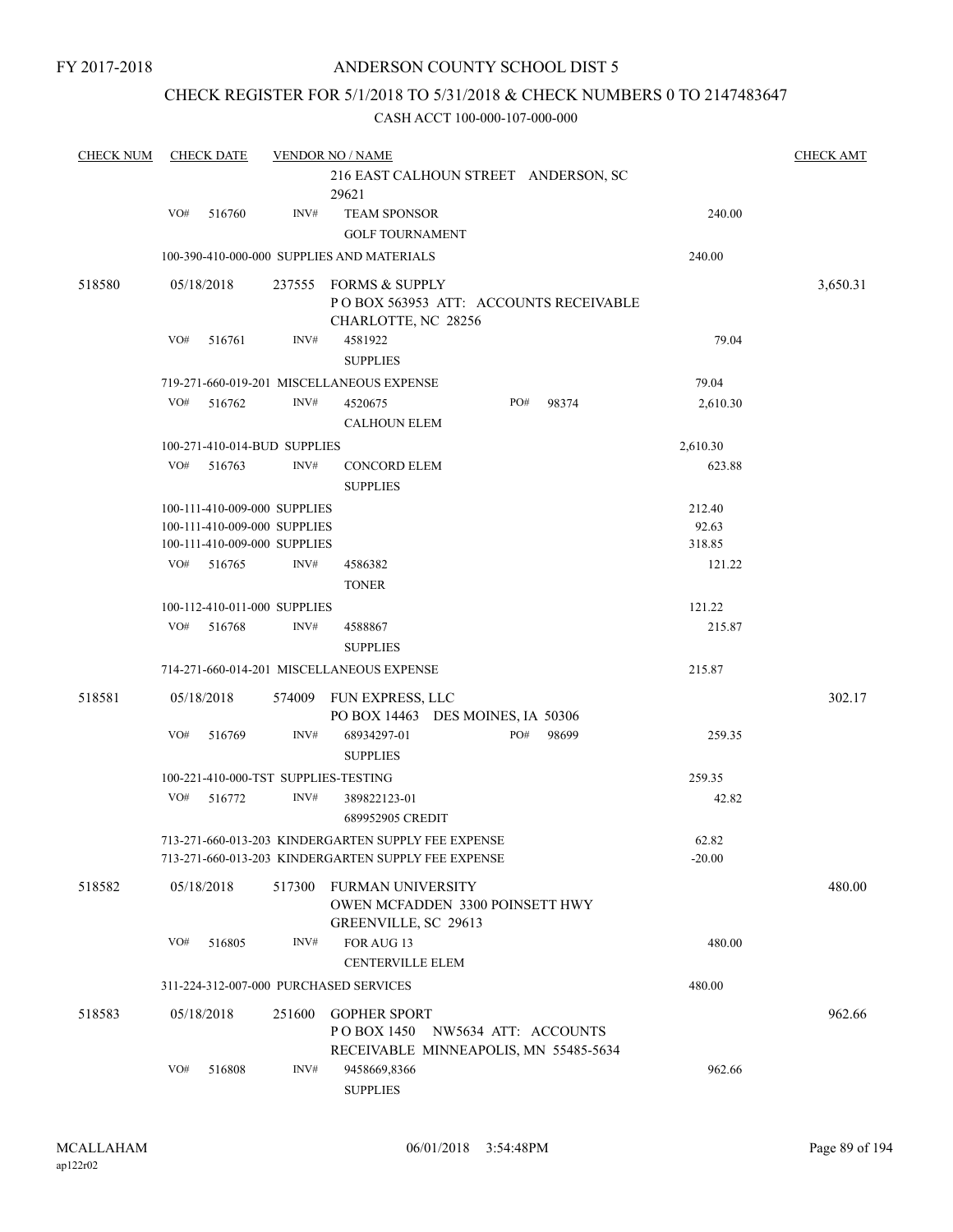FY 2017-2018

# ANDERSON COUNTY SCHOOL DIST 5

## CHECK REGISTER FOR 5/1/2018 TO 5/31/2018 & CHECK NUMBERS 0 TO 2147483647

### CASH ACCT 100-000-107-000-000

| CHECK NUM | CHECK DATE | VENDOR NO / NAME | | CHECK AMT |
|---|---|---|---|---|
| | | 216 EAST CALHOUN STREET ANDERSON, SC 29621 | | |
| | VO# 516760 | INV# TEAM SPONSOR<br>GOLF TOURNAMENT | 240.00 | |
| | | 100-390-410-000-000 SUPPLIES AND MATERIALS | 240.00 | |
| 518580 | 05/18/2018 | 237555 FORMS & SUPPLY<br>P O BOX 563953 ATT: ACCOUNTS RECEIVABLE CHARLOTTE, NC 28256 | | 3,650.31 |
| | VO# 516761 | INV# 4581922<br>SUPPLIES | 79.04 | |
| | | 719-271-660-019-201 MISCELLANEOUS EXPENSE | 79.04 | |
| | VO# 516762 | INV# 4520675 PO# 98374<br>CALHOUN ELEM | 2,610.30 | |
| | | 100-271-410-014-BUD SUPPLIES | 2,610.30 | |
| | VO# 516763 | INV# CONCORD ELEM<br>SUPPLIES | 623.88 | |
| | | 100-111-410-009-000 SUPPLIES | 212.40 | |
| | | 100-111-410-009-000 SUPPLIES | 92.63 | |
| | | 100-111-410-009-000 SUPPLIES | 318.85 | |
| | VO# 516765 | INV# 4586382<br>TONER | 121.22 | |
| | | 100-112-410-011-000 SUPPLIES | 121.22 | |
| | VO# 516768 | INV# 4588867<br>SUPPLIES | 215.87 | |
| | | 714-271-660-014-201 MISCELLANEOUS EXPENSE | 215.87 | |
| 518581 | 05/18/2018 | 574009 FUN EXPRESS, LLC<br>PO BOX 14463 DES MOINES, IA 50306 | | 302.17 |
| | VO# 516769 | INV# 68934297-01 PO# 98699<br>SUPPLIES | 259.35 | |
| | | 100-221-410-000-TST SUPPLIES-TESTING | 259.35 | |
| | VO# 516772 | INV# 389822123-01<br>689952905 CREDIT | 42.82 | |
| | | 713-271-660-013-203 KINDERGARTEN SUPPLY FEE EXPENSE | 62.82 | |
| | | 713-271-660-013-203 KINDERGARTEN SUPPLY FEE EXPENSE | -20.00 | |
| 518582 | 05/18/2018 | 517300 FURMAN UNIVERSITY<br>OWEN MCFADDEN 3300 POINSETT HWY GREENVILLE, SC 29613 | | 480.00 |
| | VO# 516805 | INV# FOR AUG 13<br>CENTERVILLE ELEM | 480.00 | |
| | | 311-224-312-007-000 PURCHASED SERVICES | 480.00 | |
| 518583 | 05/18/2018 | 251600 GOPHER SPORT<br>P O BOX 1450 NW5634 ATT: ACCOUNTS RECEIVABLE MINNEAPOLIS, MN 55485-5634 | | 962.66 |
| | VO# 516808 | INV# 9458669,8366<br>SUPPLIES | 962.66 | |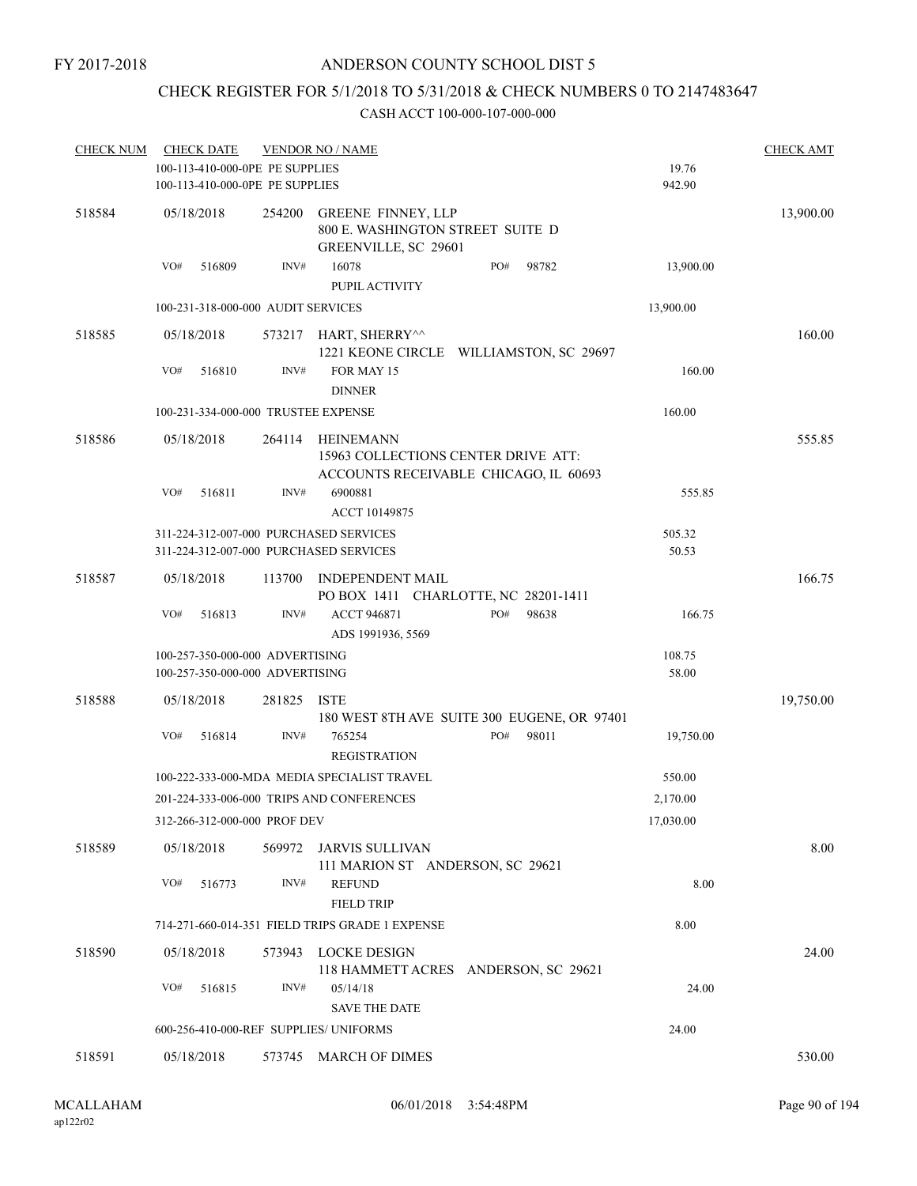FY 2017-2018

# ANDERSON COUNTY SCHOOL DIST 5

## CHECK REGISTER FOR 5/1/2018 TO 5/31/2018 & CHECK NUMBERS 0 TO 2147483647

CASH ACCT 100-000-107-000-000

| CHECK NUM | CHECK DATE | VENDOR NO / NAME | | CHECK AMT |
|---|---|---|---|---|
| | 100-113-410-000-0PE PE SUPPLIES | | 19.76 | |
| | 100-113-410-000-0PE PE SUPPLIES | | 942.90 | |
| 518584 | 05/18/2018 | 254200 GREENE FINNEY, LLP<br>800 E. WASHINGTON STREET SUITE D<br>GREENVILLE, SC 29601 | | 13,900.00 |
| | VO# 516809 | INV# 16078 PO# 98782<br>PUPIL ACTIVITY | 13,900.00 | |
| | 100-231-318-000-000 AUDIT SERVICES | | 13,900.00 | |
| 518585 | 05/18/2018 | 573217 HART, SHERRY^^<br>1221 KEONE CIRCLE WILLIAMSTON, SC 29697 | | 160.00 |
| | VO# 516810 | INV# FOR MAY 15<br>DINNER | 160.00 | |
| | 100-231-334-000-000 TRUSTEE EXPENSE | | 160.00 | |
| 518586 | 05/18/2018 | 264114 HEINEMANN<br>15963 COLLECTIONS CENTER DRIVE ATT:<br>ACCOUNTS RECEIVABLE CHICAGO, IL 60693 | | 555.85 |
| | VO# 516811 | INV# 6900881<br>ACCT 10149875 | 555.85 | |
| | 311-224-312-007-000 PURCHASED SERVICES | | 505.32 | |
| | 311-224-312-007-000 PURCHASED SERVICES | | 50.53 | |
| 518587 | 05/18/2018 | 113700 INDEPENDENT MAIL<br>PO BOX 1411 CHARLOTTE, NC 28201-1411 | | 166.75 |
| | VO# 516813 | INV# ACCT 946871 PO# 98638<br>ADS 1991936, 5569 | 166.75 | |
| | 100-257-350-000-000 ADVERTISING | | 108.75 | |
| | 100-257-350-000-000 ADVERTISING | | 58.00 | |
| 518588 | 05/18/2018 | 281825 ISTE<br>180 WEST 8TH AVE SUITE 300 EUGENE, OR 97401 | | 19,750.00 |
| | VO# 516814 | INV# 765254 PO# 98011<br>REGISTRATION | 19,750.00 | |
| | 100-222-333-000-MDA MEDIA SPECIALIST TRAVEL | | 550.00 | |
| | 201-224-333-006-000 TRIPS AND CONFERENCES | | 2,170.00 | |
| | 312-266-312-000-000 PROF DEV | | 17,030.00 | |
| 518589 | 05/18/2018 | 569972 JARVIS SULLIVAN<br>111 MARION ST ANDERSON, SC 29621 | | 8.00 |
| | VO# 516773 | INV# REFUND<br>FIELD TRIP | 8.00 | |
| | 714-271-660-014-351 FIELD TRIPS GRADE 1 EXPENSE | | 8.00 | |
| 518590 | 05/18/2018 | 573943 LOCKE DESIGN<br>118 HAMMETT ACRES ANDERSON, SC 29621 | | 24.00 |
| | VO# 516815 | INV# 05/14/18<br>SAVE THE DATE | 24.00 | |
| | 600-256-410-000-REF SUPPLIES/ UNIFORMS | | 24.00 | |
| 518591 | 05/18/2018 | 573745 MARCH OF DIMES | | 530.00 |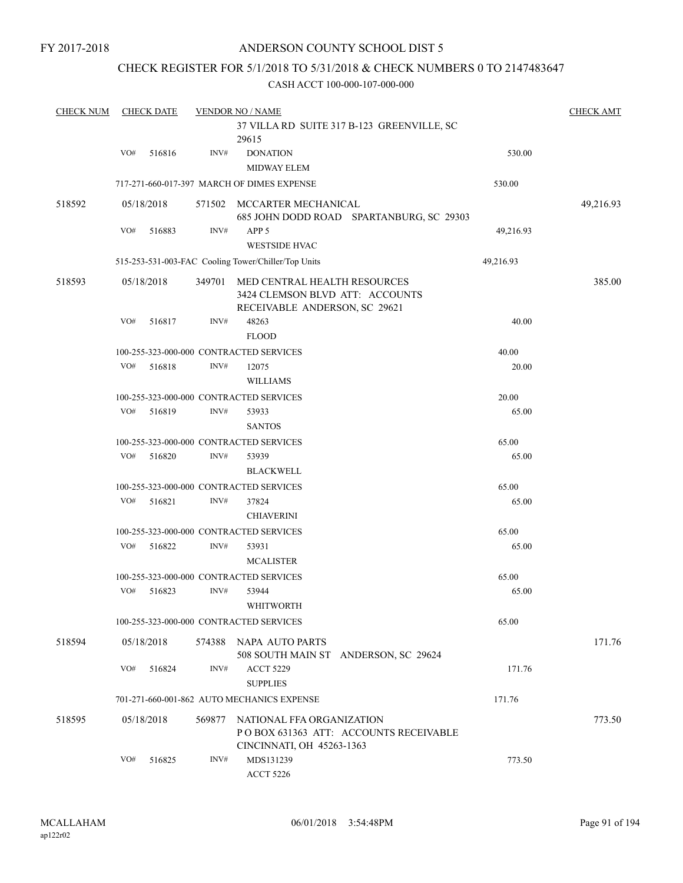FY 2017-2018

# ANDERSON COUNTY SCHOOL DIST 5

## CHECK REGISTER FOR 5/1/2018 TO 5/31/2018 & CHECK NUMBERS 0 TO 2147483647

### CASH ACCT 100-000-107-000-000

| CHECK NUM | CHECK DATE | VENDOR NO / NAME | | CHECK AMT |
|---|---|---|---|---|
| | | 37 VILLA RD SUITE 317 B-123 GREENVILLE, SC 29615 | | |
| | VO# 516816 | INV# DONATION<br>MIDWAY ELEM | 530.00 | |
| | | 717-271-660-017-397 MARCH OF DIMES EXPENSE | 530.00 | |
| 518592 | 05/18/2018 | 571502 MCCARTER MECHANICAL<br>685 JOHN DODD ROAD SPARTANBURG, SC 29303 | | 49,216.93 |
| | VO# 516883 | INV# APP 5<br>WESTSIDE HVAC | 49,216.93 | |
| | | 515-253-531-003-FAC Cooling Tower/Chiller/Top Units | 49,216.93 | |
| 518593 | 05/18/2018 | 349701 MED CENTRAL HEALTH RESOURCES<br>3424 CLEMSON BLVD ATT: ACCOUNTS RECEIVABLE ANDERSON, SC 29621 | | 385.00 |
| | VO# 516817 | INV# 48263<br>FLOOD | 40.00 | |
| | | 100-255-323-000-000 CONTRACTED SERVICES | 40.00 | |
| | VO# 516818 | INV# 12075<br>WILLIAMS | 20.00 | |
| | | 100-255-323-000-000 CONTRACTED SERVICES | 20.00 | |
| | VO# 516819 | INV# 53933<br>SANTOS | 65.00 | |
| | | 100-255-323-000-000 CONTRACTED SERVICES | 65.00 | |
| | VO# 516820 | INV# 53939<br>BLACKWELL | 65.00 | |
| | | 100-255-323-000-000 CONTRACTED SERVICES | 65.00 | |
| | VO# 516821 | INV# 37824<br>CHIAVERINI | 65.00 | |
| | | 100-255-323-000-000 CONTRACTED SERVICES | 65.00 | |
| | VO# 516822 | INV# 53931<br>MCALISTER | 65.00 | |
| | | 100-255-323-000-000 CONTRACTED SERVICES | 65.00 | |
| | VO# 516823 | INV# 53944<br>WHITWORTH | 65.00 | |
| | | 100-255-323-000-000 CONTRACTED SERVICES | 65.00 | |
| 518594 | 05/18/2018 | 574388 NAPA AUTO PARTS<br>508 SOUTH MAIN ST ANDERSON, SC 29624 | | 171.76 |
| | VO# 516824 | INV# ACCT 5229<br>SUPPLIES | 171.76 | |
| | | 701-271-660-001-862 AUTO MECHANICS EXPENSE | 171.76 | |
| 518595 | 05/18/2018 | 569877 NATIONAL FFA ORGANIZATION<br>P O BOX 631363 ATT: ACCOUNTS RECEIVABLE CINCINNATI, OH 45263-1363 | | 773.50 |
| | VO# 516825 | INV# MDS131239<br>ACCT 5226 | 773.50 | |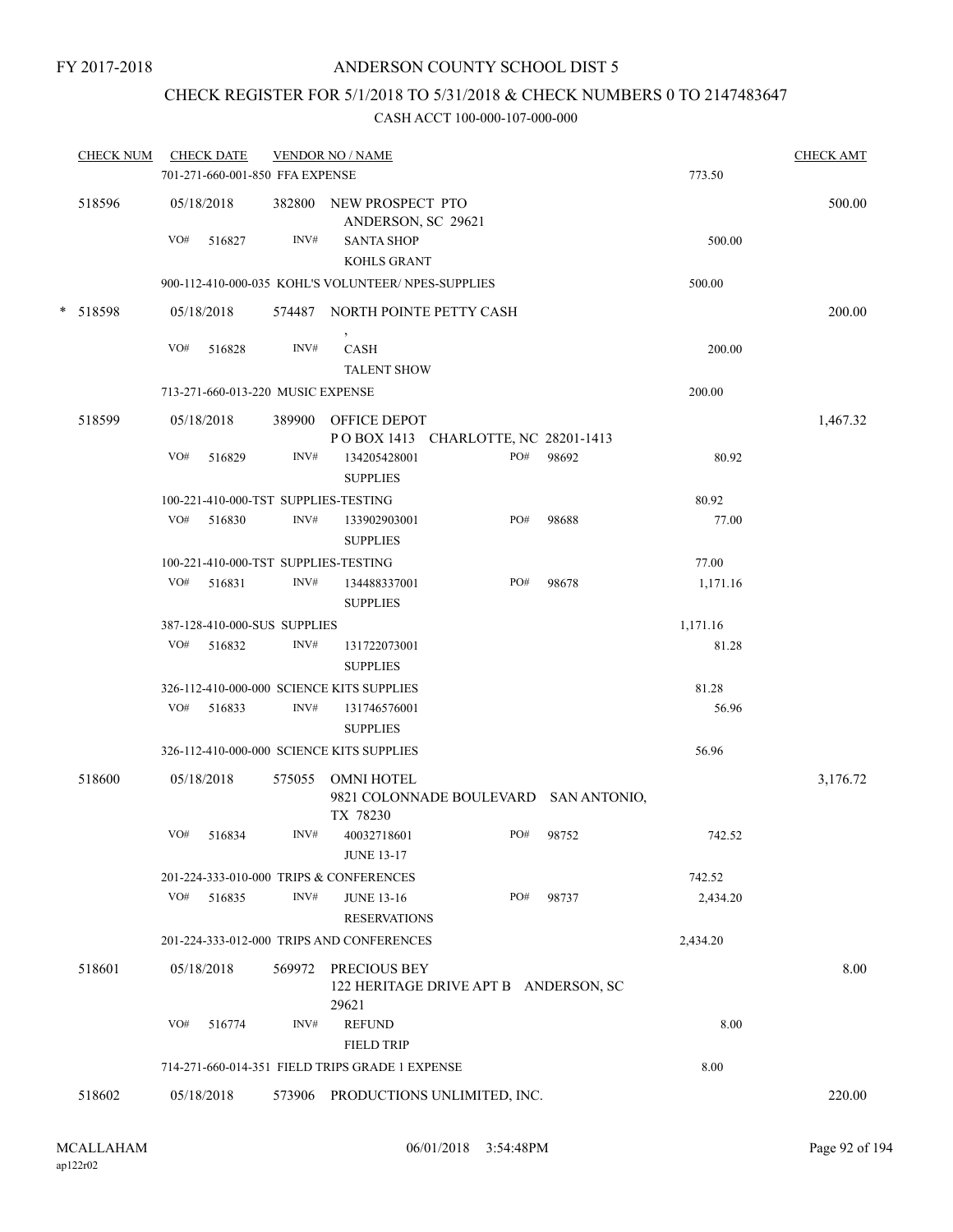FY 2017-2018

# ANDERSON COUNTY SCHOOL DIST 5

## CHECK REGISTER FOR 5/1/2018 TO 5/31/2018 & CHECK NUMBERS 0 TO 2147483647

### CASH ACCT 100-000-107-000-000

| CHECK NUM | CHECK DATE | VENDOR NO / NAME | | | | CHECK AMT |
|---|---|---|---|---|---|---|
| | 701-271-660-001-850 FFA EXPENSE | | | | 773.50 | |
| 518596 | 05/18/2018 | 382800 NEW PROSPECT PTO<br>ANDERSON, SC 29621 | | | | 500.00 |
| | VO# 516827 | INV# SANTA SHOP<br>KOHLS GRANT | | | 500.00 | |
| | 900-112-410-000-035 KOHL'S VOLUNTEER/ NPES-SUPPLIES | | | | 500.00 | |
| * 518598 | 05/18/2018 | 574487 NORTH POINTE PETTY CASH<br>, | | | | 200.00 |
| | VO# 516828 | INV# CASH<br>TALENT SHOW | | | 200.00 | |
| | 713-271-660-013-220 MUSIC EXPENSE | | | | 200.00 | |
| 518599 | 05/18/2018 | 389900 OFFICE DEPOT<br>P O BOX 1413 CHARLOTTE, NC 28201-1413 | | | | 1,467.32 |
| | VO# 516829 | INV# 134205428001<br>SUPPLIES | PO# | 98692 | 80.92 | |
| | 100-221-410-000-TST SUPPLIES-TESTING | | | | 80.92 | |
| | VO# 516830 | INV# 133902903001<br>SUPPLIES | PO# | 98688 | 77.00 | |
| | 100-221-410-000-TST SUPPLIES-TESTING | | | | 77.00 | |
| | VO# 516831 | INV# 134488337001<br>SUPPLIES | PO# | 98678 | 1,171.16 | |
| | 387-128-410-000-SUS SUPPLIES | | | | 1,171.16 | |
| | VO# 516832 | INV# 131722073001<br>SUPPLIES | | | 81.28 | |
| | 326-112-410-000-000 SCIENCE KITS SUPPLIES | | | | 81.28 | |
| | VO# 516833 | INV# 131746576001<br>SUPPLIES | | | 56.96 | |
| | 326-112-410-000-000 SCIENCE KITS SUPPLIES | | | | 56.96 | |
| 518600 | 05/18/2018 | 575055 OMNI HOTEL<br>9821 COLONNADE BOULEVARD SAN ANTONIO, TX 78230 | | | | 3,176.72 |
| | VO# 516834 | INV# 40032718601<br>JUNE 13-17 | PO# | 98752 | 742.52 | |
| | 201-224-333-010-000 TRIPS & CONFERENCES | | | | 742.52 | |
| | VO# 516835 | INV# JUNE 13-16<br>RESERVATIONS | PO# | 98737 | 2,434.20 | |
| | 201-224-333-012-000 TRIPS AND CONFERENCES | | | | 2,434.20 | |
| 518601 | 05/18/2018 | 569972 PRECIOUS BEY<br>122 HERITAGE DRIVE APT B ANDERSON, SC 29621 | | | | 8.00 |
| | VO# 516774 | INV# REFUND<br>FIELD TRIP | | | 8.00 | |
| | 714-271-660-014-351 FIELD TRIPS GRADE 1 EXPENSE | | | | 8.00 | |
| 518602 | 05/18/2018 | 573906 PRODUCTIONS UNLIMITED, INC. | | | | 220.00 |

MCALLAHAM ap122r02 06/01/2018 3:54:48PM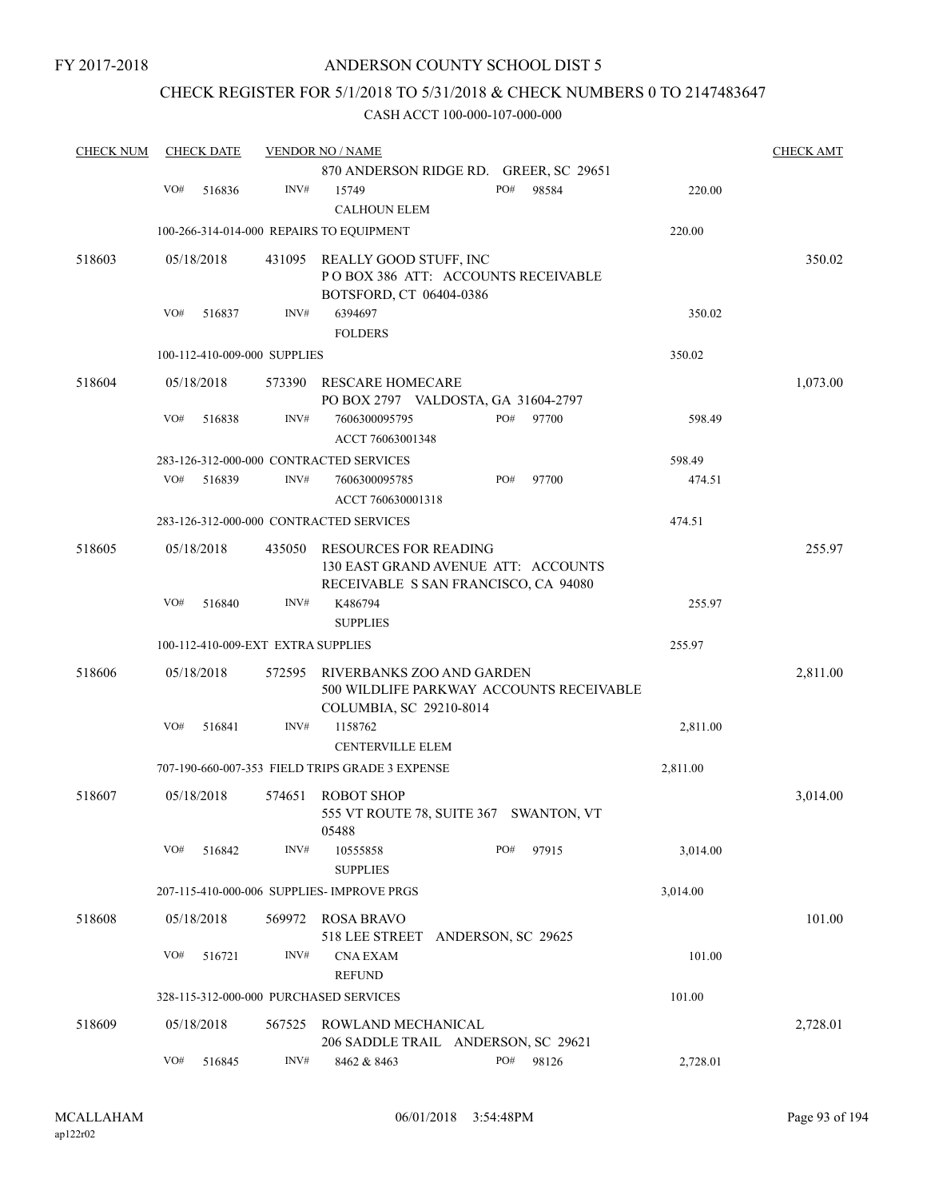FY 2017-2018

# ANDERSON COUNTY SCHOOL DIST 5

## CHECK REGISTER FOR 5/1/2018 TO 5/31/2018 & CHECK NUMBERS 0 TO 2147483647

CASH ACCT 100-000-107-000-000

| CHECK NUM | CHECK DATE | VENDOR NO / NAME | | | | CHECK AMT |
|---|---|---|---|---|---|---|
| | | 870 ANDERSON RIDGE RD. GREER, SC 29651 | | | | |
| | VO# 516836 | INV# 15749<br>CALHOUN ELEM | PO# | 98584 | 220.00 | |
| | | 100-266-314-014-000 REPAIRS TO EQUIPMENT | | | 220.00 | |
| 518603 | 05/18/2018 | 431095 REALLY GOOD STUFF, INC<br>P O BOX 386 ATT: ACCOUNTS RECEIVABLE<br>BOTSFORD, CT 06404-0386 | | | | 350.02 |
| | VO# 516837 | INV# 6394697<br>FOLDERS | | | 350.02 | |
| | | 100-112-410-009-000 SUPPLIES | | | 350.02 | |
| 518604 | 05/18/2018 | 573390 RESCARE HOMECARE<br>PO BOX 2797 VALDOSTA, GA 31604-2797 | | | | 1,073.00 |
| | VO# 516838 | INV# 7606300095795<br>ACCT 76063001348 | PO# | 97700 | 598.49 | |
| | | 283-126-312-000-000 CONTRACTED SERVICES | | | 598.49 | |
| | VO# 516839 | INV# 7606300095785<br>ACCT 760630001318 | PO# | 97700 | 474.51 | |
| | | 283-126-312-000-000 CONTRACTED SERVICES | | | 474.51 | |
| 518605 | 05/18/2018 | 435050 RESOURCES FOR READING<br>130 EAST GRAND AVENUE ATT: ACCOUNTS<br>RECEIVABLE S SAN FRANCISCO, CA 94080 | | | | 255.97 |
| | VO# 516840 | INV# K486794<br>SUPPLIES | | | 255.97 | |
| | | 100-112-410-009-EXT EXTRA SUPPLIES | | | 255.97 | |
| 518606 | 05/18/2018 | 572595 RIVERBANKS ZOO AND GARDEN<br>500 WILDLIFE PARKWAY ACCOUNTS RECEIVABLE<br>COLUMBIA, SC 29210-8014 | | | | 2,811.00 |
| | VO# 516841 | INV# 1158762<br>CENTERVILLE ELEM | | | 2,811.00 | |
| | | 707-190-660-007-353 FIELD TRIPS GRADE 3 EXPENSE | | | 2,811.00 | |
| 518607 | 05/18/2018 | 574651 ROBOT SHOP<br>555 VT ROUTE 78, SUITE 367 SWANTON, VT<br>05488 | | | | 3,014.00 |
| | VO# 516842 | INV# 10555858<br>SUPPLIES | PO# | 97915 | 3,014.00 | |
| | | 207-115-410-000-006 SUPPLIES- IMPROVE PRGS | | | 3,014.00 | |
| 518608 | 05/18/2018 | 569972 ROSA BRAVO<br>518 LEE STREET ANDERSON, SC 29625 | | | | 101.00 |
| | VO# 516721 | INV# CNA EXAM<br>REFUND | | | 101.00 | |
| | | 328-115-312-000-000 PURCHASED SERVICES | | | 101.00 | |
| 518609 | 05/18/2018 | 567525 ROWLAND MECHANICAL<br>206 SADDLE TRAIL ANDERSON, SC 29621 | | | | 2,728.01 |
| | VO# 516845 | INV# 8462 & 8463 | PO# | 98126 | 2,728.01 | |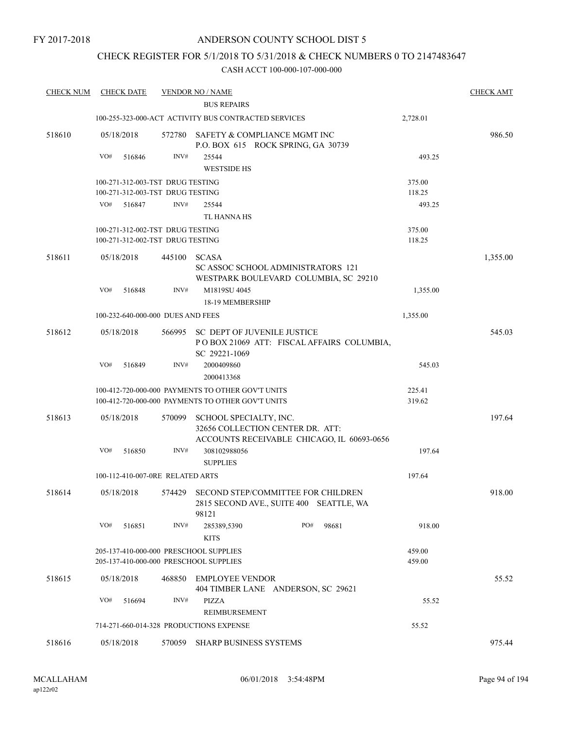FY 2017-2018

# ANDERSON COUNTY SCHOOL DIST 5

## CHECK REGISTER FOR 5/1/2018 TO 5/31/2018 & CHECK NUMBERS 0 TO 2147483647

### CASH ACCT 100-000-107-000-000

| CHECK NUM | CHECK DATE | VENDOR NO / NAME | | CHECK AMT |
|---|---|---|---|---|
| | | BUS REPAIRS | | |
| | | 100-255-323-000-ACT ACTIVITY BUS CONTRACTED SERVICES | 2,728.01 | |
| 518610 | 05/18/2018 | 572780 SAFETY & COMPLIANCE MGMT INC P.O. BOX 615 ROCK SPRING, GA 30739 | | 986.50 |
| | | VO# 516846 INV# 25544 WESTSIDE HS | 493.25 | |
| | | 100-271-312-003-TST DRUG TESTING | 375.00 | |
| | | 100-271-312-003-TST DRUG TESTING | 118.25 | |
| | | VO# 516847 INV# 25544 TL HANNA HS | 493.25 | |
| | | 100-271-312-002-TST DRUG TESTING | 375.00 | |
| | | 100-271-312-002-TST DRUG TESTING | 118.25 | |
| 518611 | 05/18/2018 | 445100 SCASA SC ASSOC SCHOOL ADMINISTRATORS 121 WESTPARK BOULEVARD COLUMBIA, SC 29210 | | 1,355.00 |
| | | VO# 516848 INV# M1819SU 4045 18-19 MEMBERSHIP | 1,355.00 | |
| | | 100-232-640-000-000 DUES AND FEES | 1,355.00 | |
| 518612 | 05/18/2018 | 566995 SC DEPT OF JUVENILE JUSTICE P O BOX 21069 ATT: FISCAL AFFAIRS COLUMBIA, SC 29221-1069 | | 545.03 |
| | | VO# 516849 INV# 2000409860 2000413368 | 545.03 | |
| | | 100-412-720-000-000 PAYMENTS TO OTHER GOV'T UNITS | 225.41 | |
| | | 100-412-720-000-000 PAYMENTS TO OTHER GOV'T UNITS | 319.62 | |
| 518613 | 05/18/2018 | 570099 SCHOOL SPECIALTY, INC. 32656 COLLECTION CENTER DR. ATT: ACCOUNTS RECEIVABLE CHICAGO, IL 60693-0656 | | 197.64 |
| | | VO# 516850 INV# 308102988056 SUPPLIES | 197.64 | |
| | | 100-112-410-007-0RE RELATED ARTS | 197.64 | |
| 518614 | 05/18/2018 | 574429 SECOND STEP/COMMITTEE FOR CHILDREN 2815 SECOND AVE., SUITE 400 SEATTLE, WA 98121 | | 918.00 |
| | | VO# 516851 INV# 285389,5390 PO# 98681 KITS | 918.00 | |
| | | 205-137-410-000-000 PRESCHOOL SUPPLIES | 459.00 | |
| | | 205-137-410-000-000 PRESCHOOL SUPPLIES | 459.00 | |
| 518615 | 05/18/2018 | 468850 EMPLOYEE VENDOR 404 TIMBER LANE ANDERSON, SC 29621 | | 55.52 |
| | | VO# 516694 INV# PIZZA REIMBURSEMENT | 55.52 | |
| | | 714-271-660-014-328 PRODUCTIONS EXPENSE | 55.52 | |
| 518616 | 05/18/2018 | 570059 SHARP BUSINESS SYSTEMS | | 975.44 |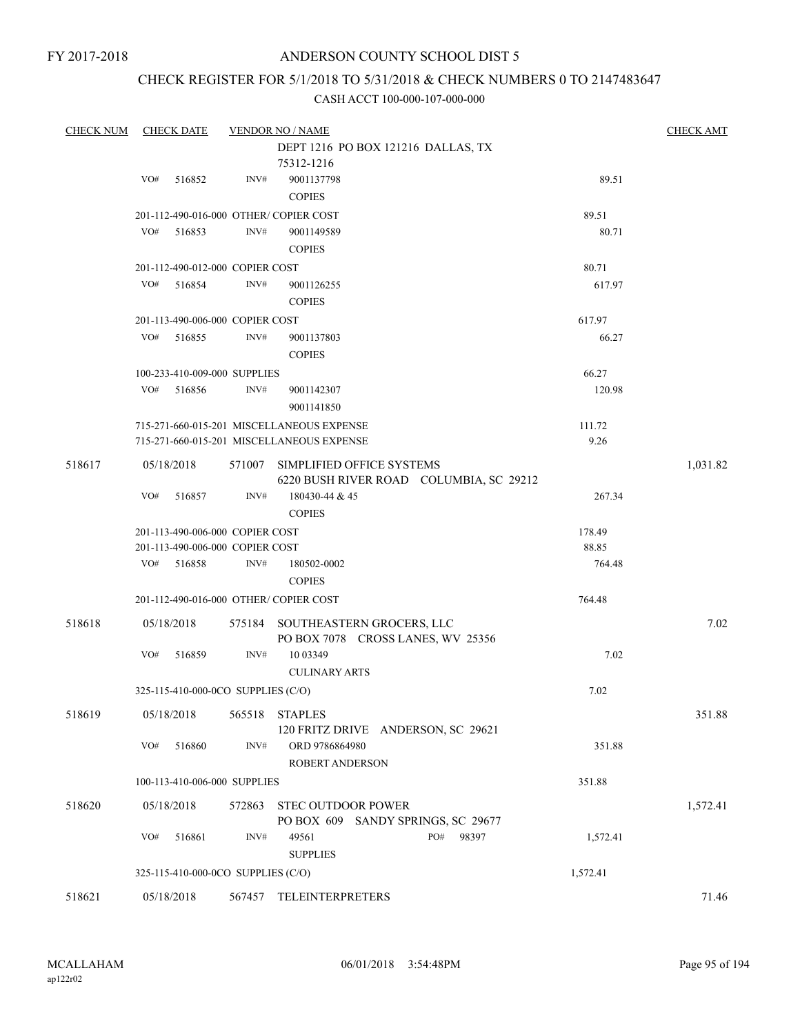FY 2017-2018

# ANDERSON COUNTY SCHOOL DIST 5

## CHECK REGISTER FOR 5/1/2018 TO 5/31/2018 & CHECK NUMBERS 0 TO 2147483647

### CASH ACCT 100-000-107-000-000

| CHECK NUM | CHECK DATE | VENDOR NO / NAME | | CHECK AMT |
|---|---|---|---|---|
| | | DEPT 1216 PO BOX 121216 DALLAS, TX 75312-1216 | | |
| | VO# 516852 | INV# 9001137798 COPIES | 89.51 | |
| | 201-112-490-016-000 OTHER/ COPIER COST | | 89.51 | |
| | VO# 516853 | INV# 9001149589 COPIES | 80.71 | |
| | 201-112-490-012-000 COPIER COST | | 80.71 | |
| | VO# 516854 | INV# 9001126255 COPIES | 617.97 | |
| | 201-113-490-006-000 COPIER COST | | 617.97 | |
| | VO# 516855 | INV# 9001137803 COPIES | 66.27 | |
| | 100-233-410-009-000 SUPPLIES | | 66.27 | |
| | VO# 516856 | INV# 9001142307 9001141850 | 120.98 | |
| | 715-271-660-015-201 MISCELLANEOUS EXPENSE | | 111.72 | |
| | 715-271-660-015-201 MISCELLANEOUS EXPENSE | | 9.26 | |
| 518617 | 05/18/2018 | 571007 SIMPLIFIED OFFICE SYSTEMS 6220 BUSH RIVER ROAD COLUMBIA, SC 29212 | | 1,031.82 |
| | VO# 516857 | INV# 180430-44 & 45 COPIES | 267.34 | |
| | 201-113-490-006-000 COPIER COST | | 178.49 | |
| | 201-113-490-006-000 COPIER COST | | 88.85 | |
| | VO# 516858 | INV# 180502-0002 COPIES | 764.48 | |
| | 201-112-490-016-000 OTHER/ COPIER COST | | 764.48 | |
| 518618 | 05/18/2018 | 575184 SOUTHEASTERN GROCERS, LLC PO BOX 7078 CROSS LANES, WV 25356 | | 7.02 |
| | VO# 516859 | INV# 10 03349 CULINARY ARTS | 7.02 | |
| | 325-115-410-000-0CO SUPPLIES (C/O) | | 7.02 | |
| 518619 | 05/18/2018 | 565518 STAPLES 120 FRITZ DRIVE ANDERSON, SC 29621 | | 351.88 |
| | VO# 516860 | INV# ORD 9786864980 ROBERT ANDERSON | 351.88 | |
| | 100-113-410-006-000 SUPPLIES | | 351.88 | |
| 518620 | 05/18/2018 | 572863 STEC OUTDOOR POWER PO BOX 609 SANDY SPRINGS, SC 29677 | | 1,572.41 |
| | VO# 516861 | INV# 49561 PO# 98397 SUPPLIES | 1,572.41 | |
| | 325-115-410-000-0CO SUPPLIES (C/O) | | 1,572.41 | |
| 518621 | 05/18/2018 | 567457 TELEINTERPRETERS | | 71.46 |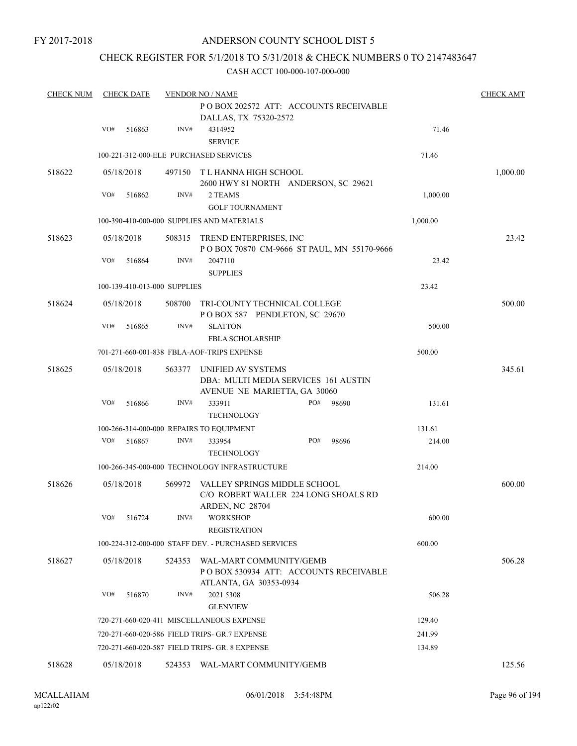FY 2017-2018

# ANDERSON COUNTY SCHOOL DIST 5

## CHECK REGISTER FOR 5/1/2018 TO 5/31/2018 & CHECK NUMBERS 0 TO 2147483647

CASH ACCT 100-000-107-000-000

| CHECK NUM | CHECK DATE | VENDOR NO / NAME | | | CHECK AMT |
|---|---|---|---|---|---|
| | | | P O BOX 202572 ATT: ACCOUNTS RECEIVABLE DALLAS, TX 75320-2572 | | |
| | VO# 516863 | INV# | 4314952 SERVICE | 71.46 | |
| | 100-221-312-000-ELE PURCHASED SERVICES | | | 71.46 | |
| 518622 | 05/18/2018 | 497150 | T L HANNA HIGH SCHOOL 2600 HWY 81 NORTH ANDERSON, SC 29621 | | 1,000.00 |
| | VO# 516862 | INV# | 2 TEAMS GOLF TOURNAMENT | 1,000.00 | |
| | 100-390-410-000-000 SUPPLIES AND MATERIALS | | | 1,000.00 | |
| 518623 | 05/18/2018 | 508315 | TREND ENTERPRISES, INC P O BOX 70870 CM-9666 ST PAUL, MN 55170-9666 | | 23.42 |
| | VO# 516864 | INV# | 2047110 SUPPLIES | 23.42 | |
| | 100-139-410-013-000 SUPPLIES | | | 23.42 | |
| 518624 | 05/18/2018 | 508700 | TRI-COUNTY TECHNICAL COLLEGE P O BOX 587 PENDLETON, SC 29670 | | 500.00 |
| | VO# 516865 | INV# | SLATTON FBLA SCHOLARSHIP | 500.00 | |
| | 701-271-660-001-838 FBLA-AOF-TRIPS EXPENSE | | | 500.00 | |
| 518625 | 05/18/2018 | 563377 | UNIFIED AV SYSTEMS DBA: MULTI MEDIA SERVICES 161 AUSTIN AVENUE NE MARIETTA, GA 30060 | | 345.61 |
| | VO# 516866 | INV# | 333911 TECHNOLOGY PO# 98690 | 131.61 | |
| | 100-266-314-000-000 REPAIRS TO EQUIPMENT | | | 131.61 | |
| | VO# 516867 | INV# | 333954 TECHNOLOGY PO# 98696 | 214.00 | |
| | 100-266-345-000-000 TECHNOLOGY INFRASTRUCTURE | | | 214.00 | |
| 518626 | 05/18/2018 | 569972 | VALLEY SPRINGS MIDDLE SCHOOL C/O ROBERT WALLER 224 LONG SHOALS RD ARDEN, NC 28704 | | 600.00 |
| | VO# 516724 | INV# | WORKSHOP REGISTRATION | 600.00 | |
| | 100-224-312-000-000 STAFF DEV. - PURCHASED SERVICES | | | 600.00 | |
| 518627 | 05/18/2018 | 524353 | WAL-MART COMMUNITY/GEMB P O BOX 530934 ATT: ACCOUNTS RECEIVABLE ATLANTA, GA 30353-0934 | | 506.28 |
| | VO# 516870 | INV# | 2021 5308 GLENVIEW | 506.28 | |
| | 720-271-660-020-411 MISCELLANEOUS EXPENSE | | | 129.40 | |
| | 720-271-660-020-586 FIELD TRIPS- GR.7 EXPENSE | | | 241.99 | |
| | 720-271-660-020-587 FIELD TRIPS- GR. 8 EXPENSE | | | 134.89 | |
| 518628 | 05/18/2018 | 524353 | WAL-MART COMMUNITY/GEMB | | 125.56 |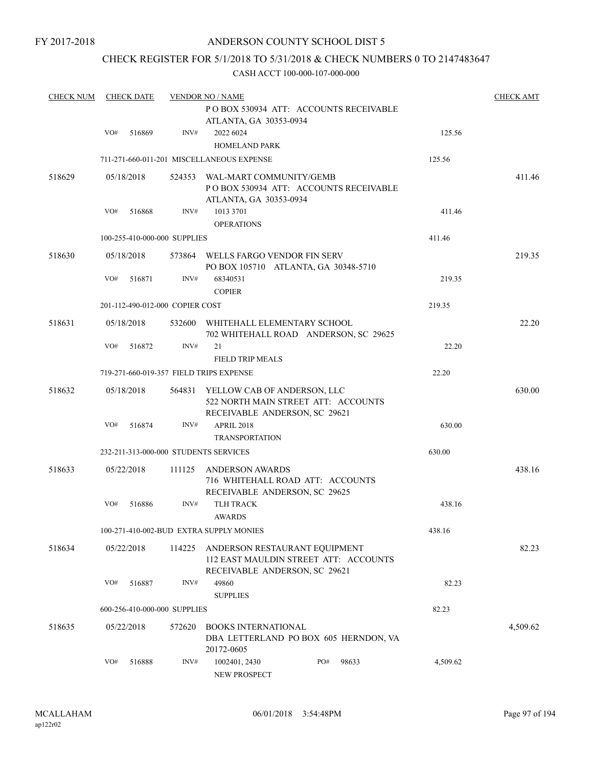FY 2017-2018

# ANDERSON COUNTY SCHOOL DIST 5

## CHECK REGISTER FOR 5/1/2018 TO 5/31/2018 & CHECK NUMBERS 0 TO 2147483647

### CASH ACCT 100-000-107-000-000

| CHECK NUM | CHECK DATE | VENDOR NO / NAME | | CHECK AMT |
|---|---|---|---|---|
| | | P O BOX 530934 ATT: ACCOUNTS RECEIVABLE ATLANTA, GA 30353-0934 | | |
| | VO# 516869 | INV# 2022 6024 HOMELAND PARK | 125.56 | |
| | | 711-271-660-011-201 MISCELLANEOUS EXPENSE | 125.56 | |
| 518629 | 05/18/2018 | 524353 WAL-MART COMMUNITY/GEMB P O BOX 530934 ATT: ACCOUNTS RECEIVABLE ATLANTA, GA 30353-0934 | | 411.46 |
| | VO# 516868 | INV# 1013 3701 OPERATIONS | 411.46 | |
| | | 100-255-410-000-000 SUPPLIES | 411.46 | |
| 518630 | 05/18/2018 | 573864 WELLS FARGO VENDOR FIN SERV PO BOX 105710 ATLANTA, GA 30348-5710 | | 219.35 |
| | VO# 516871 | INV# 68340531 COPIER | 219.35 | |
| | | 201-112-490-012-000 COPIER COST | 219.35 | |
| 518631 | 05/18/2018 | 532600 WHITEHALL ELEMENTARY SCHOOL 702 WHITEHALL ROAD ANDERSON, SC 29625 | | 22.20 |
| | VO# 516872 | INV# 21 FIELD TRIP MEALS | 22.20 | |
| | | 719-271-660-019-357 FIELD TRIPS EXPENSE | 22.20 | |
| 518632 | 05/18/2018 | 564831 YELLOW CAB OF ANDERSON, LLC 522 NORTH MAIN STREET ATT: ACCOUNTS RECEIVABLE ANDERSON, SC 29621 | | 630.00 |
| | VO# 516874 | INV# APRIL 2018 TRANSPORTATION | 630.00 | |
| | | 232-211-313-000-000 STUDENTS SERVICES | 630.00 | |
| 518633 | 05/22/2018 | 111125 ANDERSON AWARDS 716 WHITEHALL ROAD ATT: ACCOUNTS RECEIVABLE ANDERSON, SC 29625 | | 438.16 |
| | VO# 516886 | INV# TLH TRACK AWARDS | 438.16 | |
| | | 100-271-410-002-BUD EXTRA SUPPLY MONIES | 438.16 | |
| 518634 | 05/22/2018 | 114225 ANDERSON RESTAURANT EQUIPMENT 112 EAST MAULDIN STREET ATT: ACCOUNTS RECEIVABLE ANDERSON, SC 29621 | | 82.23 |
| | VO# 516887 | INV# 49860 SUPPLIES | 82.23 | |
| | | 600-256-410-000-000 SUPPLIES | 82.23 | |
| 518635 | 05/22/2018 | 572620 BOOKS INTERNATIONAL DBA LETTERLAND PO BOX 605 HERNDON, VA 20172-0605 | | 4,509.62 |
| | VO# 516888 | INV# 1002401, 2430 PO# 98633 NEW PROSPECT | 4,509.62 | |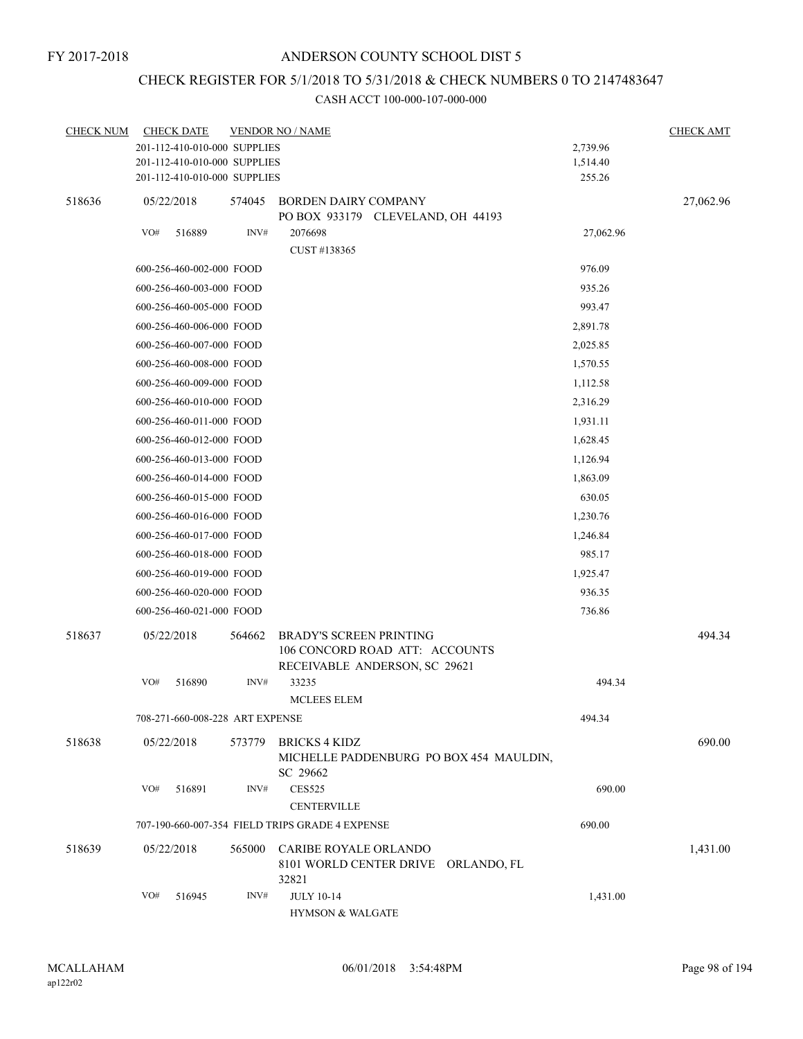FY 2017-2018

# ANDERSON COUNTY SCHOOL DIST 5

## CHECK REGISTER FOR 5/1/2018 TO 5/31/2018 & CHECK NUMBERS 0 TO 2147483647

### CASH ACCT 100-000-107-000-000

| CHECK NUM | CHECK DATE | VENDOR NO / NAME | | CHECK AMT |
|---|---|---|---|---|
| | 201-112-410-010-000 SUPPLIES | | 2,739.96 | |
| | 201-112-410-010-000 SUPPLIES | | 1,514.40 | |
| | 201-112-410-010-000 SUPPLIES | | 255.26 | |
| 518636 | 05/22/2018 | 574045 BORDEN DAIRY COMPANY<br>PO BOX 933179 CLEVELAND, OH 44193 | | 27,062.96 |
| | VO# 516889 | INV# 2076698<br>CUST #138365 | 27,062.96 | |
| | 600-256-460-002-000 FOOD | | 976.09 | |
| | 600-256-460-003-000 FOOD | | 935.26 | |
| | 600-256-460-005-000 FOOD | | 993.47 | |
| | 600-256-460-006-000 FOOD | | 2,891.78 | |
| | 600-256-460-007-000 FOOD | | 2,025.85 | |
| | 600-256-460-008-000 FOOD | | 1,570.55 | |
| | 600-256-460-009-000 FOOD | | 1,112.58 | |
| | 600-256-460-010-000 FOOD | | 2,316.29 | |
| | 600-256-460-011-000 FOOD | | 1,931.11 | |
| | 600-256-460-012-000 FOOD | | 1,628.45 | |
| | 600-256-460-013-000 FOOD | | 1,126.94 | |
| | 600-256-460-014-000 FOOD | | 1,863.09 | |
| | 600-256-460-015-000 FOOD | | 630.05 | |
| | 600-256-460-016-000 FOOD | | 1,230.76 | |
| | 600-256-460-017-000 FOOD | | 1,246.84 | |
| | 600-256-460-018-000 FOOD | | 985.17 | |
| | 600-256-460-019-000 FOOD | | 1,925.47 | |
| | 600-256-460-020-000 FOOD | | 936.35 | |
| | 600-256-460-021-000 FOOD | | 736.86 | |
| 518637 | 05/22/2018 | 564662 BRADY'S SCREEN PRINTING<br>106 CONCORD ROAD ATT: ACCOUNTS RECEIVABLE ANDERSON, SC 29621 | | 494.34 |
| | VO# 516890 | INV# 33235<br>MCLEES ELEM | 494.34 | |
| | 708-271-660-008-228 ART EXPENSE | | 494.34 | |
| 518638 | 05/22/2018 | 573779 BRICKS 4 KIDZ<br>MICHELLE PADDENBURG PO BOX 454 MAULDIN, SC 29662 | | 690.00 |
| | VO# 516891 | INV# CES525<br>CENTERVILLE | 690.00 | |
| | 707-190-660-007-354 FIELD TRIPS GRADE 4 EXPENSE | | 690.00 | |
| 518639 | 05/22/2018 | 565000 CARIBE ROYALE ORLANDO<br>8101 WORLD CENTER DRIVE ORLANDO, FL 32821 | | 1,431.00 |
| | VO# 516945 | INV# JULY 10-14<br>HYMSON & WALGATE | 1,431.00 | |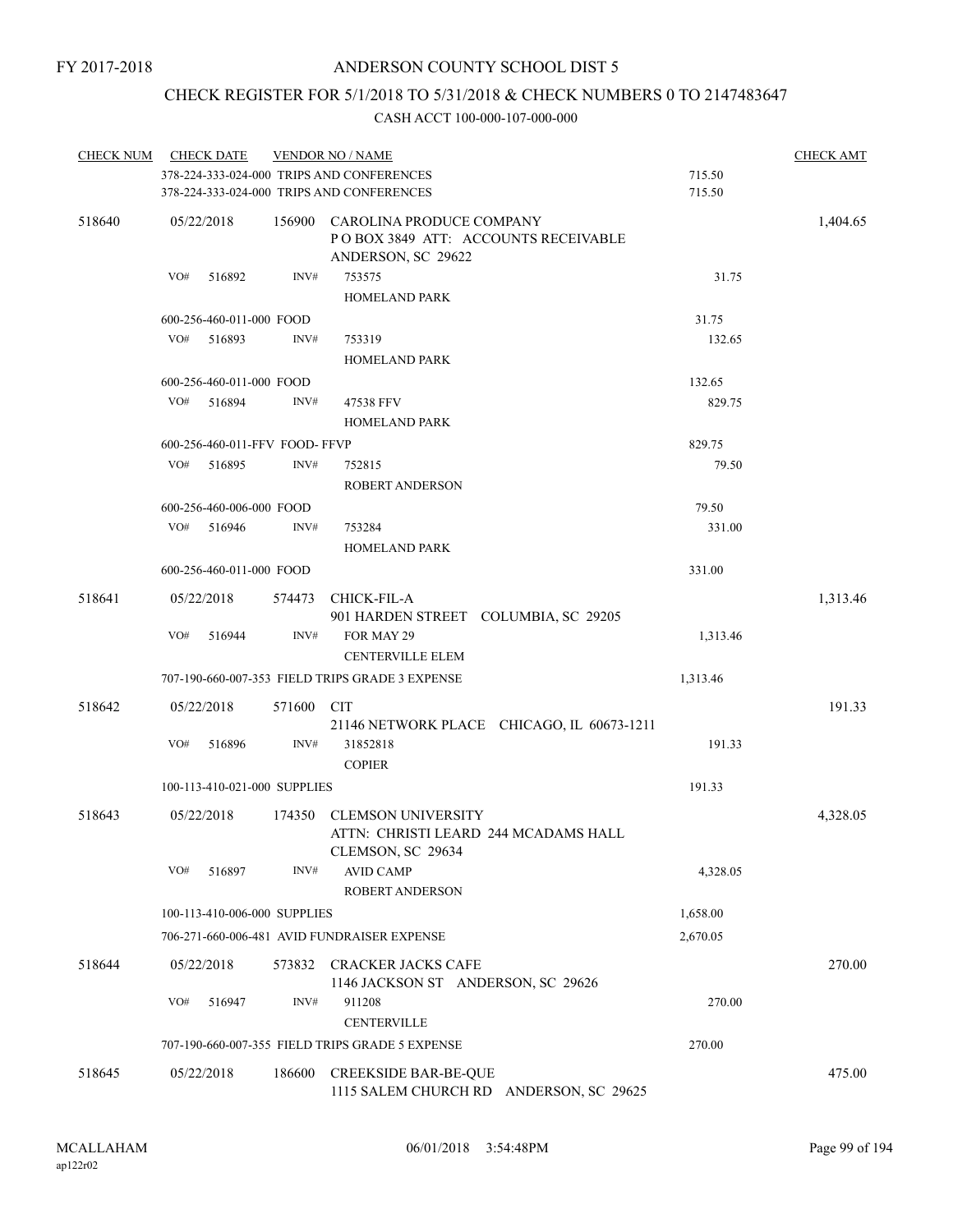FY 2017-2018

# ANDERSON COUNTY SCHOOL DIST 5

## CHECK REGISTER FOR 5/1/2018 TO 5/31/2018 & CHECK NUMBERS 0 TO 2147483647

### CASH ACCT 100-000-107-000-000

| CHECK NUM | CHECK DATE | VENDOR NO / NAME | | CHECK AMT |
|---|---|---|---|---|
| | 378-224-333-024-000 TRIPS AND CONFERENCES | | 715.50 | |
| | 378-224-333-024-000 TRIPS AND CONFERENCES | | 715.50 | |
| 518640 | 05/22/2018 | 156900 CAROLINA PRODUCE COMPANY<br>P O BOX 3849 ATT: ACCOUNTS RECEIVABLE<br>ANDERSON, SC 29622 | | 1,404.65 |
| | VO# 516892 | INV# 753575<br>HOMELAND PARK | 31.75 | |
| | 600-256-460-011-000 FOOD | | 31.75 | |
| | VO# 516893 | INV# 753319<br>HOMELAND PARK | 132.65 | |
| | 600-256-460-011-000 FOOD | | 132.65 | |
| | VO# 516894 | INV# 47538 FFV<br>HOMELAND PARK | 829.75 | |
| | 600-256-460-011-FFV FOOD- FFVP | | 829.75 | |
| | VO# 516895 | INV# 752815<br>ROBERT ANDERSON | 79.50 | |
| | 600-256-460-006-000 FOOD | | 79.50 | |
| | VO# 516946 | INV# 753284<br>HOMELAND PARK | 331.00 | |
| | 600-256-460-011-000 FOOD | | 331.00 | |
| 518641 | 05/22/2018 | 574473 CHICK-FIL-A<br>901 HARDEN STREET COLUMBIA, SC 29205 | | 1,313.46 |
| | VO# 516944 | INV# FOR MAY 29<br>CENTERVILLE ELEM | 1,313.46 | |
| | 707-190-660-007-353 FIELD TRIPS GRADE 3 EXPENSE | | 1,313.46 | |
| 518642 | 05/22/2018 | 571600 CIT<br>21146 NETWORK PLACE CHICAGO, IL 60673-1211 | | 191.33 |
| | VO# 516896 | INV# 31852818<br>COPIER | 191.33 | |
| | 100-113-410-021-000 SUPPLIES | | 191.33 | |
| 518643 | 05/22/2018 | 174350 CLEMSON UNIVERSITY<br>ATTN: CHRISTI LEARD 244 MCADAMS HALL<br>CLEMSON, SC 29634 | | 4,328.05 |
| | VO# 516897 | INV# AVID CAMP<br>ROBERT ANDERSON | 4,328.05 | |
| | 100-113-410-006-000 SUPPLIES | | 1,658.00 | |
| | 706-271-660-006-481 AVID FUNDRAISER EXPENSE | | 2,670.05 | |
| 518644 | 05/22/2018 | 573832 CRACKER JACKS CAFE<br>1146 JACKSON ST ANDERSON, SC 29626 | | 270.00 |
| | VO# 516947 | INV# 911208<br>CENTERVILLE | 270.00 | |
| | 707-190-660-007-355 FIELD TRIPS GRADE 5 EXPENSE | | 270.00 | |
| 518645 | 05/22/2018 | 186600 CREEKSIDE BAR-BE-QUE<br>1115 SALEM CHURCH RD ANDERSON, SC 29625 | | 475.00 |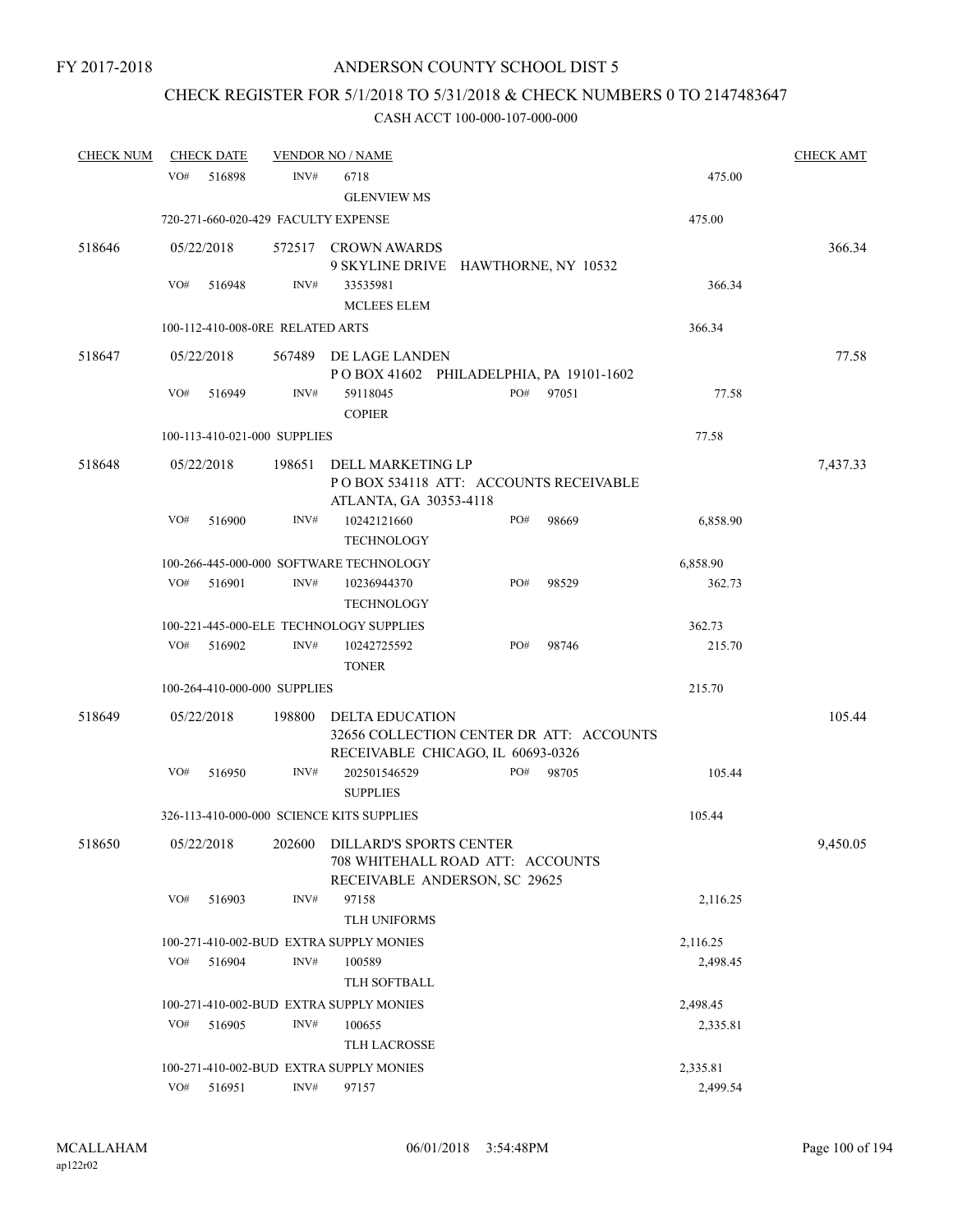FY 2017-2018

# ANDERSON COUNTY SCHOOL DIST 5

## CHECK REGISTER FOR 5/1/2018 TO 5/31/2018 & CHECK NUMBERS 0 TO 2147483647

### CASH ACCT 100-000-107-000-000

| CHECK NUM | CHECK DATE | VENDOR NO / NAME | | | CHECK AMT |
|---|---|---|---|---|---|
| | VO# 516898 | INV# 6718<br>GLENVIEW MS | | 475.00 | |
| | 720-271-660-020-429 FACULTY EXPENSE | | | 475.00 | |
| 518646 | 05/22/2018 | 572517 CROWN AWARDS<br>9 SKYLINE DRIVE HAWTHORNE, NY 10532 | | | 366.34 |
| | VO# 516948 | INV# 33535981<br>MCLEES ELEM | | 366.34 | |
| | 100-112-410-008-0RE RELATED ARTS | | | 366.34 | |
| 518647 | 05/22/2018 | 567489 DE LAGE LANDEN<br>P O BOX 41602 PHILADELPHIA, PA 19101-1602 | | | 77.58 |
| | VO# 516949 | INV# 59118045<br>COPIER | PO# 97051 | 77.58 | |
| | 100-113-410-021-000 SUPPLIES | | | 77.58 | |
| 518648 | 05/22/2018 | 198651 DELL MARKETING LP<br>P O BOX 534118 ATT: ACCOUNTS RECEIVABLE<br>ATLANTA, GA 30353-4118 | | | 7,437.33 |
| | VO# 516900 | INV# 10242121660<br>TECHNOLOGY | PO# 98669 | 6,858.90 | |
| | 100-266-445-000-000 SOFTWARE TECHNOLOGY | | | 6,858.90 | |
| | VO# 516901 | INV# 10236944370<br>TECHNOLOGY | PO# 98529 | 362.73 | |
| | 100-221-445-000-ELE TECHNOLOGY SUPPLIES | | | 362.73 | |
| | VO# 516902 | INV# 10242725592<br>TONER | PO# 98746 | 215.70 | |
| | 100-264-410-000-000 SUPPLIES | | | 215.70 | |
| 518649 | 05/22/2018 | 198800 DELTA EDUCATION<br>32656 COLLECTION CENTER DR ATT: ACCOUNTS<br>RECEIVABLE CHICAGO, IL 60693-0326 | | | 105.44 |
| | VO# 516950 | INV# 202501546529<br>SUPPLIES | PO# 98705 | 105.44 | |
| | 326-113-410-000-000 SCIENCE KITS SUPPLIES | | | 105.44 | |
| 518650 | 05/22/2018 | 202600 DILLARD'S SPORTS CENTER<br>708 WHITEHALL ROAD ATT: ACCOUNTS<br>RECEIVABLE ANDERSON, SC 29625 | | | 9,450.05 |
| | VO# 516903 | INV# 97158<br>TLH UNIFORMS | | 2,116.25 | |
| | 100-271-410-002-BUD EXTRA SUPPLY MONIES | | | 2,116.25 | |
| | VO# 516904 | INV# 100589<br>TLH SOFTBALL | | 2,498.45 | |
| | 100-271-410-002-BUD EXTRA SUPPLY MONIES | | | 2,498.45 | |
| | VO# 516905 | INV# 100655<br>TLH LACROSSE | | 2,335.81 | |
| | 100-271-410-002-BUD EXTRA SUPPLY MONIES | | | 2,335.81 | |
| | VO# 516951 | INV# 97157 | | 2,499.54 | |

MCALLAHAM
ap122r02

06/01/2018 3:54:48PM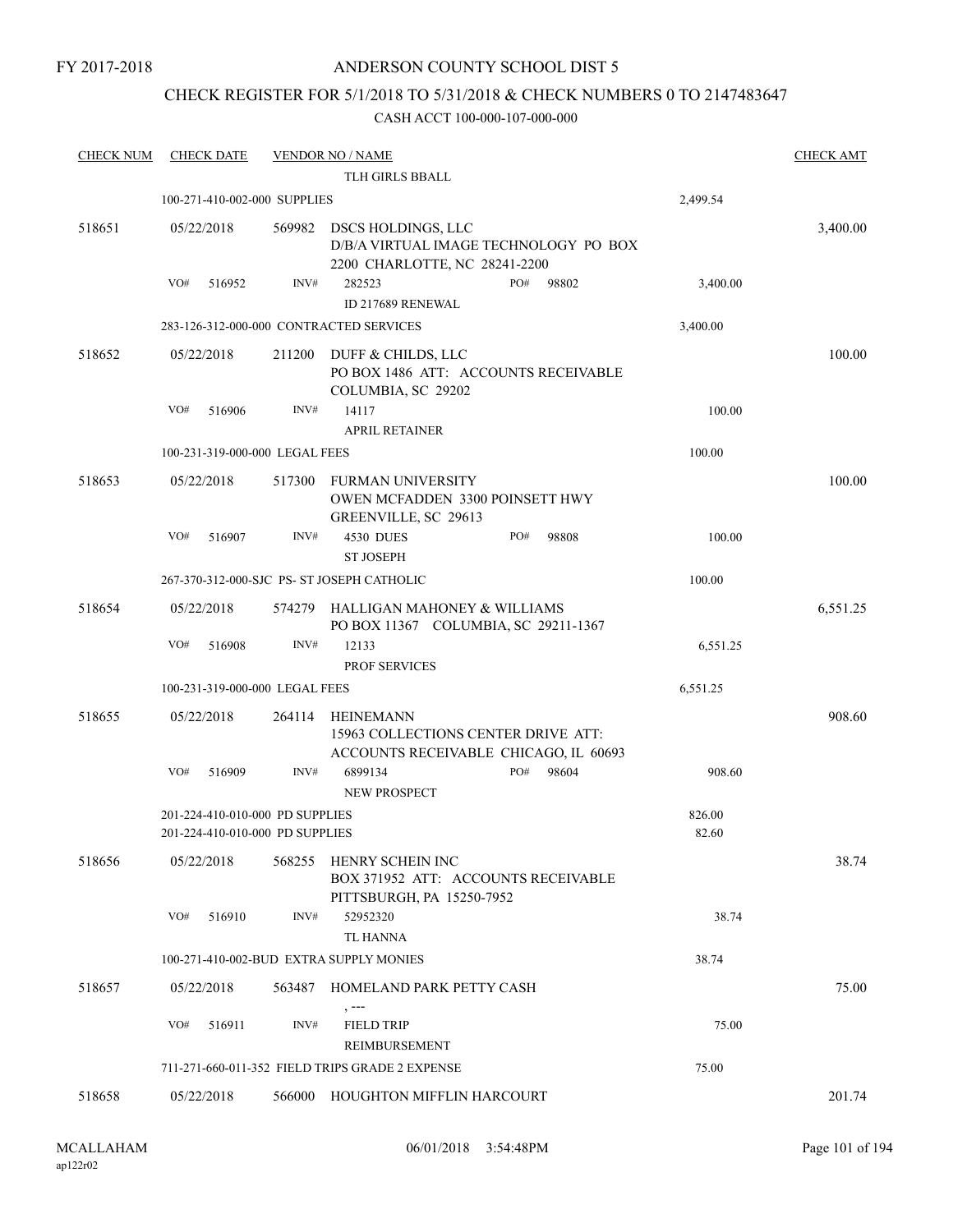FY 2017-2018

# ANDERSON COUNTY SCHOOL DIST 5

## CHECK REGISTER FOR 5/1/2018 TO 5/31/2018 & CHECK NUMBERS 0 TO 2147483647

CASH ACCT 100-000-107-000-000

| CHECK NUM | CHECK DATE | VENDOR NO / NAME | | CHECK AMT |
|---|---|---|---|---|
| | | TLH GIRLS BBALL | | |
| | 100-271-410-002-000 SUPPLIES | | 2,499.54 | |
| 518651 | 05/22/2018 | 569982 DSCS HOLDINGS, LLC<br>D/B/A VIRTUAL IMAGE TECHNOLOGY PO BOX 2200 CHARLOTTE, NC 28241-2200 | | 3,400.00 |
| | VO# 516952 | INV# 282523 PO# 98802<br>ID 217689 RENEWAL | 3,400.00 | |
| | 283-126-312-000-000 CONTRACTED SERVICES | | 3,400.00 | |
| 518652 | 05/22/2018 | 211200 DUFF & CHILDS, LLC<br>PO BOX 1486 ATT: ACCOUNTS RECEIVABLE COLUMBIA, SC 29202 | | 100.00 |
| | VO# 516906 | INV# 14117<br>APRIL RETAINER | 100.00 | |
| | 100-231-319-000-000 LEGAL FEES | | 100.00 | |
| 518653 | 05/22/2018 | 517300 FURMAN UNIVERSITY<br>OWEN MCFADDEN 3300 POINSETT HWY GREENVILLE, SC 29613 | | 100.00 |
| | VO# 516907 | INV# 4530 DUES PO# 98808<br>ST JOSEPH | 100.00 | |
| | 267-370-312-000-SJC PS- ST JOSEPH CATHOLIC | | 100.00 | |
| 518654 | 05/22/2018 | 574279 HALLIGAN MAHONEY & WILLIAMS<br>PO BOX 11367 COLUMBIA, SC 29211-1367 | | 6,551.25 |
| | VO# 516908 | INV# 12133<br>PROF SERVICES | 6,551.25 | |
| | 100-231-319-000-000 LEGAL FEES | | 6,551.25 | |
| 518655 | 05/22/2018 | 264114 HEINEMANN<br>15963 COLLECTIONS CENTER DRIVE ATT: ACCOUNTS RECEIVABLE CHICAGO, IL 60693 | | 908.60 |
| | VO# 516909 | INV# 6899134 PO# 98604<br>NEW PROSPECT | 908.60 | |
| | 201-224-410-010-000 PD SUPPLIES | | 826.00 | |
| | 201-224-410-010-000 PD SUPPLIES | | 82.60 | |
| 518656 | 05/22/2018 | 568255 HENRY SCHEIN INC<br>BOX 371952 ATT: ACCOUNTS RECEIVABLE PITTSBURGH, PA 15250-7952 | | 38.74 |
| | VO# 516910 | INV# 52952320<br>TL HANNA | 38.74 | |
| | 100-271-410-002-BUD EXTRA SUPPLY MONIES | | 38.74 | |
| 518657 | 05/22/2018 | 563487 HOMELAND PARK PETTY CASH<br>, --- | | 75.00 |
| | VO# 516911 | INV# FIELD TRIP<br>REIMBURSEMENT | 75.00 | |
| | 711-271-660-011-352 FIELD TRIPS GRADE 2 EXPENSE | | 75.00 | |
| 518658 | 05/22/2018 | 566000 HOUGHTON MIFFLIN HARCOURT | | 201.74 |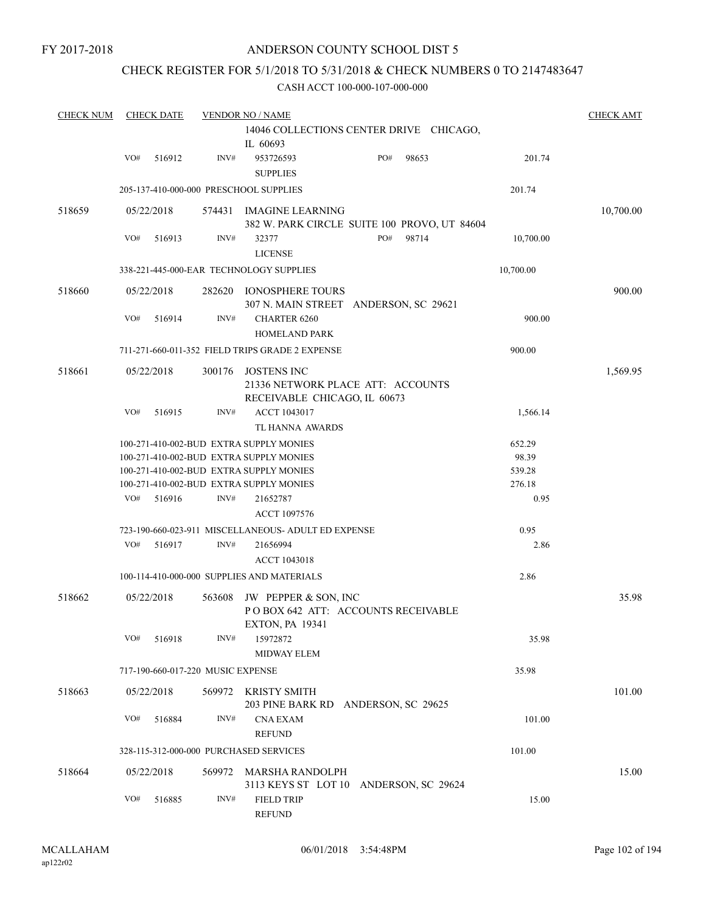FY 2017-2018

# ANDERSON COUNTY SCHOOL DIST 5

## CHECK REGISTER FOR 5/1/2018 TO 5/31/2018 & CHECK NUMBERS 0 TO 2147483647

### CASH ACCT 100-000-107-000-000

| CHECK NUM | CHECK DATE | VENDOR NO / NAME | | | CHECK AMT |
|---|---|---|---|---|---|
| | | | 14046 COLLECTIONS CENTER DRIVE CHICAGO, IL 60693 | | |
| | VO# 516912 | INV# | 953726593 SUPPLIES | PO# 98653 201.74 | |
| | | 205-137-410-000-000 PRESCHOOL SUPPLIES | | 201.74 | |
| 518659 | 05/22/2018 | 574431 | IMAGINE LEARNING 382 W. PARK CIRCLE SUITE 100 PROVO, UT 84604 | | 10,700.00 |
| | VO# 516913 | INV# | 32377 LICENSE | PO# 98714 10,700.00 | |
| | | 338-221-445-000-EAR TECHNOLOGY SUPPLIES | | 10,700.00 | |
| 518660 | 05/22/2018 | 282620 | IONOSPHERE TOURS 307 N. MAIN STREET ANDERSON, SC 29621 | | 900.00 |
| | VO# 516914 | INV# | CHARTER 6260 HOMELAND PARK | 900.00 | |
| | | 711-271-660-011-352 FIELD TRIPS GRADE 2 EXPENSE | | 900.00 | |
| 518661 | 05/22/2018 | 300176 | JOSTENS INC 21336 NETWORK PLACE ATT: ACCOUNTS RECEIVABLE CHICAGO, IL 60673 | | 1,569.95 |
| | VO# 516915 | INV# | ACCT 1043017 TL HANNA AWARDS | 1,566.14 | |
| | | 100-271-410-002-BUD EXTRA SUPPLY MONIES | | 652.29 | |
| | | 100-271-410-002-BUD EXTRA SUPPLY MONIES | | 98.39 | |
| | | 100-271-410-002-BUD EXTRA SUPPLY MONIES | | 539.28 | |
| | | 100-271-410-002-BUD EXTRA SUPPLY MONIES | | 276.18 | |
| | VO# 516916 | INV# | 21652787 ACCT 1097576 | 0.95 | |
| | | 723-190-660-023-911 MISCELLANEOUS- ADULT ED EXPENSE | | 0.95 | |
| | VO# 516917 | INV# | 21656994 ACCT 1043018 | 2.86 | |
| | | 100-114-410-000-000 SUPPLIES AND MATERIALS | | 2.86 | |
| 518662 | 05/22/2018 | 563608 | JW PEPPER & SON, INC P O BOX 642 ATT: ACCOUNTS RECEIVABLE EXTON, PA 19341 | | 35.98 |
| | VO# 516918 | INV# | 15972872 MIDWAY ELEM | 35.98 | |
| | | 717-190-660-017-220 MUSIC EXPENSE | | 35.98 | |
| 518663 | 05/22/2018 | 569972 | KRISTY SMITH 203 PINE BARK RD ANDERSON, SC 29625 | | 101.00 |
| | VO# 516884 | INV# | CNA EXAM REFUND | 101.00 | |
| | | 328-115-312-000-000 PURCHASED SERVICES | | 101.00 | |
| 518664 | 05/22/2018 | 569972 | MARSHA RANDOLPH 3113 KEYS ST LOT 10 ANDERSON, SC 29624 | | 15.00 |
| | VO# 516885 | INV# | FIELD TRIP REFUND | 15.00 | |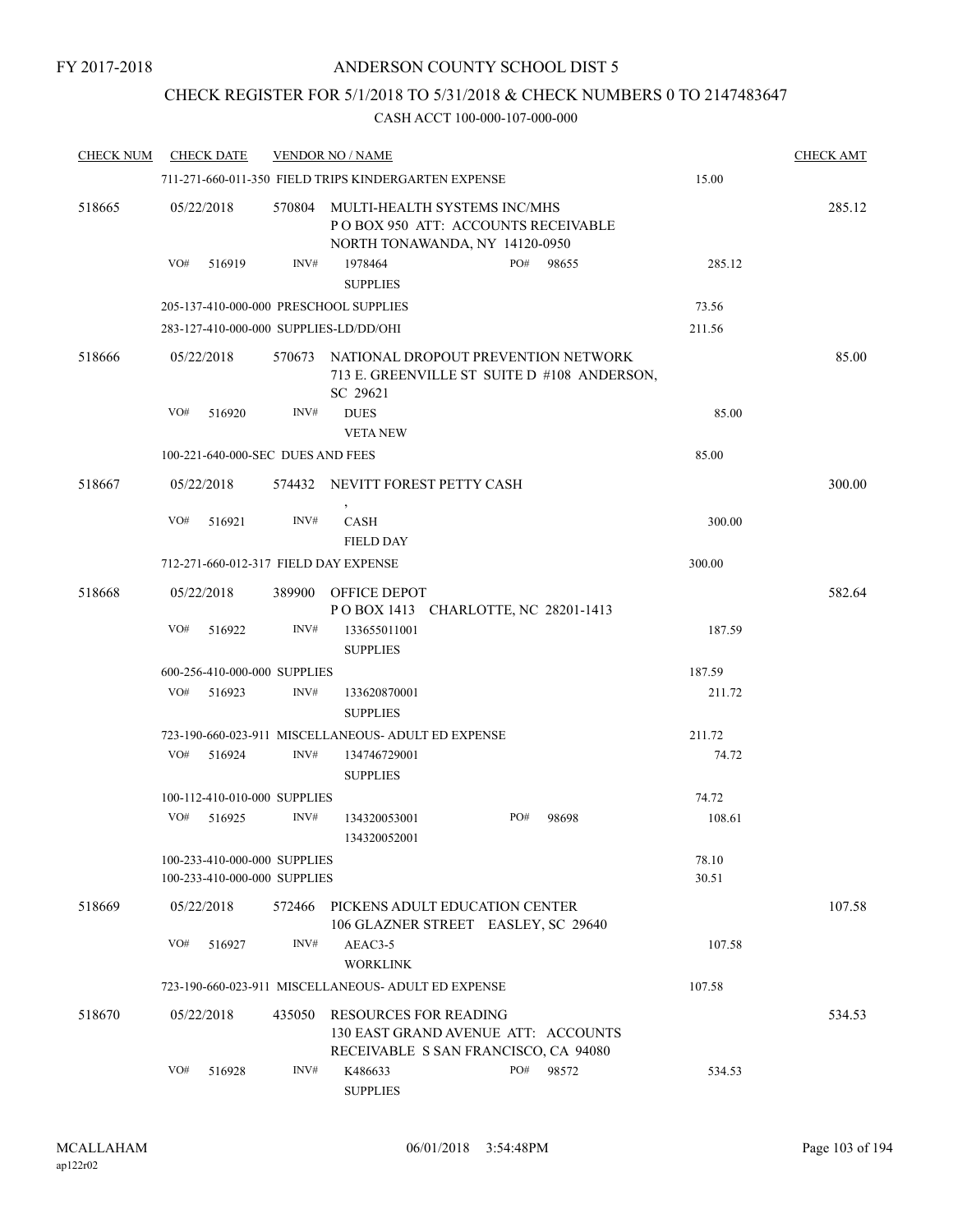FY 2017-2018

ANDERSON COUNTY SCHOOL DIST 5

CHECK REGISTER FOR 5/1/2018 TO 5/31/2018 & CHECK NUMBERS 0 TO 2147483647

CASH ACCT 100-000-107-000-000

| CHECK NUM | CHECK DATE | VENDOR NO / NAME | | CHECK AMT |
|---|---|---|---|---|
| | | 711-271-660-011-350 FIELD TRIPS KINDERGARTEN EXPENSE | 15.00 | |
| 518665 | 05/22/2018 | 570804 MULTI-HEALTH SYSTEMS INC/MHS<br>P O BOX 950 ATT: ACCOUNTS RECEIVABLE<br>NORTH TONAWANDA, NY 14120-0950 | | 285.12 |
| | VO# 516919 | INV# 1978464 PO# 98655<br>SUPPLIES | 285.12 | |
| | | 205-137-410-000-000 PRESCHOOL SUPPLIES | 73.56 | |
| | | 283-127-410-000-000 SUPPLIES-LD/DD/OHI | 211.56 | |
| 518666 | 05/22/2018 | 570673 NATIONAL DROPOUT PREVENTION NETWORK<br>713 E. GREENVILLE ST SUITE D #108 ANDERSON, SC 29621 | | 85.00 |
| | VO# 516920 | INV# DUES<br>VETA NEW | 85.00 | |
| | | 100-221-640-000-SEC DUES AND FEES | 85.00 | |
| 518667 | 05/22/2018 | 574432 NEVITT FOREST PETTY CASH<br>, | | 300.00 |
| | VO# 516921 | INV# CASH<br>FIELD DAY | 300.00 | |
| | | 712-271-660-012-317 FIELD DAY EXPENSE | 300.00 | |
| 518668 | 05/22/2018 | 389900 OFFICE DEPOT<br>P O BOX 1413 CHARLOTTE, NC 28201-1413 | | 582.64 |
| | VO# 516922 | INV# 133655011001<br>SUPPLIES | 187.59 | |
| | | 600-256-410-000-000 SUPPLIES | 187.59 | |
| | VO# 516923 | INV# 133620870001<br>SUPPLIES | 211.72 | |
| | | 723-190-660-023-911 MISCELLANEOUS- ADULT ED EXPENSE | 211.72 | |
| | VO# 516924 | INV# 134746729001<br>SUPPLIES | 74.72 | |
| | | 100-112-410-010-000 SUPPLIES | 74.72 | |
| | VO# 516925 | INV# 134320053001 PO# 98698<br>134320052001 | 108.61 | |
| | | 100-233-410-000-000 SUPPLIES | 78.10 | |
| | | 100-233-410-000-000 SUPPLIES | 30.51 | |
| 518669 | 05/22/2018 | 572466 PICKENS ADULT EDUCATION CENTER<br>106 GLAZNER STREET EASLEY, SC 29640 | | 107.58 |
| | VO# 516927 | INV# AEAC3-5<br>WORKLINK | 107.58 | |
| | | 723-190-660-023-911 MISCELLANEOUS- ADULT ED EXPENSE | 107.58 | |
| 518670 | 05/22/2018 | 435050 RESOURCES FOR READING<br>130 EAST GRAND AVENUE ATT: ACCOUNTS RECEIVABLE S SAN FRANCISCO, CA 94080 | | 534.53 |
| | VO# 516928 | INV# K486633 PO# 98572<br>SUPPLIES | 534.53 | |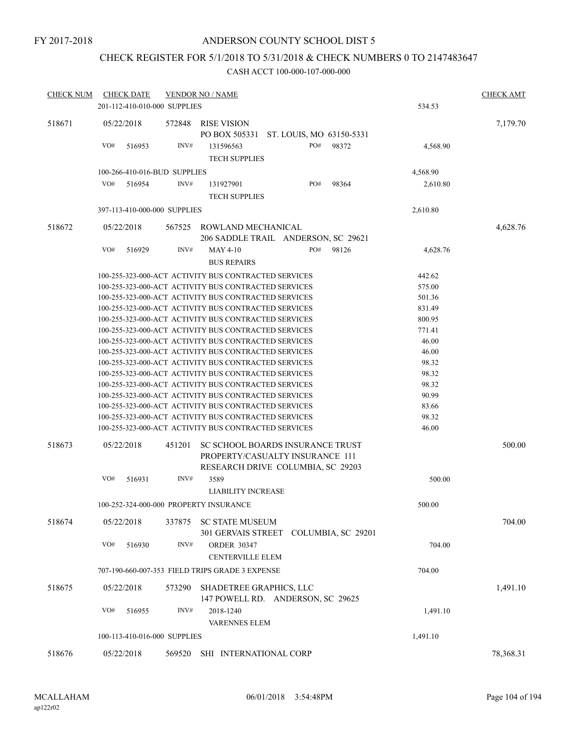FY 2017-2018

# ANDERSON COUNTY SCHOOL DIST 5

## CHECK REGISTER FOR 5/1/2018 TO 5/31/2018 & CHECK NUMBERS 0 TO 2147483647

CASH ACCT 100-000-107-000-000

| CHECK NUM | CHECK DATE | VENDOR NO / NAME | | CHECK AMT |
|---|---|---|---|---|
| | 201-112-410-010-000 SUPPLIES | | 534.53 | |
| 518671 | 05/22/2018 | 572848 RISE VISION<br>PO BOX 505331 ST. LOUIS, MO 63150-5331 | | 7,179.70 |
| | VO# 516953 | INV# 131596563 PO# 98372<br>TECH SUPPLIES | 4,568.90 | |
| | 100-266-410-016-BUD SUPPLIES | | 4,568.90 | |
| | VO# 516954 | INV# 131927901 PO# 98364<br>TECH SUPPLIES | 2,610.80 | |
| | 397-113-410-000-000 SUPPLIES | | 2,610.80 | |
| 518672 | 05/22/2018 | 567525 ROWLAND MECHANICAL<br>206 SADDLE TRAIL ANDERSON, SC 29621 | | 4,628.76 |
| | VO# 516929 | INV# MAY 4-10 PO# 98126<br>BUS REPAIRS | 4,628.76 | |
| | 100-255-323-000-ACT ACTIVITY BUS CONTRACTED SERVICES | | 442.62 | |
| | 100-255-323-000-ACT ACTIVITY BUS CONTRACTED SERVICES | | 575.00 | |
| | 100-255-323-000-ACT ACTIVITY BUS CONTRACTED SERVICES | | 501.36 | |
| | 100-255-323-000-ACT ACTIVITY BUS CONTRACTED SERVICES | | 831.49 | |
| | 100-255-323-000-ACT ACTIVITY BUS CONTRACTED SERVICES | | 800.95 | |
| | 100-255-323-000-ACT ACTIVITY BUS CONTRACTED SERVICES | | 771.41 | |
| | 100-255-323-000-ACT ACTIVITY BUS CONTRACTED SERVICES | | 46.00 | |
| | 100-255-323-000-ACT ACTIVITY BUS CONTRACTED SERVICES | | 46.00 | |
| | 100-255-323-000-ACT ACTIVITY BUS CONTRACTED SERVICES | | 98.32 | |
| | 100-255-323-000-ACT ACTIVITY BUS CONTRACTED SERVICES | | 98.32 | |
| | 100-255-323-000-ACT ACTIVITY BUS CONTRACTED SERVICES | | 98.32 | |
| | 100-255-323-000-ACT ACTIVITY BUS CONTRACTED SERVICES | | 90.99 | |
| | 100-255-323-000-ACT ACTIVITY BUS CONTRACTED SERVICES | | 83.66 | |
| | 100-255-323-000-ACT ACTIVITY BUS CONTRACTED SERVICES | | 98.32 | |
| | 100-255-323-000-ACT ACTIVITY BUS CONTRACTED SERVICES | | 46.00 | |
| 518673 | 05/22/2018 | 451201 SC SCHOOL BOARDS INSURANCE TRUST<br>PROPERTY/CASUALTY INSURANCE 111<br>RESEARCH DRIVE COLUMBIA, SC 29203 | | 500.00 |
| | VO# 516931 | INV# 3589<br>LIABILITY INCREASE | 500.00 | |
| | 100-252-324-000-000 PROPERTY INSURANCE | | 500.00 | |
| 518674 | 05/22/2018 | 337875 SC STATE MUSEUM<br>301 GERVAIS STREET COLUMBIA, SC 29201 | | 704.00 |
| | VO# 516930 | INV# ORDER 30347<br>CENTERVILLE ELEM | 704.00 | |
| | 707-190-660-007-353 FIELD TRIPS GRADE 3 EXPENSE | | 704.00 | |
| 518675 | 05/22/2018 | 573290 SHADETREE GRAPHICS, LLC<br>147 POWELL RD. ANDERSON, SC 29625 | | 1,491.10 |
| | VO# 516955 | INV# 2018-1240<br>VARENNES ELEM | 1,491.10 | |
| | 100-113-410-016-000 SUPPLIES | | 1,491.10 | |
| 518676 | 05/22/2018 | 569520 SHI INTERNATIONAL CORP | | 78,368.31 |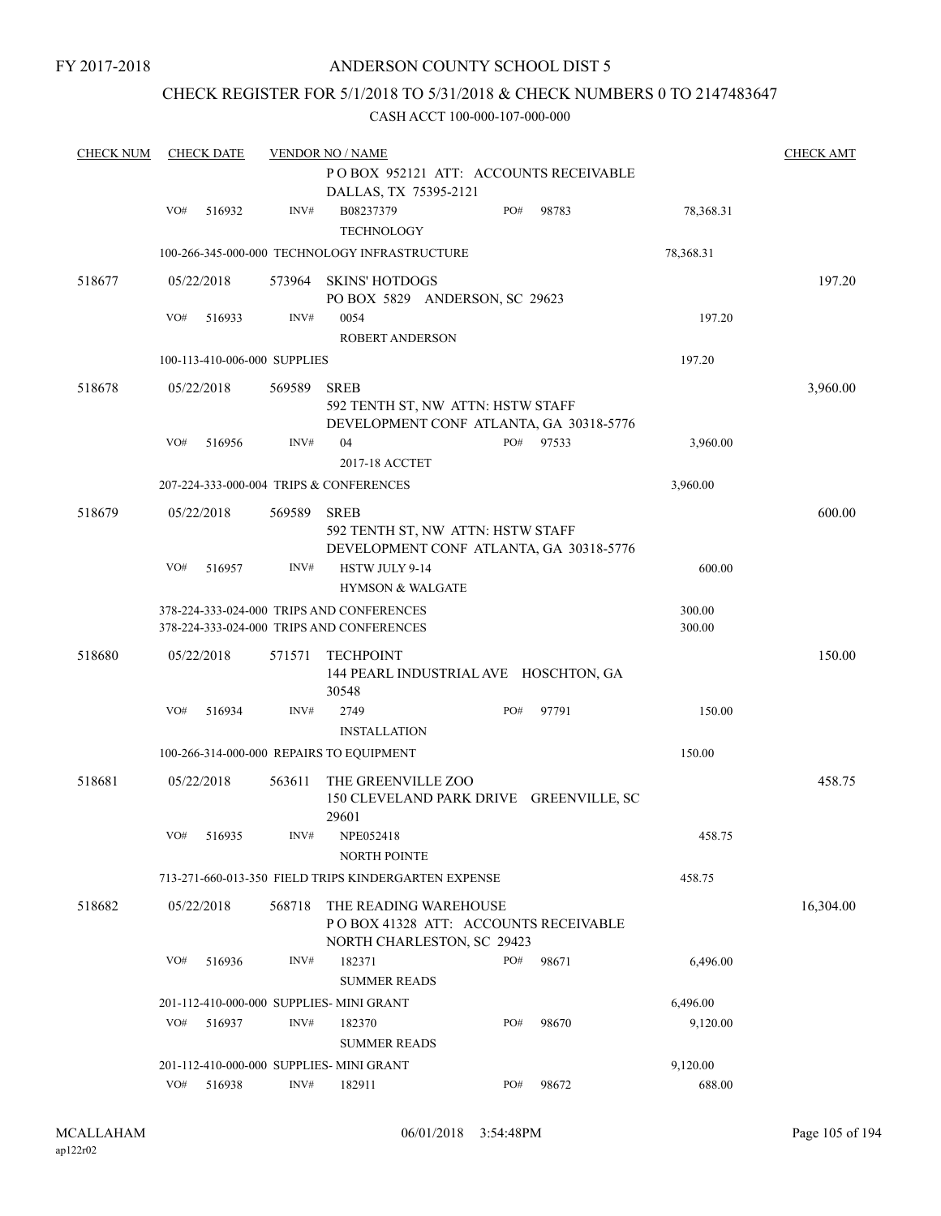FY 2017-2018

ANDERSON COUNTY SCHOOL DIST 5

CHECK REGISTER FOR 5/1/2018 TO 5/31/2018 & CHECK NUMBERS 0 TO 2147483647

CASH ACCT 100-000-107-000-000

| CHECK NUM | CHECK DATE | VENDOR NO / NAME | | | CHECK AMT |
|---|---|---|---|---|---|
| | | P O BOX 952121 ATT: ACCOUNTS RECEIVABLE DALLAS, TX 75395-2121 | | | |
| | VO# 516932 | INV# B08237379 TECHNOLOGY | PO# 98783 | 78,368.31 | |
| | | 100-266-345-000-000 TECHNOLOGY INFRASTRUCTURE | | 78,368.31 | |
| 518677 | 05/22/2018 | 573964 SKINS' HOTDOGS PO BOX 5829 ANDERSON, SC 29623 | | | 197.20 |
| | VO# 516933 | INV# 0054 ROBERT ANDERSON | | 197.20 | |
| | | 100-113-410-006-000 SUPPLIES | | 197.20 | |
| 518678 | 05/22/2018 | 569589 SREB 592 TENTH ST, NW ATTN: HSTW STAFF DEVELOPMENT CONF ATLANTA, GA 30318-5776 | | | 3,960.00 |
| | VO# 516956 | INV# 04 2017-18 ACCTET | PO# 97533 | 3,960.00 | |
| | | 207-224-333-000-004 TRIPS & CONFERENCES | | 3,960.00 | |
| 518679 | 05/22/2018 | 569589 SREB 592 TENTH ST, NW ATTN: HSTW STAFF DEVELOPMENT CONF ATLANTA, GA 30318-5776 | | | 600.00 |
| | VO# 516957 | INV# HSTW JULY 9-14 HYMSON & WALGATE | | 600.00 | |
| | | 378-224-333-024-000 TRIPS AND CONFERENCES | | 300.00 | |
| | | 378-224-333-024-000 TRIPS AND CONFERENCES | | 300.00 | |
| 518680 | 05/22/2018 | 571571 TECHPOINT 144 PEARL INDUSTRIAL AVE HOSCHTON, GA 30548 | | | 150.00 |
| | VO# 516934 | INV# 2749 INSTALLATION | PO# 97791 | 150.00 | |
| | | 100-266-314-000-000 REPAIRS TO EQUIPMENT | | 150.00 | |
| 518681 | 05/22/2018 | 563611 THE GREENVILLE ZOO 150 CLEVELAND PARK DRIVE GREENVILLE, SC 29601 | | | 458.75 |
| | VO# 516935 | INV# NPE052418 NORTH POINTE | | 458.75 | |
| | | 713-271-660-013-350 FIELD TRIPS KINDERGARTEN EXPENSE | | 458.75 | |
| 518682 | 05/22/2018 | 568718 THE READING WAREHOUSE P O BOX 41328 ATT: ACCOUNTS RECEIVABLE NORTH CHARLESTON, SC 29423 | | | 16,304.00 |
| | VO# 516936 | INV# 182371 SUMMER READS | PO# 98671 | 6,496.00 | |
| | | 201-112-410-000-000 SUPPLIES- MINI GRANT | | 6,496.00 | |
| | VO# 516937 | INV# 182370 SUMMER READS | PO# 98670 | 9,120.00 | |
| | | 201-112-410-000-000 SUPPLIES- MINI GRANT | | 9,120.00 | |
| | VO# 516938 | INV# 182911 | PO# 98672 | 688.00 | |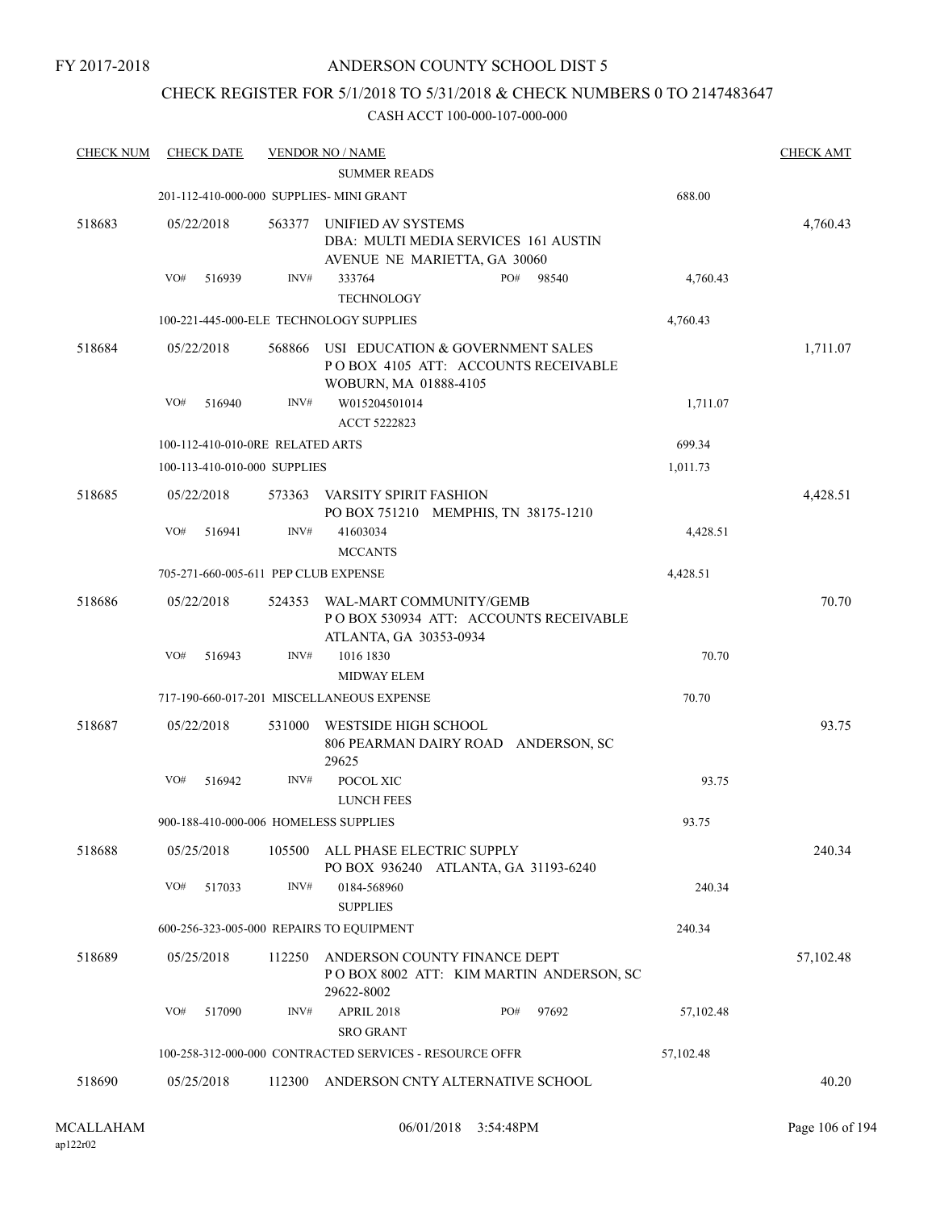FY 2017-2018

# ANDERSON COUNTY SCHOOL DIST 5

## CHECK REGISTER FOR 5/1/2018 TO 5/31/2018 & CHECK NUMBERS 0 TO 2147483647

CASH ACCT 100-000-107-000-000

| CHECK NUM | CHECK DATE | VENDOR NO / NAME | | CHECK AMT |
|---|---|---|---|---|
| | | SUMMER READS | | |
| | 201-112-410-000-000 SUPPLIES- MINI GRANT | | 688.00 | |
| 518683 | 05/22/2018 | 563377 UNIFIED AV SYSTEMS DBA: MULTI MEDIA SERVICES 161 AUSTIN AVENUE NE MARIETTA, GA 30060 | | 4,760.43 |
| | VO# 516939 | INV# 333764 PO# 98540 TECHNOLOGY | 4,760.43 | |
| | 100-221-445-000-ELE TECHNOLOGY SUPPLIES | | 4,760.43 | |
| 518684 | 05/22/2018 | 568866 USI EDUCATION & GOVERNMENT SALES P O BOX 4105 ATT: ACCOUNTS RECEIVABLE WOBURN, MA 01888-4105 | | 1,711.07 |
| | VO# 516940 | INV# W015204501014 ACCT 5222823 | 1,711.07 | |
| | 100-112-410-010-0RE RELATED ARTS | | 699.34 | |
| | 100-113-410-010-000 SUPPLIES | | 1,011.73 | |
| 518685 | 05/22/2018 | 573363 VARSITY SPIRIT FASHION PO BOX 751210 MEMPHIS, TN 38175-1210 | | 4,428.51 |
| | VO# 516941 | INV# 41603034 MCCANTS | 4,428.51 | |
| | 705-271-660-005-611 PEP CLUB EXPENSE | | 4,428.51 | |
| 518686 | 05/22/2018 | 524353 WAL-MART COMMUNITY/GEMB P O BOX 530934 ATT: ACCOUNTS RECEIVABLE ATLANTA, GA 30353-0934 | | 70.70 |
| | VO# 516943 | INV# 1016 1830 MIDWAY ELEM | 70.70 | |
| | 717-190-660-017-201 MISCELLANEOUS EXPENSE | | 70.70 | |
| 518687 | 05/22/2018 | 531000 WESTSIDE HIGH SCHOOL 806 PEARMAN DAIRY ROAD ANDERSON, SC 29625 | | 93.75 |
| | VO# 516942 | INV# POCOL XIC LUNCH FEES | 93.75 | |
| | 900-188-410-000-006 HOMELESS SUPPLIES | | 93.75 | |
| 518688 | 05/25/2018 | 105500 ALL PHASE ELECTRIC SUPPLY PO BOX 936240 ATLANTA, GA 31193-6240 | | 240.34 |
| | VO# 517033 | INV# 0184-568960 SUPPLIES | 240.34 | |
| | 600-256-323-005-000 REPAIRS TO EQUIPMENT | | 240.34 | |
| 518689 | 05/25/2018 | 112250 ANDERSON COUNTY FINANCE DEPT P O BOX 8002 ATT: KIM MARTIN ANDERSON, SC 29622-8002 | | 57,102.48 |
| | VO# 517090 | INV# APRIL 2018 PO# 97692 SRO GRANT | 57,102.48 | |
| | 100-258-312-000-000 CONTRACTED SERVICES - RESOURCE OFFR | | 57,102.48 | |
| 518690 | 05/25/2018 | 112300 ANDERSON CNTY ALTERNATIVE SCHOOL | | 40.20 |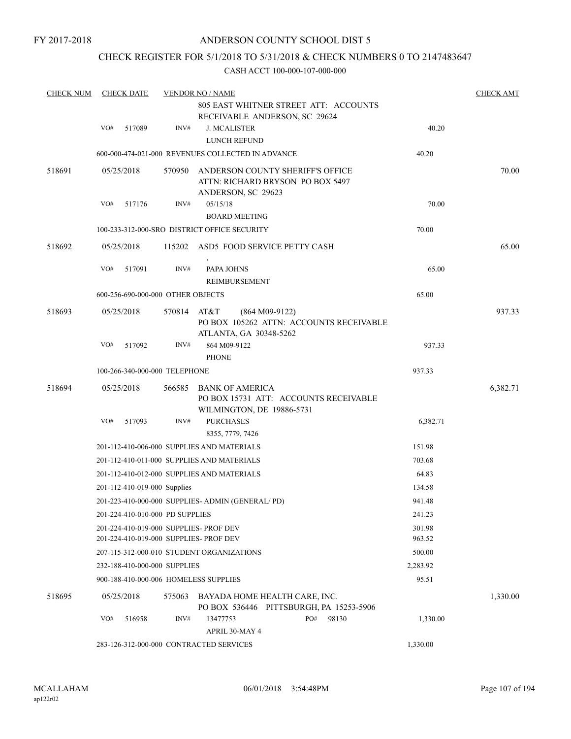FY 2017-2018

# ANDERSON COUNTY SCHOOL DIST 5

## CHECK REGISTER FOR 5/1/2018 TO 5/31/2018 & CHECK NUMBERS 0 TO 2147483647

CASH ACCT 100-000-107-000-000

| CHECK NUM | CHECK DATE | VENDOR NO / NAME | | CHECK AMT |
|---|---|---|---|---|
| | | 805 EAST WHITNER STREET ATT: ACCOUNTS RECEIVABLE ANDERSON, SC 29624 | | |
| | VO# 517089 | INV# J. MCALISTER<br>LUNCH REFUND | 40.20 | |
| | | 600-000-474-021-000 REVENUES COLLECTED IN ADVANCE | 40.20 | |
| 518691 | 05/25/2018 | 570950 ANDERSON COUNTY SHERIFF'S OFFICE<br>ATTN: RICHARD BRYSON PO BOX 5497<br>ANDERSON, SC 29623 | | 70.00 |
| | VO# 517176 | INV# 05/15/18<br>BOARD MEETING | 70.00 | |
| | | 100-233-312-000-SRO DISTRICT OFFICE SECURITY | 70.00 | |
| 518692 | 05/25/2018 | 115202 ASD5 FOOD SERVICE PETTY CASH<br>, | | 65.00 |
| | VO# 517091 | INV# PAPA JOHNS<br>REIMBURSEMENT | 65.00 | |
| | | 600-256-690-000-000 OTHER OBJECTS | 65.00 | |
| 518693 | 05/25/2018 | 570814 AT&T (864 M09-9122)<br>PO BOX 105262 ATTN: ACCOUNTS RECEIVABLE<br>ATLANTA, GA 30348-5262 | | 937.33 |
| | VO# 517092 | INV# 864 M09-9122<br>PHONE | 937.33 | |
| | | 100-266-340-000-000 TELEPHONE | 937.33 | |
| 518694 | 05/25/2018 | 566585 BANK OF AMERICA<br>PO BOX 15731 ATT: ACCOUNTS RECEIVABLE<br>WILMINGTON, DE 19886-5731 | | 6,382.71 |
| | VO# 517093 | INV# PURCHASES<br>8355, 7779, 7426 | 6,382.71 | |
| | | 201-112-410-006-000 SUPPLIES AND MATERIALS | 151.98 | |
| | | 201-112-410-011-000 SUPPLIES AND MATERIALS | 703.68 | |
| | | 201-112-410-012-000 SUPPLIES AND MATERIALS | 64.83 | |
| | | 201-112-410-019-000 Supplies | 134.58 | |
| | | 201-223-410-000-000 SUPPLIES- ADMIN (GENERAL/ PD) | 941.48 | |
| | | 201-224-410-010-000 PD SUPPLIES | 241.23 | |
| | | 201-224-410-019-000 SUPPLIES- PROF DEV | 301.98 | |
| | | 201-224-410-019-000 SUPPLIES- PROF DEV | 963.52 | |
| | | 207-115-312-000-010 STUDENT ORGANIZATIONS | 500.00 | |
| | | 232-188-410-000-000 SUPPLIES | 2,283.92 | |
| | | 900-188-410-000-006 HOMELESS SUPPLIES | 95.51 | |
| 518695 | 05/25/2018 | 575063 BAYADA HOME HEALTH CARE, INC.<br>PO BOX 536446 PITTSBURGH, PA 15253-5906 | | 1,330.00 |
| | VO# 516958 | INV# 13477753 PO# 98130<br>APRIL 30-MAY 4 | 1,330.00 | |
| | | 283-126-312-000-000 CONTRACTED SERVICES | 1,330.00 | |

MCALLAHAM
ap122r02
06/01/2018 3:54:48PM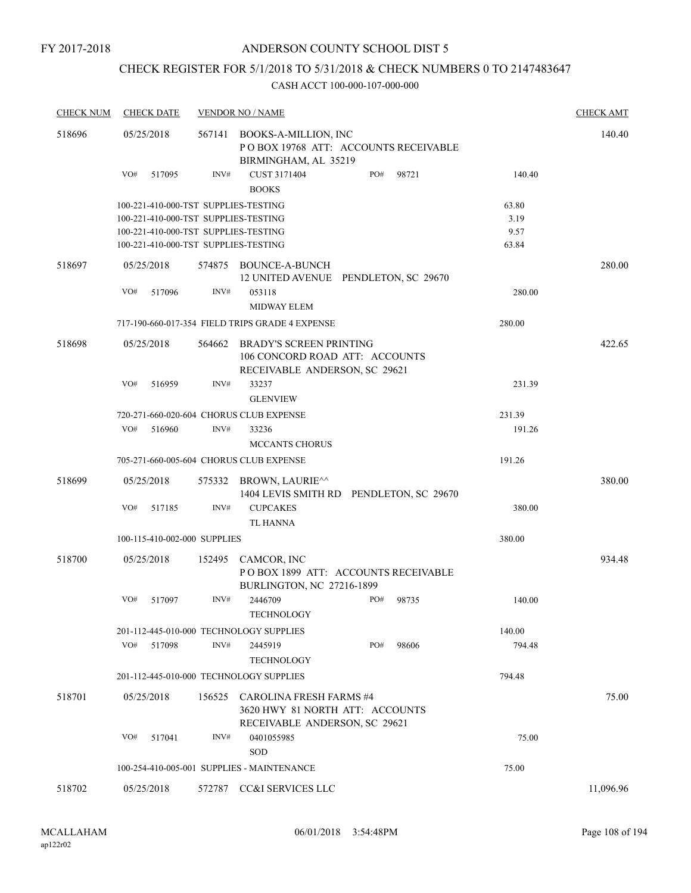FY 2017-2018

# ANDERSON COUNTY SCHOOL DIST 5

## CHECK REGISTER FOR 5/1/2018 TO 5/31/2018 & CHECK NUMBERS 0 TO 2147483647

CASH ACCT 100-000-107-000-000

| CHECK NUM | CHECK DATE | VENDOR NO / NAME | | CHECK AMT |
|---|---|---|---|---|
| 518696 | 05/25/2018 | 567141 BOOKS-A-MILLION, INC<br>P O BOX 19768 ATT: ACCOUNTS RECEIVABLE<br>BIRMINGHAM, AL 35219 | | 140.40 |
| | VO# 517095 | INV# CUST 3171404 PO# 98721<br>BOOKS | 140.40 | |
| | | 100-221-410-000-TST SUPPLIES-TESTING | 63.80 | |
| | | 100-221-410-000-TST SUPPLIES-TESTING | 3.19 | |
| | | 100-221-410-000-TST SUPPLIES-TESTING | 9.57 | |
| | | 100-221-410-000-TST SUPPLIES-TESTING | 63.84 | |
| 518697 | 05/25/2018 | 574875 BOUNCE-A-BUNCH<br>12 UNITED AVENUE PENDLETON, SC 29670 | | 280.00 |
| | VO# 517096 | INV# 053118<br>MIDWAY ELEM | 280.00 | |
| | | 717-190-660-017-354 FIELD TRIPS GRADE 4 EXPENSE | 280.00 | |
| 518698 | 05/25/2018 | 564662 BRADY'S SCREEN PRINTING<br>106 CONCORD ROAD ATT: ACCOUNTS<br>RECEIVABLE ANDERSON, SC 29621 | | 422.65 |
| | VO# 516959 | INV# 33237<br>GLENVIEW | 231.39 | |
| | | 720-271-660-020-604 CHORUS CLUB EXPENSE | 231.39 | |
| | VO# 516960 | INV# 33236<br>MCCANTS CHORUS | 191.26 | |
| | | 705-271-660-005-604 CHORUS CLUB EXPENSE | 191.26 | |
| 518699 | 05/25/2018 | 575332 BROWN, LAURIE^^<br>1404 LEVIS SMITH RD PENDLETON, SC 29670 | | 380.00 |
| | VO# 517185 | INV# CUPCAKES<br>TL HANNA | 380.00 | |
| | | 100-115-410-002-000 SUPPLIES | 380.00 | |
| 518700 | 05/25/2018 | 152495 CAMCOR, INC<br>P O BOX 1899 ATT: ACCOUNTS RECEIVABLE<br>BURLINGTON, NC 27216-1899 | | 934.48 |
| | VO# 517097 | INV# 2446709 PO# 98735<br>TECHNOLOGY | 140.00 | |
| | | 201-112-445-010-000 TECHNOLOGY SUPPLIES | 140.00 | |
| | VO# 517098 | INV# 2445919 PO# 98606<br>TECHNOLOGY | 794.48 | |
| | | 201-112-445-010-000 TECHNOLOGY SUPPLIES | 794.48 | |
| 518701 | 05/25/2018 | 156525 CAROLINA FRESH FARMS #4<br>3620 HWY 81 NORTH ATT: ACCOUNTS<br>RECEIVABLE ANDERSON, SC 29621 | | 75.00 |
| | VO# 517041 | INV# 0401055985<br>SOD | 75.00 | |
| | | 100-254-410-005-001 SUPPLIES - MAINTENANCE | 75.00 | |
| 518702 | 05/25/2018 | 572787 CC&I SERVICES LLC | | 11,096.96 |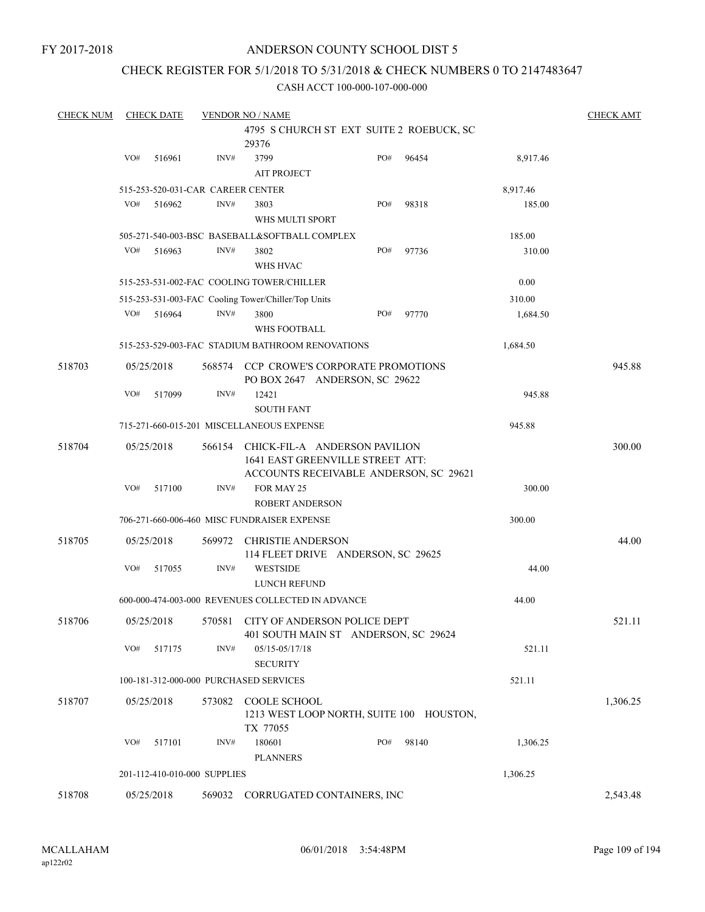FY 2017-2018

# ANDERSON COUNTY SCHOOL DIST 5

## CHECK REGISTER FOR 5/1/2018 TO 5/31/2018 & CHECK NUMBERS 0 TO 2147483647

CASH ACCT 100-000-107-000-000

| CHECK NUM | CHECK DATE | VENDOR NO / NAME | | | | CHECK AMT |
|---|---|---|---|---|---|---|
| | | | 4795 S CHURCH ST EXT SUITE 2 ROEBUCK, SC 29376 | | | |
| | VO# 516961 | INV# | 3799<br>AIT PROJECT | PO# 96454 | 8,917.46 | |
| | 515-253-520-031-CAR CAREER CENTER | | | | 8,917.46 | |
| | VO# 516962 | INV# | 3803<br>WHS MULTI SPORT | PO# 98318 | 185.00 | |
| | 505-271-540-003-BSC BASEBALL&SOFTBALL COMPLEX | | | | 185.00 | |
| | VO# 516963 | INV# | 3802<br>WHS HVAC | PO# 97736 | 310.00 | |
| | 515-253-531-002-FAC COOLING TOWER/CHILLER | | | | 0.00 | |
| | 515-253-531-003-FAC Cooling Tower/Chiller/Top Units | | | | 310.00 | |
| | VO# 516964 | INV# | 3800<br>WHS FOOTBALL | PO# 97770 | 1,684.50 | |
| | 515-253-529-003-FAC STADIUM BATHROOM RENOVATIONS | | | | 1,684.50 | |
| 518703 | 05/25/2018 | 568574 | CCP CROWE'S CORPORATE PROMOTIONS<br>PO BOX 2647 ANDERSON, SC 29622 | | | 945.88 |
| | VO# 517099 | INV# | 12421<br>SOUTH FANT | | 945.88 | |
| | 715-271-660-015-201 MISCELLANEOUS EXPENSE | | | | 945.88 | |
| 518704 | 05/25/2018 | 566154 | CHICK-FIL-A ANDERSON PAVILION<br>1641 EAST GREENVILLE STREET ATT: ACCOUNTS RECEIVABLE ANDERSON, SC 29621 | | | 300.00 |
| | VO# 517100 | INV# | FOR MAY 25<br>ROBERT ANDERSON | | 300.00 | |
| | 706-271-660-006-460 MISC FUNDRAISER EXPENSE | | | | 300.00 | |
| 518705 | 05/25/2018 | 569972 | CHRISTIE ANDERSON<br>114 FLEET DRIVE ANDERSON, SC 29625 | | | 44.00 |
| | VO# 517055 | INV# | WESTSIDE<br>LUNCH REFUND | | 44.00 | |
| | 600-000-474-003-000 REVENUES COLLECTED IN ADVANCE | | | | 44.00 | |
| 518706 | 05/25/2018 | 570581 | CITY OF ANDERSON POLICE DEPT<br>401 SOUTH MAIN ST ANDERSON, SC 29624 | | | 521.11 |
| | VO# 517175 | INV# | 05/15-05/17/18<br>SECURITY | | 521.11 | |
| | 100-181-312-000-000 PURCHASED SERVICES | | | | 521.11 | |
| 518707 | 05/25/2018 | 573082 | COOLE SCHOOL<br>1213 WEST LOOP NORTH, SUITE 100 HOUSTON, TX 77055 | | | 1,306.25 |
| | VO# 517101 | INV# | 180601<br>PLANNERS | PO# 98140 | 1,306.25 | |
| | 201-112-410-010-000 SUPPLIES | | | | 1,306.25 | |
| 518708 | 05/25/2018 | 569032 | CORRUGATED CONTAINERS, INC | | | 2,543.48 |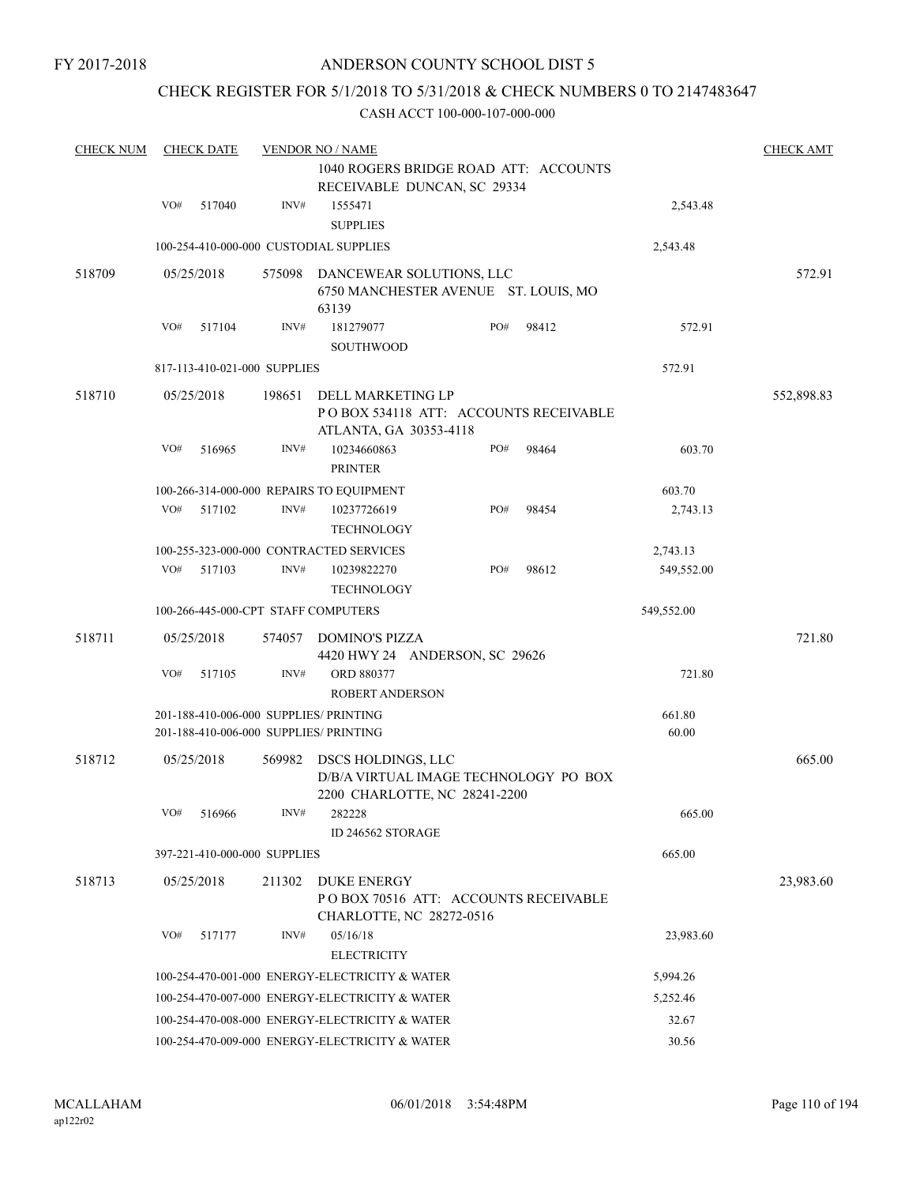FY 2017-2018

# ANDERSON COUNTY SCHOOL DIST 5

## CHECK REGISTER FOR 5/1/2018 TO 5/31/2018 & CHECK NUMBERS 0 TO 2147483647

CASH ACCT 100-000-107-000-000

| CHECK NUM | CHECK DATE | VENDOR NO / NAME | | | CHECK AMT |
|---|---|---|---|---|---|
| | | | 1040 ROGERS BRIDGE ROAD ATT: ACCOUNTS RECEIVABLE DUNCAN, SC 29334 | | |
| | VO# 517040 | INV# | 1555471 SUPPLIES | 2,543.48 | |
| | 100-254-410-000-000 CUSTODIAL SUPPLIES | | | 2,543.48 | |
| 518709 | 05/25/2018 | 575098 | DANCEWEAR SOLUTIONS, LLC 6750 MANCHESTER AVENUE ST. LOUIS, MO 63139 | | 572.91 |
| | VO# 517104 | INV# | 181279077 SOUTHWOOD PO# 98412 | 572.91 | |
| | 817-113-410-021-000 SUPPLIES | | | 572.91 | |
| 518710 | 05/25/2018 | 198651 | DELL MARKETING LP P O BOX 534118 ATT: ACCOUNTS RECEIVABLE ATLANTA, GA 30353-4118 | | 552,898.83 |
| | VO# 516965 | INV# | 10234660863 PRINTER PO# 98464 | 603.70 | |
| | 100-266-314-000-000 REPAIRS TO EQUIPMENT | | | 603.70 | |
| | VO# 517102 | INV# | 10237726619 TECHNOLOGY PO# 98454 | 2,743.13 | |
| | 100-255-323-000-000 CONTRACTED SERVICES | | | 2,743.13 | |
| | VO# 517103 | INV# | 10239822270 TECHNOLOGY PO# 98612 | 549,552.00 | |
| | 100-266-445-000-CPT STAFF COMPUTERS | | | 549,552.00 | |
| 518711 | 05/25/2018 | 574057 | DOMINO'S PIZZA 4420 HWY 24 ANDERSON, SC 29626 | | 721.80 |
| | VO# 517105 | INV# | ORD 880377 ROBERT ANDERSON | 721.80 | |
| | 201-188-410-006-000 SUPPLIES/ PRINTING | | | 661.80 | |
| | 201-188-410-006-000 SUPPLIES/ PRINTING | | | 60.00 | |
| 518712 | 05/25/2018 | 569982 | DSCS HOLDINGS, LLC D/B/A VIRTUAL IMAGE TECHNOLOGY PO BOX 2200 CHARLOTTE, NC 28241-2200 | | 665.00 |
| | VO# 516966 | INV# | 282228 ID 246562 STORAGE | 665.00 | |
| | 397-221-410-000-000 SUPPLIES | | | 665.00 | |
| 518713 | 05/25/2018 | 211302 | DUKE ENERGY P O BOX 70516 ATT: ACCOUNTS RECEIVABLE CHARLOTTE, NC 28272-0516 | | 23,983.60 |
| | VO# 517177 | INV# | 05/16/18 ELECTRICITY | 23,983.60 | |
| | 100-254-470-001-000 ENERGY-ELECTRICITY & WATER | | | 5,994.26 | |
| | 100-254-470-007-000 ENERGY-ELECTRICITY & WATER | | | 5,252.46 | |
| | 100-254-470-008-000 ENERGY-ELECTRICITY & WATER | | | 32.67 | |
| | 100-254-470-009-000 ENERGY-ELECTRICITY & WATER | | | 30.56 | |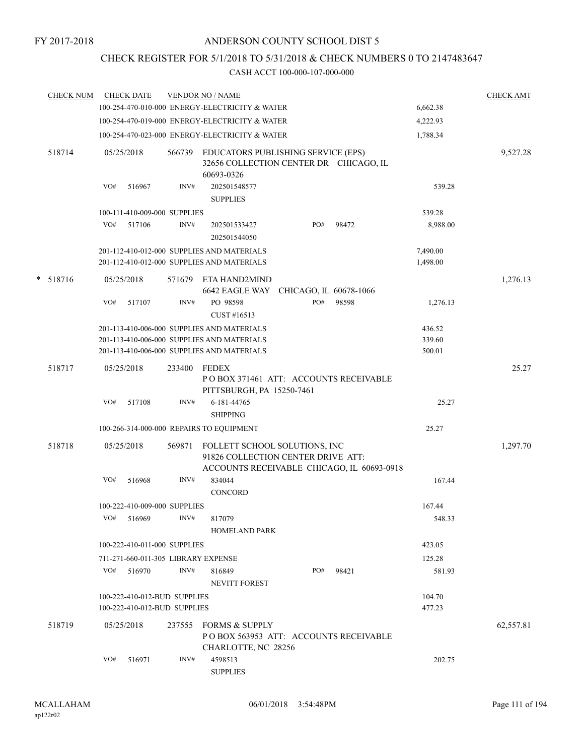FY 2017-2018

# ANDERSON COUNTY SCHOOL DIST 5

## CHECK REGISTER FOR 5/1/2018 TO 5/31/2018 & CHECK NUMBERS 0 TO 2147483647

### CASH ACCT 100-000-107-000-000

| CHECK NUM | CHECK DATE | VENDOR NO / NAME | | CHECK AMT |
|---|---|---|---|---|
| | | 100-254-470-010-000 ENERGY-ELECTRICITY & WATER | 6,662.38 | |
| | | 100-254-470-019-000 ENERGY-ELECTRICITY & WATER | 4,222.93 | |
| | | 100-254-470-023-000 ENERGY-ELECTRICITY & WATER | 1,788.34 | |
| 518714 | 05/25/2018 | 566739 EDUCATORS PUBLISHING SERVICE (EPS) 32656 COLLECTION CENTER DR CHICAGO, IL 60693-0326 | | 9,527.28 |
| | VO# 516967 | INV# 202501548577 SUPPLIES | 539.28 | |
| | | 100-111-410-009-000 SUPPLIES | 539.28 | |
| | VO# 517106 | INV# 202501533427 202501544050 PO# 98472 | 8,988.00 | |
| | | 201-112-410-012-000 SUPPLIES AND MATERIALS | 7,490.00 | |
| | | 201-112-410-012-000 SUPPLIES AND MATERIALS | 1,498.00 | |
| * 518716 | 05/25/2018 | 571679 ETA HAND2MIND 6642 EAGLE WAY CHICAGO, IL 60678-1066 | | 1,276.13 |
| | VO# 517107 | INV# PO 98598 CUST #16513 PO# 98598 | 1,276.13 | |
| | | 201-113-410-006-000 SUPPLIES AND MATERIALS | 436.52 | |
| | | 201-113-410-006-000 SUPPLIES AND MATERIALS | 339.60 | |
| | | 201-113-410-006-000 SUPPLIES AND MATERIALS | 500.01 | |
| 518717 | 05/25/2018 | 233400 FEDEX P O BOX 371461 ATT: ACCOUNTS RECEIVABLE PITTSBURGH, PA 15250-7461 | | 25.27 |
| | VO# 517108 | INV# 6-181-44765 SHIPPING | 25.27 | |
| | | 100-266-314-000-000 REPAIRS TO EQUIPMENT | 25.27 | |
| 518718 | 05/25/2018 | 569871 FOLLETT SCHOOL SOLUTIONS, INC 91826 COLLECTION CENTER DRIVE ATT: ACCOUNTS RECEIVABLE CHICAGO, IL 60693-0918 | | 1,297.70 |
| | VO# 516968 | INV# 834044 CONCORD | 167.44 | |
| | | 100-222-410-009-000 SUPPLIES | 167.44 | |
| | VO# 516969 | INV# 817079 HOMELAND PARK | 548.33 | |
| | | 100-222-410-011-000 SUPPLIES | 423.05 | |
| | | 711-271-660-011-305 LIBRARY EXPENSE | 125.28 | |
| | VO# 516970 | INV# 816849 NEVITT FOREST PO# 98421 | 581.93 | |
| | | 100-222-410-012-BUD SUPPLIES | 104.70 | |
| | | 100-222-410-012-BUD SUPPLIES | 477.23 | |
| 518719 | 05/25/2018 | 237555 FORMS & SUPPLY P O BOX 563953 ATT: ACCOUNTS RECEIVABLE CHARLOTTE, NC 28256 | | 62,557.81 |
| | VO# 516971 | INV# 4598513 SUPPLIES | 202.75 | |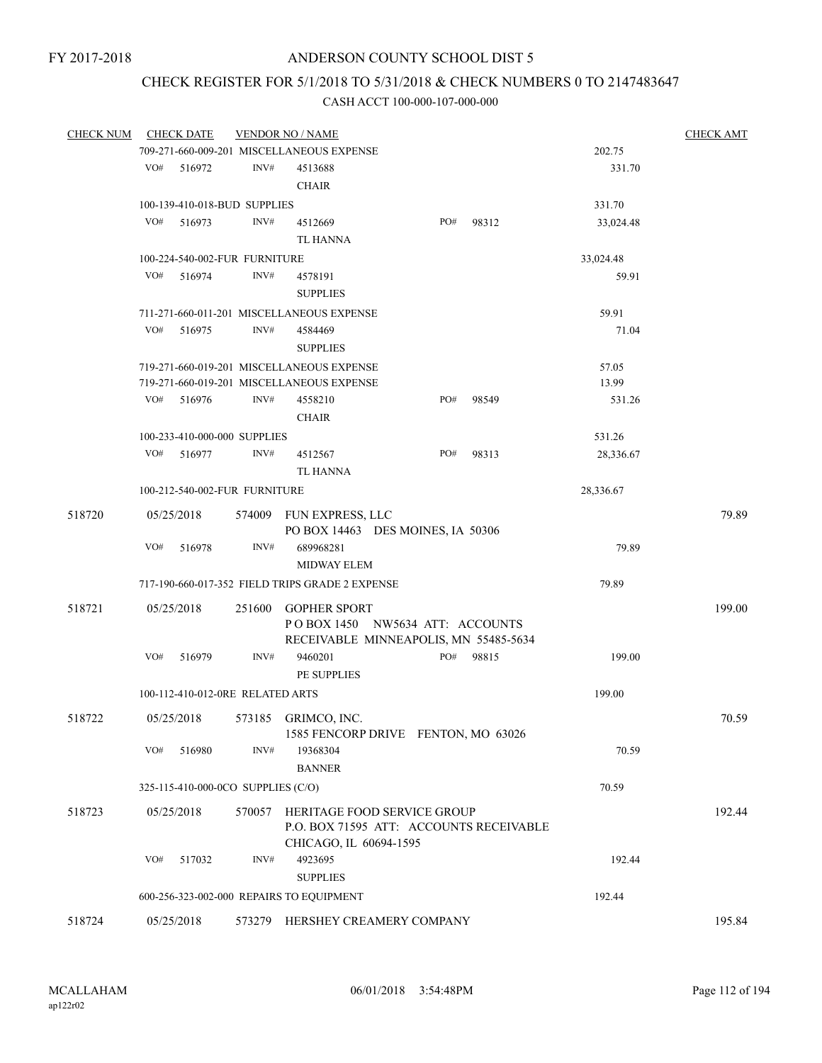FY 2017-2018

# ANDERSON COUNTY SCHOOL DIST 5

## CHECK REGISTER FOR 5/1/2018 TO 5/31/2018 & CHECK NUMBERS 0 TO 2147483647

CASH ACCT 100-000-107-000-000

| CHECK NUM | CHECK DATE | VENDOR NO / NAME | | CHECK AMT |
|---|---|---|---|---|
| | 709-271-660-009-201 MISCELLANEOUS EXPENSE | | 202.75 | |
| | VO# 516972 | INV# 4513688 CHAIR | 331.70 | |
| | 100-139-410-018-BUD SUPPLIES | | 331.70 | |
| | VO# 516973 | INV# 4512669 TL HANNA PO# 98312 | 33,024.48 | |
| | 100-224-540-002-FUR FURNITURE | | 33,024.48 | |
| | VO# 516974 | INV# 4578191 SUPPLIES | 59.91 | |
| | 711-271-660-011-201 MISCELLANEOUS EXPENSE | | 59.91 | |
| | VO# 516975 | INV# 4584469 SUPPLIES | 71.04 | |
| | 719-271-660-019-201 MISCELLANEOUS EXPENSE | | 57.05 | |
| | 719-271-660-019-201 MISCELLANEOUS EXPENSE | | 13.99 | |
| | VO# 516976 | INV# 4558210 CHAIR PO# 98549 | 531.26 | |
| | 100-233-410-000-000 SUPPLIES | | 531.26 | |
| | VO# 516977 | INV# 4512567 TL HANNA PO# 98313 | 28,336.67 | |
| | 100-212-540-002-FUR FURNITURE | | 28,336.67 | |
| 518720 | 05/25/2018 | 574009 FUN EXPRESS, LLC PO BOX 14463 DES MOINES, IA 50306 | | 79.89 |
| | VO# 516978 | INV# 689968281 MIDWAY ELEM | 79.89 | |
| | 717-190-660-017-352 FIELD TRIPS GRADE 2 EXPENSE | | 79.89 | |
| 518721 | 05/25/2018 | 251600 GOPHER SPORT P O BOX 1450 NW5634 ATT: ACCOUNTS RECEIVABLE MINNEAPOLIS, MN 55485-5634 | | 199.00 |
| | VO# 516979 | INV# 9460201 PE SUPPLIES PO# 98815 | 199.00 | |
| | 100-112-410-012-0RE RELATED ARTS | | 199.00 | |
| 518722 | 05/25/2018 | 573185 GRIMCO, INC. 1585 FENCORP DRIVE FENTON, MO 63026 | | 70.59 |
| | VO# 516980 | INV# 19368304 BANNER | 70.59 | |
| | 325-115-410-000-0CO SUPPLIES (C/O) | | 70.59 | |
| 518723 | 05/25/2018 | 570057 HERITAGE FOOD SERVICE GROUP P.O. BOX 71595 ATT: ACCOUNTS RECEIVABLE CHICAGO, IL 60694-1595 | | 192.44 |
| | VO# 517032 | INV# 4923695 SUPPLIES | 192.44 | |
| | 600-256-323-002-000 REPAIRS TO EQUIPMENT | | 192.44 | |
| 518724 | 05/25/2018 | 573279 HERSHEY CREAMERY COMPANY | | 195.84 |

MCALLAHAM ap122r02 06/01/2018 3:54:48PM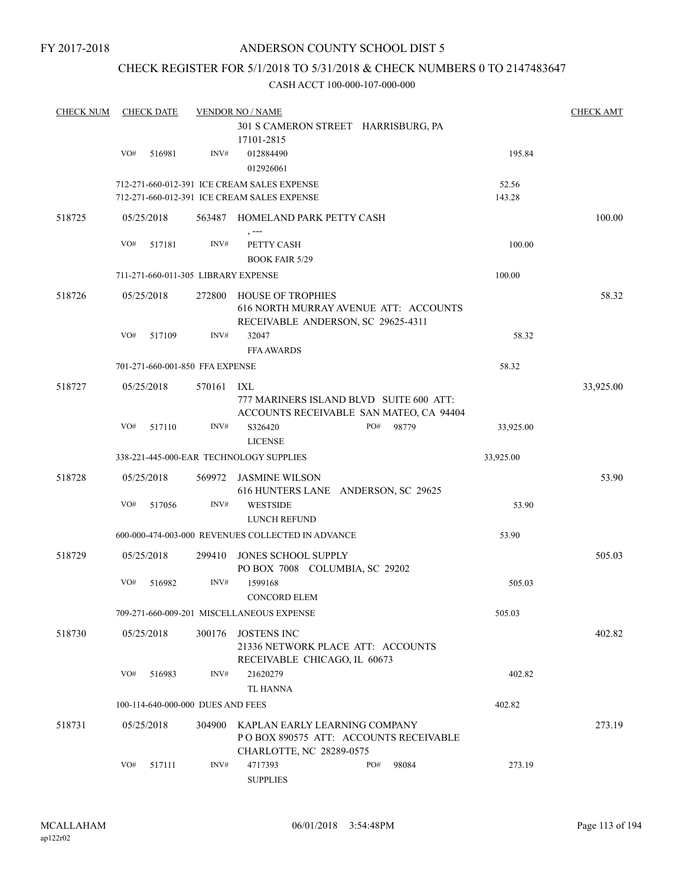FY 2017-2018

ANDERSON COUNTY SCHOOL DIST 5

CHECK REGISTER FOR 5/1/2018 TO 5/31/2018 & CHECK NUMBERS 0 TO 2147483647

CASH ACCT 100-000-107-000-000

| CHECK NUM | CHECK DATE | VENDOR NO / NAME | | CHECK AMT |
|---|---|---|---|---|
| | | 301 S CAMERON STREET HARRISBURG, PA 17101-2815 | | |
| | VO# 516981 | INV# 012884490<br>012926061 | 195.84 | |
| | | 712-271-660-012-391 ICE CREAM SALES EXPENSE | 52.56 | |
| | | 712-271-660-012-391 ICE CREAM SALES EXPENSE | 143.28 | |
| 518725 | 05/25/2018 | 563487 HOMELAND PARK PETTY CASH<br>, --- | | 100.00 |
| | VO# 517181 | INV# PETTY CASH<br>BOOK FAIR 5/29 | 100.00 | |
| | | 711-271-660-011-305 LIBRARY EXPENSE | 100.00 | |
| 518726 | 05/25/2018 | 272800 HOUSE OF TROPHIES<br>616 NORTH MURRAY AVENUE ATT: ACCOUNTS RECEIVABLE ANDERSON, SC 29625-4311 | | 58.32 |
| | VO# 517109 | INV# 32047<br>FFA AWARDS | 58.32 | |
| | | 701-271-660-001-850 FFA EXPENSE | 58.32 | |
| 518727 | 05/25/2018 | 570161 IXL<br>777 MARINERS ISLAND BLVD SUITE 600 ATT: ACCOUNTS RECEIVABLE SAN MATEO, CA 94404 | | 33,925.00 |
| | VO# 517110 | INV# S326420 PO# 98779<br>LICENSE | 33,925.00 | |
| | | 338-221-445-000-EAR TECHNOLOGY SUPPLIES | 33,925.00 | |
| 518728 | 05/25/2018 | 569972 JASMINE WILSON<br>616 HUNTERS LANE ANDERSON, SC 29625 | | 53.90 |
| | VO# 517056 | INV# WESTSIDE<br>LUNCH REFUND | 53.90 | |
| | | 600-000-474-003-000 REVENUES COLLECTED IN ADVANCE | 53.90 | |
| 518729 | 05/25/2018 | 299410 JONES SCHOOL SUPPLY<br>PO BOX 7008 COLUMBIA, SC 29202 | | 505.03 |
| | VO# 516982 | INV# 1599168<br>CONCORD ELEM | 505.03 | |
| | | 709-271-660-009-201 MISCELLANEOUS EXPENSE | 505.03 | |
| 518730 | 05/25/2018 | 300176 JOSTENS INC<br>21336 NETWORK PLACE ATT: ACCOUNTS RECEIVABLE CHICAGO, IL 60673 | | 402.82 |
| | VO# 516983 | INV# 21620279<br>TL HANNA | 402.82 | |
| | | 100-114-640-000-000 DUES AND FEES | 402.82 | |
| 518731 | 05/25/2018 | 304900 KAPLAN EARLY LEARNING COMPANY<br>P O BOX 890575 ATT: ACCOUNTS RECEIVABLE CHARLOTTE, NC 28289-0575 | | 273.19 |
| | VO# 517111 | INV# 4717393 PO# 98084<br>SUPPLIES | 273.19 | |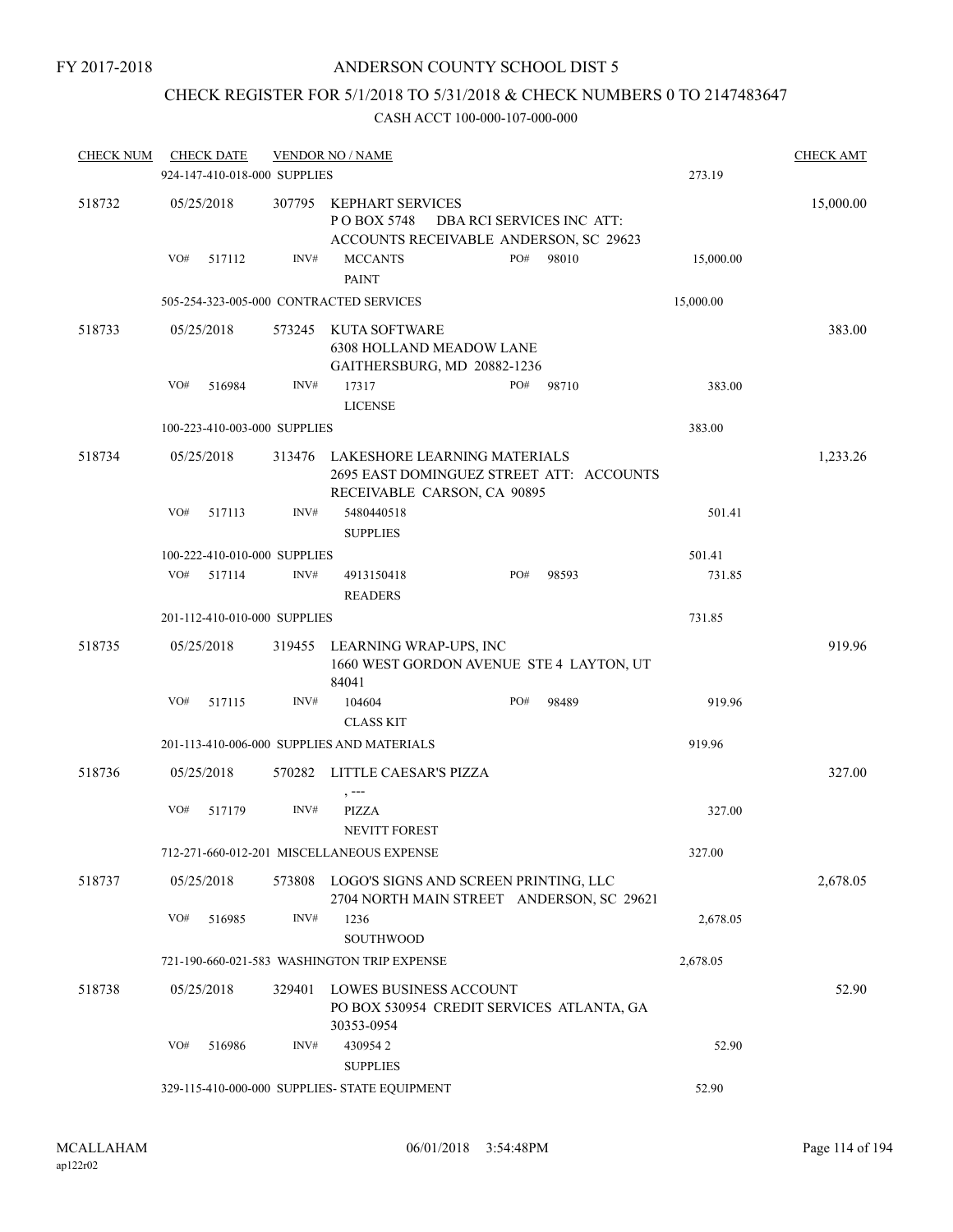FY 2017-2018

# ANDERSON COUNTY SCHOOL DIST 5

## CHECK REGISTER FOR 5/1/2018 TO 5/31/2018 & CHECK NUMBERS 0 TO 2147483647

CASH ACCT 100-000-107-000-000

| CHECK NUM | CHECK DATE | VENDOR NO / NAME | | | CHECK AMT |
|---|---|---|---|---|---|
| | 924-147-410-018-000 SUPPLIES | | | 273.19 | |
| 518732 | 05/25/2018 | 307795 KEPHART SERVICES<br>P O BOX 5748 DBA RCI SERVICES INC ATT: ACCOUNTS RECEIVABLE ANDERSON, SC 29623 | | | 15,000.00 |
| | VO# 517112 | INV# MCCANTS<br>PAINT | PO# 98010 | 15,000.00 | |
| | 505-254-323-005-000 CONTRACTED SERVICES | | | 15,000.00 | |
| 518733 | 05/25/2018 | 573245 KUTA SOFTWARE<br>6308 HOLLAND MEADOW LANE<br>GAITHERSBURG, MD 20882-1236 | | | 383.00 |
| | VO# 516984 | INV# 17317<br>LICENSE | PO# 98710 | 383.00 | |
| | 100-223-410-003-000 SUPPLIES | | | 383.00 | |
| 518734 | 05/25/2018 | 313476 LAKESHORE LEARNING MATERIALS<br>2695 EAST DOMINGUEZ STREET ATT: ACCOUNTS RECEIVABLE CARSON, CA 90895 | | | 1,233.26 |
| | VO# 517113 | INV# 5480440518<br>SUPPLIES | | 501.41 | |
| | 100-222-410-010-000 SUPPLIES | | | 501.41 | |
| | VO# 517114 | INV# 4913150418<br>READERS | PO# 98593 | 731.85 | |
| | 201-112-410-010-000 SUPPLIES | | | 731.85 | |
| 518735 | 05/25/2018 | 319455 LEARNING WRAP-UPS, INC<br>1660 WEST GORDON AVENUE STE 4 LAYTON, UT 84041 | | | 919.96 |
| | VO# 517115 | INV# 104604<br>CLASS KIT | PO# 98489 | 919.96 | |
| | 201-113-410-006-000 SUPPLIES AND MATERIALS | | | 919.96 | |
| 518736 | 05/25/2018 | 570282 LITTLE CAESAR'S PIZZA<br>, --- | | | 327.00 |
| | VO# 517179 | INV# PIZZA<br>NEVITT FOREST | | 327.00 | |
| | 712-271-660-012-201 MISCELLANEOUS EXPENSE | | | 327.00 | |
| 518737 | 05/25/2018 | 573808 LOGO'S SIGNS AND SCREEN PRINTING, LLC<br>2704 NORTH MAIN STREET ANDERSON, SC 29621 | | | 2,678.05 |
| | VO# 516985 | INV# 1236<br>SOUTHWOOD | | 2,678.05 | |
| | 721-190-660-021-583 WASHINGTON TRIP EXPENSE | | | 2,678.05 | |
| 518738 | 05/25/2018 | 329401 LOWES BUSINESS ACCOUNT<br>PO BOX 530954 CREDIT SERVICES ATLANTA, GA 30353-0954 | | | 52.90 |
| | VO# 516986 | INV# 430954 2<br>SUPPLIES | | 52.90 | |
| | 329-115-410-000-000 SUPPLIES- STATE EQUIPMENT | | | 52.90 | |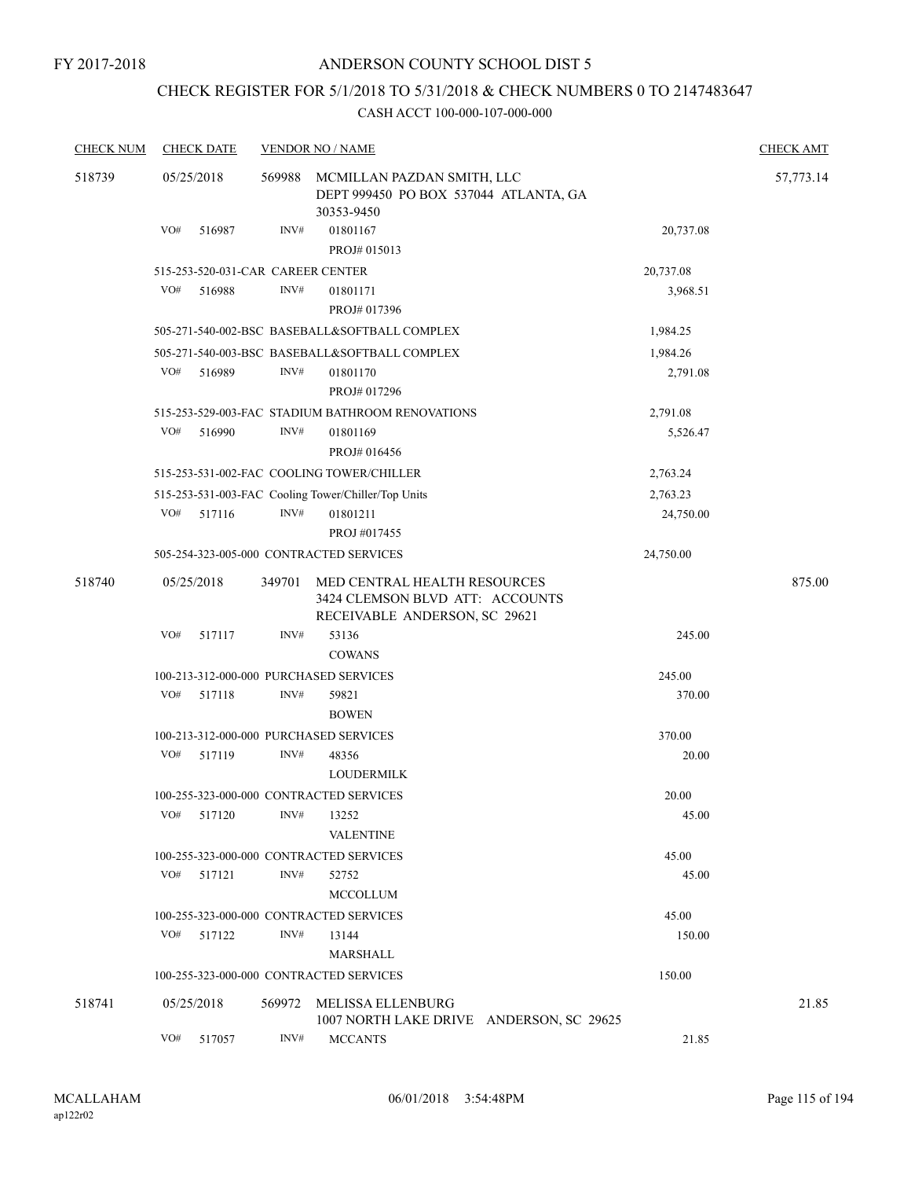FY 2017-2018

# ANDERSON COUNTY SCHOOL DIST 5

## CHECK REGISTER FOR 5/1/2018 TO 5/31/2018 & CHECK NUMBERS 0 TO 2147483647

### CASH ACCT 100-000-107-000-000

| CHECK NUM | CHECK DATE | VENDOR NO / NAME | | CHECK AMT |
|---|---|---|---|---|
| 518739 | 05/25/2018 | 569988 MCMILLAN PAZDAN SMITH, LLC DEPT 999450 PO BOX 537044 ATLANTA, GA 30353-9450 | | 57,773.14 |
| | VO# 516987 | INV# 01801167 PROJ# 015013 | 20,737.08 | |
| | | 515-253-520-031-CAR CAREER CENTER | 20,737.08 | |
| | VO# 516988 | INV# 01801171 PROJ# 017396 | 3,968.51 | |
| | | 505-271-540-002-BSC BASEBALL&SOFTBALL COMPLEX | 1,984.25 | |
| | | 505-271-540-003-BSC BASEBALL&SOFTBALL COMPLEX | 1,984.26 | |
| | VO# 516989 | INV# 01801170 PROJ# 017296 | 2,791.08 | |
| | | 515-253-529-003-FAC STADIUM BATHROOM RENOVATIONS | 2,791.08 | |
| | VO# 516990 | INV# 01801169 PROJ# 016456 | 5,526.47 | |
| | | 515-253-531-002-FAC COOLING TOWER/CHILLER | 2,763.24 | |
| | | 515-253-531-003-FAC Cooling Tower/Chiller/Top Units | 2,763.23 | |
| | VO# 517116 | INV# 01801211 PROJ #017455 | 24,750.00 | |
| | | 505-254-323-005-000 CONTRACTED SERVICES | 24,750.00 | |
| 518740 | 05/25/2018 | 349701 MED CENTRAL HEALTH RESOURCES 3424 CLEMSON BLVD ATT: ACCOUNTS RECEIVABLE ANDERSON, SC 29621 | | 875.00 |
| | VO# 517117 | INV# 53136 COWANS | 245.00 | |
| | | 100-213-312-000-000 PURCHASED SERVICES | 245.00 | |
| | VO# 517118 | INV# 59821 BOWEN | 370.00 | |
| | | 100-213-312-000-000 PURCHASED SERVICES | 370.00 | |
| | VO# 517119 | INV# 48356 LOUDERMILK | 20.00 | |
| | | 100-255-323-000-000 CONTRACTED SERVICES | 20.00 | |
| | VO# 517120 | INV# 13252 VALENTINE | 45.00 | |
| | | 100-255-323-000-000 CONTRACTED SERVICES | 45.00 | |
| | VO# 517121 | INV# 52752 MCCOLLUM | 45.00 | |
| | | 100-255-323-000-000 CONTRACTED SERVICES | 45.00 | |
| | VO# 517122 | INV# 13144 MARSHALL | 150.00 | |
| | | 100-255-323-000-000 CONTRACTED SERVICES | 150.00 | |
| 518741 | 05/25/2018 | 569972 MELISSA ELLENBURG 1007 NORTH LAKE DRIVE ANDERSON, SC 29625 | | 21.85 |
| | VO# 517057 | INV# MCCANTS | 21.85 | |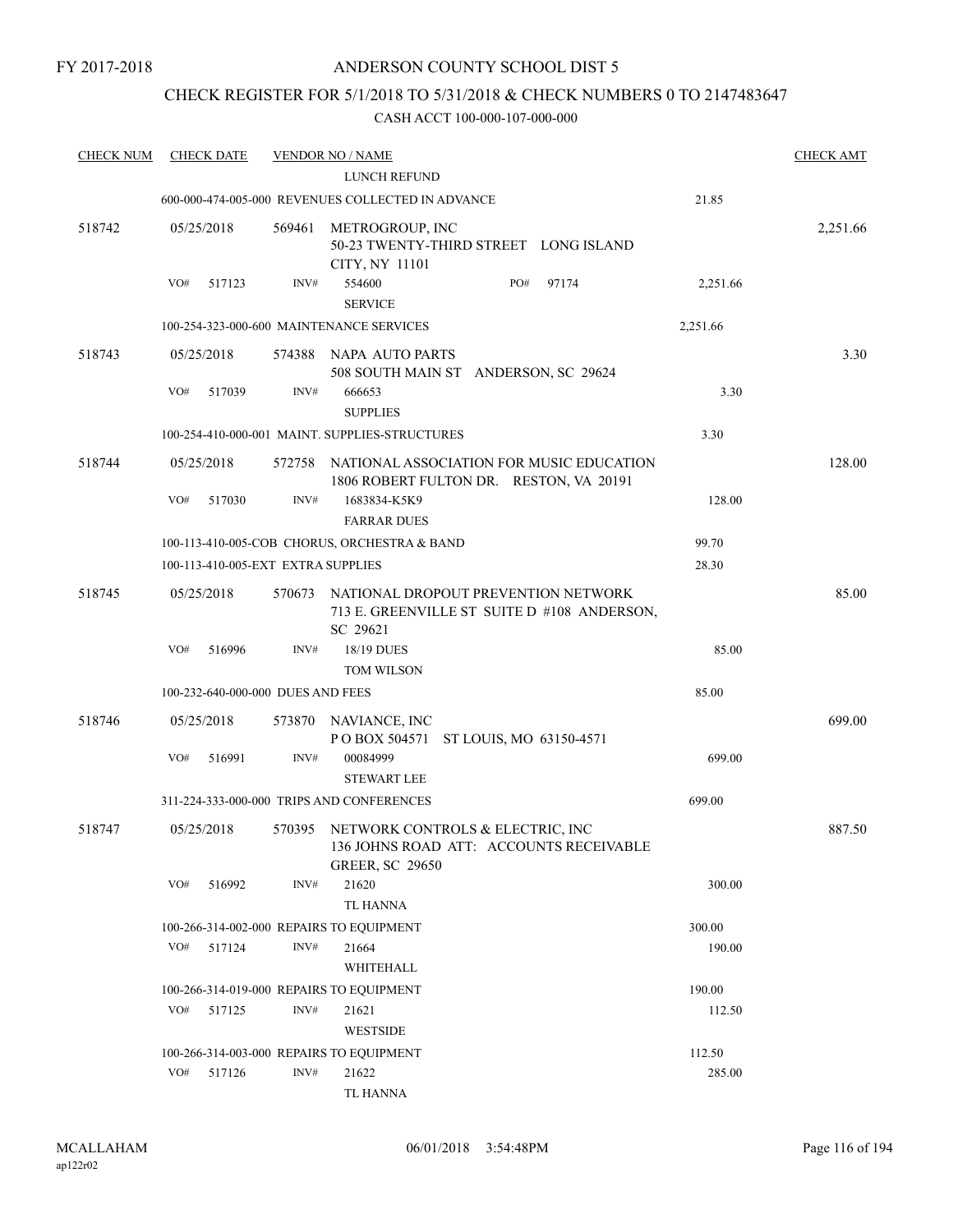FY 2017-2018

# ANDERSON COUNTY SCHOOL DIST 5

## CHECK REGISTER FOR 5/1/2018 TO 5/31/2018 & CHECK NUMBERS 0 TO 2147483647

CASH ACCT 100-000-107-000-000

| CHECK NUM | CHECK DATE | VENDOR NO / NAME | | CHECK AMT |
|---|---|---|---|---|
| | | LUNCH REFUND | | |
| | | 600-000-474-005-000 REVENUES COLLECTED IN ADVANCE | 21.85 | |
| 518742 | 05/25/2018 | 569461 METROGROUP, INC<br>50-23 TWENTY-THIRD STREET LONG ISLAND CITY, NY 11101 | | 2,251.66 |
| | VO# 517123 | INV# 554600 PO# 97174<br>SERVICE | 2,251.66 | |
| | | 100-254-323-000-600 MAINTENANCE SERVICES | 2,251.66 | |
| 518743 | 05/25/2018 | 574388 NAPA AUTO PARTS<br>508 SOUTH MAIN ST ANDERSON, SC 29624 | | 3.30 |
| | VO# 517039 | INV# 666653<br>SUPPLIES | 3.30 | |
| | | 100-254-410-000-001 MAINT. SUPPLIES-STRUCTURES | 3.30 | |
| 518744 | 05/25/2018 | 572758 NATIONAL ASSOCIATION FOR MUSIC EDUCATION<br>1806 ROBERT FULTON DR. RESTON, VA 20191 | | 128.00 |
| | VO# 517030 | INV# 1683834-K5K9<br>FARRAR DUES | 128.00 | |
| | | 100-113-410-005-COB CHORUS, ORCHESTRA & BAND | 99.70 | |
| | | 100-113-410-005-EXT EXTRA SUPPLIES | 28.30 | |
| 518745 | 05/25/2018 | 570673 NATIONAL DROPOUT PREVENTION NETWORK<br>713 E. GREENVILLE ST SUITE D #108 ANDERSON, SC 29621 | | 85.00 |
| | VO# 516996 | INV# 18/19 DUES<br>TOM WILSON | 85.00 | |
| | | 100-232-640-000-000 DUES AND FEES | 85.00 | |
| 518746 | 05/25/2018 | 573870 NAVIANCE, INC<br>P O BOX 504571 ST LOUIS, MO 63150-4571 | | 699.00 |
| | VO# 516991 | INV# 00084999<br>STEWART LEE | 699.00 | |
| | | 311-224-333-000-000 TRIPS AND CONFERENCES | 699.00 | |
| 518747 | 05/25/2018 | 570395 NETWORK CONTROLS & ELECTRIC, INC<br>136 JOHNS ROAD ATT: ACCOUNTS RECEIVABLE GREER, SC 29650 | | 887.50 |
| | VO# 516992 | INV# 21620<br>TL HANNA | 300.00 | |
| | | 100-266-314-002-000 REPAIRS TO EQUIPMENT | 300.00 | |
| | VO# 517124 | INV# 21664<br>WHITEHALL | 190.00 | |
| | | 100-266-314-019-000 REPAIRS TO EQUIPMENT | 190.00 | |
| | VO# 517125 | INV# 21621<br>WESTSIDE | 112.50 | |
| | | 100-266-314-003-000 REPAIRS TO EQUIPMENT | 112.50 | |
| | VO# 517126 | INV# 21622<br>TL HANNA | 285.00 | |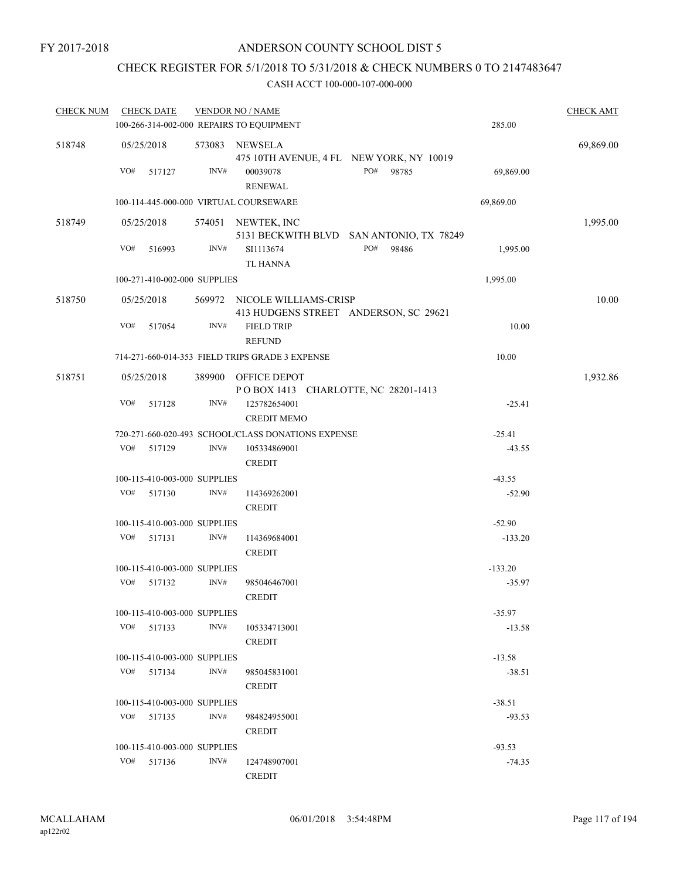FY 2017-2018

# ANDERSON COUNTY SCHOOL DIST 5

## CHECK REGISTER FOR 5/1/2018 TO 5/31/2018 & CHECK NUMBERS 0 TO 2147483647

CASH ACCT 100-000-107-000-000

| CHECK NUM | CHECK DATE | VENDOR NO / NAME | | CHECK AMT |
|---|---|---|---|---|
| | 100-266-314-002-000 REPAIRS TO EQUIPMENT | | 285.00 | |
| 518748 | 05/25/2018 | 573083 NEWSELA<br>475 10TH AVENUE, 4 FL NEW YORK, NY 10019 | | 69,869.00 |
| | VO# 517127 | INV# 00039078 PO# 98785<br>RENEWAL | 69,869.00 | |
| | 100-114-445-000-000 VIRTUAL COURSEWARE | | 69,869.00 | |
| 518749 | 05/25/2018 | 574051 NEWTEK, INC<br>5131 BECKWITH BLVD SAN ANTONIO, TX 78249 | | 1,995.00 |
| | VO# 516993 | INV# SI1113674 PO# 98486<br>TL HANNA | 1,995.00 | |
| | 100-271-410-002-000 SUPPLIES | | 1,995.00 | |
| 518750 | 05/25/2018 | 569972 NICOLE WILLIAMS-CRISP<br>413 HUDGENS STREET ANDERSON, SC 29621 | | 10.00 |
| | VO# 517054 | INV# FIELD TRIP<br>REFUND | 10.00 | |
| | 714-271-660-014-353 FIELD TRIPS GRADE 3 EXPENSE | | 10.00 | |
| 518751 | 05/25/2018 | 389900 OFFICE DEPOT<br>P O BOX 1413 CHARLOTTE, NC 28201-1413 | | 1,932.86 |
| | VO# 517128 | INV# 125782654001<br>CREDIT MEMO | -25.41 | |
| | 720-271-660-020-493 SCHOOL/CLASS DONATIONS EXPENSE | | -25.41 | |
| | VO# 517129 | INV# 105334869001<br>CREDIT | -43.55 | |
| | 100-115-410-003-000 SUPPLIES | | -43.55 | |
| | VO# 517130 | INV# 114369262001<br>CREDIT | -52.90 | |
| | 100-115-410-003-000 SUPPLIES | | -52.90 | |
| | VO# 517131 | INV# 114369684001<br>CREDIT | -133.20 | |
| | 100-115-410-003-000 SUPPLIES | | -133.20 | |
| | VO# 517132 | INV# 985046467001<br>CREDIT | -35.97 | |
| | 100-115-410-003-000 SUPPLIES | | -35.97 | |
| | VO# 517133 | INV# 105334713001<br>CREDIT | -13.58 | |
| | 100-115-410-003-000 SUPPLIES | | -13.58 | |
| | VO# 517134 | INV# 985045831001<br>CREDIT | -38.51 | |
| | 100-115-410-003-000 SUPPLIES | | -38.51 | |
| | VO# 517135 | INV# 984824955001<br>CREDIT | -93.53 | |
| | 100-115-410-003-000 SUPPLIES | | -93.53 | |
| | VO# 517136 | INV# 124748907001<br>CREDIT | -74.35 | |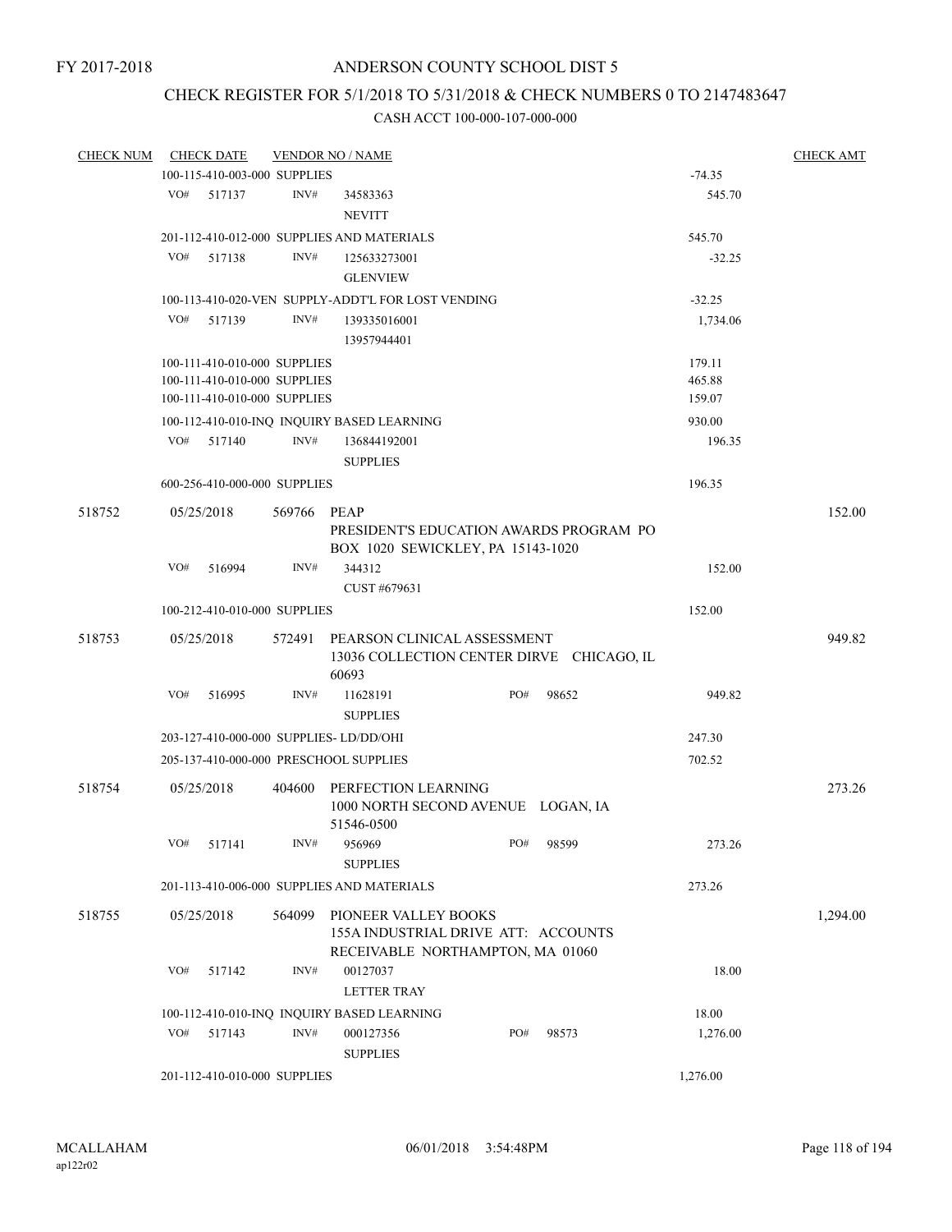FY 2017-2018

# ANDERSON COUNTY SCHOOL DIST 5

## CHECK REGISTER FOR 5/1/2018 TO 5/31/2018 & CHECK NUMBERS 0 TO 2147483647

### CASH ACCT 100-000-107-000-000

| CHECK NUM | CHECK DATE | VENDOR NO / NAME | | CHECK AMT |
|---|---|---|---|---|
| | 100-115-410-003-000 SUPPLIES | | -74.35 | |
| | VO# 517137 | INV# 34583363 NEVITT | 545.70 | |
| | 201-112-410-012-000 SUPPLIES AND MATERIALS | | 545.70 | |
| | VO# 517138 | INV# 125633273001 GLENVIEW | -32.25 | |
| | 100-113-410-020-VEN SUPPLY-ADDT'L FOR LOST VENDING | | -32.25 | |
| | VO# 517139 | INV# 139335016001 13957944401 | 1,734.06 | |
| | 100-111-410-010-000 SUPPLIES | | 179.11 | |
| | 100-111-410-010-000 SUPPLIES | | 465.88 | |
| | 100-111-410-010-000 SUPPLIES | | 159.07 | |
| | 100-112-410-010-INQ INQUIRY BASED LEARNING | | 930.00 | |
| | VO# 517140 | INV# 136844192001 SUPPLIES | 196.35 | |
| | 600-256-410-000-000 SUPPLIES | | 196.35 | |
| 518752 | 05/25/2018 | 569766 PEAP PRESIDENT'S EDUCATION AWARDS PROGRAM PO BOX 1020 SEWICKLEY, PA 15143-1020 | | 152.00 |
| | VO# 516994 | INV# 344312 CUST #679631 | 152.00 | |
| | 100-212-410-010-000 SUPPLIES | | 152.00 | |
| 518753 | 05/25/2018 | 572491 PEARSON CLINICAL ASSESSMENT 13036 COLLECTION CENTER DIRVE CHICAGO, IL 60693 | | 949.82 |
| | VO# 516995 | INV# 11628191 PO# 98652 SUPPLIES | 949.82 | |
| | 203-127-410-000-000 SUPPLIES- LD/DD/OHI | | 247.30 | |
| | 205-137-410-000-000 PRESCHOOL SUPPLIES | | 702.52 | |
| 518754 | 05/25/2018 | 404600 PERFECTION LEARNING 1000 NORTH SECOND AVENUE LOGAN, IA 51546-0500 | | 273.26 |
| | VO# 517141 | INV# 956969 PO# 98599 SUPPLIES | 273.26 | |
| | 201-113-410-006-000 SUPPLIES AND MATERIALS | | 273.26 | |
| 518755 | 05/25/2018 | 564099 PIONEER VALLEY BOOKS 155A INDUSTRIAL DRIVE ATT: ACCOUNTS RECEIVABLE NORTHAMPTON, MA 01060 | | 1,294.00 |
| | VO# 517142 | INV# 00127037 LETTER TRAY | 18.00 | |
| | 100-112-410-010-INQ INQUIRY BASED LEARNING | | 18.00 | |
| | VO# 517143 | INV# 000127356 PO# 98573 SUPPLIES | 1,276.00 | |
| | 201-112-410-010-000 SUPPLIES | | 1,276.00 | |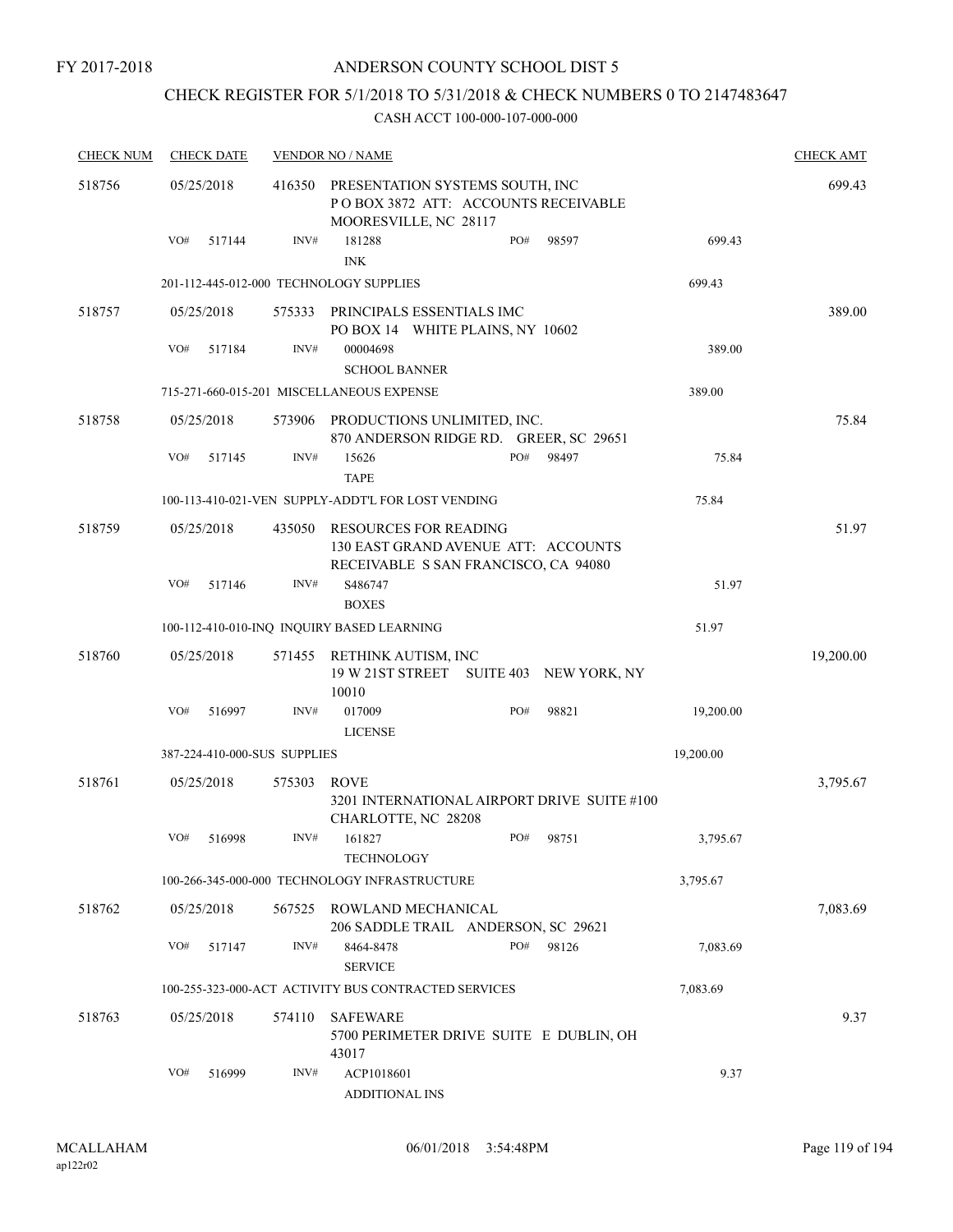FY 2017-2018

# ANDERSON COUNTY SCHOOL DIST 5

## CHECK REGISTER FOR 5/1/2018 TO 5/31/2018 & CHECK NUMBERS 0 TO 2147483647

### CASH ACCT 100-000-107-000-000

| CHECK NUM | CHECK DATE | VENDOR NO / NAME | | | CHECK AMT |
|---|---|---|---|---|---|
| 518756 | 05/25/2018 | 416350 PRESENTATION SYSTEMS SOUTH, INC P O BOX 3872 ATT: ACCOUNTS RECEIVABLE MOORESVILLE, NC 28117 | | | 699.43 |
| | VO# 517144 | INV# 181288 INK | PO# 98597 | 699.43 | |
| | | 201-112-445-012-000 TECHNOLOGY SUPPLIES | | 699.43 | |
| 518757 | 05/25/2018 | 575333 PRINCIPALS ESSENTIALS IMC PO BOX 14 WHITE PLAINS, NY 10602 | | | 389.00 |
| | VO# 517184 | INV# 00004698 SCHOOL BANNER | | 389.00 | |
| | | 715-271-660-015-201 MISCELLANEOUS EXPENSE | | 389.00 | |
| 518758 | 05/25/2018 | 573906 PRODUCTIONS UNLIMITED, INC. 870 ANDERSON RIDGE RD. GREER, SC 29651 | | | 75.84 |
| | VO# 517145 | INV# 15626 TAPE | PO# 98497 | 75.84 | |
| | | 100-113-410-021-VEN SUPPLY-ADDT'L FOR LOST VENDING | | 75.84 | |
| 518759 | 05/25/2018 | 435050 RESOURCES FOR READING 130 EAST GRAND AVENUE ATT: ACCOUNTS RECEIVABLE S SAN FRANCISCO, CA 94080 | | | 51.97 |
| | VO# 517146 | INV# S486747 BOXES | | 51.97 | |
| | | 100-112-410-010-INQ INQUIRY BASED LEARNING | | 51.97 | |
| 518760 | 05/25/2018 | 571455 RETHINK AUTISM, INC 19 W 21ST STREET SUITE 403 NEW YORK, NY 10010 | | | 19,200.00 |
| | VO# 516997 | INV# 017009 LICENSE | PO# 98821 | 19,200.00 | |
| | | 387-224-410-000-SUS SUPPLIES | | 19,200.00 | |
| 518761 | 05/25/2018 | 575303 ROVE 3201 INTERNATIONAL AIRPORT DRIVE SUITE #100 CHARLOTTE, NC 28208 | | | 3,795.67 |
| | VO# 516998 | INV# 161827 TECHNOLOGY | PO# 98751 | 3,795.67 | |
| | | 100-266-345-000-000 TECHNOLOGY INFRASTRUCTURE | | 3,795.67 | |
| 518762 | 05/25/2018 | 567525 ROWLAND MECHANICAL 206 SADDLE TRAIL ANDERSON, SC 29621 | | | 7,083.69 |
| | VO# 517147 | INV# 8464-8478 SERVICE | PO# 98126 | 7,083.69 | |
| | | 100-255-323-000-ACT ACTIVITY BUS CONTRACTED SERVICES | | 7,083.69 | |
| 518763 | 05/25/2018 | 574110 SAFEWARE 5700 PERIMETER DRIVE SUITE E DUBLIN, OH 43017 | | | 9.37 |
| | VO# 516999 | INV# ACP1018601 ADDITIONAL INS | | 9.37 | |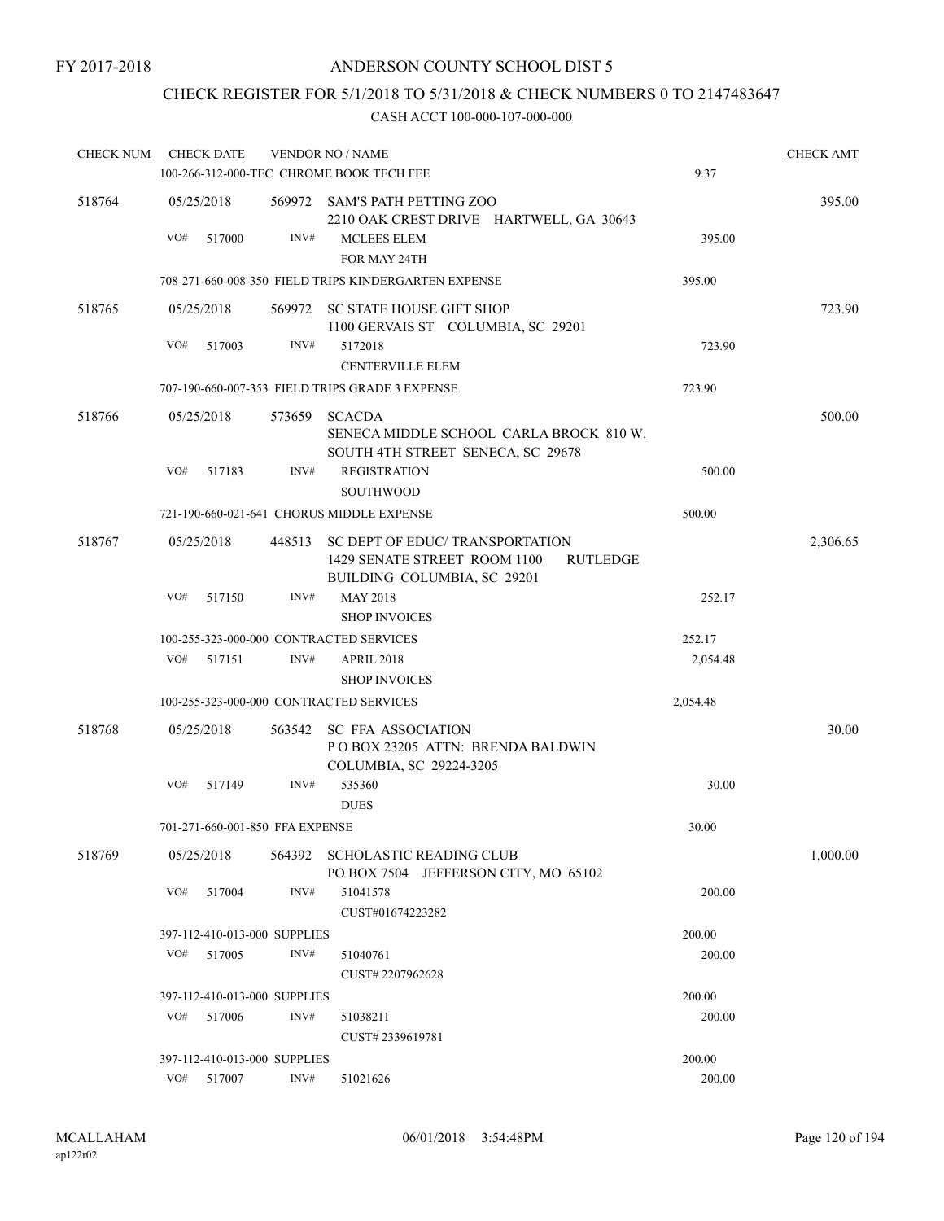FY 2017-2018

# ANDERSON COUNTY SCHOOL DIST 5

## CHECK REGISTER FOR 5/1/2018 TO 5/31/2018 & CHECK NUMBERS 0 TO 2147483647

CASH ACCT 100-000-107-000-000

| CHECK NUM | CHECK DATE | VENDOR NO / NAME | | CHECK AMT |
|---|---|---|---|---|
| | 100-266-312-000-TEC CHROME BOOK TECH FEE | | 9.37 | |
| 518764 | 05/25/2018 | 569972 SAM'S PATH PETTING ZOO<br>2210 OAK CREST DRIVE HARTWELL, GA 30643 | | 395.00 |
| | VO# 517000 | INV# MCLEES ELEM<br>FOR MAY 24TH | 395.00 | |
| | 708-271-660-008-350 FIELD TRIPS KINDERGARTEN EXPENSE | | 395.00 | |
| 518765 | 05/25/2018 | 569972 SC STATE HOUSE GIFT SHOP<br>1100 GERVAIS ST COLUMBIA, SC 29201 | | 723.90 |
| | VO# 517003 | INV# 5172018<br>CENTERVILLE ELEM | 723.90 | |
| | 707-190-660-007-353 FIELD TRIPS GRADE 3 EXPENSE | | 723.90 | |
| 518766 | 05/25/2018 | 573659 SCACDA<br>SENECA MIDDLE SCHOOL CARLA BROCK 810 W. SOUTH 4TH STREET SENECA, SC 29678 | | 500.00 |
| | VO# 517183 | INV# REGISTRATION<br>SOUTHWOOD | 500.00 | |
| | 721-190-660-021-641 CHORUS MIDDLE EXPENSE | | 500.00 | |
| 518767 | 05/25/2018 | 448513 SC DEPT OF EDUC/ TRANSPORTATION<br>1429 SENATE STREET ROOM 1100 RUTLEDGE BUILDING COLUMBIA, SC 29201 | | 2,306.65 |
| | VO# 517150 | INV# MAY 2018<br>SHOP INVOICES | 252.17 | |
| | 100-255-323-000-000 CONTRACTED SERVICES | | 252.17 | |
| | VO# 517151 | INV# APRIL 2018<br>SHOP INVOICES | 2,054.48 | |
| | 100-255-323-000-000 CONTRACTED SERVICES | | 2,054.48 | |
| 518768 | 05/25/2018 | 563542 SC FFA ASSOCIATION<br>P O BOX 23205 ATTN: BRENDA BALDWIN COLUMBIA, SC 29224-3205 | | 30.00 |
| | VO# 517149 | INV# 535360<br>DUES | 30.00 | |
| | 701-271-660-001-850 FFA EXPENSE | | 30.00 | |
| 518769 | 05/25/2018 | 564392 SCHOLASTIC READING CLUB<br>PO BOX 7504 JEFFERSON CITY, MO 65102 | | 1,000.00 |
| | VO# 517004 | INV# 51041578<br>CUST#01674223282 | 200.00 | |
| | 397-112-410-013-000 SUPPLIES | | 200.00 | |
| | VO# 517005 | INV# 51040761<br>CUST# 2207962628 | 200.00 | |
| | 397-112-410-013-000 SUPPLIES | | 200.00 | |
| | VO# 517006 | INV# 51038211<br>CUST# 2339619781 | 200.00 | |
| | 397-112-410-013-000 SUPPLIES | | 200.00 | |
| | VO# 517007 | INV# 51021626 | 200.00 | |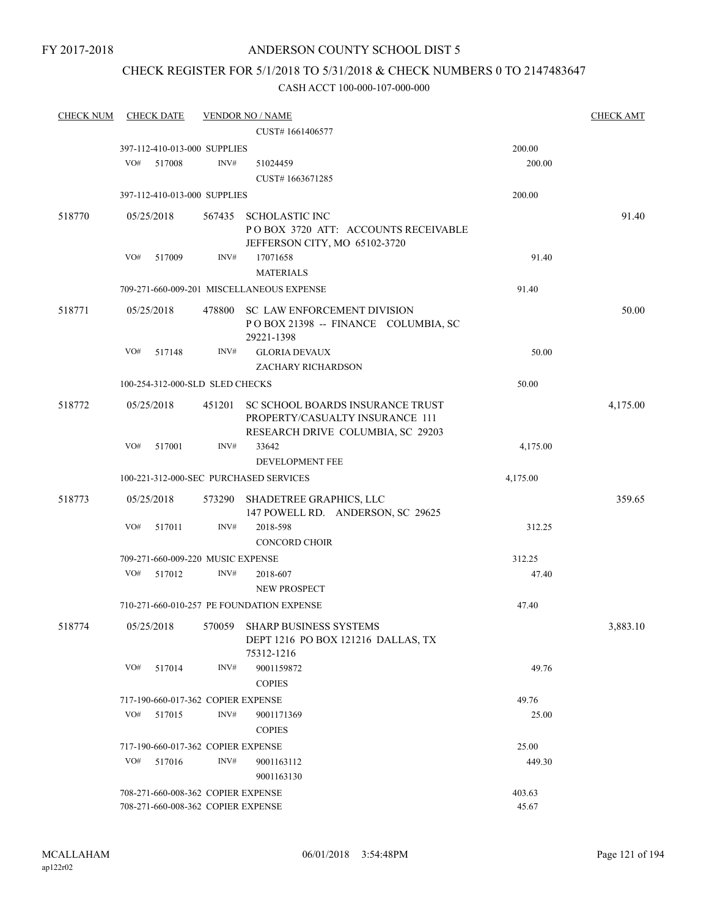FY 2017-2018

# ANDERSON COUNTY SCHOOL DIST 5

## CHECK REGISTER FOR 5/1/2018 TO 5/31/2018 & CHECK NUMBERS 0 TO 2147483647

CASH ACCT 100-000-107-000-000

| CHECK NUM | CHECK DATE | VENDOR NO / NAME | | CHECK AMT |
|---|---|---|---|---|
| | | CUST# 1661406577 | | |
| | 397-112-410-013-000 SUPPLIES | | 200.00 | |
| | VO# 517008 INV# | 51024459 | 200.00 | |
| | | CUST# 1663671285 | | |
| | 397-112-410-013-000 SUPPLIES | | 200.00 | |
| 518770 | 05/25/2018 | 567435 SCHOLASTIC INC<br>P O BOX 3720 ATT: ACCOUNTS RECEIVABLE<br>JEFFERSON CITY, MO 65102-3720 | | 91.40 |
| | VO# 517009 INV# | 17071658<br>MATERIALS | 91.40 | |
| | 709-271-660-009-201 MISCELLANEOUS EXPENSE | | 91.40 | |
| 518771 | 05/25/2018 | 478800 SC LAW ENFORCEMENT DIVISION<br>P O BOX 21398 -- FINANCE COLUMBIA, SC 29221-1398 | | 50.00 |
| | VO# 517148 INV# | GLORIA DEVAUX<br>ZACHARY RICHARDSON | 50.00 | |
| | 100-254-312-000-SLD SLED CHECKS | | 50.00 | |
| 518772 | 05/25/2018 | 451201 SC SCHOOL BOARDS INSURANCE TRUST<br>PROPERTY/CASUALTY INSURANCE 111<br>RESEARCH DRIVE COLUMBIA, SC 29203 | | 4,175.00 |
| | VO# 517001 INV# | 33642<br>DEVELOPMENT FEE | 4,175.00 | |
| | 100-221-312-000-SEC PURCHASED SERVICES | | 4,175.00 | |
| 518773 | 05/25/2018 | 573290 SHADETREE GRAPHICS, LLC<br>147 POWELL RD. ANDERSON, SC 29625 | | 359.65 |
| | VO# 517011 INV# | 2018-598<br>CONCORD CHOIR | 312.25 | |
| | 709-271-660-009-220 MUSIC EXPENSE | | 312.25 | |
| | VO# 517012 INV# | 2018-607<br>NEW PROSPECT | 47.40 | |
| | 710-271-660-010-257 PE FOUNDATION EXPENSE | | 47.40 | |
| 518774 | 05/25/2018 | 570059 SHARP BUSINESS SYSTEMS<br>DEPT 1216 PO BOX 121216 DALLAS, TX 75312-1216 | | 3,883.10 |
| | VO# 517014 INV# | 9001159872<br>COPIES | 49.76 | |
| | 717-190-660-017-362 COPIER EXPENSE | | 49.76 | |
| | VO# 517015 INV# | 9001171369<br>COPIES | 25.00 | |
| | 717-190-660-017-362 COPIER EXPENSE | | 25.00 | |
| | VO# 517016 INV# | 9001163112<br>9001163130 | 449.30 | |
| | 708-271-660-008-362 COPIER EXPENSE | | 403.63 | |
| | 708-271-660-008-362 COPIER EXPENSE | | 45.67 | |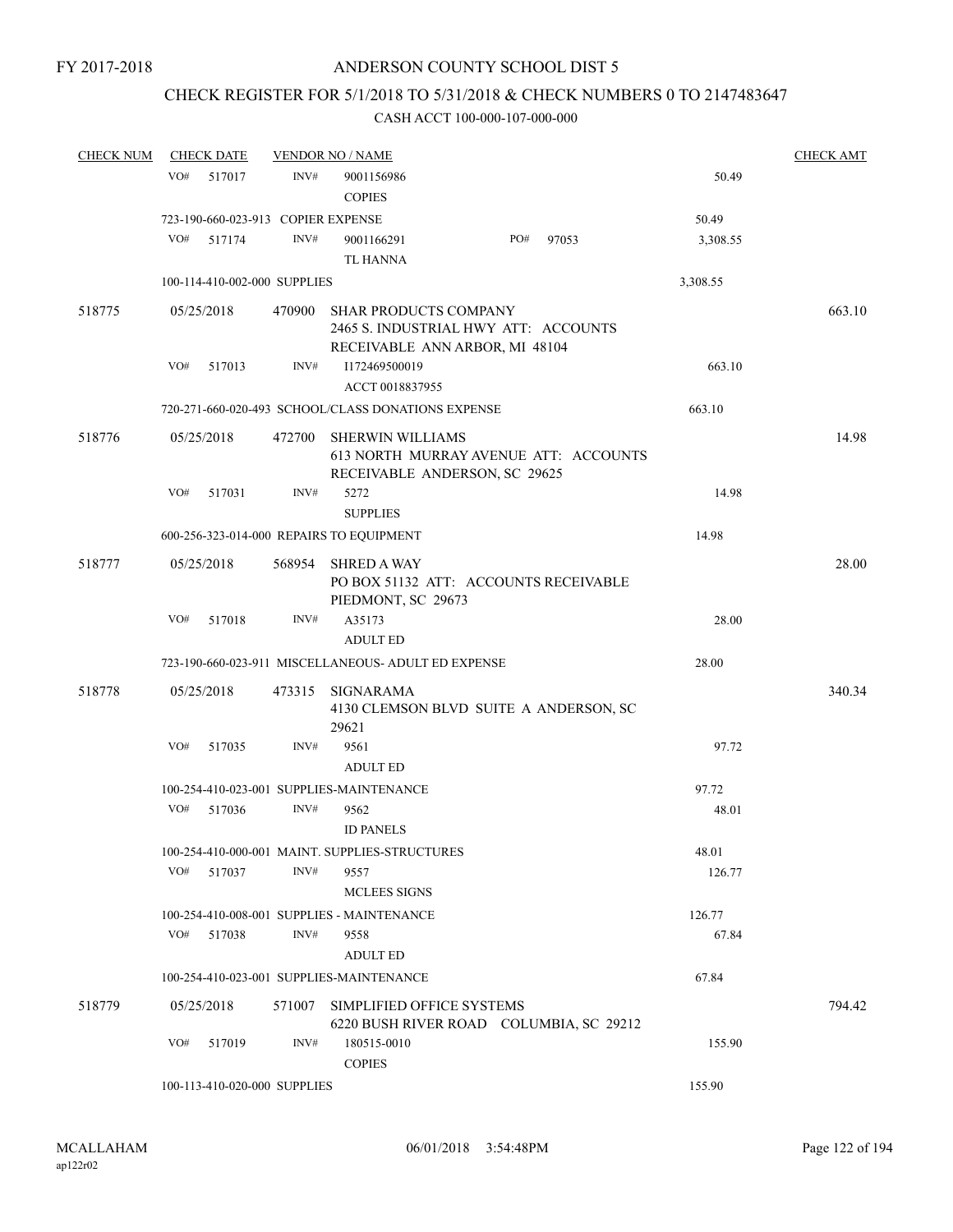FY 2017-2018

# ANDERSON COUNTY SCHOOL DIST 5

## CHECK REGISTER FOR 5/1/2018 TO 5/31/2018 & CHECK NUMBERS 0 TO 2147483647

### CASH ACCT 100-000-107-000-000

| CHECK NUM | CHECK DATE | VENDOR NO / NAME | | CHECK AMT |
|---|---|---|---|---|
| | VO# 517017 | INV# 9001156986 COPIES | 50.49 | |
| | 723-190-660-023-913 COPIER EXPENSE | | 50.49 | |
| | VO# 517174 | INV# 9001166291 PO# 97053 TL HANNA | 3,308.55 | |
| | 100-114-410-002-000 SUPPLIES | | 3,308.55 | |
| 518775 | 05/25/2018 | 470900 SHAR PRODUCTS COMPANY 2465 S. INDUSTRIAL HWY ATT: ACCOUNTS RECEIVABLE ANN ARBOR, MI 48104 | | 663.10 |
| | VO# 517013 | INV# I172469500019 ACCT 0018837955 | 663.10 | |
| | 720-271-660-020-493 SCHOOL/CLASS DONATIONS EXPENSE | | 663.10 | |
| 518776 | 05/25/2018 | 472700 SHERWIN WILLIAMS 613 NORTH MURRAY AVENUE ATT: ACCOUNTS RECEIVABLE ANDERSON, SC 29625 | | 14.98 |
| | VO# 517031 | INV# 5272 SUPPLIES | 14.98 | |
| | 600-256-323-014-000 REPAIRS TO EQUIPMENT | | 14.98 | |
| 518777 | 05/25/2018 | 568954 SHRED A WAY PO BOX 51132 ATT: ACCOUNTS RECEIVABLE PIEDMONT, SC 29673 | | 28.00 |
| | VO# 517018 | INV# A35173 ADULT ED | 28.00 | |
| | 723-190-660-023-911 MISCELLANEOUS- ADULT ED EXPENSE | | 28.00 | |
| 518778 | 05/25/2018 | 473315 SIGNARAMA 4130 CLEMSON BLVD SUITE A ANDERSON, SC 29621 | | 340.34 |
| | VO# 517035 | INV# 9561 ADULT ED | 97.72 | |
| | 100-254-410-023-001 SUPPLIES-MAINTENANCE | | 97.72 | |
| | VO# 517036 | INV# 9562 ID PANELS | 48.01 | |
| | 100-254-410-000-001 MAINT. SUPPLIES-STRUCTURES | | 48.01 | |
| | VO# 517037 | INV# 9557 MCLEES SIGNS | 126.77 | |
| | 100-254-410-008-001 SUPPLIES - MAINTENANCE | | 126.77 | |
| | VO# 517038 | INV# 9558 ADULT ED | 67.84 | |
| | 100-254-410-023-001 SUPPLIES-MAINTENANCE | | 67.84 | |
| 518779 | 05/25/2018 | 571007 SIMPLIFIED OFFICE SYSTEMS 6220 BUSH RIVER ROAD COLUMBIA, SC 29212 | | 794.42 |
| | VO# 517019 | INV# 180515-0010 COPIES | 155.90 | |
| | 100-113-410-020-000 SUPPLIES | | 155.90 | |

MCALLAHAM ap122r02 06/01/2018 3:54:48PM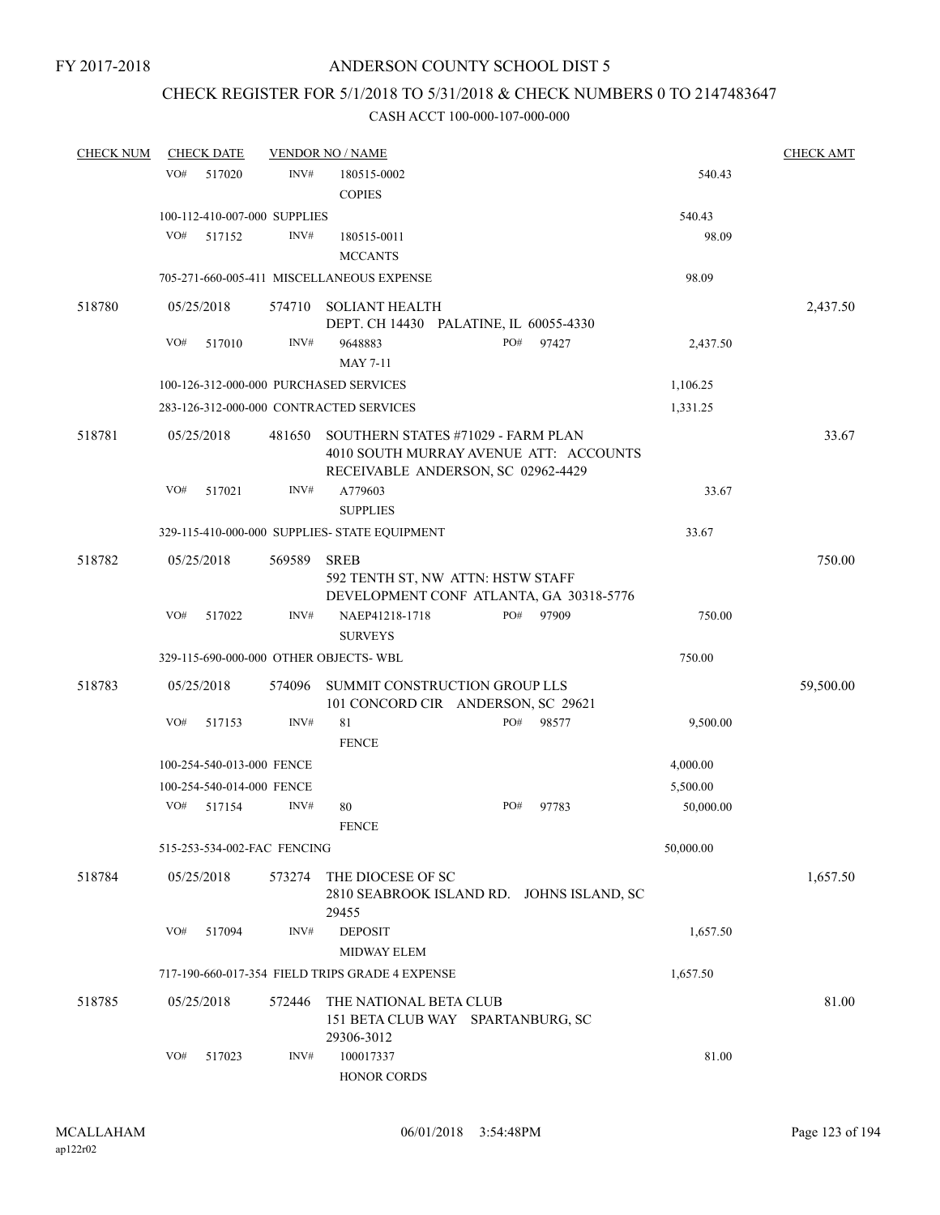FY 2017-2018

# ANDERSON COUNTY SCHOOL DIST 5

## CHECK REGISTER FOR 5/1/2018 TO 5/31/2018 & CHECK NUMBERS 0 TO 2147483647

### CASH ACCT 100-000-107-000-000

| CHECK NUM | CHECK DATE | VENDOR NO / NAME | | | CHECK AMT |
|---|---|---|---|---|---|
| | VO# 517020 | INV# | 180515-0002<br>COPIES | 540.43 | |
| | 100-112-410-007-000 SUPPLIES | | | 540.43 | |
| | VO# 517152 | INV# | 180515-0011<br>MCCANTS | 98.09 | |
| | 705-271-660-005-411 MISCELLANEOUS EXPENSE | | | 98.09 | |
| 518780 | 05/25/2018 | 574710 | SOLIANT HEALTH<br>DEPT. CH 14430 PALATINE, IL 60055-4330 | | 2,437.50 |
| | VO# 517010 | INV# | 9648883 PO# 97427<br>MAY 7-11 | 2,437.50 | |
| | 100-126-312-000-000 PURCHASED SERVICES | | | 1,106.25 | |
| | 283-126-312-000-000 CONTRACTED SERVICES | | | 1,331.25 | |
| 518781 | 05/25/2018 | 481650 | SOUTHERN STATES #71029 - FARM PLAN<br>4010 SOUTH MURRAY AVENUE ATT: ACCOUNTS RECEIVABLE ANDERSON, SC 02962-4429 | | 33.67 |
| | VO# 517021 | INV# | A779603<br>SUPPLIES | 33.67 | |
| | 329-115-410-000-000 SUPPLIES- STATE EQUIPMENT | | | 33.67 | |
| 518782 | 05/25/2018 | 569589 | SREB<br>592 TENTH ST, NW ATTN: HSTW STAFF DEVELOPMENT CONF ATLANTA, GA 30318-5776 | | 750.00 |
| | VO# 517022 | INV# | NAEP41218-1718 PO# 97909<br>SURVEYS | 750.00 | |
| | 329-115-690-000-000 OTHER OBJECTS- WBL | | | 750.00 | |
| 518783 | 05/25/2018 | 574096 | SUMMIT CONSTRUCTION GROUP LLS<br>101 CONCORD CIR ANDERSON, SC 29621 | | 59,500.00 |
| | VO# 517153 | INV# | 81 PO# 98577<br>FENCE | 9,500.00 | |
| | 100-254-540-013-000 FENCE | | | 4,000.00 | |
| | 100-254-540-014-000 FENCE | | | 5,500.00 | |
| | VO# 517154 | INV# | 80 PO# 97783<br>FENCE | 50,000.00 | |
| | 515-253-534-002-FAC FENCING | | | 50,000.00 | |
| 518784 | 05/25/2018 | 573274 | THE DIOCESE OF SC<br>2810 SEABROOK ISLAND RD. JOHNS ISLAND, SC 29455 | | 1,657.50 |
| | VO# 517094 | INV# | DEPOSIT<br>MIDWAY ELEM | 1,657.50 | |
| | 717-190-660-017-354 FIELD TRIPS GRADE 4 EXPENSE | | | 1,657.50 | |
| 518785 | 05/25/2018 | 572446 | THE NATIONAL BETA CLUB<br>151 BETA CLUB WAY SPARTANBURG, SC 29306-3012 | | 81.00 |
| | VO# 517023 | INV# | 100017337<br>HONOR CORDS | 81.00 | |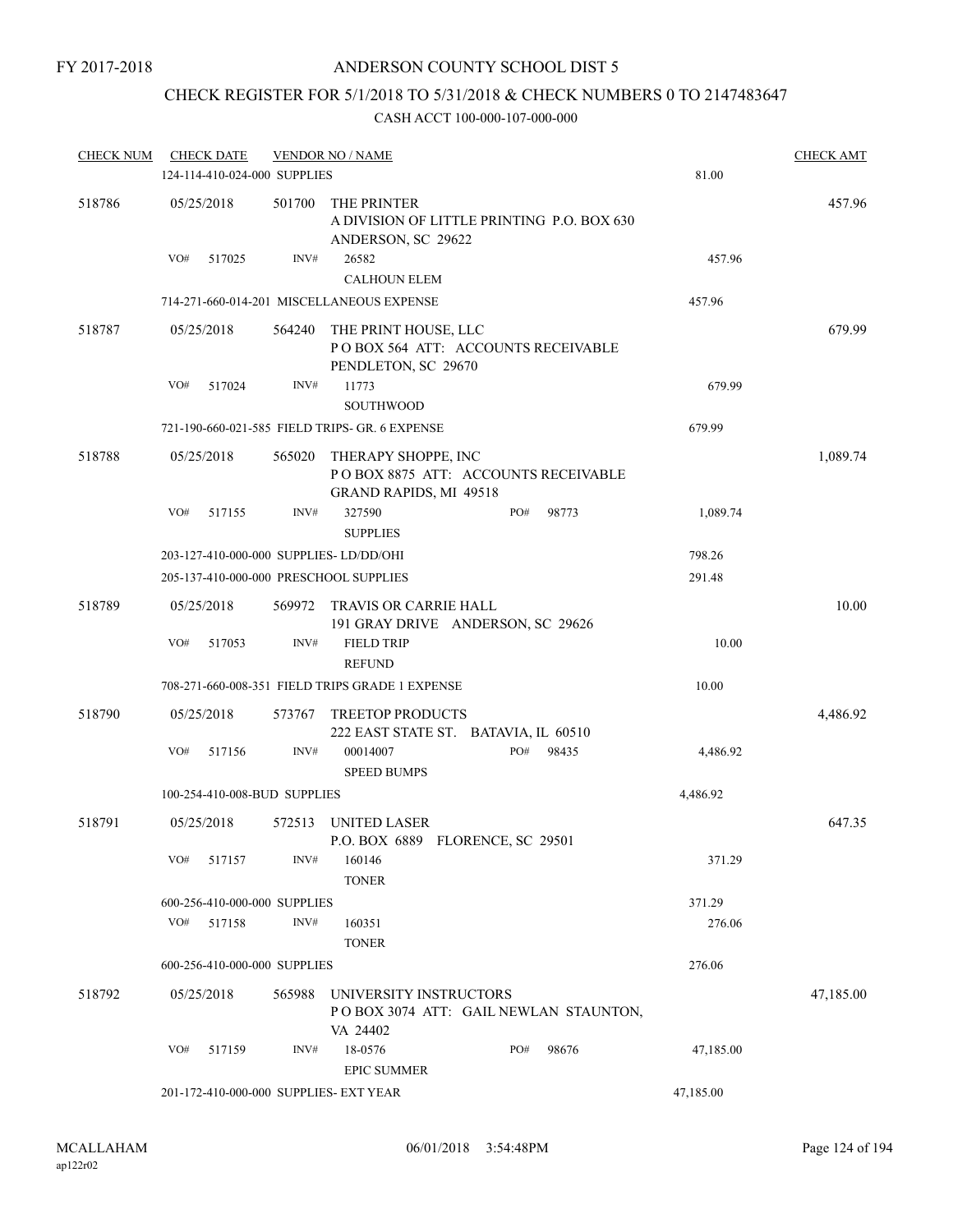FY 2017-2018

# ANDERSON COUNTY SCHOOL DIST 5

## CHECK REGISTER FOR 5/1/2018 TO 5/31/2018 & CHECK NUMBERS 0 TO 2147483647

### CASH ACCT 100-000-107-000-000

| CHECK NUM | CHECK DATE | VENDOR NO / NAME | | CHECK AMT |
|---|---|---|---|---|
| | 124-114-410-024-000 SUPPLIES | | 81.00 | |
| 518786 | 05/25/2018 | 501700 THE PRINTER<br>A DIVISION OF LITTLE PRINTING P.O. BOX 630<br>ANDERSON, SC 29622 | | 457.96 |
| | VO# 517025 | INV# 26582<br>CALHOUN ELEM | 457.96 | |
| | 714-271-660-014-201 MISCELLANEOUS EXPENSE | | 457.96 | |
| 518787 | 05/25/2018 | 564240 THE PRINT HOUSE, LLC<br>P O BOX 564 ATT: ACCOUNTS RECEIVABLE<br>PENDLETON, SC 29670 | | 679.99 |
| | VO# 517024 | INV# 11773<br>SOUTHWOOD | 679.99 | |
| | 721-190-660-021-585 FIELD TRIPS- GR. 6 EXPENSE | | 679.99 | |
| 518788 | 05/25/2018 | 565020 THERAPY SHOPPE, INC<br>P O BOX 8875 ATT: ACCOUNTS RECEIVABLE<br>GRAND RAPIDS, MI 49518 | | 1,089.74 |
| | VO# 517155 | INV# 327590 PO# 98773<br>SUPPLIES | 1,089.74 | |
| | 203-127-410-000-000 SUPPLIES- LD/DD/OHI | | 798.26 | |
| | 205-137-410-000-000 PRESCHOOL SUPPLIES | | 291.48 | |
| 518789 | 05/25/2018 | 569972 TRAVIS OR CARRIE HALL<br>191 GRAY DRIVE ANDERSON, SC 29626 | | 10.00 |
| | VO# 517053 | INV# FIELD TRIP<br>REFUND | 10.00 | |
| | 708-271-660-008-351 FIELD TRIPS GRADE 1 EXPENSE | | 10.00 | |
| 518790 | 05/25/2018 | 573767 TREETOP PRODUCTS<br>222 EAST STATE ST. BATAVIA, IL 60510 | | 4,486.92 |
| | VO# 517156 | INV# 00014007 PO# 98435<br>SPEED BUMPS | 4,486.92 | |
| | 100-254-410-008-BUD SUPPLIES | | 4,486.92 | |
| 518791 | 05/25/2018 | 572513 UNITED LASER<br>P.O. BOX 6889 FLORENCE, SC 29501 | | 647.35 |
| | VO# 517157 | INV# 160146<br>TONER | 371.29 | |
| | 600-256-410-000-000 SUPPLIES | | 371.29 | |
| | VO# 517158 | INV# 160351<br>TONER | 276.06 | |
| | 600-256-410-000-000 SUPPLIES | | 276.06 | |
| 518792 | 05/25/2018 | 565988 UNIVERSITY INSTRUCTORS<br>P O BOX 3074 ATT: GAIL NEWLAN STAUNTON,<br>VA 24402 | | 47,185.00 |
| | VO# 517159 | INV# 18-0576 PO# 98676<br>EPIC SUMMER | 47,185.00 | |
| | 201-172-410-000-000 SUPPLIES- EXT YEAR | | 47,185.00 | |

MCALLAHAM ap122r02 06/01/2018 3:54:48PM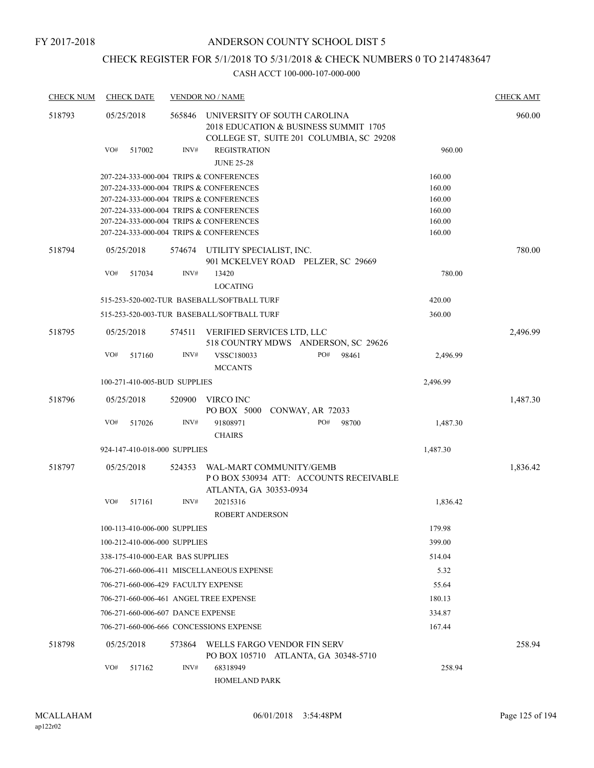FY 2017-2018

# ANDERSON COUNTY SCHOOL DIST 5

## CHECK REGISTER FOR 5/1/2018 TO 5/31/2018 & CHECK NUMBERS 0 TO 2147483647

CASH ACCT 100-000-107-000-000

| CHECK NUM | CHECK DATE | VENDOR NO / NAME | | CHECK AMT |
|---|---|---|---|---|
| 518793 | 05/25/2018 | 565846 UNIVERSITY OF SOUTH CAROLINA 2018 EDUCATION & BUSINESS SUMMIT 1705 COLLEGE ST, SUITE 201 COLUMBIA, SC 29208 | | 960.00 |
| | VO# 517002 | INV# REGISTRATION JUNE 25-28 | 960.00 | |
| | | 207-224-333-000-004 TRIPS & CONFERENCES | 160.00 | |
| | | 207-224-333-000-004 TRIPS & CONFERENCES | 160.00 | |
| | | 207-224-333-000-004 TRIPS & CONFERENCES | 160.00 | |
| | | 207-224-333-000-004 TRIPS & CONFERENCES | 160.00 | |
| | | 207-224-333-000-004 TRIPS & CONFERENCES | 160.00 | |
| | | 207-224-333-000-004 TRIPS & CONFERENCES | 160.00 | |
| 518794 | 05/25/2018 | 574674 UTILITY SPECIALIST, INC. 901 MCKELVEY ROAD PELZER, SC 29669 | | 780.00 |
| | VO# 517034 | INV# 13420 LOCATING | 780.00 | |
| | | 515-253-520-002-TUR BASEBALL/SOFTBALL TURF | 420.00 | |
| | | 515-253-520-003-TUR BASEBALL/SOFTBALL TURF | 360.00 | |
| 518795 | 05/25/2018 | 574511 VERIFIED SERVICES LTD, LLC 518 COUNTRY MDWS ANDERSON, SC 29626 | | 2,496.99 |
| | VO# 517160 | INV# VSSC180033 PO# 98461 MCCANTS | 2,496.99 | |
| | | 100-271-410-005-BUD SUPPLIES | 2,496.99 | |
| 518796 | 05/25/2018 | 520900 VIRCO INC PO BOX 5000 CONWAY, AR 72033 | | 1,487.30 |
| | VO# 517026 | INV# 91808971 PO# 98700 CHAIRS | 1,487.30 | |
| | | 924-147-410-018-000 SUPPLIES | 1,487.30 | |
| 518797 | 05/25/2018 | 524353 WAL-MART COMMUNITY/GEMB P O BOX 530934 ATT: ACCOUNTS RECEIVABLE ATLANTA, GA 30353-0934 | | 1,836.42 |
| | VO# 517161 | INV# 20215316 ROBERT ANDERSON | 1,836.42 | |
| | | 100-113-410-006-000 SUPPLIES | 179.98 | |
| | | 100-212-410-006-000 SUPPLIES | 399.00 | |
| | | 338-175-410-000-EAR BAS SUPPLIES | 514.04 | |
| | | 706-271-660-006-411 MISCELLANEOUS EXPENSE | 5.32 | |
| | | 706-271-660-006-429 FACULTY EXPENSE | 55.64 | |
| | | 706-271-660-006-461 ANGEL TREE EXPENSE | 180.13 | |
| | | 706-271-660-006-607 DANCE EXPENSE | 334.87 | |
| | | 706-271-660-006-666 CONCESSIONS EXPENSE | 167.44 | |
| 518798 | 05/25/2018 | 573864 WELLS FARGO VENDOR FIN SERV PO BOX 105710 ATLANTA, GA 30348-5710 | | 258.94 |
| | VO# 517162 | INV# 68318949 HOMELAND PARK | 258.94 | |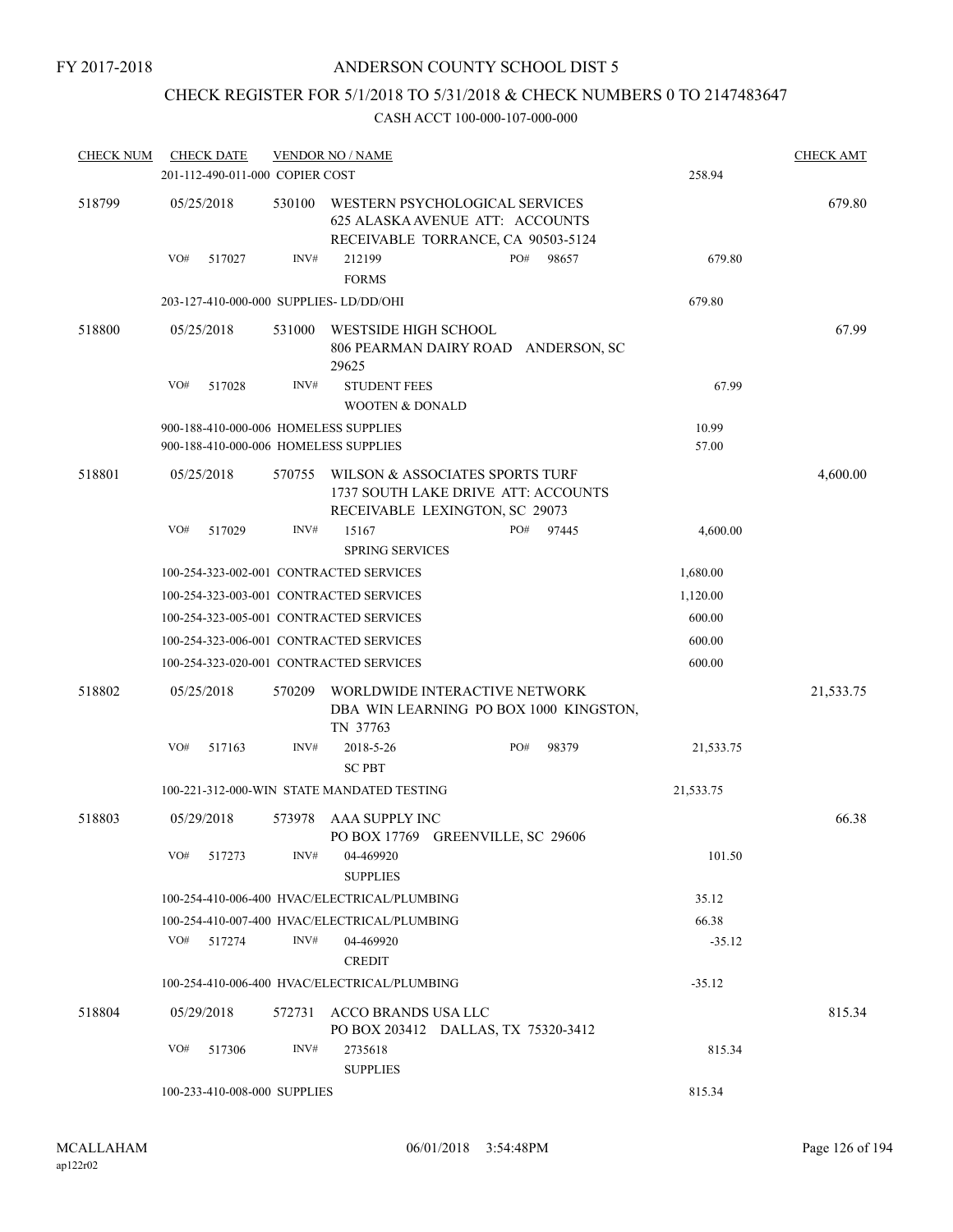FY 2017-2018

# ANDERSON COUNTY SCHOOL DIST 5

## CHECK REGISTER FOR 5/1/2018 TO 5/31/2018 & CHECK NUMBERS 0 TO 2147483647

### CASH ACCT 100-000-107-000-000

| CHECK NUM | CHECK DATE | VENDOR NO / NAME | | CHECK AMT |
|---|---|---|---|---|
| | 201-112-490-011-000 COPIER COST | | 258.94 | |
| 518799 | 05/25/2018 | 530100 WESTERN PSYCHOLOGICAL SERVICES 625 ALASKA AVENUE ATT: ACCOUNTS RECEIVABLE TORRANCE, CA 90503-5124 | | 679.80 |
| | VO# 517027 | INV# 212199 FORMS PO# 98657 | 679.80 | |
| | 203-127-410-000-000 SUPPLIES- LD/DD/OHI | | 679.80 | |
| 518800 | 05/25/2018 | 531000 WESTSIDE HIGH SCHOOL 806 PEARMAN DAIRY ROAD ANDERSON, SC 29625 | | 67.99 |
| | VO# 517028 | INV# STUDENT FEES WOOTEN & DONALD | 67.99 | |
| | 900-188-410-000-006 HOMELESS SUPPLIES | | 10.99 | |
| | 900-188-410-000-006 HOMELESS SUPPLIES | | 57.00 | |
| 518801 | 05/25/2018 | 570755 WILSON & ASSOCIATES SPORTS TURF 1737 SOUTH LAKE DRIVE ATT: ACCOUNTS RECEIVABLE LEXINGTON, SC 29073 | | 4,600.00 |
| | VO# 517029 | INV# 15167 SPRING SERVICES PO# 97445 | 4,600.00 | |
| | 100-254-323-002-001 CONTRACTED SERVICES | | 1,680.00 | |
| | 100-254-323-003-001 CONTRACTED SERVICES | | 1,120.00 | |
| | 100-254-323-005-001 CONTRACTED SERVICES | | 600.00 | |
| | 100-254-323-006-001 CONTRACTED SERVICES | | 600.00 | |
| | 100-254-323-020-001 CONTRACTED SERVICES | | 600.00 | |
| 518802 | 05/25/2018 | 570209 WORLDWIDE INTERACTIVE NETWORK DBA WIN LEARNING PO BOX 1000 KINGSTON, TN 37763 | | 21,533.75 |
| | VO# 517163 | INV# 2018-5-26 SC PBT PO# 98379 | 21,533.75 | |
| | 100-221-312-000-WIN STATE MANDATED TESTING | | 21,533.75 | |
| 518803 | 05/29/2018 | 573978 AAA SUPPLY INC PO BOX 17769 GREENVILLE, SC 29606 | | 66.38 |
| | VO# 517273 | INV# 04-469920 SUPPLIES | 101.50 | |
| | 100-254-410-006-400 HVAC/ELECTRICAL/PLUMBING | | 35.12 | |
| | 100-254-410-007-400 HVAC/ELECTRICAL/PLUMBING | | 66.38 | |
| | VO# 517274 | INV# 04-469920 CREDIT | -35.12 | |
| | 100-254-410-006-400 HVAC/ELECTRICAL/PLUMBING | | -35.12 | |
| 518804 | 05/29/2018 | 572731 ACCO BRANDS USA LLC PO BOX 203412 DALLAS, TX 75320-3412 | | 815.34 |
| | VO# 517306 | INV# 2735618 SUPPLIES | 815.34 | |
| | 100-233-410-008-000 SUPPLIES | | 815.34 | |

MCALLAHAM ap122r02 06/01/2018 3:54:48PM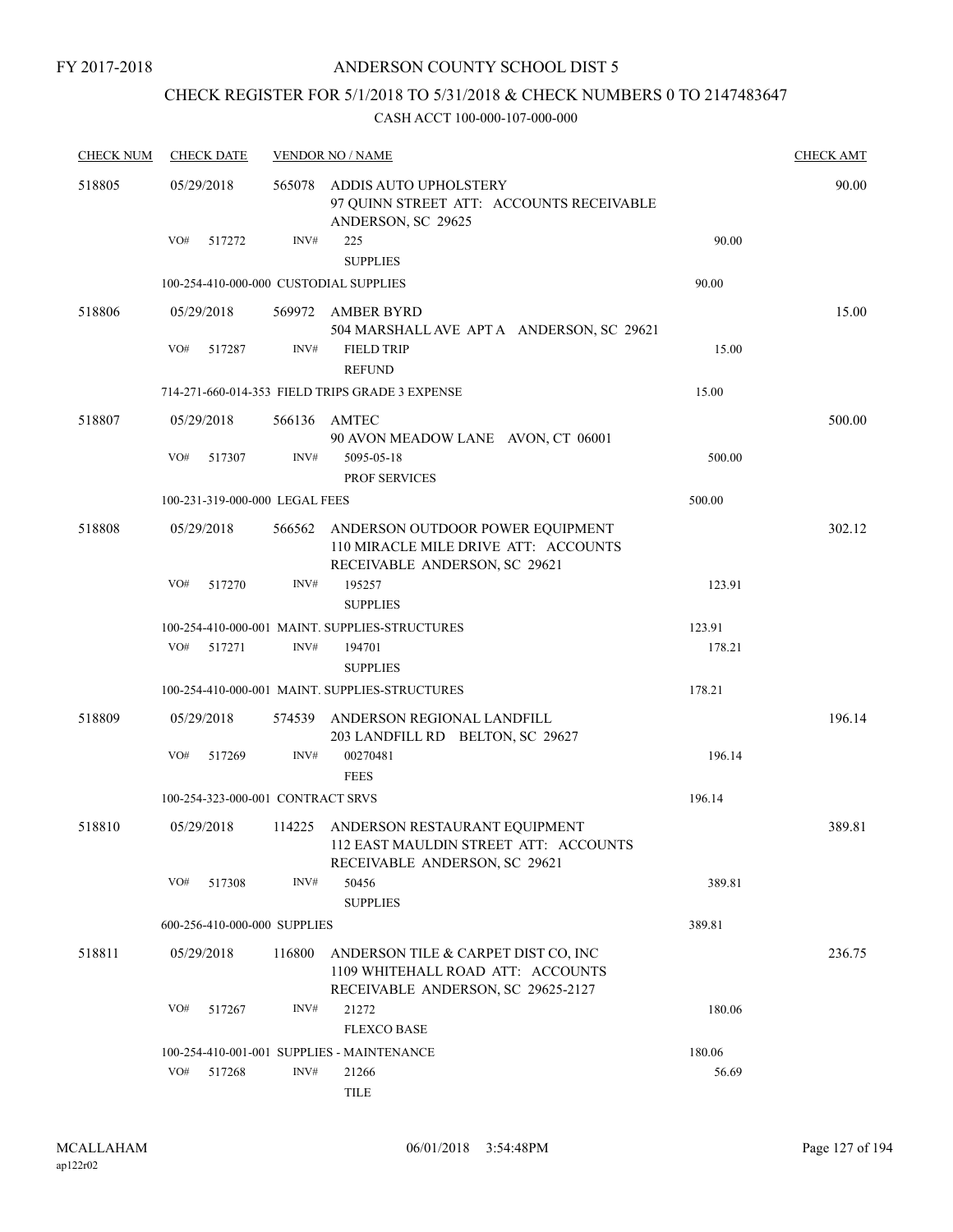FY 2017-2018

# ANDERSON COUNTY SCHOOL DIST 5

## CHECK REGISTER FOR 5/1/2018 TO 5/31/2018 & CHECK NUMBERS 0 TO 2147483647

CASH ACCT 100-000-107-000-000

| CHECK NUM | CHECK DATE | VENDOR NO / NAME | | | CHECK AMT |
|---|---|---|---|---|---|
| 518805 | 05/29/2018 | 565078 | ADDIS AUTO UPHOLSTERY<br>97 QUINN STREET ATT: ACCOUNTS RECEIVABLE<br>ANDERSON, SC 29625 | | 90.00 |
| | VO# 517272 | INV# | 225<br>SUPPLIES | 90.00 | |
| | 100-254-410-000-000 CUSTODIAL SUPPLIES | | | 90.00 | |
| 518806 | 05/29/2018 | 569972 | AMBER BYRD<br>504 MARSHALL AVE APT A ANDERSON, SC 29621 | | 15.00 |
| | VO# 517287 | INV# | FIELD TRIP<br>REFUND | 15.00 | |
| | 714-271-660-014-353 FIELD TRIPS GRADE 3 EXPENSE | | | 15.00 | |
| 518807 | 05/29/2018 | 566136 | AMTEC<br>90 AVON MEADOW LANE AVON, CT 06001 | | 500.00 |
| | VO# 517307 | INV# | 5095-05-18<br>PROF SERVICES | 500.00 | |
| | 100-231-319-000-000 LEGAL FEES | | | 500.00 | |
| 518808 | 05/29/2018 | 566562 | ANDERSON OUTDOOR POWER EQUIPMENT<br>110 MIRACLE MILE DRIVE ATT: ACCOUNTS<br>RECEIVABLE ANDERSON, SC 29621 | | 302.12 |
| | VO# 517270 | INV# | 195257<br>SUPPLIES | 123.91 | |
| | 100-254-410-000-001 MAINT. SUPPLIES-STRUCTURES | | | 123.91 | |
| | VO# 517271 | INV# | 194701<br>SUPPLIES | 178.21 | |
| | 100-254-410-000-001 MAINT. SUPPLIES-STRUCTURES | | | 178.21 | |
| 518809 | 05/29/2018 | 574539 | ANDERSON REGIONAL LANDFILL<br>203 LANDFILL RD BELTON, SC 29627 | | 196.14 |
| | VO# 517269 | INV# | 00270481<br>FEES | 196.14 | |
| | 100-254-323-000-001 CONTRACT SRVS | | | 196.14 | |
| 518810 | 05/29/2018 | 114225 | ANDERSON RESTAURANT EQUIPMENT<br>112 EAST MAULDIN STREET ATT: ACCOUNTS<br>RECEIVABLE ANDERSON, SC 29621 | | 389.81 |
| | VO# 517308 | INV# | 50456<br>SUPPLIES | 389.81 | |
| | 600-256-410-000-000 SUPPLIES | | | 389.81 | |
| 518811 | 05/29/2018 | 116800 | ANDERSON TILE & CARPET DIST CO, INC<br>1109 WHITEHALL ROAD ATT: ACCOUNTS<br>RECEIVABLE ANDERSON, SC 29625-2127 | | 236.75 |
| | VO# 517267 | INV# | 21272<br>FLEXCO BASE | 180.06 | |
| | 100-254-410-001-001 SUPPLIES - MAINTENANCE | | | 180.06 | |
| | VO# 517268 | INV# | 21266<br>TILE | 56.69 | |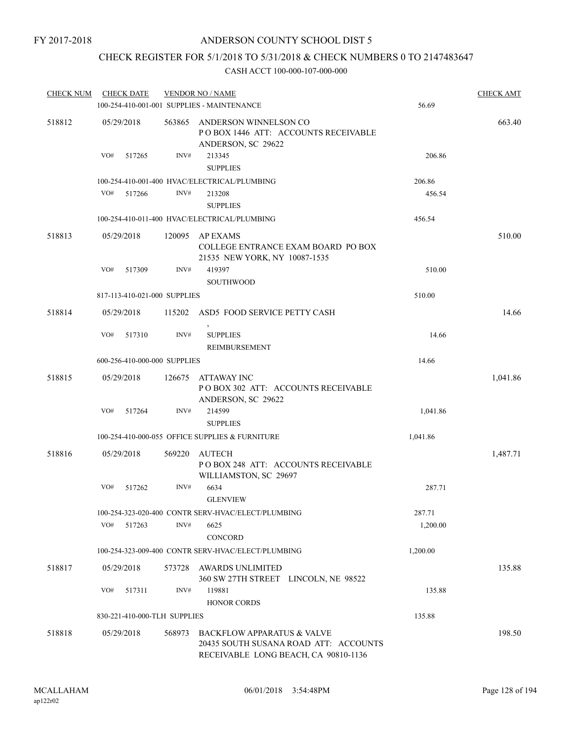FY 2017-2018

# ANDERSON COUNTY SCHOOL DIST 5

## CHECK REGISTER FOR 5/1/2018 TO 5/31/2018 & CHECK NUMBERS 0 TO 2147483647

CASH ACCT 100-000-107-000-000

| CHECK NUM | CHECK DATE | VENDOR NO / NAME | | CHECK AMT |
|---|---|---|---|---|
| | 100-254-410-001-001 SUPPLIES - MAINTENANCE | | 56.69 | |
| 518812 | 05/29/2018 | 563865 ANDERSON WINNELSON CO<br>P O BOX 1446 ATT: ACCOUNTS RECEIVABLE<br>ANDERSON, SC 29622 | | 663.40 |
| | VO# 517265 | INV# 213345<br>SUPPLIES | 206.86 | |
| | 100-254-410-001-400 HVAC/ELECTRICAL/PLUMBING | | 206.86 | |
| | VO# 517266 | INV# 213208<br>SUPPLIES | 456.54 | |
| | 100-254-410-011-400 HVAC/ELECTRICAL/PLUMBING | | 456.54 | |
| 518813 | 05/29/2018 | 120095 AP EXAMS<br>COLLEGE ENTRANCE EXAM BOARD PO BOX<br>21535 NEW YORK, NY 10087-1535 | | 510.00 |
| | VO# 517309 | INV# 419397<br>SOUTHWOOD | 510.00 | |
| | 817-113-410-021-000 SUPPLIES | | 510.00 | |
| 518814 | 05/29/2018 | 115202 ASD5 FOOD SERVICE PETTY CASH<br>, | | 14.66 |
| | VO# 517310 | INV# SUPPLIES<br>REIMBURSEMENT | 14.66 | |
| | 600-256-410-000-000 SUPPLIES | | 14.66 | |
| 518815 | 05/29/2018 | 126675 ATTAWAY INC<br>P O BOX 302 ATT: ACCOUNTS RECEIVABLE<br>ANDERSON, SC 29622 | | 1,041.86 |
| | VO# 517264 | INV# 214599<br>SUPPLIES | 1,041.86 | |
| | 100-254-410-000-055 OFFICE SUPPLIES & FURNITURE | | 1,041.86 | |
| 518816 | 05/29/2018 | 569220 AUTECH<br>P O BOX 248 ATT: ACCOUNTS RECEIVABLE<br>WILLIAMSTON, SC 29697 | | 1,487.71 |
| | VO# 517262 | INV# 6634<br>GLENVIEW | 287.71 | |
| | 100-254-323-020-400 CONTR SERV-HVAC/ELECT/PLUMBING | | 287.71 | |
| | VO# 517263 | INV# 6625<br>CONCORD | 1,200.00 | |
| | 100-254-323-009-400 CONTR SERV-HVAC/ELECT/PLUMBING | | 1,200.00 | |
| 518817 | 05/29/2018 | 573728 AWARDS UNLIMITED<br>360 SW 27TH STREET LINCOLN, NE 98522 | | 135.88 |
| | VO# 517311 | INV# 119881<br>HONOR CORDS | 135.88 | |
| | 830-221-410-000-TLH SUPPLIES | | 135.88 | |
| 518818 | 05/29/2018 | 568973 BACKFLOW APPARATUS & VALVE<br>20435 SOUTH SUSANA ROAD ATT: ACCOUNTS<br>RECEIVABLE LONG BEACH, CA 90810-1136 | | 198.50 |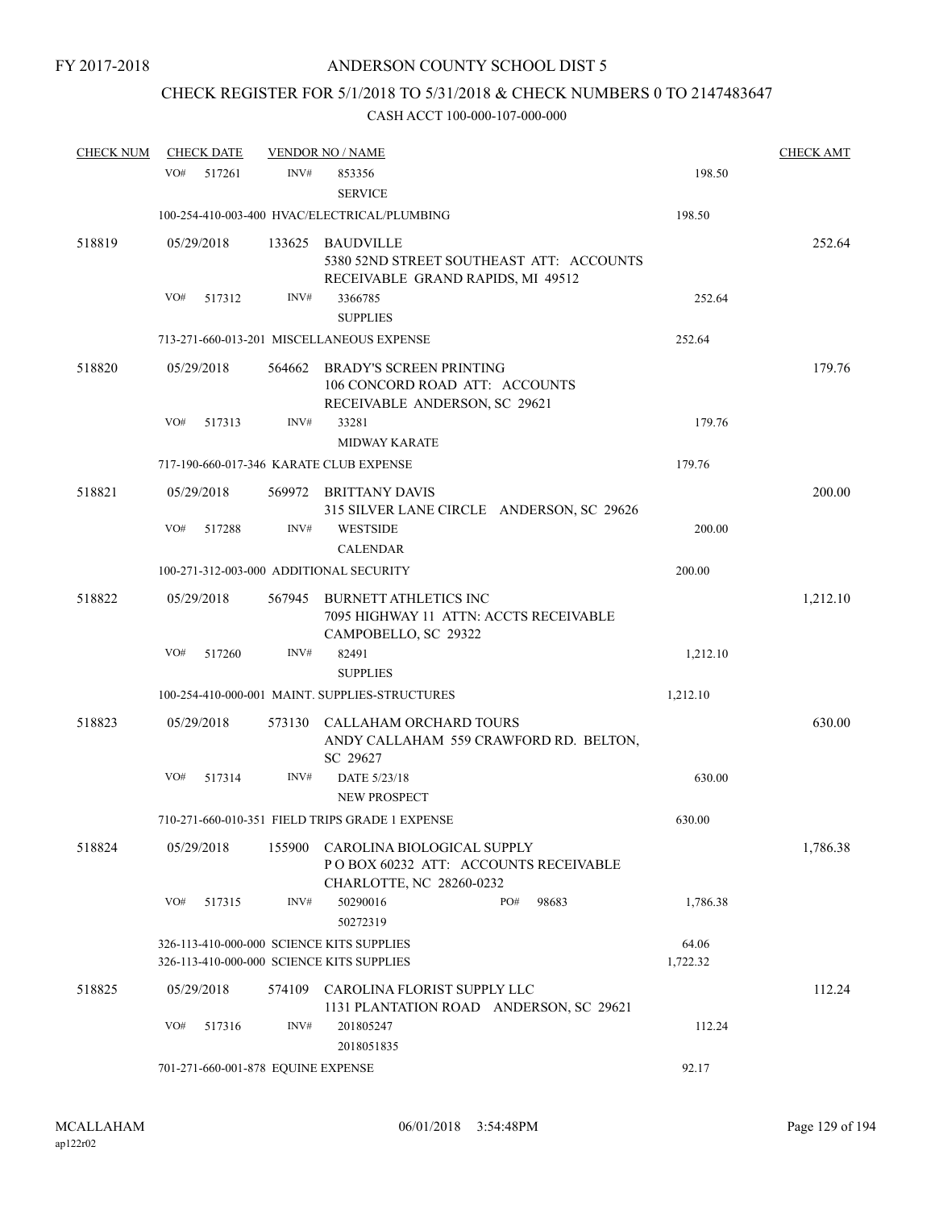FY 2017-2018

# ANDERSON COUNTY SCHOOL DIST 5

## CHECK REGISTER FOR 5/1/2018 TO 5/31/2018 & CHECK NUMBERS 0 TO 2147483647

### CASH ACCT 100-000-107-000-000

| CHECK NUM | CHECK DATE | VENDOR NO / NAME | | CHECK AMT |
|---|---|---|---|---|
| | VO# 517261 | INV# 853356<br>SERVICE | 198.50 | |
| | 100-254-410-003-400 HVAC/ELECTRICAL/PLUMBING | | 198.50 | |
| 518819 | 05/29/2018 | 133625 BAUDVILLE<br>5380 52ND STREET SOUTHEAST ATT: ACCOUNTS RECEIVABLE GRAND RAPIDS, MI 49512 | | 252.64 |
| | VO# 517312 | INV# 3366785<br>SUPPLIES | 252.64 | |
| | 713-271-660-013-201 MISCELLANEOUS EXPENSE | | 252.64 | |
| 518820 | 05/29/2018 | 564662 BRADY'S SCREEN PRINTING<br>106 CONCORD ROAD ATT: ACCOUNTS RECEIVABLE ANDERSON, SC 29621 | | 179.76 |
| | VO# 517313 | INV# 33281<br>MIDWAY KARATE | 179.76 | |
| | 717-190-660-017-346 KARATE CLUB EXPENSE | | 179.76 | |
| 518821 | 05/29/2018 | 569972 BRITTANY DAVIS<br>315 SILVER LANE CIRCLE ANDERSON, SC 29626 | | 200.00 |
| | VO# 517288 | INV# WESTSIDE<br>CALENDAR | 200.00 | |
| | 100-271-312-003-000 ADDITIONAL SECURITY | | 200.00 | |
| 518822 | 05/29/2018 | 567945 BURNETT ATHLETICS INC<br>7095 HIGHWAY 11 ATTN: ACCTS RECEIVABLE CAMPOBELLO, SC 29322 | | 1,212.10 |
| | VO# 517260 | INV# 82491<br>SUPPLIES | 1,212.10 | |
| | 100-254-410-000-001 MAINT. SUPPLIES-STRUCTURES | | 1,212.10 | |
| 518823 | 05/29/2018 | 573130 CALLAHAM ORCHARD TOURS<br>ANDY CALLAHAM 559 CRAWFORD RD. BELTON, SC 29627 | | 630.00 |
| | VO# 517314 | INV# DATE 5/23/18<br>NEW PROSPECT | 630.00 | |
| | 710-271-660-010-351 FIELD TRIPS GRADE 1 EXPENSE | | 630.00 | |
| 518824 | 05/29/2018 | 155900 CAROLINA BIOLOGICAL SUPPLY<br>P O BOX 60232 ATT: ACCOUNTS RECEIVABLE CHARLOTTE, NC 28260-0232 | | 1,786.38 |
| | VO# 517315 | INV# 50290016 PO# 98683<br>50272319 | 1,786.38 | |
| | 326-113-410-000-000 SCIENCE KITS SUPPLIES | | 64.06 | |
| | 326-113-410-000-000 SCIENCE KITS SUPPLIES | | 1,722.32 | |
| 518825 | 05/29/2018 | 574109 CAROLINA FLORIST SUPPLY LLC<br>1131 PLANTATION ROAD ANDERSON, SC 29621 | | 112.24 |
| | VO# 517316 | INV# 201805247<br>2018051835 | 112.24 | |
| | 701-271-660-001-878 EQUINE EXPENSE | | 92.17 | |

MCALLAHAM ap122r02 06/01/2018 3:54:48PM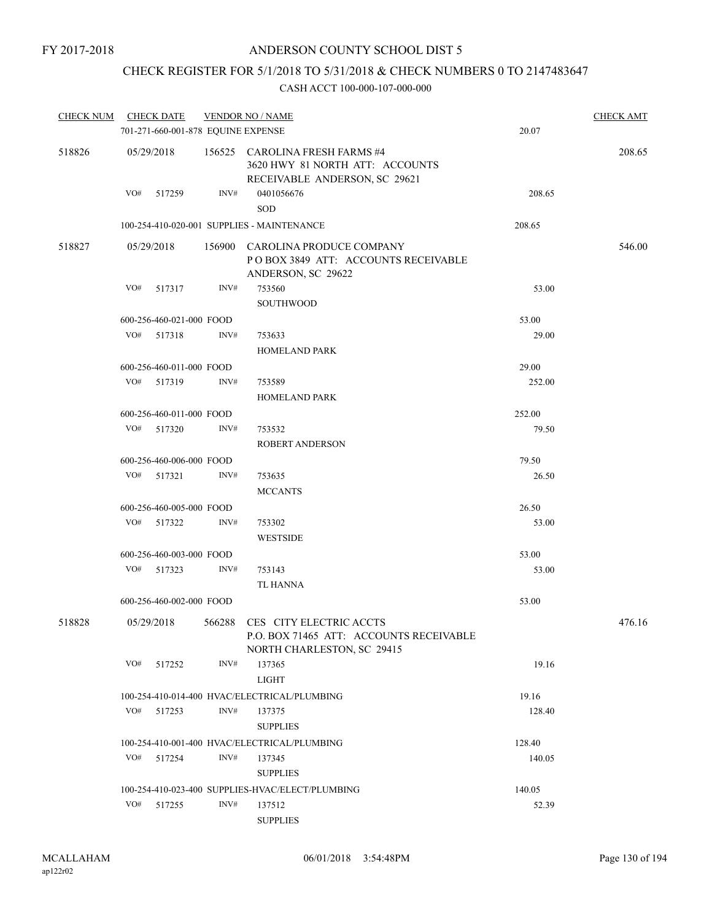FY 2017-2018

# ANDERSON COUNTY SCHOOL DIST 5

## CHECK REGISTER FOR 5/1/2018 TO 5/31/2018 & CHECK NUMBERS 0 TO 2147483647

### CASH ACCT 100-000-107-000-000

| CHECK NUM | CHECK DATE | VENDOR NO / NAME | | CHECK AMT |
|---|---|---|---|---|
| | 701-271-660-001-878 EQUINE EXPENSE | | 20.07 | |
| 518826 | 05/29/2018 | 156525 CAROLINA FRESH FARMS #4<br>3620 HWY 81 NORTH ATT: ACCOUNTS RECEIVABLE ANDERSON, SC 29621 | | 208.65 |
| | VO# 517259 INV# | 0401056676<br>SOD | 208.65 | |
| | 100-254-410-020-001 SUPPLIES - MAINTENANCE | | 208.65 | |
| 518827 | 05/29/2018 | 156900 CAROLINA PRODUCE COMPANY<br>P O BOX 3849 ATT: ACCOUNTS RECEIVABLE<br>ANDERSON, SC 29622 | | 546.00 |
| | VO# 517317 INV# | 753560<br>SOUTHWOOD | 53.00 | |
| | 600-256-460-021-000 FOOD | | 53.00 | |
| | VO# 517318 INV# | 753633<br>HOMELAND PARK | 29.00 | |
| | 600-256-460-011-000 FOOD | | 29.00 | |
| | VO# 517319 INV# | 753589<br>HOMELAND PARK | 252.00 | |
| | 600-256-460-011-000 FOOD | | 252.00 | |
| | VO# 517320 INV# | 753532<br>ROBERT ANDERSON | 79.50 | |
| | 600-256-460-006-000 FOOD | | 79.50 | |
| | VO# 517321 INV# | 753635<br>MCCANTS | 26.50 | |
| | 600-256-460-005-000 FOOD | | 26.50 | |
| | VO# 517322 INV# | 753302<br>WESTSIDE | 53.00 | |
| | 600-256-460-003-000 FOOD | | 53.00 | |
| | VO# 517323 INV# | 753143<br>TL HANNA | 53.00 | |
| | 600-256-460-002-000 FOOD | | 53.00 | |
| 518828 | 05/29/2018 | 566288 CES CITY ELECTRIC ACCTS<br>P.O. BOX 71465 ATT: ACCOUNTS RECEIVABLE<br>NORTH CHARLESTON, SC 29415 | | 476.16 |
| | VO# 517252 INV# | 137365<br>LIGHT | 19.16 | |
| | 100-254-410-014-400 HVAC/ELECTRICAL/PLUMBING | | 19.16 | |
| | VO# 517253 INV# | 137375<br>SUPPLIES | 128.40 | |
| | 100-254-410-001-400 HVAC/ELECTRICAL/PLUMBING | | 128.40 | |
| | VO# 517254 INV# | 137345<br>SUPPLIES | 140.05 | |
| | 100-254-410-023-400 SUPPLIES-HVAC/ELECT/PLUMBING | | 140.05 | |
| | VO# 517255 INV# | 137512<br>SUPPLIES | 52.39 | |

MCALLAHAM ap122r02 06/01/2018 3:54:48PM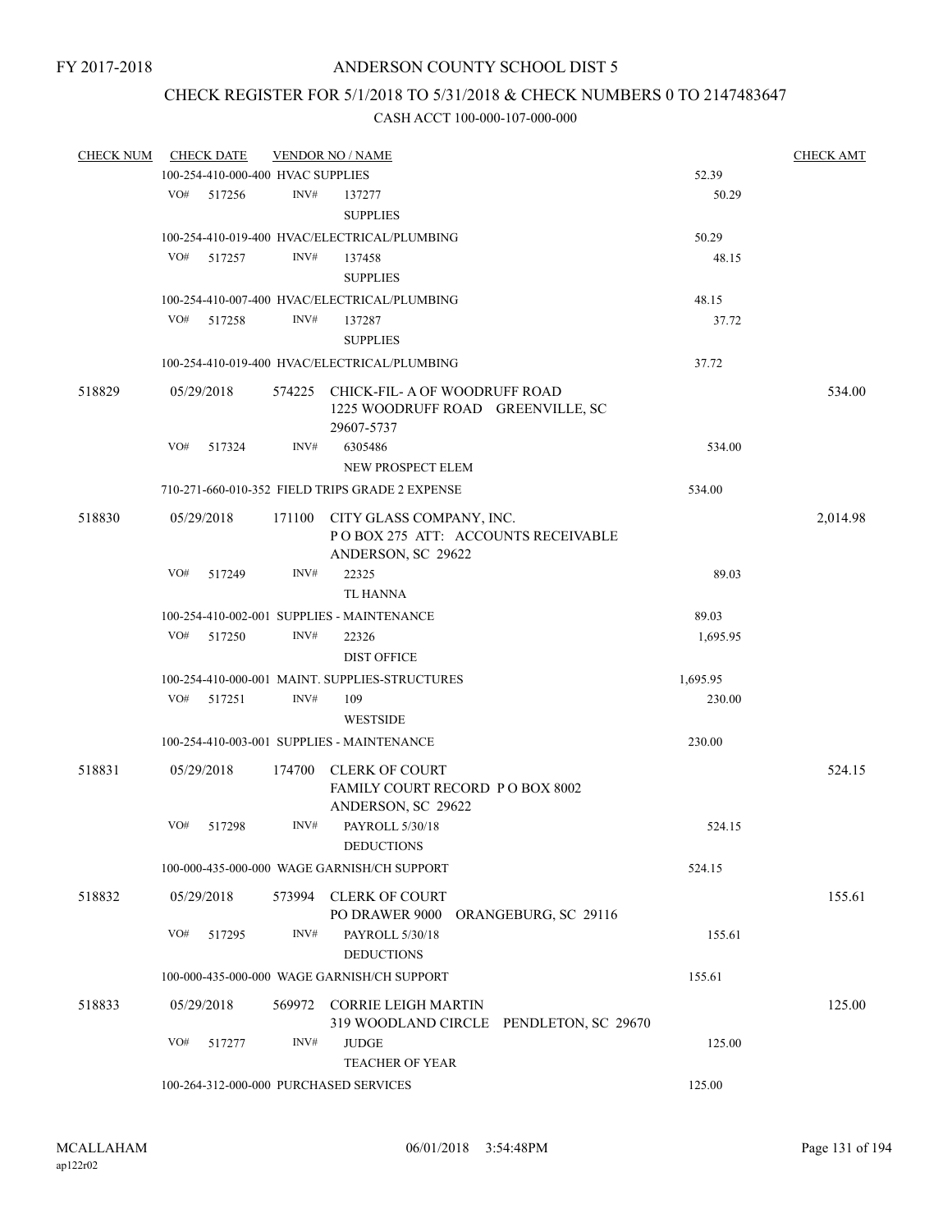FY 2017-2018

# ANDERSON COUNTY SCHOOL DIST 5

## CHECK REGISTER FOR 5/1/2018 TO 5/31/2018 & CHECK NUMBERS 0 TO 2147483647

### CASH ACCT 100-000-107-000-000

| CHECK NUM | CHECK DATE | VENDOR NO / NAME | | CHECK AMT |
|---|---|---|---|---|
| | 100-254-410-000-400 HVAC SUPPLIES | | 52.39 | |
| | VO# 517256 | INV# 137277<br>SUPPLIES | 50.29 | |
| | 100-254-410-019-400 HVAC/ELECTRICAL/PLUMBING | | 50.29 | |
| | VO# 517257 | INV# 137458<br>SUPPLIES | 48.15 | |
| | 100-254-410-007-400 HVAC/ELECTRICAL/PLUMBING | | 48.15 | |
| | VO# 517258 | INV# 137287<br>SUPPLIES | 37.72 | |
| | 100-254-410-019-400 HVAC/ELECTRICAL/PLUMBING | | 37.72 | |
| 518829 | 05/29/2018 | 574225 CHICK-FIL- A OF WOODRUFF ROAD<br>1225 WOODRUFF ROAD GREENVILLE, SC 29607-5737 | | 534.00 |
| | VO# 517324 | INV# 6305486<br>NEW PROSPECT ELEM | 534.00 | |
| | 710-271-660-010-352 FIELD TRIPS GRADE 2 EXPENSE | | 534.00 | |
| 518830 | 05/29/2018 | 171100 CITY GLASS COMPANY, INC.<br>P O BOX 275 ATT: ACCOUNTS RECEIVABLE<br>ANDERSON, SC 29622 | | 2,014.98 |
| | VO# 517249 | INV# 22325<br>TL HANNA | 89.03 | |
| | 100-254-410-002-001 SUPPLIES - MAINTENANCE | | 89.03 | |
| | VO# 517250 | INV# 22326<br>DIST OFFICE | 1,695.95 | |
| | 100-254-410-000-001 MAINT. SUPPLIES-STRUCTURES | | 1,695.95 | |
| | VO# 517251 | INV# 109<br>WESTSIDE | 230.00 | |
| | 100-254-410-003-001 SUPPLIES - MAINTENANCE | | 230.00 | |
| 518831 | 05/29/2018 | 174700 CLERK OF COURT<br>FAMILY COURT RECORD P O BOX 8002<br>ANDERSON, SC 29622 | | 524.15 |
| | VO# 517298 | INV# PAYROLL 5/30/18<br>DEDUCTIONS | 524.15 | |
| | 100-000-435-000-000 WAGE GARNISH/CH SUPPORT | | 524.15 | |
| 518832 | 05/29/2018 | 573994 CLERK OF COURT<br>PO DRAWER 9000 ORANGEBURG, SC 29116 | | 155.61 |
| | VO# 517295 | INV# PAYROLL 5/30/18<br>DEDUCTIONS | 155.61 | |
| | 100-000-435-000-000 WAGE GARNISH/CH SUPPORT | | 155.61 | |
| 518833 | 05/29/2018 | 569972 CORRIE LEIGH MARTIN<br>319 WOODLAND CIRCLE PENDLETON, SC 29670 | | 125.00 |
| | VO# 517277 | INV# JUDGE<br>TEACHER OF YEAR | 125.00 | |
| | 100-264-312-000-000 PURCHASED SERVICES | | 125.00 | |

MCALLAHAM ap122r02 06/01/2018 3:54:48PM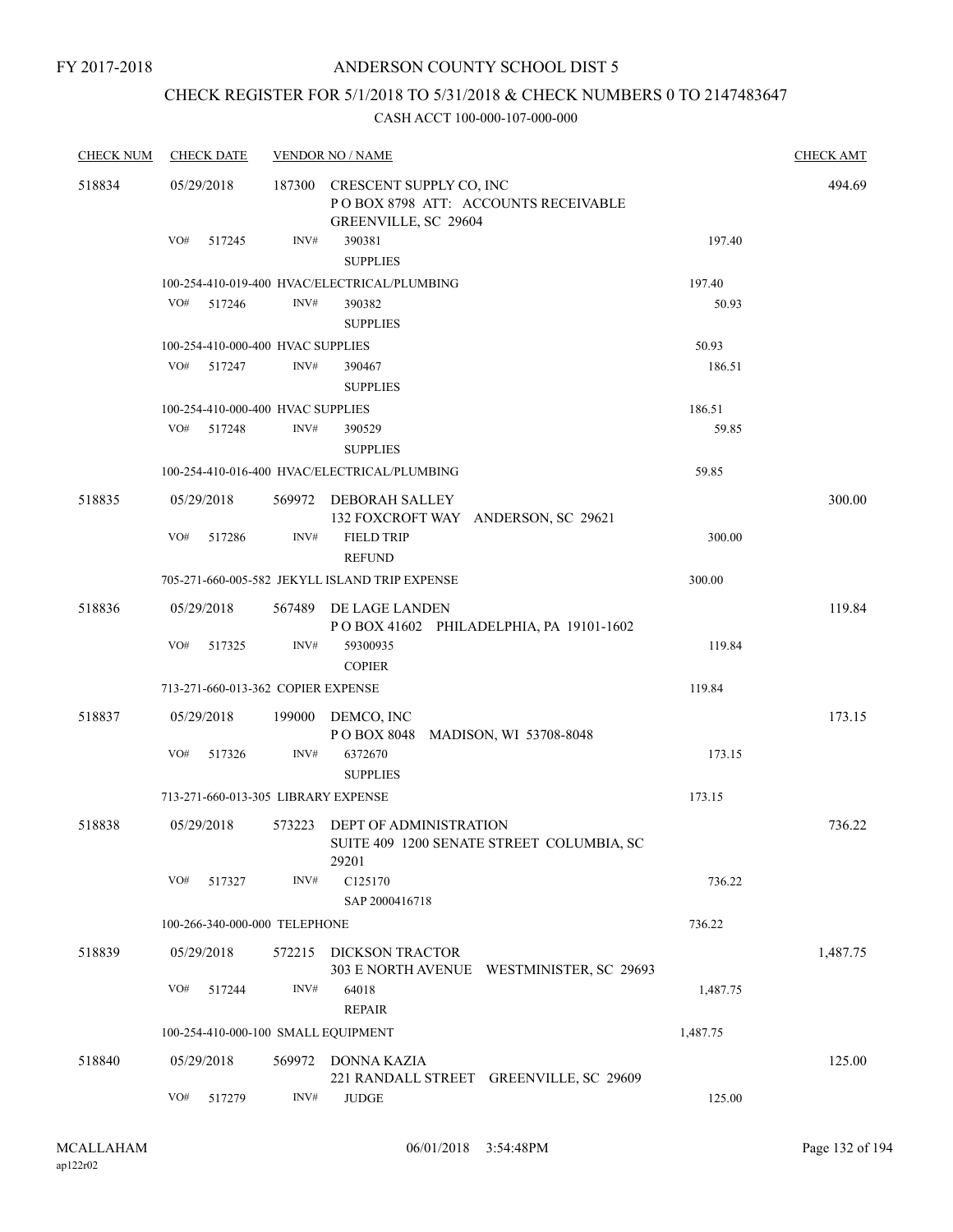FY 2017-2018

# ANDERSON COUNTY SCHOOL DIST 5

## CHECK REGISTER FOR 5/1/2018 TO 5/31/2018 & CHECK NUMBERS 0 TO 2147483647

### CASH ACCT 100-000-107-000-000

| CHECK NUM | CHECK DATE | VENDOR NO / NAME | | CHECK AMT |
|---|---|---|---|---|
| 518834 | 05/29/2018 | 187300 CRESCENT SUPPLY CO, INC<br>P O BOX 8798 ATT: ACCOUNTS RECEIVABLE<br>GREENVILLE, SC 29604 | | 494.69 |
| | VO# 517245 | INV# 390381<br>SUPPLIES | 197.40 | |
| | | 100-254-410-019-400 HVAC/ELECTRICAL/PLUMBING | 197.40 | |
| | VO# 517246 | INV# 390382<br>SUPPLIES | 50.93 | |
| | | 100-254-410-000-400 HVAC SUPPLIES | 50.93 | |
| | VO# 517247 | INV# 390467<br>SUPPLIES | 186.51 | |
| | | 100-254-410-000-400 HVAC SUPPLIES | 186.51 | |
| | VO# 517248 | INV# 390529<br>SUPPLIES | 59.85 | |
| | | 100-254-410-016-400 HVAC/ELECTRICAL/PLUMBING | 59.85 | |
| 518835 | 05/29/2018 | 569972 DEBORAH SALLEY<br>132 FOXCROFT WAY ANDERSON, SC 29621 | | 300.00 |
| | VO# 517286 | INV# FIELD TRIP<br>REFUND | 300.00 | |
| | | 705-271-660-005-582 JEKYLL ISLAND TRIP EXPENSE | 300.00 | |
| 518836 | 05/29/2018 | 567489 DE LAGE LANDEN<br>P O BOX 41602 PHILADELPHIA, PA 19101-1602 | | 119.84 |
| | VO# 517325 | INV# 59300935<br>COPIER | 119.84 | |
| | | 713-271-660-013-362 COPIER EXPENSE | 119.84 | |
| 518837 | 05/29/2018 | 199000 DEMCO, INC<br>P O BOX 8048 MADISON, WI 53708-8048 | | 173.15 |
| | VO# 517326 | INV# 6372670<br>SUPPLIES | 173.15 | |
| | | 713-271-660-013-305 LIBRARY EXPENSE | 173.15 | |
| 518838 | 05/29/2018 | 573223 DEPT OF ADMINISTRATION<br>SUITE 409 1200 SENATE STREET COLUMBIA, SC 29201 | | 736.22 |
| | VO# 517327 | INV# C125170<br>SAP 2000416718 | 736.22 | |
| | | 100-266-340-000-000 TELEPHONE | 736.22 | |
| 518839 | 05/29/2018 | 572215 DICKSON TRACTOR<br>303 E NORTH AVENUE WESTMINISTER, SC 29693 | | 1,487.75 |
| | VO# 517244 | INV# 64018<br>REPAIR | 1,487.75 | |
| | | 100-254-410-000-100 SMALL EQUIPMENT | 1,487.75 | |
| 518840 | 05/29/2018 | 569972 DONNA KAZIA<br>221 RANDALL STREET GREENVILLE, SC 29609 | | 125.00 |
| | VO# 517279 | INV# JUDGE | 125.00 | |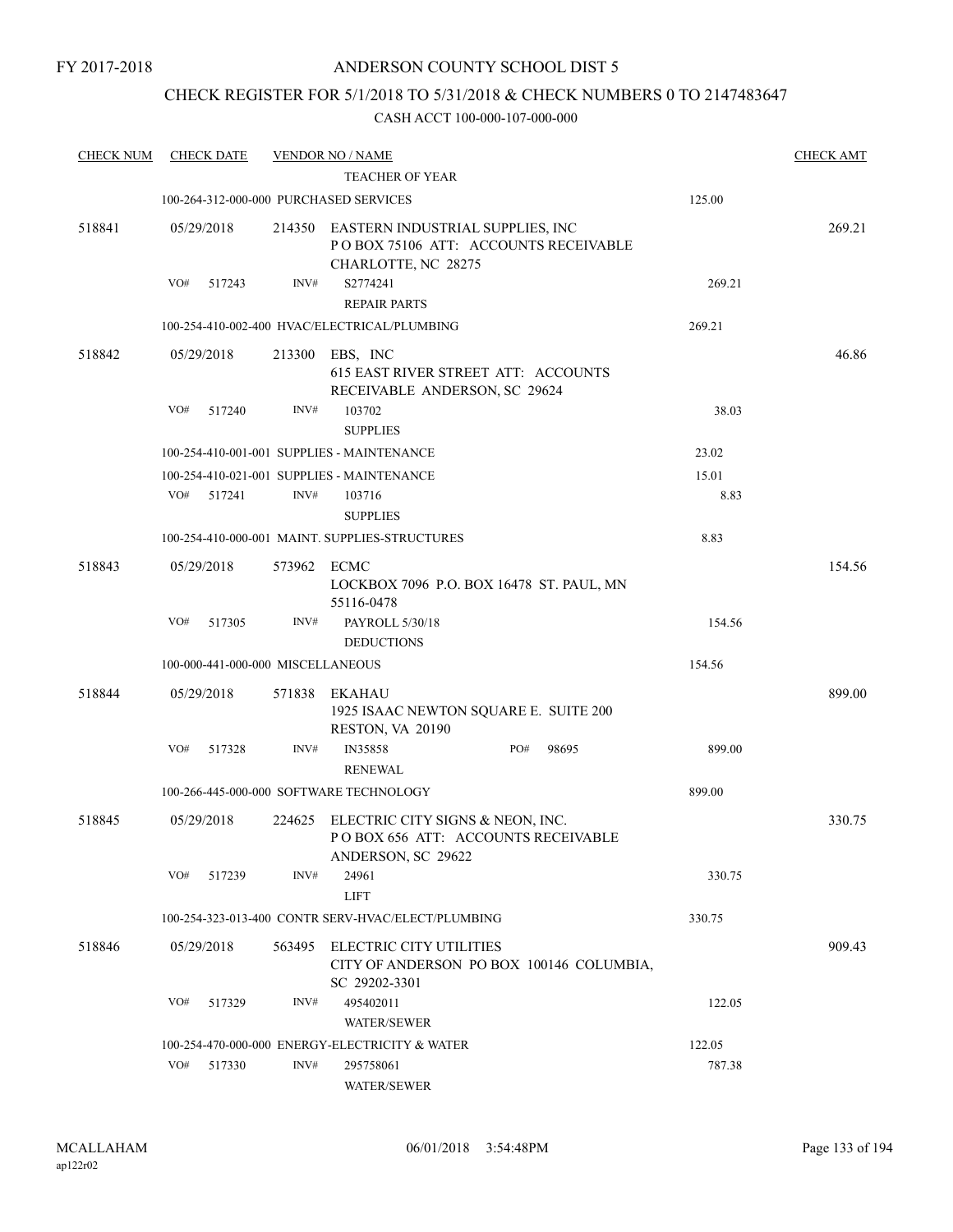FY 2017-2018

# ANDERSON COUNTY SCHOOL DIST 5

## CHECK REGISTER FOR 5/1/2018 TO 5/31/2018 & CHECK NUMBERS 0 TO 2147483647

### CASH ACCT 100-000-107-000-000

| CHECK NUM | CHECK DATE | VENDOR NO / NAME | | CHECK AMT |
|---|---|---|---|---|
| | | TEACHER OF YEAR | | |
| | 100-264-312-000-000 PURCHASED SERVICES | | 125.00 | |
| 518841 | 05/29/2018 | 214350 EASTERN INDUSTRIAL SUPPLIES, INC P O BOX 75106 ATT: ACCOUNTS RECEIVABLE CHARLOTTE, NC 28275 | | 269.21 |
| | VO# 517243 | INV# S2774241 REPAIR PARTS | 269.21 | |
| | 100-254-410-002-400 HVAC/ELECTRICAL/PLUMBING | | 269.21 | |
| 518842 | 05/29/2018 | 213300 EBS, INC 615 EAST RIVER STREET ATT: ACCOUNTS RECEIVABLE ANDERSON, SC 29624 | | 46.86 |
| | VO# 517240 | INV# 103702 SUPPLIES | 38.03 | |
| | 100-254-410-001-001 SUPPLIES - MAINTENANCE | | 23.02 | |
| | 100-254-410-021-001 SUPPLIES - MAINTENANCE | | 15.01 | |
| | VO# 517241 | INV# 103716 SUPPLIES | 8.83 | |
| | 100-254-410-000-001 MAINT. SUPPLIES-STRUCTURES | | 8.83 | |
| 518843 | 05/29/2018 | 573962 ECMC LOCKBOX 7096 P.O. BOX 16478 ST. PAUL, MN 55116-0478 | | 154.56 |
| | VO# 517305 | INV# PAYROLL 5/30/18 DEDUCTIONS | 154.56 | |
| | 100-000-441-000-000 MISCELLANEOUS | | 154.56 | |
| 518844 | 05/29/2018 | 571838 EKAHAU 1925 ISAAC NEWTON SQUARE E. SUITE 200 RESTON, VA 20190 | | 899.00 |
| | VO# 517328 | INV# IN35858 PO# 98695 RENEWAL | 899.00 | |
| | 100-266-445-000-000 SOFTWARE TECHNOLOGY | | 899.00 | |
| 518845 | 05/29/2018 | 224625 ELECTRIC CITY SIGNS & NEON, INC. P O BOX 656 ATT: ACCOUNTS RECEIVABLE ANDERSON, SC 29622 | | 330.75 |
| | VO# 517239 | INV# 24961 LIFT | 330.75 | |
| | 100-254-323-013-400 CONTR SERV-HVAC/ELECT/PLUMBING | | 330.75 | |
| 518846 | 05/29/2018 | 563495 ELECTRIC CITY UTILITIES CITY OF ANDERSON PO BOX 100146 COLUMBIA, SC 29202-3301 | | 909.43 |
| | VO# 517329 | INV# 495402011 WATER/SEWER | 122.05 | |
| | 100-254-470-000-000 ENERGY-ELECTRICITY & WATER | | 122.05 | |
| | VO# 517330 | INV# 295758061 WATER/SEWER | 787.38 | |

MCALLAHAM ap122r02 06/01/2018 3:54:48PM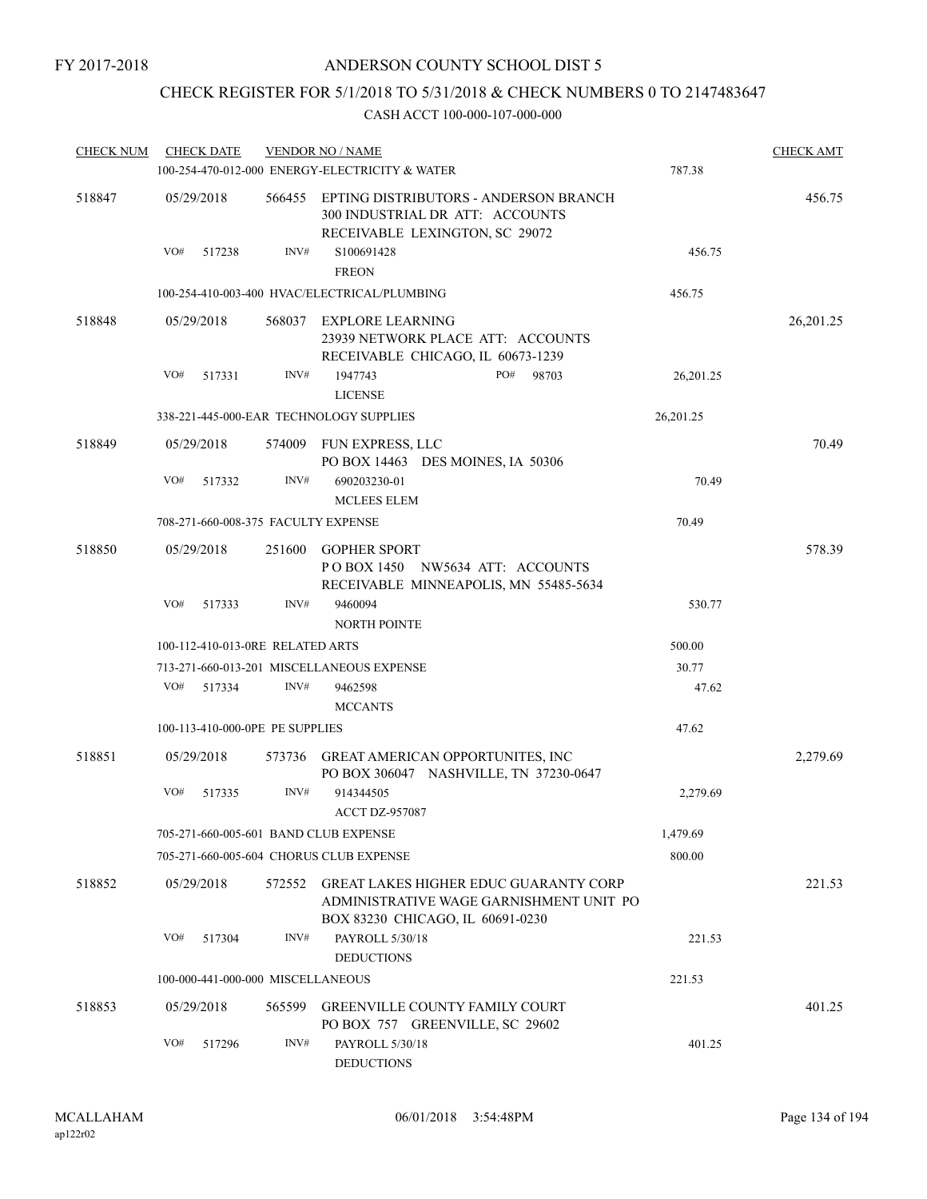FY 2017-2018

# ANDERSON COUNTY SCHOOL DIST 5

## CHECK REGISTER FOR 5/1/2018 TO 5/31/2018 & CHECK NUMBERS 0 TO 2147483647

### CASH ACCT 100-000-107-000-000

| CHECK NUM | CHECK DATE | VENDOR NO / NAME | | CHECK AMT |
|---|---|---|---|---|
| | 100-254-470-012-000 ENERGY-ELECTRICITY & WATER | | 787.38 | |
| 518847 | 05/29/2018 | 566455 EPTING DISTRIBUTORS - ANDERSON BRANCH 300 INDUSTRIAL DR ATT: ACCOUNTS RECEIVABLE LEXINGTON, SC 29072 | | 456.75 |
| | VO# 517238 | INV# S100691428 FREON | 456.75 | |
| | 100-254-410-003-400 HVAC/ELECTRICAL/PLUMBING | | 456.75 | |
| 518848 | 05/29/2018 | 568037 EXPLORE LEARNING 23939 NETWORK PLACE ATT: ACCOUNTS RECEIVABLE CHICAGO, IL 60673-1239 | | 26,201.25 |
| | VO# 517331 | INV# 1947743 PO# 98703 LICENSE | 26,201.25 | |
| | 338-221-445-000-EAR TECHNOLOGY SUPPLIES | | 26,201.25 | |
| 518849 | 05/29/2018 | 574009 FUN EXPRESS, LLC PO BOX 14463 DES MOINES, IA 50306 | | 70.49 |
| | VO# 517332 | INV# 690203230-01 MCLEES ELEM | 70.49 | |
| | 708-271-660-008-375 FACULTY EXPENSE | | 70.49 | |
| 518850 | 05/29/2018 | 251600 GOPHER SPORT P O BOX 1450 NW5634 ATT: ACCOUNTS RECEIVABLE MINNEAPOLIS, MN 55485-5634 | | 578.39 |
| | VO# 517333 | INV# 9460094 NORTH POINTE | 530.77 | |
| | 100-112-410-013-0RE RELATED ARTS | | 500.00 | |
| | 713-271-660-013-201 MISCELLANEOUS EXPENSE | | 30.77 | |
| | VO# 517334 | INV# 9462598 MCCANTS | 47.62 | |
| | 100-113-410-000-0PE PE SUPPLIES | | 47.62 | |
| 518851 | 05/29/2018 | 573736 GREAT AMERICAN OPPORTUNITES, INC PO BOX 306047 NASHVILLE, TN 37230-0647 | | 2,279.69 |
| | VO# 517335 | INV# 914344505 ACCT DZ-957087 | 2,279.69 | |
| | 705-271-660-005-601 BAND CLUB EXPENSE | | 1,479.69 | |
| | 705-271-660-005-604 CHORUS CLUB EXPENSE | | 800.00 | |
| 518852 | 05/29/2018 | 572552 GREAT LAKES HIGHER EDUC GUARANTY CORP ADMINISTRATIVE WAGE GARNISHMENT UNIT PO BOX 83230 CHICAGO, IL 60691-0230 | | 221.53 |
| | VO# 517304 | INV# PAYROLL 5/30/18 DEDUCTIONS | 221.53 | |
| | 100-000-441-000-000 MISCELLANEOUS | | 221.53 | |
| 518853 | 05/29/2018 | 565599 GREENVILLE COUNTY FAMILY COURT PO BOX 757 GREENVILLE, SC 29602 | | 401.25 |
| | VO# 517296 | INV# PAYROLL 5/30/18 DEDUCTIONS | 401.25 | |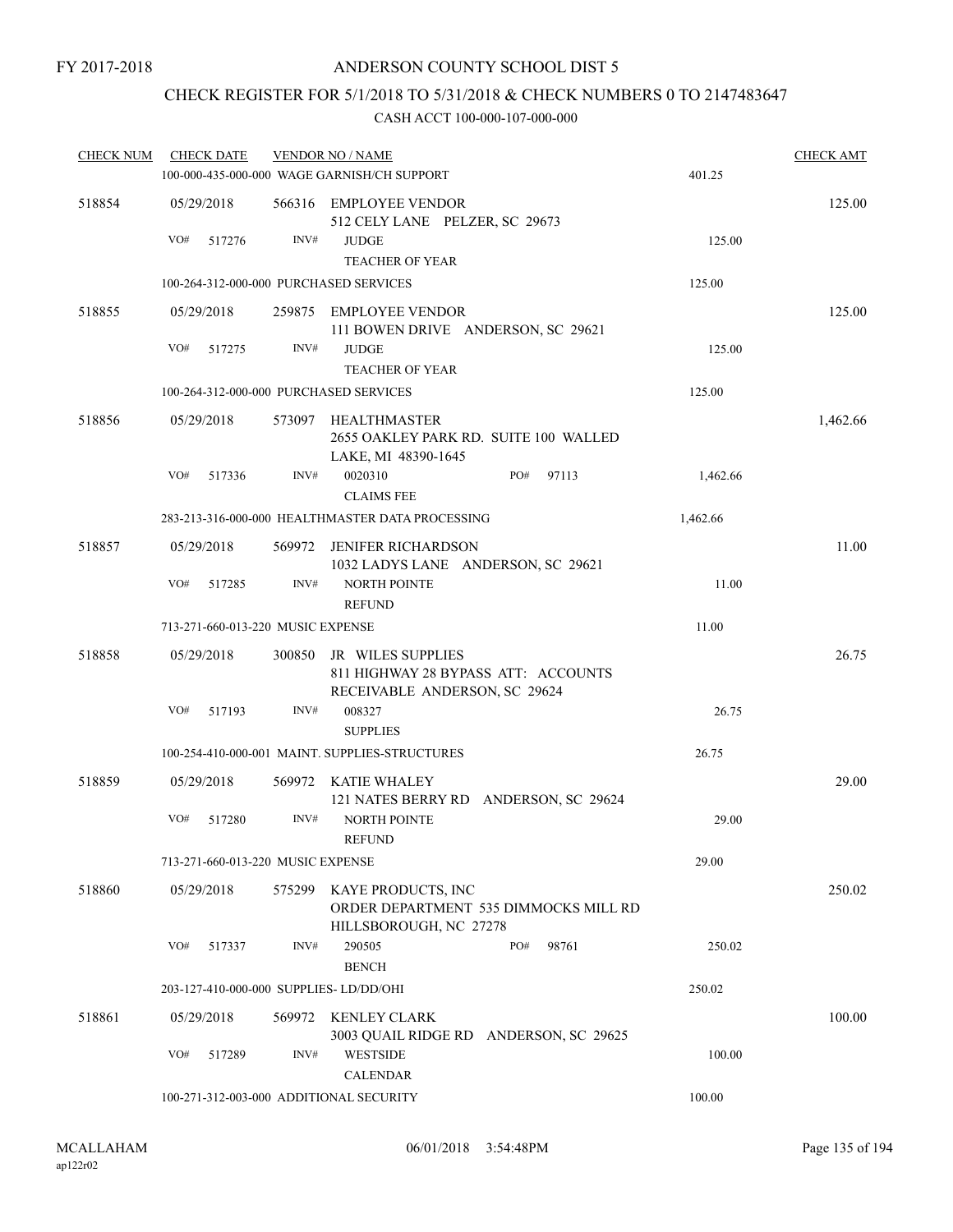FY 2017-2018

# ANDERSON COUNTY SCHOOL DIST 5

## CHECK REGISTER FOR 5/1/2018 TO 5/31/2018 & CHECK NUMBERS 0 TO 2147483647

### CASH ACCT 100-000-107-000-000

| CHECK NUM | CHECK DATE | VENDOR NO / NAME | | CHECK AMT |
|---|---|---|---|---|
| | | 100-000-435-000-000 WAGE GARNISH/CH SUPPORT | 401.25 | |
| 518854 | 05/29/2018 | 566316 EMPLOYEE VENDOR<br>512 CELY LANE PELZER, SC 29673 | | 125.00 |
| | VO# 517276 | INV# JUDGE<br>TEACHER OF YEAR | 125.00 | |
| | | 100-264-312-000-000 PURCHASED SERVICES | 125.00 | |
| 518855 | 05/29/2018 | 259875 EMPLOYEE VENDOR<br>111 BOWEN DRIVE ANDERSON, SC 29621 | | 125.00 |
| | VO# 517275 | INV# JUDGE<br>TEACHER OF YEAR | 125.00 | |
| | | 100-264-312-000-000 PURCHASED SERVICES | 125.00 | |
| 518856 | 05/29/2018 | 573097 HEALTHMASTER<br>2655 OAKLEY PARK RD. SUITE 100 WALLED LAKE, MI 48390-1645 | | 1,462.66 |
| | VO# 517336 | INV# 0020310 PO# 97113<br>CLAIMS FEE | 1,462.66 | |
| | | 283-213-316-000-000 HEALTHMASTER DATA PROCESSING | 1,462.66 | |
| 518857 | 05/29/2018 | 569972 JENIFER RICHARDSON<br>1032 LADYS LANE ANDERSON, SC 29621 | | 11.00 |
| | VO# 517285 | INV# NORTH POINTE<br>REFUND | 11.00 | |
| | | 713-271-660-013-220 MUSIC EXPENSE | 11.00 | |
| 518858 | 05/29/2018 | 300850 JR WILES SUPPLIES<br>811 HIGHWAY 28 BYPASS ATT: ACCOUNTS RECEIVABLE ANDERSON, SC 29624 | | 26.75 |
| | VO# 517193 | INV# 008327<br>SUPPLIES | 26.75 | |
| | | 100-254-410-000-001 MAINT. SUPPLIES-STRUCTURES | 26.75 | |
| 518859 | 05/29/2018 | 569972 KATIE WHALEY<br>121 NATES BERRY RD ANDERSON, SC 29624 | | 29.00 |
| | VO# 517280 | INV# NORTH POINTE<br>REFUND | 29.00 | |
| | | 713-271-660-013-220 MUSIC EXPENSE | 29.00 | |
| 518860 | 05/29/2018 | 575299 KAYE PRODUCTS, INC<br>ORDER DEPARTMENT 535 DIMMOCKS MILL RD HILLSBOROUGH, NC 27278 | | 250.02 |
| | VO# 517337 | INV# 290505 PO# 98761<br>BENCH | 250.02 | |
| | | 203-127-410-000-000 SUPPLIES- LD/DD/OHI | 250.02 | |
| 518861 | 05/29/2018 | 569972 KENLEY CLARK<br>3003 QUAIL RIDGE RD ANDERSON, SC 29625 | | 100.00 |
| | VO# 517289 | INV# WESTSIDE<br>CALENDAR | 100.00 | |
| | | 100-271-312-003-000 ADDITIONAL SECURITY | 100.00 | |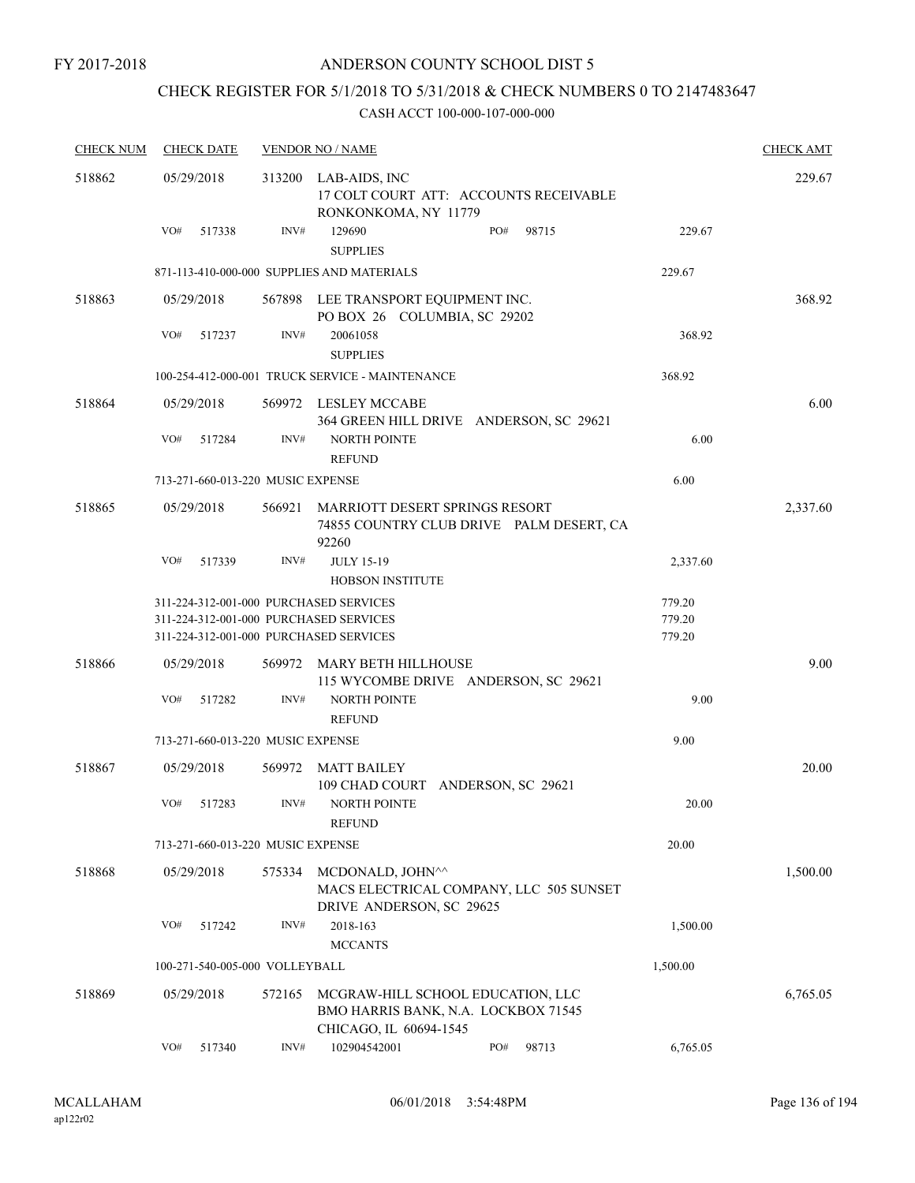FY 2017-2018

# ANDERSON COUNTY SCHOOL DIST 5

## CHECK REGISTER FOR 5/1/2018 TO 5/31/2018 & CHECK NUMBERS 0 TO 2147483647

CASH ACCT 100-000-107-000-000

| CHECK NUM | CHECK DATE | VENDOR NO / NAME | | CHECK AMT |
|---|---|---|---|---|
| 518862 | 05/29/2018 | 313200 LAB-AIDS, INC<br>17 COLT COURT ATT: ACCOUNTS RECEIVABLE<br>RONKONKOMA, NY 11779 | | 229.67 |
| | VO# 517338 | INV# 129690 PO# 98715<br>SUPPLIES | 229.67 | |
| | | 871-113-410-000-000 SUPPLIES AND MATERIALS | 229.67 | |
| 518863 | 05/29/2018 | 567898 LEE TRANSPORT EQUIPMENT INC.<br>PO BOX 26 COLUMBIA, SC 29202 | | 368.92 |
| | VO# 517237 | INV# 20061058<br>SUPPLIES | 368.92 | |
| | | 100-254-412-000-001 TRUCK SERVICE - MAINTENANCE | 368.92 | |
| 518864 | 05/29/2018 | 569972 LESLEY MCCABE<br>364 GREEN HILL DRIVE ANDERSON, SC 29621 | | 6.00 |
| | VO# 517284 | INV# NORTH POINTE<br>REFUND | 6.00 | |
| | | 713-271-660-013-220 MUSIC EXPENSE | 6.00 | |
| 518865 | 05/29/2018 | 566921 MARRIOTT DESERT SPRINGS RESORT<br>74855 COUNTRY CLUB DRIVE PALM DESERT, CA 92260 | | 2,337.60 |
| | VO# 517339 | INV# JULY 15-19<br>HOBSON INSTITUTE | 2,337.60 | |
| | | 311-224-312-001-000 PURCHASED SERVICES | 779.20 | |
| | | 311-224-312-001-000 PURCHASED SERVICES | 779.20 | |
| | | 311-224-312-001-000 PURCHASED SERVICES | 779.20 | |
| 518866 | 05/29/2018 | 569972 MARY BETH HILLHOUSE<br>115 WYCOMBE DRIVE ANDERSON, SC 29621 | | 9.00 |
| | VO# 517282 | INV# NORTH POINTE<br>REFUND | 9.00 | |
| | | 713-271-660-013-220 MUSIC EXPENSE | 9.00 | |
| 518867 | 05/29/2018 | 569972 MATT BAILEY<br>109 CHAD COURT ANDERSON, SC 29621 | | 20.00 |
| | VO# 517283 | INV# NORTH POINTE<br>REFUND | 20.00 | |
| | | 713-271-660-013-220 MUSIC EXPENSE | 20.00 | |
| 518868 | 05/29/2018 | 575334 MCDONALD, JOHN^^<br>MACS ELECTRICAL COMPANY, LLC 505 SUNSET DRIVE ANDERSON, SC 29625 | | 1,500.00 |
| | VO# 517242 | INV# 2018-163<br>MCCANTS | 1,500.00 | |
| | | 100-271-540-005-000 VOLLEYBALL | 1,500.00 | |
| 518869 | 05/29/2018 | 572165 MCGRAW-HILL SCHOOL EDUCATION, LLC<br>BMO HARRIS BANK, N.A. LOCKBOX 71545<br>CHICAGO, IL 60694-1545 | | 6,765.05 |
| | VO# 517340 | INV# 102904542001 PO# 98713 | 6,765.05 | |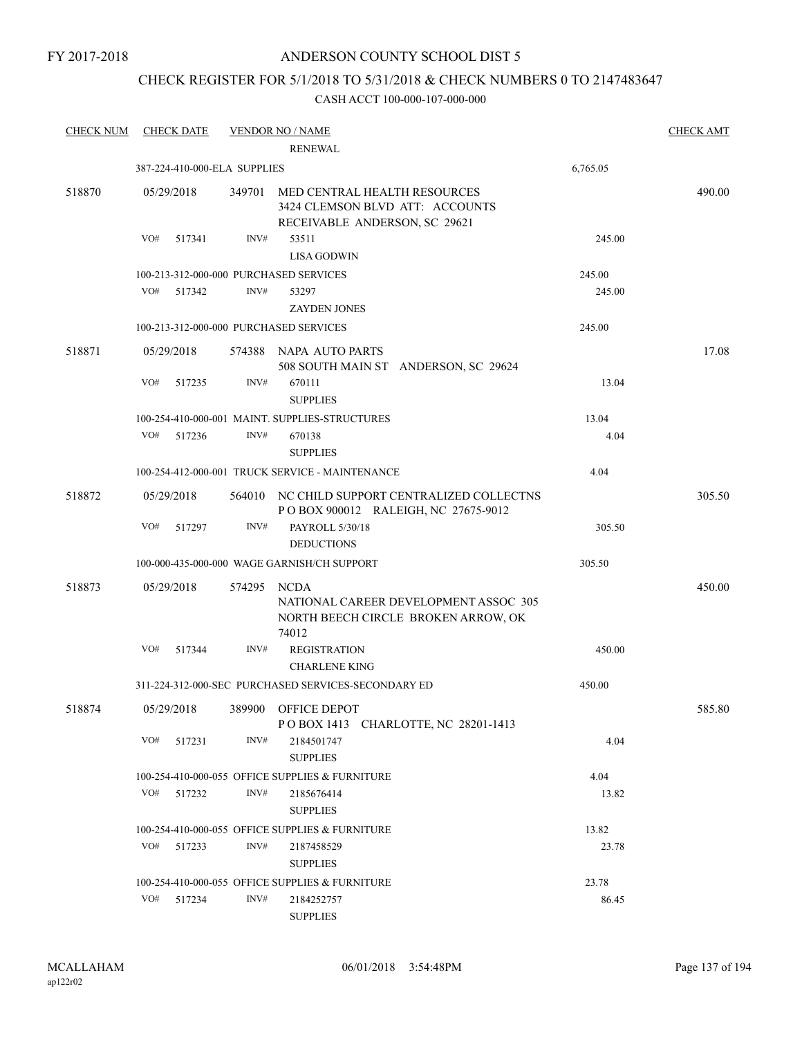FY 2017-2018

# ANDERSON COUNTY SCHOOL DIST 5

## CHECK REGISTER FOR 5/1/2018 TO 5/31/2018 & CHECK NUMBERS 0 TO 2147483647

CASH ACCT 100-000-107-000-000

| CHECK NUM | CHECK DATE | VENDOR NO / NAME | | CHECK AMT |
|---|---|---|---|---|
| | | RENEWAL | | |
| | 387-224-410-000-ELA SUPPLIES | | 6,765.05 | |
| 518870 | 05/29/2018 | 349701 MED CENTRAL HEALTH RESOURCES 3424 CLEMSON BLVD ATT: ACCOUNTS RECEIVABLE ANDERSON, SC 29621 | | 490.00 |
| | VO# 517341 | INV# 53511 LISA GODWIN | 245.00 | |
| | 100-213-312-000-000 PURCHASED SERVICES | | 245.00 | |
| | VO# 517342 | INV# 53297 ZAYDEN JONES | 245.00 | |
| | 100-213-312-000-000 PURCHASED SERVICES | | 245.00 | |
| 518871 | 05/29/2018 | 574388 NAPA AUTO PARTS 508 SOUTH MAIN ST ANDERSON, SC 29624 | | 17.08 |
| | VO# 517235 | INV# 670111 SUPPLIES | 13.04 | |
| | 100-254-410-000-001 MAINT. SUPPLIES-STRUCTURES | | 13.04 | |
| | VO# 517236 | INV# 670138 SUPPLIES | 4.04 | |
| | 100-254-412-000-001 TRUCK SERVICE - MAINTENANCE | | 4.04 | |
| 518872 | 05/29/2018 | 564010 NC CHILD SUPPORT CENTRALIZED COLLECTNS P O BOX 900012 RALEIGH, NC 27675-9012 | | 305.50 |
| | VO# 517297 | INV# PAYROLL 5/30/18 DEDUCTIONS | 305.50 | |
| | 100-000-435-000-000 WAGE GARNISH/CH SUPPORT | | 305.50 | |
| 518873 | 05/29/2018 | 574295 NCDA NATIONAL CAREER DEVELOPMENT ASSOC 305 NORTH BEECH CIRCLE BROKEN ARROW, OK 74012 | | 450.00 |
| | VO# 517344 | INV# REGISTRATION CHARLENE KING | 450.00 | |
| | 311-224-312-000-SEC PURCHASED SERVICES-SECONDARY ED | | 450.00 | |
| 518874 | 05/29/2018 | 389900 OFFICE DEPOT P O BOX 1413 CHARLOTTE, NC 28201-1413 | | 585.80 |
| | VO# 517231 | INV# 2184501747 SUPPLIES | 4.04 | |
| | 100-254-410-000-055 OFFICE SUPPLIES & FURNITURE | | 4.04 | |
| | VO# 517232 | INV# 2185676414 SUPPLIES | 13.82 | |
| | 100-254-410-000-055 OFFICE SUPPLIES & FURNITURE | | 13.82 | |
| | VO# 517233 | INV# 2187458529 SUPPLIES | 23.78 | |
| | 100-254-410-000-055 OFFICE SUPPLIES & FURNITURE | | 23.78 | |
| | VO# 517234 | INV# 2184252757 SUPPLIES | 86.45 | |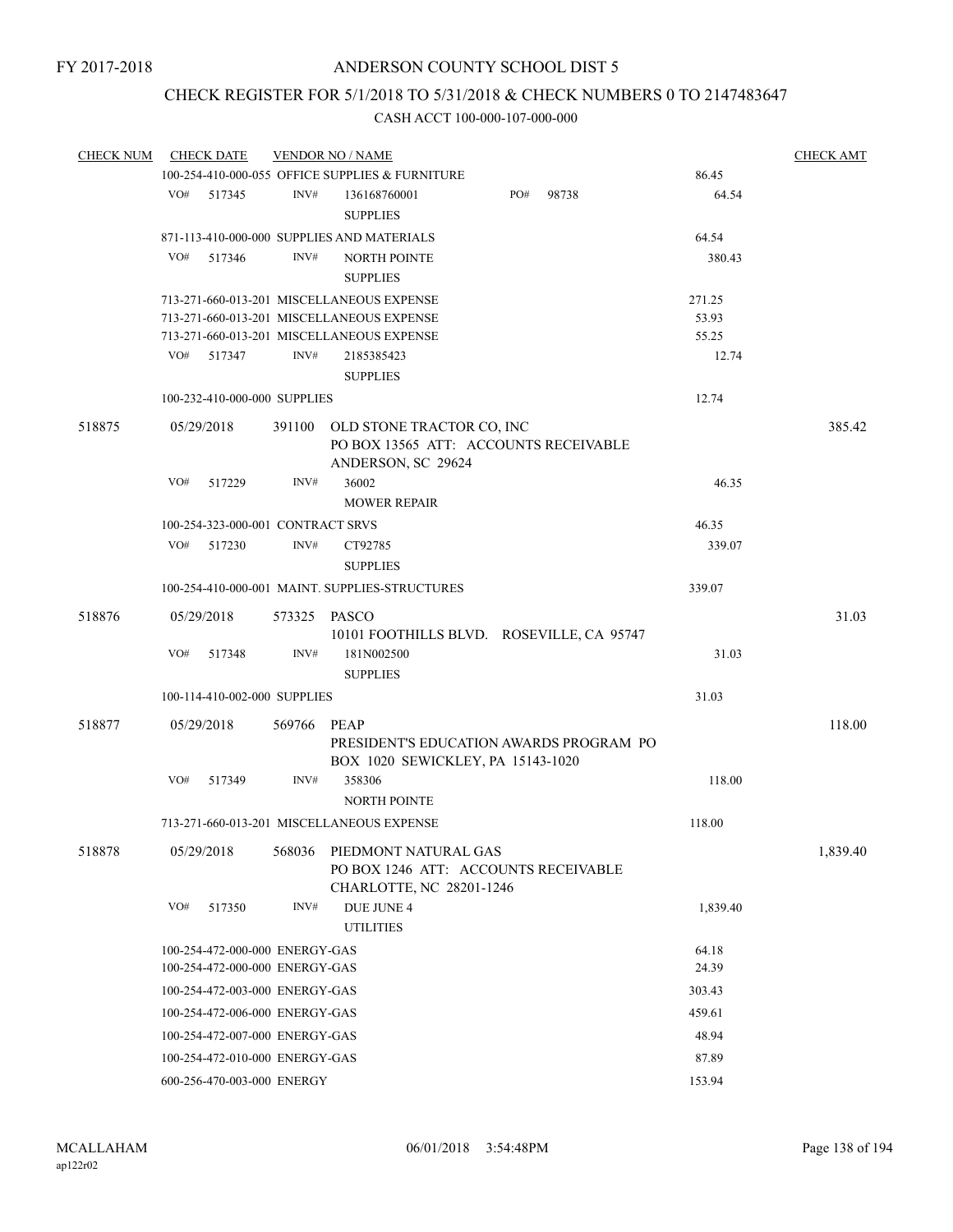FY 2017-2018

# ANDERSON COUNTY SCHOOL DIST 5

## CHECK REGISTER FOR 5/1/2018 TO 5/31/2018 & CHECK NUMBERS 0 TO 2147483647

### CASH ACCT 100-000-107-000-000

| CHECK NUM | CHECK DATE | VENDOR NO / NAME | | CHECK AMT |
|---|---|---|---|---|
| | | 100-254-410-000-055 OFFICE SUPPLIES & FURNITURE | 86.45 | |
| | VO# 517345 | INV# 136168760001 PO# 98738 SUPPLIES | 64.54 | |
| | | 871-113-410-000-000 SUPPLIES AND MATERIALS | 64.54 | |
| | VO# 517346 | INV# NORTH POINTE SUPPLIES | 380.43 | |
| | | 713-271-660-013-201 MISCELLANEOUS EXPENSE | 271.25 | |
| | | 713-271-660-013-201 MISCELLANEOUS EXPENSE | 53.93 | |
| | | 713-271-660-013-201 MISCELLANEOUS EXPENSE | 55.25 | |
| | VO# 517347 | INV# 2185385423 SUPPLIES | 12.74 | |
| | | 100-232-410-000-000 SUPPLIES | 12.74 | |
| 518875 | 05/29/2018 | 391100 OLD STONE TRACTOR CO, INC PO BOX 13565 ATT: ACCOUNTS RECEIVABLE ANDERSON, SC 29624 | | 385.42 |
| | VO# 517229 | INV# 36002 MOWER REPAIR | 46.35 | |
| | | 100-254-323-000-001 CONTRACT SRVS | 46.35 | |
| | VO# 517230 | INV# CT92785 SUPPLIES | 339.07 | |
| | | 100-254-410-000-001 MAINT. SUPPLIES-STRUCTURES | 339.07 | |
| 518876 | 05/29/2018 | 573325 PASCO 10101 FOOTHILLS BLVD. ROSEVILLE, CA 95747 | | 31.03 |
| | VO# 517348 | INV# 181N002500 SUPPLIES | 31.03 | |
| | | 100-114-410-002-000 SUPPLIES | 31.03 | |
| 518877 | 05/29/2018 | 569766 PEAP PRESIDENT'S EDUCATION AWARDS PROGRAM PO BOX 1020 SEWICKLEY, PA 15143-1020 | | 118.00 |
| | VO# 517349 | INV# 358306 NORTH POINTE | 118.00 | |
| | | 713-271-660-013-201 MISCELLANEOUS EXPENSE | 118.00 | |
| 518878 | 05/29/2018 | 568036 PIEDMONT NATURAL GAS PO BOX 1246 ATT: ACCOUNTS RECEIVABLE CHARLOTTE, NC 28201-1246 | | 1,839.40 |
| | VO# 517350 | INV# DUE JUNE 4 UTILITIES | 1,839.40 | |
| | | 100-254-472-000-000 ENERGY-GAS | 64.18 | |
| | | 100-254-472-000-000 ENERGY-GAS | 24.39 | |
| | | 100-254-472-003-000 ENERGY-GAS | 303.43 | |
| | | 100-254-472-006-000 ENERGY-GAS | 459.61 | |
| | | 100-254-472-007-000 ENERGY-GAS | 48.94 | |
| | | 100-254-472-010-000 ENERGY-GAS | 87.89 | |
| | | 600-256-470-003-000 ENERGY | 153.94 | |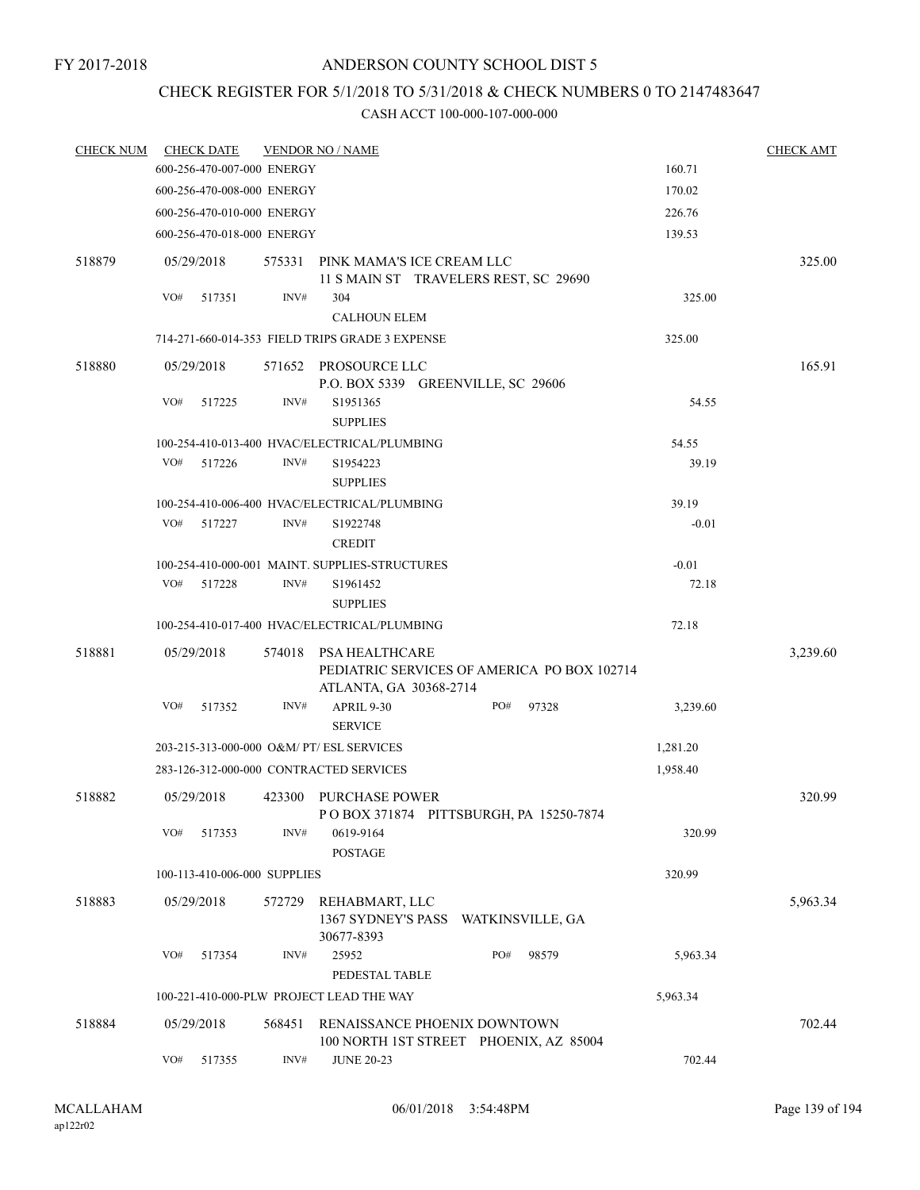FY 2017-2018

# ANDERSON COUNTY SCHOOL DIST 5

## CHECK REGISTER FOR 5/1/2018 TO 5/31/2018 & CHECK NUMBERS 0 TO 2147483647

CASH ACCT 100-000-107-000-000

| CHECK NUM | CHECK DATE | VENDOR NO / NAME | | CHECK AMT |
|---|---|---|---|---|
| | 600-256-470-007-000 ENERGY | | 160.71 | |
| | 600-256-470-008-000 ENERGY | | 170.02 | |
| | 600-256-470-010-000 ENERGY | | 226.76 | |
| | 600-256-470-018-000 ENERGY | | 139.53 | |
| 518879 | 05/29/2018 | 575331 PINK MAMA'S ICE CREAM LLC<br>11 S MAIN ST TRAVELERS REST, SC 29690 | | 325.00 |
| | VO# 517351 | INV# 304<br>CALHOUN ELEM | 325.00 | |
| | 714-271-660-014-353 FIELD TRIPS GRADE 3 EXPENSE | | 325.00 | |
| 518880 | 05/29/2018 | 571652 PROSOURCE LLC<br>P.O. BOX 5339 GREENVILLE, SC 29606 | | 165.91 |
| | VO# 517225 | INV# S1951365<br>SUPPLIES | 54.55 | |
| | 100-254-410-013-400 HVAC/ELECTRICAL/PLUMBING | | 54.55 | |
| | VO# 517226 | INV# S1954223<br>SUPPLIES | 39.19 | |
| | 100-254-410-006-400 HVAC/ELECTRICAL/PLUMBING | | 39.19 | |
| | VO# 517227 | INV# S1922748<br>CREDIT | -0.01 | |
| | 100-254-410-000-001 MAINT. SUPPLIES-STRUCTURES | | -0.01 | |
| | VO# 517228 | INV# S1961452<br>SUPPLIES | 72.18 | |
| | 100-254-410-017-400 HVAC/ELECTRICAL/PLUMBING | | 72.18 | |
| 518881 | 05/29/2018 | 574018 PSA HEALTHCARE<br>PEDIATRIC SERVICES OF AMERICA PO BOX 102714<br>ATLANTA, GA 30368-2714 | | 3,239.60 |
| | VO# 517352 | INV# APRIL 9-30 PO# 97328<br>SERVICE | 3,239.60 | |
| | 203-215-313-000-000 O&M/ PT/ ESL SERVICES | | 1,281.20 | |
| | 283-126-312-000-000 CONTRACTED SERVICES | | 1,958.40 | |
| 518882 | 05/29/2018 | 423300 PURCHASE POWER<br>P O BOX 371874 PITTSBURGH, PA 15250-7874 | | 320.99 |
| | VO# 517353 | INV# 0619-9164<br>POSTAGE | 320.99 | |
| | 100-113-410-006-000 SUPPLIES | | 320.99 | |
| 518883 | 05/29/2018 | 572729 REHABMART, LLC<br>1367 SYDNEY'S PASS WATKINSVILLE, GA<br>30677-8393 | | 5,963.34 |
| | VO# 517354 | INV# 25952 PO# 98579<br>PEDESTAL TABLE | 5,963.34 | |
| | 100-221-410-000-PLW PROJECT LEAD THE WAY | | 5,963.34 | |
| 518884 | 05/29/2018 | 568451 RENAISSANCE PHOENIX DOWNTOWN<br>100 NORTH 1ST STREET PHOENIX, AZ 85004 | | 702.44 |
| | VO# 517355 | INV# JUNE 20-23 | 702.44 | |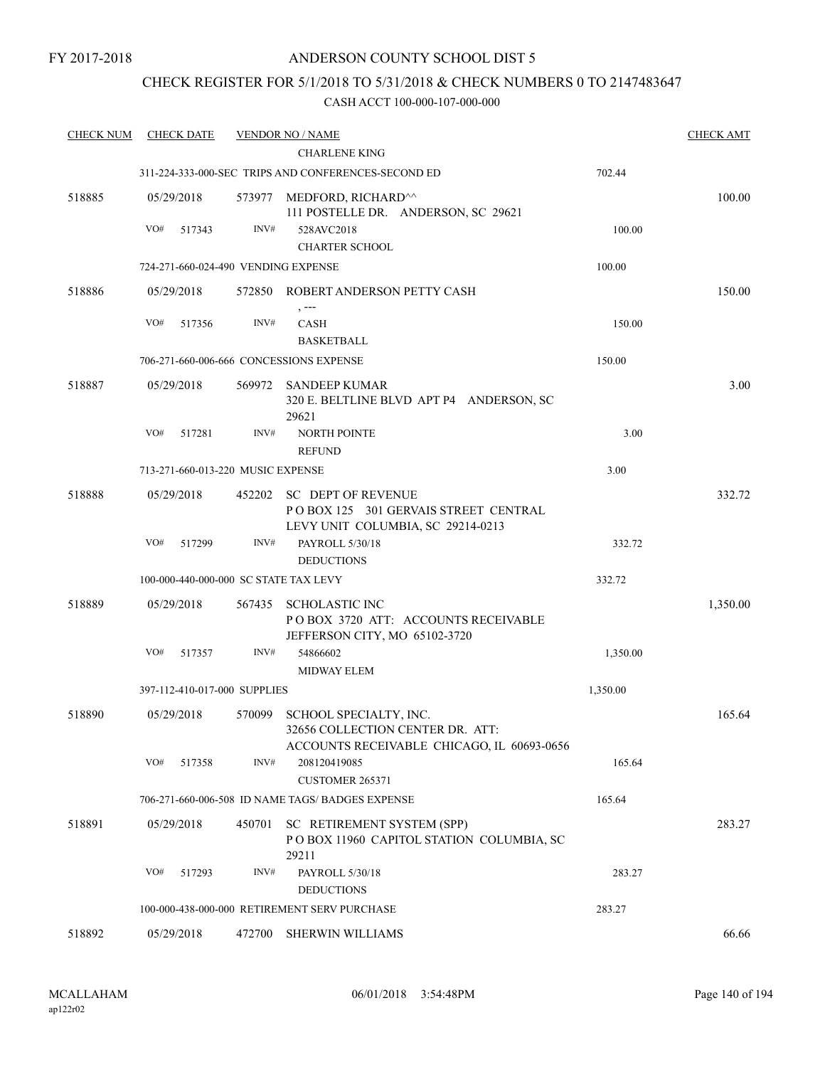FY 2017-2018

ANDERSON COUNTY SCHOOL DIST 5

CHECK REGISTER FOR 5/1/2018 TO 5/31/2018 & CHECK NUMBERS 0 TO 2147483647

CASH ACCT 100-000-107-000-000

| CHECK NUM | CHECK DATE | VENDOR NO / NAME | | CHECK AMT |
|---|---|---|---|---|
| | | CHARLENE KING | | |
| | | 311-224-333-000-SEC TRIPS AND CONFERENCES-SECOND ED | 702.44 | |
| 518885 | 05/29/2018 | 573977 MEDFORD, RICHARD^^ 111 POSTELLE DR. ANDERSON, SC 29621 | | 100.00 |
| | VO# 517343 | INV# 528AVC2018 CHARTER SCHOOL | 100.00 | |
| | | 724-271-660-024-490 VENDING EXPENSE | 100.00 | |
| 518886 | 05/29/2018 | 572850 ROBERT ANDERSON PETTY CASH , --- | | 150.00 |
| | VO# 517356 | INV# CASH BASKETBALL | 150.00 | |
| | | 706-271-660-006-666 CONCESSIONS EXPENSE | 150.00 | |
| 518887 | 05/29/2018 | 569972 SANDEEP KUMAR 320 E. BELTLINE BLVD APT P4 ANDERSON, SC 29621 | | 3.00 |
| | VO# 517281 | INV# NORTH POINTE REFUND | 3.00 | |
| | | 713-271-660-013-220 MUSIC EXPENSE | 3.00 | |
| 518888 | 05/29/2018 | 452202 SC DEPT OF REVENUE P O BOX 125 301 GERVAIS STREET CENTRAL LEVY UNIT COLUMBIA, SC 29214-0213 | | 332.72 |
| | VO# 517299 | INV# PAYROLL 5/30/18 DEDUCTIONS | 332.72 | |
| | | 100-000-440-000-000 SC STATE TAX LEVY | 332.72 | |
| 518889 | 05/29/2018 | 567435 SCHOLASTIC INC P O BOX 3720 ATT: ACCOUNTS RECEIVABLE JEFFERSON CITY, MO 65102-3720 | | 1,350.00 |
| | VO# 517357 | INV# 54866602 MIDWAY ELEM | 1,350.00 | |
| | | 397-112-410-017-000 SUPPLIES | 1,350.00 | |
| 518890 | 05/29/2018 | 570099 SCHOOL SPECIALTY, INC. 32656 COLLECTION CENTER DR. ATT: ACCOUNTS RECEIVABLE CHICAGO, IL 60693-0656 | | 165.64 |
| | VO# 517358 | INV# 208120419085 CUSTOMER 265371 | 165.64 | |
| | | 706-271-660-006-508 ID NAME TAGS/ BADGES EXPENSE | 165.64 | |
| 518891 | 05/29/2018 | 450701 SC RETIREMENT SYSTEM (SPP) P O BOX 11960 CAPITOL STATION COLUMBIA, SC 29211 | | 283.27 |
| | VO# 517293 | INV# PAYROLL 5/30/18 DEDUCTIONS | 283.27 | |
| | | 100-000-438-000-000 RETIREMENT SERV PURCHASE | 283.27 | |
| 518892 | 05/29/2018 | 472700 SHERWIN WILLIAMS | | 66.66 |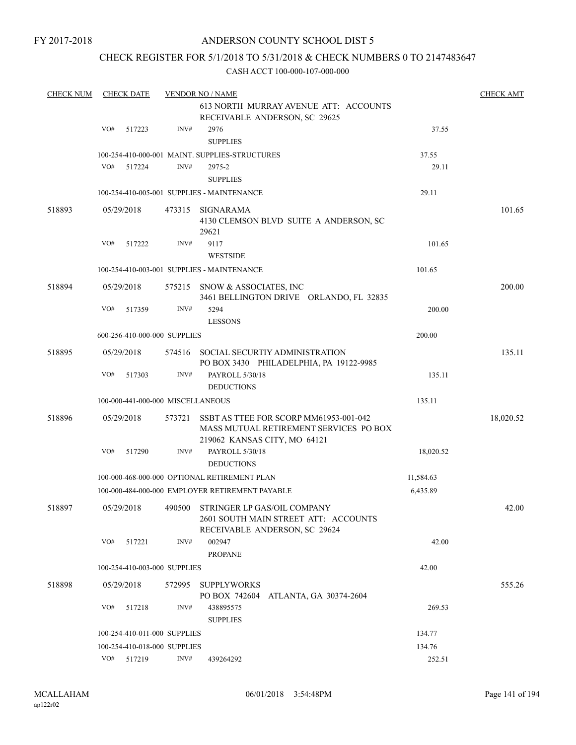FY 2017-2018

# ANDERSON COUNTY SCHOOL DIST 5

## CHECK REGISTER FOR 5/1/2018 TO 5/31/2018 & CHECK NUMBERS 0 TO 2147483647

### CASH ACCT 100-000-107-000-000

| CHECK NUM | CHECK DATE | VENDOR NO / NAME | | CHECK AMT |
|---|---|---|---|---|
| | | 613 NORTH MURRAY AVENUE ATT: ACCOUNTS RECEIVABLE ANDERSON, SC 29625 | | |
| | VO# 517223 | INV# 2976 SUPPLIES | 37.55 | |
| | | 100-254-410-000-001 MAINT. SUPPLIES-STRUCTURES | 37.55 | |
| | VO# 517224 | INV# 2975-2 SUPPLIES | 29.11 | |
| | | 100-254-410-005-001 SUPPLIES - MAINTENANCE | 29.11 | |
| 518893 | 05/29/2018 | 473315 SIGNARAMA 4130 CLEMSON BLVD SUITE A ANDERSON, SC 29621 | | 101.65 |
| | VO# 517222 | INV# 9117 WESTSIDE | 101.65 | |
| | | 100-254-410-003-001 SUPPLIES - MAINTENANCE | 101.65 | |
| 518894 | 05/29/2018 | 575215 SNOW & ASSOCIATES, INC 3461 BELLINGTON DRIVE ORLANDO, FL 32835 | | 200.00 |
| | VO# 517359 | INV# 5294 LESSONS | 200.00 | |
| | | 600-256-410-000-000 SUPPLIES | 200.00 | |
| 518895 | 05/29/2018 | 574516 SOCIAL SECURTIY ADMINISTRATION PO BOX 3430 PHILADELPHIA, PA 19122-9985 | | 135.11 |
| | VO# 517303 | INV# PAYROLL 5/30/18 DEDUCTIONS | 135.11 | |
| | | 100-000-441-000-000 MISCELLANEOUS | 135.11 | |
| 518896 | 05/29/2018 | 573721 SSBT AS TTEE FOR SCORP MM61953-001-042 MASS MUTUAL RETIREMENT SERVICES PO BOX 219062 KANSAS CITY, MO 64121 | | 18,020.52 |
| | VO# 517290 | INV# PAYROLL 5/30/18 DEDUCTIONS | 18,020.52 | |
| | | 100-000-468-000-000 OPTIONAL RETIREMENT PLAN | 11,584.63 | |
| | | 100-000-484-000-000 EMPLOYER RETIREMENT PAYABLE | 6,435.89 | |
| 518897 | 05/29/2018 | 490500 STRINGER LP GAS/OIL COMPANY 2601 SOUTH MAIN STREET ATT: ACCOUNTS RECEIVABLE ANDERSON, SC 29624 | | 42.00 |
| | VO# 517221 | INV# 002947 PROPANE | 42.00 | |
| | | 100-254-410-003-000 SUPPLIES | 42.00 | |
| 518898 | 05/29/2018 | 572995 SUPPLYWORKS PO BOX 742604 ATLANTA, GA 30374-2604 | | 555.26 |
| | VO# 517218 | INV# 438895575 SUPPLIES | 269.53 | |
| | | 100-254-410-011-000 SUPPLIES | 134.77 | |
| | | 100-254-410-018-000 SUPPLIES | 134.76 | |
| | VO# 517219 | INV# 439264292 | 252.51 | |

MCALLAHAM ap122r02 06/01/2018 3:54:48PM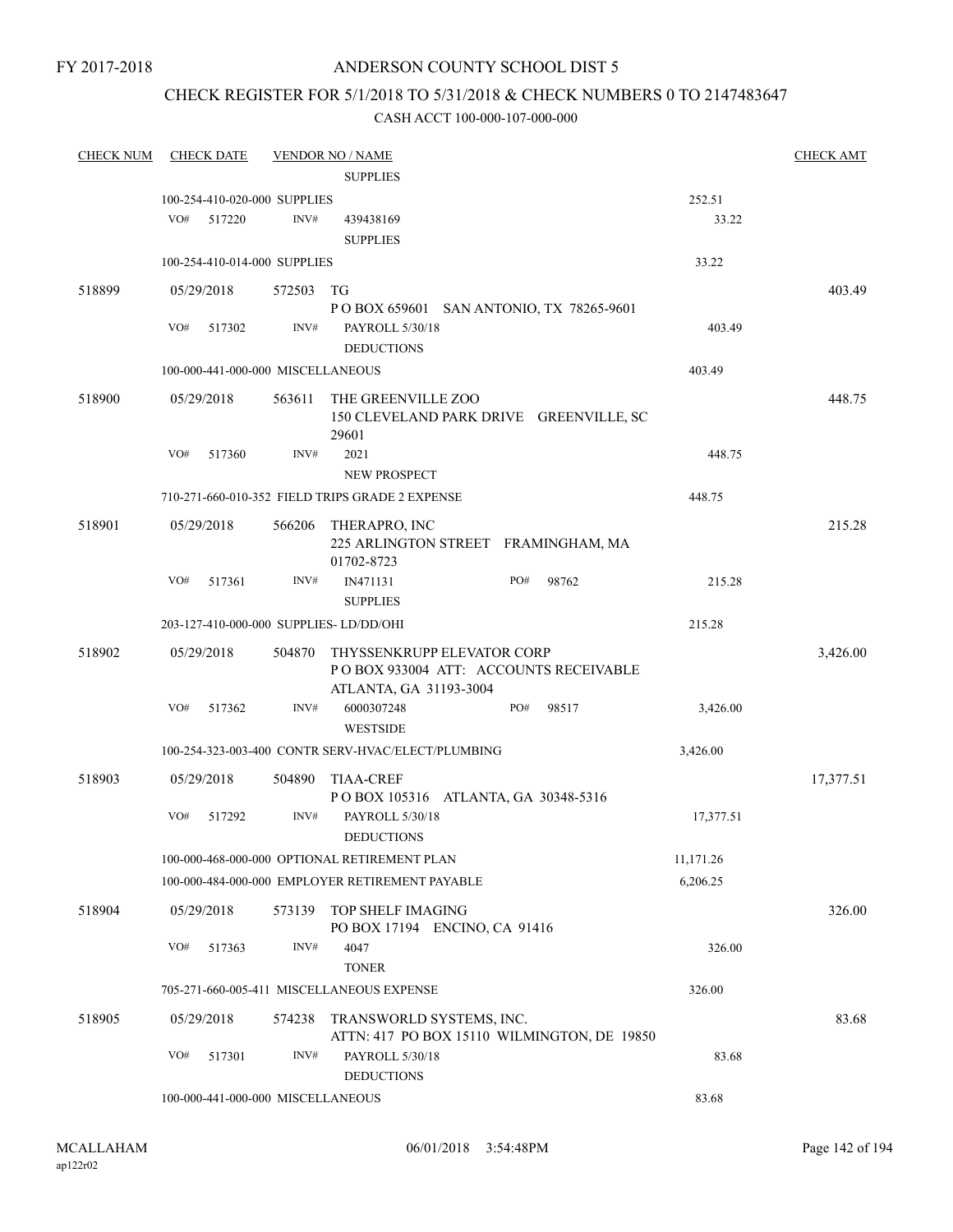FY 2017-2018

# ANDERSON COUNTY SCHOOL DIST 5

## CHECK REGISTER FOR 5/1/2018 TO 5/31/2018 & CHECK NUMBERS 0 TO 2147483647

CASH ACCT 100-000-107-000-000

| CHECK NUM | CHECK DATE | VENDOR NO / NAME | | CHECK AMT |
|---|---|---|---|---|
| | | SUPPLIES | | |
| | 100-254-410-020-000 SUPPLIES | | 252.51 | |
| | VO# 517220 | INV# 439438169 SUPPLIES | 33.22 | |
| | 100-254-410-014-000 SUPPLIES | | 33.22 | |
| 518899 | 05/29/2018 | 572503 TG P O BOX 659601 SAN ANTONIO, TX 78265-9601 | | 403.49 |
| | VO# 517302 | INV# PAYROLL 5/30/18 DEDUCTIONS | 403.49 | |
| | 100-000-441-000-000 MISCELLANEOUS | | 403.49 | |
| 518900 | 05/29/2018 | 563611 THE GREENVILLE ZOO 150 CLEVELAND PARK DRIVE GREENVILLE, SC 29601 | | 448.75 |
| | VO# 517360 | INV# 2021 NEW PROSPECT | 448.75 | |
| | 710-271-660-010-352 FIELD TRIPS GRADE 2 EXPENSE | | 448.75 | |
| 518901 | 05/29/2018 | 566206 THERAPRO, INC 225 ARLINGTON STREET FRAMINGHAM, MA 01702-8723 | | 215.28 |
| | VO# 517361 | INV# IN471131 PO# 98762 SUPPLIES | 215.28 | |
| | 203-127-410-000-000 SUPPLIES- LD/DD/OHI | | 215.28 | |
| 518902 | 05/29/2018 | 504870 THYSSENKRUPP ELEVATOR CORP P O BOX 933004 ATT: ACCOUNTS RECEIVABLE ATLANTA, GA 31193-3004 | | 3,426.00 |
| | VO# 517362 | INV# 6000307248 PO# 98517 WESTSIDE | 3,426.00 | |
| | 100-254-323-003-400 CONTR SERV-HVAC/ELECT/PLUMBING | | 3,426.00 | |
| 518903 | 05/29/2018 | 504890 TIAA-CREF P O BOX 105316 ATLANTA, GA 30348-5316 | | 17,377.51 |
| | VO# 517292 | INV# PAYROLL 5/30/18 DEDUCTIONS | 17,377.51 | |
| | 100-000-468-000-000 OPTIONAL RETIREMENT PLAN | | 11,171.26 | |
| | 100-000-484-000-000 EMPLOYER RETIREMENT PAYABLE | | 6,206.25 | |
| 518904 | 05/29/2018 | 573139 TOP SHELF IMAGING PO BOX 17194 ENCINO, CA 91416 | | 326.00 |
| | VO# 517363 | INV# 4047 TONER | 326.00 | |
| | 705-271-660-005-411 MISCELLANEOUS EXPENSE | | 326.00 | |
| 518905 | 05/29/2018 | 574238 TRANSWORLD SYSTEMS, INC. ATTN: 417 PO BOX 15110 WILMINGTON, DE 19850 | | 83.68 |
| | VO# 517301 | INV# PAYROLL 5/30/18 DEDUCTIONS | 83.68 | |
| | 100-000-441-000-000 MISCELLANEOUS | | 83.68 | |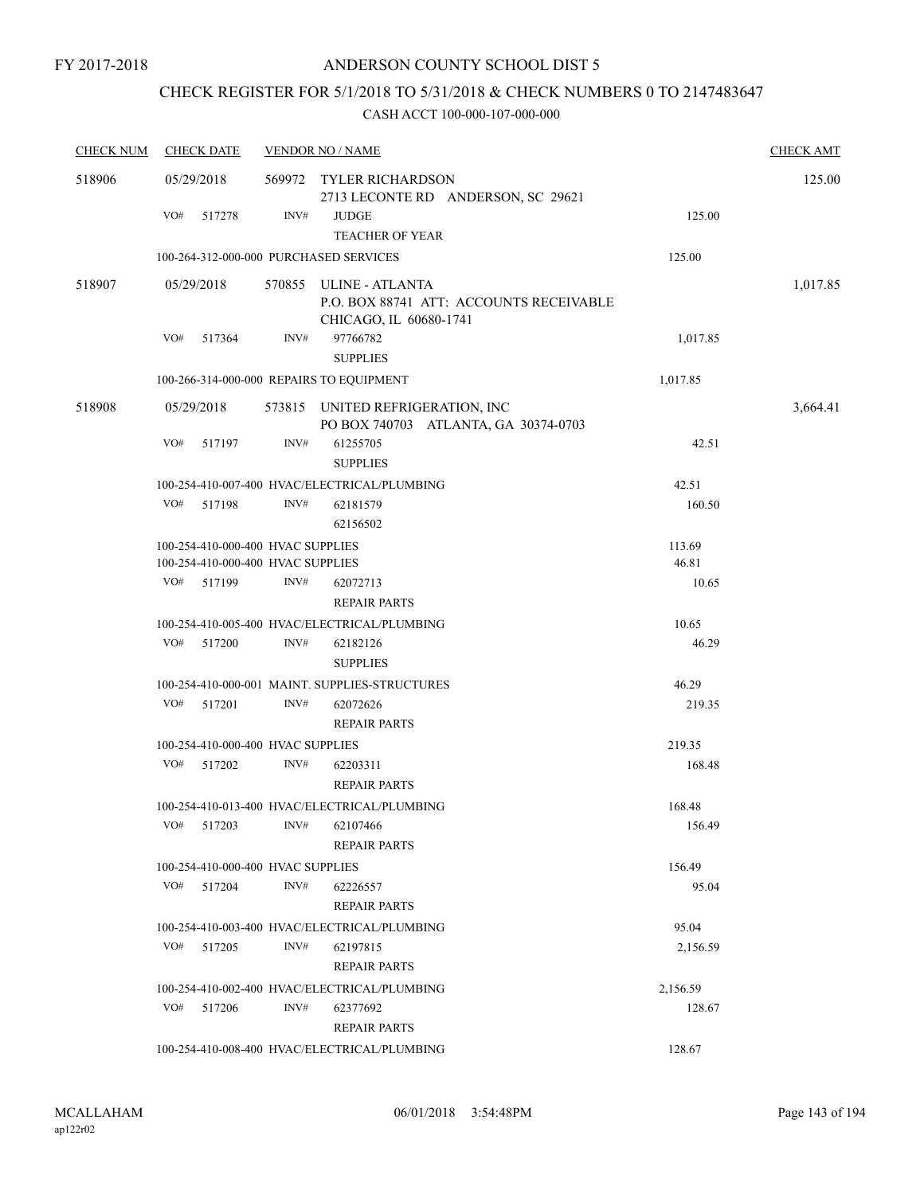FY 2017-2018

# ANDERSON COUNTY SCHOOL DIST 5

## CHECK REGISTER FOR 5/1/2018 TO 5/31/2018 & CHECK NUMBERS 0 TO 2147483647

### CASH ACCT 100-000-107-000-000

| CHECK NUM | CHECK DATE | VENDOR NO / NAME | | CHECK AMT |
|---|---|---|---|---|
| 518906 | 05/29/2018 | 569972 TYLER RICHARDSON<br>2713 LECONTE RD ANDERSON, SC 29621 | | 125.00 |
| | VO# 517278 | INV# JUDGE<br>TEACHER OF YEAR | 125.00 | |
| | 100-264-312-000-000 PURCHASED SERVICES | | 125.00 | |
| 518907 | 05/29/2018 | 570855 ULINE - ATLANTA<br>P.O. BOX 88741 ATT: ACCOUNTS RECEIVABLE<br>CHICAGO, IL 60680-1741 | | 1,017.85 |
| | VO# 517364 | INV# 97766782<br>SUPPLIES | 1,017.85 | |
| | 100-266-314-000-000 REPAIRS TO EQUIPMENT | | 1,017.85 | |
| 518908 | 05/29/2018 | 573815 UNITED REFRIGERATION, INC<br>PO BOX 740703 ATLANTA, GA 30374-0703 | | 3,664.41 |
| | VO# 517197 | INV# 61255705<br>SUPPLIES | 42.51 | |
| | 100-254-410-007-400 HVAC/ELECTRICAL/PLUMBING | | 42.51 | |
| | VO# 517198 | INV# 62181579<br>62156502 | 160.50 | |
| | 100-254-410-000-400 HVAC SUPPLIES | | 113.69 | |
| | 100-254-410-000-400 HVAC SUPPLIES | | 46.81 | |
| | VO# 517199 | INV# 62072713<br>REPAIR PARTS | 10.65 | |
| | 100-254-410-005-400 HVAC/ELECTRICAL/PLUMBING | | 10.65 | |
| | VO# 517200 | INV# 62182126<br>SUPPLIES | 46.29 | |
| | 100-254-410-000-001 MAINT. SUPPLIES-STRUCTURES | | 46.29 | |
| | VO# 517201 | INV# 62072626<br>REPAIR PARTS | 219.35 | |
| | 100-254-410-000-400 HVAC SUPPLIES | | 219.35 | |
| | VO# 517202 | INV# 62203311<br>REPAIR PARTS | 168.48 | |
| | 100-254-410-013-400 HVAC/ELECTRICAL/PLUMBING | | 168.48 | |
| | VO# 517203 | INV# 62107466<br>REPAIR PARTS | 156.49 | |
| | 100-254-410-000-400 HVAC SUPPLIES | | 156.49 | |
| | VO# 517204 | INV# 62226557<br>REPAIR PARTS | 95.04 | |
| | 100-254-410-003-400 HVAC/ELECTRICAL/PLUMBING | | 95.04 | |
| | VO# 517205 | INV# 62197815<br>REPAIR PARTS | 2,156.59 | |
| | 100-254-410-002-400 HVAC/ELECTRICAL/PLUMBING | | 2,156.59 | |
| | VO# 517206 | INV# 62377692<br>REPAIR PARTS | 128.67 | |
| | 100-254-410-008-400 HVAC/ELECTRICAL/PLUMBING | | 128.67 | |

MCALLAHAM
ap122r02

06/01/2018 3:54:48PM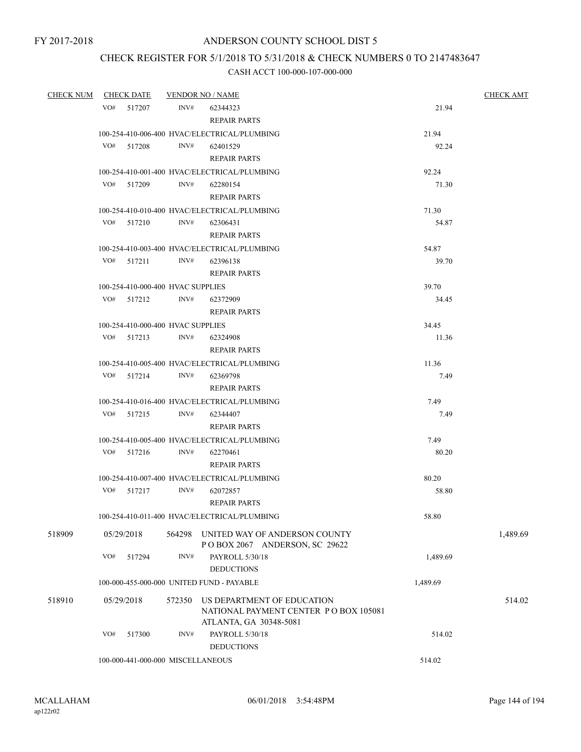FY 2017-2018

# ANDERSON COUNTY SCHOOL DIST 5

## CHECK REGISTER FOR 5/1/2018 TO 5/31/2018 & CHECK NUMBERS 0 TO 2147483647

### CASH ACCT 100-000-107-000-000

| CHECK NUM | CHECK DATE | VENDOR NO / NAME | | CHECK AMT |
|---|---|---|---|---|
| | VO# 517207 | INV# 62344323<br>REPAIR PARTS | 21.94 | |
| | 100-254-410-006-400 HVAC/ELECTRICAL/PLUMBING | | 21.94 | |
| | VO# 517208 | INV# 62401529<br>REPAIR PARTS | 92.24 | |
| | 100-254-410-001-400 HVAC/ELECTRICAL/PLUMBING | | 92.24 | |
| | VO# 517209 | INV# 62280154<br>REPAIR PARTS | 71.30 | |
| | 100-254-410-010-400 HVAC/ELECTRICAL/PLUMBING | | 71.30 | |
| | VO# 517210 | INV# 62306431<br>REPAIR PARTS | 54.87 | |
| | 100-254-410-003-400 HVAC/ELECTRICAL/PLUMBING | | 54.87 | |
| | VO# 517211 | INV# 62396138<br>REPAIR PARTS | 39.70 | |
| | 100-254-410-000-400 HVAC SUPPLIES | | 39.70 | |
| | VO# 517212 | INV# 62372909<br>REPAIR PARTS | 34.45 | |
| | 100-254-410-000-400 HVAC SUPPLIES | | 34.45 | |
| | VO# 517213 | INV# 62324908<br>REPAIR PARTS | 11.36 | |
| | 100-254-410-005-400 HVAC/ELECTRICAL/PLUMBING | | 11.36 | |
| | VO# 517214 | INV# 62369798<br>REPAIR PARTS | 7.49 | |
| | 100-254-410-016-400 HVAC/ELECTRICAL/PLUMBING | | 7.49 | |
| | VO# 517215 | INV# 62344407<br>REPAIR PARTS | 7.49 | |
| | 100-254-410-005-400 HVAC/ELECTRICAL/PLUMBING | | 7.49 | |
| | VO# 517216 | INV# 62270461<br>REPAIR PARTS | 80.20 | |
| | 100-254-410-007-400 HVAC/ELECTRICAL/PLUMBING | | 80.20 | |
| | VO# 517217 | INV# 62072857<br>REPAIR PARTS | 58.80 | |
| | 100-254-410-011-400 HVAC/ELECTRICAL/PLUMBING | | 58.80 | |
| 518909 | 05/29/2018 | 564298 UNITED WAY OF ANDERSON COUNTY<br>P O BOX 2067 ANDERSON, SC 29622 | | 1,489.69 |
| | VO# 517294 | INV# PAYROLL 5/30/18<br>DEDUCTIONS | 1,489.69 | |
| | 100-000-455-000-000 UNITED FUND - PAYABLE | | 1,489.69 | |
| 518910 | 05/29/2018 | 572350 US DEPARTMENT OF EDUCATION<br>NATIONAL PAYMENT CENTER P O BOX 105081<br>ATLANTA, GA 30348-5081 | | 514.02 |
| | VO# 517300 | INV# PAYROLL 5/30/18<br>DEDUCTIONS | 514.02 | |
| | 100-000-441-000-000 MISCELLANEOUS | | 514.02 | |

MCALLAHAM
ap122r02

06/01/2018 3:54:48PM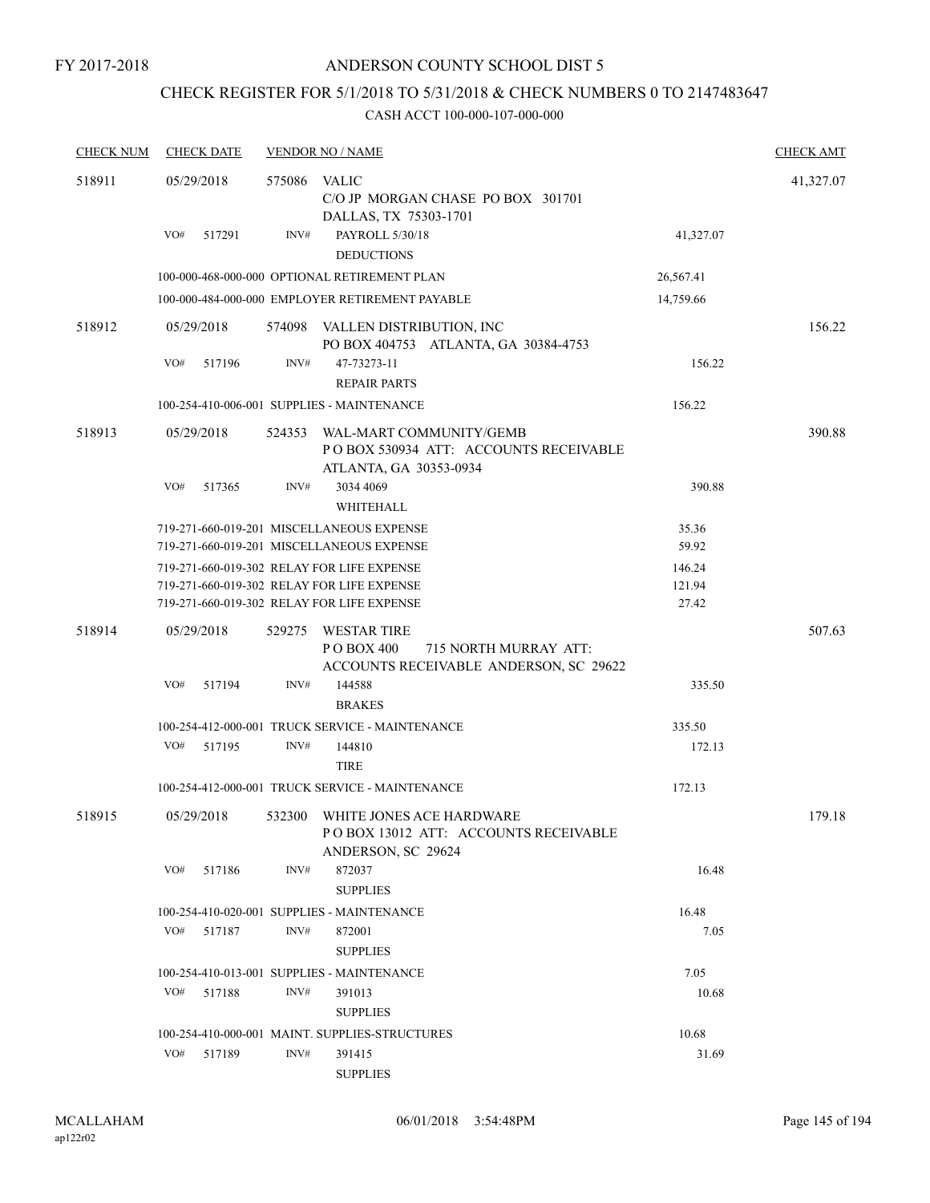FY 2017-2018

# ANDERSON COUNTY SCHOOL DIST 5

## CHECK REGISTER FOR 5/1/2018 TO 5/31/2018 & CHECK NUMBERS 0 TO 2147483647

### CASH ACCT 100-000-107-000-000

| CHECK NUM | CHECK DATE | VENDOR NO / NAME | | CHECK AMT |
|---|---|---|---|---|
| 518911 | 05/29/2018 | 575086 VALIC<br>C/O JP MORGAN CHASE PO BOX 301701<br>DALLAS, TX 75303-1701 | | 41,327.07 |
| | VO# 517291 | INV# PAYROLL 5/30/18<br>DEDUCTIONS | 41,327.07 | |
| | | 100-000-468-000-000 OPTIONAL RETIREMENT PLAN | 26,567.41 | |
| | | 100-000-484-000-000 EMPLOYER RETIREMENT PAYABLE | 14,759.66 | |
| 518912 | 05/29/2018 | 574098 VALLEN DISTRIBUTION, INC<br>PO BOX 404753 ATLANTA, GA 30384-4753 | | 156.22 |
| | VO# 517196 | INV# 47-73273-11<br>REPAIR PARTS | 156.22 | |
| | | 100-254-410-006-001 SUPPLIES - MAINTENANCE | 156.22 | |
| 518913 | 05/29/2018 | 524353 WAL-MART COMMUNITY/GEMB<br>P O BOX 530934 ATT: ACCOUNTS RECEIVABLE<br>ATLANTA, GA 30353-0934 | | 390.88 |
| | VO# 517365 | INV# 3034 4069<br>WHITEHALL | 390.88 | |
| | | 719-271-660-019-201 MISCELLANEOUS EXPENSE | 35.36 | |
| | | 719-271-660-019-201 MISCELLANEOUS EXPENSE | 59.92 | |
| | | 719-271-660-019-302 RELAY FOR LIFE EXPENSE | 146.24 | |
| | | 719-271-660-019-302 RELAY FOR LIFE EXPENSE | 121.94 | |
| | | 719-271-660-019-302 RELAY FOR LIFE EXPENSE | 27.42 | |
| 518914 | 05/29/2018 | 529275 WESTAR TIRE<br>P O BOX 400 715 NORTH MURRAY ATT:<br>ACCOUNTS RECEIVABLE ANDERSON, SC 29622 | | 507.63 |
| | VO# 517194 | INV# 144588<br>BRAKES | 335.50 | |
| | | 100-254-412-000-001 TRUCK SERVICE - MAINTENANCE | 335.50 | |
| | VO# 517195 | INV# 144810<br>TIRE | 172.13 | |
| | | 100-254-412-000-001 TRUCK SERVICE - MAINTENANCE | 172.13 | |
| 518915 | 05/29/2018 | 532300 WHITE JONES ACE HARDWARE<br>P O BOX 13012 ATT: ACCOUNTS RECEIVABLE<br>ANDERSON, SC 29624 | | 179.18 |
| | VO# 517186 | INV# 872037<br>SUPPLIES | 16.48 | |
| | | 100-254-410-020-001 SUPPLIES - MAINTENANCE | 16.48 | |
| | VO# 517187 | INV# 872001<br>SUPPLIES | 7.05 | |
| | | 100-254-410-013-001 SUPPLIES - MAINTENANCE | 7.05 | |
| | VO# 517188 | INV# 391013<br>SUPPLIES | 10.68 | |
| | | 100-254-410-000-001 MAINT. SUPPLIES-STRUCTURES | 10.68 | |
| | VO# 517189 | INV# 391415<br>SUPPLIES | 31.69 | |

MCALLAHAM ap122r02 06/01/2018 3:54:48PM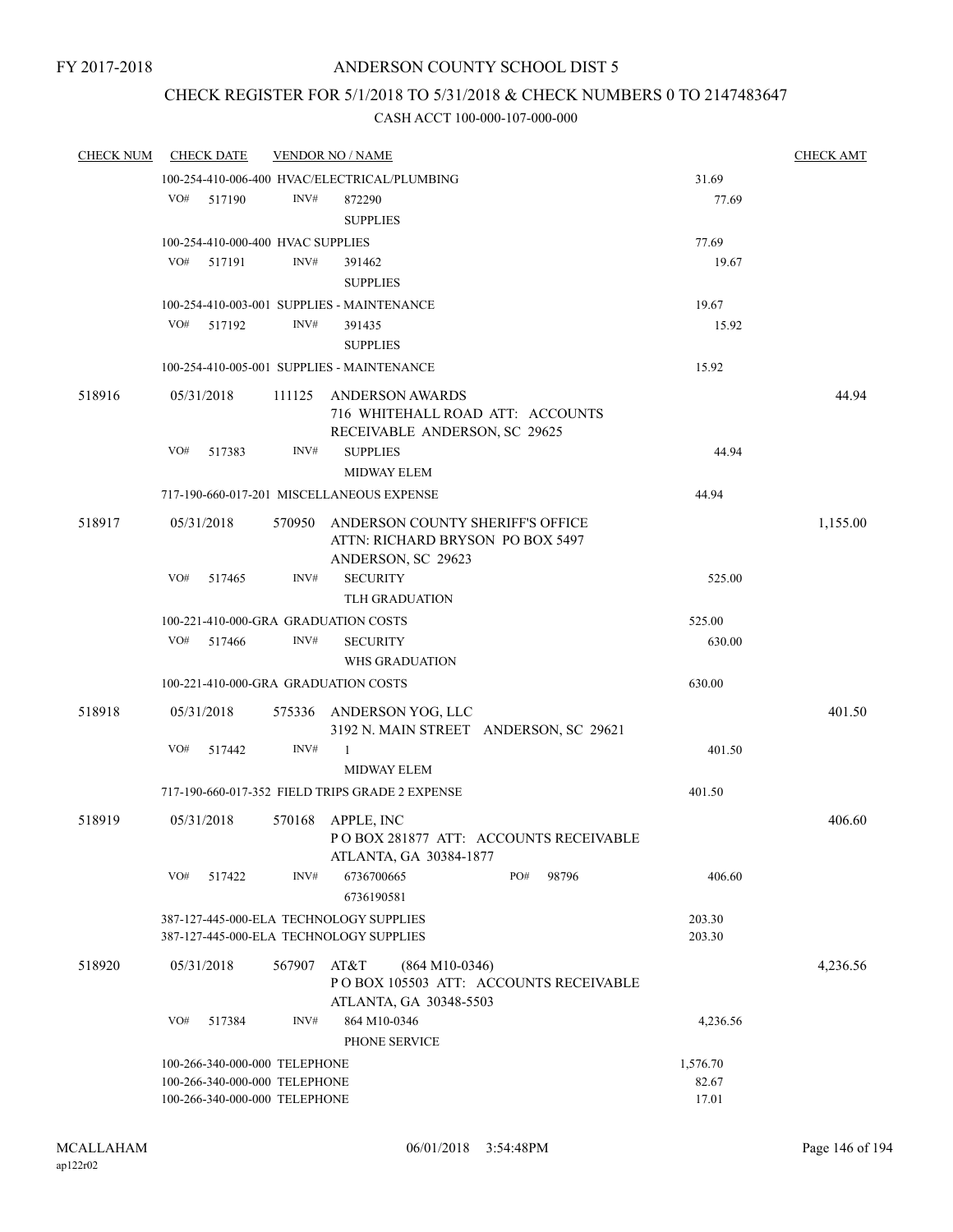FY 2017-2018

# ANDERSON COUNTY SCHOOL DIST 5

## CHECK REGISTER FOR 5/1/2018 TO 5/31/2018 & CHECK NUMBERS 0 TO 2147483647

### CASH ACCT 100-000-107-000-000

| CHECK NUM | CHECK DATE | VENDOR NO / NAME | | CHECK AMT |
|---|---|---|---|---|
| | | 100-254-410-006-400 HVAC/ELECTRICAL/PLUMBING | 31.69 | |
| | VO# 517190 | INV# 872290 SUPPLIES | 77.69 | |
| | | 100-254-410-000-400 HVAC SUPPLIES | 77.69 | |
| | VO# 517191 | INV# 391462 SUPPLIES | 19.67 | |
| | | 100-254-410-003-001 SUPPLIES - MAINTENANCE | 19.67 | |
| | VO# 517192 | INV# 391435 SUPPLIES | 15.92 | |
| | | 100-254-410-005-001 SUPPLIES - MAINTENANCE | 15.92 | |
| 518916 | 05/31/2018 | 111125 ANDERSON AWARDS 716 WHITEHALL ROAD ATT: ACCOUNTS RECEIVABLE ANDERSON, SC 29625 | | 44.94 |
| | VO# 517383 | INV# SUPPLIES MIDWAY ELEM | 44.94 | |
| | | 717-190-660-017-201 MISCELLANEOUS EXPENSE | 44.94 | |
| 518917 | 05/31/2018 | 570950 ANDERSON COUNTY SHERIFF'S OFFICE ATTN: RICHARD BRYSON PO BOX 5497 ANDERSON, SC 29623 | | 1,155.00 |
| | VO# 517465 | INV# SECURITY TLH GRADUATION | 525.00 | |
| | | 100-221-410-000-GRA GRADUATION COSTS | 525.00 | |
| | VO# 517466 | INV# SECURITY WHS GRADUATION | 630.00 | |
| | | 100-221-410-000-GRA GRADUATION COSTS | 630.00 | |
| 518918 | 05/31/2018 | 575336 ANDERSON YOG, LLC 3192 N. MAIN STREET ANDERSON, SC 29621 | | 401.50 |
| | VO# 517442 | INV# 1 MIDWAY ELEM | 401.50 | |
| | | 717-190-660-017-352 FIELD TRIPS GRADE 2 EXPENSE | 401.50 | |
| 518919 | 05/31/2018 | 570168 APPLE, INC P O BOX 281877 ATT: ACCOUNTS RECEIVABLE ATLANTA, GA 30384-1877 | | 406.60 |
| | VO# 517422 | INV# 6736700665 6736190581 PO# 98796 | 406.60 | |
| | | 387-127-445-000-ELA TECHNOLOGY SUPPLIES | 203.30 | |
| | | 387-127-445-000-ELA TECHNOLOGY SUPPLIES | 203.30 | |
| 518920 | 05/31/2018 | 567907 AT&T (864 M10-0346) P O BOX 105503 ATT: ACCOUNTS RECEIVABLE ATLANTA, GA 30348-5503 | | 4,236.56 |
| | VO# 517384 | INV# 864 M10-0346 PHONE SERVICE | 4,236.56 | |
| | | 100-266-340-000-000 TELEPHONE | 1,576.70 | |
| | | 100-266-340-000-000 TELEPHONE | 82.67 | |
| | | 100-266-340-000-000 TELEPHONE | 17.01 | |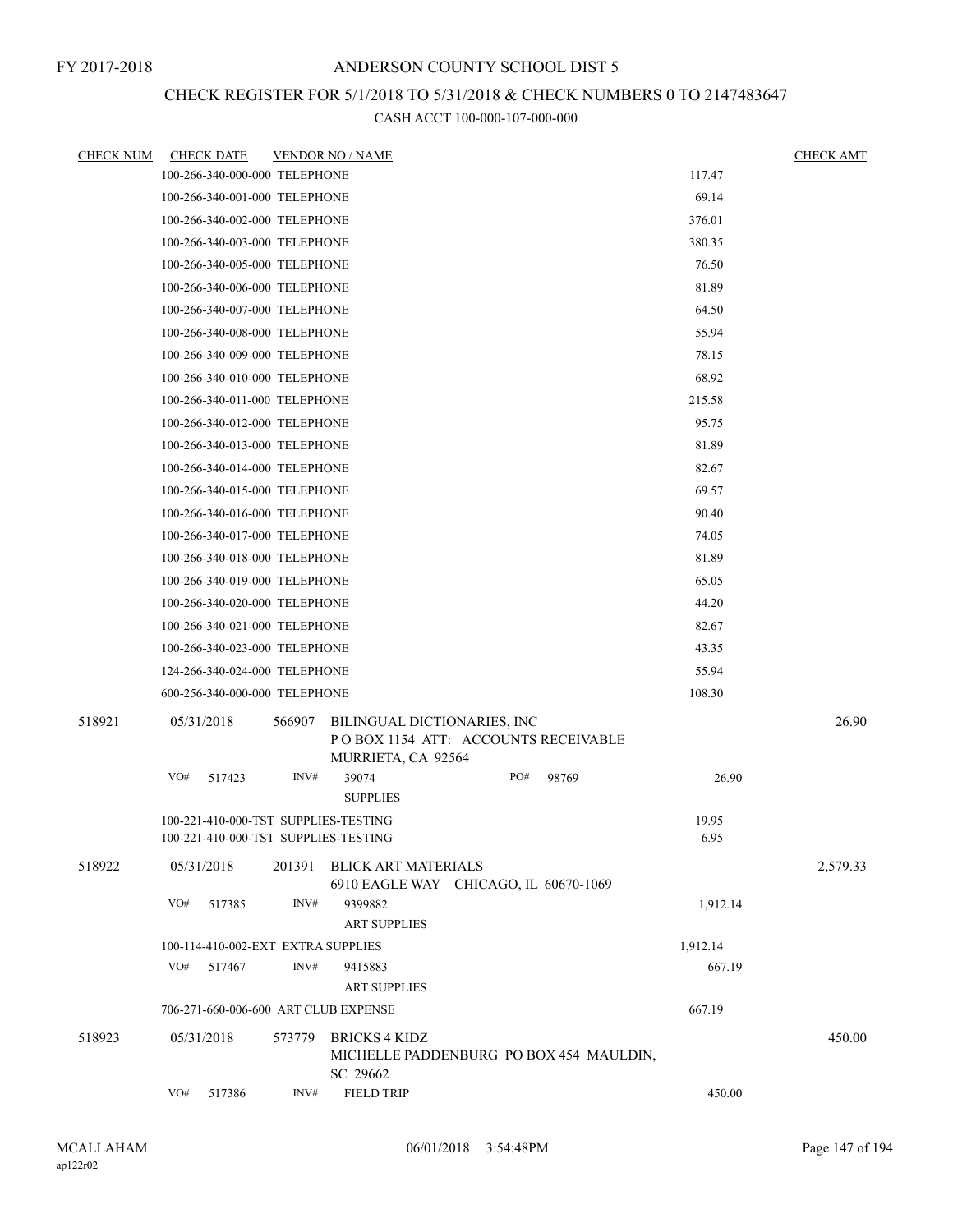FY 2017-2018

# ANDERSON COUNTY SCHOOL DIST 5

## CHECK REGISTER FOR 5/1/2018 TO 5/31/2018 & CHECK NUMBERS 0 TO 2147483647

### CASH ACCT 100-000-107-000-000

| CHECK NUM | CHECK DATE | VENDOR NO / NAME | | CHECK AMT |
|---|---|---|---|---|
| | 100-266-340-000-000 TELEPHONE | | 117.47 | |
| | 100-266-340-001-000 TELEPHONE | | 69.14 | |
| | 100-266-340-002-000 TELEPHONE | | 376.01 | |
| | 100-266-340-003-000 TELEPHONE | | 380.35 | |
| | 100-266-340-005-000 TELEPHONE | | 76.50 | |
| | 100-266-340-006-000 TELEPHONE | | 81.89 | |
| | 100-266-340-007-000 TELEPHONE | | 64.50 | |
| | 100-266-340-008-000 TELEPHONE | | 55.94 | |
| | 100-266-340-009-000 TELEPHONE | | 78.15 | |
| | 100-266-340-010-000 TELEPHONE | | 68.92 | |
| | 100-266-340-011-000 TELEPHONE | | 215.58 | |
| | 100-266-340-012-000 TELEPHONE | | 95.75 | |
| | 100-266-340-013-000 TELEPHONE | | 81.89 | |
| | 100-266-340-014-000 TELEPHONE | | 82.67 | |
| | 100-266-340-015-000 TELEPHONE | | 69.57 | |
| | 100-266-340-016-000 TELEPHONE | | 90.40 | |
| | 100-266-340-017-000 TELEPHONE | | 74.05 | |
| | 100-266-340-018-000 TELEPHONE | | 81.89 | |
| | 100-266-340-019-000 TELEPHONE | | 65.05 | |
| | 100-266-340-020-000 TELEPHONE | | 44.20 | |
| | 100-266-340-021-000 TELEPHONE | | 82.67 | |
| | 100-266-340-023-000 TELEPHONE | | 43.35 | |
| | 124-266-340-024-000 TELEPHONE | | 55.94 | |
| | 600-256-340-000-000 TELEPHONE | | 108.30 | |
| 518921 | 05/31/2018 | 566907 BILINGUAL DICTIONARIES, INC<br>P O BOX 1154 ATT: ACCOUNTS RECEIVABLE<br>MURRIETA, CA 92564 | | 26.90 |
| | VO# 517423 | INV# 39074 PO# 98769<br>SUPPLIES | 26.90 | |
| | 100-221-410-000-TST SUPPLIES-TESTING | | 19.95 | |
| | 100-221-410-000-TST SUPPLIES-TESTING | | 6.95 | |
| 518922 | 05/31/2018 | 201391 BLICK ART MATERIALS<br>6910 EAGLE WAY CHICAGO, IL 60670-1069 | | 2,579.33 |
| | VO# 517385 | INV# 9399882<br>ART SUPPLIES | 1,912.14 | |
| | 100-114-410-002-EXT EXTRA SUPPLIES | | 1,912.14 | |
| | VO# 517467 | INV# 9415883<br>ART SUPPLIES | 667.19 | |
| | 706-271-660-006-600 ART CLUB EXPENSE | | 667.19 | |
| 518923 | 05/31/2018 | 573779 BRICKS 4 KIDZ<br>MICHELLE PADDENBURG PO BOX 454 MAULDIN, SC 29662 | | 450.00 |
| | VO# 517386 | INV# FIELD TRIP | 450.00 | |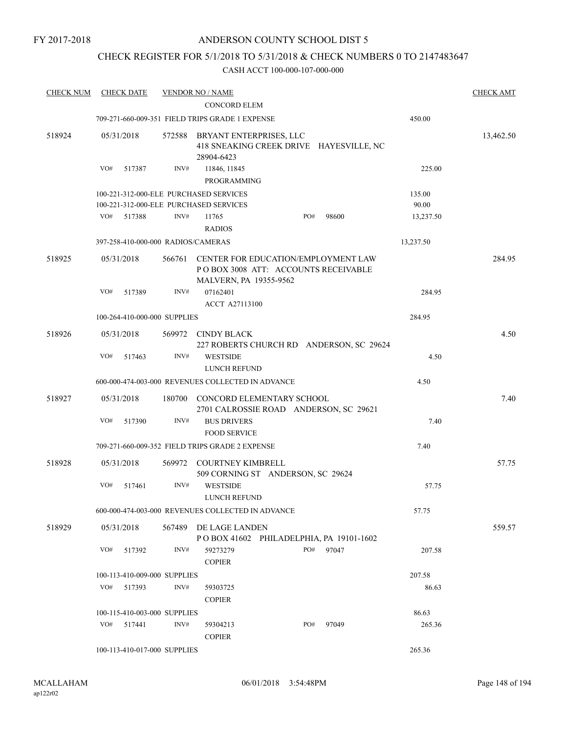FY 2017-2018

# ANDERSON COUNTY SCHOOL DIST 5

## CHECK REGISTER FOR 5/1/2018 TO 5/31/2018 & CHECK NUMBERS 0 TO 2147483647

### CASH ACCT 100-000-107-000-000

| CHECK NUM | CHECK DATE | VENDOR NO / NAME | | CHECK AMT |
|---|---|---|---|---|
| | | CONCORD ELEM | | |
| | | 709-271-660-009-351 FIELD TRIPS GRADE 1 EXPENSE | 450.00 | |
| 518924 | 05/31/2018 | 572588 BRYANT ENTERPRISES, LLC<br>418 SNEAKING CREEK DRIVE HAYESVILLE, NC 28904-6423 | | 13,462.50 |
| | VO# 517387 | INV# 11846, 11845<br>PROGRAMMING | 225.00 | |
| | | 100-221-312-000-ELE PURCHASED SERVICES | 135.00 | |
| | | 100-221-312-000-ELE PURCHASED SERVICES | 90.00 | |
| | VO# 517388 | INV# 11765 PO# 98600<br>RADIOS | 13,237.50 | |
| | | 397-258-410-000-000 RADIOS/CAMERAS | 13,237.50 | |
| 518925 | 05/31/2018 | 566761 CENTER FOR EDUCATION/EMPLOYMENT LAW<br>P O BOX 3008 ATT: ACCOUNTS RECEIVABLE<br>MALVERN, PA 19355-9562 | | 284.95 |
| | VO# 517389 | INV# 07162401<br>ACCT A27113100 | 284.95 | |
| | | 100-264-410-000-000 SUPPLIES | 284.95 | |
| 518926 | 05/31/2018 | 569972 CINDY BLACK<br>227 ROBERTS CHURCH RD ANDERSON, SC 29624 | | 4.50 |
| | VO# 517463 | INV# WESTSIDE<br>LUNCH REFUND | 4.50 | |
| | | 600-000-474-003-000 REVENUES COLLECTED IN ADVANCE | 4.50 | |
| 518927 | 05/31/2018 | 180700 CONCORD ELEMENTARY SCHOOL<br>2701 CALROSSIE ROAD ANDERSON, SC 29621 | | 7.40 |
| | VO# 517390 | INV# BUS DRIVERS<br>FOOD SERVICE | 7.40 | |
| | | 709-271-660-009-352 FIELD TRIPS GRADE 2 EXPENSE | 7.40 | |
| 518928 | 05/31/2018 | 569972 COURTNEY KIMBRELL<br>509 CORNING ST ANDERSON, SC 29624 | | 57.75 |
| | VO# 517461 | INV# WESTSIDE<br>LUNCH REFUND | 57.75 | |
| | | 600-000-474-003-000 REVENUES COLLECTED IN ADVANCE | 57.75 | |
| 518929 | 05/31/2018 | 567489 DE LAGE LANDEN<br>P O BOX 41602 PHILADELPHIA, PA 19101-1602 | | 559.57 |
| | VO# 517392 | INV# 59273279 PO# 97047<br>COPIER | 207.58 | |
| | | 100-113-410-009-000 SUPPLIES | 207.58 | |
| | VO# 517393 | INV# 59303725<br>COPIER | 86.63 | |
| | | 100-115-410-003-000 SUPPLIES | 86.63 | |
| | VO# 517441 | INV# 59304213 PO# 97049<br>COPIER | 265.36 | |
| | | 100-113-410-017-000 SUPPLIES | 265.36 | |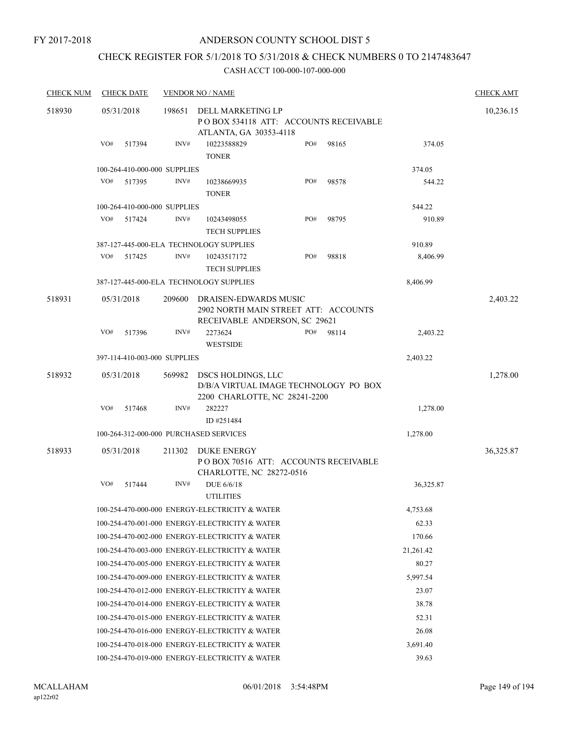FY 2017-2018

# ANDERSON COUNTY SCHOOL DIST 5

## CHECK REGISTER FOR 5/1/2018 TO 5/31/2018 & CHECK NUMBERS 0 TO 2147483647

### CASH ACCT 100-000-107-000-000

| CHECK NUM | CHECK DATE | VENDOR NO / NAME | | | CHECK AMT |
|---|---|---|---|---|---|
| 518930 | 05/31/2018 | 198651 | DELL MARKETING LP<br>P O BOX 534118 ATT: ACCOUNTS RECEIVABLE<br>ATLANTA, GA 30353-4118 | | 10,236.15 |
| | VO# 517394 | INV# 10223588829<br>TONER | PO# 98165 | 374.05 | |
| | 100-264-410-000-000 SUPPLIES | | | 374.05 | |
| | VO# 517395 | INV# 10238669935<br>TONER | PO# 98578 | 544.22 | |
| | 100-264-410-000-000 SUPPLIES | | | 544.22 | |
| | VO# 517424 | INV# 10243498055<br>TECH SUPPLIES | PO# 98795 | 910.89 | |
| | 387-127-445-000-ELA TECHNOLOGY SUPPLIES | | | 910.89 | |
| | VO# 517425 | INV# 10243517172<br>TECH SUPPLIES | PO# 98818 | 8,406.99 | |
| | 387-127-445-000-ELA TECHNOLOGY SUPPLIES | | | 8,406.99 | |
| 518931 | 05/31/2018 | 209600 | DRAISEN-EDWARDS MUSIC<br>2902 NORTH MAIN STREET ATT: ACCOUNTS<br>RECEIVABLE ANDERSON, SC 29621 | | 2,403.22 |
| | VO# 517396 | INV# 2273624<br>WESTSIDE | PO# 98114 | 2,403.22 | |
| | 397-114-410-003-000 SUPPLIES | | | 2,403.22 | |
| 518932 | 05/31/2018 | 569982 | DSCS HOLDINGS, LLC<br>D/B/A VIRTUAL IMAGE TECHNOLOGY PO BOX<br>2200 CHARLOTTE, NC 28241-2200 | | 1,278.00 |
| | VO# 517468 | INV# 282227<br>ID #251484 | | 1,278.00 | |
| | 100-264-312-000-000 PURCHASED SERVICES | | | 1,278.00 | |
| 518933 | 05/31/2018 | 211302 | DUKE ENERGY<br>P O BOX 70516 ATT: ACCOUNTS RECEIVABLE<br>CHARLOTTE, NC 28272-0516 | | 36,325.87 |
| | VO# 517444 | INV# DUE 6/6/18<br>UTILITIES | | 36,325.87 | |
| | 100-254-470-000-000 ENERGY-ELECTRICITY & WATER | | | 4,753.68 | |
| | 100-254-470-001-000 ENERGY-ELECTRICITY & WATER | | | 62.33 | |
| | 100-254-470-002-000 ENERGY-ELECTRICITY & WATER | | | 170.66 | |
| | 100-254-470-003-000 ENERGY-ELECTRICITY & WATER | | | 21,261.42 | |
| | 100-254-470-005-000 ENERGY-ELECTRICITY & WATER | | | 80.27 | |
| | 100-254-470-009-000 ENERGY-ELECTRICITY & WATER | | | 5,997.54 | |
| | 100-254-470-012-000 ENERGY-ELECTRICITY & WATER | | | 23.07 | |
| | 100-254-470-014-000 ENERGY-ELECTRICITY & WATER | | | 38.78 | |
| | 100-254-470-015-000 ENERGY-ELECTRICITY & WATER | | | 52.31 | |
| | 100-254-470-016-000 ENERGY-ELECTRICITY & WATER | | | 26.08 | |
| | 100-254-470-018-000 ENERGY-ELECTRICITY & WATER | | | 3,691.40 | |
| | 100-254-470-019-000 ENERGY-ELECTRICITY & WATER | | | 39.63 | |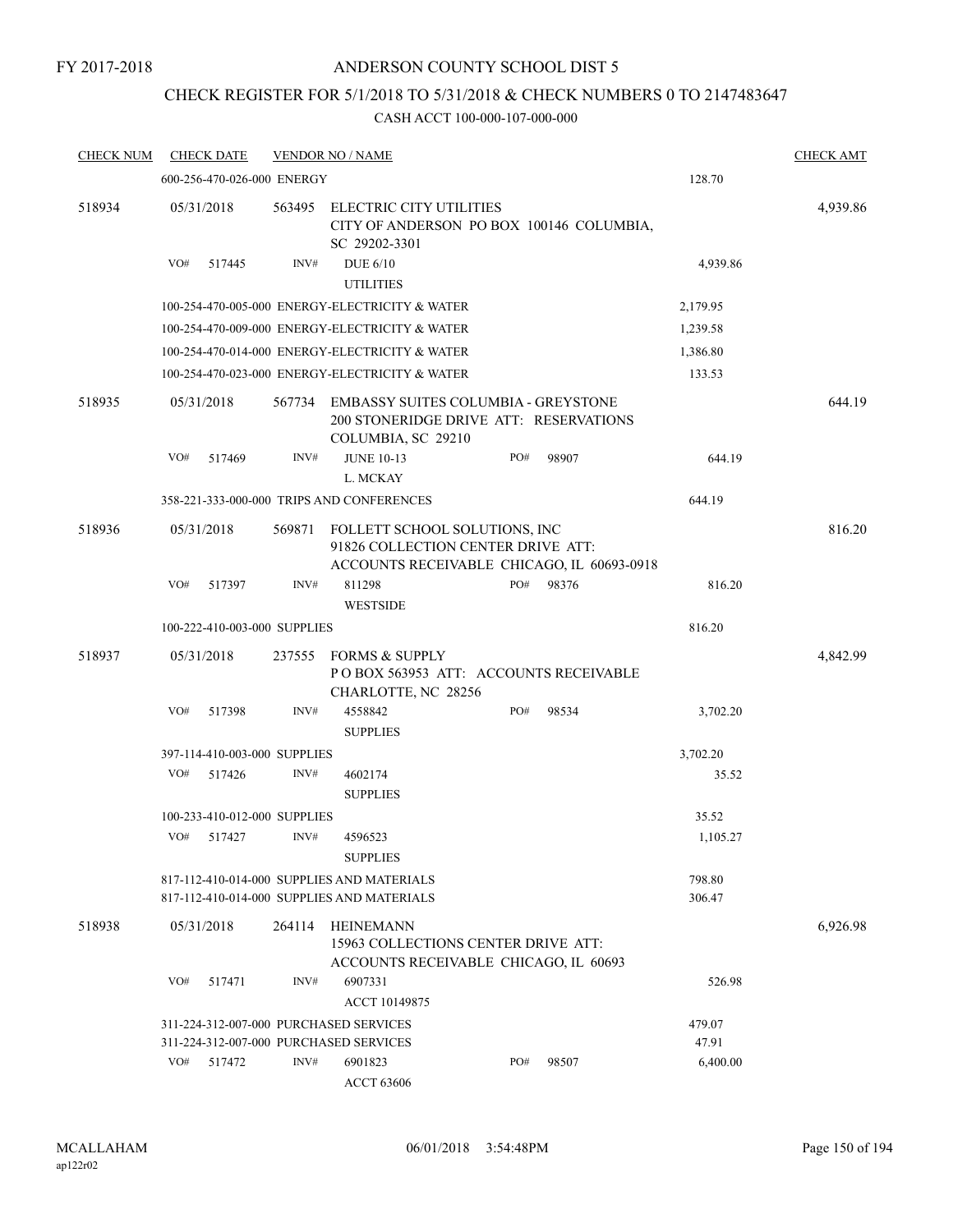FY 2017-2018

# ANDERSON COUNTY SCHOOL DIST 5

## CHECK REGISTER FOR 5/1/2018 TO 5/31/2018 & CHECK NUMBERS 0 TO 2147483647

### CASH ACCT 100-000-107-000-000

| CHECK NUM | CHECK DATE | VENDOR NO / NAME | | CHECK AMT |
|---|---|---|---|---|
| | 600-256-470-026-000 ENERGY | | 128.70 | |
| 518934 | 05/31/2018 | 563495 ELECTRIC CITY UTILITIES<br>CITY OF ANDERSON PO BOX 100146 COLUMBIA, SC 29202-3301 | | 4,939.86 |
| | VO# 517445 | INV# DUE 6/10<br>UTILITIES | 4,939.86 | |
| | 100-254-470-005-000 ENERGY-ELECTRICITY & WATER | | 2,179.95 | |
| | 100-254-470-009-000 ENERGY-ELECTRICITY & WATER | | 1,239.58 | |
| | 100-254-470-014-000 ENERGY-ELECTRICITY & WATER | | 1,386.80 | |
| | 100-254-470-023-000 ENERGY-ELECTRICITY & WATER | | 133.53 | |
| 518935 | 05/31/2018 | 567734 EMBASSY SUITES COLUMBIA - GREYSTONE<br>200 STONERIDGE DRIVE ATT: RESERVATIONS COLUMBIA, SC 29210 | | 644.19 |
| | VO# 517469 | INV# JUNE 10-13 PO# 98907<br>L. MCKAY | 644.19 | |
| | 358-221-333-000-000 TRIPS AND CONFERENCES | | 644.19 | |
| 518936 | 05/31/2018 | 569871 FOLLETT SCHOOL SOLUTIONS, INC<br>91826 COLLECTION CENTER DRIVE ATT: ACCOUNTS RECEIVABLE CHICAGO, IL 60693-0918 | | 816.20 |
| | VO# 517397 | INV# 811298 PO# 98376<br>WESTSIDE | 816.20 | |
| | 100-222-410-003-000 SUPPLIES | | 816.20 | |
| 518937 | 05/31/2018 | 237555 FORMS & SUPPLY<br>P O BOX 563953 ATT: ACCOUNTS RECEIVABLE CHARLOTTE, NC 28256 | | 4,842.99 |
| | VO# 517398 | INV# 4558842 PO# 98534<br>SUPPLIES | 3,702.20 | |
| | 397-114-410-003-000 SUPPLIES | | 3,702.20 | |
| | VO# 517426 | INV# 4602174<br>SUPPLIES | 35.52 | |
| | 100-233-410-012-000 SUPPLIES | | 35.52 | |
| | VO# 517427 | INV# 4596523<br>SUPPLIES | 1,105.27 | |
| | 817-112-410-014-000 SUPPLIES AND MATERIALS | | 798.80 | |
| | 817-112-410-014-000 SUPPLIES AND MATERIALS | | 306.47 | |
| 518938 | 05/31/2018 | 264114 HEINEMANN<br>15963 COLLECTIONS CENTER DRIVE ATT: ACCOUNTS RECEIVABLE CHICAGO, IL 60693 | | 6,926.98 |
| | VO# 517471 | INV# 6907331<br>ACCT 10149875 | 526.98 | |
| | 311-224-312-007-000 PURCHASED SERVICES | | 479.07 | |
| | 311-224-312-007-000 PURCHASED SERVICES | | 47.91 | |
| | VO# 517472 | INV# 6901823 PO# 98507<br>ACCT 63606 | 6,400.00 | |

MCALLAHAM
ap122r02

06/01/2018 3:54:48PM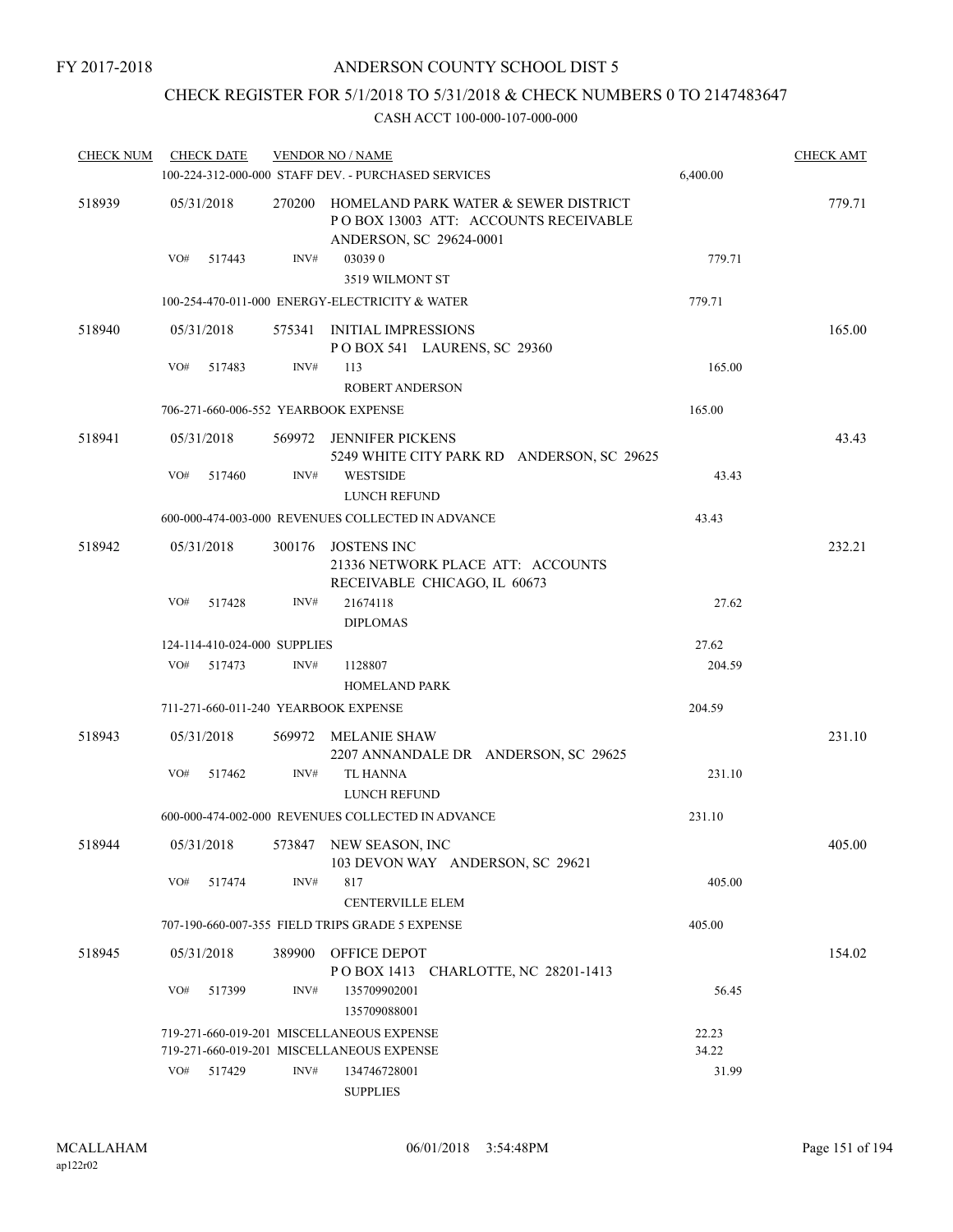FY 2017-2018

# ANDERSON COUNTY SCHOOL DIST 5

## CHECK REGISTER FOR 5/1/2018 TO 5/31/2018 & CHECK NUMBERS 0 TO 2147483647

### CASH ACCT 100-000-107-000-000

| CHECK NUM | CHECK DATE | VENDOR NO / NAME | | CHECK AMT |
|---|---|---|---|---|
| | | 100-224-312-000-000 STAFF DEV. - PURCHASED SERVICES | 6,400.00 | |
| 518939 | 05/31/2018 | 270200 HOMELAND PARK WATER & SEWER DISTRICT P O BOX 13003 ATT: ACCOUNTS RECEIVABLE ANDERSON, SC 29624-0001 | | 779.71 |
| | VO# 517443 | INV# 03039 0 3519 WILMONT ST | 779.71 | |
| | | 100-254-470-011-000 ENERGY-ELECTRICITY & WATER | 779.71 | |
| 518940 | 05/31/2018 | 575341 INITIAL IMPRESSIONS P O BOX 541 LAURENS, SC 29360 | | 165.00 |
| | VO# 517483 | INV# 113 ROBERT ANDERSON | 165.00 | |
| | | 706-271-660-006-552 YEARBOOK EXPENSE | 165.00 | |
| 518941 | 05/31/2018 | 569972 JENNIFER PICKENS 5249 WHITE CITY PARK RD ANDERSON, SC 29625 | | 43.43 |
| | VO# 517460 | INV# WESTSIDE LUNCH REFUND | 43.43 | |
| | | 600-000-474-003-000 REVENUES COLLECTED IN ADVANCE | 43.43 | |
| 518942 | 05/31/2018 | 300176 JOSTENS INC 21336 NETWORK PLACE ATT: ACCOUNTS RECEIVABLE CHICAGO, IL 60673 | | 232.21 |
| | VO# 517428 | INV# 21674118 DIPLOMAS | 27.62 | |
| | | 124-114-410-024-000 SUPPLIES | 27.62 | |
| | VO# 517473 | INV# 1128807 HOMELAND PARK | 204.59 | |
| | | 711-271-660-011-240 YEARBOOK EXPENSE | 204.59 | |
| 518943 | 05/31/2018 | 569972 MELANIE SHAW 2207 ANNANDALE DR ANDERSON, SC 29625 | | 231.10 |
| | VO# 517462 | INV# TL HANNA LUNCH REFUND | 231.10 | |
| | | 600-000-474-002-000 REVENUES COLLECTED IN ADVANCE | 231.10 | |
| 518944 | 05/31/2018 | 573847 NEW SEASON, INC 103 DEVON WAY ANDERSON, SC 29621 | | 405.00 |
| | VO# 517474 | INV# 817 CENTERVILLE ELEM | 405.00 | |
| | | 707-190-660-007-355 FIELD TRIPS GRADE 5 EXPENSE | 405.00 | |
| 518945 | 05/31/2018 | 389900 OFFICE DEPOT P O BOX 1413 CHARLOTTE, NC 28201-1413 | | 154.02 |
| | VO# 517399 | INV# 135709902001 135709088001 | 56.45 | |
| | | 719-271-660-019-201 MISCELLANEOUS EXPENSE | 22.23 | |
| | | 719-271-660-019-201 MISCELLANEOUS EXPENSE | 34.22 | |
| | VO# 517429 | INV# 134746728001 SUPPLIES | 31.99 | |

MCALLAHAM ap122r02 06/01/2018 3:54:48PM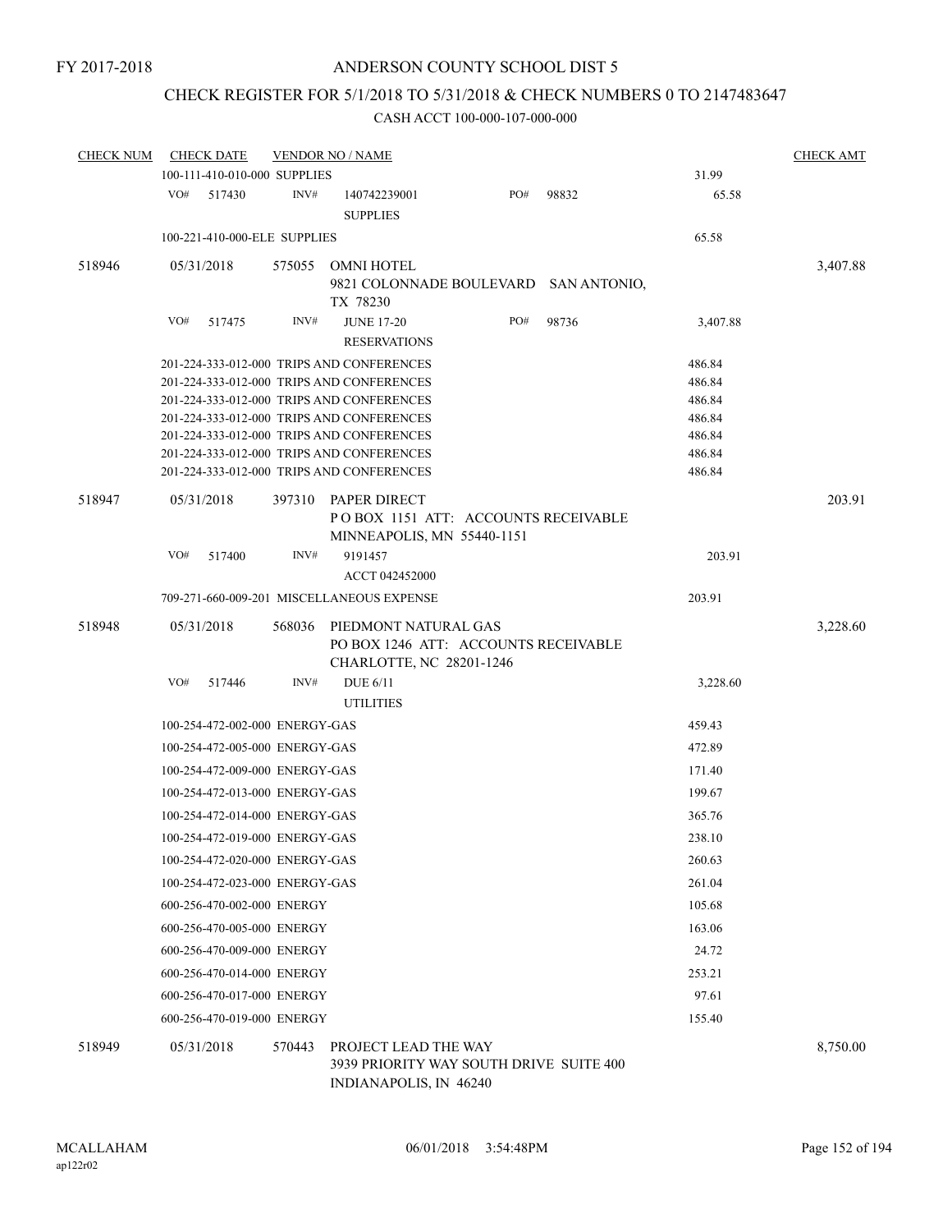FY 2017-2018

# ANDERSON COUNTY SCHOOL DIST 5

## CHECK REGISTER FOR 5/1/2018 TO 5/31/2018 & CHECK NUMBERS 0 TO 2147483647

### CASH ACCT 100-000-107-000-000

| CHECK NUM | CHECK DATE | VENDOR NO / NAME | | CHECK AMT |
|---|---|---|---|---|
| | 100-111-410-010-000 SUPPLIES | | 31.99 | |
| | VO# 517430 | INV# 140742239001 SUPPLIES PO# 98832 | 65.58 | |
| | 100-221-410-000-ELE SUPPLIES | | 65.58 | |
| 518946 | 05/31/2018 | 575055 OMNI HOTEL 9821 COLONNADE BOULEVARD SAN ANTONIO, TX 78230 | | 3,407.88 |
| | VO# 517475 | INV# JUNE 17-20 RESERVATIONS PO# 98736 | 3,407.88 | |
| | 201-224-333-012-000 TRIPS AND CONFERENCES | | 486.84 | |
| | 201-224-333-012-000 TRIPS AND CONFERENCES | | 486.84 | |
| | 201-224-333-012-000 TRIPS AND CONFERENCES | | 486.84 | |
| | 201-224-333-012-000 TRIPS AND CONFERENCES | | 486.84 | |
| | 201-224-333-012-000 TRIPS AND CONFERENCES | | 486.84 | |
| | 201-224-333-012-000 TRIPS AND CONFERENCES | | 486.84 | |
| | 201-224-333-012-000 TRIPS AND CONFERENCES | | 486.84 | |
| 518947 | 05/31/2018 | 397310 PAPER DIRECT P O BOX 1151 ATT: ACCOUNTS RECEIVABLE MINNEAPOLIS, MN 55440-1151 | | 203.91 |
| | VO# 517400 | INV# 9191457 ACCT 042452000 | 203.91 | |
| | 709-271-660-009-201 MISCELLANEOUS EXPENSE | | 203.91 | |
| 518948 | 05/31/2018 | 568036 PIEDMONT NATURAL GAS PO BOX 1246 ATT: ACCOUNTS RECEIVABLE CHARLOTTE, NC 28201-1246 | | 3,228.60 |
| | VO# 517446 | INV# DUE 6/11 UTILITIES | 3,228.60 | |
| | 100-254-472-002-000 ENERGY-GAS | | 459.43 | |
| | 100-254-472-005-000 ENERGY-GAS | | 472.89 | |
| | 100-254-472-009-000 ENERGY-GAS | | 171.40 | |
| | 100-254-472-013-000 ENERGY-GAS | | 199.67 | |
| | 100-254-472-014-000 ENERGY-GAS | | 365.76 | |
| | 100-254-472-019-000 ENERGY-GAS | | 238.10 | |
| | 100-254-472-020-000 ENERGY-GAS | | 260.63 | |
| | 100-254-472-023-000 ENERGY-GAS | | 261.04 | |
| | 600-256-470-002-000 ENERGY | | 105.68 | |
| | 600-256-470-005-000 ENERGY | | 163.06 | |
| | 600-256-470-009-000 ENERGY | | 24.72 | |
| | 600-256-470-014-000 ENERGY | | 253.21 | |
| | 600-256-470-017-000 ENERGY | | 97.61 | |
| | 600-256-470-019-000 ENERGY | | 155.40 | |
| 518949 | 05/31/2018 | 570443 PROJECT LEAD THE WAY 3939 PRIORITY WAY SOUTH DRIVE SUITE 400 INDIANAPOLIS, IN 46240 | | 8,750.00 |

MCALLAHAM ap122r02 06/01/2018 3:54:48PM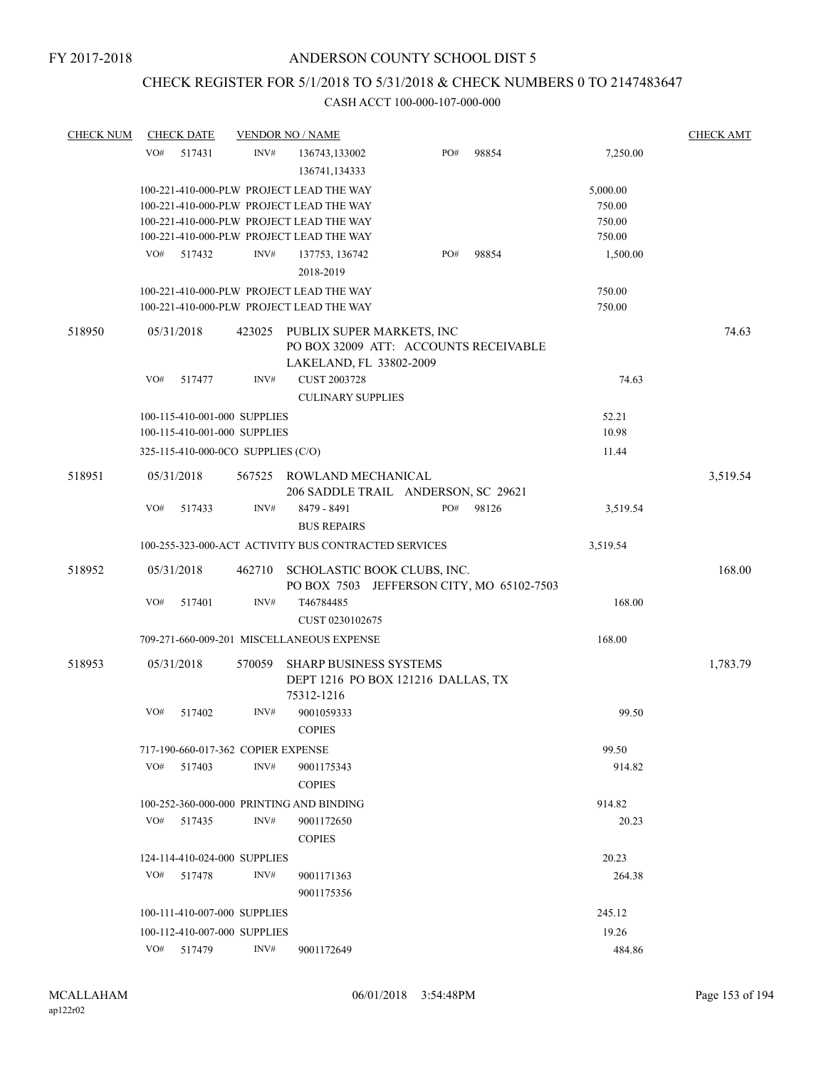FY 2017-2018

# ANDERSON COUNTY SCHOOL DIST 5

## CHECK REGISTER FOR 5/1/2018 TO 5/31/2018 & CHECK NUMBERS 0 TO 2147483647

### CASH ACCT 100-000-107-000-000

| CHECK NUM | CHECK DATE | VENDOR NO / NAME | | | CHECK AMT |
|---|---|---|---|---|---|
| | VO# 517431 | INV# 136743,133002<br>136741,134333 | PO# 98854 | 7,250.00 | |
| | 100-221-410-000-PLW PROJECT LEAD THE WAY | | | 5,000.00 | |
| | 100-221-410-000-PLW PROJECT LEAD THE WAY | | | 750.00 | |
| | 100-221-410-000-PLW PROJECT LEAD THE WAY | | | 750.00 | |
| | 100-221-410-000-PLW PROJECT LEAD THE WAY | | | 750.00 | |
| | VO# 517432 | INV# 137753, 136742<br>2018-2019 | PO# 98854 | 1,500.00 | |
| | 100-221-410-000-PLW PROJECT LEAD THE WAY | | | 750.00 | |
| | 100-221-410-000-PLW PROJECT LEAD THE WAY | | | 750.00 | |
| 518950 | 05/31/2018 | 423025 PUBLIX SUPER MARKETS, INC<br>PO BOX 32009 ATT: ACCOUNTS RECEIVABLE<br>LAKELAND, FL 33802-2009 | | | 74.63 |
| | VO# 517477 | INV# CUST 2003728<br>CULINARY SUPPLIES | | 74.63 | |
| | 100-115-410-001-000 SUPPLIES | | | 52.21 | |
| | 100-115-410-001-000 SUPPLIES | | | 10.98 | |
| | 325-115-410-000-0CO SUPPLIES (C/O) | | | 11.44 | |
| 518951 | 05/31/2018 | 567525 ROWLAND MECHANICAL<br>206 SADDLE TRAIL ANDERSON, SC 29621 | | | 3,519.54 |
| | VO# 517433 | INV# 8479 - 8491<br>BUS REPAIRS | PO# 98126 | 3,519.54 | |
| | 100-255-323-000-ACT ACTIVITY BUS CONTRACTED SERVICES | | | 3,519.54 | |
| 518952 | 05/31/2018 | 462710 SCHOLASTIC BOOK CLUBS, INC.<br>PO BOX 7503 JEFFERSON CITY, MO 65102-7503 | | | 168.00 |
| | VO# 517401 | INV# T46784485<br>CUST 0230102675 | | 168.00 | |
| | 709-271-660-009-201 MISCELLANEOUS EXPENSE | | | 168.00 | |
| 518953 | 05/31/2018 | 570059 SHARP BUSINESS SYSTEMS<br>DEPT 1216 PO BOX 121216 DALLAS, TX<br>75312-1216 | | | 1,783.79 |
| | VO# 517402 | INV# 9001059333<br>COPIES | | 99.50 | |
| | 717-190-660-017-362 COPIER EXPENSE | | | 99.50 | |
| | VO# 517403 | INV# 9001175343<br>COPIES | | 914.82 | |
| | 100-252-360-000-000 PRINTING AND BINDING | | | 914.82 | |
| | VO# 517435 | INV# 9001172650<br>COPIES | | 20.23 | |
| | 124-114-410-024-000 SUPPLIES | | | 20.23 | |
| | VO# 517478 | INV# 9001171363<br>9001175356 | | 264.38 | |
| | 100-111-410-007-000 SUPPLIES | | | 245.12 | |
| | 100-112-410-007-000 SUPPLIES | | | 19.26 | |
| | VO# 517479 | INV# 9001172649 | | 484.86 | |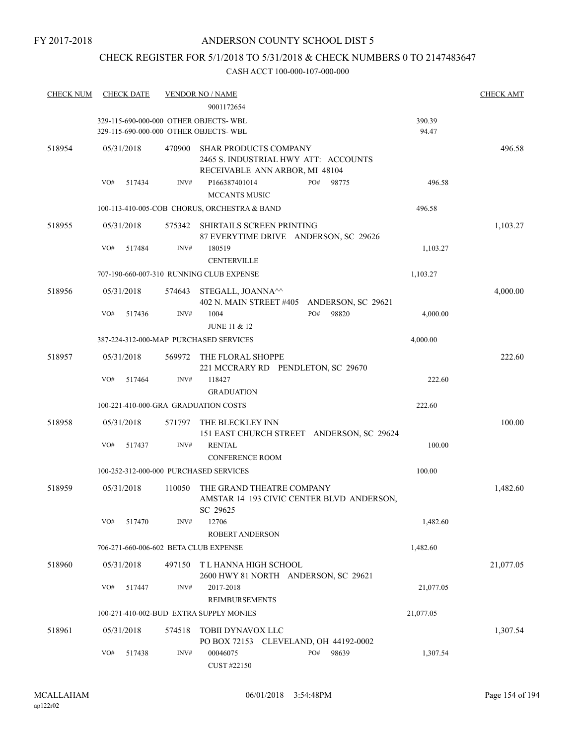FY 2017-2018

# ANDERSON COUNTY SCHOOL DIST 5

## CHECK REGISTER FOR 5/1/2018 TO 5/31/2018 & CHECK NUMBERS 0 TO 2147483647

### CASH ACCT 100-000-107-000-000

| CHECK NUM | CHECK DATE | VENDOR NO / NAME | | CHECK AMT |
|---|---|---|---|---|
| | | 9001172654 | | |
| | | 329-115-690-000-000 OTHER OBJECTS- WBL | 390.39 | |
| | | 329-115-690-000-000 OTHER OBJECTS- WBL | 94.47 | |
| 518954 | 05/31/2018 | 470900 SHAR PRODUCTS COMPANY 2465 S. INDUSTRIAL HWY ATT: ACCOUNTS RECEIVABLE ANN ARBOR, MI 48104 | | 496.58 |
| | VO# 517434 | INV# P166387401014 PO# 98775 MCCANTS MUSIC | 496.58 | |
| | | 100-113-410-005-COB CHORUS, ORCHESTRA & BAND | 496.58 | |
| 518955 | 05/31/2018 | 575342 SHIRTAILS SCREEN PRINTING 87 EVERYTIME DRIVE ANDERSON, SC 29626 | | 1,103.27 |
| | VO# 517484 | INV# 180519 CENTERVILLE | 1,103.27 | |
| | | 707-190-660-007-310 RUNNING CLUB EXPENSE | 1,103.27 | |
| 518956 | 05/31/2018 | 574643 STEGALL, JOANNA^^ 402 N. MAIN STREET #405 ANDERSON, SC 29621 | | 4,000.00 |
| | VO# 517436 | INV# 1004 PO# 98820 JUNE 11 & 12 | 4,000.00 | |
| | | 387-224-312-000-MAP PURCHASED SERVICES | 4,000.00 | |
| 518957 | 05/31/2018 | 569972 THE FLORAL SHOPPE 221 MCCRARY RD PENDLETON, SC 29670 | | 222.60 |
| | VO# 517464 | INV# 118427 GRADUATION | 222.60 | |
| | | 100-221-410-000-GRA GRADUATION COSTS | 222.60 | |
| 518958 | 05/31/2018 | 571797 THE BLECKLEY INN 151 EAST CHURCH STREET ANDERSON, SC 29624 | | 100.00 |
| | VO# 517437 | INV# RENTAL CONFERENCE ROOM | 100.00 | |
| | | 100-252-312-000-000 PURCHASED SERVICES | 100.00 | |
| 518959 | 05/31/2018 | 110050 THE GRAND THEATRE COMPANY AMSTAR 14 193 CIVIC CENTER BLVD ANDERSON, SC 29625 | | 1,482.60 |
| | VO# 517470 | INV# 12706 ROBERT ANDERSON | 1,482.60 | |
| | | 706-271-660-006-602 BETA CLUB EXPENSE | 1,482.60 | |
| 518960 | 05/31/2018 | 497150 T L HANNA HIGH SCHOOL 2600 HWY 81 NORTH ANDERSON, SC 29621 | | 21,077.05 |
| | VO# 517447 | INV# 2017-2018 REIMBURSEMENTS | 21,077.05 | |
| | | 100-271-410-002-BUD EXTRA SUPPLY MONIES | 21,077.05 | |
| 518961 | 05/31/2018 | 574518 TOBII DYNAVOX LLC PO BOX 72153 CLEVELAND, OH 44192-0002 | | 1,307.54 |
| | VO# 517438 | INV# 00046075 PO# 98639 CUST #22150 | 1,307.54 | |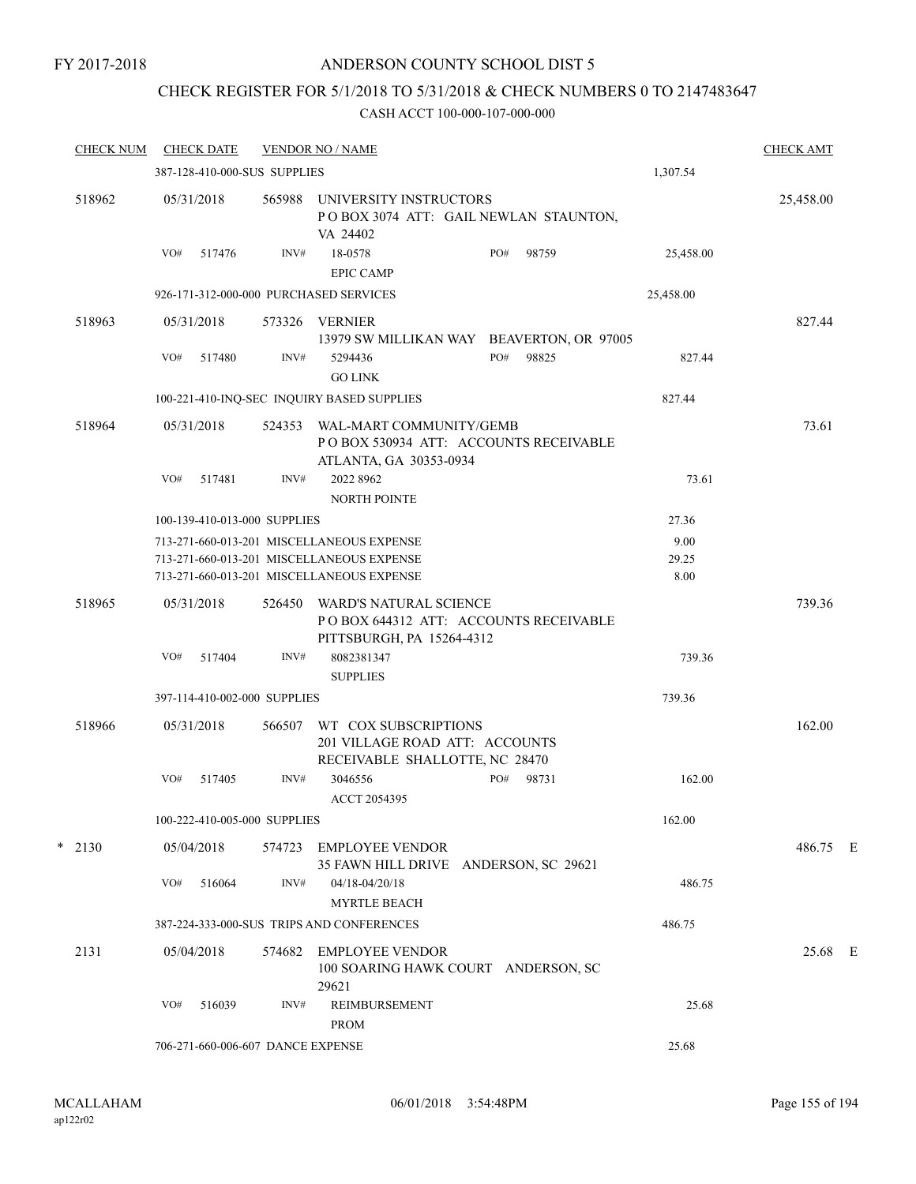FY 2017-2018

# ANDERSON COUNTY SCHOOL DIST 5

## CHECK REGISTER FOR 5/1/2018 TO 5/31/2018 & CHECK NUMBERS 0 TO 2147483647

### CASH ACCT 100-000-107-000-000

| CHECK NUM | CHECK DATE | VENDOR NO / NAME | | | CHECK AMT |
|---|---|---|---|---|---|
| | 387-128-410-000-SUS SUPPLIES | | | 1,307.54 | |
| 518962 | 05/31/2018 | 565988 | UNIVERSITY INSTRUCTORS P O BOX 3074 ATT: GAIL NEWLAN STAUNTON, VA 24402 | | 25,458.00 |
| | VO# 517476 | INV# | 18-0578 EPIC CAMP PO# 98759 | 25,458.00 | |
| | 926-171-312-000-000 PURCHASED SERVICES | | | 25,458.00 | |
| 518963 | 05/31/2018 | 573326 | VERNIER 13979 SW MILLIKAN WAY BEAVERTON, OR 97005 | | 827.44 |
| | VO# 517480 | INV# | 5294436 GO LINK PO# 98825 | 827.44 | |
| | 100-221-410-INQ-SEC INQUIRY BASED SUPPLIES | | | 827.44 | |
| 518964 | 05/31/2018 | 524353 | WAL-MART COMMUNITY/GEMB P O BOX 530934 ATT: ACCOUNTS RECEIVABLE ATLANTA, GA 30353-0934 | | 73.61 |
| | VO# 517481 | INV# | 2022 8962 NORTH POINTE | 73.61 | |
| | 100-139-410-013-000 SUPPLIES | | | 27.36 | |
| | 713-271-660-013-201 MISCELLANEOUS EXPENSE | | | 9.00 | |
| | 713-271-660-013-201 MISCELLANEOUS EXPENSE | | | 29.25 | |
| | 713-271-660-013-201 MISCELLANEOUS EXPENSE | | | 8.00 | |
| 518965 | 05/31/2018 | 526450 | WARD'S NATURAL SCIENCE P O BOX 644312 ATT: ACCOUNTS RECEIVABLE PITTSBURGH, PA 15264-4312 | | 739.36 |
| | VO# 517404 | INV# | 8082381347 SUPPLIES | 739.36 | |
| | 397-114-410-002-000 SUPPLIES | | | 739.36 | |
| 518966 | 05/31/2018 | 566507 | WT COX SUBSCRIPTIONS 201 VILLAGE ROAD ATT: ACCOUNTS RECEIVABLE SHALLOTTE, NC 28470 | | 162.00 |
| | VO# 517405 | INV# | 3046556 ACCT 2054395 PO# 98731 | 162.00 | |
| | 100-222-410-005-000 SUPPLIES | | | 162.00 | |
| * 2130 | 05/04/2018 | 574723 | EMPLOYEE VENDOR 35 FAWN HILL DRIVE ANDERSON, SC 29621 | | 486.75 E |
| | VO# 516064 | INV# | 04/18-04/20/18 MYRTLE BEACH | 486.75 | |
| | 387-224-333-000-SUS TRIPS AND CONFERENCES | | | 486.75 | |
| 2131 | 05/04/2018 | 574682 | EMPLOYEE VENDOR 100 SOARING HAWK COURT ANDERSON, SC 29621 | | 25.68 E |
| | VO# 516039 | INV# | REIMBURSEMENT PROM | 25.68 | |
| | 706-271-660-006-607 DANCE EXPENSE | | | 25.68 | |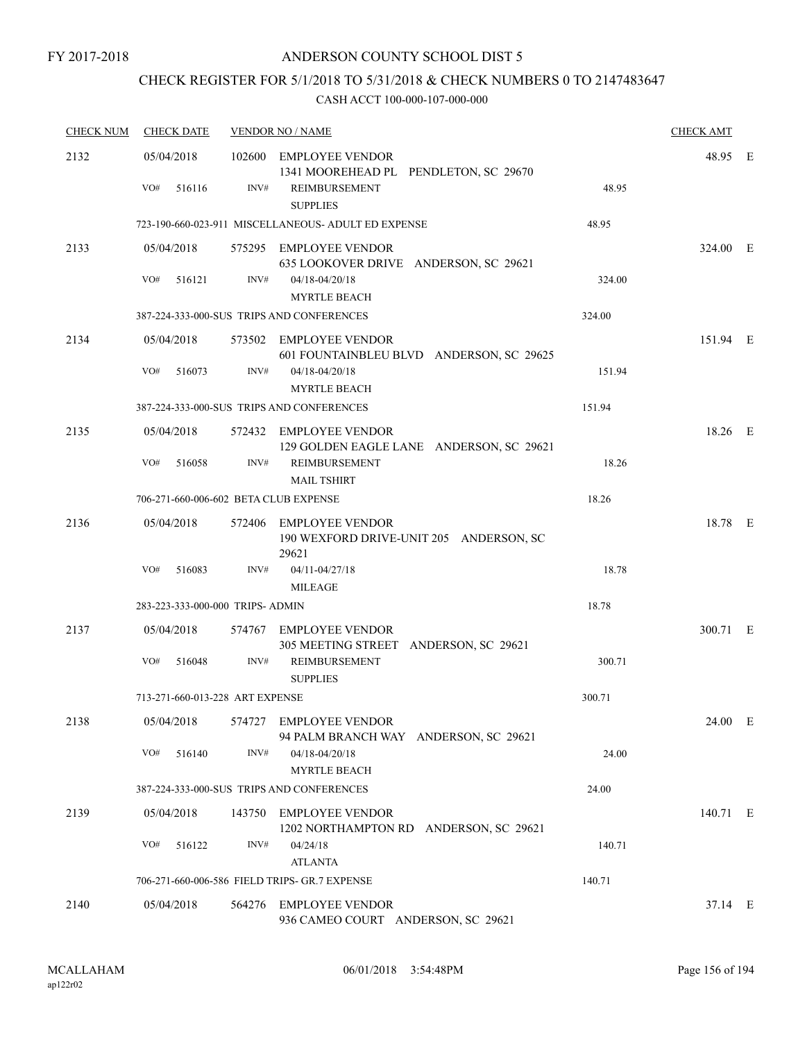FY 2017-2018

# ANDERSON COUNTY SCHOOL DIST 5

## CHECK REGISTER FOR 5/1/2018 TO 5/31/2018 & CHECK NUMBERS 0 TO 2147483647

CASH ACCT 100-000-107-000-000

| CHECK NUM | CHECK DATE | VENDOR NO / NAME | | CHECK AMT | |
|---|---|---|---|---|---|
| 2132 | 05/04/2018 | 102600 EMPLOYEE VENDOR<br>1341 MOOREHEAD PL PENDLETON, SC 29670 | | 48.95 | E |
| | VO# 516116 | INV# REIMBURSEMENT<br>SUPPLIES | 48.95 | | |
| | 723-190-660-023-911 MISCELLANEOUS- ADULT ED EXPENSE | | 48.95 | | |
| 2133 | 05/04/2018 | 575295 EMPLOYEE VENDOR<br>635 LOOKOVER DRIVE ANDERSON, SC 29621 | | 324.00 | E |
| | VO# 516121 | INV# 04/18-04/20/18<br>MYRTLE BEACH | 324.00 | | |
| | 387-224-333-000-SUS TRIPS AND CONFERENCES | | 324.00 | | |
| 2134 | 05/04/2018 | 573502 EMPLOYEE VENDOR<br>601 FOUNTAINBLEU BLVD ANDERSON, SC 29625 | | 151.94 | E |
| | VO# 516073 | INV# 04/18-04/20/18<br>MYRTLE BEACH | 151.94 | | |
| | 387-224-333-000-SUS TRIPS AND CONFERENCES | | 151.94 | | |
| 2135 | 05/04/2018 | 572432 EMPLOYEE VENDOR<br>129 GOLDEN EAGLE LANE ANDERSON, SC 29621 | | 18.26 | E |
| | VO# 516058 | INV# REIMBURSEMENT<br>MAIL TSHIRT | 18.26 | | |
| | 706-271-660-006-602 BETA CLUB EXPENSE | | 18.26 | | |
| 2136 | 05/04/2018 | 572406 EMPLOYEE VENDOR<br>190 WEXFORD DRIVE-UNIT 205 ANDERSON, SC 29621 | | 18.78 | E |
| | VO# 516083 | INV# 04/11-04/27/18<br>MILEAGE | 18.78 | | |
| | 283-223-333-000-000 TRIPS- ADMIN | | 18.78 | | |
| 2137 | 05/04/2018 | 574767 EMPLOYEE VENDOR<br>305 MEETING STREET ANDERSON, SC 29621 | | 300.71 | E |
| | VO# 516048 | INV# REIMBURSEMENT<br>SUPPLIES | 300.71 | | |
| | 713-271-660-013-228 ART EXPENSE | | 300.71 | | |
| 2138 | 05/04/2018 | 574727 EMPLOYEE VENDOR<br>94 PALM BRANCH WAY ANDERSON, SC 29621 | | 24.00 | E |
| | VO# 516140 | INV# 04/18-04/20/18<br>MYRTLE BEACH | 24.00 | | |
| | 387-224-333-000-SUS TRIPS AND CONFERENCES | | 24.00 | | |
| 2139 | 05/04/2018 | 143750 EMPLOYEE VENDOR<br>1202 NORTHAMPTON RD ANDERSON, SC 29621 | | 140.71 | E |
| | VO# 516122 | INV# 04/24/18<br>ATLANTA | 140.71 | | |
| | 706-271-660-006-586 FIELD TRIPS- GR.7 EXPENSE | | 140.71 | | |
| 2140 | 05/04/2018 | 564276 EMPLOYEE VENDOR<br>936 CAMEO COURT ANDERSON, SC 29621 | | 37.14 | E |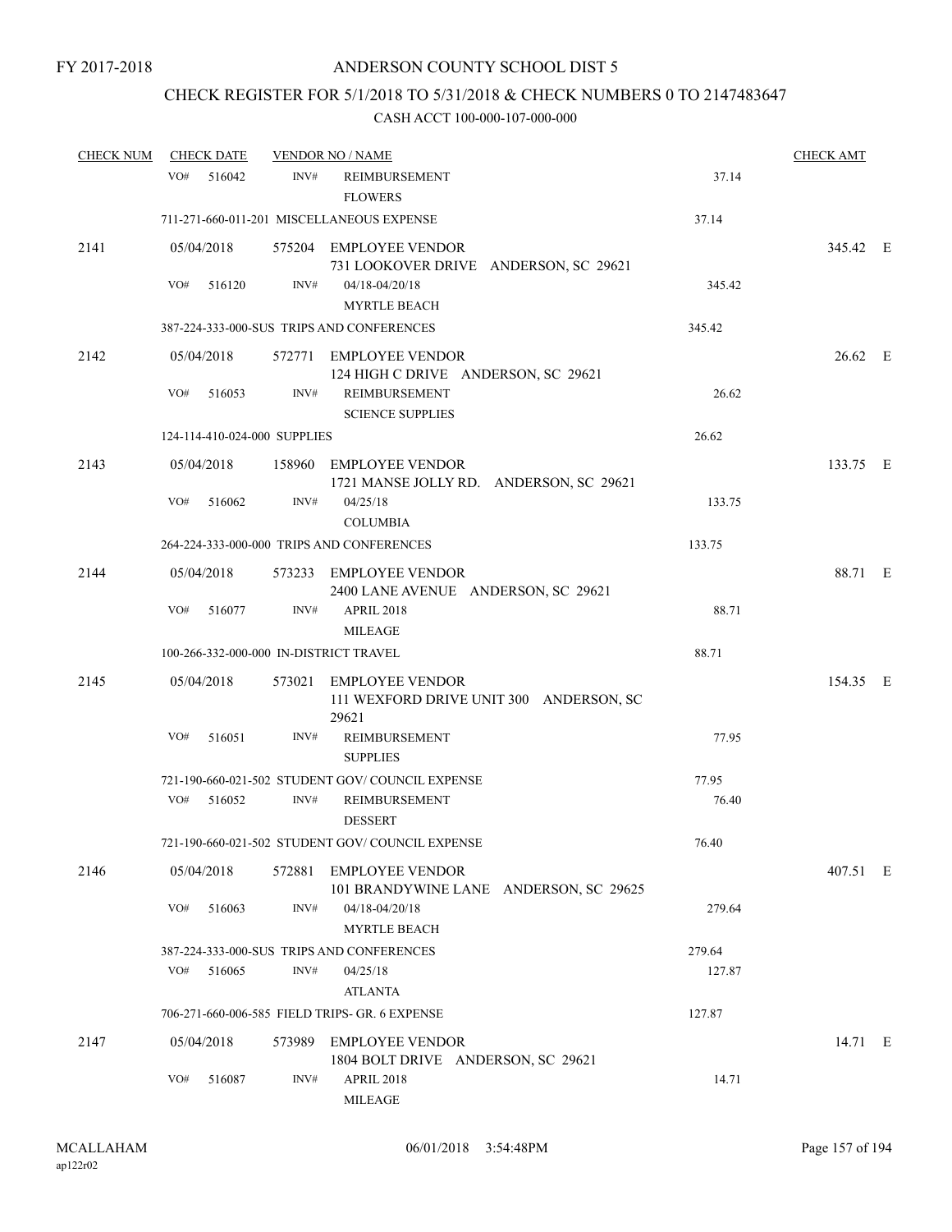FY 2017-2018

# ANDERSON COUNTY SCHOOL DIST 5

## CHECK REGISTER FOR 5/1/2018 TO 5/31/2018 & CHECK NUMBERS 0 TO 2147483647

### CASH ACCT 100-000-107-000-000

| CHECK NUM | CHECK DATE | VENDOR NO / NAME | | CHECK AMT |
|---|---|---|---|---|
| | VO# 516042 INV# | REIMBURSEMENT<br>FLOWERS | 37.14 | |
| | 711-271-660-011-201 MISCELLANEOUS EXPENSE | | 37.14 | |
| 2141 | 05/04/2018 | 575204 EMPLOYEE VENDOR<br>731 LOOKOVER DRIVE ANDERSON, SC 29621 | | 345.42 E |
| | VO# 516120 INV# | 04/18-04/20/18<br>MYRTLE BEACH | 345.42 | |
| | 387-224-333-000-SUS TRIPS AND CONFERENCES | | 345.42 | |
| 2142 | 05/04/2018 | 572771 EMPLOYEE VENDOR<br>124 HIGH C DRIVE ANDERSON, SC 29621 | | 26.62 E |
| | VO# 516053 INV# | REIMBURSEMENT<br>SCIENCE SUPPLIES | 26.62 | |
| | 124-114-410-024-000 SUPPLIES | | 26.62 | |
| 2143 | 05/04/2018 | 158960 EMPLOYEE VENDOR<br>1721 MANSE JOLLY RD. ANDERSON, SC 29621 | | 133.75 E |
| | VO# 516062 INV# | 04/25/18<br>COLUMBIA | 133.75 | |
| | 264-224-333-000-000 TRIPS AND CONFERENCES | | 133.75 | |
| 2144 | 05/04/2018 | 573233 EMPLOYEE VENDOR<br>2400 LANE AVENUE ANDERSON, SC 29621 | | 88.71 E |
| | VO# 516077 INV# | APRIL 2018<br>MILEAGE | 88.71 | |
| | 100-266-332-000-000 IN-DISTRICT TRAVEL | | 88.71 | |
| 2145 | 05/04/2018 | 573021 EMPLOYEE VENDOR<br>111 WEXFORD DRIVE UNIT 300 ANDERSON, SC 29621 | | 154.35 E |
| | VO# 516051 INV# | REIMBURSEMENT<br>SUPPLIES | 77.95 | |
| | 721-190-660-021-502 STUDENT GOV/ COUNCIL EXPENSE | | 77.95 | |
| | VO# 516052 INV# | REIMBURSEMENT<br>DESSERT | 76.40 | |
| | 721-190-660-021-502 STUDENT GOV/ COUNCIL EXPENSE | | 76.40 | |
| 2146 | 05/04/2018 | 572881 EMPLOYEE VENDOR<br>101 BRANDYWINE LANE ANDERSON, SC 29625 | | 407.51 E |
| | VO# 516063 INV# | 04/18-04/20/18<br>MYRTLE BEACH | 279.64 | |
| | 387-224-333-000-SUS TRIPS AND CONFERENCES | | 279.64 | |
| | VO# 516065 INV# | 04/25/18<br>ATLANTA | 127.87 | |
| | 706-271-660-006-585 FIELD TRIPS- GR. 6 EXPENSE | | 127.87 | |
| 2147 | 05/04/2018 | 573989 EMPLOYEE VENDOR<br>1804 BOLT DRIVE ANDERSON, SC 29621 | | 14.71 E |
| | VO# 516087 INV# | APRIL 2018<br>MILEAGE | 14.71 | |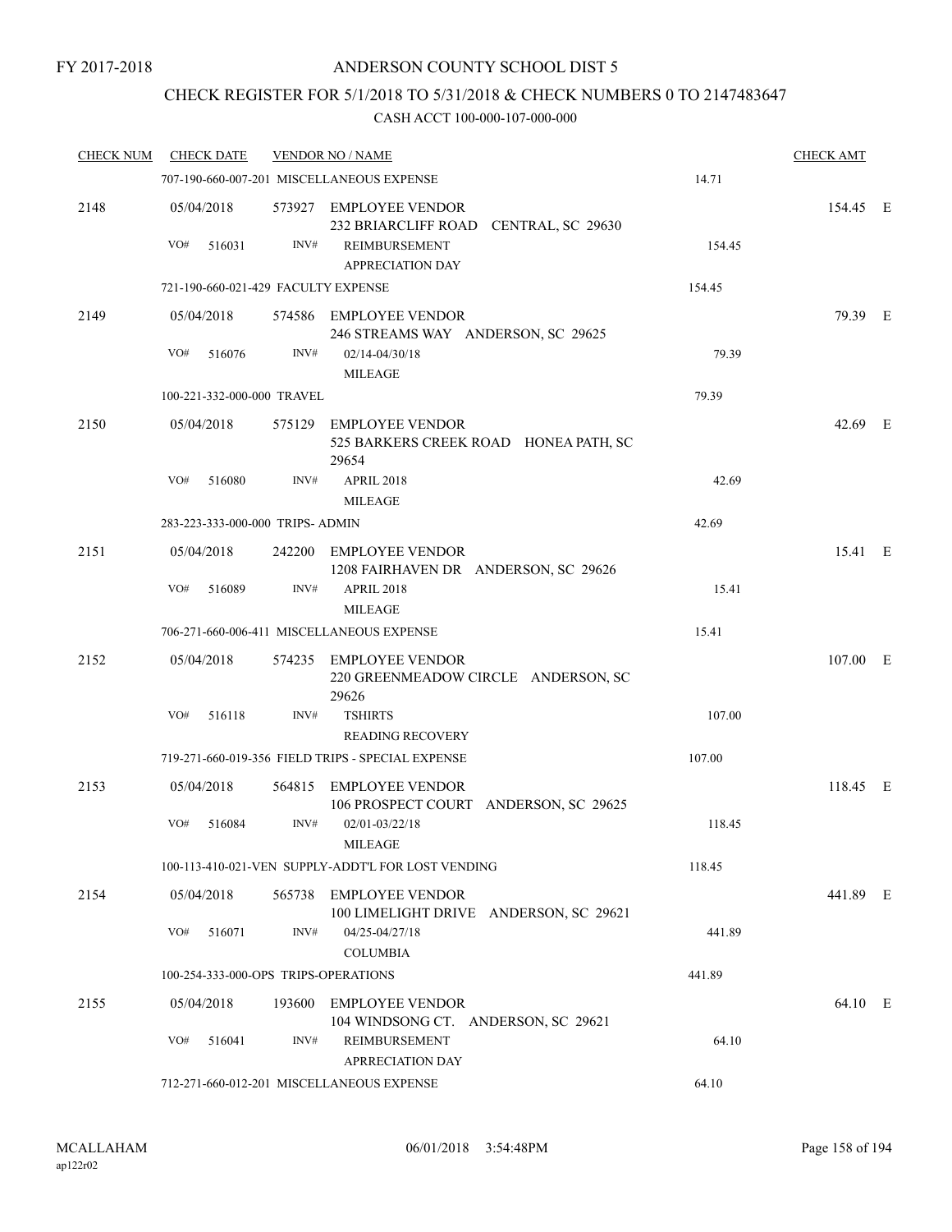FY 2017-2018

# ANDERSON COUNTY SCHOOL DIST 5

## CHECK REGISTER FOR 5/1/2018 TO 5/31/2018 & CHECK NUMBERS 0 TO 2147483647

### CASH ACCT 100-000-107-000-000

| CHECK NUM | CHECK DATE | VENDOR NO / NAME | | CHECK AMT | |
|---|---|---|---|---|---|
| | 707-190-660-007-201 MISCELLANEOUS EXPENSE | | 14.71 | | |
| 2148 | 05/04/2018 | 573927 EMPLOYEE VENDOR<br>232 BRIARCLIFF ROAD CENTRAL, SC 29630 | | 154.45 | E |
| | VO# 516031 | INV# REIMBURSEMENT<br>APPRECIATION DAY | 154.45 | | |
| | 721-190-660-021-429 FACULTY EXPENSE | | 154.45 | | |
| 2149 | 05/04/2018 | 574586 EMPLOYEE VENDOR<br>246 STREAMS WAY ANDERSON, SC 29625 | | 79.39 | E |
| | VO# 516076 | INV# 02/14-04/30/18<br>MILEAGE | 79.39 | | |
| | 100-221-332-000-000 TRAVEL | | 79.39 | | |
| 2150 | 05/04/2018 | 575129 EMPLOYEE VENDOR<br>525 BARKERS CREEK ROAD HONEA PATH, SC 29654 | | 42.69 | E |
| | VO# 516080 | INV# APRIL 2018<br>MILEAGE | 42.69 | | |
| | 283-223-333-000-000 TRIPS- ADMIN | | 42.69 | | |
| 2151 | 05/04/2018 | 242200 EMPLOYEE VENDOR<br>1208 FAIRHAVEN DR ANDERSON, SC 29626 | | 15.41 | E |
| | VO# 516089 | INV# APRIL 2018<br>MILEAGE | 15.41 | | |
| | 706-271-660-006-411 MISCELLANEOUS EXPENSE | | 15.41 | | |
| 2152 | 05/04/2018 | 574235 EMPLOYEE VENDOR<br>220 GREENMEADOW CIRCLE ANDERSON, SC 29626 | | 107.00 | E |
| | VO# 516118 | INV# TSHIRTS<br>READING RECOVERY | 107.00 | | |
| | 719-271-660-019-356 FIELD TRIPS - SPECIAL EXPENSE | | 107.00 | | |
| 2153 | 05/04/2018 | 564815 EMPLOYEE VENDOR<br>106 PROSPECT COURT ANDERSON, SC 29625 | | 118.45 | E |
| | VO# 516084 | INV# 02/01-03/22/18<br>MILEAGE | 118.45 | | |
| | 100-113-410-021-VEN SUPPLY-ADDT'L FOR LOST VENDING | | 118.45 | | |
| 2154 | 05/04/2018 | 565738 EMPLOYEE VENDOR<br>100 LIMELIGHT DRIVE ANDERSON, SC 29621 | | 441.89 | E |
| | VO# 516071 | INV# 04/25-04/27/18<br>COLUMBIA | 441.89 | | |
| | 100-254-333-000-OPS TRIPS-OPERATIONS | | 441.89 | | |
| 2155 | 05/04/2018 | 193600 EMPLOYEE VENDOR<br>104 WINDSONG CT. ANDERSON, SC 29621 | | 64.10 | E |
| | VO# 516041 | INV# REIMBURSEMENT<br>APRRECIATION DAY | 64.10 | | |
| | 712-271-660-012-201 MISCELLANEOUS EXPENSE | | 64.10 | | |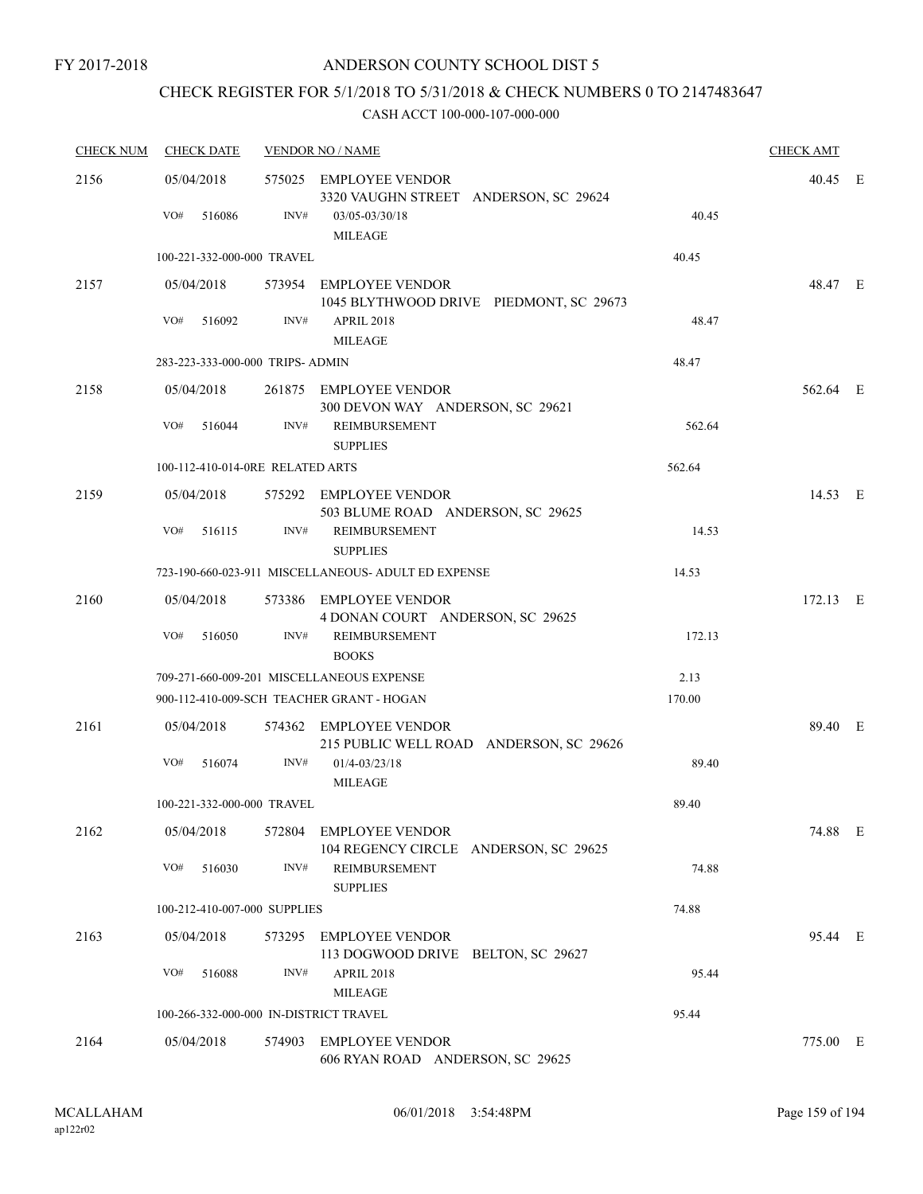FY 2017-2018

# ANDERSON COUNTY SCHOOL DIST 5

## CHECK REGISTER FOR 5/1/2018 TO 5/31/2018 & CHECK NUMBERS 0 TO 2147483647

### CASH ACCT 100-000-107-000-000

| CHECK NUM | CHECK DATE | VENDOR NO / NAME | | CHECK AMT | |
|---|---|---|---|---|---|
| 2156 | 05/04/2018 | 575025 EMPLOYEE VENDOR<br>3320 VAUGHN STREET ANDERSON, SC 29624 | | 40.45 | E |
| | VO# 516086 | INV# 03/05-03/30/18<br>MILEAGE | 40.45 | | |
| | 100-221-332-000-000 TRAVEL | | 40.45 | | |
| 2157 | 05/04/2018 | 573954 EMPLOYEE VENDOR<br>1045 BLYTHWOOD DRIVE PIEDMONT, SC 29673 | | 48.47 | E |
| | VO# 516092 | INV# APRIL 2018<br>MILEAGE | 48.47 | | |
| | 283-223-333-000-000 TRIPS- ADMIN | | 48.47 | | |
| 2158 | 05/04/2018 | 261875 EMPLOYEE VENDOR<br>300 DEVON WAY ANDERSON, SC 29621 | | 562.64 | E |
| | VO# 516044 | INV# REIMBURSEMENT<br>SUPPLIES | 562.64 | | |
| | 100-112-410-014-0RE RELATED ARTS | | 562.64 | | |
| 2159 | 05/04/2018 | 575292 EMPLOYEE VENDOR<br>503 BLUME ROAD ANDERSON, SC 29625 | | 14.53 | E |
| | VO# 516115 | INV# REIMBURSEMENT<br>SUPPLIES | 14.53 | | |
| | 723-190-660-023-911 MISCELLANEOUS- ADULT ED EXPENSE | | 14.53 | | |
| 2160 | 05/04/2018 | 573386 EMPLOYEE VENDOR<br>4 DONAN COURT ANDERSON, SC 29625 | | 172.13 | E |
| | VO# 516050 | INV# REIMBURSEMENT<br>BOOKS | 172.13 | | |
| | 709-271-660-009-201 MISCELLANEOUS EXPENSE | | 2.13 | | |
| | 900-112-410-009-SCH TEACHER GRANT - HOGAN | | 170.00 | | |
| 2161 | 05/04/2018 | 574362 EMPLOYEE VENDOR<br>215 PUBLIC WELL ROAD ANDERSON, SC 29626 | | 89.40 | E |
| | VO# 516074 | INV# 01/4-03/23/18<br>MILEAGE | 89.40 | | |
| | 100-221-332-000-000 TRAVEL | | 89.40 | | |
| 2162 | 05/04/2018 | 572804 EMPLOYEE VENDOR<br>104 REGENCY CIRCLE ANDERSON, SC 29625 | | 74.88 | E |
| | VO# 516030 | INV# REIMBURSEMENT<br>SUPPLIES | 74.88 | | |
| | 100-212-410-007-000 SUPPLIES | | 74.88 | | |
| 2163 | 05/04/2018 | 573295 EMPLOYEE VENDOR<br>113 DOGWOOD DRIVE BELTON, SC 29627 | | 95.44 | E |
| | VO# 516088 | INV# APRIL 2018<br>MILEAGE | 95.44 | | |
| | 100-266-332-000-000 IN-DISTRICT TRAVEL | | 95.44 | | |
| 2164 | 05/04/2018 | 574903 EMPLOYEE VENDOR<br>606 RYAN ROAD ANDERSON, SC 29625 | | 775.00 | E |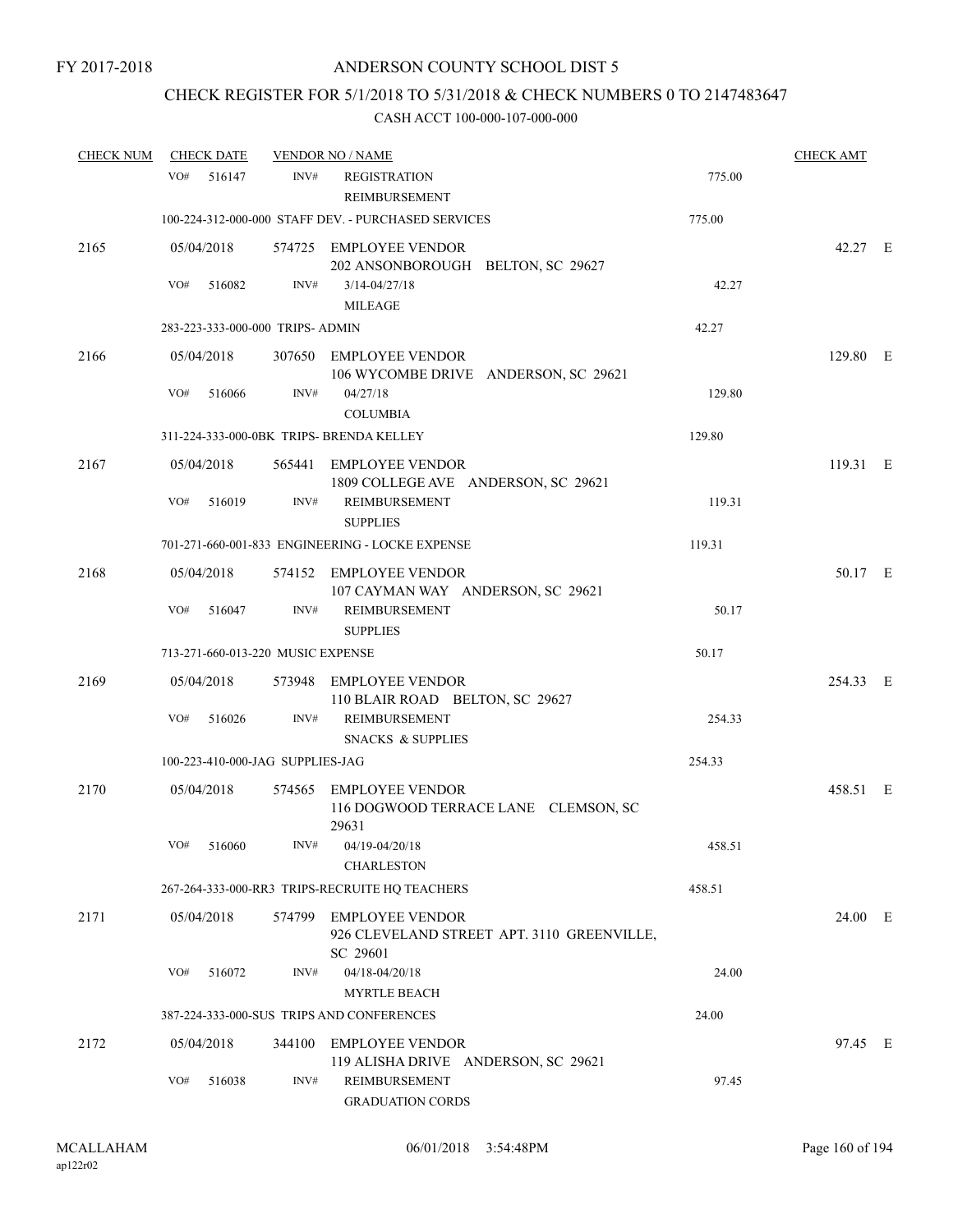FY 2017-2018

ANDERSON COUNTY SCHOOL DIST 5

CHECK REGISTER FOR 5/1/2018 TO 5/31/2018 & CHECK NUMBERS 0 TO 2147483647

CASH ACCT 100-000-107-000-000

| CHECK NUM | CHECK DATE | VENDOR NO / NAME | | CHECK AMT |
|---|---|---|---|---|
| | VO# 516147 | INV# REGISTRATION REIMBURSEMENT | 775.00 | |
| | 100-224-312-000-000 STAFF DEV. - PURCHASED SERVICES | | 775.00 | |
| 2165 | 05/04/2018 | 574725 EMPLOYEE VENDOR 202 ANSONBOROUGH BELTON, SC 29627 | | 42.27 E |
| | VO# 516082 | INV# 3/14-04/27/18 MILEAGE | 42.27 | |
| | 283-223-333-000-000 TRIPS- ADMIN | | 42.27 | |
| 2166 | 05/04/2018 | 307650 EMPLOYEE VENDOR 106 WYCOMBE DRIVE ANDERSON, SC 29621 | | 129.80 E |
| | VO# 516066 | INV# 04/27/18 COLUMBIA | 129.80 | |
| | 311-224-333-000-0BK TRIPS- BRENDA KELLEY | | 129.80 | |
| 2167 | 05/04/2018 | 565441 EMPLOYEE VENDOR 1809 COLLEGE AVE ANDERSON, SC 29621 | | 119.31 E |
| | VO# 516019 | INV# REIMBURSEMENT SUPPLIES | 119.31 | |
| | 701-271-660-001-833 ENGINEERING - LOCKE EXPENSE | | 119.31 | |
| 2168 | 05/04/2018 | 574152 EMPLOYEE VENDOR 107 CAYMAN WAY ANDERSON, SC 29621 | | 50.17 E |
| | VO# 516047 | INV# REIMBURSEMENT SUPPLIES | 50.17 | |
| | 713-271-660-013-220 MUSIC EXPENSE | | 50.17 | |
| 2169 | 05/04/2018 | 573948 EMPLOYEE VENDOR 110 BLAIR ROAD BELTON, SC 29627 | | 254.33 E |
| | VO# 516026 | INV# REIMBURSEMENT SNACKS & SUPPLIES | 254.33 | |
| | 100-223-410-000-JAG SUPPLIES-JAG | | 254.33 | |
| 2170 | 05/04/2018 | 574565 EMPLOYEE VENDOR 116 DOGWOOD TERRACE LANE CLEMSON, SC 29631 | | 458.51 E |
| | VO# 516060 | INV# 04/19-04/20/18 CHARLESTON | 458.51 | |
| | 267-264-333-000-RR3 TRIPS-RECRUITE HQ TEACHERS | | 458.51 | |
| 2171 | 05/04/2018 | 574799 EMPLOYEE VENDOR 926 CLEVELAND STREET APT. 3110 GREENVILLE, SC 29601 | | 24.00 E |
| | VO# 516072 | INV# 04/18-04/20/18 MYRTLE BEACH | 24.00 | |
| | 387-224-333-000-SUS TRIPS AND CONFERENCES | | 24.00 | |
| 2172 | 05/04/2018 | 344100 EMPLOYEE VENDOR 119 ALISHA DRIVE ANDERSON, SC 29621 | | 97.45 E |
| | VO# 516038 | INV# REIMBURSEMENT GRADUATION CORDS | 97.45 | |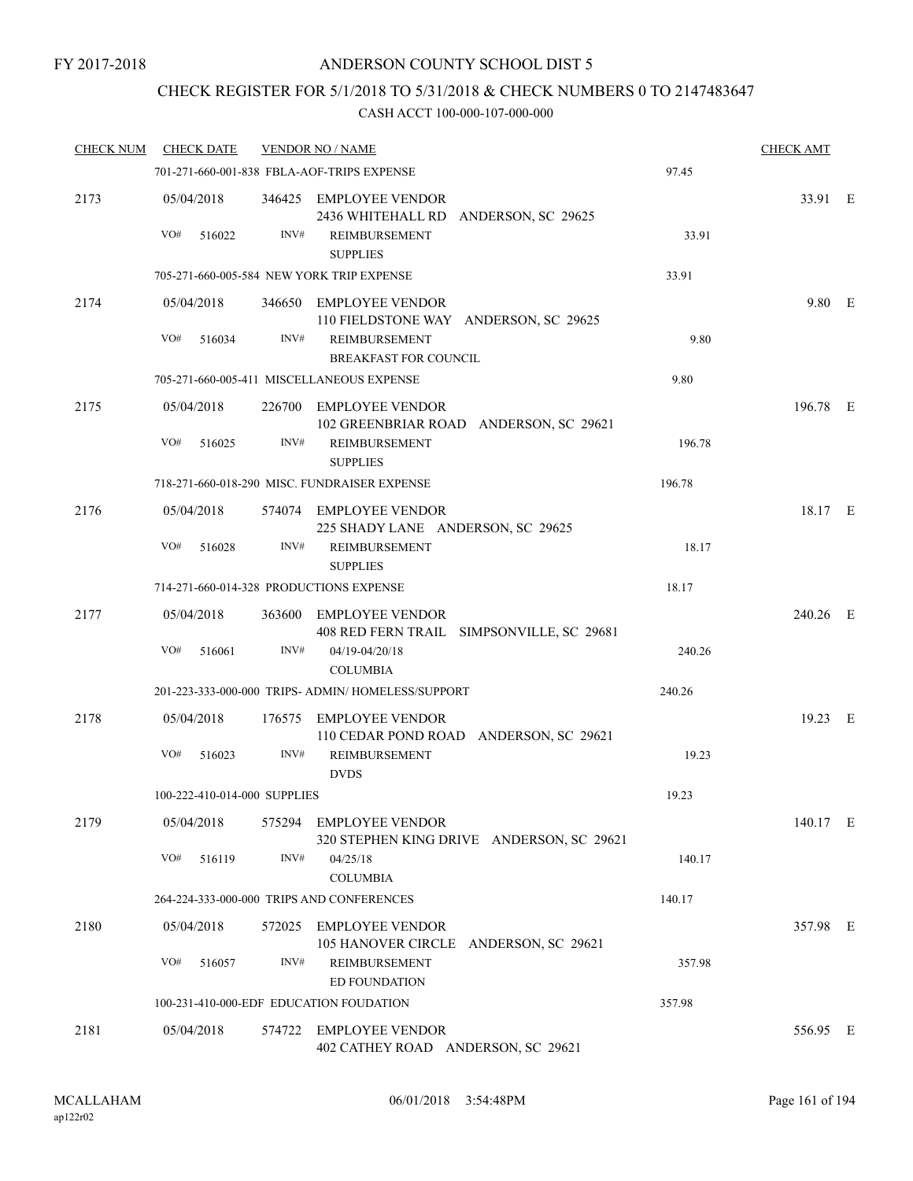FY 2017-2018

# ANDERSON COUNTY SCHOOL DIST 5

## CHECK REGISTER FOR 5/1/2018 TO 5/31/2018 & CHECK NUMBERS 0 TO 2147483647

### CASH ACCT 100-000-107-000-000

| CHECK NUM | CHECK DATE | VENDOR NO / NAME | | CHECK AMT | |
|---|---|---|---|---|---|
| | 701-271-660-001-838 FBLA-AOF-TRIPS EXPENSE | | 97.45 | | |
| 2173 | 05/04/2018 | 346425 EMPLOYEE VENDOR<br>2436 WHITEHALL RD ANDERSON, SC 29625 | | 33.91 | E |
| | VO# 516022 | INV# REIMBURSEMENT<br>SUPPLIES | 33.91 | | |
| | 705-271-660-005-584 NEW YORK TRIP EXPENSE | | 33.91 | | |
| 2174 | 05/04/2018 | 346650 EMPLOYEE VENDOR<br>110 FIELDSTONE WAY ANDERSON, SC 29625 | | 9.80 | E |
| | VO# 516034 | INV# REIMBURSEMENT<br>BREAKFAST FOR COUNCIL | 9.80 | | |
| | 705-271-660-005-411 MISCELLANEOUS EXPENSE | | 9.80 | | |
| 2175 | 05/04/2018 | 226700 EMPLOYEE VENDOR<br>102 GREENBRIAR ROAD ANDERSON, SC 29621 | | 196.78 | E |
| | VO# 516025 | INV# REIMBURSEMENT<br>SUPPLIES | 196.78 | | |
| | 718-271-660-018-290 MISC. FUNDRAISER EXPENSE | | 196.78 | | |
| 2176 | 05/04/2018 | 574074 EMPLOYEE VENDOR<br>225 SHADY LANE ANDERSON, SC 29625 | | 18.17 | E |
| | VO# 516028 | INV# REIMBURSEMENT<br>SUPPLIES | 18.17 | | |
| | 714-271-660-014-328 PRODUCTIONS EXPENSE | | 18.17 | | |
| 2177 | 05/04/2018 | 363600 EMPLOYEE VENDOR<br>408 RED FERN TRAIL SIMPSONVILLE, SC 29681 | | 240.26 | E |
| | VO# 516061 | INV# 04/19-04/20/18<br>COLUMBIA | 240.26 | | |
| | 201-223-333-000-000 TRIPS- ADMIN/ HOMELESS/SUPPORT | | 240.26 | | |
| 2178 | 05/04/2018 | 176575 EMPLOYEE VENDOR<br>110 CEDAR POND ROAD ANDERSON, SC 29621 | | 19.23 | E |
| | VO# 516023 | INV# REIMBURSEMENT<br>DVDS | 19.23 | | |
| | 100-222-410-014-000 SUPPLIES | | 19.23 | | |
| 2179 | 05/04/2018 | 575294 EMPLOYEE VENDOR<br>320 STEPHEN KING DRIVE ANDERSON, SC 29621 | | 140.17 | E |
| | VO# 516119 | INV# 04/25/18<br>COLUMBIA | 140.17 | | |
| | 264-224-333-000-000 TRIPS AND CONFERENCES | | 140.17 | | |
| 2180 | 05/04/2018 | 572025 EMPLOYEE VENDOR<br>105 HANOVER CIRCLE ANDERSON, SC 29621 | | 357.98 | E |
| | VO# 516057 | INV# REIMBURSEMENT<br>ED FOUNDATION | 357.98 | | |
| | 100-231-410-000-EDF EDUCATION FOUDATION | | 357.98 | | |
| 2181 | 05/04/2018 | 574722 EMPLOYEE VENDOR<br>402 CATHEY ROAD ANDERSON, SC 29621 | | 556.95 | E |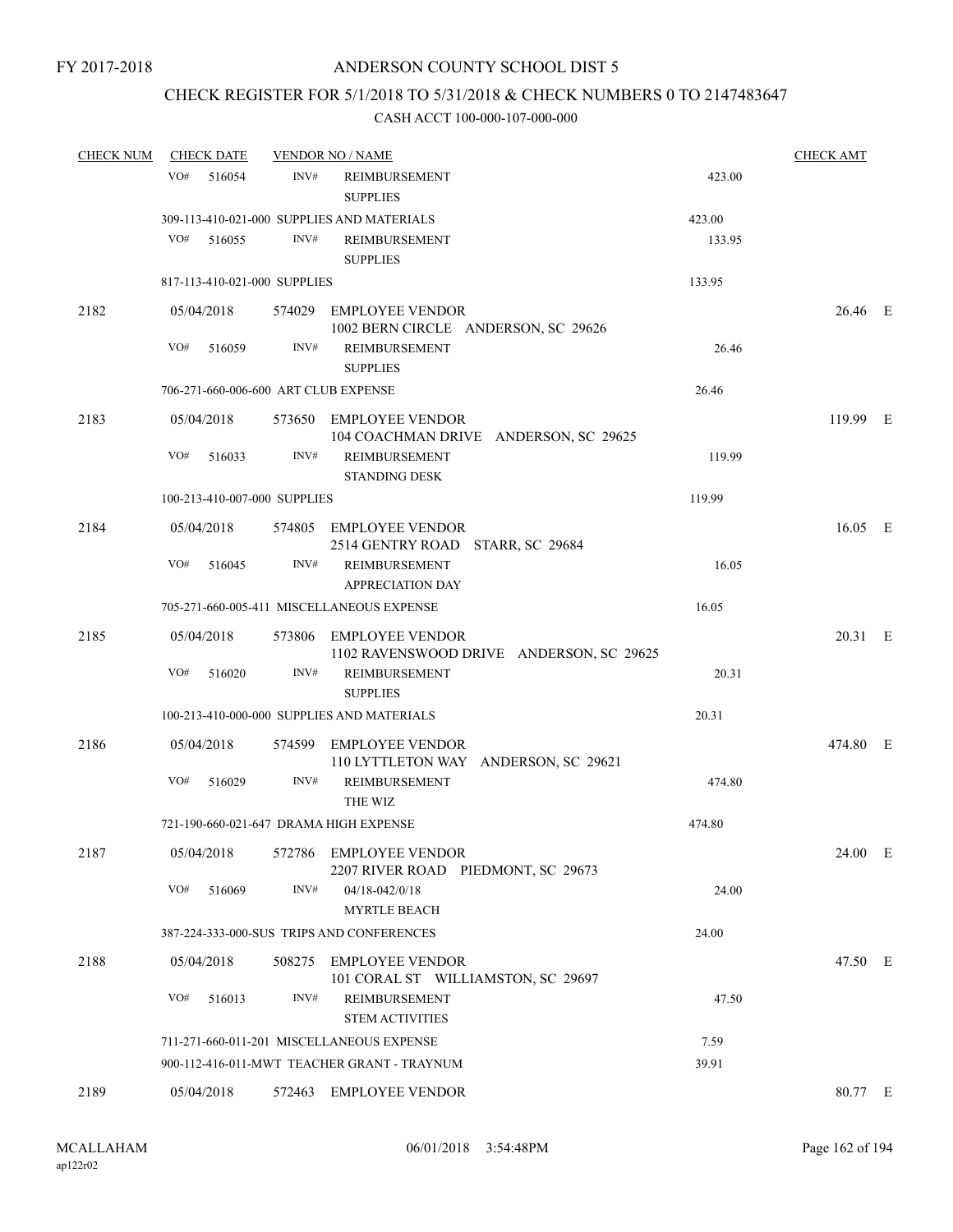FY 2017-2018

# ANDERSON COUNTY SCHOOL DIST 5

## CHECK REGISTER FOR 5/1/2018 TO 5/31/2018 & CHECK NUMBERS 0 TO 2147483647

### CASH ACCT 100-000-107-000-000

| CHECK NUM | CHECK DATE | VENDOR NO / NAME | | CHECK AMT | |
|---|---|---|---|---|---|
| | VO# 516054 | INV# REIMBURSEMENT SUPPLIES | 423.00 | | |
| | 309-113-410-021-000 SUPPLIES AND MATERIALS | | 423.00 | | |
| | VO# 516055 | INV# REIMBURSEMENT SUPPLIES | 133.95 | | |
| | 817-113-410-021-000 SUPPLIES | | 133.95 | | |
| 2182 | 05/04/2018 | 574029 EMPLOYEE VENDOR 1002 BERN CIRCLE ANDERSON, SC 29626 | | 26.46 | E |
| | VO# 516059 | INV# REIMBURSEMENT SUPPLIES | 26.46 | | |
| | 706-271-660-006-600 ART CLUB EXPENSE | | 26.46 | | |
| 2183 | 05/04/2018 | 573650 EMPLOYEE VENDOR 104 COACHMAN DRIVE ANDERSON, SC 29625 | | 119.99 | E |
| | VO# 516033 | INV# REIMBURSEMENT STANDING DESK | 119.99 | | |
| | 100-213-410-007-000 SUPPLIES | | 119.99 | | |
| 2184 | 05/04/2018 | 574805 EMPLOYEE VENDOR 2514 GENTRY ROAD STARR, SC 29684 | | 16.05 | E |
| | VO# 516045 | INV# REIMBURSEMENT APPRECIATION DAY | 16.05 | | |
| | 705-271-660-005-411 MISCELLANEOUS EXPENSE | | 16.05 | | |
| 2185 | 05/04/2018 | 573806 EMPLOYEE VENDOR 1102 RAVENSWOOD DRIVE ANDERSON, SC 29625 | | 20.31 | E |
| | VO# 516020 | INV# REIMBURSEMENT SUPPLIES | 20.31 | | |
| | 100-213-410-000-000 SUPPLIES AND MATERIALS | | 20.31 | | |
| 2186 | 05/04/2018 | 574599 EMPLOYEE VENDOR 110 LYTTLETON WAY ANDERSON, SC 29621 | | 474.80 | E |
| | VO# 516029 | INV# REIMBURSEMENT THE WIZ | 474.80 | | |
| | 721-190-660-021-647 DRAMA HIGH EXPENSE | | 474.80 | | |
| 2187 | 05/04/2018 | 572786 EMPLOYEE VENDOR 2207 RIVER ROAD PIEDMONT, SC 29673 | | 24.00 | E |
| | VO# 516069 | INV# 04/18-042/0/18 MYRTLE BEACH | 24.00 | | |
| | 387-224-333-000-SUS TRIPS AND CONFERENCES | | 24.00 | | |
| 2188 | 05/04/2018 | 508275 EMPLOYEE VENDOR 101 CORAL ST WILLIAMSTON, SC 29697 | | 47.50 | E |
| | VO# 516013 | INV# REIMBURSEMENT STEM ACTIVITIES | 47.50 | | |
| | 711-271-660-011-201 MISCELLANEOUS EXPENSE | | 7.59 | | |
| | 900-112-416-011-MWT TEACHER GRANT - TRAYNUM | | 39.91 | | |
| 2189 | 05/04/2018 | 572463 EMPLOYEE VENDOR | | 80.77 | E |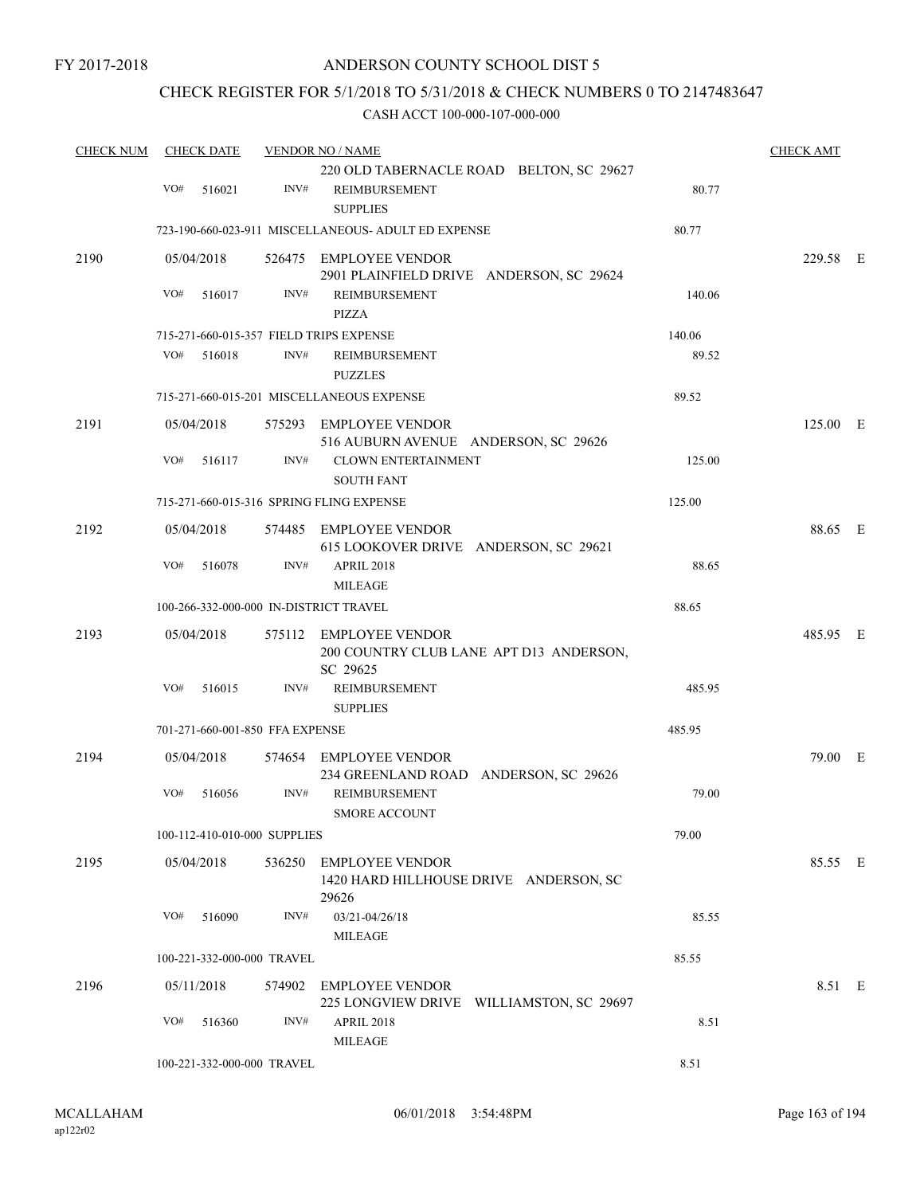FY 2017-2018

# ANDERSON COUNTY SCHOOL DIST 5

## CHECK REGISTER FOR 5/1/2018 TO 5/31/2018 & CHECK NUMBERS 0 TO 2147483647

### CASH ACCT 100-000-107-000-000

| CHECK NUM | CHECK DATE | VENDOR NO / NAME | | CHECK AMT |
|---|---|---|---|---|
| | | 220 OLD TABERNACLE ROAD BELTON, SC 29627 | | |
| | VO# 516021 | INV# REIMBURSEMENT SUPPLIES | 80.77 | |
| | | 723-190-660-023-911 MISCELLANEOUS- ADULT ED EXPENSE | 80.77 | |
| 2190 | 05/04/2018 | 526475 EMPLOYEE VENDOR 2901 PLAINFIELD DRIVE ANDERSON, SC 29624 | | 229.58 E |
| | VO# 516017 | INV# REIMBURSEMENT PIZZA | 140.06 | |
| | | 715-271-660-015-357 FIELD TRIPS EXPENSE | 140.06 | |
| | VO# 516018 | INV# REIMBURSEMENT PUZZLES | 89.52 | |
| | | 715-271-660-015-201 MISCELLANEOUS EXPENSE | 89.52 | |
| 2191 | 05/04/2018 | 575293 EMPLOYEE VENDOR 516 AUBURN AVENUE ANDERSON, SC 29626 | | 125.00 E |
| | VO# 516117 | INV# CLOWN ENTERTAINMENT SOUTH FANT | 125.00 | |
| | | 715-271-660-015-316 SPRING FLING EXPENSE | 125.00 | |
| 2192 | 05/04/2018 | 574485 EMPLOYEE VENDOR 615 LOOKOVER DRIVE ANDERSON, SC 29621 | | 88.65 E |
| | VO# 516078 | INV# APRIL 2018 MILEAGE | 88.65 | |
| | | 100-266-332-000-000 IN-DISTRICT TRAVEL | 88.65 | |
| 2193 | 05/04/2018 | 575112 EMPLOYEE VENDOR 200 COUNTRY CLUB LANE APT D13 ANDERSON, SC 29625 | | 485.95 E |
| | VO# 516015 | INV# REIMBURSEMENT SUPPLIES | 485.95 | |
| | | 701-271-660-001-850 FFA EXPENSE | 485.95 | |
| 2194 | 05/04/2018 | 574654 EMPLOYEE VENDOR 234 GREENLAND ROAD ANDERSON, SC 29626 | | 79.00 E |
| | VO# 516056 | INV# REIMBURSEMENT SMORE ACCOUNT | 79.00 | |
| | | 100-112-410-010-000 SUPPLIES | 79.00 | |
| 2195 | 05/04/2018 | 536250 EMPLOYEE VENDOR 1420 HARD HILLHOUSE DRIVE ANDERSON, SC 29626 | | 85.55 E |
| | VO# 516090 | INV# 03/21-04/26/18 MILEAGE | 85.55 | |
| | | 100-221-332-000-000 TRAVEL | 85.55 | |
| 2196 | 05/11/2018 | 574902 EMPLOYEE VENDOR 225 LONGVIEW DRIVE WILLIAMSTON, SC 29697 | | 8.51 E |
| | VO# 516360 | INV# APRIL 2018 MILEAGE | 8.51 | |
| | | 100-221-332-000-000 TRAVEL | 8.51 | |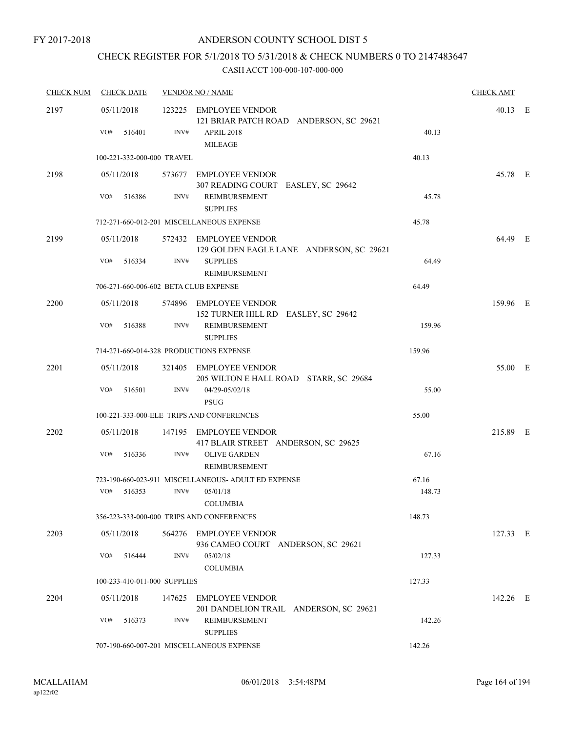FY 2017-2018

# ANDERSON COUNTY SCHOOL DIST 5

## CHECK REGISTER FOR 5/1/2018 TO 5/31/2018 & CHECK NUMBERS 0 TO 2147483647

CASH ACCT 100-000-107-000-000

| CHECK NUM | CHECK DATE | VENDOR NO / NAME | | CHECK AMT |
|---|---|---|---|---|
| 2197 | 05/11/2018 | 123225 EMPLOYEE VENDOR<br>121 BRIAR PATCH ROAD ANDERSON, SC 29621 | | 40.13 E |
| | VO# 516401 | INV# APRIL 2018<br>MILEAGE | 40.13 | |
| | 100-221-332-000-000 TRAVEL | | 40.13 | |
| 2198 | 05/11/2018 | 573677 EMPLOYEE VENDOR<br>307 READING COURT EASLEY, SC 29642 | | 45.78 E |
| | VO# 516386 | INV# REIMBURSEMENT<br>SUPPLIES | 45.78 | |
| | 712-271-660-012-201 MISCELLANEOUS EXPENSE | | 45.78 | |
| 2199 | 05/11/2018 | 572432 EMPLOYEE VENDOR<br>129 GOLDEN EAGLE LANE ANDERSON, SC 29621 | | 64.49 E |
| | VO# 516334 | INV# SUPPLIES<br>REIMBURSEMENT | 64.49 | |
| | 706-271-660-006-602 BETA CLUB EXPENSE | | 64.49 | |
| 2200 | 05/11/2018 | 574896 EMPLOYEE VENDOR<br>152 TURNER HILL RD EASLEY, SC 29642 | | 159.96 E |
| | VO# 516388 | INV# REIMBURSEMENT<br>SUPPLIES | 159.96 | |
| | 714-271-660-014-328 PRODUCTIONS EXPENSE | | 159.96 | |
| 2201 | 05/11/2018 | 321405 EMPLOYEE VENDOR<br>205 WILTON E HALL ROAD STARR, SC 29684 | | 55.00 E |
| | VO# 516501 | INV# 04/29-05/02/18<br>PSUG | 55.00 | |
| | 100-221-333-000-ELE TRIPS AND CONFERENCES | | 55.00 | |
| 2202 | 05/11/2018 | 147195 EMPLOYEE VENDOR<br>417 BLAIR STREET ANDERSON, SC 29625 | | 215.89 E |
| | VO# 516336 | INV# OLIVE GARDEN<br>REIMBURSEMENT | 67.16 | |
| | 723-190-660-023-911 MISCELLANEOUS- ADULT ED EXPENSE | | 67.16 | |
| | VO# 516353 | INV# 05/01/18<br>COLUMBIA | 148.73 | |
| | 356-223-333-000-000 TRIPS AND CONFERENCES | | 148.73 | |
| 2203 | 05/11/2018 | 564276 EMPLOYEE VENDOR<br>936 CAMEO COURT ANDERSON, SC 29621 | | 127.33 E |
| | VO# 516444 | INV# 05/02/18<br>COLUMBIA | 127.33 | |
| | 100-233-410-011-000 SUPPLIES | | 127.33 | |
| 2204 | 05/11/2018 | 147625 EMPLOYEE VENDOR<br>201 DANDELION TRAIL ANDERSON, SC 29621 | | 142.26 E |
| | VO# 516373 | INV# REIMBURSEMENT<br>SUPPLIES | 142.26 | |
| | 707-190-660-007-201 MISCELLANEOUS EXPENSE | | 142.26 | |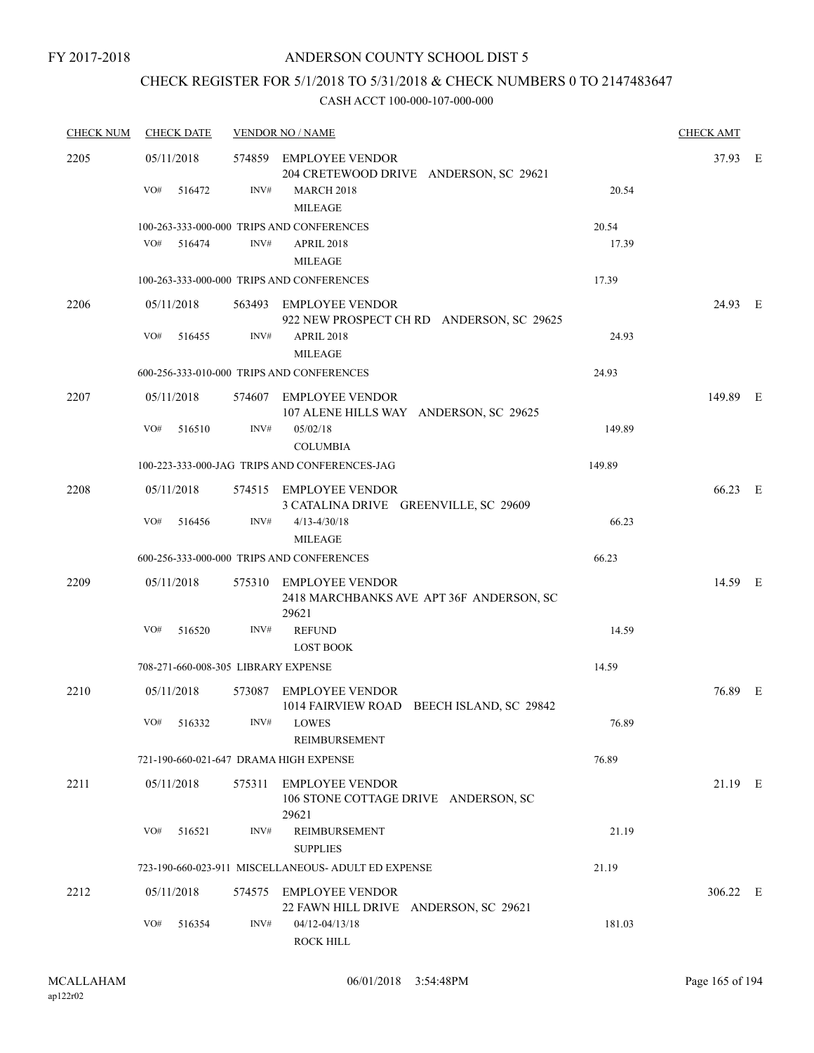FY 2017-2018

ANDERSON COUNTY SCHOOL DIST 5

CHECK REGISTER FOR 5/1/2018 TO 5/31/2018 & CHECK NUMBERS 0 TO 2147483647

CASH ACCT 100-000-107-000-000

| CHECK NUM | CHECK DATE | VENDOR NO / NAME | | CHECK AMT | |
|---|---|---|---|---|---|
| 2205 | 05/11/2018 | 574859 EMPLOYEE VENDOR<br>204 CRETEWOOD DRIVE ANDERSON, SC 29621 | | 37.93 | E |
| | VO# 516472 | INV# MARCH 2018<br>MILEAGE | 20.54 | | |
| | 100-263-333-000-000 TRIPS AND CONFERENCES | | 20.54 | | |
| | VO# 516474 | INV# APRIL 2018<br>MILEAGE | 17.39 | | |
| | 100-263-333-000-000 TRIPS AND CONFERENCES | | 17.39 | | |
| 2206 | 05/11/2018 | 563493 EMPLOYEE VENDOR<br>922 NEW PROSPECT CH RD ANDERSON, SC 29625 | | 24.93 | E |
| | VO# 516455 | INV# APRIL 2018<br>MILEAGE | 24.93 | | |
| | 600-256-333-010-000 TRIPS AND CONFERENCES | | 24.93 | | |
| 2207 | 05/11/2018 | 574607 EMPLOYEE VENDOR<br>107 ALENE HILLS WAY ANDERSON, SC 29625 | | 149.89 | E |
| | VO# 516510 | INV# 05/02/18<br>COLUMBIA | 149.89 | | |
| | 100-223-333-000-JAG TRIPS AND CONFERENCES-JAG | | 149.89 | | |
| 2208 | 05/11/2018 | 574515 EMPLOYEE VENDOR<br>3 CATALINA DRIVE GREENVILLE, SC 29609 | | 66.23 | E |
| | VO# 516456 | INV# 4/13-4/30/18<br>MILEAGE | 66.23 | | |
| | 600-256-333-000-000 TRIPS AND CONFERENCES | | 66.23 | | |
| 2209 | 05/11/2018 | 575310 EMPLOYEE VENDOR<br>2418 MARCHBANKS AVE APT 36F ANDERSON, SC 29621 | | 14.59 | E |
| | VO# 516520 | INV# REFUND<br>LOST BOOK | 14.59 | | |
| | 708-271-660-008-305 LIBRARY EXPENSE | | 14.59 | | |
| 2210 | 05/11/2018 | 573087 EMPLOYEE VENDOR<br>1014 FAIRVIEW ROAD BEECH ISLAND, SC 29842 | | 76.89 | E |
| | VO# 516332 | INV# LOWES<br>REIMBURSEMENT | 76.89 | | |
| | 721-190-660-021-647 DRAMA HIGH EXPENSE | | 76.89 | | |
| 2211 | 05/11/2018 | 575311 EMPLOYEE VENDOR<br>106 STONE COTTAGE DRIVE ANDERSON, SC 29621 | | 21.19 | E |
| | VO# 516521 | INV# REIMBURSEMENT<br>SUPPLIES | 21.19 | | |
| | 723-190-660-023-911 MISCELLANEOUS- ADULT ED EXPENSE | | 21.19 | | |
| 2212 | 05/11/2018 | 574575 EMPLOYEE VENDOR<br>22 FAWN HILL DRIVE ANDERSON, SC 29621 | | 306.22 | E |
| | VO# 516354 | INV# 04/12-04/13/18<br>ROCK HILL | 181.03 | | |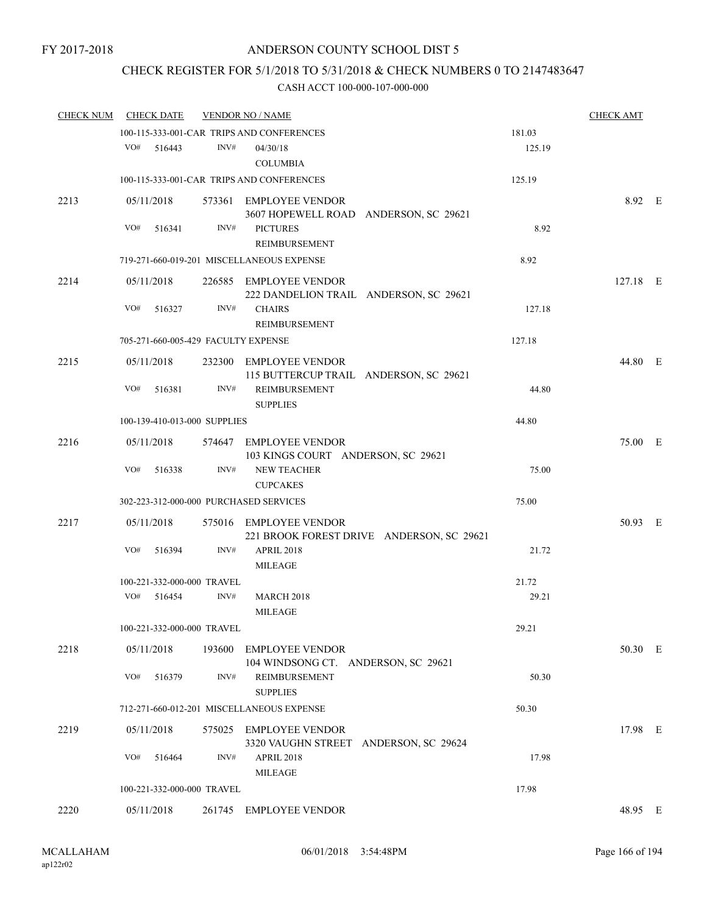FY 2017-2018

# ANDERSON COUNTY SCHOOL DIST 5

## CHECK REGISTER FOR 5/1/2018 TO 5/31/2018 & CHECK NUMBERS 0 TO 2147483647

CASH ACCT 100-000-107-000-000

| CHECK NUM | CHECK DATE | VENDOR NO / NAME | | CHECK AMT |
|---|---|---|---|---|
| | 100-115-333-001-CAR TRIPS AND CONFERENCES | | 181.03 | |
| | VO# 516443 INV# | 04/30/18 COLUMBIA | 125.19 | |
| | 100-115-333-001-CAR TRIPS AND CONFERENCES | | 125.19 | |
| 2213 | 05/11/2018 | 573361 EMPLOYEE VENDOR 3607 HOPEWELL ROAD ANDERSON, SC 29621 | | 8.92 E |
| | VO# 516341 INV# | PICTURES REIMBURSEMENT | 8.92 | |
| | 719-271-660-019-201 MISCELLANEOUS EXPENSE | | 8.92 | |
| 2214 | 05/11/2018 | 226585 EMPLOYEE VENDOR 222 DANDELION TRAIL ANDERSON, SC 29621 | | 127.18 E |
| | VO# 516327 INV# | CHAIRS REIMBURSEMENT | 127.18 | |
| | 705-271-660-005-429 FACULTY EXPENSE | | 127.18 | |
| 2215 | 05/11/2018 | 232300 EMPLOYEE VENDOR 115 BUTTERCUP TRAIL ANDERSON, SC 29621 | | 44.80 E |
| | VO# 516381 INV# | REIMBURSEMENT SUPPLIES | 44.80 | |
| | 100-139-410-013-000 SUPPLIES | | 44.80 | |
| 2216 | 05/11/2018 | 574647 EMPLOYEE VENDOR 103 KINGS COURT ANDERSON, SC 29621 | | 75.00 E |
| | VO# 516338 INV# | NEW TEACHER CUPCAKES | 75.00 | |
| | 302-223-312-000-000 PURCHASED SERVICES | | 75.00 | |
| 2217 | 05/11/2018 | 575016 EMPLOYEE VENDOR 221 BROOK FOREST DRIVE ANDERSON, SC 29621 | | 50.93 E |
| | VO# 516394 INV# | APRIL 2018 MILEAGE | 21.72 | |
| | 100-221-332-000-000 TRAVEL | | 21.72 | |
| | VO# 516454 INV# | MARCH 2018 MILEAGE | 29.21 | |
| | 100-221-332-000-000 TRAVEL | | 29.21 | |
| 2218 | 05/11/2018 | 193600 EMPLOYEE VENDOR 104 WINDSONG CT. ANDERSON, SC 29621 | | 50.30 E |
| | VO# 516379 INV# | REIMBURSEMENT SUPPLIES | 50.30 | |
| | 712-271-660-012-201 MISCELLANEOUS EXPENSE | | 50.30 | |
| 2219 | 05/11/2018 | 575025 EMPLOYEE VENDOR 3320 VAUGHN STREET ANDERSON, SC 29624 | | 17.98 E |
| | VO# 516464 INV# | APRIL 2018 MILEAGE | 17.98 | |
| | 100-221-332-000-000 TRAVEL | | 17.98 | |
| 2220 | 05/11/2018 | 261745 EMPLOYEE VENDOR | | 48.95 E |

MCALLAHAM ap122r02 06/01/2018 3:54:48PM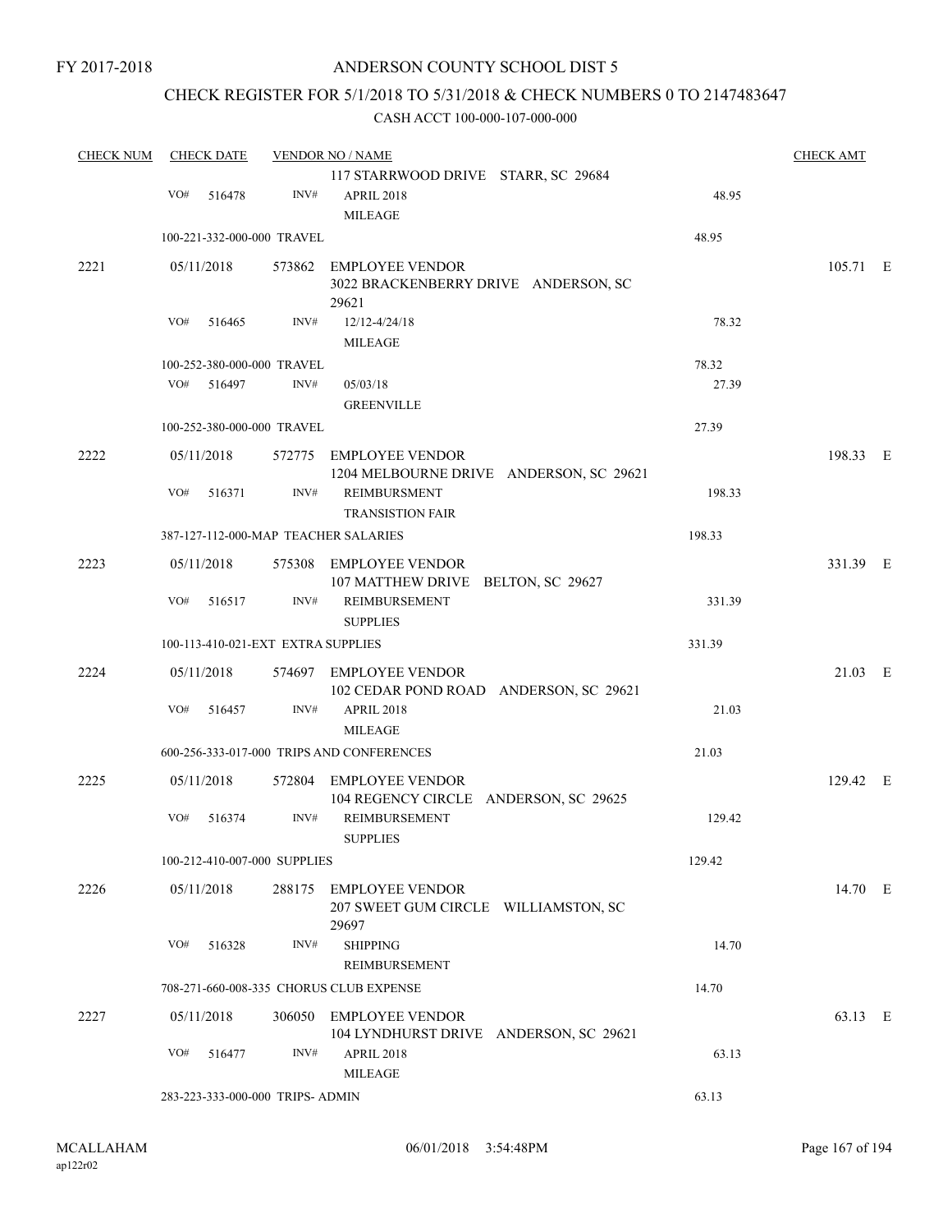FY 2017-2018

# ANDERSON COUNTY SCHOOL DIST 5

## CHECK REGISTER FOR 5/1/2018 TO 5/31/2018 & CHECK NUMBERS 0 TO 2147483647

CASH ACCT 100-000-107-000-000

| CHECK NUM | CHECK DATE | VENDOR NO / NAME | | CHECK AMT |
|---|---|---|---|---|
| | | 117 STARRWOOD DRIVE STARR, SC 29684 | | |
| | VO# 516478 | INV# APRIL 2018 MILEAGE | 48.95 | |
| | 100-221-332-000-000 TRAVEL | | 48.95 | |
| 2221 | 05/11/2018 | 573862 EMPLOYEE VENDOR 3022 BRACKENBERRY DRIVE ANDERSON, SC 29621 | | 105.71 E |
| | VO# 516465 | INV# 12/12-4/24/18 MILEAGE | 78.32 | |
| | 100-252-380-000-000 TRAVEL | | 78.32 | |
| | VO# 516497 | INV# 05/03/18 GREENVILLE | 27.39 | |
| | 100-252-380-000-000 TRAVEL | | 27.39 | |
| 2222 | 05/11/2018 | 572775 EMPLOYEE VENDOR 1204 MELBOURNE DRIVE ANDERSON, SC 29621 | | 198.33 E |
| | VO# 516371 | INV# REIMBURSMENT TRANSISTION FAIR | 198.33 | |
| | 387-127-112-000-MAP TEACHER SALARIES | | 198.33 | |
| 2223 | 05/11/2018 | 575308 EMPLOYEE VENDOR 107 MATTHEW DRIVE BELTON, SC 29627 | | 331.39 E |
| | VO# 516517 | INV# REIMBURSEMENT SUPPLIES | 331.39 | |
| | 100-113-410-021-EXT EXTRA SUPPLIES | | 331.39 | |
| 2224 | 05/11/2018 | 574697 EMPLOYEE VENDOR 102 CEDAR POND ROAD ANDERSON, SC 29621 | | 21.03 E |
| | VO# 516457 | INV# APRIL 2018 MILEAGE | 21.03 | |
| | 600-256-333-017-000 TRIPS AND CONFERENCES | | 21.03 | |
| 2225 | 05/11/2018 | 572804 EMPLOYEE VENDOR 104 REGENCY CIRCLE ANDERSON, SC 29625 | | 129.42 E |
| | VO# 516374 | INV# REIMBURSEMENT SUPPLIES | 129.42 | |
| | 100-212-410-007-000 SUPPLIES | | 129.42 | |
| 2226 | 05/11/2018 | 288175 EMPLOYEE VENDOR 207 SWEET GUM CIRCLE WILLIAMSTON, SC 29697 | | 14.70 E |
| | VO# 516328 | INV# SHIPPING REIMBURSEMENT | 14.70 | |
| | 708-271-660-008-335 CHORUS CLUB EXPENSE | | 14.70 | |
| 2227 | 05/11/2018 | 306050 EMPLOYEE VENDOR 104 LYNDHURST DRIVE ANDERSON, SC 29621 | | 63.13 E |
| | VO# 516477 | INV# APRIL 2018 MILEAGE | 63.13 | |
| | 283-223-333-000-000 TRIPS- ADMIN | | 63.13 | |

MCALLAHAM ap122r02 06/01/2018 3:54:48PM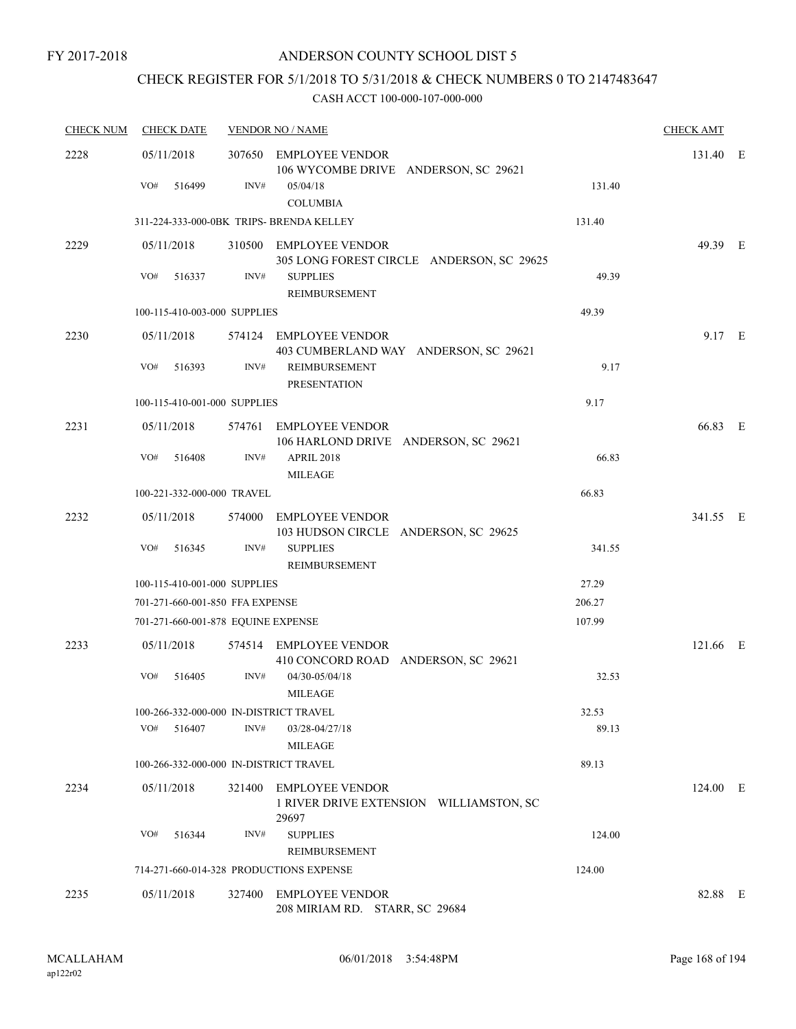FY 2017-2018

# ANDERSON COUNTY SCHOOL DIST 5

## CHECK REGISTER FOR 5/1/2018 TO 5/31/2018 & CHECK NUMBERS 0 TO 2147483647

### CASH ACCT 100-000-107-000-000

| CHECK NUM | CHECK DATE | VENDOR NO / NAME | | CHECK AMT | |
|---|---|---|---|---|---|
| 2228 | 05/11/2018 | 307650 EMPLOYEE VENDOR<br>106 WYCOMBE DRIVE ANDERSON, SC 29621 | | 131.40 | E |
| | VO# 516499 | INV# 05/04/18<br>COLUMBIA | 131.40 | | |
| | 311-224-333-000-0BK TRIPS- BRENDA KELLEY | | 131.40 | | |
| 2229 | 05/11/2018 | 310500 EMPLOYEE VENDOR<br>305 LONG FOREST CIRCLE ANDERSON, SC 29625 | | 49.39 | E |
| | VO# 516337 | INV# SUPPLIES<br>REIMBURSEMENT | 49.39 | | |
| | 100-115-410-003-000 SUPPLIES | | 49.39 | | |
| 2230 | 05/11/2018 | 574124 EMPLOYEE VENDOR<br>403 CUMBERLAND WAY ANDERSON, SC 29621 | | 9.17 | E |
| | VO# 516393 | INV# REIMBURSEMENT<br>PRESENTATION | 9.17 | | |
| | 100-115-410-001-000 SUPPLIES | | 9.17 | | |
| 2231 | 05/11/2018 | 574761 EMPLOYEE VENDOR<br>106 HARLOND DRIVE ANDERSON, SC 29621 | | 66.83 | E |
| | VO# 516408 | INV# APRIL 2018<br>MILEAGE | 66.83 | | |
| | 100-221-332-000-000 TRAVEL | | 66.83 | | |
| 2232 | 05/11/2018 | 574000 EMPLOYEE VENDOR<br>103 HUDSON CIRCLE ANDERSON, SC 29625 | | 341.55 | E |
| | VO# 516345 | INV# SUPPLIES<br>REIMBURSEMENT | 341.55 | | |
| | 100-115-410-001-000 SUPPLIES | | 27.29 | | |
| | 701-271-660-001-850 FFA EXPENSE | | 206.27 | | |
| | 701-271-660-001-878 EQUINE EXPENSE | | 107.99 | | |
| 2233 | 05/11/2018 | 574514 EMPLOYEE VENDOR<br>410 CONCORD ROAD ANDERSON, SC 29621 | | 121.66 | E |
| | VO# 516405 | INV# 04/30-05/04/18<br>MILEAGE | 32.53 | | |
| | 100-266-332-000-000 IN-DISTRICT TRAVEL | | 32.53 | | |
| | VO# 516407 | INV# 03/28-04/27/18<br>MILEAGE | 89.13 | | |
| | 100-266-332-000-000 IN-DISTRICT TRAVEL | | 89.13 | | |
| 2234 | 05/11/2018 | 321400 EMPLOYEE VENDOR<br>1 RIVER DRIVE EXTENSION WILLIAMSTON, SC 29697 | | 124.00 | E |
| | VO# 516344 | INV# SUPPLIES<br>REIMBURSEMENT | 124.00 | | |
| | 714-271-660-014-328 PRODUCTIONS EXPENSE | | 124.00 | | |
| 2235 | 05/11/2018 | 327400 EMPLOYEE VENDOR<br>208 MIRIAM RD. STARR, SC 29684 | | 82.88 | E |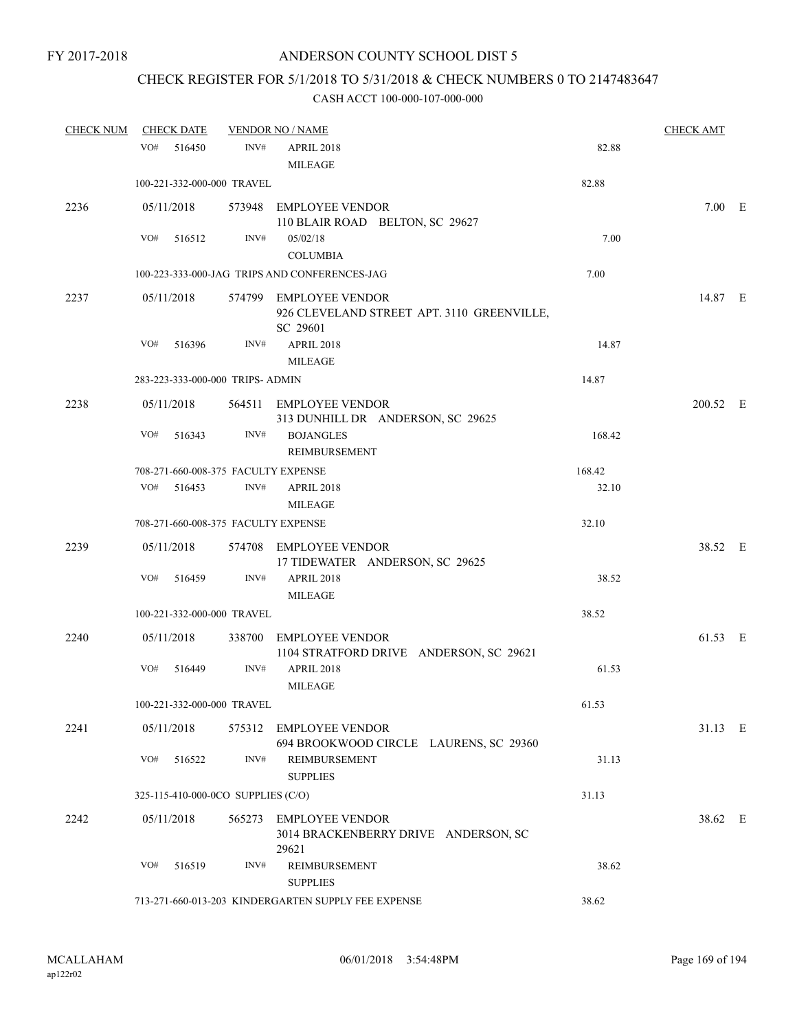FY 2017-2018

# ANDERSON COUNTY SCHOOL DIST 5

## CHECK REGISTER FOR 5/1/2018 TO 5/31/2018 & CHECK NUMBERS 0 TO 2147483647

### CASH ACCT 100-000-107-000-000

| CHECK NUM | CHECK DATE | VENDOR NO / NAME | | CHECK AMT | |
|---|---|---|---|---|---|
| | VO# 516450 | INV# APRIL 2018 MILEAGE | 82.88 | | |
| | 100-221-332-000-000 TRAVEL | | 82.88 | | |
| 2236 | 05/11/2018 | 573948 EMPLOYEE VENDOR 110 BLAIR ROAD BELTON, SC 29627 | | 7.00 | E |
| | VO# 516512 | INV# 05/02/18 COLUMBIA | 7.00 | | |
| | 100-223-333-000-JAG TRIPS AND CONFERENCES-JAG | | 7.00 | | |
| 2237 | 05/11/2018 | 574799 EMPLOYEE VENDOR 926 CLEVELAND STREET APT. 3110 GREENVILLE, SC 29601 | | 14.87 | E |
| | VO# 516396 | INV# APRIL 2018 MILEAGE | 14.87 | | |
| | 283-223-333-000-000 TRIPS- ADMIN | | 14.87 | | |
| 2238 | 05/11/2018 | 564511 EMPLOYEE VENDOR 313 DUNHILL DR ANDERSON, SC 29625 | | 200.52 | E |
| | VO# 516343 | INV# BOJANGLES REIMBURSEMENT | 168.42 | | |
| | 708-271-660-008-375 FACULTY EXPENSE | | 168.42 | | |
| | VO# 516453 | INV# APRIL 2018 MILEAGE | 32.10 | | |
| | 708-271-660-008-375 FACULTY EXPENSE | | 32.10 | | |
| 2239 | 05/11/2018 | 574708 EMPLOYEE VENDOR 17 TIDEWATER ANDERSON, SC 29625 | | 38.52 | E |
| | VO# 516459 | INV# APRIL 2018 MILEAGE | 38.52 | | |
| | 100-221-332-000-000 TRAVEL | | 38.52 | | |
| 2240 | 05/11/2018 | 338700 EMPLOYEE VENDOR 1104 STRATFORD DRIVE ANDERSON, SC 29621 | | 61.53 | E |
| | VO# 516449 | INV# APRIL 2018 MILEAGE | 61.53 | | |
| | 100-221-332-000-000 TRAVEL | | 61.53 | | |
| 2241 | 05/11/2018 | 575312 EMPLOYEE VENDOR 694 BROOKWOOD CIRCLE LAURENS, SC 29360 | | 31.13 | E |
| | VO# 516522 | INV# REIMBURSEMENT SUPPLIES | 31.13 | | |
| | 325-115-410-000-0CO SUPPLIES (C/O) | | 31.13 | | |
| 2242 | 05/11/2018 | 565273 EMPLOYEE VENDOR 3014 BRACKENBERRY DRIVE ANDERSON, SC 29621 | | 38.62 | E |
| | VO# 516519 | INV# REIMBURSEMENT SUPPLIES | 38.62 | | |
| | 713-271-660-013-203 KINDERGARTEN SUPPLY FEE EXPENSE | | 38.62 | | |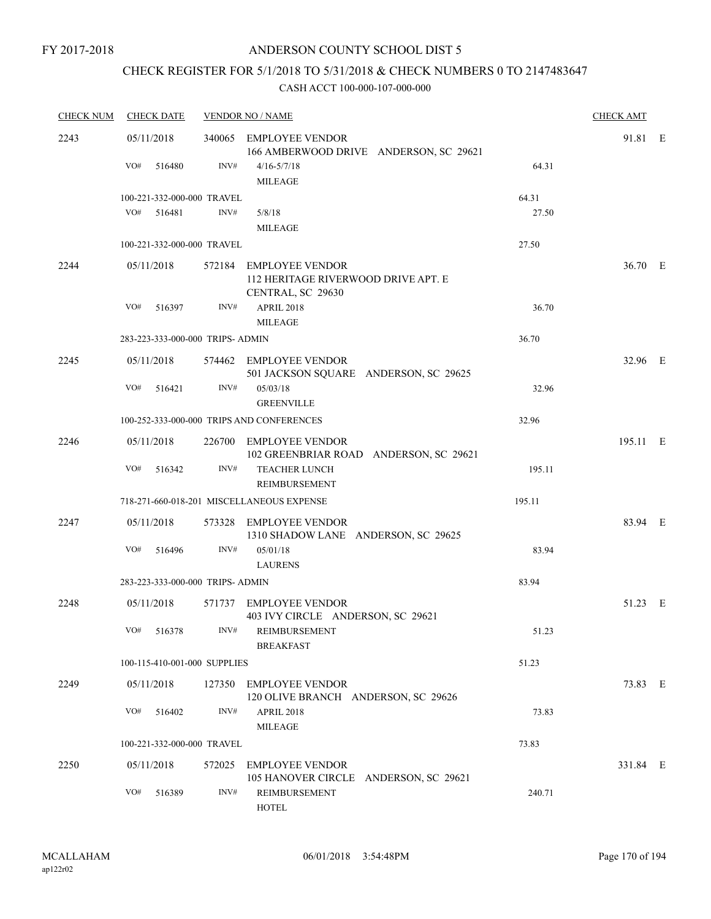FY 2017-2018

# ANDERSON COUNTY SCHOOL DIST 5

## CHECK REGISTER FOR 5/1/2018 TO 5/31/2018 & CHECK NUMBERS 0 TO 2147483647

CASH ACCT 100-000-107-000-000

| CHECK NUM | CHECK DATE | VENDOR NO / NAME | | CHECK AMT | |
|---|---|---|---|---|---|
| 2243 | 05/11/2018 | 340065 EMPLOYEE VENDOR<br>166 AMBERWOOD DRIVE ANDERSON, SC 29621 | | 91.81 | E |
| | VO# 516480 | INV# 4/16-5/7/18<br>MILEAGE | 64.31 | | |
| | 100-221-332-000-000 TRAVEL | | 64.31 | | |
| | VO# 516481 | INV# 5/8/18<br>MILEAGE | 27.50 | | |
| | 100-221-332-000-000 TRAVEL | | 27.50 | | |
| 2244 | 05/11/2018 | 572184 EMPLOYEE VENDOR<br>112 HERITAGE RIVERWOOD DRIVE APT. E<br>CENTRAL, SC 29630 | | 36.70 | E |
| | VO# 516397 | INV# APRIL 2018<br>MILEAGE | 36.70 | | |
| | 283-223-333-000-000 TRIPS- ADMIN | | 36.70 | | |
| 2245 | 05/11/2018 | 574462 EMPLOYEE VENDOR<br>501 JACKSON SQUARE ANDERSON, SC 29625 | | 32.96 | E |
| | VO# 516421 | INV# 05/03/18<br>GREENVILLE | 32.96 | | |
| | 100-252-333-000-000 TRIPS AND CONFERENCES | | 32.96 | | |
| 2246 | 05/11/2018 | 226700 EMPLOYEE VENDOR<br>102 GREENBRIAR ROAD ANDERSON, SC 29621 | | 195.11 | E |
| | VO# 516342 | INV# TEACHER LUNCH<br>REIMBURSEMENT | 195.11 | | |
| | 718-271-660-018-201 MISCELLANEOUS EXPENSE | | 195.11 | | |
| 2247 | 05/11/2018 | 573328 EMPLOYEE VENDOR<br>1310 SHADOW LANE ANDERSON, SC 29625 | | 83.94 | E |
| | VO# 516496 | INV# 05/01/18<br>LAURENS | 83.94 | | |
| | 283-223-333-000-000 TRIPS- ADMIN | | 83.94 | | |
| 2248 | 05/11/2018 | 571737 EMPLOYEE VENDOR<br>403 IVY CIRCLE ANDERSON, SC 29621 | | 51.23 | E |
| | VO# 516378 | INV# REIMBURSEMENT<br>BREAKFAST | 51.23 | | |
| | 100-115-410-001-000 SUPPLIES | | 51.23 | | |
| 2249 | 05/11/2018 | 127350 EMPLOYEE VENDOR<br>120 OLIVE BRANCH ANDERSON, SC 29626 | | 73.83 | E |
| | VO# 516402 | INV# APRIL 2018<br>MILEAGE | 73.83 | | |
| | 100-221-332-000-000 TRAVEL | | 73.83 | | |
| 2250 | 05/11/2018 | 572025 EMPLOYEE VENDOR<br>105 HANOVER CIRCLE ANDERSON, SC 29621 | | 331.84 | E |
| | VO# 516389 | INV# REIMBURSEMENT<br>HOTEL | 240.71 | | |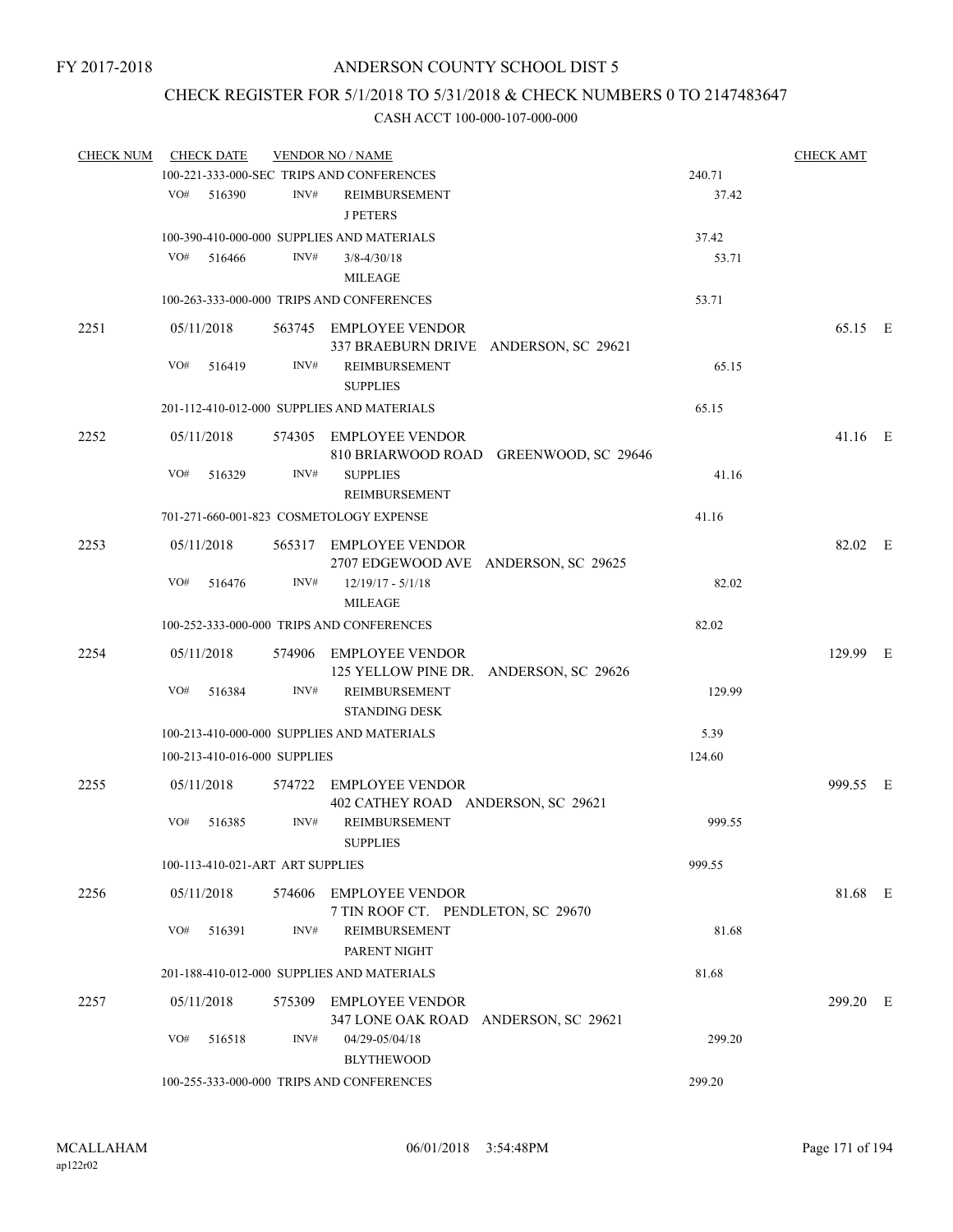FY 2017-2018

# ANDERSON COUNTY SCHOOL DIST 5

## CHECK REGISTER FOR 5/1/2018 TO 5/31/2018 & CHECK NUMBERS 0 TO 2147483647

### CASH ACCT 100-000-107-000-000

| CHECK NUM | CHECK DATE | VENDOR NO / NAME | | CHECK AMT | |
|---|---|---|---|---|---|
| | 100-221-333-000-SEC TRIPS AND CONFERENCES | | 240.71 | | |
| | VO# 516390 INV# | REIMBURSEMENT<br>J PETERS | 37.42 | | |
| | 100-390-410-000-000 SUPPLIES AND MATERIALS | | 37.42 | | |
| | VO# 516466 INV# | 3/8-4/30/18<br>MILEAGE | 53.71 | | |
| | 100-263-333-000-000 TRIPS AND CONFERENCES | | 53.71 | | |
| 2251 | 05/11/2018 | 563745 EMPLOYEE VENDOR<br>337 BRAEBURN DRIVE ANDERSON, SC 29621 | | 65.15 | E |
| | VO# 516419 INV# | REIMBURSEMENT<br>SUPPLIES | 65.15 | | |
| | 201-112-410-012-000 SUPPLIES AND MATERIALS | | 65.15 | | |
| 2252 | 05/11/2018 | 574305 EMPLOYEE VENDOR<br>810 BRIARWOOD ROAD GREENWOOD, SC 29646 | | 41.16 | E |
| | VO# 516329 INV# | SUPPLIES<br>REIMBURSEMENT | 41.16 | | |
| | 701-271-660-001-823 COSMETOLOGY EXPENSE | | 41.16 | | |
| 2253 | 05/11/2018 | 565317 EMPLOYEE VENDOR<br>2707 EDGEWOOD AVE ANDERSON, SC 29625 | | 82.02 | E |
| | VO# 516476 INV# | 12/19/17 - 5/1/18<br>MILEAGE | 82.02 | | |
| | 100-252-333-000-000 TRIPS AND CONFERENCES | | 82.02 | | |
| 2254 | 05/11/2018 | 574906 EMPLOYEE VENDOR<br>125 YELLOW PINE DR. ANDERSON, SC 29626 | | 129.99 | E |
| | VO# 516384 INV# | REIMBURSEMENT<br>STANDING DESK | 129.99 | | |
| | 100-213-410-000-000 SUPPLIES AND MATERIALS | | 5.39 | | |
| | 100-213-410-016-000 SUPPLIES | | 124.60 | | |
| 2255 | 05/11/2018 | 574722 EMPLOYEE VENDOR<br>402 CATHEY ROAD ANDERSON, SC 29621 | | 999.55 | E |
| | VO# 516385 INV# | REIMBURSEMENT<br>SUPPLIES | 999.55 | | |
| | 100-113-410-021-ART ART SUPPLIES | | 999.55 | | |
| 2256 | 05/11/2018 | 574606 EMPLOYEE VENDOR<br>7 TIN ROOF CT. PENDLETON, SC 29670 | | 81.68 | E |
| | VO# 516391 INV# | REIMBURSEMENT<br>PARENT NIGHT | 81.68 | | |
| | 201-188-410-012-000 SUPPLIES AND MATERIALS | | 81.68 | | |
| 2257 | 05/11/2018 | 575309 EMPLOYEE VENDOR<br>347 LONE OAK ROAD ANDERSON, SC 29621 | | 299.20 | E |
| | VO# 516518 INV# | 04/29-05/04/18<br>BLYTHEWOOD | 299.20 | | |
| | 100-255-333-000-000 TRIPS AND CONFERENCES | | 299.20 | | |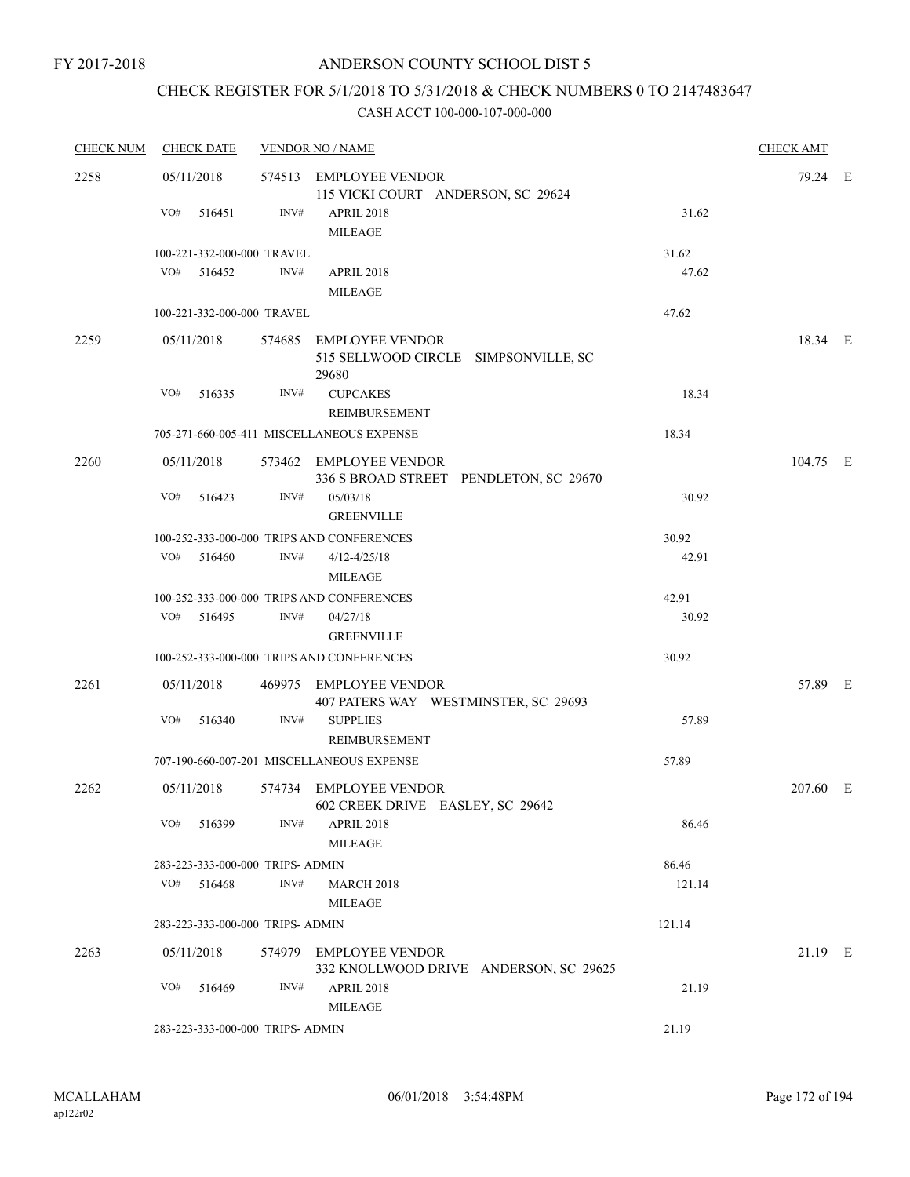FY 2017-2018

# ANDERSON COUNTY SCHOOL DIST 5

## CHECK REGISTER FOR 5/1/2018 TO 5/31/2018 & CHECK NUMBERS 0 TO 2147483647

### CASH ACCT 100-000-107-000-000

| CHECK NUM | CHECK DATE | VENDOR NO / NAME | | CHECK AMT | |
|---|---|---|---|---|---|
| 2258 | 05/11/2018 | 574513 EMPLOYEE VENDOR<br>115 VICKI COURT ANDERSON, SC 29624 | | 79.24 | E |
| | VO# 516451 | INV# APRIL 2018<br>MILEAGE | 31.62 | | |
| | 100-221-332-000-000 TRAVEL | | 31.62 | | |
| | VO# 516452 | INV# APRIL 2018<br>MILEAGE | 47.62 | | |
| | 100-221-332-000-000 TRAVEL | | 47.62 | | |
| 2259 | 05/11/2018 | 574685 EMPLOYEE VENDOR<br>515 SELLWOOD CIRCLE SIMPSONVILLE, SC 29680 | | 18.34 | E |
| | VO# 516335 | INV# CUPCAKES<br>REIMBURSEMENT | 18.34 | | |
| | 705-271-660-005-411 MISCELLANEOUS EXPENSE | | 18.34 | | |
| 2260 | 05/11/2018 | 573462 EMPLOYEE VENDOR<br>336 S BROAD STREET PENDLETON, SC 29670 | | 104.75 | E |
| | VO# 516423 | INV# 05/03/18<br>GREENVILLE | 30.92 | | |
| | 100-252-333-000-000 TRIPS AND CONFERENCES | | 30.92 | | |
| | VO# 516460 | INV# 4/12-4/25/18<br>MILEAGE | 42.91 | | |
| | 100-252-333-000-000 TRIPS AND CONFERENCES | | 42.91 | | |
| | VO# 516495 | INV# 04/27/18<br>GREENVILLE | 30.92 | | |
| | 100-252-333-000-000 TRIPS AND CONFERENCES | | 30.92 | | |
| 2261 | 05/11/2018 | 469975 EMPLOYEE VENDOR<br>407 PATERS WAY WESTMINSTER, SC 29693 | | 57.89 | E |
| | VO# 516340 | INV# SUPPLIES<br>REIMBURSEMENT | 57.89 | | |
| | 707-190-660-007-201 MISCELLANEOUS EXPENSE | | 57.89 | | |
| 2262 | 05/11/2018 | 574734 EMPLOYEE VENDOR<br>602 CREEK DRIVE EASLEY, SC 29642 | | 207.60 | E |
| | VO# 516399 | INV# APRIL 2018<br>MILEAGE | 86.46 | | |
| | 283-223-333-000-000 TRIPS- ADMIN | | 86.46 | | |
| | VO# 516468 | INV# MARCH 2018<br>MILEAGE | 121.14 | | |
| | 283-223-333-000-000 TRIPS- ADMIN | | 121.14 | | |
| 2263 | 05/11/2018 | 574979 EMPLOYEE VENDOR<br>332 KNOLLWOOD DRIVE ANDERSON, SC 29625 | | 21.19 | E |
| | VO# 516469 | INV# APRIL 2018<br>MILEAGE | 21.19 | | |
| | 283-223-333-000-000 TRIPS- ADMIN | | 21.19 | | |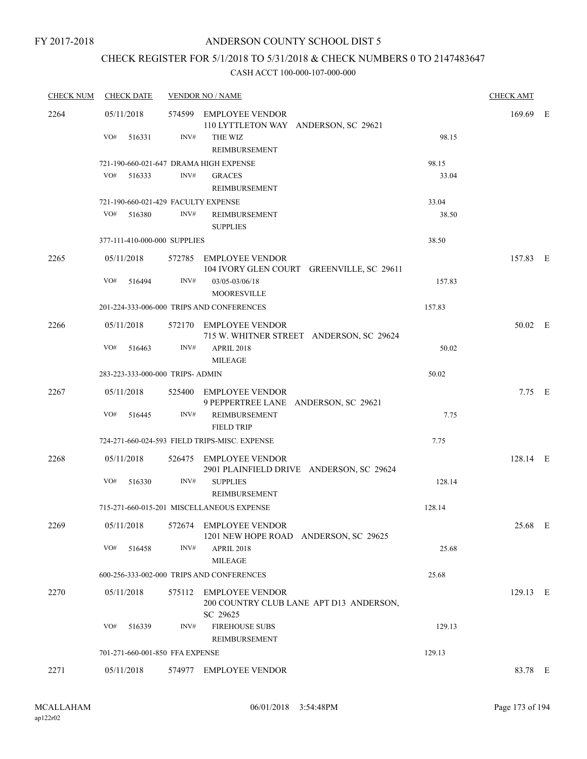FY 2017-2018

# ANDERSON COUNTY SCHOOL DIST 5

## CHECK REGISTER FOR 5/1/2018 TO 5/31/2018 & CHECK NUMBERS 0 TO 2147483647

### CASH ACCT 100-000-107-000-000

| CHECK NUM | CHECK DATE | VENDOR NO / NAME | | CHECK AMT | |
|---|---|---|---|---|---|
| 2264 | 05/11/2018 | 574599 EMPLOYEE VENDOR<br>110 LYTTLETON WAY ANDERSON, SC 29621 | | 169.69 | E |
| | VO# 516331 | INV# THE WIZ<br>REIMBURSEMENT | 98.15 | | |
| | 721-190-660-021-647 DRAMA HIGH EXPENSE | | 98.15 | | |
| | VO# 516333 | INV# GRACES<br>REIMBURSEMENT | 33.04 | | |
| | 721-190-660-021-429 FACULTY EXPENSE | | 33.04 | | |
| | VO# 516380 | INV# REIMBURSEMENT<br>SUPPLIES | 38.50 | | |
| | 377-111-410-000-000 SUPPLIES | | 38.50 | | |
| 2265 | 05/11/2018 | 572785 EMPLOYEE VENDOR<br>104 IVORY GLEN COURT GREENVILLE, SC 29611 | | 157.83 | E |
| | VO# 516494 | INV# 03/05-03/06/18<br>MOORESVILLE | 157.83 | | |
| | 201-224-333-006-000 TRIPS AND CONFERENCES | | 157.83 | | |
| 2266 | 05/11/2018 | 572170 EMPLOYEE VENDOR<br>715 W. WHITNER STREET ANDERSON, SC 29624 | | 50.02 | E |
| | VO# 516463 | INV# APRIL 2018<br>MILEAGE | 50.02 | | |
| | 283-223-333-000-000 TRIPS- ADMIN | | 50.02 | | |
| 2267 | 05/11/2018 | 525400 EMPLOYEE VENDOR<br>9 PEPPERTREE LANE ANDERSON, SC 29621 | | 7.75 | E |
| | VO# 516445 | INV# REIMBURSEMENT<br>FIELD TRIP | 7.75 | | |
| | 724-271-660-024-593 FIELD TRIPS-MISC. EXPENSE | | 7.75 | | |
| 2268 | 05/11/2018 | 526475 EMPLOYEE VENDOR<br>2901 PLAINFIELD DRIVE ANDERSON, SC 29624 | | 128.14 | E |
| | VO# 516330 | INV# SUPPLIES<br>REIMBURSEMENT | 128.14 | | |
| | 715-271-660-015-201 MISCELLANEOUS EXPENSE | | 128.14 | | |
| 2269 | 05/11/2018 | 572674 EMPLOYEE VENDOR<br>1201 NEW HOPE ROAD ANDERSON, SC 29625 | | 25.68 | E |
| | VO# 516458 | INV# APRIL 2018<br>MILEAGE | 25.68 | | |
| | 600-256-333-002-000 TRIPS AND CONFERENCES | | 25.68 | | |
| 2270 | 05/11/2018 | 575112 EMPLOYEE VENDOR<br>200 COUNTRY CLUB LANE APT D13 ANDERSON, SC 29625 | | 129.13 | E |
| | VO# 516339 | INV# FIREHOUSE SUBS<br>REIMBURSEMENT | 129.13 | | |
| | 701-271-660-001-850 FFA EXPENSE | | 129.13 | | |
| 2271 | 05/11/2018 | 574977 EMPLOYEE VENDOR | | 83.78 | E |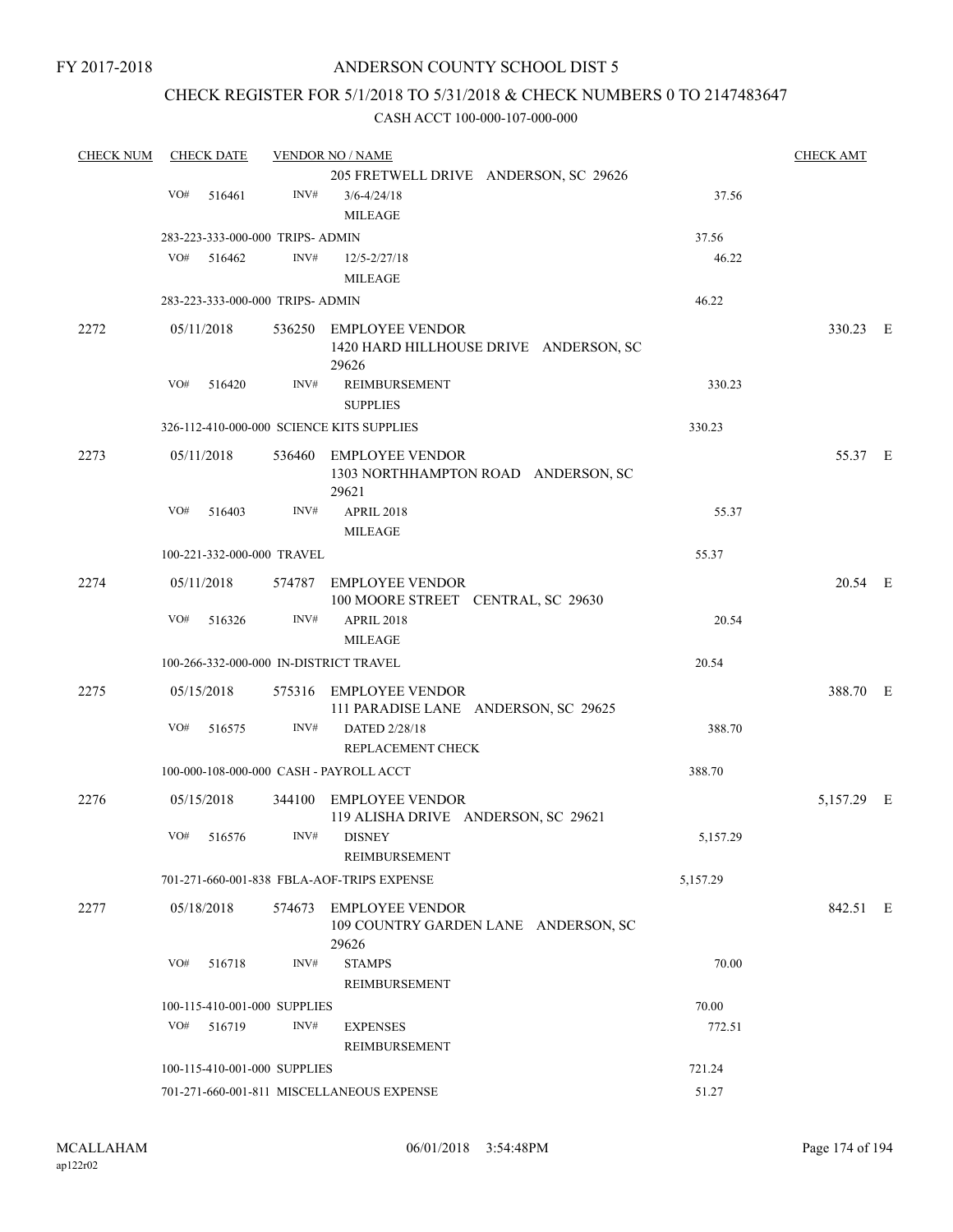FY 2017-2018

# ANDERSON COUNTY SCHOOL DIST 5

## CHECK REGISTER FOR 5/1/2018 TO 5/31/2018 & CHECK NUMBERS 0 TO 2147483647

### CASH ACCT 100-000-107-000-000

| CHECK NUM | CHECK DATE | VENDOR NO / NAME | | CHECK AMT | |
|---|---|---|---|---|---|
| | | 205 FRETWELL DRIVE ANDERSON, SC 29626 | | | |
| | VO# 516461 | INV# 3/6-4/24/18 MILEAGE | 37.56 | | |
| | 283-223-333-000-000 TRIPS- ADMIN | | 37.56 | | |
| | VO# 516462 | INV# 12/5-2/27/18 MILEAGE | 46.22 | | |
| | 283-223-333-000-000 TRIPS- ADMIN | | 46.22 | | |
| 2272 | 05/11/2018 | 536250 EMPLOYEE VENDOR 1420 HARD HILLHOUSE DRIVE ANDERSON, SC 29626 | | 330.23 | E |
| | VO# 516420 | INV# REIMBURSEMENT SUPPLIES | 330.23 | | |
| | 326-112-410-000-000 SCIENCE KITS SUPPLIES | | 330.23 | | |
| 2273 | 05/11/2018 | 536460 EMPLOYEE VENDOR 1303 NORTHHAMPTON ROAD ANDERSON, SC 29621 | | 55.37 | E |
| | VO# 516403 | INV# APRIL 2018 MILEAGE | 55.37 | | |
| | 100-221-332-000-000 TRAVEL | | 55.37 | | |
| 2274 | 05/11/2018 | 574787 EMPLOYEE VENDOR 100 MOORE STREET CENTRAL, SC 29630 | | 20.54 | E |
| | VO# 516326 | INV# APRIL 2018 MILEAGE | 20.54 | | |
| | 100-266-332-000-000 IN-DISTRICT TRAVEL | | 20.54 | | |
| 2275 | 05/15/2018 | 575316 EMPLOYEE VENDOR 111 PARADISE LANE ANDERSON, SC 29625 | | 388.70 | E |
| | VO# 516575 | INV# DATED 2/28/18 REPLACEMENT CHECK | 388.70 | | |
| | 100-000-108-000-000 CASH - PAYROLL ACCT | | 388.70 | | |
| 2276 | 05/15/2018 | 344100 EMPLOYEE VENDOR 119 ALISHA DRIVE ANDERSON, SC 29621 | | 5,157.29 | E |
| | VO# 516576 | INV# DISNEY REIMBURSEMENT | 5,157.29 | | |
| | 701-271-660-001-838 FBLA-AOF-TRIPS EXPENSE | | 5,157.29 | | |
| 2277 | 05/18/2018 | 574673 EMPLOYEE VENDOR 109 COUNTRY GARDEN LANE ANDERSON, SC 29626 | | 842.51 | E |
| | VO# 516718 | INV# STAMPS REIMBURSEMENT | 70.00 | | |
| | 100-115-410-001-000 SUPPLIES | | 70.00 | | |
| | VO# 516719 | INV# EXPENSES REIMBURSEMENT | 772.51 | | |
| | 100-115-410-001-000 SUPPLIES | | 721.24 | | |
| | 701-271-660-001-811 MISCELLANEOUS EXPENSE | | 51.27 | | |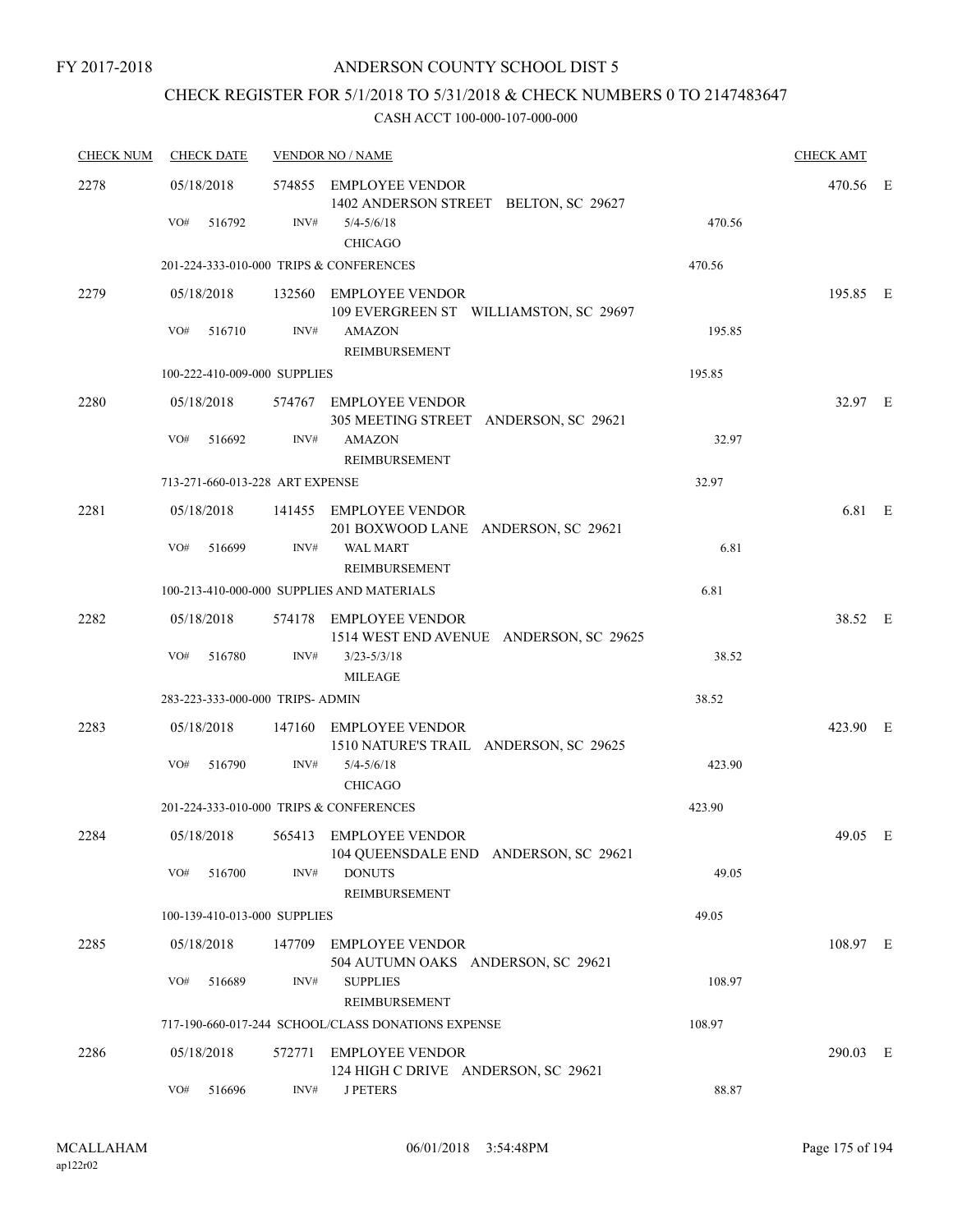FY 2017-2018

# ANDERSON COUNTY SCHOOL DIST 5

## CHECK REGISTER FOR 5/1/2018 TO 5/31/2018 & CHECK NUMBERS 0 TO 2147483647

### CASH ACCT 100-000-107-000-000

| CHECK NUM | CHECK DATE | VENDOR NO / NAME | | | CHECK AMT | |
|---|---|---|---|---|---|---|
| 2278 | 05/18/2018 | 574855 | EMPLOYEE VENDOR<br>1402 ANDERSON STREET BELTON, SC 29627 | | 470.56 | E |
| | VO# 516792 | INV# | 5/4-5/6/18<br>CHICAGO | 470.56 | | |
| | 201-224-333-010-000 TRIPS & CONFERENCES | | | 470.56 | | |
| 2279 | 05/18/2018 | 132560 | EMPLOYEE VENDOR<br>109 EVERGREEN ST WILLIAMSTON, SC 29697 | | 195.85 | E |
| | VO# 516710 | INV# | AMAZON<br>REIMBURSEMENT | 195.85 | | |
| | 100-222-410-009-000 SUPPLIES | | | 195.85 | | |
| 2280 | 05/18/2018 | 574767 | EMPLOYEE VENDOR<br>305 MEETING STREET ANDERSON, SC 29621 | | 32.97 | E |
| | VO# 516692 | INV# | AMAZON<br>REIMBURSEMENT | 32.97 | | |
| | 713-271-660-013-228 ART EXPENSE | | | 32.97 | | |
| 2281 | 05/18/2018 | 141455 | EMPLOYEE VENDOR<br>201 BOXWOOD LANE ANDERSON, SC 29621 | | 6.81 | E |
| | VO# 516699 | INV# | WAL MART<br>REIMBURSEMENT | 6.81 | | |
| | 100-213-410-000-000 SUPPLIES AND MATERIALS | | | 6.81 | | |
| 2282 | 05/18/2018 | 574178 | EMPLOYEE VENDOR<br>1514 WEST END AVENUE ANDERSON, SC 29625 | | 38.52 | E |
| | VO# 516780 | INV# | 3/23-5/3/18<br>MILEAGE | 38.52 | | |
| | 283-223-333-000-000 TRIPS- ADMIN | | | 38.52 | | |
| 2283 | 05/18/2018 | 147160 | EMPLOYEE VENDOR<br>1510 NATURE'S TRAIL ANDERSON, SC 29625 | | 423.90 | E |
| | VO# 516790 | INV# | 5/4-5/6/18<br>CHICAGO | 423.90 | | |
| | 201-224-333-010-000 TRIPS & CONFERENCES | | | 423.90 | | |
| 2284 | 05/18/2018 | 565413 | EMPLOYEE VENDOR<br>104 QUEENSDALE END ANDERSON, SC 29621 | | 49.05 | E |
| | VO# 516700 | INV# | DONUTS<br>REIMBURSEMENT | 49.05 | | |
| | 100-139-410-013-000 SUPPLIES | | | 49.05 | | |
| 2285 | 05/18/2018 | 147709 | EMPLOYEE VENDOR<br>504 AUTUMN OAKS ANDERSON, SC 29621 | | 108.97 | E |
| | VO# 516689 | INV# | SUPPLIES<br>REIMBURSEMENT | 108.97 | | |
| | 717-190-660-017-244 SCHOOL/CLASS DONATIONS EXPENSE | | | 108.97 | | |
| 2286 | 05/18/2018 | 572771 | EMPLOYEE VENDOR<br>124 HIGH C DRIVE ANDERSON, SC 29621 | | 290.03 | E |
| | VO# 516696 | INV# | J PETERS | 88.87 | | |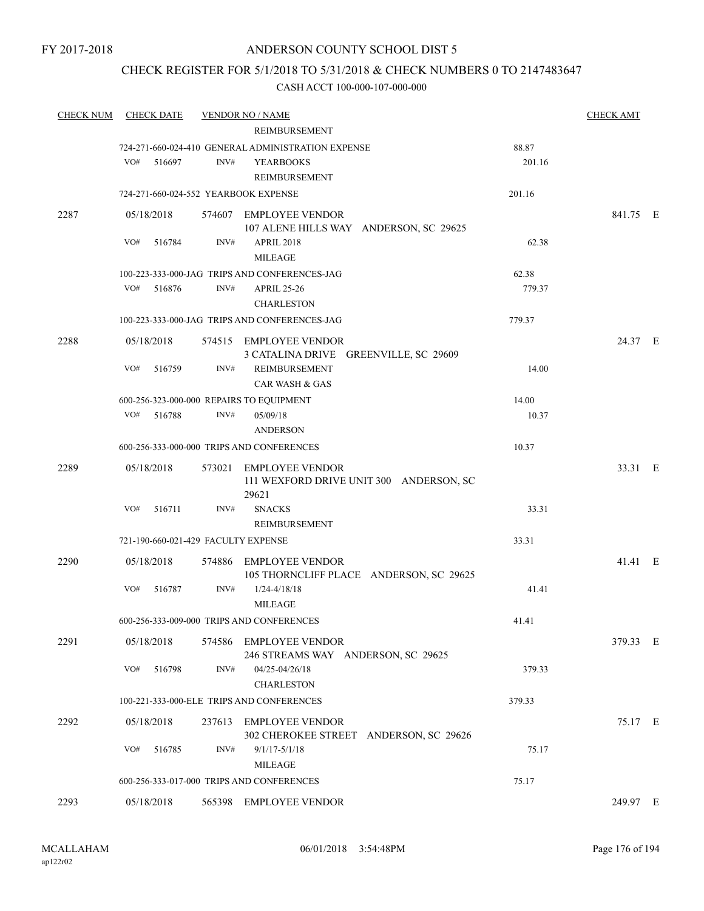FY 2017-2018

# ANDERSON COUNTY SCHOOL DIST 5

## CHECK REGISTER FOR 5/1/2018 TO 5/31/2018 & CHECK NUMBERS 0 TO 2147483647

CASH ACCT 100-000-107-000-000

| CHECK NUM | CHECK DATE | VENDOR NO / NAME | | CHECK AMT | |
|---|---|---|---|---|---|
| | | REIMBURSEMENT | | | |
| | | 724-271-660-024-410 GENERAL ADMINISTRATION EXPENSE | 88.87 | | |
| | VO# 516697 | INV# YEARBOOKS<br>REIMBURSEMENT | 201.16 | | |
| | | 724-271-660-024-552 YEARBOOK EXPENSE | 201.16 | | |
| 2287 | 05/18/2018 | 574607 EMPLOYEE VENDOR<br>107 ALENE HILLS WAY ANDERSON, SC 29625 | | 841.75 | E |
| | VO# 516784 | INV# APRIL 2018<br>MILEAGE | 62.38 | | |
| | | 100-223-333-000-JAG TRIPS AND CONFERENCES-JAG | 62.38 | | |
| | VO# 516876 | INV# APRIL 25-26<br>CHARLESTON | 779.37 | | |
| | | 100-223-333-000-JAG TRIPS AND CONFERENCES-JAG | 779.37 | | |
| 2288 | 05/18/2018 | 574515 EMPLOYEE VENDOR<br>3 CATALINA DRIVE GREENVILLE, SC 29609 | | 24.37 | E |
| | VO# 516759 | INV# REIMBURSEMENT<br>CAR WASH & GAS | 14.00 | | |
| | | 600-256-323-000-000 REPAIRS TO EQUIPMENT | 14.00 | | |
| | VO# 516788 | INV# 05/09/18<br>ANDERSON | 10.37 | | |
| | | 600-256-333-000-000 TRIPS AND CONFERENCES | 10.37 | | |
| 2289 | 05/18/2018 | 573021 EMPLOYEE VENDOR<br>111 WEXFORD DRIVE UNIT 300 ANDERSON, SC 29621 | | 33.31 | E |
| | VO# 516711 | INV# SNACKS<br>REIMBURSEMENT | 33.31 | | |
| | | 721-190-660-021-429 FACULTY EXPENSE | 33.31 | | |
| 2290 | 05/18/2018 | 574886 EMPLOYEE VENDOR<br>105 THORNCLIFF PLACE ANDERSON, SC 29625 | | 41.41 | E |
| | VO# 516787 | INV# 1/24-4/18/18<br>MILEAGE | 41.41 | | |
| | | 600-256-333-009-000 TRIPS AND CONFERENCES | 41.41 | | |
| 2291 | 05/18/2018 | 574586 EMPLOYEE VENDOR<br>246 STREAMS WAY ANDERSON, SC 29625 | | 379.33 | E |
| | VO# 516798 | INV# 04/25-04/26/18<br>CHARLESTON | 379.33 | | |
| | | 100-221-333-000-ELE TRIPS AND CONFERENCES | 379.33 | | |
| 2292 | 05/18/2018 | 237613 EMPLOYEE VENDOR<br>302 CHEROKEE STREET ANDERSON, SC 29626 | | 75.17 | E |
| | VO# 516785 | INV# 9/1/17-5/1/18<br>MILEAGE | 75.17 | | |
| | | 600-256-333-017-000 TRIPS AND CONFERENCES | 75.17 | | |
| 2293 | 05/18/2018 | 565398 EMPLOYEE VENDOR | | 249.97 | E |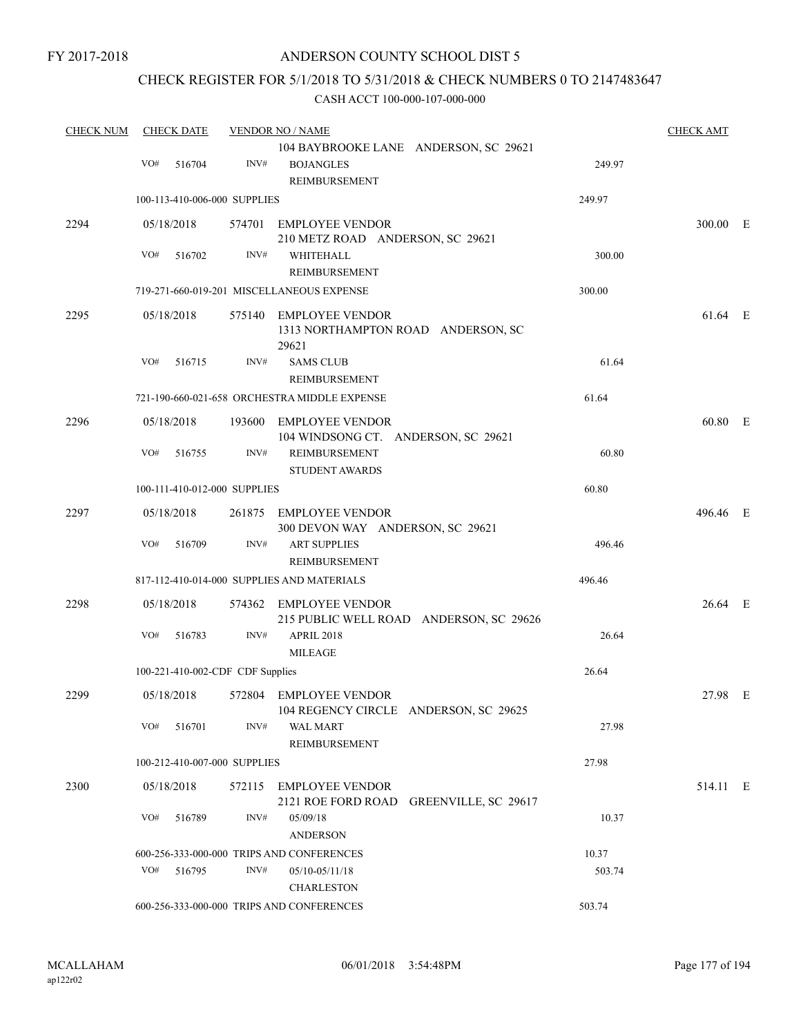FY 2017-2018

# ANDERSON COUNTY SCHOOL DIST 5

## CHECK REGISTER FOR 5/1/2018 TO 5/31/2018 & CHECK NUMBERS 0 TO 2147483647

### CASH ACCT 100-000-107-000-000

| CHECK NUM | CHECK DATE | VENDOR NO / NAME | | CHECK AMT |
|---|---|---|---|---|
| | | 104 BAYBROOKE LANE ANDERSON, SC 29621 | | |
| | VO# 516704 | INV# BOJANGLES REIMBURSEMENT | 249.97 | |
| | 100-113-410-006-000 SUPPLIES | | 249.97 | |
| 2294 | 05/18/2018 | 574701 EMPLOYEE VENDOR 210 METZ ROAD ANDERSON, SC 29621 | | 300.00 E |
| | VO# 516702 | INV# WHITEHALL REIMBURSEMENT | 300.00 | |
| | 719-271-660-019-201 MISCELLANEOUS EXPENSE | | 300.00 | |
| 2295 | 05/18/2018 | 575140 EMPLOYEE VENDOR 1313 NORTHAMPTON ROAD ANDERSON, SC 29621 | | 61.64 E |
| | VO# 516715 | INV# SAMS CLUB REIMBURSEMENT | 61.64 | |
| | 721-190-660-021-658 ORCHESTRA MIDDLE EXPENSE | | 61.64 | |
| 2296 | 05/18/2018 | 193600 EMPLOYEE VENDOR 104 WINDSONG CT. ANDERSON, SC 29621 | | 60.80 E |
| | VO# 516755 | INV# REIMBURSEMENT STUDENT AWARDS | 60.80 | |
| | 100-111-410-012-000 SUPPLIES | | 60.80 | |
| 2297 | 05/18/2018 | 261875 EMPLOYEE VENDOR 300 DEVON WAY ANDERSON, SC 29621 | | 496.46 E |
| | VO# 516709 | INV# ART SUPPLIES REIMBURSEMENT | 496.46 | |
| | 817-112-410-014-000 SUPPLIES AND MATERIALS | | 496.46 | |
| 2298 | 05/18/2018 | 574362 EMPLOYEE VENDOR 215 PUBLIC WELL ROAD ANDERSON, SC 29626 | | 26.64 E |
| | VO# 516783 | INV# APRIL 2018 MILEAGE | 26.64 | |
| | 100-221-410-002-CDF CDF Supplies | | 26.64 | |
| 2299 | 05/18/2018 | 572804 EMPLOYEE VENDOR 104 REGENCY CIRCLE ANDERSON, SC 29625 | | 27.98 E |
| | VO# 516701 | INV# WAL MART REIMBURSEMENT | 27.98 | |
| | 100-212-410-007-000 SUPPLIES | | 27.98 | |
| 2300 | 05/18/2018 | 572115 EMPLOYEE VENDOR 2121 ROE FORD ROAD GREENVILLE, SC 29617 | | 514.11 E |
| | VO# 516789 | INV# 05/09/18 ANDERSON | 10.37 | |
| | 600-256-333-000-000 TRIPS AND CONFERENCES | | 10.37 | |
| | VO# 516795 | INV# 05/10-05/11/18 CHARLESTON | 503.74 | |
| | 600-256-333-000-000 TRIPS AND CONFERENCES | | 503.74 | |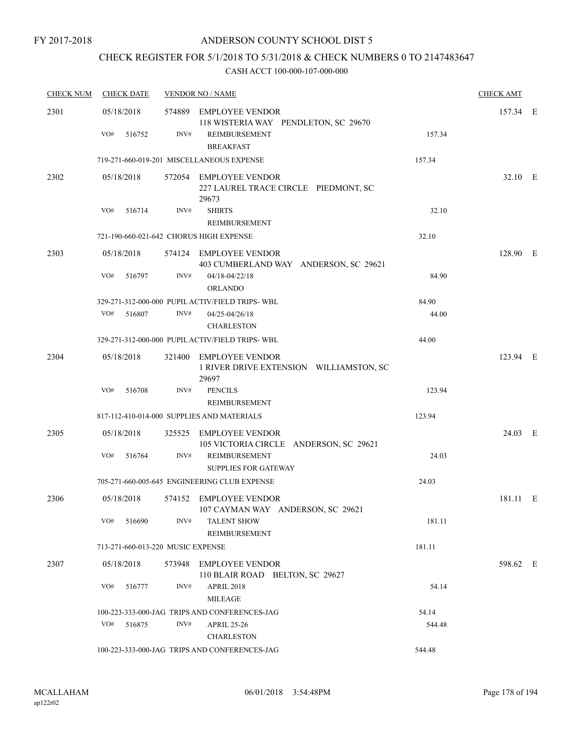FY 2017-2018

# ANDERSON COUNTY SCHOOL DIST 5

## CHECK REGISTER FOR 5/1/2018 TO 5/31/2018 & CHECK NUMBERS 0 TO 2147483647

CASH ACCT 100-000-107-000-000

| CHECK NUM | CHECK DATE | VENDOR NO / NAME | | CHECK AMT | |
|---|---|---|---|---|---|
| 2301 | 05/18/2018 | 574889 EMPLOYEE VENDOR<br>118 WISTERIA WAY PENDLETON, SC 29670 | | 157.34 | E |
| | VO# 516752 | INV# REIMBURSEMENT<br>BREAKFAST | 157.34 | | |
| | 719-271-660-019-201 MISCELLANEOUS EXPENSE | | 157.34 | | |
| 2302 | 05/18/2018 | 572054 EMPLOYEE VENDOR<br>227 LAUREL TRACE CIRCLE PIEDMONT, SC 29673 | | 32.10 | E |
| | VO# 516714 | INV# SHIRTS<br>REIMBURSEMENT | 32.10 | | |
| | 721-190-660-021-642 CHORUS HIGH EXPENSE | | 32.10 | | |
| 2303 | 05/18/2018 | 574124 EMPLOYEE VENDOR<br>403 CUMBERLAND WAY ANDERSON, SC 29621 | | 128.90 | E |
| | VO# 516797 | INV# 04/18-04/22/18<br>ORLANDO | 84.90 | | |
| | 329-271-312-000-000 PUPIL ACTIV/FIELD TRIPS- WBL | | 84.90 | | |
| | VO# 516807 | INV# 04/25-04/26/18<br>CHARLESTON | 44.00 | | |
| | 329-271-312-000-000 PUPIL ACTIV/FIELD TRIPS- WBL | | 44.00 | | |
| 2304 | 05/18/2018 | 321400 EMPLOYEE VENDOR<br>1 RIVER DRIVE EXTENSION WILLIAMSTON, SC 29697 | | 123.94 | E |
| | VO# 516708 | INV# PENCILS<br>REIMBURSEMENT | 123.94 | | |
| | 817-112-410-014-000 SUPPLIES AND MATERIALS | | 123.94 | | |
| 2305 | 05/18/2018 | 325525 EMPLOYEE VENDOR<br>105 VICTORIA CIRCLE ANDERSON, SC 29621 | | 24.03 | E |
| | VO# 516764 | INV# REIMBURSEMENT<br>SUPPLIES FOR GATEWAY | 24.03 | | |
| | 705-271-660-005-645 ENGINEERING CLUB EXPENSE | | 24.03 | | |
| 2306 | 05/18/2018 | 574152 EMPLOYEE VENDOR<br>107 CAYMAN WAY ANDERSON, SC 29621 | | 181.11 | E |
| | VO# 516690 | INV# TALENT SHOW<br>REIMBURSEMENT | 181.11 | | |
| | 713-271-660-013-220 MUSIC EXPENSE | | 181.11 | | |
| 2307 | 05/18/2018 | 573948 EMPLOYEE VENDOR<br>110 BLAIR ROAD BELTON, SC 29627 | | 598.62 | E |
| | VO# 516777 | INV# APRIL 2018<br>MILEAGE | 54.14 | | |
| | 100-223-333-000-JAG TRIPS AND CONFERENCES-JAG | | 54.14 | | |
| | VO# 516875 | INV# APRIL 25-26<br>CHARLESTON | 544.48 | | |
| | 100-223-333-000-JAG TRIPS AND CONFERENCES-JAG | | 544.48 | | |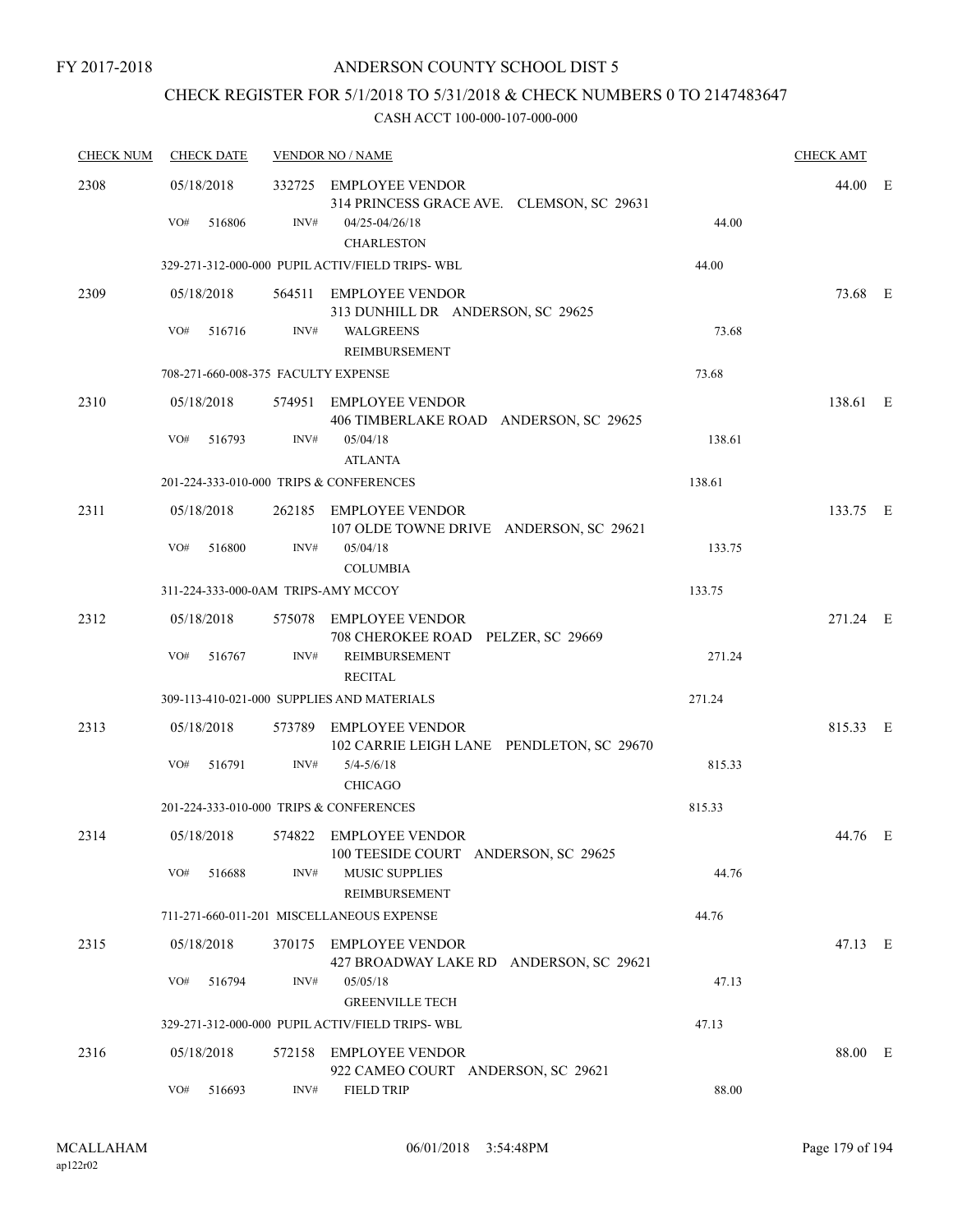FY 2017-2018

# ANDERSON COUNTY SCHOOL DIST 5

## CHECK REGISTER FOR 5/1/2018 TO 5/31/2018 & CHECK NUMBERS 0 TO 2147483647

### CASH ACCT 100-000-107-000-000

| CHECK NUM | CHECK DATE | VENDOR NO / NAME | | CHECK AMT | |
|---|---|---|---|---|---|
| 2308 | 05/18/2018 | 332725 EMPLOYEE VENDOR<br>314 PRINCESS GRACE AVE. CLEMSON, SC 29631 | | 44.00 | E |
| | VO# 516806 | INV# 04/25-04/26/18<br>CHARLESTON | 44.00 | | |
| | 329-271-312-000-000 PUPIL ACTIV/FIELD TRIPS- WBL | | 44.00 | | |
| 2309 | 05/18/2018 | 564511 EMPLOYEE VENDOR<br>313 DUNHILL DR ANDERSON, SC 29625 | | 73.68 | E |
| | VO# 516716 | INV# WALGREENS<br>REIMBURSEMENT | 73.68 | | |
| | 708-271-660-008-375 FACULTY EXPENSE | | 73.68 | | |
| 2310 | 05/18/2018 | 574951 EMPLOYEE VENDOR<br>406 TIMBERLAKE ROAD ANDERSON, SC 29625 | | 138.61 | E |
| | VO# 516793 | INV# 05/04/18<br>ATLANTA | 138.61 | | |
| | 201-224-333-010-000 TRIPS & CONFERENCES | | 138.61 | | |
| 2311 | 05/18/2018 | 262185 EMPLOYEE VENDOR<br>107 OLDE TOWNE DRIVE ANDERSON, SC 29621 | | 133.75 | E |
| | VO# 516800 | INV# 05/04/18<br>COLUMBIA | 133.75 | | |
| | 311-224-333-000-0AM TRIPS-AMY MCCOY | | 133.75 | | |
| 2312 | 05/18/2018 | 575078 EMPLOYEE VENDOR<br>708 CHEROKEE ROAD PELZER, SC 29669 | | 271.24 | E |
| | VO# 516767 | INV# REIMBURSEMENT<br>RECITAL | 271.24 | | |
| | 309-113-410-021-000 SUPPLIES AND MATERIALS | | 271.24 | | |
| 2313 | 05/18/2018 | 573789 EMPLOYEE VENDOR<br>102 CARRIE LEIGH LANE PENDLETON, SC 29670 | | 815.33 | E |
| | VO# 516791 | INV# 5/4-5/6/18<br>CHICAGO | 815.33 | | |
| | 201-224-333-010-000 TRIPS & CONFERENCES | | 815.33 | | |
| 2314 | 05/18/2018 | 574822 EMPLOYEE VENDOR<br>100 TEESIDE COURT ANDERSON, SC 29625 | | 44.76 | E |
| | VO# 516688 | INV# MUSIC SUPPLIES<br>REIMBURSEMENT | 44.76 | | |
| | 711-271-660-011-201 MISCELLANEOUS EXPENSE | | 44.76 | | |
| 2315 | 05/18/2018 | 370175 EMPLOYEE VENDOR<br>427 BROADWAY LAKE RD ANDERSON, SC 29621 | | 47.13 | E |
| | VO# 516794 | INV# 05/05/18<br>GREENVILLE TECH | 47.13 | | |
| | 329-271-312-000-000 PUPIL ACTIV/FIELD TRIPS- WBL | | 47.13 | | |
| 2316 | 05/18/2018 | 572158 EMPLOYEE VENDOR<br>922 CAMEO COURT ANDERSON, SC 29621 | | 88.00 | E |
| | VO# 516693 | INV# FIELD TRIP | 88.00 | | |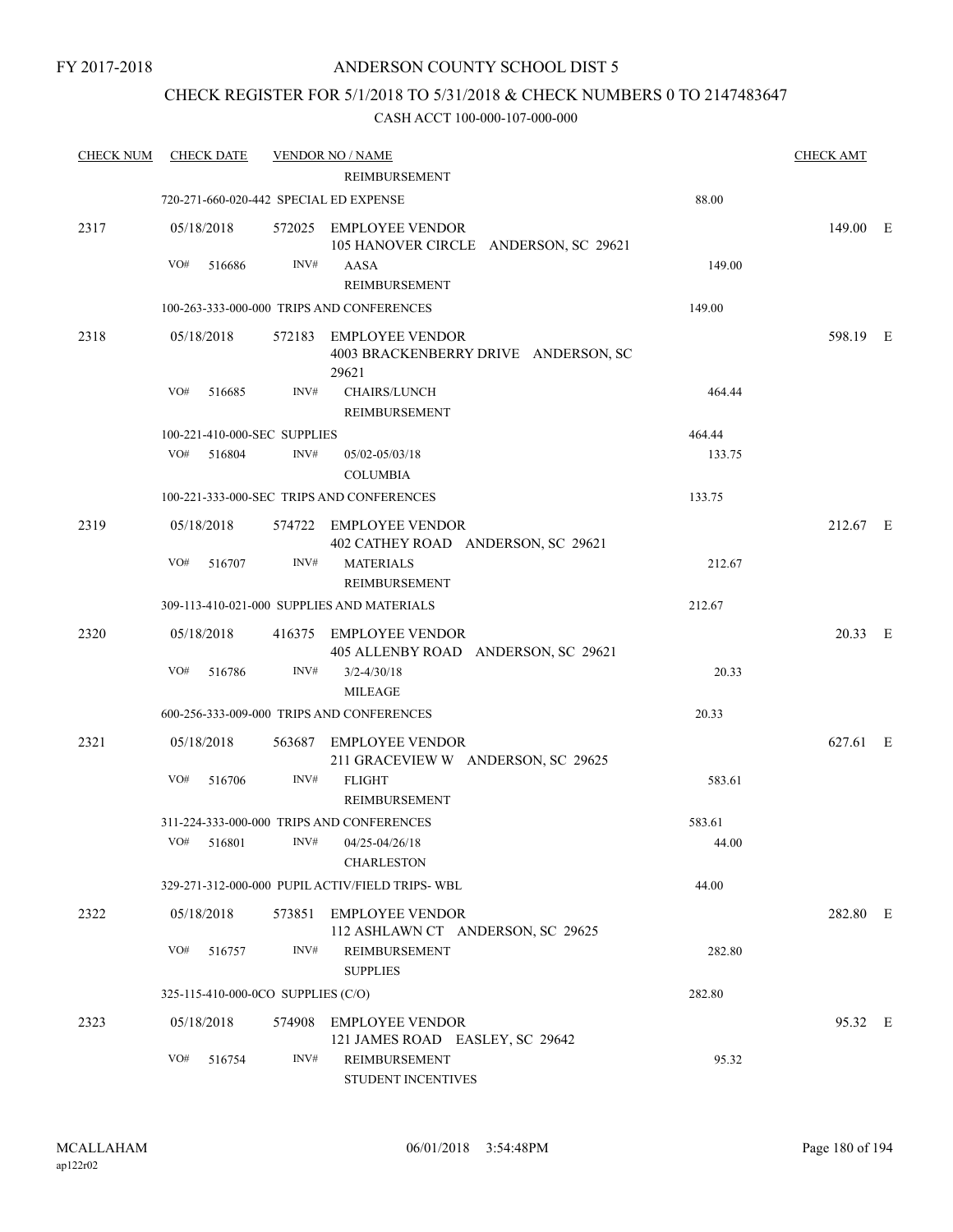FY 2017-2018

# ANDERSON COUNTY SCHOOL DIST 5

## CHECK REGISTER FOR 5/1/2018 TO 5/31/2018 & CHECK NUMBERS 0 TO 2147483647

### CASH ACCT 100-000-107-000-000

| CHECK NUM | CHECK DATE | VENDOR NO / NAME | | CHECK AMT |
|---|---|---|---|---|
| | | REIMBURSEMENT | | |
| | 720-271-660-020-442 SPECIAL ED EXPENSE | | 88.00 | |
| 2317 | 05/18/2018 | 572025 EMPLOYEE VENDOR<br>105 HANOVER CIRCLE ANDERSON, SC 29621 | | 149.00 E |
| | VO# 516686 | INV# AASA<br>REIMBURSEMENT | 149.00 | |
| | 100-263-333-000-000 TRIPS AND CONFERENCES | | 149.00 | |
| 2318 | 05/18/2018 | 572183 EMPLOYEE VENDOR<br>4003 BRACKENBERRY DRIVE ANDERSON, SC 29621 | | 598.19 E |
| | VO# 516685 | INV# CHAIRS/LUNCH<br>REIMBURSEMENT | 464.44 | |
| | 100-221-410-000-SEC SUPPLIES | | 464.44 | |
| | VO# 516804 | INV# 05/02-05/03/18<br>COLUMBIA | 133.75 | |
| | 100-221-333-000-SEC TRIPS AND CONFERENCES | | 133.75 | |
| 2319 | 05/18/2018 | 574722 EMPLOYEE VENDOR<br>402 CATHEY ROAD ANDERSON, SC 29621 | | 212.67 E |
| | VO# 516707 | INV# MATERIALS<br>REIMBURSEMENT | 212.67 | |
| | 309-113-410-021-000 SUPPLIES AND MATERIALS | | 212.67 | |
| 2320 | 05/18/2018 | 416375 EMPLOYEE VENDOR<br>405 ALLENBY ROAD ANDERSON, SC 29621 | | 20.33 E |
| | VO# 516786 | INV# 3/2-4/30/18<br>MILEAGE | 20.33 | |
| | 600-256-333-009-000 TRIPS AND CONFERENCES | | 20.33 | |
| 2321 | 05/18/2018 | 563687 EMPLOYEE VENDOR<br>211 GRACEVIEW W ANDERSON, SC 29625 | | 627.61 E |
| | VO# 516706 | INV# FLIGHT<br>REIMBURSEMENT | 583.61 | |
| | 311-224-333-000-000 TRIPS AND CONFERENCES | | 583.61 | |
| | VO# 516801 | INV# 04/25-04/26/18<br>CHARLESTON | 44.00 | |
| | 329-271-312-000-000 PUPIL ACTIV/FIELD TRIPS- WBL | | 44.00 | |
| 2322 | 05/18/2018 | 573851 EMPLOYEE VENDOR<br>112 ASHLAWN CT ANDERSON, SC 29625 | | 282.80 E |
| | VO# 516757 | INV# REIMBURSEMENT<br>SUPPLIES | 282.80 | |
| | 325-115-410-000-0CO SUPPLIES (C/O) | | 282.80 | |
| 2323 | 05/18/2018 | 574908 EMPLOYEE VENDOR<br>121 JAMES ROAD EASLEY, SC 29642 | | 95.32 E |
| | VO# 516754 | INV# REIMBURSEMENT<br>STUDENT INCENTIVES | 95.32 | |

MCALLAHAM
ap122r02

06/01/2018 3:54:48PM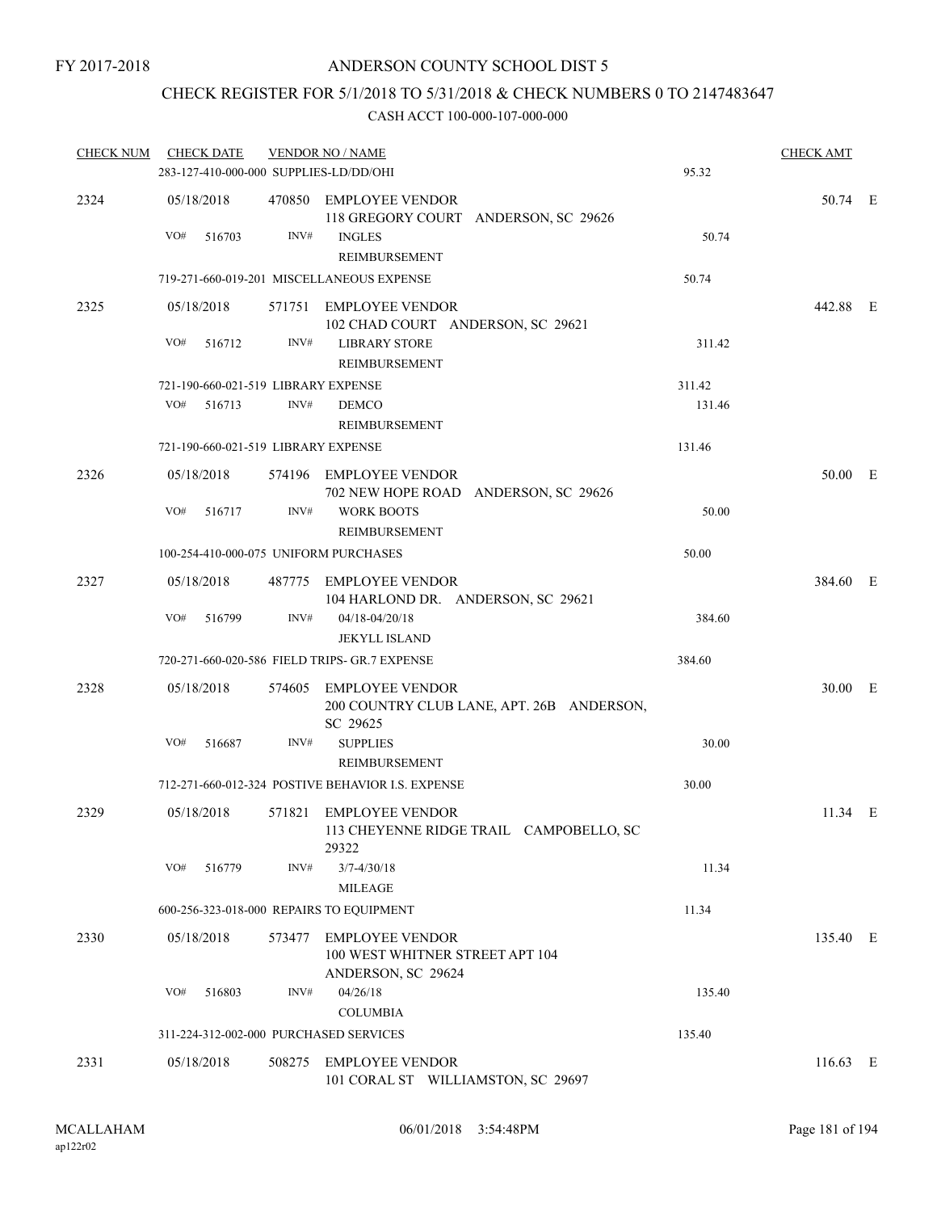FY 2017-2018

# ANDERSON COUNTY SCHOOL DIST 5

## CHECK REGISTER FOR 5/1/2018 TO 5/31/2018 & CHECK NUMBERS 0 TO 2147483647

### CASH ACCT 100-000-107-000-000

| CHECK NUM | CHECK DATE | VENDOR NO / NAME | | CHECK AMT | |
|---|---|---|---|---|---|
| | 283-127-410-000-000 SUPPLIES-LD/DD/OHI | | 95.32 | | |
| 2324 | 05/18/2018 | 470850 EMPLOYEE VENDOR<br>118 GREGORY COURT ANDERSON, SC 29626 | | 50.74 | E |
| | VO# 516703 | INV# INGLES<br>REIMBURSEMENT | 50.74 | | |
| | 719-271-660-019-201 MISCELLANEOUS EXPENSE | | 50.74 | | |
| 2325 | 05/18/2018 | 571751 EMPLOYEE VENDOR<br>102 CHAD COURT ANDERSON, SC 29621 | | 442.88 | E |
| | VO# 516712 | INV# LIBRARY STORE<br>REIMBURSEMENT | 311.42 | | |
| | 721-190-660-021-519 LIBRARY EXPENSE | | 311.42 | | |
| | VO# 516713 | INV# DEMCO<br>REIMBURSEMENT | 131.46 | | |
| | 721-190-660-021-519 LIBRARY EXPENSE | | 131.46 | | |
| 2326 | 05/18/2018 | 574196 EMPLOYEE VENDOR<br>702 NEW HOPE ROAD ANDERSON, SC 29626 | | 50.00 | E |
| | VO# 516717 | INV# WORK BOOTS<br>REIMBURSEMENT | 50.00 | | |
| | 100-254-410-000-075 UNIFORM PURCHASES | | 50.00 | | |
| 2327 | 05/18/2018 | 487775 EMPLOYEE VENDOR<br>104 HARLOND DR. ANDERSON, SC 29621 | | 384.60 | E |
| | VO# 516799 | INV# 04/18-04/20/18<br>JEKYLL ISLAND | 384.60 | | |
| | 720-271-660-020-586 FIELD TRIPS- GR.7 EXPENSE | | 384.60 | | |
| 2328 | 05/18/2018 | 574605 EMPLOYEE VENDOR<br>200 COUNTRY CLUB LANE, APT. 26B ANDERSON, SC 29625 | | 30.00 | E |
| | VO# 516687 | INV# SUPPLIES<br>REIMBURSEMENT | 30.00 | | |
| | 712-271-660-012-324 POSTIVE BEHAVIOR I.S. EXPENSE | | 30.00 | | |
| 2329 | 05/18/2018 | 571821 EMPLOYEE VENDOR<br>113 CHEYENNE RIDGE TRAIL CAMPOBELLO, SC 29322 | | 11.34 | E |
| | VO# 516779 | INV# 3/7-4/30/18<br>MILEAGE | 11.34 | | |
| | 600-256-323-018-000 REPAIRS TO EQUIPMENT | | 11.34 | | |
| 2330 | 05/18/2018 | 573477 EMPLOYEE VENDOR<br>100 WEST WHITNER STREET APT 104<br>ANDERSON, SC 29624 | | 135.40 | E |
| | VO# 516803 | INV# 04/26/18<br>COLUMBIA | 135.40 | | |
| | 311-224-312-002-000 PURCHASED SERVICES | | 135.40 | | |
| 2331 | 05/18/2018 | 508275 EMPLOYEE VENDOR<br>101 CORAL ST WILLIAMSTON, SC 29697 | | 116.63 | E |

MCALLAHAM
ap122r02

06/01/2018 3:54:48PM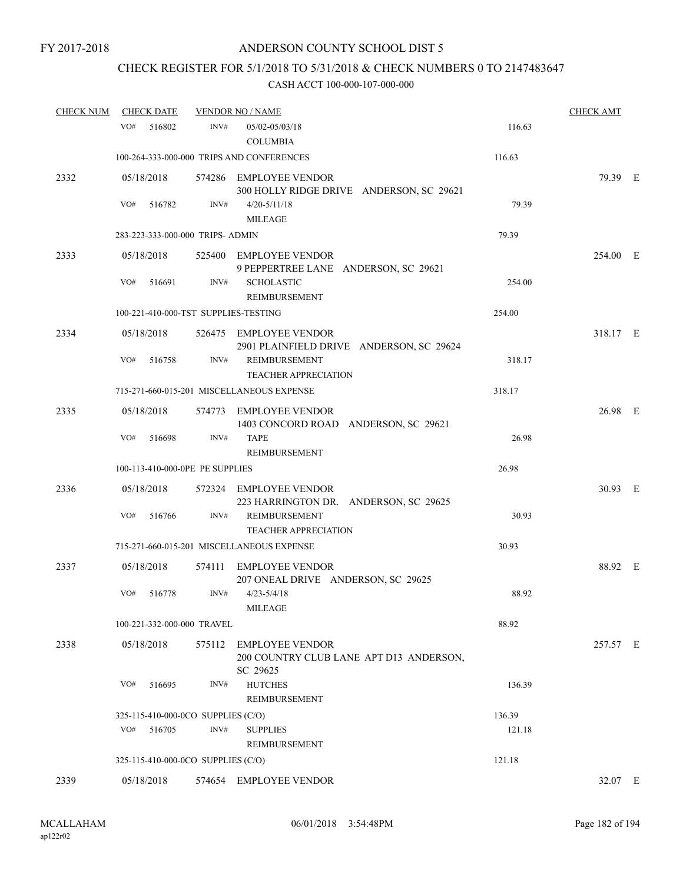FY 2017-2018

# ANDERSON COUNTY SCHOOL DIST 5

## CHECK REGISTER FOR 5/1/2018 TO 5/31/2018 & CHECK NUMBERS 0 TO 2147483647

### CASH ACCT 100-000-107-000-000

| CHECK NUM | CHECK DATE | VENDOR NO / NAME | | CHECK AMT | |
|---|---|---|---|---|---|
| | VO# 516802 INV# | 05/02-05/03/18 COLUMBIA | 116.63 | | |
| | 100-264-333-000-000 TRIPS AND CONFERENCES | | 116.63 | | |
| 2332 | 05/18/2018 | 574286 EMPLOYEE VENDOR 300 HOLLY RIDGE DRIVE ANDERSON, SC 29621 | | 79.39 | E |
| | VO# 516782 INV# | 4/20-5/11/18 MILEAGE | 79.39 | | |
| | 283-223-333-000-000 TRIPS- ADMIN | | 79.39 | | |
| 2333 | 05/18/2018 | 525400 EMPLOYEE VENDOR 9 PEPPERTREE LANE ANDERSON, SC 29621 | | 254.00 | E |
| | VO# 516691 INV# | SCHOLASTIC REIMBURSEMENT | 254.00 | | |
| | 100-221-410-000-TST SUPPLIES-TESTING | | 254.00 | | |
| 2334 | 05/18/2018 | 526475 EMPLOYEE VENDOR 2901 PLAINFIELD DRIVE ANDERSON, SC 29624 | | 318.17 | E |
| | VO# 516758 INV# | REIMBURSEMENT TEACHER APPRECIATION | 318.17 | | |
| | 715-271-660-015-201 MISCELLANEOUS EXPENSE | | 318.17 | | |
| 2335 | 05/18/2018 | 574773 EMPLOYEE VENDOR 1403 CONCORD ROAD ANDERSON, SC 29621 | | 26.98 | E |
| | VO# 516698 INV# | TAPE REIMBURSEMENT | 26.98 | | |
| | 100-113-410-000-0PE PE SUPPLIES | | 26.98 | | |
| 2336 | 05/18/2018 | 572324 EMPLOYEE VENDOR 223 HARRINGTON DR. ANDERSON, SC 29625 | | 30.93 | E |
| | VO# 516766 INV# | REIMBURSEMENT TEACHER APPRECIATION | 30.93 | | |
| | 715-271-660-015-201 MISCELLANEOUS EXPENSE | | 30.93 | | |
| 2337 | 05/18/2018 | 574111 EMPLOYEE VENDOR 207 ONEAL DRIVE ANDERSON, SC 29625 | | 88.92 | E |
| | VO# 516778 INV# | 4/23-5/4/18 MILEAGE | 88.92 | | |
| | 100-221-332-000-000 TRAVEL | | 88.92 | | |
| 2338 | 05/18/2018 | 575112 EMPLOYEE VENDOR 200 COUNTRY CLUB LANE APT D13 ANDERSON, SC 29625 | | 257.57 | E |
| | VO# 516695 INV# | HUTCHES REIMBURSEMENT | 136.39 | | |
| | 325-115-410-000-0CO SUPPLIES (C/O) | | 136.39 | | |
| | VO# 516705 INV# | SUPPLIES REIMBURSEMENT | 121.18 | | |
| | 325-115-410-000-0CO SUPPLIES (C/O) | | 121.18 | | |
| 2339 | 05/18/2018 | 574654 EMPLOYEE VENDOR | | 32.07 | E |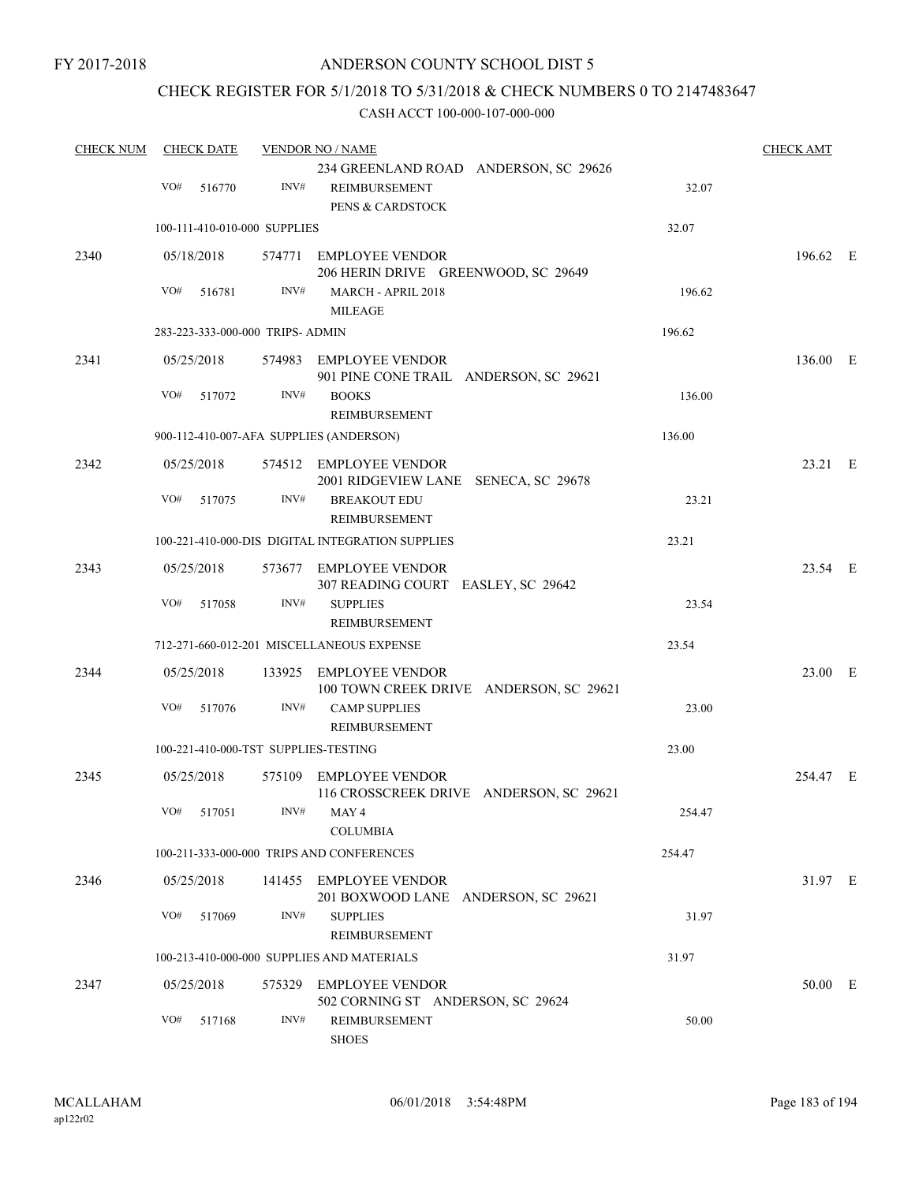FY 2017-2018

# ANDERSON COUNTY SCHOOL DIST 5

## CHECK REGISTER FOR 5/1/2018 TO 5/31/2018 & CHECK NUMBERS 0 TO 2147483647

CASH ACCT 100-000-107-000-000

| CHECK NUM | CHECK DATE | VENDOR NO / NAME | | CHECK AMT | |
|---|---|---|---|---|---|
| | | 234 GREENLAND ROAD ANDERSON, SC 29626 | | | |
| | VO# 516770 | INV# REIMBURSEMENT PENS & CARDSTOCK | 32.07 | | |
| | 100-111-410-010-000 SUPPLIES | | 32.07 | | |
| 2340 | 05/18/2018 | 574771 EMPLOYEE VENDOR 206 HERIN DRIVE GREENWOOD, SC 29649 | | 196.62 | E |
| | VO# 516781 | INV# MARCH - APRIL 2018 MILEAGE | 196.62 | | |
| | 283-223-333-000-000 TRIPS- ADMIN | | 196.62 | | |
| 2341 | 05/25/2018 | 574983 EMPLOYEE VENDOR 901 PINE CONE TRAIL ANDERSON, SC 29621 | | 136.00 | E |
| | VO# 517072 | INV# BOOKS REIMBURSEMENT | 136.00 | | |
| | 900-112-410-007-AFA SUPPLIES (ANDERSON) | | 136.00 | | |
| 2342 | 05/25/2018 | 574512 EMPLOYEE VENDOR 2001 RIDGEVIEW LANE SENECA, SC 29678 | | 23.21 | E |
| | VO# 517075 | INV# BREAKOUT EDU REIMBURSEMENT | 23.21 | | |
| | 100-221-410-000-DIS DIGITAL INTEGRATION SUPPLIES | | 23.21 | | |
| 2343 | 05/25/2018 | 573677 EMPLOYEE VENDOR 307 READING COURT EASLEY, SC 29642 | | 23.54 | E |
| | VO# 517058 | INV# SUPPLIES REIMBURSEMENT | 23.54 | | |
| | 712-271-660-012-201 MISCELLANEOUS EXPENSE | | 23.54 | | |
| 2344 | 05/25/2018 | 133925 EMPLOYEE VENDOR 100 TOWN CREEK DRIVE ANDERSON, SC 29621 | | 23.00 | E |
| | VO# 517076 | INV# CAMP SUPPLIES REIMBURSEMENT | 23.00 | | |
| | 100-221-410-000-TST SUPPLIES-TESTING | | 23.00 | | |
| 2345 | 05/25/2018 | 575109 EMPLOYEE VENDOR 116 CROSSCREEK DRIVE ANDERSON, SC 29621 | | 254.47 | E |
| | VO# 517051 | INV# MAY 4 COLUMBIA | 254.47 | | |
| | 100-211-333-000-000 TRIPS AND CONFERENCES | | 254.47 | | |
| 2346 | 05/25/2018 | 141455 EMPLOYEE VENDOR 201 BOXWOOD LANE ANDERSON, SC 29621 | | 31.97 | E |
| | VO# 517069 | INV# SUPPLIES REIMBURSEMENT | 31.97 | | |
| | 100-213-410-000-000 SUPPLIES AND MATERIALS | | 31.97 | | |
| 2347 | 05/25/2018 | 575329 EMPLOYEE VENDOR 502 CORNING ST ANDERSON, SC 29624 | | 50.00 | E |
| | VO# 517168 | INV# REIMBURSEMENT SHOES | 50.00 | | |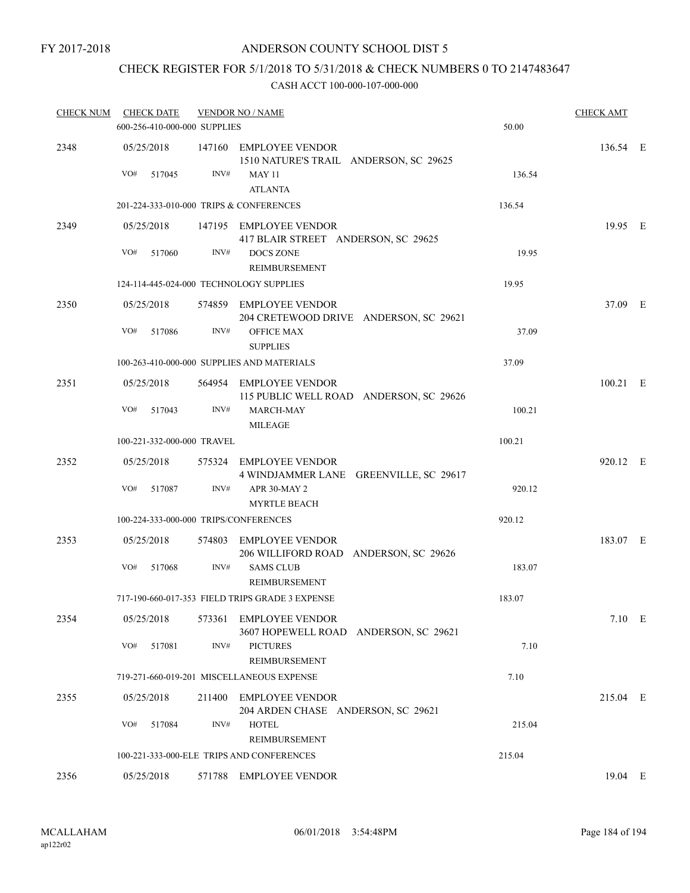FY 2017-2018

# ANDERSON COUNTY SCHOOL DIST 5

## CHECK REGISTER FOR 5/1/2018 TO 5/31/2018 & CHECK NUMBERS 0 TO 2147483647

### CASH ACCT 100-000-107-000-000

| CHECK NUM | CHECK DATE | VENDOR NO / NAME | | CHECK AMT | |
|---|---|---|---|---|---|
| | 600-256-410-000-000 SUPPLIES | | 50.00 | | |
| 2348 | 05/25/2018 | 147160 EMPLOYEE VENDOR<br>1510 NATURE'S TRAIL ANDERSON, SC 29625 | | 136.54 | E |
| | VO# 517045 | INV# MAY 11<br>ATLANTA | 136.54 | | |
| | 201-224-333-010-000 TRIPS & CONFERENCES | | 136.54 | | |
| 2349 | 05/25/2018 | 147195 EMPLOYEE VENDOR<br>417 BLAIR STREET ANDERSON, SC 29625 | | 19.95 | E |
| | VO# 517060 | INV# DOCS ZONE<br>REIMBURSEMENT | 19.95 | | |
| | 124-114-445-024-000 TECHNOLOGY SUPPLIES | | 19.95 | | |
| 2350 | 05/25/2018 | 574859 EMPLOYEE VENDOR<br>204 CRETEWOOD DRIVE ANDERSON, SC 29621 | | 37.09 | E |
| | VO# 517086 | INV# OFFICE MAX<br>SUPPLIES | 37.09 | | |
| | 100-263-410-000-000 SUPPLIES AND MATERIALS | | 37.09 | | |
| 2351 | 05/25/2018 | 564954 EMPLOYEE VENDOR<br>115 PUBLIC WELL ROAD ANDERSON, SC 29626 | | 100.21 | E |
| | VO# 517043 | INV# MARCH-MAY<br>MILEAGE | 100.21 | | |
| | 100-221-332-000-000 TRAVEL | | 100.21 | | |
| 2352 | 05/25/2018 | 575324 EMPLOYEE VENDOR<br>4 WINDJAMMER LANE GREENVILLE, SC 29617 | | 920.12 | E |
| | VO# 517087 | INV# APR 30-MAY 2<br>MYRTLE BEACH | 920.12 | | |
| | 100-224-333-000-000 TRIPS/CONFERENCES | | 920.12 | | |
| 2353 | 05/25/2018 | 574803 EMPLOYEE VENDOR<br>206 WILLIFORD ROAD ANDERSON, SC 29626 | | 183.07 | E |
| | VO# 517068 | INV# SAMS CLUB<br>REIMBURSEMENT | 183.07 | | |
| | 717-190-660-017-353 FIELD TRIPS GRADE 3 EXPENSE | | 183.07 | | |
| 2354 | 05/25/2018 | 573361 EMPLOYEE VENDOR<br>3607 HOPEWELL ROAD ANDERSON, SC 29621 | | 7.10 | E |
| | VO# 517081 | INV# PICTURES<br>REIMBURSEMENT | 7.10 | | |
| | 719-271-660-019-201 MISCELLANEOUS EXPENSE | | 7.10 | | |
| 2355 | 05/25/2018 | 211400 EMPLOYEE VENDOR<br>204 ARDEN CHASE ANDERSON, SC 29621 | | 215.04 | E |
| | VO# 517084 | INV# HOTEL<br>REIMBURSEMENT | 215.04 | | |
| | 100-221-333-000-ELE TRIPS AND CONFERENCES | | 215.04 | | |
| 2356 | 05/25/2018 | 571788 EMPLOYEE VENDOR | | 19.04 | E |

MCALLAHAM
ap122r02
06/01/2018 3:54:48PM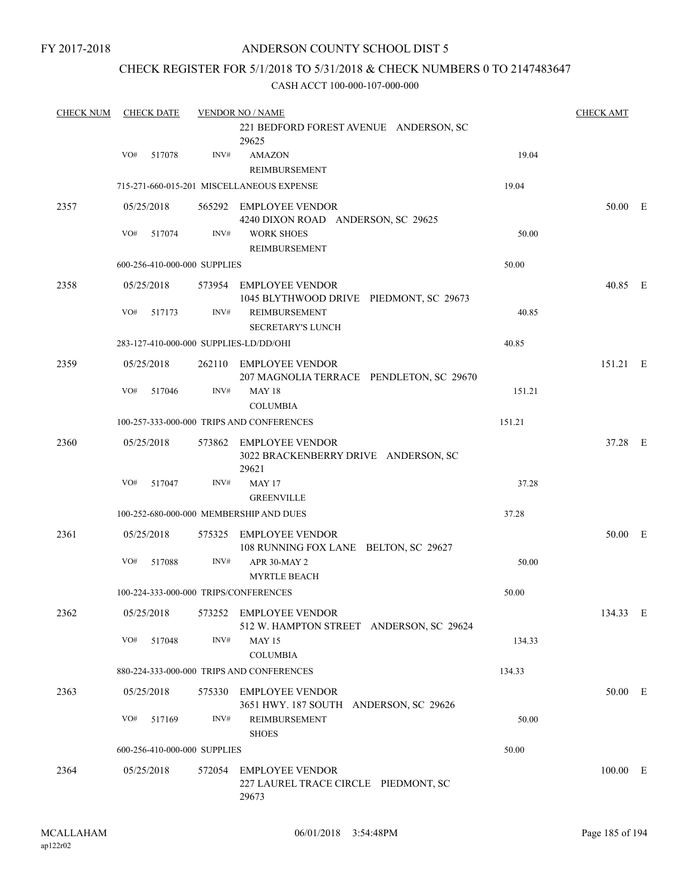FY 2017-2018

# ANDERSON COUNTY SCHOOL DIST 5

## CHECK REGISTER FOR 5/1/2018 TO 5/31/2018 & CHECK NUMBERS 0 TO 2147483647

### CASH ACCT 100-000-107-000-000

| CHECK NUM | CHECK DATE | VENDOR NO / NAME | | CHECK AMT | |
|---|---|---|---|---|---|
| | | 221 BEDFORD FOREST AVENUE ANDERSON, SC 29625 | | | |
| | VO# 517078 | INV# AMAZON REIMBURSEMENT | 19.04 | | |
| | | 715-271-660-015-201 MISCELLANEOUS EXPENSE | 19.04 | | |
| 2357 | 05/25/2018 | 565292 EMPLOYEE VENDOR 4240 DIXON ROAD ANDERSON, SC 29625 | | 50.00 | E |
| | VO# 517074 | INV# WORK SHOES REIMBURSEMENT | 50.00 | | |
| | | 600-256-410-000-000 SUPPLIES | 50.00 | | |
| 2358 | 05/25/2018 | 573954 EMPLOYEE VENDOR 1045 BLYTHWOOD DRIVE PIEDMONT, SC 29673 | | 40.85 | E |
| | VO# 517173 | INV# REIMBURSEMENT SECRETARY'S LUNCH | 40.85 | | |
| | | 283-127-410-000-000 SUPPLIES-LD/DD/OHI | 40.85 | | |
| 2359 | 05/25/2018 | 262110 EMPLOYEE VENDOR 207 MAGNOLIA TERRACE PENDLETON, SC 29670 | | 151.21 | E |
| | VO# 517046 | INV# MAY 18 COLUMBIA | 151.21 | | |
| | | 100-257-333-000-000 TRIPS AND CONFERENCES | 151.21 | | |
| 2360 | 05/25/2018 | 573862 EMPLOYEE VENDOR 3022 BRACKENBERRY DRIVE ANDERSON, SC 29621 | | 37.28 | E |
| | VO# 517047 | INV# MAY 17 GREENVILLE | 37.28 | | |
| | | 100-252-680-000-000 MEMBERSHIP AND DUES | 37.28 | | |
| 2361 | 05/25/2018 | 575325 EMPLOYEE VENDOR 108 RUNNING FOX LANE BELTON, SC 29627 | | 50.00 | E |
| | VO# 517088 | INV# APR 30-MAY 2 MYRTLE BEACH | 50.00 | | |
| | | 100-224-333-000-000 TRIPS/CONFERENCES | 50.00 | | |
| 2362 | 05/25/2018 | 573252 EMPLOYEE VENDOR 512 W. HAMPTON STREET ANDERSON, SC 29624 | | 134.33 | E |
| | VO# 517048 | INV# MAY 15 COLUMBIA | 134.33 | | |
| | | 880-224-333-000-000 TRIPS AND CONFERENCES | 134.33 | | |
| 2363 | 05/25/2018 | 575330 EMPLOYEE VENDOR 3651 HWY. 187 SOUTH ANDERSON, SC 29626 | | 50.00 | E |
| | VO# 517169 | INV# REIMBURSEMENT SHOES | 50.00 | | |
| | | 600-256-410-000-000 SUPPLIES | 50.00 | | |
| 2364 | 05/25/2018 | 572054 EMPLOYEE VENDOR 227 LAUREL TRACE CIRCLE PIEDMONT, SC 29673 | | 100.00 | E |

MCALLAHAM
ap122r02

06/01/2018 3:54:48PM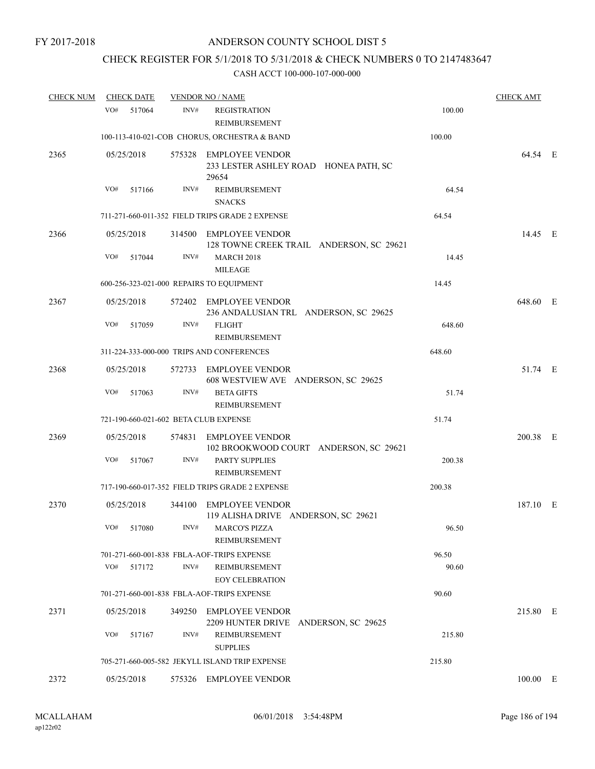FY 2017-2018

# ANDERSON COUNTY SCHOOL DIST 5

## CHECK REGISTER FOR 5/1/2018 TO 5/31/2018 & CHECK NUMBERS 0 TO 2147483647

### CASH ACCT 100-000-107-000-000

| CHECK NUM | CHECK DATE | VENDOR NO / NAME | | CHECK AMT | |
|---|---|---|---|---|---|
| | VO# 517064 | INV# REGISTRATION REIMBURSEMENT | 100.00 | | |
| | 100-113-410-021-COB CHORUS, ORCHESTRA & BAND | | 100.00 | | |
| 2365 | 05/25/2018 | 575328 EMPLOYEE VENDOR 233 LESTER ASHLEY ROAD HONEA PATH, SC 29654 | | 64.54 | E |
| | VO# 517166 | INV# REIMBURSEMENT SNACKS | 64.54 | | |
| | 711-271-660-011-352 FIELD TRIPS GRADE 2 EXPENSE | | 64.54 | | |
| 2366 | 05/25/2018 | 314500 EMPLOYEE VENDOR 128 TOWNE CREEK TRAIL ANDERSON, SC 29621 | | 14.45 | E |
| | VO# 517044 | INV# MARCH 2018 MILEAGE | 14.45 | | |
| | 600-256-323-021-000 REPAIRS TO EQUIPMENT | | 14.45 | | |
| 2367 | 05/25/2018 | 572402 EMPLOYEE VENDOR 236 ANDALUSIAN TRL ANDERSON, SC 29625 | | 648.60 | E |
| | VO# 517059 | INV# FLIGHT REIMBURSEMENT | 648.60 | | |
| | 311-224-333-000-000 TRIPS AND CONFERENCES | | 648.60 | | |
| 2368 | 05/25/2018 | 572733 EMPLOYEE VENDOR 608 WESTVIEW AVE ANDERSON, SC 29625 | | 51.74 | E |
| | VO# 517063 | INV# BETA GIFTS REIMBURSEMENT | 51.74 | | |
| | 721-190-660-021-602 BETA CLUB EXPENSE | | 51.74 | | |
| 2369 | 05/25/2018 | 574831 EMPLOYEE VENDOR 102 BROOKWOOD COURT ANDERSON, SC 29621 | | 200.38 | E |
| | VO# 517067 | INV# PARTY SUPPLIES REIMBURSEMENT | 200.38 | | |
| | 717-190-660-017-352 FIELD TRIPS GRADE 2 EXPENSE | | 200.38 | | |
| 2370 | 05/25/2018 | 344100 EMPLOYEE VENDOR 119 ALISHA DRIVE ANDERSON, SC 29621 | | 187.10 | E |
| | VO# 517080 | INV# MARCO'S PIZZA REIMBURSEMENT | 96.50 | | |
| | 701-271-660-001-838 FBLA-AOF-TRIPS EXPENSE | | 96.50 | | |
| | VO# 517172 | INV# REIMBURSEMENT EOY CELEBRATION | 90.60 | | |
| | 701-271-660-001-838 FBLA-AOF-TRIPS EXPENSE | | 90.60 | | |
| 2371 | 05/25/2018 | 349250 EMPLOYEE VENDOR 2209 HUNTER DRIVE ANDERSON, SC 29625 | | 215.80 | E |
| | VO# 517167 | INV# REIMBURSEMENT SUPPLIES | 215.80 | | |
| | 705-271-660-005-582 JEKYLL ISLAND TRIP EXPENSE | | 215.80 | | |
| 2372 | 05/25/2018 | 575326 EMPLOYEE VENDOR | | 100.00 | E |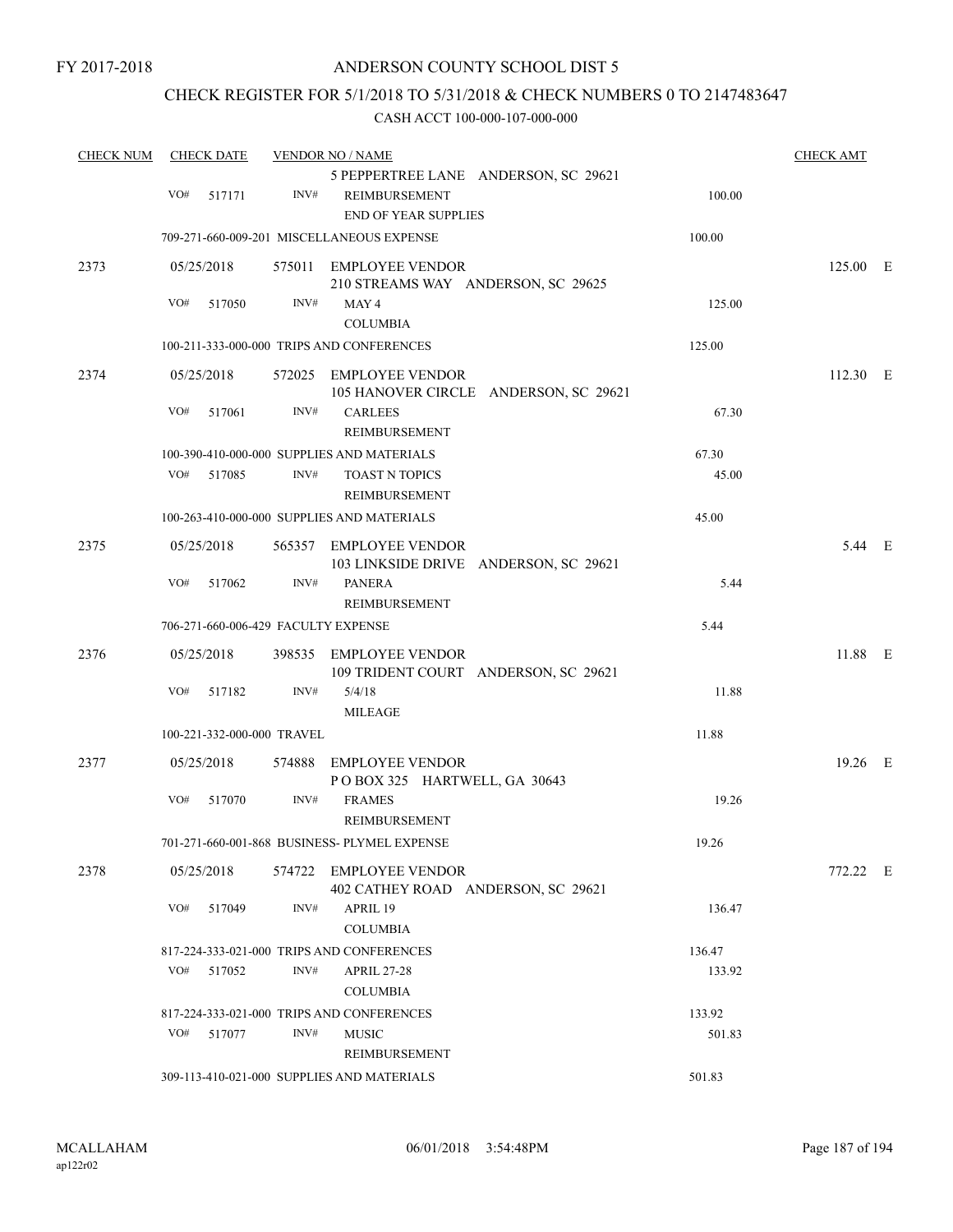FY 2017-2018

# ANDERSON COUNTY SCHOOL DIST 5

## CHECK REGISTER FOR 5/1/2018 TO 5/31/2018 & CHECK NUMBERS 0 TO 2147483647

### CASH ACCT 100-000-107-000-000

| CHECK NUM | CHECK DATE | VENDOR NO / NAME | | CHECK AMT |
|---|---|---|---|---|
| | | 5 PEPPERTREE LANE ANDERSON, SC 29621 | | |
| | VO# 517171 | INV# REIMBURSEMENT<br>END OF YEAR SUPPLIES | 100.00 | |
| | 709-271-660-009-201 MISCELLANEOUS EXPENSE | | 100.00 | |
| 2373 | 05/25/2018 | 575011 EMPLOYEE VENDOR<br>210 STREAMS WAY ANDERSON, SC 29625 | | 125.00 E |
| | VO# 517050 | INV# MAY 4<br>COLUMBIA | 125.00 | |
| | 100-211-333-000-000 TRIPS AND CONFERENCES | | 125.00 | |
| 2374 | 05/25/2018 | 572025 EMPLOYEE VENDOR<br>105 HANOVER CIRCLE ANDERSON, SC 29621 | | 112.30 E |
| | VO# 517061 | INV# CARLEES<br>REIMBURSEMENT | 67.30 | |
| | 100-390-410-000-000 SUPPLIES AND MATERIALS | | 67.30 | |
| | VO# 517085 | INV# TOAST N TOPICS<br>REIMBURSEMENT | 45.00 | |
| | 100-263-410-000-000 SUPPLIES AND MATERIALS | | 45.00 | |
| 2375 | 05/25/2018 | 565357 EMPLOYEE VENDOR<br>103 LINKSIDE DRIVE ANDERSON, SC 29621 | | 5.44 E |
| | VO# 517062 | INV# PANERA<br>REIMBURSEMENT | 5.44 | |
| | 706-271-660-006-429 FACULTY EXPENSE | | 5.44 | |
| 2376 | 05/25/2018 | 398535 EMPLOYEE VENDOR<br>109 TRIDENT COURT ANDERSON, SC 29621 | | 11.88 E |
| | VO# 517182 | INV# 5/4/18<br>MILEAGE | 11.88 | |
| | 100-221-332-000-000 TRAVEL | | 11.88 | |
| 2377 | 05/25/2018 | 574888 EMPLOYEE VENDOR<br>P O BOX 325 HARTWELL, GA 30643 | | 19.26 E |
| | VO# 517070 | INV# FRAMES<br>REIMBURSEMENT | 19.26 | |
| | 701-271-660-001-868 BUSINESS- PLYMEL EXPENSE | | 19.26 | |
| 2378 | 05/25/2018 | 574722 EMPLOYEE VENDOR<br>402 CATHEY ROAD ANDERSON, SC 29621 | | 772.22 E |
| | VO# 517049 | INV# APRIL 19<br>COLUMBIA | 136.47 | |
| | 817-224-333-021-000 TRIPS AND CONFERENCES | | 136.47 | |
| | VO# 517052 | INV# APRIL 27-28<br>COLUMBIA | 133.92 | |
| | 817-224-333-021-000 TRIPS AND CONFERENCES | | 133.92 | |
| | VO# 517077 | INV# MUSIC<br>REIMBURSEMENT | 501.83 | |
| | 309-113-410-021-000 SUPPLIES AND MATERIALS | | 501.83 | |

MCALLAHAM
ap122r02

06/01/2018 3:54:48PM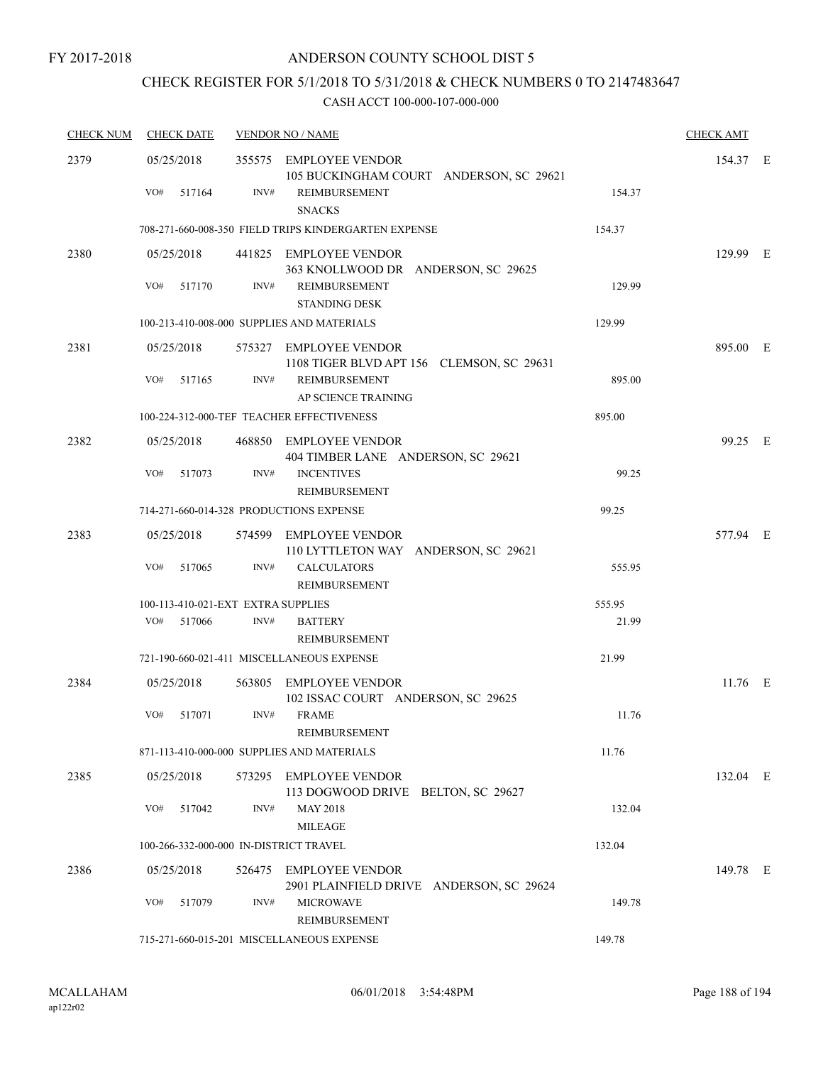FY 2017-2018

# ANDERSON COUNTY SCHOOL DIST 5

## CHECK REGISTER FOR 5/1/2018 TO 5/31/2018 & CHECK NUMBERS 0 TO 2147483647

### CASH ACCT 100-000-107-000-000

| CHECK NUM | CHECK DATE | VENDOR NO / NAME | | CHECK AMT |
|---|---|---|---|---|
| 2379 | 05/25/2018 | 355575 EMPLOYEE VENDOR<br>105 BUCKINGHAM COURT ANDERSON, SC 29621 | | 154.37 E |
| | VO# 517164 | INV# REIMBURSEMENT<br>SNACKS | 154.37 | |
| | | 708-271-660-008-350 FIELD TRIPS KINDERGARTEN EXPENSE | 154.37 | |
| 2380 | 05/25/2018 | 441825 EMPLOYEE VENDOR<br>363 KNOLLWOOD DR ANDERSON, SC 29625 | | 129.99 E |
| | VO# 517170 | INV# REIMBURSEMENT<br>STANDING DESK | 129.99 | |
| | | 100-213-410-008-000 SUPPLIES AND MATERIALS | 129.99 | |
| 2381 | 05/25/2018 | 575327 EMPLOYEE VENDOR<br>1108 TIGER BLVD APT 156 CLEMSON, SC 29631 | | 895.00 E |
| | VO# 517165 | INV# REIMBURSEMENT<br>AP SCIENCE TRAINING | 895.00 | |
| | | 100-224-312-000-TEF TEACHER EFFECTIVENESS | 895.00 | |
| 2382 | 05/25/2018 | 468850 EMPLOYEE VENDOR<br>404 TIMBER LANE ANDERSON, SC 29621 | | 99.25 E |
| | VO# 517073 | INV# INCENTIVES<br>REIMBURSEMENT | 99.25 | |
| | | 714-271-660-014-328 PRODUCTIONS EXPENSE | 99.25 | |
| 2383 | 05/25/2018 | 574599 EMPLOYEE VENDOR<br>110 LYTTLETON WAY ANDERSON, SC 29621 | | 577.94 E |
| | VO# 517065 | INV# CALCULATORS<br>REIMBURSEMENT | 555.95 | |
| | | 100-113-410-021-EXT EXTRA SUPPLIES | 555.95 | |
| | VO# 517066 | INV# BATTERY<br>REIMBURSEMENT | 21.99 | |
| | | 721-190-660-021-411 MISCELLANEOUS EXPENSE | 21.99 | |
| 2384 | 05/25/2018 | 563805 EMPLOYEE VENDOR<br>102 ISSAC COURT ANDERSON, SC 29625 | | 11.76 E |
| | VO# 517071 | INV# FRAME<br>REIMBURSEMENT | 11.76 | |
| | | 871-113-410-000-000 SUPPLIES AND MATERIALS | 11.76 | |
| 2385 | 05/25/2018 | 573295 EMPLOYEE VENDOR<br>113 DOGWOOD DRIVE BELTON, SC 29627 | | 132.04 E |
| | VO# 517042 | INV# MAY 2018<br>MILEAGE | 132.04 | |
| | | 100-266-332-000-000 IN-DISTRICT TRAVEL | 132.04 | |
| 2386 | 05/25/2018 | 526475 EMPLOYEE VENDOR<br>2901 PLAINFIELD DRIVE ANDERSON, SC 29624 | | 149.78 E |
| | VO# 517079 | INV# MICROWAVE<br>REIMBURSEMENT | 149.78 | |
| | | 715-271-660-015-201 MISCELLANEOUS EXPENSE | 149.78 | |

MCALLAHAM
ap122r02

06/01/2018 3:54:48PM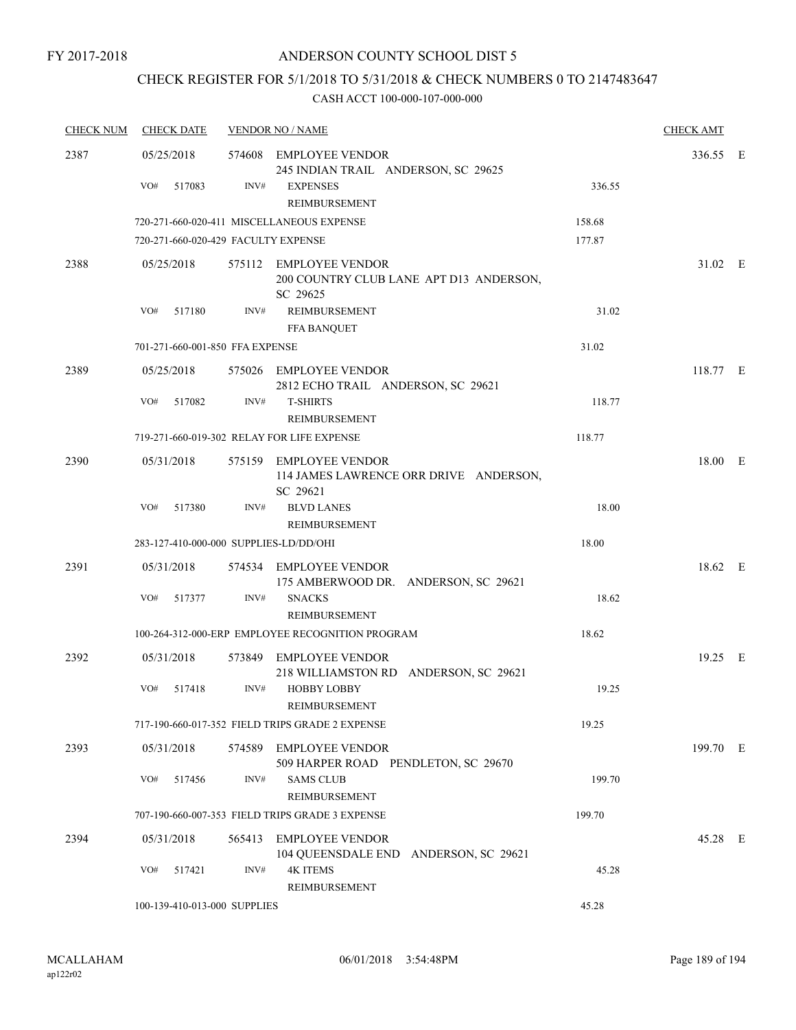FY 2017-2018

# ANDERSON COUNTY SCHOOL DIST 5

## CHECK REGISTER FOR 5/1/2018 TO 5/31/2018 & CHECK NUMBERS 0 TO 2147483647

### CASH ACCT 100-000-107-000-000

| CHECK NUM | CHECK DATE | VENDOR NO / NAME | | CHECK AMT |
|---|---|---|---|---|
| 2387 | 05/25/2018 | 574608 EMPLOYEE VENDOR<br>245 INDIAN TRAIL ANDERSON, SC 29625 | | 336.55 E |
| | VO# 517083 | INV# EXPENSES<br>REIMBURSEMENT | 336.55 | |
| | 720-271-660-020-411 MISCELLANEOUS EXPENSE | | 158.68 | |
| | 720-271-660-020-429 FACULTY EXPENSE | | 177.87 | |
| 2388 | 05/25/2018 | 575112 EMPLOYEE VENDOR<br>200 COUNTRY CLUB LANE APT D13 ANDERSON, SC 29625 | | 31.02 E |
| | VO# 517180 | INV# REIMBURSEMENT<br>FFA BANQUET | 31.02 | |
| | 701-271-660-001-850 FFA EXPENSE | | 31.02 | |
| 2389 | 05/25/2018 | 575026 EMPLOYEE VENDOR<br>2812 ECHO TRAIL ANDERSON, SC 29621 | | 118.77 E |
| | VO# 517082 | INV# T-SHIRTS<br>REIMBURSEMENT | 118.77 | |
| | 719-271-660-019-302 RELAY FOR LIFE EXPENSE | | 118.77 | |
| 2390 | 05/31/2018 | 575159 EMPLOYEE VENDOR<br>114 JAMES LAWRENCE ORR DRIVE ANDERSON, SC 29621 | | 18.00 E |
| | VO# 517380 | INV# BLVD LANES<br>REIMBURSEMENT | 18.00 | |
| | 283-127-410-000-000 SUPPLIES-LD/DD/OHI | | 18.00 | |
| 2391 | 05/31/2018 | 574534 EMPLOYEE VENDOR<br>175 AMBERWOOD DR. ANDERSON, SC 29621 | | 18.62 E |
| | VO# 517377 | INV# SNACKS<br>REIMBURSEMENT | 18.62 | |
| | 100-264-312-000-ERP EMPLOYEE RECOGNITION PROGRAM | | 18.62 | |
| 2392 | 05/31/2018 | 573849 EMPLOYEE VENDOR<br>218 WILLIAMSTON RD ANDERSON, SC 29621 | | 19.25 E |
| | VO# 517418 | INV# HOBBY LOBBY<br>REIMBURSEMENT | 19.25 | |
| | 717-190-660-017-352 FIELD TRIPS GRADE 2 EXPENSE | | 19.25 | |
| 2393 | 05/31/2018 | 574589 EMPLOYEE VENDOR<br>509 HARPER ROAD PENDLETON, SC 29670 | | 199.70 E |
| | VO# 517456 | INV# SAMS CLUB<br>REIMBURSEMENT | 199.70 | |
| | 707-190-660-007-353 FIELD TRIPS GRADE 3 EXPENSE | | 199.70 | |
| 2394 | 05/31/2018 | 565413 EMPLOYEE VENDOR<br>104 QUEENSDALE END ANDERSON, SC 29621 | | 45.28 E |
| | VO# 517421 | INV# 4K ITEMS<br>REIMBURSEMENT | 45.28 | |
| | 100-139-410-013-000 SUPPLIES | | 45.28 | |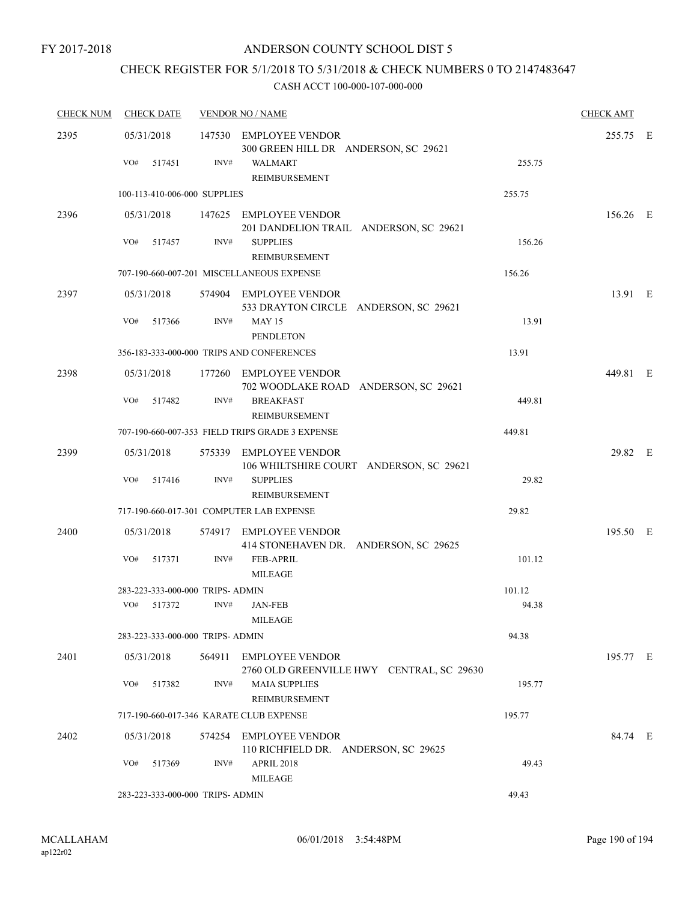FY 2017-2018

ANDERSON COUNTY SCHOOL DIST 5

CHECK REGISTER FOR 5/1/2018 TO 5/31/2018 & CHECK NUMBERS 0 TO 2147483647

CASH ACCT 100-000-107-000-000

| CHECK NUM | CHECK DATE | VENDOR NO / NAME | | CHECK AMT |
|---|---|---|---|---|
| 2395 | 05/31/2018 | 147530 EMPLOYEE VENDOR<br>300 GREEN HILL DR ANDERSON, SC 29621 | | 255.75 E |
| | VO# 517451 | INV# WALMART<br>REIMBURSEMENT | 255.75 | |
| | 100-113-410-006-000 SUPPLIES | | 255.75 | |
| 2396 | 05/31/2018 | 147625 EMPLOYEE VENDOR<br>201 DANDELION TRAIL ANDERSON, SC 29621 | | 156.26 E |
| | VO# 517457 | INV# SUPPLIES<br>REIMBURSEMENT | 156.26 | |
| | 707-190-660-007-201 MISCELLANEOUS EXPENSE | | 156.26 | |
| 2397 | 05/31/2018 | 574904 EMPLOYEE VENDOR<br>533 DRAYTON CIRCLE ANDERSON, SC 29621 | | 13.91 E |
| | VO# 517366 | INV# MAY 15<br>PENDLETON | 13.91 | |
| | 356-183-333-000-000 TRIPS AND CONFERENCES | | 13.91 | |
| 2398 | 05/31/2018 | 177260 EMPLOYEE VENDOR<br>702 WOODLAKE ROAD ANDERSON, SC 29621 | | 449.81 E |
| | VO# 517482 | INV# BREAKFAST<br>REIMBURSEMENT | 449.81 | |
| | 707-190-660-007-353 FIELD TRIPS GRADE 3 EXPENSE | | 449.81 | |
| 2399 | 05/31/2018 | 575339 EMPLOYEE VENDOR<br>106 WHILTSHIRE COURT ANDERSON, SC 29621 | | 29.82 E |
| | VO# 517416 | INV# SUPPLIES<br>REIMBURSEMENT | 29.82 | |
| | 717-190-660-017-301 COMPUTER LAB EXPENSE | | 29.82 | |
| 2400 | 05/31/2018 | 574917 EMPLOYEE VENDOR<br>414 STONEHAVEN DR. ANDERSON, SC 29625 | | 195.50 E |
| | VO# 517371 | INV# FEB-APRIL<br>MILEAGE | 101.12 | |
| | 283-223-333-000-000 TRIPS- ADMIN | | 101.12 | |
| | VO# 517372 | INV# JAN-FEB<br>MILEAGE | 94.38 | |
| | 283-223-333-000-000 TRIPS- ADMIN | | 94.38 | |
| 2401 | 05/31/2018 | 564911 EMPLOYEE VENDOR<br>2760 OLD GREENVILLE HWY CENTRAL, SC 29630 | | 195.77 E |
| | VO# 517382 | INV# MAIA SUPPLIES<br>REIMBURSEMENT | 195.77 | |
| | 717-190-660-017-346 KARATE CLUB EXPENSE | | 195.77 | |
| 2402 | 05/31/2018 | 574254 EMPLOYEE VENDOR<br>110 RICHFIELD DR. ANDERSON, SC 29625 | | 84.74 E |
| | VO# 517369 | INV# APRIL 2018<br>MILEAGE | 49.43 | |
| | 283-223-333-000-000 TRIPS- ADMIN | | 49.43 | |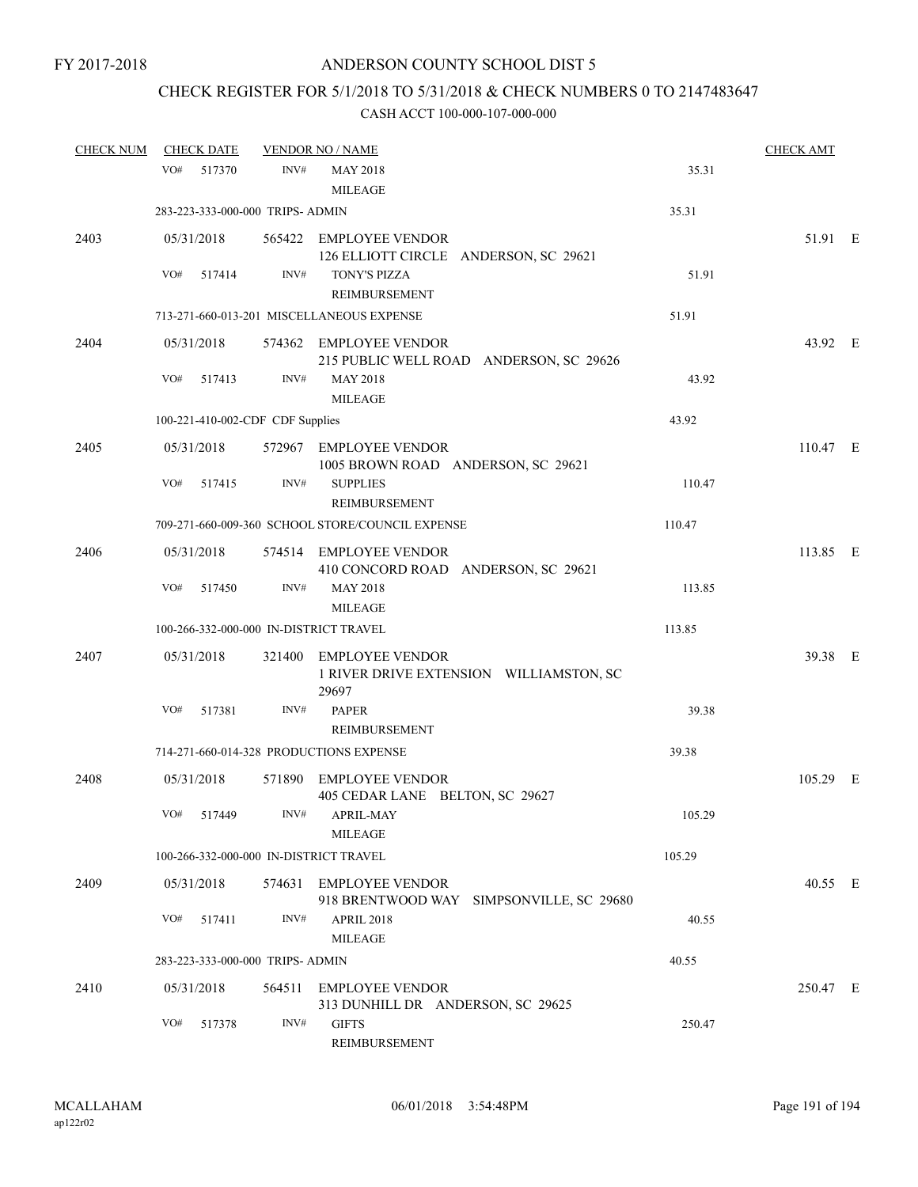FY 2017-2018

# ANDERSON COUNTY SCHOOL DIST 5

## CHECK REGISTER FOR 5/1/2018 TO 5/31/2018 & CHECK NUMBERS 0 TO 2147483647

### CASH ACCT 100-000-107-000-000

| CHECK NUM | CHECK DATE | VENDOR NO / NAME | | CHECK AMT |
|---|---|---|---|---|
| | VO# 517370 | INV# MAY 2018 MILEAGE | 35.31 | |
| | 283-223-333-000-000 TRIPS- ADMIN | | 35.31 | |
| 2403 | 05/31/2018 | 565422 EMPLOYEE VENDOR 126 ELLIOTT CIRCLE ANDERSON, SC 29621 | | 51.91 E |
| | VO# 517414 | INV# TONY'S PIZZA REIMBURSEMENT | 51.91 | |
| | 713-271-660-013-201 MISCELLANEOUS EXPENSE | | 51.91 | |
| 2404 | 05/31/2018 | 574362 EMPLOYEE VENDOR 215 PUBLIC WELL ROAD ANDERSON, SC 29626 | | 43.92 E |
| | VO# 517413 | INV# MAY 2018 MILEAGE | 43.92 | |
| | 100-221-410-002-CDF CDF Supplies | | 43.92 | |
| 2405 | 05/31/2018 | 572967 EMPLOYEE VENDOR 1005 BROWN ROAD ANDERSON, SC 29621 | | 110.47 E |
| | VO# 517415 | INV# SUPPLIES REIMBURSEMENT | 110.47 | |
| | 709-271-660-009-360 SCHOOL STORE/COUNCIL EXPENSE | | 110.47 | |
| 2406 | 05/31/2018 | 574514 EMPLOYEE VENDOR 410 CONCORD ROAD ANDERSON, SC 29621 | | 113.85 E |
| | VO# 517450 | INV# MAY 2018 MILEAGE | 113.85 | |
| | 100-266-332-000-000 IN-DISTRICT TRAVEL | | 113.85 | |
| 2407 | 05/31/2018 | 321400 EMPLOYEE VENDOR 1 RIVER DRIVE EXTENSION WILLIAMSTON, SC 29697 | | 39.38 E |
| | VO# 517381 | INV# PAPER REIMBURSEMENT | 39.38 | |
| | 714-271-660-014-328 PRODUCTIONS EXPENSE | | 39.38 | |
| 2408 | 05/31/2018 | 571890 EMPLOYEE VENDOR 405 CEDAR LANE BELTON, SC 29627 | | 105.29 E |
| | VO# 517449 | INV# APRIL-MAY MILEAGE | 105.29 | |
| | 100-266-332-000-000 IN-DISTRICT TRAVEL | | 105.29 | |
| 2409 | 05/31/2018 | 574631 EMPLOYEE VENDOR 918 BRENTWOOD WAY SIMPSONVILLE, SC 29680 | | 40.55 E |
| | VO# 517411 | INV# APRIL 2018 MILEAGE | 40.55 | |
| | 283-223-333-000-000 TRIPS- ADMIN | | 40.55 | |
| 2410 | 05/31/2018 | 564511 EMPLOYEE VENDOR 313 DUNHILL DR ANDERSON, SC 29625 | | 250.47 E |
| | VO# 517378 | INV# GIFTS REIMBURSEMENT | 250.47 | |

MCALLAHAM ap122r02 06/01/2018 3:54:48PM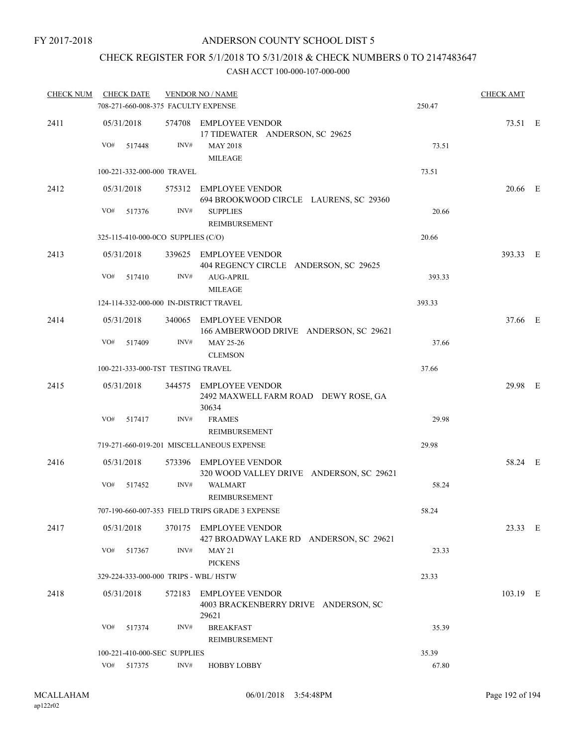FY 2017-2018

# ANDERSON COUNTY SCHOOL DIST 5

## CHECK REGISTER FOR 5/1/2018 TO 5/31/2018 & CHECK NUMBERS 0 TO 2147483647

### CASH ACCT 100-000-107-000-000

| CHECK NUM | CHECK DATE | VENDOR NO / NAME | | CHECK AMT | |
|---|---|---|---|---|---|
| | 708-271-660-008-375 FACULTY EXPENSE | | 250.47 | | |
| 2411 | 05/31/2018 | 574708 EMPLOYEE VENDOR<br>17 TIDEWATER ANDERSON, SC 29625 | | 73.51 | E |
| | VO# 517448 | INV# MAY 2018<br>MILEAGE | 73.51 | | |
| | 100-221-332-000-000 TRAVEL | | 73.51 | | |
| 2412 | 05/31/2018 | 575312 EMPLOYEE VENDOR<br>694 BROOKWOOD CIRCLE LAURENS, SC 29360 | | 20.66 | E |
| | VO# 517376 | INV# SUPPLIES<br>REIMBURSEMENT | 20.66 | | |
| | 325-115-410-000-0CO SUPPLIES (C/O) | | 20.66 | | |
| 2413 | 05/31/2018 | 339625 EMPLOYEE VENDOR<br>404 REGENCY CIRCLE ANDERSON, SC 29625 | | 393.33 | E |
| | VO# 517410 | INV# AUG-APRIL<br>MILEAGE | 393.33 | | |
| | 124-114-332-000-000 IN-DISTRICT TRAVEL | | 393.33 | | |
| 2414 | 05/31/2018 | 340065 EMPLOYEE VENDOR<br>166 AMBERWOOD DRIVE ANDERSON, SC 29621 | | 37.66 | E |
| | VO# 517409 | INV# MAY 25-26<br>CLEMSON | 37.66 | | |
| | 100-221-333-000-TST TESTING TRAVEL | | 37.66 | | |
| 2415 | 05/31/2018 | 344575 EMPLOYEE VENDOR<br>2492 MAXWELL FARM ROAD DEWY ROSE, GA 30634 | | 29.98 | E |
| | VO# 517417 | INV# FRAMES<br>REIMBURSEMENT | 29.98 | | |
| | 719-271-660-019-201 MISCELLANEOUS EXPENSE | | 29.98 | | |
| 2416 | 05/31/2018 | 573396 EMPLOYEE VENDOR<br>320 WOOD VALLEY DRIVE ANDERSON, SC 29621 | | 58.24 | E |
| | VO# 517452 | INV# WALMART<br>REIMBURSEMENT | 58.24 | | |
| | 707-190-660-007-353 FIELD TRIPS GRADE 3 EXPENSE | | 58.24 | | |
| 2417 | 05/31/2018 | 370175 EMPLOYEE VENDOR<br>427 BROADWAY LAKE RD ANDERSON, SC 29621 | | 23.33 | E |
| | VO# 517367 | INV# MAY 21<br>PICKENS | 23.33 | | |
| | 329-224-333-000-000 TRIPS - WBL/ HSTW | | 23.33 | | |
| 2418 | 05/31/2018 | 572183 EMPLOYEE VENDOR<br>4003 BRACKENBERRY DRIVE ANDERSON, SC 29621 | | 103.19 | E |
| | VO# 517374 | INV# BREAKFAST<br>REIMBURSEMENT | 35.39 | | |
| | 100-221-410-000-SEC SUPPLIES | | 35.39 | | |
| | VO# 517375 | INV# HOBBY LOBBY | 67.80 | | |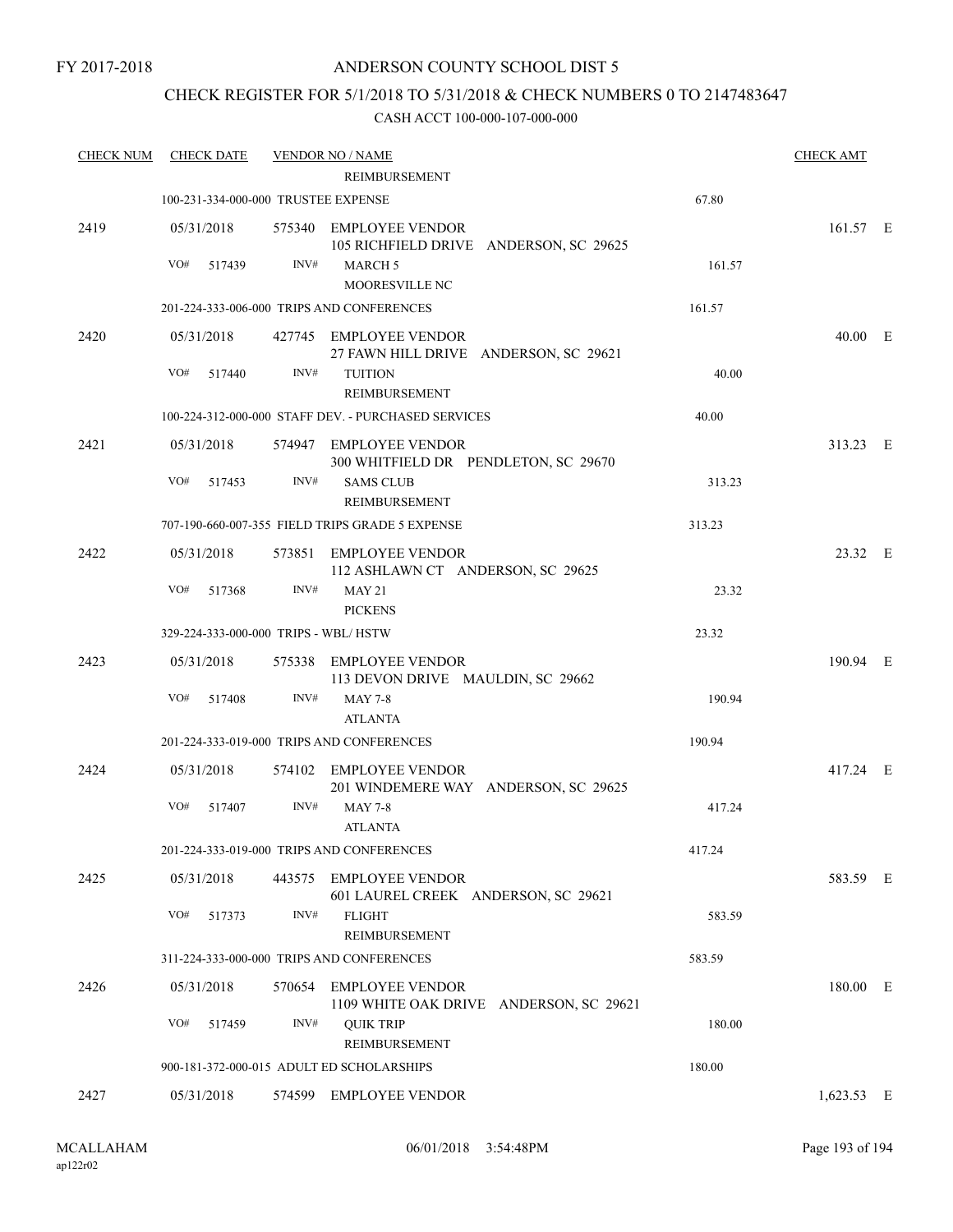FY 2017-2018

# ANDERSON COUNTY SCHOOL DIST 5

## CHECK REGISTER FOR 5/1/2018 TO 5/31/2018 & CHECK NUMBERS 0 TO 2147483647

### CASH ACCT 100-000-107-000-000

| CHECK NUM | CHECK DATE | VENDOR NO / NAME | | CHECK AMT | |
|---|---|---|---|---|---|
| | | REIMBURSEMENT | | | |
| | 100-231-334-000-000 TRUSTEE EXPENSE | | 67.80 | | |
| 2419 | 05/31/2018 | 575340 EMPLOYEE VENDOR 105 RICHFIELD DRIVE ANDERSON, SC 29625 | | 161.57 | E |
| | VO# 517439 | INV# MARCH 5 MOORESVILLE NC | 161.57 | | |
| | 201-224-333-006-000 TRIPS AND CONFERENCES | | 161.57 | | |
| 2420 | 05/31/2018 | 427745 EMPLOYEE VENDOR 27 FAWN HILL DRIVE ANDERSON, SC 29621 | | 40.00 | E |
| | VO# 517440 | INV# TUITION REIMBURSEMENT | 40.00 | | |
| | 100-224-312-000-000 STAFF DEV. - PURCHASED SERVICES | | 40.00 | | |
| 2421 | 05/31/2018 | 574947 EMPLOYEE VENDOR 300 WHITFIELD DR PENDLETON, SC 29670 | | 313.23 | E |
| | VO# 517453 | INV# SAMS CLUB REIMBURSEMENT | 313.23 | | |
| | 707-190-660-007-355 FIELD TRIPS GRADE 5 EXPENSE | | 313.23 | | |
| 2422 | 05/31/2018 | 573851 EMPLOYEE VENDOR 112 ASHLAWN CT ANDERSON, SC 29625 | | 23.32 | E |
| | VO# 517368 | INV# MAY 21 PICKENS | 23.32 | | |
| | 329-224-333-000-000 TRIPS - WBL/ HSTW | | 23.32 | | |
| 2423 | 05/31/2018 | 575338 EMPLOYEE VENDOR 113 DEVON DRIVE MAULDIN, SC 29662 | | 190.94 | E |
| | VO# 517408 | INV# MAY 7-8 ATLANTA | 190.94 | | |
| | 201-224-333-019-000 TRIPS AND CONFERENCES | | 190.94 | | |
| 2424 | 05/31/2018 | 574102 EMPLOYEE VENDOR 201 WINDEMERE WAY ANDERSON, SC 29625 | | 417.24 | E |
| | VO# 517407 | INV# MAY 7-8 ATLANTA | 417.24 | | |
| | 201-224-333-019-000 TRIPS AND CONFERENCES | | 417.24 | | |
| 2425 | 05/31/2018 | 443575 EMPLOYEE VENDOR 601 LAUREL CREEK ANDERSON, SC 29621 | | 583.59 | E |
| | VO# 517373 | INV# FLIGHT REIMBURSEMENT | 583.59 | | |
| | 311-224-333-000-000 TRIPS AND CONFERENCES | | 583.59 | | |
| 2426 | 05/31/2018 | 570654 EMPLOYEE VENDOR 1109 WHITE OAK DRIVE ANDERSON, SC 29621 | | 180.00 | E |
| | VO# 517459 | INV# QUIK TRIP REIMBURSEMENT | 180.00 | | |
| | 900-181-372-000-015 ADULT ED SCHOLARSHIPS | | 180.00 | | |
| 2427 | 05/31/2018 | 574599 EMPLOYEE VENDOR | | 1,623.53 | E |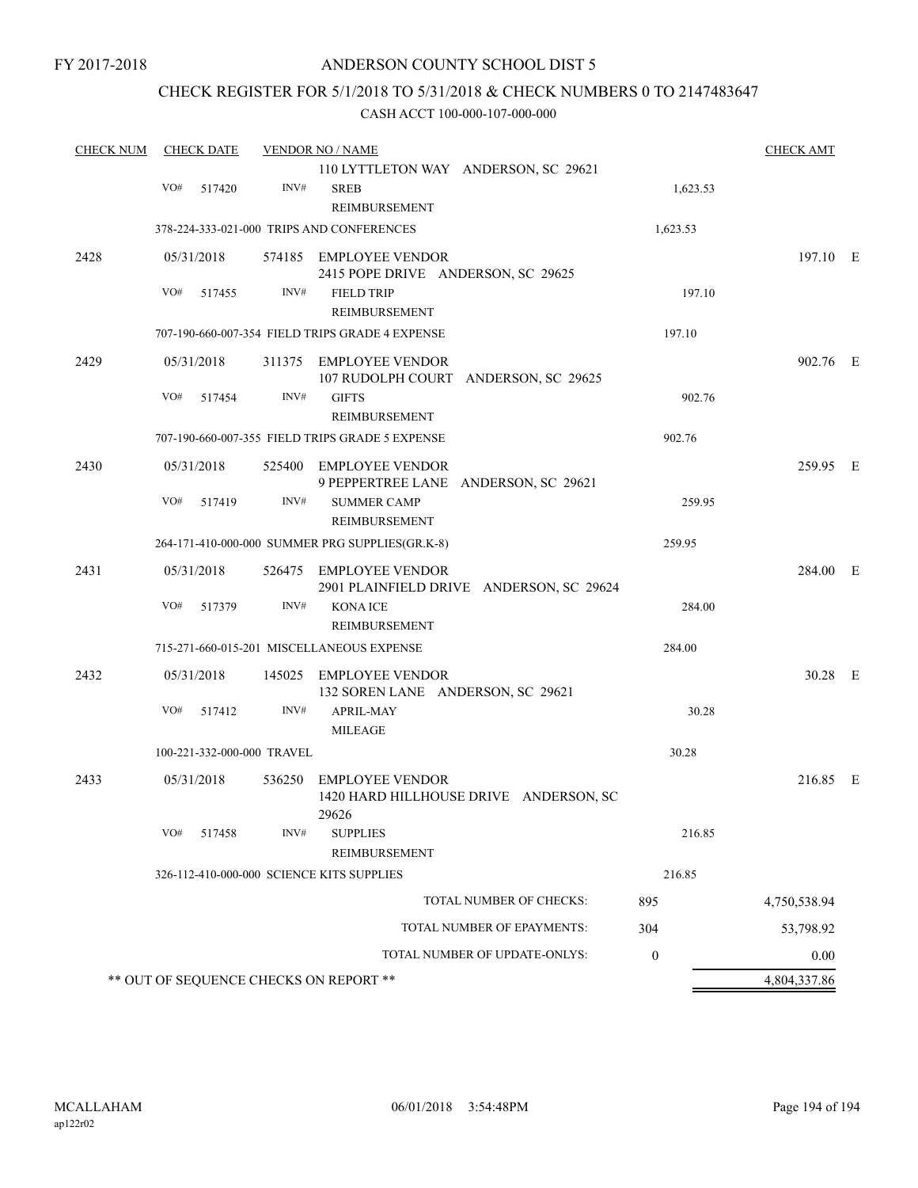FY 2017-2018

# ANDERSON COUNTY SCHOOL DIST 5

## CHECK REGISTER FOR 5/1/2018 TO 5/31/2018 & CHECK NUMBERS 0 TO 2147483647

### CASH ACCT 100-000-107-000-000

| CHECK NUM | CHECK DATE | VENDOR NO / NAME | | CHECK AMT | |
|---|---|---|---|---|---|
| | | 110 LYTTLETON WAY ANDERSON, SC 29621 | | | |
| | VO# 517420 INV# | SREB REIMBURSEMENT | 1,623.53 | | |
| | | 378-224-333-021-000 TRIPS AND CONFERENCES | 1,623.53 | | |
| 2428 | 05/31/2018 | 574185 EMPLOYEE VENDOR 2415 POPE DRIVE ANDERSON, SC 29625 | | 197.10 | E |
| | VO# 517455 INV# | FIELD TRIP REIMBURSEMENT | 197.10 | | |
| | | 707-190-660-007-354 FIELD TRIPS GRADE 4 EXPENSE | 197.10 | | |
| 2429 | 05/31/2018 | 311375 EMPLOYEE VENDOR 107 RUDOLPH COURT ANDERSON, SC 29625 | | 902.76 | E |
| | VO# 517454 INV# | GIFTS REIMBURSEMENT | 902.76 | | |
| | | 707-190-660-007-355 FIELD TRIPS GRADE 5 EXPENSE | 902.76 | | |
| 2430 | 05/31/2018 | 525400 EMPLOYEE VENDOR 9 PEPPERTREE LANE ANDERSON, SC 29621 | | 259.95 | E |
| | VO# 517419 INV# | SUMMER CAMP REIMBURSEMENT | 259.95 | | |
| | | 264-171-410-000-000 SUMMER PRG SUPPLIES(GR.K-8) | 259.95 | | |
| 2431 | 05/31/2018 | 526475 EMPLOYEE VENDOR 2901 PLAINFIELD DRIVE ANDERSON, SC 29624 | | 284.00 | E |
| | VO# 517379 INV# | KONA ICE REIMBURSEMENT | 284.00 | | |
| | | 715-271-660-015-201 MISCELLANEOUS EXPENSE | 284.00 | | |
| 2432 | 05/31/2018 | 145025 EMPLOYEE VENDOR 132 SOREN LANE ANDERSON, SC 29621 | | 30.28 | E |
| | VO# 517412 INV# | APRIL-MAY MILEAGE | 30.28 | | |
| | | 100-221-332-000-000 TRAVEL | 30.28 | | |
| 2433 | 05/31/2018 | 536250 EMPLOYEE VENDOR 1420 HARD HILLHOUSE DRIVE ANDERSON, SC 29626 | | 216.85 | E |
| | VO# 517458 INV# | SUPPLIES REIMBURSEMENT | 216.85 | | |
| | | 326-112-410-000-000 SCIENCE KITS SUPPLIES | 216.85 | | |
| | | TOTAL NUMBER OF CHECKS: | 895 | 4,750,538.94 | |
| | | TOTAL NUMBER OF EPAYMENTS: | 304 | 53,798.92 | |
| | | TOTAL NUMBER OF UPDATE-ONLYS: | 0 | 0.00 | |
| | | ** OUT OF SEQUENCE CHECKS ON REPORT ** | | 4,804,337.86 | |

MCALLAHAM
ap122r02

06/01/2018 3:54:48PM